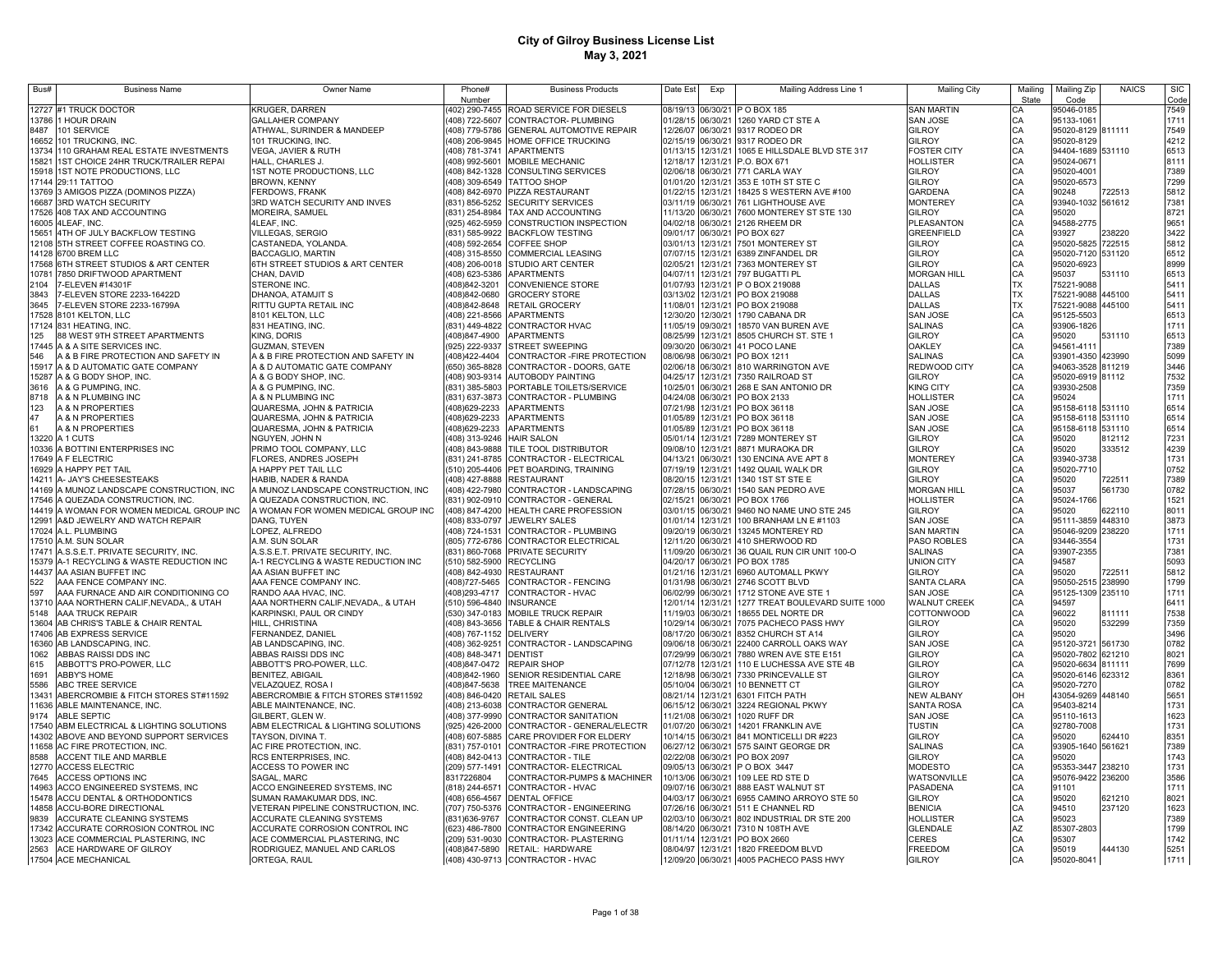# City of Gilroy Business License List

## May 3, 2021

| Bus# | Business Name | Owner Name | Phone# Number | Business Products | Date Est | Exp | Mailing Address Line 1 | Mailing City | Mailing State | Mailing Zip Code | NAICS | SIC Code |
|---|---|---|---|---|---|---|---|---|---|---|---|---|
| 12727 | #1 TRUCK DOCTOR | KRUGER, DARREN | (402) 290-7455 | ROAD SERVICE FOR DIESELS | 08/19/13 | 06/30/21 | P O BOX 185 | SAN MARTIN | CA | 95046-0185 | | 7549 |
| 13786 | 1 HOUR DRAIN | GALLAHER COMPANY | (408) 722-5607 | CONTRACTOR- PLUMBING | 01/28/15 | 06/30/21 | 1260 YARD CT STE A | SAN JOSE | CA | 95133-1061 | | 1711 |
| 8487 | 101 SERVICE | ATHWAL, SURINDER & MANDEEP | (408) 779-5786 | GENERAL AUTOMOTIVE REPAIR | 12/26/07 | 06/30/21 | 9317 RODEO DR | GILROY | CA | 95020-8129 | 811111 | 7549 |
| 16652 | 101 TRUCKING, INC. | 101 TRUCKING, INC. | (408) 206-9845 | HOME OFFICE TRUCKING | 02/15/19 | 06/30/21 | 9317 RODEO DR | GILROY | CA | 95020-8129 | | 4212 |
| 13734 | 110 GRAHAM REAL ESTATE INVESTMENTS | VEGA, JAVIER & RUTH | (408) 781-3741 | APARTMENTS | 01/13/15 | 12/31/21 | 1065 E HILLSDALE BLVD STE 317 | FOSTER CITY | CA | 94404-1689 | 531110 | 6513 |
| 15821 | 1ST CHOICE 24HR TRUCK/TRAILER REPAI | HALL, CHARLES J. | (408) 992-5601 | MOBILE MECHANIC | 12/18/17 | 12/31/21 | P.O. BOX 671 | HOLLISTER | CA | 95024-0671 | | 8111 |
| 15918 | 1ST NOTE PRODUCTIONS, LLC | 1ST NOTE PRODUCTIONS, LLC | (408) 842-1328 | CONSULTING SERVICES | 02/06/18 | 06/30/21 | 771 CARLA WAY | GILROY | CA | 95020-4001 | | 7389 |
| 17144 | 29:11 TATTOO | BROWN, KENNY | (408) 309-6549 | TATTOO SHOP | 01/01/20 | 12/31/21 | 353 E 10TH ST STE C | GILROY | CA | 95020-6573 | | 7299 |
| 13769 | 3 AMIGOS PIZZA (DOMINOS PIZZA) | FERDOWS, FRANK | (408) 842-6970 | PIZZA RESTAURANT | 01/22/15 | 12/31/21 | 18425 S WESTERN AVE #100 | GARDENA | CA | 90248 | 722513 | 5812 |
| 16687 | 3RD WATCH SECURITY | 3RD WATCH SECURITY AND INVES | (831) 856-5252 | SECURITY SERVICES | 03/11/19 | 06/30/21 | 761 LIGHTHOUSE AVE | MONTEREY | CA | 93940-1032 | 561612 | 7381 |
| 17526 | 408 TAX AND ACCOUNTING | MOREIRA, SAMUEL | (831) 254-8984 | TAX AND ACCOUNTING | 11/13/20 | 06/30/21 | 7600 MONTEREY ST STE 130 | GILROY | CA | 95020 | | 8721 |
| 16005 | 4LEAF, INC. | 4LEAF, INC. | (925) 462-5959 | CONSTRUCTION INSPECTION | 04/02/18 | 06/30/21 | 2126 RHEEM DR | PLEASANTON | CA | 94588-2775 | | 9651 |
| 15651 | 4TH OF JULY BACKFLOW TESTING | VILLEGAS, SERGIO | (831) 585-9922 | BACKFLOW TESTING | 09/01/17 | 06/30/21 | PO BOX 627 | GREENFIELD | CA | 93927 | 238220 | 3422 |
| 12108 | 5TH STREET COFFEE ROASTING CO. | CASTANEDA, YOLANDA. | (408) 592-2654 | COFFEE SHOP | 03/01/13 | 12/31/21 | 7501 MONTEREY ST | GILROY | CA | 95020-5825 | 722515 | 5812 |
| 14128 | 6700 BREM LLC | BACCAGLIO, MARTIN | (408) 315-8550 | COMMERCIAL LEASING | 07/07/15 | 12/31/21 | 6389 ZINFANDEL DR | GILROY | CA | 95020-7120 | 531120 | 6512 |
| 17568 | 6TH STREET STUDIOS & ART CENTER | 6TH STREET STUDIOS & ART CENTER | (408) 206-0018 | STUDIO ART CENTER | 02/05/21 | 12/31/21 | 7363 MONTEREY ST | GILROY | CA | 95020-6923 | | 8999 |
| 10781 | 7850 DRIFTWOOD APARTMENT | CHAN, DAVID | (408) 623-5386 | APARTMENTS | 04/07/11 | 12/31/21 | 797 BUGATTI PL | MORGAN HILL | CA | 95037 | 531110 | 6513 |
| 2104 | 7-ELEVEN #14301F | STERONE INC. | (408)842-3201 | CONVENIENCE STORE | 01/07/93 | 12/31/21 | P O BOX 219088 | DALLAS | TX | 75221-9088 | | 5411 |
| 3843 | 7-ELEVEN STORE 2233-16422D | DHANOA, ATAMJIT S | (408)842-0680 | GROCERY STORE | 03/13/02 | 12/31/21 | PO BOX 219088 | DALLAS | TX | 75221-9088 | 445100 | 5411 |
| 3645 | 7-ELEVEN STORE 2233-16799A | RITTU GUPTA RETAIL INC | (408)842-8648 | RETAIL GROCERY | 11/08/01 | 12/31/21 | PO BOX 219088 | DALLAS | TX | 75221-9088 | 445100 | 5411 |
| 17528 | 8101 KELTON, LLC | 8101 KELTON, LLC | (408) 221-8566 | APARTMENTS | 12/30/20 | 12/30/21 | 1790 CABANA DR | SAN JOSE | CA | 95125-5503 | | 6513 |
| 17124 | 831 HEATING, INC. | 831 HEATING, INC. | (831) 449-4822 | CONTRACTOR HVAC | 11/05/19 | 09/30/21 | 18570 VAN BUREN AVE | SALINAS | CA | 93906-1826 | | 1711 |
| 125 | 88 WEST 9TH STREET APARTMENTS | KING, DORIS | (408)847-4900 | APARTMENTS | 08/25/99 | 12/31/21 | 8505 CHURCH ST. STE 1 | GILROY | CA | 95020 | 531110 | 6513 |
| 17445 | A & A SITE SERVICES INC. | GUZMAN, STEVEN | (925) 222-9337 | STREET SWEEPING | 09/30/20 | 06/30/21 | 41 POCO LANE | OAKLEY | CA | 94561-4111 | | 7389 |
| 546 | A & B FIRE PROTECTION AND SAFETY IN | A & B FIRE PROTECTION AND SAFETY IN | (408)422-4404 | CONTRACTOR -FIRE PROTECTION | 08/06/98 | 06/30/21 | PO BOX 1211 | SALINAS | CA | 93901-4350 | 423990 | 5099 |
| 15917 | A & D AUTOMATIC GATE COMPANY | A & D AUTOMATIC GATE COMPANY | (650) 365-8828 | CONTRACTOR - DOORS, GATE | 02/06/18 | 06/30/21 | 810 WARRINGTON AVE | REDWOOD CITY | CA | 94063-3528 | 811219 | 3446 |
| 15287 | A & G BODY SHOP, INC. | A & G BODY SHOP, INC. | (408) 903-9314 | AUTOBODY PAINTING | 04/25/17 | 12/31/21 | 7350 RAILROAD ST | GILROY | CA | 95020-6919 | 81112 | 7532 |
| 3616 | A & G PUMPING, INC. | A & G PUMPING, INC. | (831) 385-5803 | PORTABLE TOILETS/SERVICE | 10/25/01 | 06/30/21 | 268 E SAN ANTONIO DR | KING CITY | CA | 93930-2508 | | 7359 |
| 8718 | A & N PLUMBING INC | A & N PLUMBING INC | (831) 637-3873 | CONTRACTOR - PLUMBING | 04/24/08 | 06/30/21 | PO BOX 2133 | HOLLISTER | CA | 95024 | | 1711 |
| 123 | A & N PROPERTIES | QUARESMA, JOHN & PATRICIA | (408)629-2233 | APARTMENTS | 07/21/98 | 12/31/21 | PO BOX 36118 | SAN JOSE | CA | 95158-6118 | 531110 | 6514 |
| 47 | A & N PROPERTIES | QUARESMA, JOHN & PATRICIA | (408)629-2233 | APARTMENTS | 01/05/89 | 12/31/21 | PO BOX 36118 | SAN JOSE | CA | 95158-6118 | 531110 | 6514 |
| 61 | A & N PROPERTIES | QUARESMA, JOHN & PATRICIA | (408)629-2233 | APARTMENTS | 01/05/89 | 12/31/21 | PO BOX 36118 | SAN JOSE | CA | 95158-6118 | 531110 | 6514 |
| 13220 | A 1 CUTS | NGUYEN, JOHN N | (408) 313-9246 | HAIR SALON | 05/01/14 | 12/31/21 | 7289 MONTEREY ST | GILROY | CA | 95020 | 812112 | 7231 |
| 10336 | A BOTTINI ENTERPRISES INC | PRIMO TOOL COMPANY, LLC | (408) 843-9888 | TILE TOOL DISTRIBUTOR | 09/08/10 | 12/31/21 | 8871 MURAOKA DR | GILROY | CA | 95020 | 333512 | 4239 |
| 17649 | A F ELECTRIC | FLORES, ANDRES JOSEPH | (831) 241-8785 | CONTRACTOR - ELECTRICAL | 04/13/21 | 06/30/21 | 130 ENCINA AVE APT 8 | MONTEREY | CA | 93940-3738 | | 1731 |
| 16929 | A HAPPY PET TAIL | A HAPPY PET TAIL LLC | (510) 205-4406 | PET BOARDING, TRAINING | 07/19/19 | 12/31/21 | 1492 QUAIL WALK DR | GILROY | CA | 95020-7710 | | 0752 |
| 14211 | A- JAY'S CHEESESTEAKS | HABIB, NADER & RANDA | (408) 427-8888 | RESTAURANT | 08/20/15 | 12/31/21 | 1340 1ST ST STE E | GILROY | CA | 95020 | 722511 | 7389 |
| 14169 | A MUNOZ LANDSCAPE CONSTRUCTION, INC | A MUNOZ LANDSCAPE CONSTRUCTION, INC | (408) 422-7980 | CONTRACTOR - LANDSCAPING | 07/28/15 | 06/30/21 | 1540 SAN PEDRO AVE | MORGAN HILL | CA | 95037 | 561730 | 0782 |
| 17546 | A QUEZADA CONSTRUCTION, INC. | A QUEZADA CONSTRUCTION, INC. | (831) 902-0910 | CONTRACTOR - GENERAL | 02/15/21 | 06/30/21 | PO BOX 1766 | HOLLISTER | CA | 95024-1766 | | 1521 |
| 14419 | A WOMAN FOR WOMEN MEDICAL GROUP INC | A WOMAN FOR WOMEN MEDICAL GROUP INC | (408) 847-4200 | HEALTH CARE PROFESSION | 03/01/15 | 06/30/21 | 9460 NO NAME UNO STE 245 | GILROY | CA | 95020 | 622110 | 8011 |
| 12991 | A&D JEWELRY AND WATCH REPAIR | DANG, TUYEN | (408) 833-0797 | JEWELRY SALES | 01/01/14 | 12/31/21 | 100 BRANHAM LN E #1103 | SAN JOSE | CA | 95111-3859 | 448310 | 3873 |
| 17024 | A.L. PLUMBING | LOPEZ, ALFREDO | (408) 724-1531 | CONTRACTOR - PLUMBING | 09/20/19 | 06/30/21 | 13245 MONTEREY RD | SAN MARTIN | CA | 95046-9209 | 238220 | 1711 |
| 17510 | A.M. SUN SOLAR | A.M. SUN SOLAR | (805) 772-6786 | CONTRACTOR ELECTRICAL | 12/11/20 | 06/30/21 | 410 SHERWOOD RD | PASO ROBLES | CA | 93446-3554 | | 1731 |
| 17471 | A.S.S.E.T. PRIVATE SECURITY, INC. | A.S.S.E.T. PRIVATE SECURITY, INC. | (831) 860-7068 | PRIVATE SECURITY | 11/09/20 | 06/30/21 | 36 QUAIL RUN CIR UNIT 100-O | SALINAS | CA | 93907-2355 | | 7381 |
| 15379 | A-1 RECYCLING & WASTE REDUCTION INC | A-1 RECYCLING & WASTE REDUCTION INC | (510) 582-5900 | RECYCLING | 04/20/17 | 06/30/21 | PO BOX 1785 | UNION CITY | CA | 94587 | | 5093 |
| 14437 | AA ASIAN BUFFET INC | AA ASIAN BUFFET INC | (408) 842-4930 | RESTAURANT | 01/21/16 | 12/31/21 | 6960 AUTOMALL PKWY | GILROY | CA | 95020 | 722511 | 5812 |
| 522 | AAA FENCE COMPANY INC. | AAA FENCE COMPANY INC. | (408)727-5465 | CONTRACTOR - FENCING | 01/31/98 | 06/30/21 | 2746 SCOTT BLVD | SANTA CLARA | CA | 95050-2515 | 238990 | 1799 |
| 597 | AAA FURNACE AND AIR CONDITIONING CO | RANDO AAA HVAC, INC. | (408)293-4717 | CONTRACTOR - HVAC | 06/02/99 | 06/30/21 | 1712 STONE AVE STE 1 | SAN JOSE | CA | 95125-1309 | 235110 | 1711 |
| 13710 | AAA NORTHERN CALIF,NEVADA,, & UTAH | AAA NORTHERN CALIF,NEVADA,, & UTAH | (510) 596-4840 | INSURANCE | 12/01/14 | 12/31/21 | 1277 TREAT BOULEVARD SUITE 1000 | WALNUT CREEK | CA | 94597 | | 6411 |
| 5148 | AAA TRUCK REPAIR | KARPINSKI, PAUL OR CINDY | (530) 347-0183 | MOBILE TRUCK REPAIR | 11/19/03 | 06/30/21 | 18655 DEL NORTE DR | COTTONWOOD | CA | 96022 | 811111 | 7538 |
| 13604 | AB CHRIS'S TABLE & CHAIR RENTAL | HILL, CHRISTINA | (408) 843-3656 | TABLE & CHAIR RENTALS | 10/29/14 | 06/30/21 | 7075 PACHECO PASS HWY | GILROY | CA | 95020 | 532299 | 7359 |
| 17406 | AB EXPRESS SERVICE | FERNANDEZ, DANIEL | (408) 767-1152 | DELIVERY | 08/17/20 | 06/30/21 | 8352 CHURCH ST A14 | GILROY | CA | 95020 | | 3496 |
| 16360 | AB LANDSCAPING, INC. | AB LANDSCAPING, INC. | (408) 362-9251 | CONTRACTOR - LANDSCAPING | 09/06/18 | 06/30/21 | 22400 CARROLL OAKS WAY | SAN JOSE | CA | 95120-3721 | 561730 | 0782 |
| 1062 | ABBAS RAISSI DDS INC | ABBAS RAISSI DDS INC | (408) 848-3471 | DENTIST | 07/29/99 | 06/30/21 | 7880 WREN AVE STE E151 | GILROY | CA | 95020-7802 | 621210 | 8021 |
| 615 | ABBOTT'S PRO-POWER, LLC | ABBOTT'S PRO-POWER, LLC. | (408)847-0472 | REPAIR SHOP | 07/12/78 | 12/31/21 | 110 E LUCHESSA AVE STE 4B | GILROY | CA | 95020-6634 | 811111 | 7699 |
| 1691 | ABBY'S HOME | BENITEZ, ABIGAIL | (408)842-1960 | SENIOR RESIDENTIAL CARE | 12/18/98 | 06/30/21 | 7330 PRINCEVALLE ST | GILROY | CA | 95020-6146 | 623312 | 8361 |
| 5586 | ABC TREE SERVICE | VELAZQUEZ, ROSA I | (408)847-5638 | TREE MAITENANCE | 05/10/04 | 06/30/21 | 10 BENNETT CT | GILROY | CA | 95020-7270 | | 0782 |
| 13431 | ABERCROMBIE & FITCH STORES ST#11592 | ABERCROMBIE & FITCH STORES ST#11592 | (408) 846-0420 | RETAIL SALES | 08/21/14 | 12/31/21 | 6301 FITCH PATH | NEW ALBANY | OH | 43054-9269 | 448140 | 5651 |
| 11636 | ABLE MAINTENANCE, INC. | ABLE MAINTENANCE, INC. | (408) 213-6038 | CONTRACTOR GENERAL | 06/15/12 | 06/30/21 | 3224 REGIONAL PKWY | SANTA ROSA | CA | 95403-8214 | | 1731 |
| 9174 | ABLE SEPTIC | GILBERT, GLEN W. | (408) 377-9990 | CONTRACTOR SANITATION | 11/21/08 | 06/30/21 | 1020 RUFF DR | SAN JOSE | CA | 95110-1613 | | 1623 |
| 17540 | ABM ELECTRICAL & LIGHTING SOLUTIONS | ABM ELECTRICAL & LIGHTING SOLUTIONS | (925) 426-2000 | CONTRACTOR - GENERAL/ELECTR | 01/07/20 | 06/30/21 | 14201 FRANKLIN AVE | TUSTIN | CA | 92780-7008 | | 1731 |
| 14302 | ABOVE AND BEYOND SUPPORT SERVICES | TAYSON, DIVINA T. | (408) 607-5885 | CARE PROVIDER FOR ELDERY | 10/14/15 | 06/30/21 | 841 MONTICELLI DR #223 | GILROY | CA | 95020 | 624410 | 8351 |
| 11658 | AC FIRE PROTECTION, INC. | AC FIRE PROTECTION, INC. | (831) 757-0101 | CONTRACTOR -FIRE PROTECTION | 06/27/12 | 06/30/21 | 575 SAINT GEORGE DR | SALINAS | CA | 93905-1640 | 561621 | 7389 |
| 8588 | ACCENT TILE AND MARBLE | RCS ENTERPRISES, INC. | (408) 842-0413 | CONTRACTOR - TILE | 02/22/08 | 06/30/21 | PO BOX 2097 | GILROY | CA | 95020 | | 1743 |
| 12770 | ACCESS ELECTRIC | ACCESS TO POWER INC | (209) 577-1491 | CONTRACTOR- ELECTRICAL | 09/05/13 | 06/30/21 | P O BOX 3447 | MODESTO | CA | 95353-3447 | 238210 | 1731 |
| 7645 | ACCESS OPTIONS INC | SAGAL, MARC | 8317226804 | CONTRACTOR-PUMPS & MACHINER | 10/13/06 | 06/30/21 | 109 LEE RD STE D | WATSONVILLE | CA | 95076-9422 | 236200 | 3586 |
| 14963 | ACCO ENGINEERED SYSTEMS, INC | ACCO ENGINEERED SYSTEMS, INC | (818) 244-6571 | CONTRACTOR - HVAC | 09/07/16 | 06/30/21 | 888 EAST WALNUT ST | PASADENA | CA | 91101 | | 1711 |
| 15478 | ACCU DENTAL & ORTHODONTICS | SUMAN RAMAKUMAR DDS, INC. | (408) 656-4567 | DENTAL OFFICE | 04/03/17 | 06/30/21 | 6955 CAMINO ARROYO STE 50 | GILROY | CA | 95020 | 621210 | 8021 |
| 14858 | ACCU-BORE DIRECTIONAL | VETERAN PIPELINE CONSTRUCTION, INC. | (707) 750-5376 | CONTRACTOR - ENGINEERING | 07/26/16 | 06/30/21 | 511 E CHANNEL RD | BENICIA | CA | 94510 | 237120 | 1623 |
| 9839 | ACCURATE CLEANING SYSTEMS | ACCURATE CLEANING SYSTEMS | (831)636-9767 | CONTRACTOR CONST. CLEAN UP | 02/03/10 | 06/30/21 | 802 INDUSTRIAL DR STE 200 | HOLLISTER | CA | 95023 | | 7389 |
| 17342 | ACCURATE CORROSION CONTROL INC | ACCURATE CORROSION CONTROL INC | (623) 486-7800 | CONTRACTOR ENGINEERING | 08/14/20 | 06/30/21 | 7310 N 108TH AVE | GLENDALE | AZ | 85307-2803 | | 1799 |
| 13023 | ACE COMMERCIAL PLASTERING, INC | ACE COMMERCIAL PLASTERING, INC | (209) 531-9030 | CONTRACTOR- PLASTERING | 01/11/14 | 12/31/21 | PO BOX 2660 | CERES | CA | 95307 | | 1742 |
| 2563 | ACE HARDWARE OF GILROY | RODRIGUEZ, MANUEL AND CARLOS | (408)847-5890 | RETAIL: HARDWARE | 08/04/97 | 12/31/21 | 1820 FREEDOM BLVD | FREEDOM | CA | 95019 | 444130 | 5251 |
| 17504 | ACE MECHANICAL | ORTEGA, RAUL | (408) 430-9713 | CONTRACTOR - HVAC | 12/09/20 | 06/30/21 | 4005 PACHECO PASS HWY | GILROY | CA | 95020-8041 | | 1711 |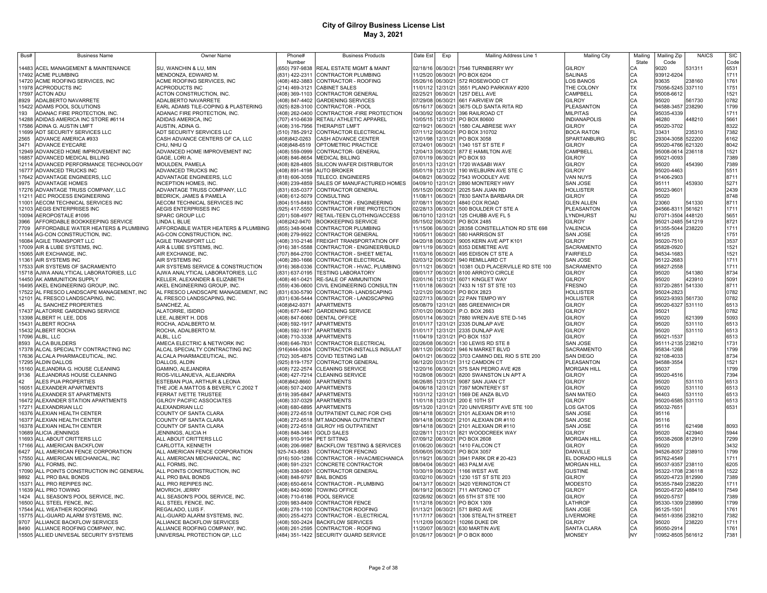# City of Gilroy Business License List

**May 3, 2021**

| Bus# | Business Name | Owner Name | Phone# Number | Business Products | Date Est | Exp | Mailing Address Line 1 | Mailing City | Mailing State | Mailing Zip Code | NAICS | SIC Code |
|---|---|---|---|---|---|---|---|---|---|---|---|---|
| 14483 | ACEL MANAGEMENT & MAINTENANCE | SU, WANCHIN & LU, MIN | (650) 797-9838 | REAL ESTATE MGMT & MAINT | 02/18/16 | 06/30/21 | 7546 TURNBERRY WY | GILROY | CA | 9020 | 531311 | 6531 |
| 17492 | ACME PLUMBING | MENDONZA, EDWARD M. | (831) 422-2311 | CONTRACTOR PLUMBING | 11/25/20 | 06/30/21 | PO BOX 6204 | SALINAS | CA | 93912-6204 | | 1711 |
| 14720 | ACME ROOFING SERVICES, INC | ACME ROOFING SERVICES, INC | (408) 482-3883 | CONTRACTOR - ROOFING | 05/26/16 | 06/30/21 | 572 ROSEWOOD CT | LOS BANOS | CA | 93635 | 238160 | 1761 |
| 11978 | ACPRODUCTS INC | ACPRODUCTS INC | (214) 469-3121 | CABINET SALES | 11/01/12 | 12/31/21 | 3551 PLANO PARKWAY #200 | THE COLONY | TX | 75056-5245 | 337110 | 1751 |
| 17597 | ACTON ADU | ACTON CONSTRUCTION, INC. | (408) 369-1103 | CONTRACTOR GENERAL | 02/25/21 | 06/30/21 | 1257 DELL AVE | CAMPBELL | CA | 95008-6612 | | 1521 |
| 8929 | ADALBERTO NAVARRETE | ADALBERTO NAVARRETE | (408) 847-4402 | GARDENING SERVICES | 07/29/08 | 06/30/21 | 661 FAIRVIEW DR | GILROY | CA | 95020 | 561730 | 0782 |
| 15422 | ADAMS POOL SOLUTIONS | EARL ADAMS TILE-COPING & PLASTERING | (925) 828-3100 | CONTRACTOR - POOL | 05/16/17 | 06/30/21 | 3675 OLD SANTA RITA RD | PLEASANTON | CA | 94588-3457 | 238290 | 1799 |
| 193 | ADANAC FIRE PROTECTION, INC. | ADANAC FIRE PROTECTION, INC. | (408) 262-0400 | CONTRACTOR -FIRE PROTECTION | 04/30/92 | 06/30/21 | 396 RAILROAD CT | MILPITAS | CA | 95035-4339 | | 1711 |
| 14288 | ADIDAS AMERICA INC STORE #6114 | ADIDAS AMERICA, INC | (707) 410-6639 | RETAIL/ ATHLETIC APPAREL | 10/05/15 | 12/31/21 | PO BOX 80600 | INDIANAPOLIS | IN | 46280 | 448210 | 5661 |
| 17586 | ADINA G. AUSTIN LMFT | AUSTIN, ADINA G. | (408) 316-7956 | THERAPIST LMFT | 02/19/21 | 06/30/21 | 1580 CALABRESE WAY | GILROY | CA | 95020-3702 | | 8322 |
| 11699 | ADT SECURITY SERVICES LLC | ADT SECURITY SERVICES LLC | (510) 785-2912 | CONTRACTOR ELECTRICAL | 07/11/12 | 06/30/21 | PO BOX 310702 | BOCA RATON | FL | 33431 | 235310 | 7382 |
| 2565 | ADVANCE AMERICA #933 | CASH ADVANCE CENTERS OF CA, LLC | (408)842-0263 | CASH ADVANCE CENTER | 12/01/98 | 12/31/21 | PO BOX 3058 | SPARTANBURG | SC | 29304-3058 | 522200 | 6162 |
| 3471 | ADVANCE EYECARE | CHU, NHU Q | (408)848-6519 | OPTOMETRIC PRACTICE | 07/24/01 | 06/30/21 | 1340 1ST ST STE F | GILROY | CA | 95020-4766 | 621320 | 8042 |
| 12949 | ADVANCED HOME IMPROVEMENT INC | ADVANCED HOME IMPROVEMENT INC | (408) 559-0999 | CONTRACTOR- GENERAL | 12/04/13 | 06/30/21 | 877 E HAMILTON AVE | CAMPBELL | CA | 95008-0614 | 236118 | 1521 |
| 16857 | ADVANCED MEDICAL BILLING | GAGE, LORI A. | (408) 846-8654 | MEDICAL BILLING | 07/01/19 | 06/30/21 | PO BOX 93 | GILROY | CA | 95021-0093 | | 7389 |
| 12114 | ADVANCED PERFORMANCE TECHNOLOGY | MOULDEN, PAMELA | (408) 828-4805 | SILICON WAFER DISTRIBUTOR | 01/01/13 | 12/31/21 | 1720 WASABI WAY | GILROY | CA | 95020 | 454390 | 7389 |
| 16777 | ADVANCED TRUCKS INC | ADVANCED TRUCKS INC | (408) 891-4198 | AUTO BROKER | 05/01/19 | 12/31/21 | 190 WELBURN AVE STE C | GILROY | CA | 95020-4463 | | 5511 |
| 17642 | ADVANTAGE ENGINEERS, LLC | ADVANTAGE ENGINEERS, LLC | (818) 606-3059 | TELECO. ENGINEERS | 04/08/21 | 06/30/22 | 7543 WOODLEY AVE | VAN NUYS | CA | 91406-2903 | | 8711 |
| 9975 | ADVANTAGE HOMES | INCEPTION HOMES, INC. | (408) 239-4859 | SALES OF MANUFACTURED HOMES | 04/09/10 | 12/31/21 | 2890 MONTEREY HWY | SAN JOSE | CA | 95111 | 453930 | 5271 |
| 17276 | ADVANTAGE TRUSS COMPANY, LLC | ADVANTAGE TRUSS COMPANY, LLC | (831) 635-0377 | CONTRACTOR GENERAL | 05/15/20 | 06/30/21 | 2025 SAN JUAN RD | HOLLISTER | CA | 95023-9601 | | 2439 |
| 11211 | AEC PROCESS ENGINEERING | BEDRICK, JAMES & PAMELA | (408) 612-5079 | CONSULTING | 11/08/11 | 06/30/21 | 7830 SANTA BARBARA DR | GILROY | CA | 95020 | | 8748 |
| 11001 | AECOM TECHNICAL SERVICES INC | AECOM TECHNICAL SERVICES INC | (804) 515-8493 | CONTRACTOR - ENGINEERING | 07/08/11 | 06/30/21 | 4840 COX ROAD | GLEN ALLEN | VA | 23060 | 541330 | 8711 |
| 12103 | AEGIS ENTERPRISES INC | AEGIS ENTERPRISES INC | (925) 417-5550 | CONTRACTOR FIRE PROTECTION | 02/28/13 | 06/30/21 | 500 BOULDER CT STE A | PLEASANTON | CA | 94566-8311 | 561621 | 1711 |
| 10094 | AEROPOSTALE #1095 | SPARC GROUP LLC | (201) 508-4977 | RETAIL-TEEN CLOTHING/ACCESS | 06/10/10 | 12/31/21 | 125 CHUBB AVE FL 5 | LYNDHURST | NJ | 07071-3504 | 448120 | 5651 |
| 3966 | AFFORDABLE BOOKKEEPING SERVICE | LINDA L BLUE | (408)242-9470 | BOOKKEEPING SERVICE | 05/15/02 | 06/30/21 | PO BOX 2485 | GILROY | CA | 95021-2485 | 541219 | 8721 |
| 7709 | AFFORDABLE WATER HEATERS & PLUMBING | AFFORDABLE WATER HEATERS & PLUMBING | (855) 348-9048 | CONTRACTOR PLUMBING | 11/15/06 | 06/30/21 | 28358 CONSTELLATION RD STE 698 | VALENCIA | CA | 91355-5044 | 238220 | 1711 |
| 11144 | AG-CON CONSTRUCTION, INC. | AG-CON CONSTRUCTION, INC. | (408) 279-9922 | CONTRACTOR GENERAL | 10/05/11 | 06/30/21 | 580 HARRISON ST | SAN JOSE | CA | 95125 | | 1751 |
| 16084 | AGILE TRANSPORT LLC | AGILE TRANSPORT LLC | (408) 310-2146 | FREIGHT TRANSPORTATION OFF | 04/20/18 | 06/30/21 | 9005 KERN AVE APT K101 | GILROY | CA | 95020-7510 | | 3537 |
| 17009 | AIR & LUBE SYSTEMS, INC. | AIR & LUBE SYSTEMS, INC. | (916) 381-5588 | CONTRACTOR - ENGINEER/BUILD | 09/11/19 | 06/30/21 | 8353 DEMETRE AVE | SACRAMENTO | CA | 95828-0920 | | 1521 |
| 15065 | AIR EXCHANGE, INC. | AIR EXCHANGE, INC. | (707) 864-2700 | CONTRACTOR - SHEET METAL | 11/03/16 | 06/30/21 | 495 EDISON CT STE A | FAIRFIELD | CA | 94534-1683 | | 1521 |
| 11361 | AIR SYSTEMS INC | AIR SYSTEMS INC | (408) 280-1666 | CONTRACTOR ELECTRICAL | 02/03/12 | 06/30/21 | 940 REMILLARD CT | SAN JOSE | CA | 95122-2683 | | 1711 |
| 17533 | AIR SYSTEMS OF SACRAMENTO | AIR SYSTEMS SERVICE & CONSTRUCTION | (916) 368-0336 | CONTRACTOR - HVAC, PLUMBING | 01/11/21 | 06/30/21 | 10381 OLD PLACERVILLE RD STE 100 | SACRAMENTO | CA | 95827-2558 | | 1711 |
| 15718 | AJWA ANALYTICAL LABORATORIES, LLC | AJWA ANALYTICAL LABORATORIES, LLC | (831) 637-0195 | TESTING LABORATORY | 09/01/17 | 06/30/21 | 8100 ARROYO CIRCLE | GILROY | CA | 95020 | 541380 | 8734 |
| 14450 | AK AMMUNITION SUPPLY | KELLER, ALEXANDER & ELIZABETH | (408) 461-0421 | RE-SALE OF AMMUNITION | 02/01/16 | 12/31/21 | 6071 KINGLET WAY | GILROY | CA | 95020 | 423910 | 5091 |
| 16495 | AKEL ENGINEERING GROUP, INC. | AKEL ENGINEERING GROUP, INC. | (559) 436-0600 | CIVIL ENGINEERING CONSULTIN | 11/01/18 | 06/30/21 | 7433 N 1ST ST STE 103 | FRESNO | CA | 93720-2851 | 541330 | 8711 |
| 17522 | AL FRESCO LANDSCAPE MANAGEMENT, INC | AL FRESCO LANDSCAPE MANAGEMENT, INC | (831) 630-5790 | CONTRACTOR- LANDSCAPING | 12/21/20 | 06/30/21 | PO BOX 2823 | HOLLISTER | CA | 95024-2823 | | 0782 |
| 12101 | AL FRESCO LANDSCAPING, INC. | AL FRESCO LANDSCAPING, INC. | (831) 636-5444 | CONTRACTOR - LANDSCAPING | 02/27/13 | 06/30/21 | 22 PAN TEMPO WY | HOLLISTER | CA | 95023-9393 | 561730 | 0782 |
| 45 | AL SANCHEZ PROPERTIES | SANCHEZ, AL | (408)842-9371 | APARTMENTS | 05/08/79 | 12/31/21 | 885 GREENWICH DR | GILROY | CA | 95020-6327 | 531110 | 6513 |
| 17437 | ALATORRE GARDENING SERVICE | ALATORRE, ISIDRO | (408) 677-9467 | GARDENING SERVICE | 07/01/20 | 06/30/21 | P.O. BOX 2663 | GILROY | CA | 95021 | | 0782 |
| 13398 | ALBERT H. LEE, DDS | LEE, ALBERT H. DDS | (408) 847-6060 | DENTAL OFFICE | 05/01/14 | 06/30/21 | 7880 WREN AVE STE D-145 | GILROY | CA | 95020 | 621399 | 5093 |
| 15431 | ALBERT ROCHA | ROCHA, ADALBERTO M. | (408) 592-1917 | APARTMENTS | 01/01/17 | 12/31/21 | 2335 DUNLAP AVE | GILROY | CA | 95020 | 531110 | 6513 |
| 15432 | ALBERT ROCHA | ROCHA, ADALBERTO M. | (408) 592-1917 | APARTMENTS | 01/01/17 | 12/31/21 | 2335 DUNLAP AVE | GILROY | CA | 95020 | 531110 | 6513 |
| 17096 | ALBL, LLC | ALBL, LLC | (408) 710-3338 | APARTMENTS | 11/04/19 | 12/31/21 | PO BOX 1537 | GILROY | CA | 95021-1537 | | 6513 |
| 8593 | ALCA BUILDERS | AMECA ELECTRIC & NETWORK INC | (408) 646-7831 | CONTRACTOR ELECTRICAL | 02/26/08 | 06/30/21 | 130 LEWIS RD STE 8 | SAN JOSE | CA | 95111-2135 | 238210 | 1731 |
| 17378 | ALCAL SPECIALTY CONTRACTING INC | ALCAL SPECIALTY CONTRACTING INC | (916)444-9304 | CONTRACTOR-INSTALLS INSULAT | 08/11/20 | 06/30/21 | 946 N MARKET BLVD | SACRAMENTO | CA | 95834-1268 | | 1799 |
| 17636 | ALCALA PHARMACEUTICAL, INC. | ALCALA PHARMACEUTICAL, INC. | (702) 305-4875 | COVID TESTING LAB | 04/01/21 | 06/30/22 | 3703 CAMINO DEL RIO S STE 200 | SAN DIEGO | CA | 92108-4033 | | 8734 |
| 17295 | ALDIN DALLOS | DALLOS, ALDIN | (925) 819-1757 | CONTRACTOR GENERAL | 06/12/20 | 03/31/21 | 3112 CAMDON CT | PLEASANTON | CA | 94588-3554 | | 1521 |
| 15160 | ALEJANDRA G. HOUSE CLEANING | GAMINO, ALEJANDRA | (408) 722-2574 | CLEANING SERVICE | 12/20/16 | 06/30/21 | 575 SAN PEDRO AVE #28 | MORGAN HILL | CA | 95037 | | 1799 |
| 9136 | ALEJANDRAS HOUSE CLEANING | RIOS-VILLANUEVA, ALEJANDRA | (408) 427-7214 | CLEANING SERVICE | 10/28/08 | 06/30/21 | 8200 SWANSTON LN APT A | GILROY | CA | 95020-4516 | | 7394 |
| 42 | ALES PUA PROPERTIES | ESTEBAN PUA, ARTHUR & LEONA | (408)842-8660 | APARTMENTS | 06/26/85 | 12/31/21 | 9087 SAN JUAN CT | GILROY | CA | 95020 | 531110 | 6513 |
| 16051 | ALEXANDER APARTMENTS | THE JOE A.MATTOS & BEVERLY C.2002 T | (408) 507-2400 | APARTMENTS | 04/06/18 | 12/31/21 | 7397 MONTEREY ST | GILROY | CA | 95020 | 531110 | 6513 |
| 11916 | ALEXANDER ST APARTMENTS | FERRAT IVETTE TRUSTEE | (619) 395-6847 | APARTMENTS | 10/31/12 | 12/31/21 | 1569 DE ANZA BLVD | SAN MATEO | CA | 94403 | 531110 | 6513 |
| 16472 | ALEXANDER STATION APARTMENTS | GILROY PACIFIC ASSOCIATES | (408) 337-0329 | APARTMENTS | 11/01/18 | 12/31/21 | 200 E 10TH ST | GILROY | CA | 95020-6585 | 531110 | 6513 |
| 17271 | ALEXANDRIAN LLC | ALEXANDRIAN LLC | (408) 680-6895 | APARTMENTS | 05/13/20 | 12/31/21 | 720 UNIVERSITY AVE STE 100 | LOS GATOS | CA | 95032-7651 | | 6531 |
| 16376 | ALEXIAN HEALTH CENTER | COUNTY OF SANTA CLARA | (408) 272-6518 | OUTPATIENT CLINIC FOR CHS | 09/14/18 | 06/30/21 | 2101 ALEXIAN DR #110 | SAN JOSE | CA | 95116 | | |
| 16377 | ALEXIAN HEALTH CENTER | COUNTY OF SANTA CLARA | (408) 272-6518 | MT.MADONNA OUTPATIENT | 09/14/18 | 06/30/21 | 2101 ALEXIAN DR #110 | SAN JOSE | CA | 95116 | | |
| 16378 | ALEXIAN HEALTH CENTER | COUNTY OF SANTA CLARA | (408) 272-6518 | GILROY HS OUTPATIENT | 09/14/18 | 06/30/21 | 2101 ALEXIAN DR #110 | SAN JOSE | CA | 95116 | 621498 | 8093 |
| 10689 | ALICIA JENNINGS | JENNINGS, ALICIA H | (408) 848-3461 | GOLD SALES | 02/28/11 | 12/31/21 | 821 WOODCREEK WAY | GILROY | CA | 95020 | 423940 | 5944 |
| 11693 | ALL ABOUT CRITTERS LLC | ALL ABOUT CRITTERS LLC | (408) 910-9194 | PET SITTING | 07/09/12 | 06/30/21 | PO BOX 2608 | MORGAN HILL | CA | 95038-2608 | 812910 | 7299 |
| 17166 | ALL AMERICAN BACKFLOW | CARLOTTA, KENNETH | (408) 206-9987 | BACKFLOW TESTING & SERVICES | 01/06/20 | 06/30/21 | 1410 FALCON CT | GILROY | CA | 95020 | | 3432 |
| 6427 | ALL AMERICAN FENCE CORPORATION | ALL AMERICAN FENCE CORPORATION | 925-743-8583 | CONTRACTOR FENCING | 05/06/05 | 06/30/21 | PO BOX 3057 | DANVILLE | CA | 94526-8057 | 238910 | 1799 |
| 17550 | ALL AMERICAN MECHANICAL, INC | ALL AMERICAN MECHANICAL, INC | (916) 500-1286 | CONTRACTOR - HVAC/MECHANICA | 01/19/21 | 06/30/21 | 3941 PARK DR # 20-423 | EL DORADO HILLS | CA | 95762-4549 | | 1711 |
| 5790 | ALL FORMS, INC. | ALL FORMS, INC. | (408) 591-2321 | CONCRETE CONTRACTOR | 08/04/04 | 06/30/21 | 463 PALM AVE | MORGAN HILL | CA | 95037-9357 | 238110 | 6205 |
| 17090 | ALL POINTS CONSTRUCTION INC GENERAL | ALL POINTS CONSTRUCTION, INC | (408) 338-6001 | CONTRACTOR GENERAL | 10/30/19 | 06/30/21 | 1166 WEST AVE | GUSTINE | CA | 95322-1708 | 236118 | 1522 |
| 9892 | ALL PRO BAIL BONDS | ALL PRO BAIL BONDS | (408) 848-9797 | BAIL BONDS | 03/02/10 | 06/30/21 | 1230 1ST ST STE 203 | GILROY | CA | 95020-4723 | 812990 | 7389 |
| 15371 | ALL PRO REPIPES INC. | ALL PRO REPIPES INC. | (408) 650-6614 | CONTRACTOR - PLUMBING | 04/13/17 | 06/30/21 | 3420 YERINGTON CT | MODESTO | CA | 95355-7849 | 238220 | 1711 |
| 11639 | ALL PRO TOWING | MOVRICH, JERRY | (408) 842-9090 | TOWING OFFICE | 06/19/12 | 06/30/21 | 711 ANTONIO CT | GILROY | CA | 95020-6720 | 488410 | 7549 |
| 1424 | ALL SEASON'S POOL SERVICE, INC. | ALL SEASON'S POOL SERVICE, INC. | (408) 710-6186 | POOL SERVICE | 02/26/92 | 06/30/21 | 65 5TH ST STE 100 | GILROY | CA | 95020-5757 | | 7389 |
| 16500 | ALL STEEL FENCE, INC. | ALL STEEL FENCE, INC. | (209) 983-8409 | CONTRACTOR FENCE | 11/12/18 | 06/30/21 | PO BOX 1309 | LATHROP | CA | 95330-1309 | 238990 | 1799 |
| 17544 | ALL WEATHER ROOFING | REGALADO, LUIS F. | (408) 278-1100 | CONTRACTOR ROOFING | 01/13/21 | 06/30/21 | 571 BIRD AVE | SAN JOSE | CA | 95125-1501 | | 1761 |
| 15775 | ALL-GUARD ALARM SYSTEMS, INC. | ALL-GUARD ALARM SYSTEMS, INC. | (800) 255-4273 | CONTRACTOR - ELECTRICAL | 11/17/17 | 06/30/21 | 1306 STEALTH STREET | LIVERMORE | CA | 94551-9356 | 238210 | 7382 |
| 9707 | ALLIANCE BACKFLOW SERVICES | ALLIANCE BACKFLOW SERVICES | (408) 930-2424 | BACKFLOW SERVICES | 11/12/09 | 06/30/21 | 10266 DUKE DR | GILROY | CA | 95020 | 238220 | 1711 |
| 8490 | ALLIANCE ROOFING COMPANY, INC. | ALLIANCE ROOFING COMPANY, INC. | (408) 261-2595 | CONTRACTOR - ROOFING | 11/20/07 | 06/30/21 | 630 MARTIN AVE | SANTA CLARA | CA | 95050-2914 | | 1761 |
| 15505 | ALLIED UNIVESAL SECURITY SYSTEMS | UNIVERSAL PROTECTION GP, LLC | (484) 351-1422 | SECURITY GUARD SERVICE | 01/26/17 | 06/30/21 | P O BOX 8000 | MONSEY | NY | 10952-8505 | 561612 | 7381 |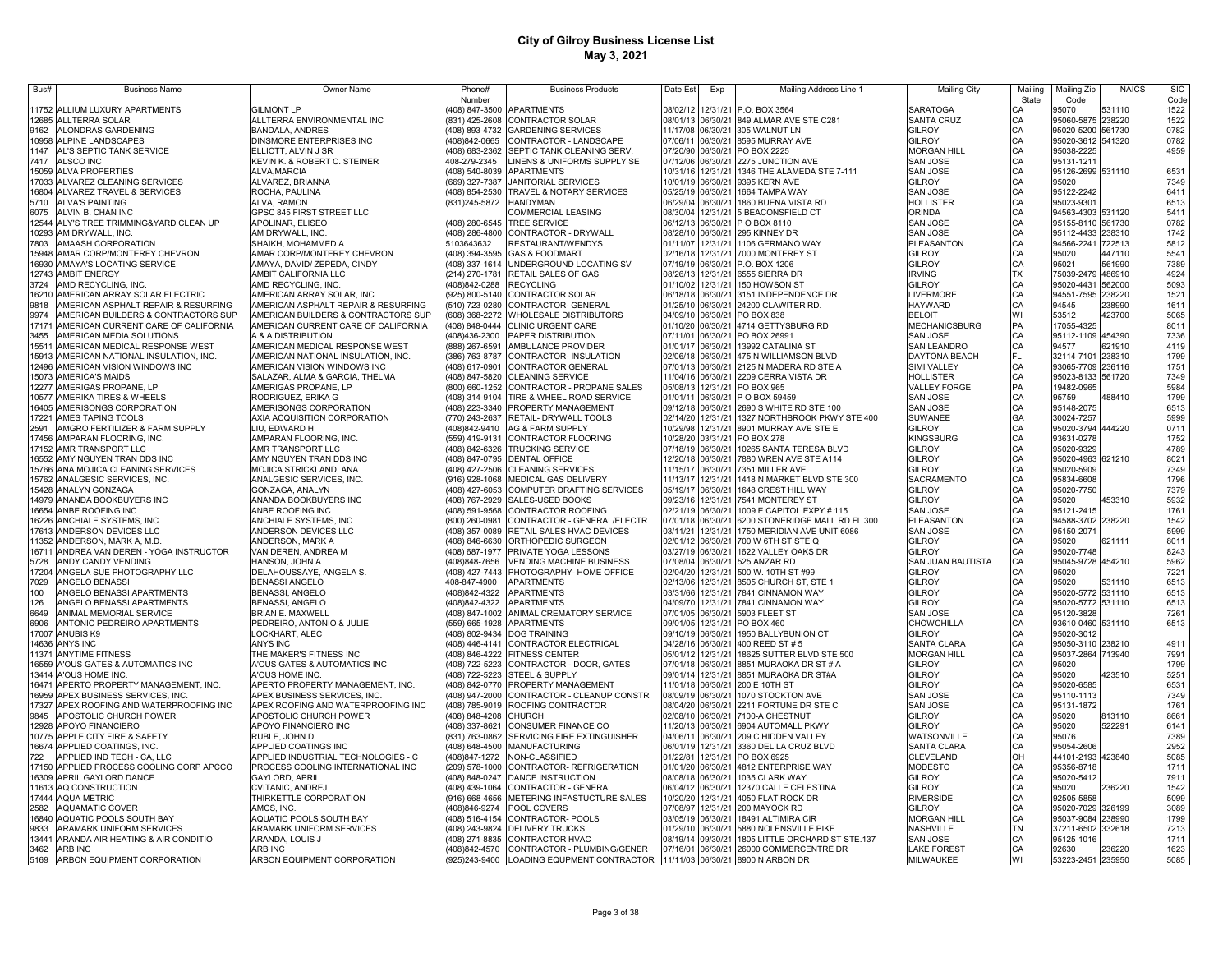# City of Gilroy Business License List
## May 3, 2021

| Bus# | Business Name | Owner Name | Phone# Number | Business Products | Date Est | Exp | Mailing Address Line 1 | Mailing City | Mailing State | Mailing Zip Code | NAICS | SIC Code |
|---|---|---|---|---|---|---|---|---|---|---|---|---|
| 11752 | ALLIUM LUXURY APARTMENTS | GILMONT LP | (408) 847-3500 | APARTMENTS | 08/02/12 | 12/31/21 | P.O. BOX 3564 | SARATOGA | CA | 95070 | 531110 | 1522 |
| 12685 | ALLTERRA SOLAR | ALLTERRA ENVIRONMENTAL INC | (831) 425-2608 | CONTRACTOR SOLAR | 08/01/13 | 06/30/21 | 849 ALMAR AVE STE C281 | SANTA CRUZ | CA | 95060-5875 | 238220 | 1522 |
| 9162 | ALONDRAS GARDENING | BANDALA, ANDRES | (408) 893-4732 | GARDENING SERVICES | 11/17/08 | 06/30/21 | 305 WALNUT LN | GILROY | CA | 95020-5200 | 561730 | 0782 |
| 10958 | ALPINE LANDSCAPES | DINSMORE ENTERPRISES INC | (408)842-0665 | CONTRACTOR - LANDSCAPE | 07/06/11 | 06/30/21 | 8595 MURRAY AVE | GILROY | CA | 95020-3612 | 541320 | 0782 |
| 1147 | AL'S SEPTIC TANK SERVICE | ELLIOTT, ALVIN J SR | (408) 683-2362 | SEPTIC TANK CLEANING SERV. | 07/27/90 | 06/30/21 | PO BOX 2225 | MORGAN HILL | CA | 95038-2225 | | 4959 |
| 7417 | ALSCO INC | KEVIN K. & ROBERT C. STEINER | 408-279-2345 | LINENS & UNIFORMS SUPPLY SE | 07/12/06 | 06/30/21 | 2275 JUNCTION AVE | SAN JOSE | CA | 95131-1211 | | |
| 15059 | ALVA PROPERTIES | ALVA,MARCIA | (408) 540-8039 | APARTMENTS | 10/31/16 | 12/31/21 | 1346 THE ALAMEDA STE 7-111 | SAN JOSE | CA | 95126-2699 | 531110 | 6531 |
| 17033 | ALVAREZ CLEANING SERVICES | ALVAREZ, BRIANNA | (669) 327-7387 | JANITORIAL SERVICES | 10/01/19 | 06/30/21 | 9395 KERN AVE | GILROY | CA | 95020 | | 7349 |
| 16804 | ALVAREZ TRAVEL & SERVICES | ROCHA, PAULINA | (408) 854-2530 | TRAVEL & NOTARY SERVICES | 05/25/19 | 06/30/21 | 1664 TAMPA WAY | SAN JOSE | CA | 95122-2242 | | 6411 |
| 5710 | ALVA'S PAINTING | ALVA, RAMON | (831)245-5872 | HANDYMAN | 06/29/04 | 06/30/21 | 1860 BUENA VISTA RD | HOLLISTER | CA | 95023-9301 | | 6513 |
| 6075 | ALVIN B. CHAN INC | GPSC 845 FIRST STREET LLC | | COMMERCIAL LEASING | 08/30/04 | 12/31/21 | 5 BEACONSFIELD CT | ORINDA | CA | 94563-4303 | 531120 | 5411 |
| 12544 | ALY'S TREE TRIMMING&YARD CLEAN UP | APOLINAR, ELISEO | (408) 280-6545 | TREE SERVICE | 06/12/13 | 06/30/21 | P O BOX 8110 | SAN JOSE | CA | 95155-8110 | 561730 | 0782 |
| 10293 | AM DRYWALL, INC. | AM DRYWALL, INC. | (408) 286-4800 | CONTRACTOR - DRYWALL | 08/28/10 | 06/30/21 | 295 KINNEY DR | SAN JOSE | CA | 95112-4433 | 238310 | 1742 |
| 7803 | AMAASH CORPORATION | SHAIKH, MOHAMMED A. | 5103643632 | RESTAURANT/WENDYS | 01/11/07 | 12/31/21 | 1106 GERMANO WAY | PLEASANTON | CA | 94566-2241 | 722513 | 5812 |
| 15948 | AMAR CORP/MONTEREY CHEVRON | AMAR CORP/MONTEREY CHEVRON | (408) 394-3595 | GAS & FOODMART | 02/16/18 | 12/31/21 | 7000 MONTEREY ST | GILROY | CA | 95020 | 447110 | 5541 |
| 16930 | AMAYA'S LOCATING SERVICE | AMAYA, DAVID/ ZEPEDA, CINDY | (408) 337-1614 | UNDERGROUND LOCATING SV | 07/19/19 | 06/30/21 | P.O. BOX 1206 | GILROY | CA | 95021 | 561990 | 7389 |
| 12743 | AMBIT ENERGY | AMBIT CALIFORNIA LLC | (214) 270-1781 | RETAIL SALES OF GAS | 08/26/13 | 12/31/21 | 6555 SIERRA DR | IRVING | TX | 75039-2479 | 486910 | 4924 |
| 3724 | AMD RECYCLING, INC. | AMD RECYCLING, INC. | (408)842-0288 | RECYCLING | 01/10/02 | 12/31/21 | 150 HOWSON ST | GILROY | CA | 95020-4431 | 562000 | 5093 |
| 16210 | AMERICAN ARRAY SOLAR ELECTRIC | AMERICAN ARRAY SOLAR, INC. | (925) 800-5140 | CONTRACTOR SOLAR | 06/18/18 | 06/30/21 | 3151 INDEPENDENCE DR | LIVERMORE | CA | 94551-7595 | 238220 | 1521 |
| 9818 | AMERICAN ASPHALT REPAIR & RESURFING | AMERICAN ASPHALT REPAIR & RESURFING | (510) 723-0280 | CONTRACTOR- GENERAL | 01/25/10 | 06/30/21 | 24200 CLAWITER RD. | HAYWARD | CA | 94545 | 238990 | 1611 |
| 9974 | AMERICAN BUILDERS & CONTRACTORS SUP | AMERICAN BUILDERS & CONTRACTORS SUP | (608) 368-2272 | WHOLESALE DISTRIBUTORS | 04/09/10 | 06/30/21 | PO BOX 838 | BELOIT | WI | 53512 | 423700 | 5065 |
| 17171 | AMERICAN CURRENT CARE OF CALIFORNIA | AMERICAN CURRENT CARE OF CALIFORNIA | (408) 848-0444 | CLINIC URGENT CARE | 01/10/20 | 06/30/21 | 4714 GETTYSBURG RD | MECHANICSBURG | PA | 17055-4325 | | 8011 |
| 3455 | AMERICAN MEDIA SOLUTIONS | A & A DISTRIBUTION | (408)436-2300 | PAPER DISTRIBUTION | 07/11/01 | 06/30/21 | PO BOX 26991 | SAN JOSE | CA | 95112-1109 | 454390 | 7336 |
| 15511 | AMERICAN MEDICAL RESPONSE WEST | AMERICAN MEDICAL RESPONSE WEST | (888) 267-6591 | AMBULANCE PROVIDER | 01/01/17 | 06/30/21 | 13992 CATALINA ST | SAN LEANDRO | CA | 94577 | 621910 | 4119 |
| 15913 | AMERICAN NATIONAL INSULATION, INC. | AMERICAN NATIONAL INSULATION, INC. | (386) 763-8787 | CONTRACTOR- INSULATION | 02/06/18 | 06/30/21 | 475 N WILLIAMSON BLVD | DAYTONA BEACH | FL | 32114-7101 | 238310 | 1799 |
| 12496 | AMERICAN VISION WINDOWS INC | AMERICAN VISION WINDOWS INC | (408) 617-0901 | CONTRACTOR GENERAL | 07/01/13 | 06/30/21 | 2125 N MADERA RD STE A | SIMI VALLEY | CA | 93065-7709 | 236116 | 1751 |
| 15073 | AMERICA'S MAIDS | SALAZAR, ALMA & GARCIA, THELMA | (408) 847-5820 | CLEANING SERVICE | 11/04/16 | 06/30/21 | 2209 CERRA VISTA DR | HOLLISTER | CA | 95023-8133 | 561720 | 7349 |
| 12277 | AMERIGAS PROPANE, LP | AMERIGAS PROPANE, LP | (800) 660-1252 | CONTRACTOR - PROPANE SALES | 05/08/13 | 12/31/21 | PO BOX 965 | VALLEY FORGE | PA | 19482-0965 | | 5984 |
| 10577 | AMERIKA TIRES & WHEELS | RODRIGUEZ, ERIKA G | (408) 314-9104 | TIRE & WHEEL ROAD SERVICE | 01/01/11 | 06/30/21 | P O BOX 59459 | SAN JOSE | CA | 95759 | 488410 | 1799 |
| 16405 | AMERISONGS CORPORATION | AMERISONGS CORPORATION | (408) 223-3340 | PROPERTY MANAGEMENT | 09/12/18 | 06/30/21 | 2690 S WHITE RD STE 100 | SAN JOSE | CA | 95148-2075 | | 6513 |
| 17221 | AMES TAPING TOOLS | AXIA ACQUISITION CORPORATION | (770) 243-2637 | RETAIL- DRYWALL TOOLS | 02/14/20 | 12/31/21 | 1327 NORTHBROOK PKWY STE 400 | SUWANEE | GA | 30024-7257 | | 5999 |
| 2591 | AMGRO FERTILIZER & FARM SUPPLY | LIU, EDWARD H | (408)842-9410 | AG & FARM SUPPLY | 10/29/98 | 12/31/21 | 8901 MURRAY AVE STE E | GILROY | CA | 95020-3794 | 444220 | 0711 |
| 17456 | AMPARAN FLOORING, INC. | AMPARAN FLOORING, INC. | (559) 419-9131 | CONTRACTOR FLOORING | 10/28/20 | 03/31/21 | PO BOX 278 | KINGSBURG | CA | 93631-0278 | | 1752 |
| 17152 | AMR TRANSPORT LLC | AMR TRANSPORT LLC | (408) 842-6326 | TRUCKING SERVICE | 07/18/19 | 06/30/21 | 10265 SANTA TERESA BLVD | GILROY | CA | 95020-9329 | | 4789 |
| 16552 | AMY NGUYEN TRAN DDS INC | AMY NGUYEN TRAN DDS INC | (408) 847-0795 | DENTAL OFFICE | 12/20/18 | 06/30/21 | 7880 WREN AVE STE A114 | GILROY | CA | 95020-4963 | 621210 | 8021 |
| 15766 | ANA MOJICA CLEANING SERVICES | MOJICA STRICKLAND, ANA | (408) 427-2506 | CLEANING SERVICES | 11/15/17 | 06/30/21 | 7351 MILLER AVE | GILROY | CA | 95020-5909 | | 7349 |
| 15762 | ANALGESIC SERVICES, INC. | ANALGESIC SERVICES, INC. | (916) 928-1068 | MEDICAL GAS DELIVERY | 11/13/17 | 12/31/21 | 1418 N MARKET BLVD STE 300 | SACRAMENTO | CA | 95834-6608 | | 1796 |
| 15428 | ANALYN GONZAGA | GONZAGA, ANALYN | (408) 427-6053 | COMPUTER DRAFTING SERVICES | 05/19/17 | 06/30/21 | 1648 CREST HILL WAY | GILROY | CA | 95020-7750 | | 7379 |
| 14979 | ANANDA BOOKBUYERS INC | ANANDA BOOKBUYERS INC | (408) 767-2929 | SALES-USED BOOKS | 09/23/16 | 12/31/21 | 7541 MONTEREY ST | GILROY | CA | 95020 | 453310 | 5932 |
| 16654 | ANBE ROOFING INC | ANBE ROOFING INC | (408) 591-9568 | CONTRACTOR ROOFING | 02/21/19 | 06/30/21 | 1009 E CAPITOL EXPY # 115 | SAN JOSE | CA | 95121-2415 | | 1761 |
| 16226 | ANCHIALE SYSTEMS, INC. | ANCHIALE SYSTEMS, INC. | (800) 260-0981 | CONTRACTOR - GENERAL/ELECTR | 07/01/18 | 06/30/21 | 6200 STONERIDGE MALL RD FL 300 | PLEASANTON | CA | 94588-3702 | 238220 | 1542 |
| 17613 | ANDERSON DEVICES LLC | ANDERSON DEVICES LLC | (408) 357-0089 | RETAIL SALES HVAC DEVICES | 03/11/21 | 12/31/21 | 1750 MERIDIAN AVE UNIT 6086 | SAN JOSE | CA | 95150-2071 | | 5999 |
| 11352 | ANDERSON, MARK A, M.D. | ANDERSON, MARK A | (408) 846-6630 | ORTHOPEDIC SURGEON | 02/01/12 | 06/30/21 | 700 W 6TH ST STE Q | GILROY | CA | 95020 | 621111 | 8011 |
| 16711 | ANDREA VAN DEREN - YOGA INSTRUCTOR | VAN DEREN, ANDREA M | (408) 687-1977 | PRIVATE YOGA LESSONS | 03/27/19 | 06/30/21 | 1622 VALLEY OAKS DR | GILROY | CA | 95020-7748 | | 8243 |
| 5728 | ANDY CANDY VENDING | HANSON, JOHN A | (408)848-7656 | VENDING MACHINE BUSINESS | 07/08/04 | 06/30/21 | 525 ANZAR RD | SAN JUAN BAUTISTA | CA | 95045-9728 | 454210 | 5962 |
| 17204 | ANGELA SUE PHOTOGRAPHY LLC | DELAHOUSSAYE, ANGELA S. | (408) 427-7443 | PHOTOGRAPHY- HOME OFFICE | 02/04/20 | 12/31/21 | 500 W. 10TH ST #99 | GILROY | CA | 95020 | | 7221 |
| 7029 | ANGELO BENASSI | BENASSI ANGELO | 408-847-4900 | APARTMENTS | 02/13/06 | 12/31/21 | 8505 CHURCH ST, STE 1 | GILROY | CA | 95020 | 531110 | 6513 |
| 100 | ANGELO BENASSI APARTMENTS | BENASSI, ANGELO | (408)842-4322 | APARTMENTS | 03/31/66 | 12/31/21 | 7841 CINNAMON WAY | GILROY | CA | 95020-5772 | 531110 | 6513 |
| 126 | ANGELO BENASSI APARTMENTS | BENASSI, ANGELO | (408)842-4322 | APARTMENTS | 04/09/70 | 12/31/21 | 7841 CINNAMON WAY | GILROY | CA | 95020-5772 | 531110 | 6513 |
| 6649 | ANIMAL MEMORIAL SERVICE | BRIAN E. MAXWELL | (408) 847-1002 | ANIMAL CREMATORY SERVICE | 07/01/05 | 06/30/21 | 5903 FLEET ST | SAN JOSE | CA | 95120-3828 | | 7261 |
| 6906 | ANTONIO PEDREIRO APARTMENTS | PEDREIRO, ANTONIO & JULIE | (559) 665-1928 | APARTMENTS | 09/01/05 | 12/31/21 | PO BOX 460 | CHOWCHILLA | CA | 93610-0460 | 531110 | 6513 |
| 17007 | ANUBIS K9 | LOCKHART, ALEC | (408) 802-9434 | DOG TRAINING | 09/10/19 | 06/30/21 | 1950 BALLYBUNION CT | GILROY | CA | 95020-3012 | | |
| 14636 | ANYS INC | ANYS INC | (408) 446-4141 | CONTRACTOR ELECTRICAL | 04/28/16 | 06/30/21 | 400 REED ST # 5 | SANTA CLARA | CA | 95050-3110 | 238210 | 4911 |
| 11371 | ANYTIME FITNESS | THE MAKER'S FITNESS INC | (408) 846-4222 | FITNESS CENTER | 05/01/12 | 12/31/21 | 18625 SUTTER BLVD STE 500 | MORGAN HILL | CA | 95037-2864 | 713940 | 7991 |
| 16559 | A'OUS GATES & AUTOMATICS INC | A'OUS GATES & AUTOMATICS INC | (408) 722-5223 | CONTRACTOR - DOOR, GATES | 07/01/18 | 06/30/21 | 8851 MURAOKA DR ST # A | GILROY | CA | 95020 | | 1799 |
| 13414 | A'OUS HOME INC. | A'OUS HOME INC. | (408) 722-5223 | STEEL & SUPPLY | 09/01/14 | 12/31/21 | 8851 MURAOKA DR ST#A | GILROY | CA | 95020 | 423510 | 5251 |
| 16471 | APERTO PROPERTY MANAGEMENT, INC. | APERTO PROPERTY MANAGEMENT, INC. | (408) 842-0770 | PROPERTY MANAGEMENT | 11/01/18 | 06/30/21 | 200 E 10TH ST | GILROY | CA | 95020-6585 | | 6531 |
| 16959 | APEX BUSINESS SERVICES, INC. | APEX BUSINESS SERVICES, INC. | (408) 947-2000 | CONTRACTOR - CLEANUP CONSTR | 08/09/19 | 06/30/21 | 1070 STOCKTON AVE | SAN JOSE | CA | 95110-1113 | | 7349 |
| 17327 | APEX ROOFING AND WATERPROOFING INC | APEX ROOFING AND WATERPROOFING INC | (408) 785-9019 | ROOFING CONTRACTOR | 08/04/20 | 06/30/21 | 2211 FORTUNE DR STE C | SAN JOSE | CA | 95131-1872 | | 1761 |
| 9845 | APOSTOLIC CHURCH POWER | APOSTOLIC CHURCH POWER | (408) 848-4208 | CHURCH | 02/08/10 | 06/30/21 | 7100-A CHESTNUT | GILROY | CA | 95020 | 813110 | 8661 |
| 12928 | APOYO FINANCIERO | APOYO FINANCIERO INC | (408) 337-8621 | CONSUMER FINANCE CO | 11/20/13 | 06/30/21 | 6904 AUTOMALL PKWY | GILROY | CA | 95020 | 522291 | 6141 |
| 10775 | APPLE CITY FIRE & SAFETY | RUBLE, JOHN D | (831) 763-0862 | SERVICING FIRE EXTINGUISHER | 04/06/11 | 06/30/21 | 209 C HIDDEN VALLEY | WATSONVILLE | CA | 95076 | | 7389 |
| 16674 | APPLIED COATINGS, INC. | APPLIED COATINGS INC | (408) 648-4500 | MANUFACTURING | 06/01/19 | 12/31/21 | 3360 DEL LA CRUZ BLVD | SANTA CLARA | CA | 95054-2606 | | 2952 |
| 722 | APPLIED IND TECH - CA, LLC | APPLIED INDUSTRIAL TECHNOLOGIES - C | (408)847-1272 | NON-CLASSIFIED | 01/22/81 | 12/31/21 | PO BOX 6925 | CLEVELAND | OH | 44101-2193 | 423840 | 5085 |
| 17150 | APPLIED PROCESS COOLING CORP APCCO | PROCESS COOLING INTERNATIONAL INC | (209) 578-1000 | CONTRACTOR- REFRIGERATION | 01/01/20 | 06/30/21 | 4812 ENTERPRISE WAY | MODESTO | CA | 95356-8718 | | 1711 |
| 16309 | APRIL GAYLORD DANCE | GAYLORD, APRIL | (408) 848-0247 | DANCE INSTRUCTION | 08/08/18 | 06/30/21 | 1035 CLARK WAY | GILROY | CA | 95020-5412 | | 7911 |
| 11613 | AQ CONSTRUCTION | CVITANIC, ANDREJ | (408) 439-1064 | CONTRACTOR - GENERAL | 06/04/12 | 06/30/21 | 12370 CALLE CELESTINA | GILROY | CA | 95020 | 236220 | 1542 |
| 17444 | AQUA METRIC | THIRKETTLE CORPORATION | (916) 668-4656 | METERING INFASTUCTURE SALES | 10/20/20 | 12/31/21 | 4050 FLAT ROCK DR | RIVERSIDE | CA | 92505-5858 | | 5099 |
| 2582 | AQUAMATIC COVER | AMCS, INC. | (408)846-9274 | POOL COVERS | 07/08/97 | 12/31/21 | 200 MAYOCK RD | GILROY | CA | 95020-7029 | 326199 | 3089 |
| 16840 | AQUATIC POOLS SOUTH BAY | AQUATIC POOLS SOUTH BAY | (408) 516-4154 | CONTRACTOR- POOLS | 03/05/19 | 06/30/21 | 18491 ALTIMIRA CIR | MORGAN HILL | CA | 95037-9084 | 238990 | 1799 |
| 9833 | ARAMARK UNIFORM SERVICES | ARAMARK UNIFORM SERVICES | (408) 243-9824 | DELIVERY TRUCKS | 01/29/10 | 06/30/21 | 5880 NOLENSVILLE PIKE | NASHVILLE | TN | 37211-6502 | 332618 | 7213 |
| 13441 | ARANDA AIR HEATING & AIR CONDITIO | ARANDA, LOUIS J | (408) 271-8835 | CONTRACTOR HVAC | 08/19/14 | 06/30/21 | 1805 LITTLE ORCHARD ST STE.137 | SAN JOSE | CA | 95125-1016 | | 1711 |
| 3462 | ARB INC | ARB INC | (408)842-4570 | CONTRACTOR - PLUMBING/GENER | 07/16/01 | 06/30/21 | 26000 COMMERCENTRE DR | LAKE FOREST | CA | 92630 | 236220 | 1623 |
| 5169 | ARBON EQUIPMENT CORPORATION | ARBON EQUIPMENT CORPORATION | (925)243-9400 | LOADING EQUPMENT CONTRACTOR | 11/11/03 | 06/30/21 | 8900 N ARBON DR | MILWAUKEE | WI | 53223-2451 | 235950 | 5085 |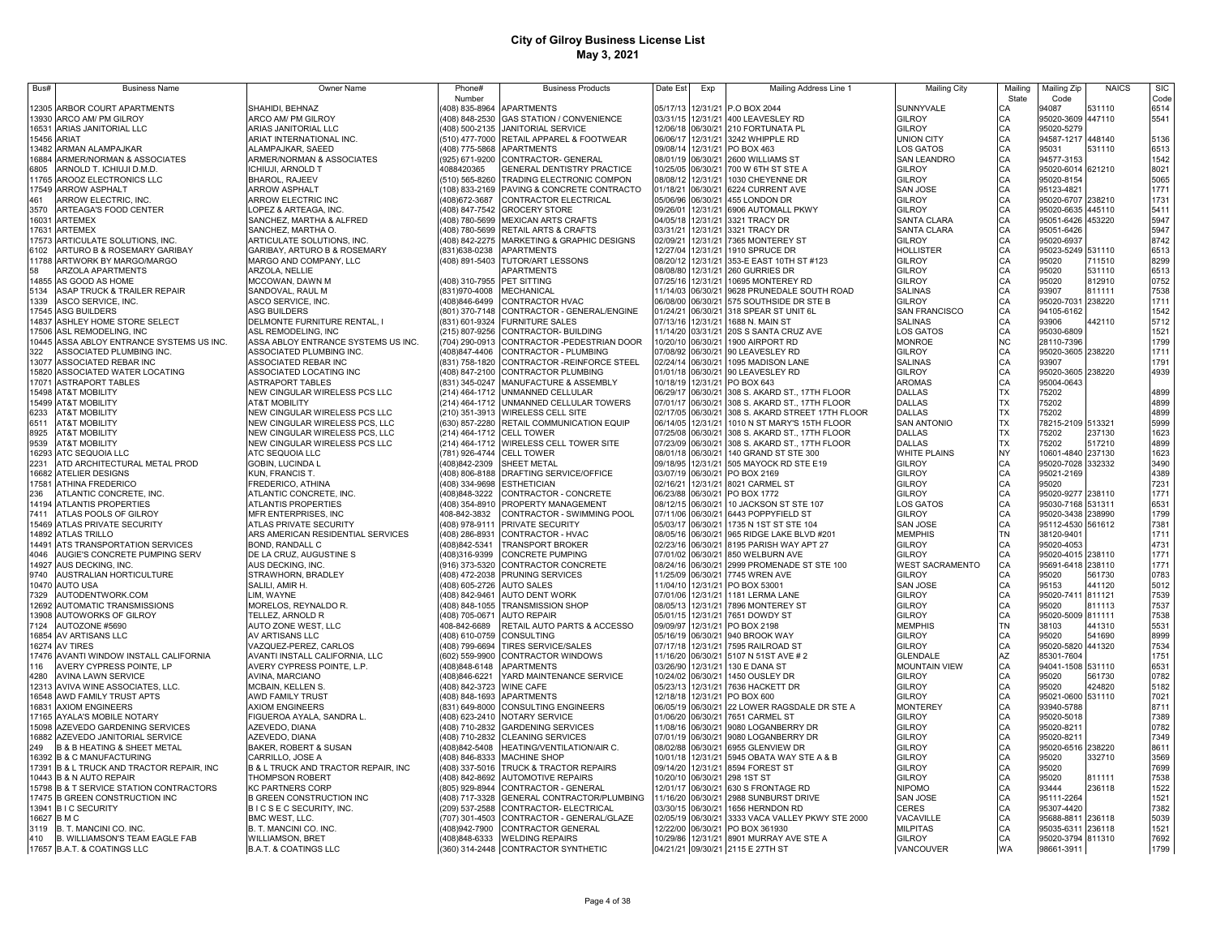# City of Gilroy Business License List
## May 3, 2021

| Bus# | Business Name | Owner Name | Phone# Number | Business Products | Date Est | Exp | Mailing Address Line 1 | Mailing City | Mailing State | Mailing Zip Code | NAICS | SIC Code |
|---|---|---|---|---|---|---|---|---|---|---|---|---|
| 12305 | ARBOR COURT APARTMENTS | SHAHIDI, BEHNAZ | (408) 835-8964 | APARTMENTS | 05/17/13 | 12/31/21 | P.O BOX 2044 | SUNNYVALE | CA | 94087 | 531110 | 6514 |
| 13930 | ARCO AM/ PM GILROY | ARCO AM/ PM GILROY | (408) 848-2530 | GAS STATION / CONVENIENCE | 03/31/15 | 12/31/21 | 400 LEAVESLEY RD | GILROY | CA | 95020-3609 | 447110 | 5541 |
| 16531 | ARIAS JANITORIAL LLC | ARIAS JANITORIAL LLC | (408) 500-2135 | JANITORIAL SERVICE | 12/06/18 | 06/30/21 | 210 FORTUNATA PL | GILROY | CA | 95020-5279 | | |
| 15456 | ARIAT | ARIAT INTERNATIONAL INC. | (510) 477-7000 | RETAIL APPAREL & FOOTWEAR | 06/06/17 | 12/31/21 | 3242 WHIPPLE RD | UNION CITY | CA | 94587-1217 | 448140 | 5136 |
| 13482 | ARMAN ALAMPAJKAR | ALAMPAJKAR, SAEED | (408) 775-5868 | APARTMENTS | 09/08/14 | 12/31/21 | PO BOX 463 | LOS GATOS | CA | 95031 | 531110 | 6513 |
| 16884 | ARMER/NORMAN & ASSOCIATES | ARMER/NORMAN & ASSOCIATES | (925) 671-9200 | CONTRACTOR- GENERAL | 08/01/19 | 06/30/21 | 2600 WILLIAMS ST | SAN LEANDRO | CA | 94577-3153 | | 1542 |
| 6805 | ARNOLD T. ICHIUJI D.M.D. | ICHIUJI, ARNOLD T | 4088420365 | GENERAL DENTISTRY PRACTICE | 10/25/05 | 06/30/21 | 700 W 6TH ST STE A | GILROY | CA | 95020-6014 | 621210 | 8021 |
| 11765 | AROOZ ELECTRONICS LLC | BHAROL, RAJEEV | (510) 565-8260 | TRADING ELECTRONIC COMPON | 08/08/12 | 12/31/21 | 1030 CHEYENNE DR | GILROY | CA | 95020-8154 | | 5065 |
| 17549 | ARROW ASPHALT | ARROW ASPHALT | (108) 833-2169 | PAVING & CONCRETE CONTRACTO | 01/18/21 | 06/30/21 | 6224 CURRENT AVE | SAN JOSE | CA | 95123-4821 | | 1771 |
| 461 | ARROW ELECTRIC, INC. | ARROW ELECTRIC INC | (408)672-3687 | CONTRACTOR ELECTRICAL | 05/06/96 | 06/30/21 | 455 LONDON DR | GILROY | CA | 95020-6707 | 238210 | 1731 |
| 3570 | ARTEAGA'S FOOD CENTER | LOPEZ & ARTEAGA, INC. | (408) 847-7542 | GROCERY STORE | 09/26/01 | 12/31/21 | 6906 AUTOMALL PKWY | GILROY | CA | 95020-6635 | 445110 | 5411 |
| 16031 | ARTEMEX | SANCHEZ, MARTHA & ALFRED | (408) 780-5699 | MEXICAN ARTS CRAFTS | 04/05/18 | 12/31/21 | 3321 TRACY DR | SANTA CLARA | CA | 95051-6426 | 453220 | 5947 |
| 17631 | ARTEMEX | SANCHEZ, MARTHA O. | (408) 780-5699 | RETAIL ARTS & CRAFTS | 03/31/21 | 12/31/21 | 3321 TRACY DR | SANTA CLARA | CA | 95051-6426 | | 5947 |
| 17573 | ARTICULATE SOLUTIONS, INC. | ARTICULATE SOLUTIONS, INC. | (408) 842-2275 | MARKETING & GRAPHIC DESIGNS | 02/09/21 | 12/31/21 | 7365 MONTEREY ST | GILROY | CA | 95020-6937 | | 8742 |
| 6102 | ARTURO B & ROSEMARY GARIBAY | GARIBAY, ARTURO B & ROSEMARY | (831)638-0238 | APARTMENTS | 12/27/04 | 12/31/21 | 1910 SPRUCE DR | HOLLISTER | CA | 95023-5249 | 531110 | 6513 |
| 11788 | ARTWORK BY MARGO/MARGO | MARGO AND COMPANY, LLC | (408) 891-5403 | TUTOR/ART LESSONS | 08/20/12 | 12/31/21 | 353-E EAST 10TH ST #123 | GILROY | CA | 95020 | 711510 | 8299 |
| 58 | ARZOLA APARTMENTS | ARZOLA, NELLIE | | APARTMENTS | 08/08/80 | 12/31/21 | 260 GURRIES DR | GILROY | CA | 95020 | 531110 | 6513 |
| 14855 | AS GOOD AS HOME | MCCOWAN, DAWN M | (408) 310-7955 | PET SITTING | 07/25/16 | 12/31/21 | 10695 MONTEREY RD | GILROY | CA | 95020 | 812910 | 0752 |
| 5134 | ASAP TRUCK & TRAILER REPAIR | SANDOVAL, RAUL M | (831)970-4008 | MECHANICAL | 11/14/03 | 06/30/21 | 9628 PRUNEDALE SOUTH ROAD | SALINAS | CA | 93907 | 811111 | 7538 |
| 1339 | ASCO SERVICE, INC. | ASCO SERVICE, INC. | (408)846-6499 | CONTRACTOR HVAC | 06/08/00 | 06/30/21 | 575 SOUTHSIDE DR STE B | GILROY | CA | 95020-7031 | 238220 | 1711 |
| 17545 | ASG BUILDERS | ASG BUILDERS | (801) 370-7148 | CONTRACTOR - GENERAL/ENGINE | 01/24/21 | 06/30/21 | 318 SPEAR ST UNIT 6L | SAN FRANCISCO | CA | 94105-6162 | | 1542 |
| 14837 | ASHLEY HOME STORE SELECT | DELMONTE FURNITURE RENTAL, I | (831) 601-9324 | FURNITURE SALES | 07/13/16 | 12/31/21 | 1688 N. MAIN ST | SALINAS | CA | 93906 | 442110 | 5712 |
| 17506 | ASL REMODELING, INC | ASL REMODELING, INC | (215) 807-9256 | CONTRACTOR- BUILDING | 11/14/20 | 03/31/21 | 20S S SANTA CRUZ AVE | LOS GATOS | CA | 95030-6809 | | 1521 |
| 10445 | ASSA ABLOY ENTRANCE SYSTEMS US INC. | ASSA ABLOY ENTRANCE SYSTEMS US INC. | (704) 290-0913 | CONTRACTOR -PEDESTRIAN DOOR | 10/20/10 | 06/30/21 | 1900 AIRPORT RD | MONROE | NC | 28110-7396 | | 1799 |
| 322 | ASSOCIATED PLUMBING INC. | ASSOCIATED PLUMBING INC. | (408)847-4406 | CONTRACTOR - PLUMBING | 07/08/92 | 06/30/21 | 90 LEAVESLEY RD | GILROY | CA | 95020-3605 | 238220 | 1711 |
| 13077 | ASSOCIATED REBAR INC | ASSOCIATED REBAR INC | (831) 758-1820 | CONTRACTOR -REINFORCE STEEL | 02/24/14 | 06/30/21 | 1095 MADISON LANE | SALINAS | CA | 93907 | | 1791 |
| 15820 | ASSOCIATED WATER LOCATING | ASSOCIATED LOCATING INC | (408) 847-2100 | CONTRACTOR PLUMBING | 01/01/18 | 06/30/21 | 90 LEAVESLEY RD | GILROY | CA | 95020-3605 | 238220 | 4939 |
| 17071 | ASTRAPORT TABLES | ASTRAPORT TABLES | (831) 345-0247 | MANUFACTURE & ASSEMBLY | 10/18/19 | 12/31/21 | PO BOX 643 | AROMAS | CA | 95004-0643 | | |
| 15498 | AT&T MOBILITY | NEW CINGULAR WIRELESS PCS LLC | (214) 464-1712 | UNMANNED CELLULAR | 06/29/17 | 06/30/21 | 308 S. AKARD ST., 17TH FLOOR | DALLAS | TX | 75202 | | 4899 |
| 15499 | AT&T MOBILITY | AT&T MOBILITY | (214) 464-1712 | UNMANNED CELLULAR TOWERS | 07/01/17 | 06/30/21 | 308 S. AKARD ST., 17TH FLOOR | DALLAS | TX | 75202 | | 4899 |
| 6233 | AT&T MOBILITY | NEW CINGULAR WIRELESS PCS LLC | (210) 351-3913 | WIRELESS CELL SITE | 02/17/05 | 06/30/21 | 308 S. AKARD STREET 17TH FLOOR | DALLAS | TX | 75202 | | 4899 |
| 6511 | AT&T MOBILITY | NEW CINGULAR WIRELESS PCS, LLC | (630) 857-2280 | RETAIL COMMUNICATION EQUIP | 06/14/05 | 12/31/21 | 1010 N ST MARY'S 15TH FLOOR | SAN ANTONIO | TX | 78215-2109 | 513321 | 5999 |
| 8925 | AT&T MOBILITY | NEW CINGULAR WIRELESS PCS, LLC | (214) 464-1712 | CELL TOWER | 07/25/08 | 06/30/21 | 308 S. AKARD ST., 17TH FLOOR | DALLAS | TX | 75202 | 237130 | 1623 |
| 9539 | AT&T MOBILITY | NEW CINGULAR WIRELESS PCS LLC | (214) 464-1712 | WIRELESS CELL TOWER SITE | 07/23/09 | 06/30/21 | 308 S. AKARD ST., 17TH FLOOR | DALLAS | TX | 75202 | 517210 | 4899 |
| 16293 | ATC SEQUOIA LLC | ATC SEQUOIA LLC | (781) 926-4744 | CELL TOWER | 08/01/18 | 06/30/21 | 140 GRAND ST STE 300 | WHITE PLAINS | NY | 10601-4840 | 237130 | 1623 |
| 2231 | ATD ARCHITECTURAL METAL PROD | GOBIN, LUCINDA L | (408)842-2309 | SHEET METAL | 09/18/95 | 12/31/21 | 505 MAYOCK RD STE E19 | GILROY | CA | 95020-7028 | 332332 | 3490 |
| 16682 | ATELIER DESIGNS | KUN, FRANCIS T. | (408) 806-8188 | DRAFTING SERVICE/OFFICE | 03/07/19 | 06/30/21 | PO BOX 2169 | GILROY | CA | 95021-2169 | | 4389 |
| 17581 | ATHINA FREDERICO | FREDERICO, ATHINA | (408) 334-9698 | ESTHETICIAN | 02/16/21 | 12/31/21 | 8021 CARMEL ST | GILROY | CA | 95020 | | 7231 |
| 236 | ATLANTIC CONCRETE, INC. | ATLANTIC CONCRETE, INC. | (408)848-3222 | CONTRACTOR - CONCRETE | 06/23/88 | 06/30/21 | PO BOX 1772 | GILROY | CA | 95020-9277 | 238110 | 1771 |
| 14194 | ATLANTIS PROPERTIES | ATLANTIS PROPERTIES | (408) 354-8910 | PROPERTY MANAGEMENT | 08/12/15 | 06/30/21 | 10 JACKSON ST STE 107 | LOS GATOS | CA | 95030-7168 | 531311 | 6531 |
| 7411 | ATLAS POOLS OF GILROY | MFR ENTERPRISES, INC | 408-842-3832 | CONTRACTOR - SWIMMING POOL | 07/11/06 | 06/30/21 | 6443 POPPYFIELD ST | GILROY | CA | 95020-3438 | 238990 | 1799 |
| 15469 | ATLAS PRIVATE SECURITY | ATLAS PRIVATE SECURITY | (408) 978-9111 | PRIVATE SECURITY | 05/03/17 | 06/30/21 | 1735 N 1ST ST STE 104 | SAN JOSE | CA | 95112-4530 | 561612 | 7381 |
| 14892 | ATLAS TRILLO | ARS AMERICAN RESIDENTIAL SERVICES | (408) 286-8931 | CONTRACTOR - HVAC | 08/05/16 | 06/30/21 | 965 RIDGE LAKE BLVD #201 | MEMPHIS | TN | 38120-9401 | | 1711 |
| 14491 | ATS TRANSPORTATION SERVICES | BOND, RANDALL C | (408)842-5341 | TRANSPORT BROKER | 02/23/16 | 06/30/21 | 8195 PARISH WAY APT 27 | GILROY | CA | 95020-4053 | | 4731 |
| 4046 | AUGIE'S CONCRETE PUMPING SERV | DE LA CRUZ, AUGUSTINE S | (408)316-9399 | CONCRETE PUMPING | 07/01/02 | 06/30/21 | 850 WELBURN AVE | GILROY | CA | 95020-4015 | 238110 | 1771 |
| 14927 | AUS DECKING, INC. | AUS DECKING, INC. | (916) 373-5320 | CONTRACTOR CONCRETE | 08/24/16 | 06/30/21 | 2999 PROMENADE ST STE 100 | WEST SACRAMENTO | CA | 95691-6418 | 238110 | 1771 |
| 9740 | AUSTRALIAN HORTICULTURE | STRAWHORN, BRADLEY | (408) 472-2038 | PRUNING SERVICES | 11/25/09 | 06/30/21 | 7745 WREN AVE | GILROY | CA | 95020 | 561730 | 0783 |
| 10470 | AUTO USA | SALILI, AMIR H. | (408) 605-2726 | AUTO SALES | 11/04/10 | 12/31/21 | PO BOX 53001 | SAN JOSE | CA | 95153 | 441120 | 5012 |
| 7329 | AUTODENTWORK.COM | LIM, WAYNE | (408) 842-9461 | AUTO DENT WORK | 07/01/06 | 12/31/21 | 1181 LERMA LANE | GILROY | CA | 95020-7411 | 811121 | 7539 |
| 12692 | AUTOMATIC TRANSMISSIONS | MORELOS, REYNALDO R. | (408) 848-1055 | TRANSMISSION SHOP | 08/05/13 | 12/31/21 | 7896 MONTEREY ST | GILROY | CA | 95020 | 811113 | 7537 |
| 13908 | AUTOWORKS OF GILROY | TELLEZ, ARNOLD R | (408) 705-0671 | AUTO REPAIR | 05/01/15 | 12/31/21 | 7651 DOWDY ST | GILROY | CA | 95020-5009 | 811111 | 7538 |
| 7124 | AUTOZONE #5690 | AUTO ZONE WEST, LLC | 408-842-6689 | RETAIL AUTO PARTS & ACCESSO | 09/09/97 | 12/31/21 | PO BOX 2198 | MEMPHIS | TN | 38103 | 441310 | 5531 |
| 16854 | AV ARTISANS LLC | AV ARTISANS LLC | (408) 610-0759 | CONSULTING | 05/16/19 | 06/30/21 | 940 BROOK WAY | GILROY | CA | 95020 | 541690 | 8999 |
| 16274 | AV TIRES | VAZQUEZ-PEREZ, CARLOS | (408) 799-6694 | TIRES SERVICE/SALES | 07/17/18 | 12/31/21 | 7595 RAILROAD ST | GILROY | CA | 95020-5820 | 441320 | 7534 |
| 17476 | AVANTI WINDOW INSTALL CALIFORNIA | AVANTI INSTALL CALIFORNIA, LLC | (602) 559-9900 | CONTRACTOR WINDOWS | 11/16/20 | 06/30/21 | 5107 N 51ST AVE # 2 | GLENDALE | AZ | 85301-7604 | | 1751 |
| 116 | AVERY CYPRESS POINTE, LP | AVERY CYPRESS POINTE, L.P. | (408)848-6148 | APARTMENTS | 03/26/90 | 12/31/21 | 130 E DANA ST | MOUNTAIN VIEW | CA | 94041-1508 | 531110 | 6531 |
| 4280 | AVINA LAWN SERVICE | AVINA, MARCIANO | (408)846-6221 | YARD MAINTENANCE SERVICE | 10/24/02 | 06/30/21 | 1450 OUSLEY DR | GILROY | CA | 95020 | 561730 | 0782 |
| 12313 | AVIVA WINE ASSOCIATES, LLC. | MCBAIN, KELLEN S. | (408) 842-3723 | WINE CAFE | 05/23/13 | 12/31/21 | 7636 HACKETT DR | GILROY | CA | 95020 | 424820 | 5182 |
| 16548 | AWD FAMILY TRUST APTS | AWD FAMILY TRUST | (408) 848-1693 | APARTMENTS | 12/18/18 | 12/31/21 | PO BOX 600 | GILROY | CA | 95021-0600 | 531110 | 7021 |
| 16831 | AXIOM ENGINEERS | AXIOM ENGINEERS | (831) 649-8000 | CONSULTING ENGINEERS | 06/05/19 | 06/30/21 | 22 LOWER RAGSDALE DR STE A | MONTEREY | CA | 93940-5788 | | 8711 |
| 17165 | AYALA'S MOBILE NOTARY | FIGUEROA AYALA, SANDRA L. | (408) 623-2410 | NOTARY SERVICE | 01/06/20 | 06/30/21 | 7651 CARMEL ST | GILROY | CA | 95020-5018 | | 7389 |
| 15098 | AZEVEDO GARDENING SERVICES | AZEVEDO, DIANA | (408) 710-2832 | GARDENING SERVICES | 11/08/16 | 06/30/21 | 9080 LOGANBERRY DR | GILROY | CA | 95020-8211 | | 0782 |
| 16882 | AZEVEDO JANITORIAL SERVICE | AZEVEDO, DIANA | (408) 710-2832 | CLEANING SERVICES | 07/01/19 | 06/30/21 | 9080 LOGANBERRY DR | GILROY | CA | 95020-8211 | | 7349 |
| 249 | B & B HEATING & SHEET METAL | BAKER, ROBERT & SUSAN | (408)842-5408 | HEATING/VENTILATION/AIR C. | 08/02/88 | 06/30/21 | 6955 GLENVIEW DR | GILROY | CA | 95020-6516 | 238220 | 8611 |
| 16392 | B & C MANUFACTURING | CARRILLO, JOSE A | (408) 846-8333 | MACHINE SHOP | 10/01/18 | 12/31/21 | 5945 OBATA WAY STE A & B | GILROY | CA | 95020 | 332710 | 3569 |
| 17391 | B & L TRUCK AND TRACTOR REPAIR, INC | B & L TRUCK AND TRACTOR REPAIR, INC | (408) 337-5016 | TRUCK & TRACTOR REPAIRS | 09/14/20 | 12/31/21 | 8594 FOREST ST | GILROY | CA | 95020 | | 7699 |
| 10443 | B & N AUTO REPAIR | THOMPSON ROBERT | (408) 842-8692 | AUTOMOTIVE REPAIRS | 10/20/10 | 06/30/21 | 298 1ST ST | GILROY | CA | 95020 | 811111 | 7538 |
| 15798 | B & T SERVICE STATION CONTRACTORS | KC PARTNERS CORP | (805) 929-8944 | CONTRACTOR - GENERAL | 12/01/17 | 06/30/21 | 630 S FRONTAGE RD | NIPOMO | CA | 93444 | 236118 | 1522 |
| 17475 | B GREEN CONSTRUCTION INC | B GREEN CONSTRUCTION INC | (408) 717-3328 | GENERAL CONTRACTOR/PLUMBING | 11/16/20 | 06/30/21 | 2988 SUNBURST DRIVE | SAN JOSE | CA | 95111-2264 | | 1521 |
| 13941 | B I C SECURITY | B I C S E C SECURITY, INC. | (209) 537-2588 | CONTRACTOR- ELECTRICAL | 03/30/15 | 06/30/21 | 1656 HERNDON RD | CERES | CA | 95307-4420 | | 7382 |
| 16627 | B M C | BMC WEST, LLC. | (707) 301-4503 | CONTRACTOR - GENERAL/GLAZE | 02/05/19 | 06/30/21 | 3333 VACA VALLEY PKWY STE 2000 | VACAVILLE | CA | 95688-8811 | 236118 | 5039 |
| 3119 | B. T. MANCINI CO. INC. | B. T. MANCINI CO. INC. | (408)942-7900 | CONTRACTOR GENERAL | 12/22/00 | 06/30/21 | PO BOX 361930 | MILPITAS | CA | 95035-6311 | 236118 | 1521 |
| 410 | B. WILLIAMSON'S TEAM EAGLE FAB | WILLIAMSON, BRET | (408)848-6333 | WELDING REPAIRS | 10/29/86 | 12/31/21 | 8901 MURRAY AVE STE A | GILROY | CA | 95020-3794 | 811310 | 7692 |
| 17657 | B.A.T. & COATINGS LLC | B.A.T. & COATINGS LLC | (360) 314-2448 | CONTRACTOR SYNTHETIC | 04/21/21 | 09/30/21 | 2115 E 27TH ST | VANCOUVER | WA | 98661-3911 | | 1799 |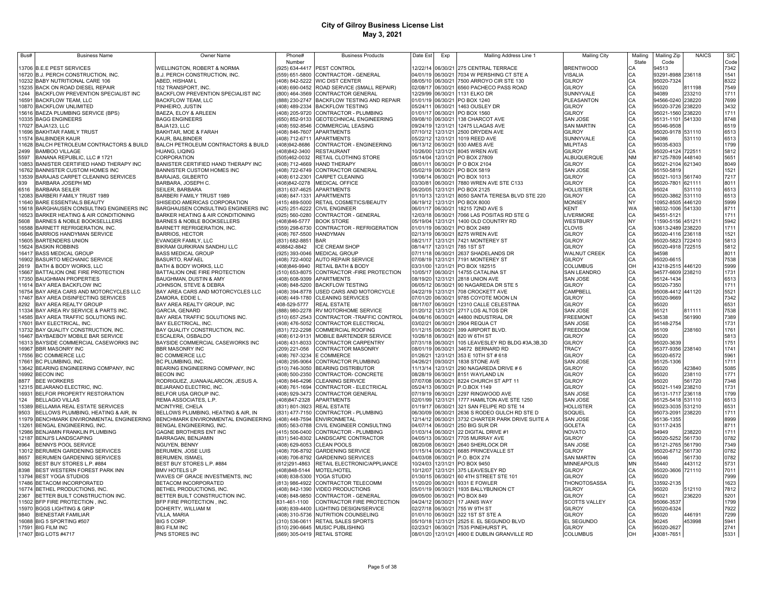# City of Gilroy Business License List
## May 3, 2021

| Bus# | Business Name | Owner Name | Phone# Number | Business Products | Date Est | Exp | Mailing Address Line 1 | Mailing City | Mailing State | Mailing Zip Code | NAICS | SIC Code |
|---|---|---|---|---|---|---|---|---|---|---|---|---|
| 13706 | B.E.E PEST SERVICES | WELLINGTON, ROBERT & NORMA | (925) 634-4417 | PEST CONTROL | 12/22/14 | 06/30/21 | 275 CENTRAL TERRACE | BRENTWOOD | CA | 94513 | | 7342 |
| 16720 | B.J. PERCH CONSTRUCTION, INC. | B.J. PERCH CONSTRUCTION, INC. | (559) 651-5800 | CONTRACTOR - GENERAL | 04/01/19 | 06/30/21 | 7034 W PERSHING CT STE A | VISALIA | CA | 93291-8988 | 236118 | 1541 |
| 10232 | BABY NUTRITIONAL CARE 106 | ABED, HISHAM L | (408) 842-5222 | WIC DIST CENTER | 08/05/10 | 06/30/21 | 7500 ARROYO CIR STE 130 | GILROY | CA | 95020-7324 | | 8322 |
| 15235 | BACK ON ROAD DIESEL REPAIR | 152 TRANSPORT, INC. | (408) 690-0452 | ROAD SERVICE (SMALL REPAIR) | 02/08/17 | 06/30/21 | 6560 PACHECO PASS ROAD | GILROY | CA | 95020 | 811198 | 7549 |
| 1244 | BACKFLOW PREVENTION SPECIALIST INC | BACKFLOW PREVENTION SPECIALIST INC | (800) 464-3569 | CONTRACTOR GENERAL | 12/29/99 | 06/30/21 | 1131 ELKO DR | SUNNYVALE | CA | 94089 | 233210 | 1711 |
| 16591 | BACKFLOW TEAM, LLC | BACKFLOW TEAM, LLC | (888) 230-2747 | BACKFLOW TESTING AND REPAIR | 01/01/19 | 06/30/21 | PO BOX 1240 | PLEASANTON | CA | 94566-0240 | 238220 | 7699 |
| 10870 | BACKFLOW UNLIMITED | PINHEIRO, JUSTIN | (408) 489-2334 | BACKFLOW TESTING | 05/24/11 | 06/30/21 | 1463 OUSLEY DR | GILROY | CA | 95020-3726 | 238220 | 3432 |
| 15616 | BAEZA PLUMBING SERVICE (BPS) | BAEZA, ELOY & ARLEEN | (408) 205-9720 | CONTRACTOR - PLUMBING | 01/01/17 | 06/30/21 | PO BOX 1560 | GILROY | CA | 95021-1560 | 238220 | 1711 |
| 10335 | BAGG ENGINEERS | BAGG ENGINEERS | (650) 852-9133 | GEOTECHNICAL ENGINEERING | 09/08/10 | 06/30/21 | 138 CHARCOT AVE | SAN JOSE | CA | 95131-1101 | 541330 | 8748 |
| 17027 | BAJA123, LLC | BAJA123, LLC | (408) 592-8546 | COMMERCIAL LEASING | 09/24/19 | 12/31/21 | 12475 LLAGAS AVE | SAN MARTIN | CA | 95046-9508 | | 6519 |
| 11696 | BAKHTAR FAMILY TRUST | BAKHTAR, MOE & FARAH | (408) 846-7607 | APARTMENTS | 07/10/12 | 12/31/21 | 2500 DRYDEN AVE | GILROY | CA | 95020-9178 | 531110 | 6513 |
| 11574 | BALBINDER KAUR | KAUR, BALBINDER | (408) 712-6711 | APARTMENTS | 05/22/12 | 12/31/21 | 1019 REED AVE | SUNNYVALE | CA | 94086 | 531110 | 6513 |
| 11628 | BALCH PETROLEUM CONTRACTORS & BUILD | BALCH PETROLEUM CONTRACTORS & BUILD | (408)942-8686 | CONTRACTOR - ENGINEERING | 06/13/12 | 06/30/21 | 930 AMES AVE | MILPITAS | CA | 95035-6303 | | 1799 |
| 2499 | BAMBOO VILLAGE | HUANG, LIQING | (408)842-3400 | RESTAURANT | 10/26/00 | 12/31/21 | 8045 WREN AVE | GILROY | CA | 95020-4124 | 722511 | 5812 |
| 5597 | BANANA REPUBLIC, LLC # 1721 | CORPORATION | (505)462-0032 | RETAIL CLOTHING STORE | 05/14/04 | 12/31/21 | PO BOX 27809 | ALBUQUERQUE | NM | 87125-7809 | 448140 | 5651 |
| 10853 | BANISTER CERTIFIED HAND THERAPY INC | BANISTER CERTIFIED HAND THERAPY INC | (408) 712-4669 | HAND THERAPY | 08/01/11 | 06/30/21 | P O BOX 2104 | GILROY | CA | 95021-2104 | 621340 | 8049 |
| 16762 | BANNISTER CUSTOM HOMES INC | BANNISTER CUSTOM HOMES INC | (408) 722-6749 | CONTRACTOR GENERAL | 05/02/19 | 06/30/21 | PO BOX 5819 | SAN JOSE | CA | 95150-5819 | | 1521 |
| 13539 | BARAJAS CARPET CLEANING SERVICES | BARAJAS, GILBERTO | (408) 612-2301 | CARPET CLEANING | 10/06/14 | 06/30/21 | PO BOX 1013 | GILROY | CA | 95021-1013 | 561740 | 7217 |
| 939 | BARBARA JOSEPH MD | BARBARA, JOSEPH C. | (408)842-0278 | MEDICAL OFFICE | 03/30/81 | 06/30/21 | 7880 WREN AVE STE C133 | GILROY | CA | 95020-7801 | 621111 | 8011 |
| 6516 | BARBARA SEILER | SEILER, BARBARA | (831) 637-4625 | APARTMENTS | 06/20/05 | 12/31/21 | PO BOX 2125 | HOLLISTER | CA | 95024 | 531110 | 6513 |
| 12083 | BARBERI FAMILY TRUST 1989 | BARBERI FAMILY TRUST 1989 | (408) 847-1331 | APARTMENTS | 01/10/13 | 12/31/21 | 8050 SANTA TERESA BLVD STE 220 | GILROY | CA | 95020-3862 | 531110 | 6513 |
| 11640 | BARE ESSENTIALS BEAUTY | SHISEIDO AMERICAS CORPORATION | (415) 489-5000 | RETAIL COSMETICS/BEAUTY | 06/19/12 | 12/31/21 | PO BOX 8000 | MONSEY | NY | 10952-8505 | 446120 | 5999 |
| 15618 | BARGHAUSEN CONSULTING ENGINEERS INC | BARGHAUSEN CONSULTING ENGINEERS INC | (425) 251-6222 | CIVIL ENGINEER | 06/01/17 | 06/30/21 | 18215 72ND AVE S | KENT | WA | 98032-1006 | 541330 | 8711 |
| 16523 | BARKER HEATING & AIR CONDITIONING | BARKER HEATING & AIR CONDITIONING | (925) 560-0280 | CONTRACTOR - GENERAL | 12/03/18 | 06/30/21 | 7066 LAS POSITAS RD STE G | LIVERMORE | CA | 94551-5121 | | 1711 |
| 5608 | BARNES & NOBLE BOOKSELLLERS | BARNES & NOBLE BOOKSELLERS | (408)846-5777 | BOOK STORE | 05/19/04 | 12/31/21 | 1400 OLD COUNTRY RD | WESTBURY | NY | 11590-5156 | 451211 | 5942 |
| 16588 | BARNETT REFRIGERATION, INC. | BARNETT REFRIGERATION, INC. | (559) 298-6730 | CONTRACTOR - REFRIGERATION | 01/01/19 | 06/30/21 | PO BOX 2489 | CLOVIS | CA | 93613-2489 | 238220 | 1711 |
| 16646 | BARRIOS HANDYMAN SERVICE | BARRIOS, HECTOR | (408) 767-5500 | HANDYMAN | 02/13/19 | 06/30/21 | 8275 WREN AVE | GILROY | CA | 95020-4116 | 236118 | 1521 |
| 15605 | BARTENDERS UNION | EVANGER FAMILY, LLC | (831) 682-8851 | BAR | 08/21/17 | 12/31/21 | 7421 MONTEREY ST | GILROY | CA | 95020-5823 | 722410 | 5813 |
| 15624 | BASKIN ROBBINS | BIKRAM GURKIRAN SANDHU LLC | 408842-8842 | ICE CREAM SHOP | 08/14/17 | 12/31/21 | 785 1ST ST | GILROY | CA | 95020-4918 | 722515 | 5812 |
| 16417 | BASS MEDICAL GROUP | BASS MEDICAL GROUP | (925) 393-0046 | MEDICAL GROUP | 07/11/18 | 06/30/21 | 2637 SHADELANDS DR | WALNUT CREEK | CA | 94598 | | 8011 |
| 16902 | BASURTO MECHANIC SERVICE | BASURTO, RAFAEL | (408) 722-4002 | AUTO REPAIR SERVICE | 07/08/19 | 12/31/21 | 7191 MONTEREY ST | GILROY | CA | 95020-6615 | | 7538 |
| 2619 | BATH & BODY WORKS, LLC | BATH & BODY WORKS, LLC | (408)846-9940 | RETAIL BATH & BODY | 03/31/00 | 12/31/21 | PO BOX 182515 | COLUMBUS | OH | 43218-2515 | 446120 | 5999 |
| 15667 | BATTALION ONE FIRE PROTECTION | BATTALION ONE FIRE PROTECTION | (510) 653-8075 | CONTRACTOR -FIRE PROTECTION | 10/05/17 | 06/30/21 | 14755 CATALINA ST | SAN LEANDRO | CA | 94577-6609 | 238210 | 1731 |
| 17350 | BAUGHMAN PROPERTIES | BAUGHMAN, DUSTIN & AMY | (408) 608-9399 | APARTMENTS | 08/19/20 | 12/31/21 | 2818 UNION AVE | SAN JOSE | CA | 95124-1434 | | 6513 |
| 11614 | BAY AREA BACKFLOW INC | JOHNSON, STEVE & DEBRA | (408) 848-5200 | BACKFLOW TESTING | 06/05/12 | 06/30/21 | 90 NAGAREDA DR STE 5 | GILROY | CA | 95020-7350 | | 1711 |
| 16754 | BAY AREA CARS AND MOTORCYCLES LLC | BAY AREA CARS AND MOTORCYCLES LLC | (408) 394-8778 | USED CARS AND MOTORCYCLE | 04/22/19 | 12/31/21 | 708 CROCKETT AVE | CAMPBELL | CA | 95008-4412 | 441120 | 5521 |
| 17467 | BAY AREA DISINFECTING SERVICES | ZAMORA, EDDIE L. | (408) 449-1780 | CLEANING SERVICES | 07/01/20 | 06/30/21 | 9785 COYOTE MOON LN | GILROY | CA | 95020-9669 | | 7342 |
| 8292 | BAY AREA REALTY GROUP | BAY AREA REALTY GROUP, INC | 408-529-5777 | REAL ESTATE | 08/17/07 | 06/30/21 | 12310 CALLE CELESTINA | GILROY | CA | 95020 | | 6531 |
| 11334 | BAY AREA RV SERVICE & PARTS INC. | GARCIA, GENARD | (888) 980-2278 | RV MOTORHOME SERVICE | 01/20/12 | 12/31/21 | 2717 LOS ALTOS DR | SAN JOSE | CA | 95121 | 811111 | 7538 |
| 14585 | BAY AREA TRAFFIC SOLUTIONS INC. | BAY AREA TRAFFIC SOLUTIONS INC. | (510) 657-2543 | CONTRACTOR -TRAFFIC CONTROL | 04/06/16 | 06/30/21 | 44800 INDUSTRIAL DR | FREEMONT | CA | 94538 | 561990 | 7389 |
| 17601 | BAY ELECTRICAL, INC. | BAY ELECTRICAL, INC. | (408) 476-5052 | CONTRACTOR ELECTRICAL | 03/02/21 | 06/30/21 | 2904 REQUA CT | SAN JOSE | CA | 95148-2754 | | 1731 |
| 13732 | BAY QUALITY CONSTRUCTION, INC. | BAY QUALITY CONSTRUCTION, INC. | (831) 722-2298 | COMMERCIAL ROOFING | 01/12/15 | 06/30/21 | 399 AIRPORT BLVD. | FREEDOM | CA | 95109 | 238160 | 1761 |
| 16467 | BAYBAEBOY MOBILE BAR SERVICE | ESCALERA, OSBALDO | (408) 612-9131 | MOBILE BARTENDER SERVICE | 10/26/18 | 06/30/21 | 820 W 6TH ST | GILROY | CA | 95020 | | 5813 |
| 16313 | BAYSIDE COMMERCIAL CASEWORKS INC | BAYSIDE COMMERCIAL CASEWORKS INC | (408) 431-8033 | CONTRACTOR CARPENTRY | 07/31/18 | 06/30/21 | 105 LEAVESLEY RD BLDG #3A,3B,3D | GILROY | CA | 95020-3639 | | 1751 |
| 16967 | BBR MASONRY INC | BBR MASONRY INC | (209) 221-056 | CONTRACTOR MASONRY | 08/01/19 | 06/30/21 | 34672 BERNARD RD | TRACY | CA | 95377-9356 | 238140 | 1741 |
| 17556 | BC COMMERCE LLC | BC COMMERCE LLC | (408) 767-3234 | E COMMERCE | 01/26/21 | 12/31/21 | 353 E 10TH ST # 618 | GILROY | CA | 95020-6572 | | 5961 |
| 17661 | BC PLUMBING, INC. | BC PLUMBING, INC. | (408) 295-9064 | CONTRACTOR PLUMBING | 04/26/21 | 09/30/21 | 1838 STONE AVE | SAN JOSE | CA | 95125-1306 | | 1711 |
| 13642 | BEARING ENGINEERING COMPANY, INC | BEARING ENGINEERING COMPANY, INC | (510) 746-3050 | BEARING DISTRIBUTOR | 11/13/14 | 12/31/21 | 290 NAGAREDA DRIVE # 6 | GILROY | CA | 95020 | 423840 | 5085 |
| 16992 | BECON INC | BECON INC | (408) 500-2350 | CONTRACTOR- CONCRETE | 08/28/19 | 06/30/21 | 8151 WAYLAND LN | GILROY | CA | 95020 | 238110 | 1771 |
| 8877 | BEE WORKERS | RODRIGUEZ, JUANA/ALARCON, JESUS A. | (408) 846-4296 | CLEANING SERVICE | 07/07/08 | 06/30/21 | 8224 CHURCH ST APT 11 | GILROY | CA | 95020 | 561720 | 7348 |
| 12315 | BEJARANO ELECTRIC, INC. | BEJARANO ELECTRIC, INC. | (408) 761-1694 | CONTRACTOR - ELECTRICAL | 05/24/13 | 06/30/21 | P.O.BOX 1149 | GILROY | CA | 95021-1149 | 238210 | 1731 |
| 16931 | BELFOR PROPERTY RESTORATION | BELFOR USA GROUP INC. | (408) 929-3473 | CONTRACTOR GENERAL | 07/19/19 | 06/30/21 | 2297 RINGWOOD AVE | SAN JOSE | CA | 95131-1717 | 236118 | 1799 |
| 124 | BELLAGIO VILLAS | REMA ASSOCIATES, L.P. | (408)847-2328 | APARTMENTS | 02/01/99 | 12/31/21 | 1777 HAMILTON AVE STE 1250 | SAN JOSE | CA | 95125-5418 | 531110 | 6513 |
| 15389 | BELLAMIA REAL ESTATE SERVICES | MCINTYRE, CHELA | (831) 801-3923 | REAL ESTATE | 01/19/17 | 06/30/21 | 321 SAN FELIPE RD STE 14 | HOLLISTER | CA | 95023-3035 | 531210 | 6531 |
| 9503 | BELLOWS PLUMBING, HEATING & AIR, IN | BELLOWS PLUMBING, HEATING & AIR, IN | (831) 477-7150 | CONTRACTOR - PLUMBING | 06/30/09 | 06/30/21 | 2636 S RODEO GULCH RD STE D | SOQUEL | CA | 95073-2091 | 238220 | 1711 |
| 11979 | BENCHMARK ENVIRONMENTAL ENGINEERING | BENCHMARK ENVIRONMENTAL ENGINEERING | (408) 448-7594 | ENVIRONMETAL | 12/14/12 | 06/30/21 | 3732 CHARTER PARK DRIVE SUITE A | SAN JOSE | CA | 95136-1355 | | 8999 |
| 13261 | BENGAL ENGINEERING, INC. | BENGAL ENGINEERING, INC. | (805) 563-0788 | CIVIL ENGINEER CONSULTING | 04/07/14 | 06/30/21 | 250 BIG SUR DR | GOLETA | CA | 93117-2435 | | 8711 |
| 12986 | BENJAMIN FRANKLIN PLUMBING | GAGNE BROTHERS ENT INC | (415) 506-0400 | CONTRACTOR - PLUMBING | 01/03/14 | 06/30/21 | 22 DIGITAL DRIVE #1 | NOVATO | CA | 94949 | 238220 | 1711 |
| 12187 | BENJI'S LANDSCAPING | BARRAGAN, BENJAMIN | (831) 540-8302 | LANDSCAPE CONTRACTOR | 04/05/13 | 06/30/21 | 7705 MURRAY AVE | GILROY | CA | 95020-5252 | 561730 | 0782 |
| 8964 | BENNYS POOL SERVICE | NGUYEN, BENNY | (408) 629-6053 | CLEAN POOLS | 08/20/08 | 06/30/21 | 2640 SHERLOCK DR | SAN JOSE | CA | 95121-2765 | 561790 | 7349 |
| 13012 | BERUMEN GARDENING SERVICES | BERUMEN, JOSE LUIS | (408) 706-8792 | GARDENING SERVICE | 01/15/14 | 06/30/21 | 6685 PRINCEVALLE ST | GILROY | CA | 95020-6712 | 561730 | 0782 |
| 8657 | BERUMEN GARDENING SERVICES | BERUMEN, ISMAEL | (408) 706-8792 | GARDENING SERVICES | 04/03/08 | 06/30/21 | P.O. BOX 274 | SAN MARTIN | CA | 95046 | 561730 | 0782 |
| 5092 | BEST BUY STORES L.P. #884 | BEST BUY STORES L.P. #884 | (612)291-4863 | RETAIL ELECTRONIC/APPLIANCE | 10/24/03 | 12/31/21 | PO BOX 9450 | MINNEAPOLIS | MN | 55440 | 443112 | 5731 |
| 8398 | BEST WESTERN FOREST PARK INN | BMV HOTELS LP | (408)848-5144 | MOTEL/HOTEL | 10/12/07 | 12/31/21 | 375 LEAVESLEY RD | GILROY | CA | 95020-3606 | 721110 | 7011 |
| 13794 | BEST YOGA STUDIOS | WAVES OF GRACE INVESTMENTS, INC | (408) 838-5300 | YOGA STUDIO | 01/30/15 | 06/30/21 | 60 4TH STREET STE 101 | GILROY | CA | 95020 | | 7999 |
| 17486 | BETACOM INCORPORATED | BETACOM INCORPORATED | (813) 986-4922 | CONTRACTOR TELECOMM | 11/20/20 | 06/30/21 | 9331 E FOWLER | THONOTOSASSA | FL | 33592-2135 | | 1623 |
| 16774 | BETHEL PRODUCTIONS, INC. | BETHEL PRODUCTIONS, INC. | (408) 842-1390 | VIDEO PRODUCTIONS | 05/01/19 | 06/30/21 | 1935 BALLYBUNION CT | GILROY | CA | 95020 | 512110 | 7812 |
| 2367 | BETTER BUILT CONSTRUCTION INC. | BETTER BUILT CONSTRUCTION INC. | (408) 848-9850 | CONTRACTOR - GENERAL | 09/05/00 | 06/30/21 | PO BOX 849 | GILROY | CA | 95021 | 236220 | 5201 |
| 11502 | BFP FIRE PROTECTION , INC. | BFP FIRE PROTECTION , INC. | 831-461-1100 | CONTRACTOR FIRE PROTECTION | 04/24/12 | 06/30/21 | 17 JANIS WAY | SCOTTS VALLEY | CA | 95066-3537 | | 1799 |
| 15970 | BGGS LIGHTING & GRIP | DOHERTY, WILLIAM M | (408) 839-4400 | LIGHTING DESIGN/SERVICE | 02/27/18 | 06/30/21 | 755 W 9TH ST | GILROY | CA | 95020-6324 | | 7922 |
| 9840 | BIENESTAR FAMILIAR | VILLA, MARIA | (408) 310-5736 | NUTRITION COUNSELING | 01/01/10 | 06/30/21 | 322 1ST ST STE A | GILROY | CA | 95020 | 446191 | 7299 |
| 16088 | BIG 5 SPORTING #507 | BIG 5 CORP. | (310) 536-0611 | RETAIL SALES SPORTS | 05/10/18 | 12/31/21 | 2525 E. EL SEGUNDO BLVD | EL SEGUNDO | CA | 90245 | 453998 | 5941 |
| 17591 | BIG FILM INC | BIG FILM INC | (510) 290-6645 | MUSIC PUBLISHING | 02/23/21 | 06/30/21 | 7535 PINEHURST PL | GILROY | CA | 95020-2627 | | 2741 |
| 17407 | BIG LOTS #4717 | PNS STORES INC | (669) 305-0419 | RETAIL STORE | 08/01/20 | 12/31/21 | 4900 E DUBLIN GRANVILLE RD | COLUMBUS | OH | 43081-7651 | | 5331 |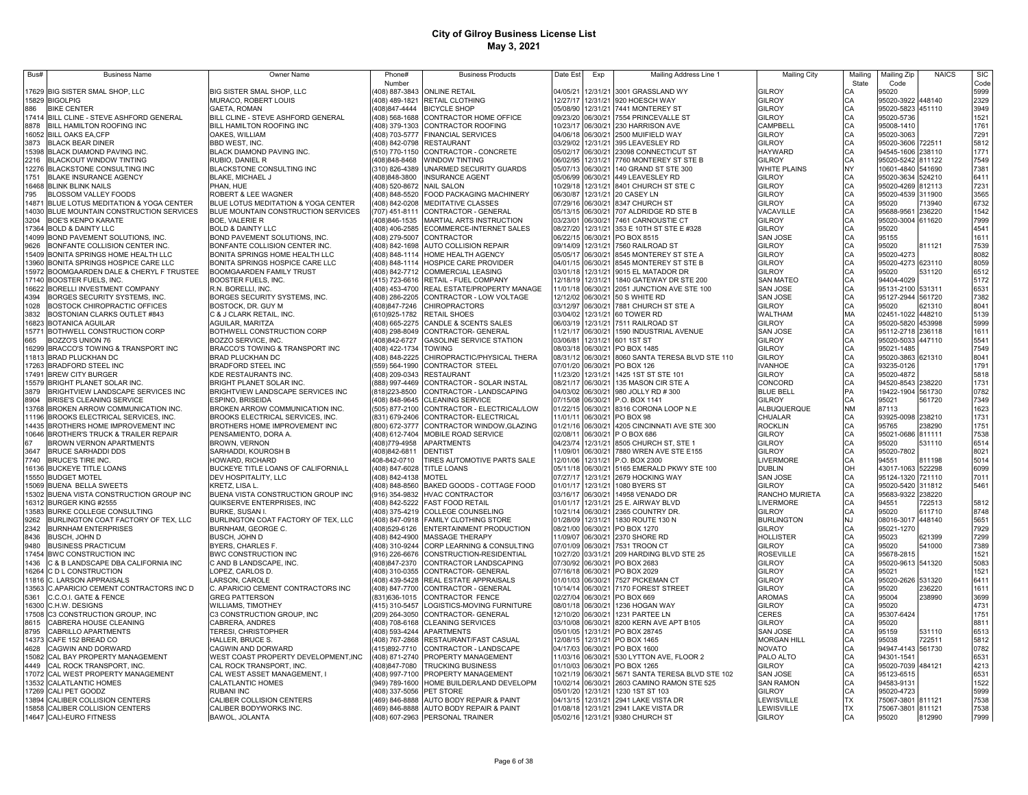# City of Gilroy Business License List

**May 3, 2021**

| Bus# | Business Name | Owner Name | Phone# Number | Business Products | Date Est | Exp | Mailing Address Line 1 | Mailing City | Mailing State | Mailing Zip Code | NAICS | SIC Code |
|---|---|---|---|---|---|---|---|---|---|---|---|---|
| 17629 | BIG SISTER SMAL SHOP, LLC | BIG SISTER SMAL SHOP, LLC | (408) 887-3843 | ONLINE RETAIL | 04/05/21 | 12/31/21 | 3001 GRASSLAND WY | GILROY | CA | 95020 | | 5999 |
| 15829 | BIGOLPIG | MURACO, ROBERT LOUIS | (408) 489-1821 | RETAIL CLOTHING | 12/27/17 | 12/31/21 | 920 HOESCH WAY | GILROY | CA | 95020-3922 | 448140 | 2329 |
| 886 | BIKE CENTER | GAETA, ROMAN | (408)847-4444 | BICYCLE SHOP | 05/08/90 | 12/31/21 | 7441 MONTEREY ST | GILROY | CA | 95020-5823 | 451110 | 3949 |
| 17414 | BILL CLINE - STEVE ASHFORD GENERAL | BILL CLINE - STEVE ASHFORD GENERAL | (408) 568-1688 | CONTRACTOR HOME OFFICE | 09/23/20 | 06/30/21 | 7554 PRINCEVALLE ST | GILROY | CA | 95020-5736 | | 1521 |
| 8878 | BILL HAMILTON ROOFING INC | BILL HAMILTON ROOFING INC | (408) 379-1303 | CONTRACTOR ROOFING | 10/23/17 | 06/30/21 | 230 HARRISON AVE | CAMPBELL | CA | 95008-1410 | | 1761 |
| 16052 | BILL OAKS EA,CFP | OAKES, WILLIAM | (408) 703-5777 | FINANCIAL SERVICES | 04/06/18 | 06/30/21 | 2500 MUIFIELD WAY | GILROY | CA | 95020-3063 | | 7291 |
| 3873 | BLACK BEAR DINER | BBD WEST, INC. | (408) 842-0798 | RESTAURANT | 03/29/02 | 12/31/21 | 395 LEAVESLEY RD | GILROY | CA | 95020-3606 | 722511 | 5812 |
| 15398 | BLACK DIAMOND PAVING INC. | BLACK DIAMOND PAVING INC. | (510) 770-1150 | CONTRACTOR - CONCRETE | 05/02/17 | 06/30/21 | 23098 CONNECTICUT ST | HAYWARD | CA | 94545-1606 | 238110 | 1771 |
| 2216 | BLACKOUT WINDOW TINTING | RUBIO, DANIEL R | (408)848-8468 | WINDOW TINTING | 06/02/95 | 12/31/21 | 7760 MONTEREY ST STE B | GILROY | CA | 95020-5242 | 811122 | 7549 |
| 12276 | BLACKSTONE CONSULTING INC | BLACKSTONE CONSULTING INC | (310) 826-4389 | UNARMED SECURITY GUARDS | 05/07/13 | 06/30/21 | 140 GRAND ST STE 300 | WHITE PLAINS | NY | 10601-4840 | 541690 | 7381 |
| 1751 | BLAKE INSURANCE AGENCY | BLAKE, MICHAEL J | (408)848-3800 | INSURANCE AGENT | 05/06/99 | 06/30/21 | 449 LEAVESLEY RD | GILROY | CA | 95020-3634 | 524210 | 6411 |
| 16468 | BLINK BLINK NAILS | PHAN, HUE | (408) 520-8672 | NAIL SALON | 10/29/18 | 12/31/21 | 8401 CHURCH ST STE C | GILROY | CA | 95020-4269 | 812113 | 7231 |
| 795 | BLOSSOM VALLEY FOODS | ROBERT & LEE WAGNER | (408) 848-5520 | FOOD PACKAGING MACHINERY | 06/30/87 | 12/31/21 | 20 CASEY LN | GILROY | CA | 95020-4539 | 311900 | 3565 |
| 14871 | BLUE LOTUS MEDITATION & YOGA CENTER | BLUE LOTUS MEDITATION & YOGA CENTER | (408) 842-0208 | MEDITATIVE CLASSES | 07/29/16 | 06/30/21 | 8347 CHURCH ST | GILROY | CA | 95020 | 713940 | 6732 |
| 14030 | BLUE MOUNTAIN CONSTRUCTION SERVICES | BLUE MOUNTAIN CONSTRUCTION SERVICES | (707) 451-8111 | CONTRACTOR - GENERAL | 05/13/15 | 06/30/21 | 707 ALDRIDGE RD STE B | VACAVILLE | CA | 95688-9561 | 236220 | 1542 |
| 3204 | BOE'S KENPO KARATE | BOE, VALERIE R | (408)846-1535 | MARTIAL ARTS INSTRUCTION | 03/23/01 | 06/30/21 | 7461 CARNOUSTIE CT | GILROY | CA | 95020-3004 | 611620 | 7999 |
| 17364 | BOLD & DAINTY LLC | BOLD & DAINTY LLC | (408) 406-2585 | ECOMMERCE-INTERNET SALES | 08/27/20 | 12/31/21 | 353 E 10TH ST STE E #328 | GILROY | CA | 95020 | | 4541 |
| 14099 | BOND PAVEMENT SOLUTIONS, INC. | BOND PAVEMENT SOLUTIONS, INC. | (408) 279-5007 | CONTRACTOR | 06/22/15 | 06/30/21 | PO BOX 8515 | SAN JOSE | CA | 95155 | | 1611 |
| 9626 | BONFANTE COLLISION CENTER INC. | BONFANTE COLLISION CENTER INC. | (408) 842-1698 | AUTO COLLISION REPAIR | 09/14/09 | 12/31/21 | 7560 RAILROAD ST | GILROY | CA | 95020 | 811121 | 7539 |
| 15409 | BONITA SPRINGS HOME HEALTH LLC | BONITA SPRINGS HOME HEALTH LLC | (408) 848-1114 | HOME HEALTH AGENCY | 05/05/17 | 06/30/21 | 8545 MONTEREY ST STE A | GILROY | CA | 95020-4273 | | 8082 |
| 13960 | BONITA SPRINGS HOSPICE CARE LLC | BONITA SPRINGS HOSPICE CARE LLC | (408) 848-1114 | HOSPICE CARE PROVIDER | 04/01/15 | 06/30/21 | 8545 MONTEREY ST STE B | GILROY | CA | 95020-4273 | 623110 | 8059 |
| 15972 | BOOMGAARDEN DALE & CHERYL F TRUSTEE | BOOMGAARDEN FAMILY TRUST | (408) 842-7712 | COMMERCIAL LEASING | 03/01/18 | 12/31/21 | 9015 EL MATADOR DR | GILROY | CA | 95020 | 531120 | 6512 |
| 17140 | BOOSTER FUELS, INC. | BOOSTER FUELS, INC. | (415) 723-6616 | RETAIL - FUEL COMPANY | 12/18/19 | 12/31/21 | 1840 GATEWAY DR STE 200 | SAN MATEO | CA | 94404-4029 | | 5172 |
| 16622 | BORELLI INVESTMENT COMPANY | R.N. BORELLI, INC. | (408) 453-4700 | REAL ESTATE/PROPERTY MANAGE | 11/01/18 | 06/30/21 | 2051 JUNCTION AVE STE 100 | SAN JOSE | CA | 95131-2100 | 531311 | 6531 |
| 4394 | BORGES SECURITY SYSTEMS, INC. | BORGES SECURITY SYSTEMS, INC. | (408) 286-2205 | CONTRACTOR - LOW VOLTAGE | 12/12/02 | 06/30/21 | 50 S WHITE RD | SAN JOSE | CA | 95127-2944 | 561720 | 7382 |
| 1028 | BOSTOCK CHIROPRACTIC OFFICES | BOSTOCK, DR. GUY M | (408)847-7246 | CHIROPRACTORS | 03/12/97 | 06/30/21 | 7881 CHURCH ST STE A | GILROY | CA | 95020 | 621310 | 8041 |
| 3832 | BOSTONIAN CLARKS OUTLET #843 | C & J CLARK RETAIL, INC. | (610)925-1782 | RETAIL SHOES | 03/04/02 | 12/31/21 | 60 TOWER RD | WALTHAM | MA | 02451-1022 | 448210 | 5139 |
| 16823 | BOTANICA AGUILAR | AGUILAR, MARITZA | (408) 665-2275 | CANDLE & SCENTS SALES | 06/03/19 | 12/31/21 | 7511 RAILROAD ST | GILROY | CA | 95020-5820 | 453998 | 5999 |
| 15771 | BOTHWELL CONSTRUCTION CORP | BOTHWELL CONSTRUCTION CORP | (408) 298-8049 | CONTRACTOR- GENERAL | 11/21/17 | 06/30/21 | 1590 INDUSTRIAL AVENUE | SAN JOSE | CA | 95112-2718 | 236118 | 1611 |
| 665 | BOZZO'S UNION 76 | BOZZO SERVICE, INC. | (408)842-6727 | GASOLINE SERVICE STATION | 03/06/81 | 12/31/21 | 601 1ST ST | GILROY | CA | 95020-5033 | 447110 | 5541 |
| 16299 | BRACCO'S TOWING & TRANSPORT INC | BRACCO'S TOWING & TRANSPORT INC | (408) 422-1734 | TOWING | 08/03/18 | 06/30/21 | PO BOX 1485 | GILROY | CA | 95021-1485 | | 7549 |
| 11813 | BRAD PLUCKHAN DC | BRAD PLUCKHAN DC | (408) 848-2225 | CHIROPRACTIC/PHYSICAL THERA | 08/31/12 | 06/30/21 | 8060 SANTA TERESA BLVD STE 110 | GILROY | CA | 95020-3863 | 621310 | 8041 |
| 17263 | BRADFORD STEEL INC | BRADFORD STEEL INC | (559) 564-1990 | CONTRACTOR STEEL | 07/01/20 | 06/30/21 | PO BOX 126 | IVANHOE | CA | 93235-0126 | | 1791 |
| 17491 | BREW CITY BURGER | KDE RESTAURANTS INC. | (408) 209-0343 | RESTAURANT | 11/23/20 | 12/31/21 | 1425 1ST ST STE 101 | GILROY | CA | 95020-4872 | | 5818 |
| 15579 | BRIGHT PLANET SOLAR INC. | BRIGHT PLANET SOLAR INC. | (888) 997-4469 | CONTRACTOR - SOLAR INSTAL | 08/21/17 | 06/30/21 | 135 MASON CIR STE A | CONCORD | CA | 94520-8543 | 238220 | 1731 |
| 3879 | BRIGHTVIEW LANDSCAPE SERVICES INC | BRIGHTVIEW LANDSCAPE SERVICES INC | (818)223-8500 | CONTRACTOR - LANDSCAPING | 04/03/02 | 06/30/21 | 980 JOLLY RD # 300 | BLUE BELL | PA | 19422-1904 | 561730 | 0782 |
| 8904 | BRISE'S CLEANING SERVICE | ESPINO, BRISEIDA | (408) 848-9645 | CLEANING SERVICE | 07/15/08 | 06/30/21 | P.O. BOX 1141 | GILROY | CA | 95021 | 561720 | 7349 |
| 13768 | BROKEN ARROW COMMUNICATION INC. | BROKEN ARROW COMMUNICATION INC. | (505) 877-2100 | CONTRACTOR - ELECTRICAL/LOW | 01/22/15 | 06/30/21 | 8316 CORONA LOOP N.E | ALBUQUERQUE | NM | 87113 | | 1623 |
| 11196 | BROOKS ELECTRICAL SERVICES, INC. | BROOKS ELECTRICAL SERVICES, INC. | (831) 679-2406 | CONTRACTOR- ELECTRICAL | 11/01/11 | 06/30/21 | PO BOX 98 | CHUALAR | CA | 93925-0098 | 238210 | 1731 |
| 14435 | BROTHERS HOME IMPROVEMENT INC | BROTHERS HOME IMPROVEMENT INC | (800) 672-3777 | CONTRACTOR WINDOW,GLAZING | 01/21/16 | 06/30/21 | 4205 CINCINNATI AVE STE 300 | ROCKLIN | CA | 95765 | 238290 | 1751 |
| 10646 | BROTHER'S TRUCK & TRAILER REPAIR | PENSAMIENTO, DORA A. | (408) 612-7404 | MOBILE ROAD SERVICE | 02/08/11 | 06/30/21 | P O BOX 686 | GILROY | CA | 95021-0686 | 811111 | 7538 |
| 67 | BROWN VERNON APARTMENTS | BROWN, VERNON | (408)779-4958 | APARTMENTS | 04/23/74 | 12/31/21 | 8505 CHURCH ST, STE 1 | GILROY | CA | 95020 | 531110 | 6514 |
| 3647 | BRUCE SARHADDI DDS | SARHADDI, KOUROSH B | (408)842-6811 | DENTIST | 11/09/01 | 06/30/21 | 7880 WREN AVE STE E155 | GILROY | CA | 95020-7802 | | 8021 |
| 7740 | BRUCE'S TIRE INC. | HOWARD, RICHARD | 408-842-0710 | TIRES AUTOMOTIVE PARTS SALE | 12/01/06 | 12/31/21 | P.O. BOX 2300 | LIVERMORE | CA | 94551 | 811198 | 5014 |
| 16136 | BUCKEYE TITLE LOANS | BUCKEYE TITLE LOANS OF CALIFORNIA,L | (408) 847-6028 | TITLE LOANS | 05/11/18 | 06/30/21 | 5165 EMERALD PKWY STE 100 | DUBLIN | OH | 43017-1063 | 522298 | 6099 |
| 15550 | BUDGET MOTEL | DEV HOSPITALITY, LLC | (408) 842-4138 | MOTEL | 07/27/17 | 12/31/21 | 2679 HOCKING WAY | SAN JOSE | CA | 95124-1320 | 721110 | 7011 |
| 15069 | BUENA BELLA SWEETS | KRETZ, LISA L. | (408) 848-8560 | BAKED GOODS - COTTAGE FOOD | 01/01/17 | 12/31/21 | 1080 BYERS ST | GILROY | CA | 95020-5420 | 311812 | 5461 |
| 15302 | BUENA VISTA CONSTRUCTION GROUP INC | BUENA VISTA CONSTRUCTION GROUP INC | (916) 354-9832 | HVAC CONTRACTOR | 03/16/17 | 06/30/21 | 14958 VENADO DR | RANCHO MURIETA | CA | 95683-9322 | 238220 | |
| 16312 | BURGER KING #2555 | QUIKSERVE ENTERPRISES, INC | (408) 842-5222 | FAST FOOD RETAIL | 01/01/17 | 12/31/21 | 25 E. AIRWAY BLVD | LIVERMORE | CA | 94551 | 722513 | 5812 |
| 13583 | BURKE COLLEGE CONSULTING | BURKE, SUSAN I. | (408) 375-4219 | COLLEGE COUNSELING | 10/21/14 | 06/30/21 | 2365 COUNTRY DR. | GILROY | CA | 95020 | 611710 | 8748 |
| 9262 | BURLINGTON COAT FACTORY OF TEX, LLC | BURLINGTON COAT FACTORY OF TEX, LLC | (408) 847-0918 | FAMILY CLOTHING STORE | 01/28/09 | 12/31/21 | 1830 ROUTE 130 N | BURLINGTON | NJ | 08016-3017 | 448140 | 5651 |
| 2342 | BURNHAM ENTERPRISES | BURNHAM, GEORGE C. | (408)529-6126 | ENTERTAINMENT PRODUCTION | 08/21/00 | 06/30/21 | PO BOX 1270 | GILROY | CA | 95021-1270 | | 7929 |
| 8436 | BUSCH, JOHN D | BUSCH, JOHN D | (408) 842-4900 | MASSAGE THERAPY | 11/09/07 | 06/30/21 | 2370 SHORE RD | HOLLISTER | CA | 95023 | 621399 | 7299 |
| 9480 | BUSINESS PRACTICUM | BYERS, CHARLES F. | (408) 310-9244 | CORP LEARNING & CONSULTING | 07/01/09 | 06/30/21 | 7531 TROON CT | GILROY | CA | 95020 | 541000 | 7389 |
| 17454 | BWC CONSTRUCTION INC | BWC CONSTRUCTION INC | (916) 226-6676 | CONSTRUCTION-RESIDENTIAL | 10/27/20 | 03/31/21 | 209 HARDING BLVD STE 25 | ROSEVILLE | CA | 95678-2815 | | 1521 |
| 1436 | C & B LANDSCAPE DBA CALIFORNIA INC | C AND B LANDSCAPE, INC. | (408)847-2370 | CONTRACTOR LANDSCAPING | 07/30/92 | 06/30/21 | PO BOX 2683 | GILROY | CA | 95020-9613 | 541320 | 5083 |
| 16264 | C D L CONSTRUCTION | LOPEZ, CARLOS D. | (408) 310-0355 | CONTRACTOR- GENERAL | 07/16/18 | 06/30/21 | PO BOX 2029 | GILROY | CA | 95021 | | 1521 |
| 11816 | C. LARSON APPRAISALS | LARSON, CAROLE | (408) 439-5428 | REAL ESTATE APPRAISALS | 01/01/03 | 06/30/21 | 7527 PICKEMAN CT | GILROY | CA | 95020-2626 | 531320 | 6411 |
| 13563 | C.APARICIO CEMENT CONTRACTORS INC D | C. APARICIO CEMENT CONTRACTORS INC | (408) 847-7700 | CONTRACTOR - GENERAL | 10/14/14 | 06/30/21 | 7170 FOREST STREET | GILROY | CA | 95020 | 236220 | 1611 |
| 5361 | C.C.O.I. GATE & FENCE | GREG PATTERSON | (831)636-1015 | CONTRACTOR FENCE | 02/27/04 | 06/30/21 | PO BOX 669 | AROMAS | CA | 95004 | 238990 | 3699 |
| 16300 | C.H.W. DESIGNS | WILLIAMS, TIMOTHEY | (415) 310-5457 | LOGISTICS-MOVING FURNITURE | 08/01/18 | 06/30/21 | 1236 HOGAN WAY | GILROY | CA | 95020 | | 4731 |
| 17508 | C3 CONSTRUCTION GROUP, INC | C3 CONSTRUCTION GROUP, INC | (209) 264-3050 | CONTRACTOR- GENERAL | 12/10/20 | 06/30/21 | 1231 PARTEE LN | CERES | CA | 95307-6424 | | 1751 |
| 8615 | CABRERA HOUSE CLEANING | CABRERA, ANDRES | (408) 708-6168 | CLEANING SERVICES | 03/10/08 | 06/30/21 | 8200 KERN AVE APT B105 | GILROY | CA | 95020 | | 8811 |
| 8795 | CABRILLO APARTMENTS | TERESI, CHRISTOPHER | (408) 593-4244 | APARTMENTS | 05/01/05 | 12/31/21 | PO BOX 28745 | SAN JOSE | CA | 95159 | 531110 | 6513 |
| 14373 | CAFE 152 BREAD CO | HALLER, BRUCE S. | (408) 767-2868 | RESTAURANT/FAST CASUAL | 12/08/15 | 12/31/21 | PO BOX 1465 | MORGAN HILL | CA | 95038 | 722511 | 5812 |
| 4628 | CAGWIN AND DORWARD | CAGWIN AND DORWARD | (415)892-7710 | CONTRACTOR - LANDSCAPE | 04/17/03 | 06/30/21 | PO BOX 1600 | NOVATO | CA | 94947-4143 | 561730 | 0782 |
| 15082 | CAL BAY PROPERTY MANAGEMENT | WEST COAST PROPERTY DEVELOPMENT,INC | (408) 871-2740 | PROPERTY MANAGEMENT | 11/03/16 | 06/30/21 | 530 LYTTON AVE, FLOOR 2 | PALO ALTO | CA | 94301-1541 | | 6531 |
| 4449 | CAL ROCK TRANSPORT, INC. | CAL ROCK TRANSPORT, INC. | (408)847-7080 | TRUCKING BUSINESS | 01/10/03 | 06/30/21 | PO BOX 1265 | GILROY | CA | 95020-7039 | 484121 | 4213 |
| 17072 | CAL WEST PROPERTY MANAGEMENT | CAL WEST ASSET MANAGEMENT, I | (408) 997-7100 | PROPERTY MANAGEMENT | 10/21/19 | 06/30/21 | 5671 SANTA TERESA BLVD STE 102 | SAN JOSE | CA | 95123-6515 | | 6531 |
| 13532 | CALATLANTIC HOMES | CALATLANTIC HOMES | (949) 789-1600 | HOME BUILDER/LAND DEVELOPM | 10/02/14 | 06/30/21 | 2603 CAMINO RAMON STE 525 | SAN RAMON | CA | 94583-9131 | | 1522 |
| 17269 | CALI PET GOODZ | RUBANI INC | (408) 337-5056 | PET STORE | 05/01/20 | 12/31/21 | 1230 1ST ST 103 | GILROY | CA | 95020-4723 | | 5999 |
| 13894 | CALIBER COLLISION CENTERS | CALIBER COLLISION CENTERS | (469) 846-8888 | AUTO BODY REPAIR & PAINT | 04/13/15 | 12/31/21 | 2941 LAKE VISTA DR | LEWISVILLE | TX | 75067-3801 | 811121 | 7538 |
| 15858 | CALIBER COLLISION CENTERS | CALIBER BODYWORKS INC. | (469) 846-8888 | AUTO BODY REPAIR & PAINT | 01/08/18 | 12/31/21 | 2941 LAKE VISTA DR | LEWISVILLE | TX | 75067-3801 | 811121 | 7538 |
| 14647 | CALI-EURO FITNESS | BAWOL, JOLANTA | (408) 607-2963 | PERSONAL TRAINER | 05/02/16 | 12/31/21 | 9380 CHURCH ST | GILROY | CA | 95020 | 812990 | 7999 |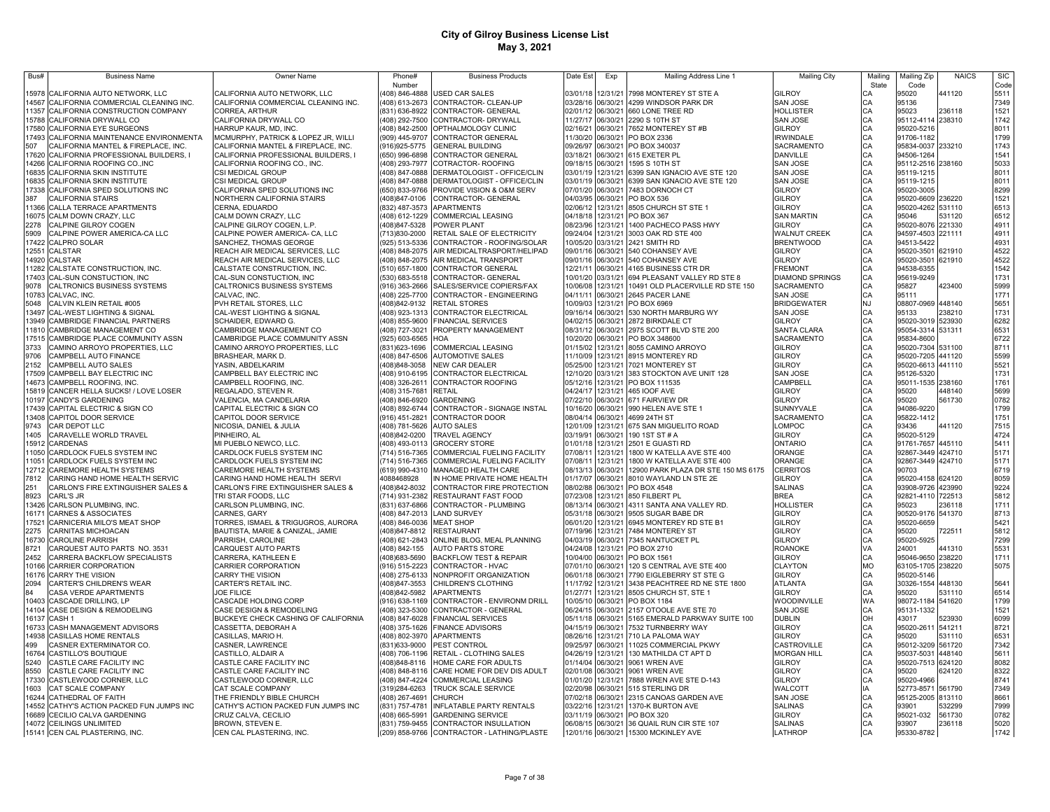# City of Gilroy Business License List

**May 3, 2021**

| Bus# | Business Name | Owner Name | Phone# Number | Business Products | Date Est | Exp | Mailing Address Line 1 | Mailing City | Mailing State | Mailing Zip Code | NAICS | SIC Code |
|---|---|---|---|---|---|---|---|---|---|---|---|---|
| 15978 | CALIFORNIA AUTO NETWORK, LLC | CALIFORNIA AUTO NETWORK, LLC | (408) 846-4888 | USED CAR SALES | 03/01/18 | 12/31/21 | 7998 MONTEREY ST STE A | GILROY | CA | 95020 | 441120 | 5511 |
| 14567 | CALIFORNIA COMMERCIAL CLEANING INC. | CALIFORNIA COMMERCIAL CLEANING INC. | (408) 613-2673 | CONTRACTOR- CLEAN-UP | 03/28/16 | 06/30/21 | 4299 WINDSOR PARK DR | SAN JOSE | CA | 95136 | | 7349 |
| 11357 | CALIFORNIA CONSTRUCTION COMPANY | CORREA, ARTHUR | (831) 636-8922 | CONTRACTOR- GENERAL | 02/01/12 | 06/30/21 | 660 LONE TREE RD | HOLLISTER | CA | 95023 | 236118 | 1521 |
| 15788 | CALIFORNIA DRYWALL CO | CALIFORNIA DRYWALL CO | (408) 292-7500 | CONTRACTOR- DRYWALL | 11/27/17 | 06/30/21 | 2290 S 10TH ST | SAN JOSE | CA | 95112-4114 | 238310 | 1742 |
| 17580 | CALIFORNIA EYE SURGEONS | HARRUP KAUR, MD, INC. | (408) 842-2500 | OPTHALMOLOGY CLINIC | 02/16/21 | 06/30/21 | 7652 MONTEREY ST #B | GILROY | CA | 95020-5216 | | 8011 |
| 17493 | CALIFORNIA MAINTENANCE ENVIRONMENTA | MCMURPHY, PATRICK & LOPEZ JR, WILLI | (909) 445-9707 | CONTRACTOR GENERAL | 11/30/20 | 06/30/21 | PO BOX 2336 | IRWINDALE | CA | 91706-1182 | | 1799 |
| 507 | CALIFORNIA MANTEL & FIREPLACE, INC. | CALIFORNIA MANTEL & FIREPLACE, INC. | (916)925-5775 | GENERAL BUILDING | 09/26/97 | 06/30/21 | PO BOX 340037 | SACRAMENTO | CA | 95834-0037 | 233210 | 1743 |
| 17620 | CALIFORNIA PROFESSIONAL BUILDERS, I | CALIFORNIA PROFESSIONAL BUILDERS, I | (650) 996-6898 | CONTRACTOR GENERAL | 03/18/21 | 06/30/21 | 615 EXETER PL | DANVILLE | CA | 94506-1264 | | 1541 |
| 14266 | CALIFORNIA ROOFING CO.,INC | CALIFORNIA ROOFING CO., INC. | (408) 293-7977 | COTRACTOR- ROOFING | 09/18/15 | 06/30/21 | 1595 S 10TH ST | SAN JOSE | CA | 95112-2516 | 238160 | 5033 |
| 16835 | CALIFORNIA SKIN INSTITUTE | CSI MEDICAL GROUP | (408) 847-0888 | DERMATOLOGIST - OFFICE/CLIN | 03/01/19 | 12/31/21 | 6399 SAN IGNACIO AVE STE 120 | SAN JOSE | CA | 95119-1215 | | 8011 |
| 16835 | CALIFORNIA SKIN INSTITUTE | CSI MEDICAL GROUP | (408) 847-0888 | DERMATOLOGIST - OFFICE/CLIN | 03/01/19 | 06/30/21 | 6399 SAN IGNACIO AVE STE 120 | SAN JOSE | CA | 95119-1215 | | 8011 |
| 17338 | CALIFORNIA SPED SOLUTIONS INC | CALIFORNIA SPED SOLUTIONS INC | (650) 833-9766 | PROVIDE VISION & O&M SERV | 07/01/20 | 06/30/21 | 7483 DORNOCH CT | GILROY | CA | 95020-3005 | | 8299 |
| 387 | CALIFORNIA STAIRS | NORTHERN CALIFORNIA STAIRS | (408)847-0106 | CONTRACTOR- GENERAL | 04/03/95 | 06/30/21 | PO BOX 536 | GILROY | CA | 95020-6609 | 236220 | 1521 |
| 11366 | CALLA TERRACE APARTMENTS | CERNA, EDUARDO | (832) 487-3573 | APARTMENTS | 02/06/12 | 12/31/21 | 8505 CHURCH ST STE 1 | GILROY | CA | 95020-4262 | 531110 | 6513 |
| 16075 | CALM DOWN CRAZY, LLC | CALM DOWN CRAZY, LLC | (408) 612-1229 | COMMERCIAL LEASING | 04/18/18 | 12/31/21 | PO BOX 367 | SAN MARTIN | CA | 95046 | 531120 | 6512 |
| 2278 | CALPINE GILROY COGEN | CALPINE GILROY COGEN, L.P. | (408)847-5328 | POWER PLANT | 08/23/96 | 12/31/21 | 1400 PACHECO PASS HWY | GILROY | CA | 95020-8076 | 221330 | 4911 |
| 5909 | CALPINE POWER AMERICA-CA LLC | CALPINE POWER AMERICA- CA, LLC | (713)830-2000 | RETAIL SALE OF ELECTRICITY | 09/24/04 | 12/31/21 | 3003 OAK RD STE 400 | WALNUT CREEK | CA | 94597-4503 | 221111 | 4911 |
| 17422 | CALPRO SOLAR | SANCHEZ, THOMAS GEORGE | (925) 513-5336 | CONTRACTOR - ROOFING/SOLAR | 10/05/20 | 03/31/21 | 2421 SMITH RD | BRENTWOOD | CA | 94513-5422 | | 4931 |
| 12551 | CALSTAR | REACH AIR MEDICAL SERVICES, LLC | (408) 848-2075 | AIR MEDICALTRASPORT/HELIPAD | 09/01/16 | 06/30/21 | 540 COHANSEY AVE | GILROY | CA | 95020-3501 | 621910 | 4522 |
| 14920 | CALSTAR | REACH AIR MEDICAL SERVICES, LLC | (408) 848-2075 | AIR MEDICAL TRANSPORT | 09/01/16 | 06/30/21 | 540 COHANSEY AVE | GILROY | CA | 95020-3501 | 621910 | 4522 |
| 11282 | CALSTATE CONSTRUCTION, INC. | CALSTATE CONSTRUCTION, INC. | (510) 657-1800 | CONTRACTOR GENERAL | 12/21/11 | 06/30/21 | 4165 BUSINESS CTR DR | FREMONT | CA | 94538-6355 | | 1542 |
| 17403 | CAL-SUN CONSTUCTION, INC | CAL-SUN CONSTUCTION, INC | (530) 683-5518 | CONTRACTOR- GENERAL | 10/01/20 | 03/31/21 | 694 PLEASANT VALLEY RD STE 8 | DIAMOND SPRINGS | CA | 95619-9249 | | 1731 |
| 9078 | CALTRONICS BUSINESS SYSTEMS | CALTRONICS BUSINESS SYSTEMS | (916) 363-2666 | SALES/SERVICE COPIERS/FAX | 10/06/08 | 12/31/21 | 10491 OLD PLACERVILLE RD STE 150 | SACRAMENTO | CA | 95827 | 423400 | 5999 |
| 10783 | CALVAC, INC. | CALVAC, INC. | (408) 225-7700 | CONTRACTOR - ENGINEERING | 04/11/11 | 06/30/21 | 2645 PACER LANE | SAN JOSE | CA | 95111 | | 1771 |
| 5048 | CALVIN KLEIN RETAIL #005 | PVH RETAIL STORES, LLC | (408)842-9132 | RETAIL STORES | 10/09/03 | 12/31/21 | PO BOX 6969 | BRIDGEWATER | NJ | 08807-0969 | 448140 | 5651 |
| 13497 | CAL-WEST LIGHTING & SIGNAL | CAL-WEST LIGHTING & SIGNAL | (408) 923-1313 | CONTRACTOR ELECTRICAL | 09/16/14 | 06/30/21 | 530 NORTH MARBURG WY | SAN JOSE | CA | 95133 | 238210 | 1731 |
| 13949 | CAMBRIDGE FINANCIAL PARTNERS | SCHAIDER, EDWARD G. | (408) 855-9600 | FINANCIAL SERVICES | 04/02/15 | 06/30/21 | 2872 BIRKDALE CT | GILROY | CA | 95020-3019 | 523930 | 6282 |
| 11810 | CAMBRIDGE MANAGEMENT CO | CAMBRIDGE MANAGEMENT CO | (408) 727-3021 | PROPERTY MANAGEMENT | 08/31/12 | 06/30/21 | 2975 SCOTT BLVD STE 200 | SANTA CLARA | CA | 95054-3314 | 531311 | 6531 |
| 17515 | CAMBRIDGE PLACE COMMUNITY ASSN | CAMBRIDGE PLACE COMMUNITY ASSN | (925) 603-6565 | HOA | 10/20/20 | 06/30/21 | PO BOX 348600 | SACRAMENTO | CA | 95834-8600 | | 6722 |
| 3733 | CAMINO ARROYO PROPERTIES, LLC | CAMINO ARROYO PROPERTIES, LLC | (831)623-1696 | COMMERCIAL LEASING | 01/15/02 | 12/31/21 | 8055 CAMINO ARROYO | GILROY | CA | 95020-7304 | 531100 | 8711 |
| 9706 | CAMPBELL AUTO FINANCE | BRASHEAR, MARK D. | (408) 847-6506 | AUTOMOTIVE SALES | 11/10/09 | 12/31/21 | 8915 MONTEREY RD | GILROY | CA | 95020-7205 | 441120 | 5599 |
| 2152 | CAMPBELL AUTO SALES | YASIN, ABDELKARIM | (408)848-3058 | NEW CAR DEALER | 05/25/00 | 12/31/21 | 7021 MONTEREY ST | GILROY | CA | 95020-6613 | 441110 | 5521 |
| 17509 | CAMPBELL BAY ELECTRIC INC | CAMPBELL BAY ELECTRIC INC | (408) 910-6195 | CONTRACTOR ELECTRICAL | 12/10/20 | 03/31/21 | 383 STOCKTON AVE UNIT 128 | SAN JOSE | CA | 95126-5320 | | 1731 |
| 14673 | CAMPBELL ROOFING, INC. | CAMPBELL ROOFING, INC. | (408) 326-2611 | CONTRACTOR ROOFING | 05/12/16 | 12/31/21 | PO BOX 111535 | CAMPBELL | CA | 95011-1535 | 238160 | 1761 |
| 15819 | CANCER HELLA SUCKS! / LOVE LOSER | REGALADO, STEVEN R. | (408) 315-7681 | RETAIL | 04/24/17 | 12/31/21 | 465 IOOF AVE | GILROY | CA | 95020 | 448140 | 5699 |
| 10197 | CANDY'S GARDENING | VALENCIA, MA CANDELARIA | (408) 846-6920 | GARDENING | 07/22/10 | 06/30/21 | 671 FAIRVIEW DR | GILROY | CA | 95020 | 561730 | 0782 |
| 17439 | CAPITAL ELECTRIC & SIGN CO | CAPITAL ELECTRIC & SIGN CO | (408) 892-6744 | CONTRACTOR - SIGNAGE INSTAL | 10/16/20 | 06/30/21 | 990 HELEN AVE STE 1 | SUNNYVALE | CA | 94086-9220 | | 1799 |
| 13408 | CAPITOL DOOR SERVICE | CAPITOL DOOR SERVICE | (916) 451-2821 | CONTRACTOR DOOR | 08/04/14 | 06/30/21 | 4699 24TH ST | SACRAMENTO | CA | 95822-1412 | | 1751 |
| 9743 | CAR DEPOT LLC | NICOSIA, DANIEL & JULIA | (408) 781-5626 | AUTO SALES | 12/01/09 | 12/31/21 | 675 SAN MIGUELITO ROAD | LOMPOC | CA | 93436 | 441120 | 7515 |
| 1405 | CARAVELLE WORLD TRAVEL | PINHEIRO, AL | (408)842-0200 | TRAVEL AGENCY | 03/19/91 | 06/30/21 | 190 1ST ST # A | GILROY | CA | 95020-5129 | | 4724 |
| 15912 | CARDENAS | MI PUEBLO NEWCO, LLC. | (408) 493-0113 | GROCERY STORE | 01/01/18 | 12/31/21 | 2501 E GUASTI RD | ONTARIO | CA | 91761-7657 | 445110 | 5411 |
| 11050 | CARDLOCK FUELS SYSTEM INC | CARDLOCK FUELS SYSTEM INC | (714) 516-7365 | COMMERCIAL FUELING FACILITY | 07/08/11 | 12/31/21 | 1800 W KATELLA AVE STE 400 | ORANGE | CA | 92867-3449 | 424710 | 5171 |
| 11051 | CARDLOCK FUELS SYSTEM INC | CARDLOCK FUELS SYSTEM INC | (714) 516-7365 | COMMERCIAL FUELING FACILITY | 07/08/11 | 12/31/21 | 1800 W KATELLA AVE STE 400 | ORANGE | CA | 92867-3449 | 424710 | 5171 |
| 12712 | CAREMORE HEALTH SYSTEMS | CAREMORE HEALTH SYSTEMS | (619) 990-4310 | MANAGED HEALTH CARE | 08/13/13 | 06/30/21 | 12900 PARK PLAZA DR STE 150 MS 6175 | CERRITOS | CA | 90703 | | 6719 |
| 7812 | CARING HAND HOME HEALTH SERVIC | CARING HAND HOME HEALTH SERVI | 4088468928 | IN HOME PRIVATE HOME HEALTH | 01/17/07 | 06/30/21 | 8010 WAYLAND LN STE 2E | GILROY | CA | 95020-4158 | 624120 | 8059 |
| 251 | CARLON'S FIRE EXTINGUISHER SALES & | CARLON'S FIRE EXTINGUISHER SALES & | (408)842-8032 | CONTRACTOR FIRE PROTECTION | 08/02/88 | 06/30/21 | PO BOX 4548 | SALINAS | CA | 93908-9726 | 423990 | 9224 |
| 8923 | CARL'S JR | TRI STAR FOODS, LLC | (714) 931-2382 | RESTAURANT FAST FOOD | 07/23/08 | 12/31/21 | 850 FILBERT PL | BREA | CA | 92821-4110 | 722513 | 5812 |
| 13426 | CARLSON PLUMBING, INC. | CARLSON PLUMBING, INC. | (831) 637-6866 | CONTRACTOR - PLUMBING | 08/13/14 | 06/30/21 | 4311 SANTA ANA VALLEY RD. | HOLLISTER | CA | 95023 | 236118 | 1711 |
| 16171 | CARNES & ASSOCIATES | CARNES, GARY | (408) 847-2013 | LAND SURVEY | 05/31/18 | 06/30/21 | 9505 SUGAR BABE DR | GILROY | CA | 90520-9176 | 541370 | 8713 |
| 17521 | CARNICERIA MILO'S MEAT SHOP | TORRES, ISMAEL & TRIGUGROS, AURORA | (408) 846-0036 | MEAT SHOP | 06/01/20 | 12/31/21 | 6945 MONTEREY RD STE B1 | GILROY | CA | 95020-6659 | | 5421 |
| 2275 | CARNITAS MICHOACAN | BAUTISTA, MARIE & CANIZAL, JAMIE | (408)847-8812 | RESTAURANT | 07/19/96 | 12/31/21 | 7484 MONTEREY ST | GILROY | CA | 95020 | 722511 | 5812 |
| 16730 | CAROLINE PARRISH | PARRISH, CAROLINE | (408) 621-2843 | ONLINE BLOG, MEAL PLANNING | 04/03/19 | 06/30/21 | 7345 NANTUCKET PL | GILROY | CA | 95020-5925 | | 7299 |
| 8721 | CARQUEST AUTO PARTS NO. 3531 | CARQUEST AUTO PARTS | (408) 842-155 | AUTO PARTS STORE | 04/24/08 | 12/31/21 | PO BOX 2710 | ROANOKE | VA | 24001 | 441310 | 5531 |
| 2452 | CARRERA BACKFLOW SPECIALISTS | CARRERA, KATHLEEN E | (408)683-5690 | BACKFLOW TEST & REPAIR | 10/04/00 | 06/30/21 | PO BOX 1561 | GILROY | CA | 95046-9650 | 238220 | 1711 |
| 10166 | CARRIER CORPORATION | CARRIER CORPORATION | (916) 515-2223 | CONTRACTOR - HVAC | 07/01/10 | 06/30/21 | 120 S CENTRAL AVE STE 400 | CLAYTON | MO | 63105-1705 | 238220 | 5075 |
| 16176 | CARRY THE VISION | CARRY THE VISION | (408) 275-6133 | NONPROFIT ORGANIZATION | 06/01/18 | 06/30/21 | 7790 EIGLEBERRY ST STE G | GILROY | CA | 95020-5146 | | |
| 2094 | CARTER'S CHILDREN'S WEAR | CARTER'S RETAIL INC. | (408)847-3553 | CHILDREN'S CLOTHING | 11/17/92 | 12/31/21 | 3438 PEACHTREE RD NE STE 1800 | ATLANTA | GA | 30326-1554 | 448130 | 5641 |
| 84 | CASA VERDE APARTMENTS | JOE FILICE | (408)842-5982 | APARTMENTS | 01/27/71 | 12/31/21 | 8505 CHURCH ST, STE 1 | GILROY | CA | 95020 | 531110 | 6514 |
| 10403 | CASCADE DRILLING, LP | CASCADE HOLDING CORP | (916) 638-1169 | CONTRACTOR - ENVIRONM DRILL | 10/05/10 | 06/30/21 | PO BOX 1184 | WOODINVILLE | WA | 98072-1184 | 541620 | 1799 |
| 14104 | CASE DESIGN & REMODELING | CASE DESIGN & REMODELING | (408) 323-5300 | CONTRACTOR - GENERAL | 06/24/15 | 06/30/21 | 2157 OTOOLE AVE STE 70 | SAN JOSE | CA | 95131-1332 | | 1521 |
| 16137 | CASH 1 | BUCKEYE CHECK CASHING OF CALIFORNIA | (408) 847-6028 | FINANCIAL SERVICES | 05/11/18 | 06/30/21 | 5165 EMERALD PARKWAY SUITE 100 | DUBLIN | OH | 43017 | 523930 | 6099 |
| 16733 | CASH MANAGEMENT ADVISORS | CASSETTA, DEBORAH A | (408) 375-1626 | FINANCE ADVISORS | 04/15/19 | 06/30/21 | 7532 TURNBERRY WAY | GILROY | CA | 95020-2611 | 541211 | 8721 |
| 14938 | CASILLAS HOME RENTALS | CASILLAS, MARIO H. | (408) 802-3970 | APARTMENTS | 08/26/16 | 12/31/21 | 710 LA PALOMA WAY | GILROY | CA | 95020 | 531110 | 6531 |
| 499 | CASNER EXTERMINATOR CO. | CASNER, LAWRENCE | (831)633-9000 | PEST CONTROL | 09/25/97 | 06/30/21 | 11025 COMMERCIAL PKWY | CASTROVILLE | CA | 95012-3209 | 561720 | 7342 |
| 16764 | CASTILLO'S BOUTIQUE | CASTILLO, ALDAIR A | (408) 706-1196 | RETAIL - CLOTHING SALES | 04/26/19 | 12/31/21 | 130 MATHILDA CT APT D | MORGAN HILL | CA | 95037-5031 | 448140 | 5611 |
| 5240 | CASTLE CARE FACILITY INC | CASTLE CARE FACILITY INC | (408)848-8116 | HOME CARE FOR ADULTS | 01/14/04 | 06/30/21 | 9061 WREN AVE | GILROY | CA | 95020-7513 | 624120 | 8082 |
| 8550 | CASTLE CARE FACILITY INC | CASTLE CARE FACILITY INC | (408) 848-8116 | CARE HOME FOR DEV DIS ADULT | 02/01/08 | 06/30/21 | 9061 WREN AVE | GILROY | CA | 95020 | 624120 | 8322 |
| 17330 | CASTLEWOOD CORNER, LLC | CASTLEWOOD CORNER, LLC | (408) 847-4224 | COMMERCIAL LEASING | 01/01/20 | 12/31/21 | 7888 WREN AVE STE D-143 | GILROY | CA | 95020-4966 | | 8741 |
| 1603 | CAT SCALE COMPANY | CAT SCALE COMPANY | (319)284-6263 | TRUCK SCALE SERVICE | 02/20/98 | 06/30/21 | 515 STERLING DR | WALCOTT | IA | 52773-8571 | 561790 | 7349 |
| 16244 | CATHEDRAL OF FAITH | THE FRIENDLY BIBLE CHURCH | (408) 267-4691 | CHURCH | 07/02/18 | 06/30/21 | 2315 CANOAS GARDEN AVE | SAN JOSE | CA | 95125-2005 | 813110 | 8661 |
| 14552 | CATHY'S ACTION PACKED FUN JUMPS INC | CATHY'S ACTION PACKED FUN JUMPS INC | (831) 757-4781 | INFLATABLE PARTY RENTALS | 03/22/16 | 12/31/21 | 1370-K BURTON AVE | SALINAS | CA | 93901 | 532299 | 7999 |
| 16689 | CECILIO CALVA GARDENING | CRUZ CALVA, CECILIO | (408) 665-5991 | GARDENING SERVICE | 03/11/19 | 06/30/21 | PO BOX 320 | GILROY | CA | 95021-032 | 561730 | 0782 |
| 14072 | CEILINGS UNLIMITED | BROWN, STEVEN E. | (831) 759-9455 | CONTRACTOR INSULLATION | 06/08/15 | 06/30/21 | 36 QUAIL RUN CIR STE 107 | SALINAS | CA | 93907 | 236118 | 5020 |
| 15141 | CEN CAL PLASTERING, INC. | CEN CAL PLASTERING, INC. | (209) 858-9766 | CONTRACTOR - LATHING/PLASTE | 12/01/16 | 06/30/21 | 15300 MCKINLEY AVE | LATHROP | CA | 95330-8782 | | 1742 |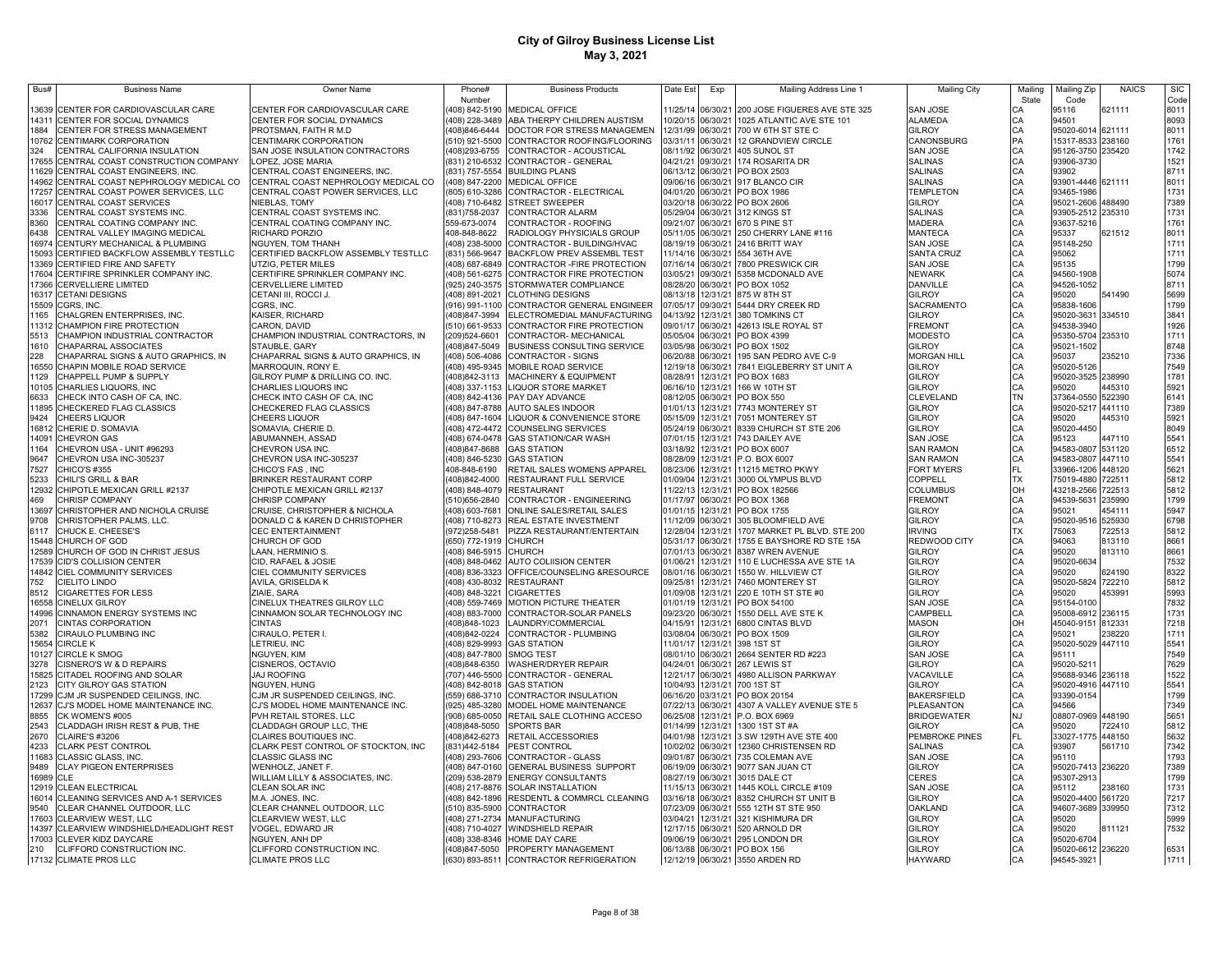# City of Gilroy Business License List
May 3, 2021

| Bus# | Business Name | Owner Name | Phone# Number | Business Products | Date Est | Exp | Mailing Address Line 1 | Mailing City | Mailing State | Mailing Zip Code | NAICS | SIC Code |
|---|---|---|---|---|---|---|---|---|---|---|---|---|
| 13639 | CENTER FOR CARDIOVASCULAR CARE | CENTER FOR CARDIOVASCULAR CARE | (408) 842-5190 | MEDICAL OFFICE | 11/25/14 | 06/30/21 | 200 JOSE FIGUERES AVE STE 325 | SAN JOSE | CA | 95116 | 621111 | 8011 |
| 14311 | CENTER FOR SOCIAL DYNAMICS | CENTER FOR SOCIAL DYNAMICS | (408) 228-3489 | ABA THERPY CHILDREN AUSTISM | 10/20/15 | 06/30/21 | 1025 ATLANTIC AVE STE 101 | ALAMEDA | CA | 94501 | | 8093 |
| 1884 | CENTER FOR STRESS MANAGEMENT | PROTSMAN, FAITH R M.D | (408)846-6444 | DOCTOR FOR STRESS MANAGEMEN | 12/31/99 | 06/30/21 | 700 W 6TH ST STE C | GILROY | CA | 95020-6014 | 621111 | 8011 |
| 10762 | CENTIMARK CORPORATION | CENTIMARK CORPORATION | (510) 921-5500 | CONTRACTOR ROOFING/FLOORING | 03/31/11 | 06/30/21 | 12 GRANDVIEW CIRCLE | CANONSBURG | PA | 15317-8533 | 238160 | 1761 |
| 324 | CENTRAL CALIFORNIA INSULATION | SAN JOSE INSULATION CONTRACTORS | (408)293-6755 | CONTRACTOR - ACOUSTICAL | 08/11/92 | 06/30/21 | 405 SUNOL ST | SAN JOSE | CA | 95126-3750 | 235420 | 1742 |
| 17655 | CENTRAL COAST CONSTRUCTION COMPANY | LOPEZ, JOSE MARIA | (831) 210-6532 | CONTRACTOR - GENERAL | 04/21/21 | 09/30/21 | 174 ROSARITA DR | SALINAS | CA | 93906-3730 | | 1521 |
| 11629 | CENTRAL COAST ENGINEERS, INC. | CENTRAL COAST ENGINEERS, INC. | (831) 757-5554 | BUILDING PLANS | 06/13/12 | 06/30/21 | PO BOX 2503 | SALINAS | CA | 93902 | | 8711 |
| 14962 | CENTRAL COAST NEPHROLOGY MEDICAL CO | CENTRAL COAST NEPHROLOGY MEDICAL CO | (408) 847-2200 | MEDICAL OFFICE | 09/06/16 | 06/30/21 | 917 BLANCO CIR | SALINAS | CA | 93901-4446 | 621111 | 8011 |
| 17257 | CENTRAL COAST POWER SERVICES, LLC | CENTRAL COAST POWER SERVICES, LLC | (805) 610-3286 | CONTRACTOR - ELECTRICAL | 04/01/20 | 06/30/21 | PO BOX 1986 | TEMPLETON | CA | 93465-1986 | | 1731 |
| 16017 | CENTRAL COAST SERVICES | NIEBLAS, TOMY | (408) 710-6482 | STREET SWEEPER | 03/20/18 | 06/30/22 | PO BOX 2606 | GILROY | CA | 95021-2606 | 488490 | 7389 |
| 3336 | CENTRAL COAST SYSTEMS INC. | CENTRAL COAST SYSTEMS INC. | (831)758-2037 | CONTRACTOR ALARM | 05/29/04 | 06/30/21 | 312 KINGS ST | SALINAS | CA | 93905-2512 | 235310 | 1731 |
| 8360 | CENTRAL COATING COMPANY INC. | CENTRAL COATING COMPANY INC. | 559-673-0074 | CONTRACTOR - ROOFING | 09/21/07 | 06/30/21 | 670 S PINE ST | MADERA | CA | 93637-5216 | | 1761 |
| 6438 | CENTRAL VALLEY IMAGING MEDICAL | RICHARD PORZIO | 408-848-8622 | RADIOLOGY PHYSICIALS GROUP | 05/11/05 | 06/30/21 | 250 CHERRY LANE #116 | MANTECA | CA | 95337 | 621512 | 8011 |
| 16974 | CENTURY MECHANICAL & PLUMBING | NGUYEN, TOM THANH | (408) 238-5000 | CONTRACTOR - BUILDING/HVAC | 08/19/19 | 06/30/21 | 2416 BRITT WAY | SAN JOSE | CA | 95148-250 | | 1711 |
| 15093 | CERTIFIED BACKFLOW ASSEMBLY TESTLLC | CERTIFIED BACKFLOW ASSEMBLY TESTLLC | (831) 566-9647 | BACKFLOW PREV ASSEMBL TEST | 11/14/16 | 06/30/21 | 554 36TH AVE | SANTA CRUZ | CA | 95062 | | 1711 |
| 13369 | CERTIFIED FIRE AND SAFETY | UTZIG, PETER MILES | (408) 687-6849 | CONTRACTOR -FIRE PROTECTION | 07/16/14 | 06/30/21 | 7800 PRESWICK CIR | SAN JOSE | CA | 95135 | | 1799 |
| 17604 | CERTIFIRE SPRINKLER COMPANY INC. | CERTIFIRE SPRINKLER COMPANY INC. | (408) 561-6275 | CONTRACTOR FIRE PROTECTION | 03/05/21 | 09/30/21 | 5358 MCDONALD AVE | NEWARK | CA | 94560-1908 | | 5074 |
| 17366 | CERVELLIERE LIMITED | CERVELLIERE LIMITED | (925) 240-3575 | STORMWATER COMPLIANCE | 08/28/20 | 06/30/21 | PO BOX 1052 | DANVILLE | CA | 94526-1052 | | 8711 |
| 16317 | CETANI DESIGNS | CETANI III, ROCCI J. | (408) 891-2021 | CLOTHING DESIGNS | 08/13/18 | 12/31/21 | 875 W 8TH ST | GILROY | CA | 95020 | 541490 | 5699 |
| 15509 | CGRS, INC. | CGRS, INC. | (916) 991-1100 | CONTRACTOR GENERAL ENGINEER | 07/05/17 | 09/30/21 | 5444 DRY CREEK RD | SACRAMENTO | CA | 95838-1606 | | 1799 |
| 1165 | CHALGREN ENTERPRISES, INC. | KAISER, RICHARD | (408)847-3994 | ELECTROMEDIAL MANUFACTURING | 04/13/92 | 12/31/21 | 380 TOMKINS CT | GILROY | CA | 95020-3631 | 334510 | 3841 |
| 11312 | CHAMPION FIRE PROTECTION | CARON, DAVID | (510) 661-9533 | CONTRACTOR FIRE PROTECTION | 09/01/17 | 06/30/21 | 42613 ISLE ROYAL ST | FREMONT | CA | 94538-3940 | | 1926 |
| 5513 | CHAMPION INDUSTRIAL CONTRACTOR | CHAMPION INDUSTRIAL CONTRACTORS, IN | (209)524-6601 | CONTRACTOR- MECHANICAL | 05/05/04 | 06/30/21 | PO BOX 4399 | MODESTO | CA | 95350-5704 | 235310 | 1711 |
| 1610 | CHAPARRAL ASSOCIATES | STAUBLE, GARY | (408)847-5049 | BUSINESS CONSULTING SERVICE | 03/05/98 | 06/30/21 | PO BOX 1502 | GILROY | CA | 95021-1502 | | 8748 |
| 228 | CHAPARRAL SIGNS & AUTO GRAPHICS, IN | CHAPARRAL SIGNS & AUTO GRAPHICS, IN | (408) 506-4086 | CONTRACTOR - SIGNS | 06/20/88 | 06/30/21 | 195 SAN PEDRO AVE C-9 | MORGAN HILL | CA | 95037 | 235210 | 7336 |
| 16550 | CHAPIN MOBILE ROAD SERVICE | MARROQUIN, RONY E. | (408) 495-9345 | MOBILE ROAD SERVICE | 12/19/18 | 06/30/21 | 7841 EIGLEBERRY ST UNIT A | GILROY | CA | 95020-5126 | | 7549 |
| 1129 | CHAPPELL PUMP & SUPPLY | GILROY PUMP & DRILLING CO. INC. | (408)842-3113 | MACHINERY & EQUIPMENT | 08/28/91 | 12/31/21 | PO BOX 1683 | GILROY | CA | 95020-3525 | 238990 | 1781 |
| 10105 | CHARLIES LIQUORS, INC | CHARLIES LIQUORS INC | (408) 337-1153 | LIQUOR STORE MARKET | 06/16/10 | 12/31/21 | 166 W 10TH ST | GILROY | CA | 95020 | 445310 | 5921 |
| 6633 | CHECK INTO CASH OF CA, INC. | CHECK INTO CASH OF CA, INC | (408) 842-4136 | PAY DAY ADVANCE | 08/12/05 | 06/30/21 | PO BOX 550 | CLEVELAND | TN | 37364-0550 | 522390 | 6141 |
| 11895 | CHECKERED FLAG CLASSICS | CHECKERED FLAG CLASSICS | (408) 847-8788 | AUTO SALES INDOOR | 01/01/13 | 12/31/21 | 7743 MONTEREY ST | GILROY | CA | 95020-5217 | 441110 | 7389 |
| 9424 | CHEERS LIQUOR | CHEERS LIQUOR | (408) 847-1604 | LIQUOR & CONVENIENCE STORE | 05/15/09 | 12/31/21 | 7051 MONTEREY ST | GILROY | CA | 95020 | 445310 | 5921 |
| 16812 | CHERIE D. SOMAVIA | SOMAVIA, CHERIE D. | (408) 472-4472 | COUNSELING SERVICES | 05/24/19 | 06/30/21 | 8339 CHURCH ST STE 206 | GILROY | CA | 95020-4450 | | 8049 |
| 14091 | CHEVRON GAS | ABUMANNEH, ASSAD | (408) 674-0478 | GAS STATION/CAR WASH | 07/01/15 | 12/31/21 | 743 DAILEY AVE | SAN JOSE | CA | 95123 | 447110 | 5541 |
| 1164 | CHEVRON USA - UNIT #96293 | CHEVRON USA INC. | (408)847-8688 | GAS STATION | 03/18/92 | 12/31/21 | PO BOX 6007 | SAN RAMON | CA | 94583-0807 | 531120 | 6512 |
| 9647 | CHEVRON USA INC-305237 | CHEVRON USA INC-305237 | (408) 846-5230 | GAS STATION | 08/28/09 | 12/31/21 | P.O. BOX 6007 | SAN RAMON | CA | 94583-0807 | 447110 | 5541 |
| 7527 | CHICO'S #355 | CHICO'S FAS , INC | 408-848-6190 | RETAIL SALES WOMENS APPAREL | 08/23/06 | 12/31/21 | 11215 METRO PKWY | FORT MYERS | FL | 33966-1206 | 448120 | 5621 |
| 5233 | CHILI'S GRILL & BAR | BRINKER RESTAURANT CORP | (408)842-4000 | RESTAURANT FULL SERVICE | 01/09/04 | 12/31/21 | 3000 OLYMPUS BLVD | COPPELL | TX | 75019-4880 | 722511 | 5812 |
| 12932 | CHIPOTLE MEXICAN GRILL #2137 | CHIPOTLE MEXICAN GRILL #2137 | (408) 848-4079 | RESTAURANT | 11/22/13 | 12/31/21 | PO BOX 182566 | COLUMBUS | OH | 43218-2566 | 722513 | 5812 |
| 469 | CHRISP COMPANY | CHRISP COMPANY | (510)656-2840 | CONTRACTOR - ENGINEERING | 01/17/97 | 06/30/21 | PO BOX 1368 | FREMONT | CA | 94539-5631 | 235990 | 1799 |
| 13697 | CHRISTOPHER AND NICHOLA CRUISE | CRUISE, CHRISTOPHER & NICHOLA | (408) 603-7681 | ONLINE SALES/RETAIL SALES | 01/01/15 | 12/31/21 | PO BOX 1755 | GILROY | CA | 95021 | 454111 | 5947 |
| 9708 | CHRISTOPHER PALMS, LLC. | DONALD C & KAREN D CHRISTOPHER | (408) 710-8273 | REAL ESTATE INVESTMENT | 11/12/09 | 06/30/21 | 305 BLOOMFIELD AVE | GILROY | CA | 95020-9516 | 525930 | 6798 |
| 6117 | CHUCK E. CHEESE'S | CEC ENTERTAINMENT | (972)258-5481 | PIZZA RESTAURANT/ENTERTAIN | 12/28/04 | 12/31/21 | 1707 MARKET PL BLVD. STE 200 | IRVING | TX | 75063 | 722513 | 5812 |
| 15448 | CHURCH OF GOD | CHURCH OF GOD | (650) 772-1919 | CHURCH | 05/31/17 | 06/30/21 | 1755 E BAYSHORE RD STE 15A | REDWOOD CITY | CA | 94063 | 813110 | 8661 |
| 12589 | CHURCH OF GOD IN CHRIST JESUS | LAAN, HERMINIO S. | (408) 846-5915 | CHURCH | 07/01/13 | 06/30/21 | 8387 WREN AVENUE | GILROY | CA | 95020 | 813110 | 8661 |
| 17539 | CID'S COLLISION CENTER | CID, RAFAEL & JOSIE | (408) 848-0462 | AUTO COLIISION CENTER | 01/06/21 | 12/31/21 | 110 E LUCHESSA AVE STE 1A | GILROY | CA | 95020-6634 | | 7532 |
| 14842 | CIEL COMMUNITY SERVICES | CIEL COMMUNITY SERVICES | (408) 836-3323 | OFFICE/COUNSELING &RESOURCE | 08/01/16 | 06/30/21 | 1550 W. HILLVIEW CT | GILROY | CA | 95020 | 624190 | 8322 |
| 752 | CIELITO LINDO | AVILA, GRISELDA K | (408) 430-8032 | RESTAURANT | 09/25/81 | 12/31/21 | 7460 MONTEREY ST | GILROY | CA | 95020-5824 | 722210 | 5812 |
| 8512 | CIGARETTES FOR LESS | ZIAIE, SARA | (408) 848-3221 | CIGARETTES | 01/09/08 | 12/31/21 | 220 E 10TH ST STE #0 | GILROY | CA | 95020 | 453991 | 5993 |
| 16558 | CINELUX GILROY | CINELUX THEATRES GILROY LLC | (408) 559-7469 | MOTION PICTURE THEATER | 01/01/19 | 12/31/21 | PO BOX 54100 | SAN JOSE | CA | 95154-0100 | | 7832 |
| 14996 | CINNAMON ENERGY SYSTEMS INC | CINNAMON SOLAR TECHNOLOGY INC | (408) 883-7000 | CONTRACTOR-SOLAR PANELS | 09/23/20 | 06/30/21 | 1550 DELL AVE STE K | CAMPBELL | CA | 95008-6912 | 236115 | 1731 |
| 2071 | CINTAS CORPORATION | CINTAS | (408)848-1023 | LAUNDRY/COMMERCIAL | 04/15/91 | 12/31/21 | 6800 CINTAS BLVD | MASON | OH | 45040-9151 | 812331 | 7218 |
| 5382 | CIRAULO PLUMBING INC | CIRAULO, PETER I. | (408)842-0224 | CONTRACTOR - PLUMBING | 03/08/04 | 06/30/21 | PO BOX 1509 | GILROY | CA | 95021 | 238220 | 1711 |
| 15654 | CIRCLE K | LETRIEU, INC | (408) 829-9993 | GAS STATION | 11/01/17 | 12/31/21 | 398 1ST ST | GILROY | CA | 95020-5029 | 447110 | 5541 |
| 10127 | CIRCLE K SMOG | NGUYEN, KIM | (408) 847-7800 | SMOG TEST | 08/01/10 | 06/30/21 | 2664 SENTER RD #223 | SAN JOSE | CA | 95111 | | 7549 |
| 3278 | CISNERO'S W & D REPAIRS | CISNEROS, OCTAVIO | (408)848-6350 | WASHER/DRYER REPAIR | 04/24/01 | 06/30/21 | 267 LEWIS ST | GILROY | CA | 95020-5211 | | 7629 |
| 15825 | CITADEL ROOFING AND SOLAR | JAJ ROOFING | (707) 446-5500 | CONTRACTOR - GENERAL | 12/21/17 | 06/30/21 | 4980 ALLISON PARKWAY | VACAVILLE | CA | 95688-9346 | 236118 | 1522 |
| 2123 | CITY GILROY GAS STATION | NGUYEN, HUNG | (408) 842-8018 | GAS STATION | 10/04/93 | 12/31/21 | 700 1ST ST | GILROY | CA | 95020-4916 | 447110 | 5541 |
| 17299 | CJM JR SUSPENDED CEILINGS, INC. | CJM JR SUSPENDED CEILINGS, INC. | (559) 686-3710 | CONTRACTOR INSULATION | 06/16/20 | 03/31/21 | PO BOX 20154 | BAKERSFIELD | CA | 93390-0154 | | 1799 |
| 12637 | CJ'S MODEL HOME MAINTENANCE INC. | CJ'S MODEL HOME MAINTENANCE INC. | (925) 485-3280 | MODEL HOME MAINTENANCE | 07/22/13 | 06/30/21 | 4307 A VALLEY AVENUE STE 5 | PLEASANTON | CA | 94566 | | 7349 |
| 8855 | CK WOMEN'S #005 | PVH RETAIL STORES, LLC | (908) 685-0050 | RETAIL SALE CLOTHING ACCESO | 06/25/08 | 12/31/21 | P.O. BOX 6969 | BRIDGEWATER | NJ | 08807-0969 | 448190 | 5651 |
| 2543 | CLADDAGH IRISH REST & PUB, THE | CLADDAGH GROUP LLC, THE | (408)848-5050 | SPORTS BAR | 01/14/99 | 12/31/21 | 1300 1ST ST #A | GILROY | CA | 95020 | 722410 | 5812 |
| 2670 | CLAIRE'S #3206 | CLAIRES BOUTIQUES INC. | (408)842-6273 | RETAIL ACCESSORIES | 04/01/98 | 12/31/21 | 3 SW 129TH AVE STE 400 | PEMBROKE PINES | FL | 33027-1775 | 448150 | 5632 |
| 4233 | CLARK PEST CONTROL | CLARK PEST CONTROL OF STOCKTON, INC | (831)442-5184 | PEST CONTROL | 10/02/02 | 06/30/21 | 12360 CHRISTENSEN RD | SALINAS | CA | 93907 | 561710 | 7342 |
| 11683 | CLASSIC GLASS, INC. | CLASSIC GLASS INC | (408) 293-7606 | CONTRACTOR - GLASS | 09/01/87 | 06/30/21 | 735 COLEMAN AVE | SAN JOSE | CA | 95110 | | 1793 |
| 9489 | CLAY PIGEON ENTERPRISES | WENHOLZ, JANET F. | (408) 847-0160 | GENERAL BUSINESS SUPPORT | 06/19/09 | 06/30/21 | 9077 SAN JUAN CT | GILROY | CA | 95020-7413 | 236220 | 7389 |
| 16989 | CLE | WILLIAM LILLY & ASSOCIATES, INC. | (209) 538-2879 | ENERGY CONSULTANTS | 08/27/19 | 06/30/21 | 3015 DALE CT | CERES | CA | 95307-2913 | | 1799 |
| 12919 | CLEAN ELECTRICAL | CLEAN SOLAR INC | (408) 217-8876 | SOLAR INSTALLATION | 11/15/13 | 06/30/21 | 1445 KOLL CIRCLE #109 | SAN JOSE | CA | 95112 | 238160 | 1731 |
| 16014 | CLEANING SERVICES AND A-1 SERVICES | M.A. JONES, INC. | (408) 842-1896 | RESDENTL & COMMRCL CLEANING | 03/16/18 | 06/30/21 | 8352 CHURCH ST UNIT B | GILROY | CA | 95020-4400 | 561720 | 7217 |
| 9540 | CLEAR CHANNEL OUTDOOR, LLC | CLEAR CHANNEL OUTDOOR, LLC | (510) 835-5900 | CONTRACTOR | 07/23/09 | 06/30/21 | 555 12TH ST STE 950 | OAKLAND | CA | 94607-3689 | 339950 | 7312 |
| 17603 | CLEARVIEW WEST, LLC | CLEARVIEW WEST, LLC | (408) 271-2734 | MANUFACTURING | 03/04/21 | 12/31/21 | 321 KISHIMURA DR | GILROY | CA | 95020 | | 5999 |
| 14397 | CLEARVIEW WINDSHIELD/HEADLIGHT REST | VOGEL, EDWARD JR | (408) 710-4027 | WINDSHIELD REPAIR | 12/17/15 | 06/30/21 | 520 ARNOLD DR | GILROY | CA | 95020 | 811121 | 7532 |
| 17003 | CLEVER KIDZ DAYCARE | NGUYEN, ANH DE | (408) 335-6346 | HOME DAY CARE | 09/06/19 | 06/30/21 | 295 LONDON DR | GILROY | CA | 95020-6704 | | |
| 210 | CLIFFORD CONSTRUCTION INC. | CLIFFORD CONSTRUCTION INC. | (408)847-5050 | PROPERTY MANAGEMENT | 06/13/88 | 06/30/21 | PO BOX 156 | GILROY | CA | 95020-6612 | 236220 | 6531 |
| 17132 | CLIMATE PROS LLC | CLIMATE PROS LLC | (630) 893-8511 | CONTRACTOR REFRIGERATION | 12/12/19 | 06/30/21 | 3550 ARDEN RD | HAYWARD | CA | 94545-3921 | | 1711 |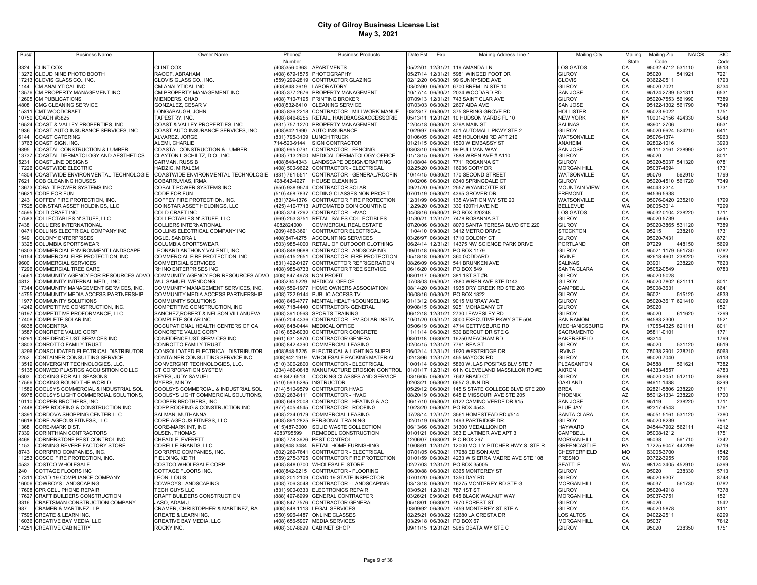# City of Gilroy Business License List
## May 3, 2021

| Bus# | Business Name | Owner Name | Phone# Number | Business Products | Date Est | Exp | Mailing Address Line 1 | Mailing City | Mailing State | Mailing Zip Code | NAICS | SIC Code |
|---|---|---|---|---|---|---|---|---|---|---|---|---|
| 3324 | CLINT COX | CLINT COX | (408)356-0363 | APARTMENTS | 05/22/01 | 12/31/21 | 119 AMANDA LN | LOS GATOS | CA | 95032-4712 | 531110 | 6513 |
| 13272 | CLOUD NINE PHOTO BOOTH | RAOOF, ABRAHAM | (408) 679-1575 | PHOTOGRAPHY | 05/27/14 | 12/31/21 | 5981 WINGED FOOT DR | GILROY | CA | 95020 | 541921 | 7221 |
| 17213 | CLOVIS GLASS CO., INC. | CLOVIS GLASS CO., INC. | (559) 299-2819 | CONTRACTOR GLAZING | 02/12/20 | 06/30/21 | 99 SUNNYSIDE AVE | CLOVIS | CA | 93622-0511 | | 1793 |
| 1144 | CM ANALYTICAL INC. | CM ANALYTICAL INC. | (408)848-3619 | LABORATORY | 03/02/90 | 06/30/21 | 6700 BREM LN STE 10 | GILROY | CA | 95020-7021 | | 8734 |
| 13576 | CM PROPERTY MANAGEMENT INC. | CM PROPERTY MANAGEMENT INC. | (408) 377-2676 | PROPERTY MANAGEMENT | 10/17/14 | 06/30/21 | 2034 WOODARD RD | SAN JOSE | CA | 95124-2739 | 531311 | 6531 |
| 12605 | CM PUBLICATIONS | MIENDERS, CHAD | (408) 710-7195 | PRINTING BROKER | 07/09/13 | 12/31/21 | 743 SAINT CLAIR AVE | GILROY | CA | 95020-7553 | 561990 | 7389 |
| 4808 | CMG CLEANING SERVICE | GONZALEZ, CESAR V | (408)532-6410 | CLEANING SERVICE | 07/03/03 | 06/30/21 | 2607 AIDA AVE | SAN JOSE | CA | 95122-1302 | 561790 | 7349 |
| 15311 | CMT WOODCRAFT | LONGABAUGH, JOHN | (408) 836-2218 | CONTRACTOR - MILLWORK MANUF | 03/23/17 | 06/30/21 | 375 SPRING GROVE RD | HOLLISTER | CA | 95023-9022 | | 1751 |
| 10750 | COACH #3825 | TAPESTRY, INC. | (408) 846-8255 | RETAIL, HANDBAGS&ACCESSORIE | 05/13/11 | 12/31/21 | 10 HUDSON YARDS FL 10 | NEW YORK | NY | 10001-2156 | 424330 | 5948 |
| 16524 | COAST & VALLEY PROPERTIES, INC. | COAST & VALLEY PROPERTIES, INC. | (831) 757-1270 | PROPERTY MANAGEMENT | 12/04/18 | 06/30/21 | 376A MAIN ST | SALINAS | CA | 93901-2706 | | 6531 |
| 1936 | COAST AUTO INSURANCE SERVICES, INC | COAST AUTO INSURANCE SERVICES, INC | (408)842-1990 | AUTO INSURANCE | 10/29/97 | 06/30/21 | 401 AUTOMALL PKWY STE 2 | GILROY | CA | 95020-6624 | 524210 | 6411 |
| 6144 | COAST CATERING | ALVAREZ, JORGE | (831) 795-3109 | LUNCH TRUCK | 01/06/05 | 06/30/21 | 485 HOLOHAN RD APT 210 | WATSONVILLE | CA | 95076-1374 | | 5963 |
| 13763 | COAST SIGN, INC. | ALEMI, CHARLIE | 714-520-9144 | SIGN CONTRACTOR | 01/21/15 | 06/30/21 | 1500 W EMBASSY ST | ANAHEIM | CA | 92802-1016 | | 3993 |
| 9895 | COASTAL CONSTRUCTION & LUMBER | COASTAL CONSTRUCTION & LUMBER | (408) 995-0791 | CONTRACTOR - FENCING | 03/03/10 | 06/30/21 | 99 PULLMAN WAY | SAN JOSE | CA | 95111-3161 | 238990 | 5211 |
| 13737 | COASTAL DERMATOLOGY AND AESTHETICS | CLAYTON L SCHILTZ, D.O., INC | (408) 713-2600 | MEDICAL DERMATOLOGY OFFICE | 01/13/15 | 06/30/21 | 7888 WREN AVE # A110 | GILROY | CA | 95020 | | 8011 |
| 5231 | COASTLINE DESIGNS | CARMAN, RUSS B | (408)848-4343 | LANDSCAPE DESIGN/DRAFTING | 01/08/04 | 06/30/21 | 7711 ROSANNA ST | GILROY | CA | 95020-5037 | 541320 | 0781 |
| 17226 | COASTWIDE ELECTRIC | HADZIC, MIRALEM | (408) 500-9622 | CONTRACTOR - ELECTRICAL | 02/25/20 | 06/30/21 | 16936 CORY DR | MORGAN HILL | CA | 95037-4694 | | 1731 |
| 14304 | COASTWIDE ENVIRONMENTAL TECHNOLOGIE | COASTWIDE ENVIRONMENTAL TECHNOLOGIE | (831) 761-5511 | CONTRACTOR - GENERAL/ROOFIN | 10/14/15 | 06/30/21 | 170 SECOND STREET | WATSONVILLE | CA | 95076 | 562910 | 1799 |
| 7621 | COB CLEANING HOUSES | COBARRUVIAS, IRMA | 408-842-4927 | HOUSE CLEANING | 10/02/06 | 06/30/21 | 8340 SPRINGDALE CT | GILROY | CA | 95020-4510 | 561720 | 7349 |
| 13673 | COBALT POWER SYSTEMS INC | COBALT POWER SYSTEMS INC | (650) 938-9574 | CONTRACTOR SOLAR | 09/21/20 | 06/30/21 | 2557 WYANDOTTE ST | MOUNTAIN VIEW | CA | 94043-2314 | | 1731 |
| 16621 | CODE FOR FUN | CODE FOR FUN | (510) 468-7837 | CODING CLASSES NON PROFIT | 07/01/19 | 06/30/21 | 4395 GROVER DR | FREMONT | CA | 94536-5938 | | |
| 1243 | COFFEY FIRE PROTECTION, INC. | COFFEY FIRE PROTECTION, INC. | (831)724-1376 | CONTRACTOR FIRE PROTECTION | 12/31/99 | 06/30/21 | 135 AVIATION WY STE 20 | WATSONVILLE | CA | 95076-0420 | 235210 | 1799 |
| 17525 | COINSTAR ASSET HOLDINGS, LLC | COINSTAR ASSET HOLDINGS, LLC | (425) 410-7713 | AUTOMATED COIN COUNTING | 12/29/20 | 06/30/21 | 330 120TH AVE NE | BELLEVUE | WA | 98005-3014 | | 7299 |
| 14595 | COLD CRAFT INC. | COLD CRAFT INC. | (408) 374-7292 | CONTRACTOR - HVAC | 04/08/16 | 06/30/21 | PO BOX 320248 | LOS GATOS | CA | 95032-0104 | 238220 | 1711 |
| 17583 | COLLECTABLES N' STUFF, LLC | COLLECTABLES N' STUFF, LLC | (669) 253-3751 | RETAIL SALES COLLECTIBLES | 01/30/21 | 12/31/21 | 7478 ROSANNA ST | GILROY | CA | 95020-5739 | | 5945 |
| 7438 | COLLIERS INTERNATIONAL | COLLIERS INTERNATIONAL | 4082824000 | COMMERCIAL REAL ESTATE | 07/20/06 | 06/30/21 | 8070 SANTA TERESA BLVD STE 220 | GILROY | CA | 95020-3865 | 531120 | 7389 |
| 10471 | COLLINS ELECTRICAL COMPANY INC | COLLINS ELECTRICAL COMPANY INC | (209) 466-3691 | CONTRACTOR ELECTRICAL | 11/04/10 | 09/30/21 | 3412 METRO DRIVE | STOCKTON | CA | 95215 | 238210 | 1731 |
| 1549 | COLONY ENTERPRISES | OGLE, SANDRA L | (408)847-4275 | ACCOUNTING SERVICES | 03/26/97 | 06/30/21 | 1710 COLONY CT | GILROY | CA | 95020-7431 | | 8721 |
| 13325 | COLUMBIA SPORTSWEAR | COLUMBIA SPORTSWEAR | (503) 985-4000 | RETAIL OF OUTDOOR CLOTHING | 06/24/14 | 12/31/21 | 14375 NW SCIENCE PARK DRIVE | PORTLAND | OR | 97229 | 448150 | 5699 |
| 16303 | COMMERCIAL ENVIRONMENT LANDSCAPE | LEONARD ANTHONY VALENTI, INC | (408) 848-9688 | CONTRACTOR LANDSCAPING | 09/01/18 | 06/30/21 | PO BOX 1179 | GILROY | CA | 95021-1179 | 561730 | 0782 |
| 16154 | COMMERCIAL FIRE PROTECTION, INC. | COMMERCIAL FIRE PROTECTION, INC. | (949) 415-2651 | CONTRACTOR- FIRE PROTECTION | 05/18/18 | 06/30/21 | 360 GODDARD | IRVINE | CA | 92618-4601 | 238220 | 7389 |
| 9600 | COMMERCIAL SERVICES | COMMERCIAL SERVICES | (831) 422-0127 | CONTRACTTOR REFRIGERATION | 08/26/09 | 06/30/21 | 541 BRUNKEN AVE | SALINAS | CA | 93901 | 238220 | 7623 |
| 17296 | COMMERCIAL TREE CARE | RHINO ENTERPRISES INC | (408) 985-8733 | CONTRACTOR TREE SERVICE | 06/16/20 | 06/30/21 | PO BOX 549 | SANTA CLARA | CA | 95052-0549 | | 0783 |
| 15561 | COMMUNITY AGENCY FOR RESOURCES ADVO | COMMUNITY AGENCY FOR RESOURCES ADVO | (408) 847-4978 | NON PROFIT | 08/01/17 | 06/30/21 | 381 1ST ST #B | GILROY | CA | 95020-5028 | | |
| 4812 | COMMUNITY INTERNAL MED., INC. | WU, SAMUEL WENDONG | (408)234-5229 | MEDICAL OFFICE | 07/08/03 | 06/30/21 | 7880 WREN AVE STE D143 | GILROY | CA | 95020-7802 | 621111 | 8011 |
| 17344 | COMMUNITY MANAGEMENT SERVICES, INC. | COMMUNITY MANAGEMENT SERVICES, INC. | (408) 559-1977 | HOME OWNERS ASSOCIATION | 08/14/20 | 06/30/21 | 1935 DRY CREEK RD STE 203 | CAMPBELL | CA | 95008-3631 | | 8641 |
| 14755 | COMMUNITY MEDIA ACCESS PARTNERSHIP | COMMUNITY MEDIA ACCESS PARTNERSHIP | (408) 722-9144 | PUBLIC ACCESS TV | 06/08/16 | 06/30/21 | PO BOX 1822 | GILROY | CA | 95021 | 515120 | 4833 |
| 11977 | COMMUNITY SOLUTIONS | COMMUNITY SOLUTIONS | (408) 846-4777 | MENTAL HEALTH/COUNSELING | 01/13/12 | 06/30/21 | 9015 MURRAY AVE | GILROY | CA | 95020-3617 | 621410 | 8099 |
| 14242 | COMPETITIVE CONSTRUCTION, INC. | COMPETITIVE CONSTRUCTION, INC. | (408) 718-4440 | CONTRACTOR- GENERAL | 09/08/15 | 06/30/21 | 9251 MOHAGANY CT | GILROY | CA | 95020 | | 1521 |
| 16197 | COMPETITIVE PROFORMANCE, LLC | SANCHEZ,ROBERT & NELSON VILLANUEVA | (408) 391-0563 | SPORTS TRAINING | 06/12/18 | 12/31/21 | 2730 LEAVESLEY RD | GILROY | CA | 95020 | 611620 | 7299 |
| 17408 | COMPLETE SOLAR INC | COMPLETE SOLAR INC | (650) 204-4336 | CONTRACTOR - PV SOLAR INSTA | 10/01/20 | 03/31/21 | 3000 EXECUTIVE PKWY STE 504 | SAN RAMOM | CA | 94583-2300 | | 1521 |
| 16838 | CONCENTRA | OCCUPATIONAL HEALTH CENTERS OF CA | (408) 848-0444 | MEDICAL OFFICE | 05/06/19 | 06/30/21 | 4714 GETTYSBURG RD | MECHANICSBURG | PA | 17055-4325 | 621111 | 8011 |
| 13587 | CONCRETE VALUE CORP | CONCRETE VALUE CORP | (916) 852-6030 | CONTRACTOR CONCRETE | 11/11/14 | 06/30/21 | 530 BERCUT DR STE G | SACRAMENTO | CA | 95811-0101 | | 1771 |
| 16291 | CONFIDENCE UST SERVICES INC. | CONFIDENCE UST SERVICES INC. | (661) 631-3870 | CONTRACTOR GENERAL | 08/01/18 | 06/30/21 | 16250 MEACHAM RD | BAKERSFIELD | CA | 93314 | | 1799 |
| 13803 | CONROTTO FAMILY TRUST | CONROTTO FAMILY TRUST | (408) 842-4390 | COMMERCIAL LEASING | 02/04/15 | 12/31/21 | 7791 REA ST | GILROY | CA | 95020 | 531120 | 6519 |
| 13296 | CONSOLIDATED ELECTRICAL DISTRIBUTOR | CONSOLIDATED ELECTRICAL DISTRIBUTOR | (408)848-5225 | ELECTRICAL & LIGHTING SUPPL | 06/02/14 | 12/31/21 | 1920 WESTRIDGE DR | IRVING | TX | 75038-2901 | 238210 | 5063 |
| 2252 | CONTAINER CONSULTING SERVICE | CONTAINER CONSULTING SERVICE INC | (408)842-1919 | WHOLESALE PACKING MATERIAL | 02/13/96 | 12/31/21 | 455 MAYOCK RD | GILROY | CA | 95020-7040 | | 5113 |
| 13519 | CONVERGINT TECHNOLOGIES, LLC. | CONVERGINT TECHNOLOGIES, LLC. | (510) 300-2800 | CONTRACTOR - ELECTRICAL | 10/01/14 | 06/30/21 | 5860 W. LAS POSITAS BLV STE 7 | PLEASANTON | CA | 94588 | 561621 | 7382 |
| 15135 | CONWED PLASTICS ACQUISITION CO LLC | CT CORPORATION SYSTEM | (234) 466-0818 | MANUFACTURE EROSION CONTROL | 01/01/17 | 12/31/21 | 61 N CLEVELAND MASSILLON RD #E | AKRON | OH | 44333-4557 | | 4783 |
| 6303 | COOKING FOR ALL SEASONS | KEYES, JUDY SAMUEL | 408-842-6513 | COOKING CLASSES AND SERVICE | 03/16/05 | 06/30/21 | 7642 BRAID CT | GILROY | CA | 95020-3051 | 512110 | 8999 |
| 17566 | COOKING ROUND THE WORLD | MYERS, MINDY | (510) 593-5285 | INSTRUCTOR | 02/03/21 | 06/30/21 | 6657 GUNN DR | OAKLAND | CA | 94611-1438 | | 8299 |
| 11589 | COOLSYS COMMERCIAL & INDUSTRIAL SOL | COOLSYS COMMERCIAL & INDUSTRIAL SOL | (714) 510-9579 | CONTRACTOR HVAC | 05/29/12 | 06/30/21 | 145 S STATE COLLEGE BLVD STE 200 | BREA | CA | 92821-5806 | 238220 | 1711 |
| 16978 | COOLSYS LIGHT COMMERCIAL SOLUTIONS, | COOLSYS LIGHT COMMERCIAL SOLUTIONS, | (602) 263-8111 | CONTRACTOR - HVAC | 08/20/19 | 06/30/21 | 645 E MISSOURI AVE STE 205 | PHOENIX | AZ | 85012-1334 | 238220 | 1700 |
| 10110 | COOPER BROTHERS, INC. | COOPER BROTHERS, INC. | (408) 649-2008 | CONTRACTOR - HEATING & AC | 06/17/10 | 06/30/21 | 6122 CAMINO VERDE DR #15 | SAN JOSE | CA | 95119 | 238220 | 1711 |
| 17448 | COPP ROOFING & CONSTRUCTION INC | COPP ROOFING & CONSTRUCTION INC | (877) 405-4545 | CONTRACTOR - ROOFING | 10/23/20 | 06/30/21 | PO BOX 4543 | BLUE JAY | CA | 92317-4543 | | 1761 |
| 13391 | CORDOVA SHOPPING CENTER LLC. | SALMAN, MUTHANNA | (408) 234-0179 | COMMERCIAL LEASING | 07/28/14 | 12/31/21 | 3561 HOMESTEAD RD #514 | SANTA CLARA | CA | 95051-5161 | 531120 | 7380 |
| 16618 | CORE-AGEOUS FITNESS, LLC | CORE-AGEOUS FITNESS, LLC | (408) 891-2825 | PERSONAL TRAINING | 02/01/19 | 06/30/21 | 1493 PARTRIDGE DR | GILROY | CA | 95020-8239 | | 7991 |
| 1368 | CORE-MARK DIST. | CORE-MARK INT, INC | (415)487-3000 | SOLID WASTE COLLECTION | 06/13/66 | 06/30/21 | 31300 MEDALLION DR | HAYWARD | CA | 94544-7902 | 562111 | 4212 |
| 7339 | CORINTHIAN CONTRACTORS | OLSEN, THOMAS | 4083795599 | REMODEL CONSTRUCTION | 01/01/21 | 06/30/21 | 383 E LATIMER AVE APT 3 | CAMPBELL | CA | 95008-1212 | | 1751 |
| 8468 | CORNERSTONE PEST CONTROL INC | CHEADLE, EVERETT | (408) 778-3626 | PEST CONTROL | 12/06/07 | 06/30/21 | P O BOX 297 | MORGAN HILL | CA | 95038 | 561710 | 7342 |
| 1153 | CORNING REVERE FACTORY STORE | CORELLE BRANDS, LLC. | (408)848-3484 | RETAIL HOME FURNISHING | 10/08/91 | 12/31/21 | 12000 MOLLY PITCHER HWY S. STE R | GREENCASTLE | PA | 17225-9047 | 442299 | 5719 |
| 8743 | CORRPRO COMPANIES, INC. | CORRPRO COMPANIES, INC. | (602) 269-7641 | CONTRACTOR - ELECTRICAL | 07/01/05 | 06/30/21 | 17988 EDISON AVE | CHESTERFIELD | MO | 63005-3700 | | 1542 |
| 11253 | COSCO FIRE PROTECTION, INC. | FIELDING, KEITH | (559) 275-3795 | CONTRACTOR FIRE PROTECTION | 01/01/59 | 06/30/21 | 4233 W SIERRA MADRE AVE STE 108 | FRESNO | CA | 93722-3955 | | 1796 |
| 4533 | COSTCO WHOLESALE | COSTCO WHOLESALE CORP | (408) 848-0700 | WHOLESALE STORE | 02/27/03 | 12/31/21 | PO BOX 35005 | SEATTLE | WA | 98124-3405 | 452910 | 5399 |
| 240 | COTTAGE FLOORS INC | COTTAGE FLOORS INC. | (408)842-0215 | CONTRACTOR - FLOORING | 06/30/88 | 06/30/21 | 8365 MONTEREY ST | GILROY | CA | 95020 | 238330 | 5713 |
| 17311 | COVID-19 COMPLIANCE COMPANY | LEON, LOUIS | (408) 201-2109 | COVID-19 STATE INSPECTOR | 07/01/20 | 06/30/21 | 1350 DAY RD | GILROY | CA | 95020-9307 | | 8748 |
| 16006 | COWBOYS LANDSCAPING | COWBOYS LANDSCAPING | (408) 706-3048 | CONTRACTOR - LANDSCAPING | 03/13/18 | 06/30/21 | 16275 MONTEREY RD STE G | MORGAN HILL | CA | 95037 | 561730 | 0782 |
| 17608 | CPR CELL PHONE REPAIR | TECH GUYS LLC | (831) 900-0333 | ELECTRONICS REPAIR | 03/05/21 | 12/31/21 | 787 1ST ST | GILROY | CA | 95020-4918 | | 7378 |
| 17627 | CRAFT BUILDERS CONSTRUCTION | CRAFT BUILDERS CONSTRUCTION | (888) 497-6999 | GENERAL CONTRACTOR | 03/26/21 | 09/30/21 | 845 BLACK WALNUT WAY | MORGAN HILL | CA | 95037-3751 | | 1521 |
| 3316 | CRAFTSMAN CONSTRUCTION COMPANY | JASO, ADAM J | (408) 847-7576 | CONTRACTOR GENERAL | 05/18/01 | 06/30/21 | 7670 FOREST ST | GILROY | CA | 95020 | | 1542 |
| 987 | CRAMER & MARTINEZ LLP | CRAMER, CHRISTOPHER & MARTINEZ, RA | (408) 848-1113 | LEGAL SERVICES | 03/09/92 | 06/30/21 | 7459 MONTEREY ST STE A | GILROY | CA | 95020-5878 | | 8111 |
| 17595 | CREATE & LEARN INC. | CREATE & LEARN INC. | (650) 996-4487 | ONLINE CLASSES | 02/25/21 | 06/30/22 | 12680 LA CRESTA DR | LOS ALTOS | CA | 94022-2511 | | 8299 |
| 16036 | CREATIVE BAY MEDIA, LLC | CREATIVE BAY MEDIA, LLC | (408) 656-5907 | MEDIA SERVICES | 03/29/18 | 06/30/21 | PO BOX 67 | MORGAN HILL | CA | 95037 | | 7812 |
| 14251 | CREATIVE CABINETRY | ROCKY INC. | (408) 307-8699 | CABINET SHOP | 09/11/15 | 12/31/21 | 5985 OBATA WY STE C | GILROY | CA | 95020 | 238350 | 1751 |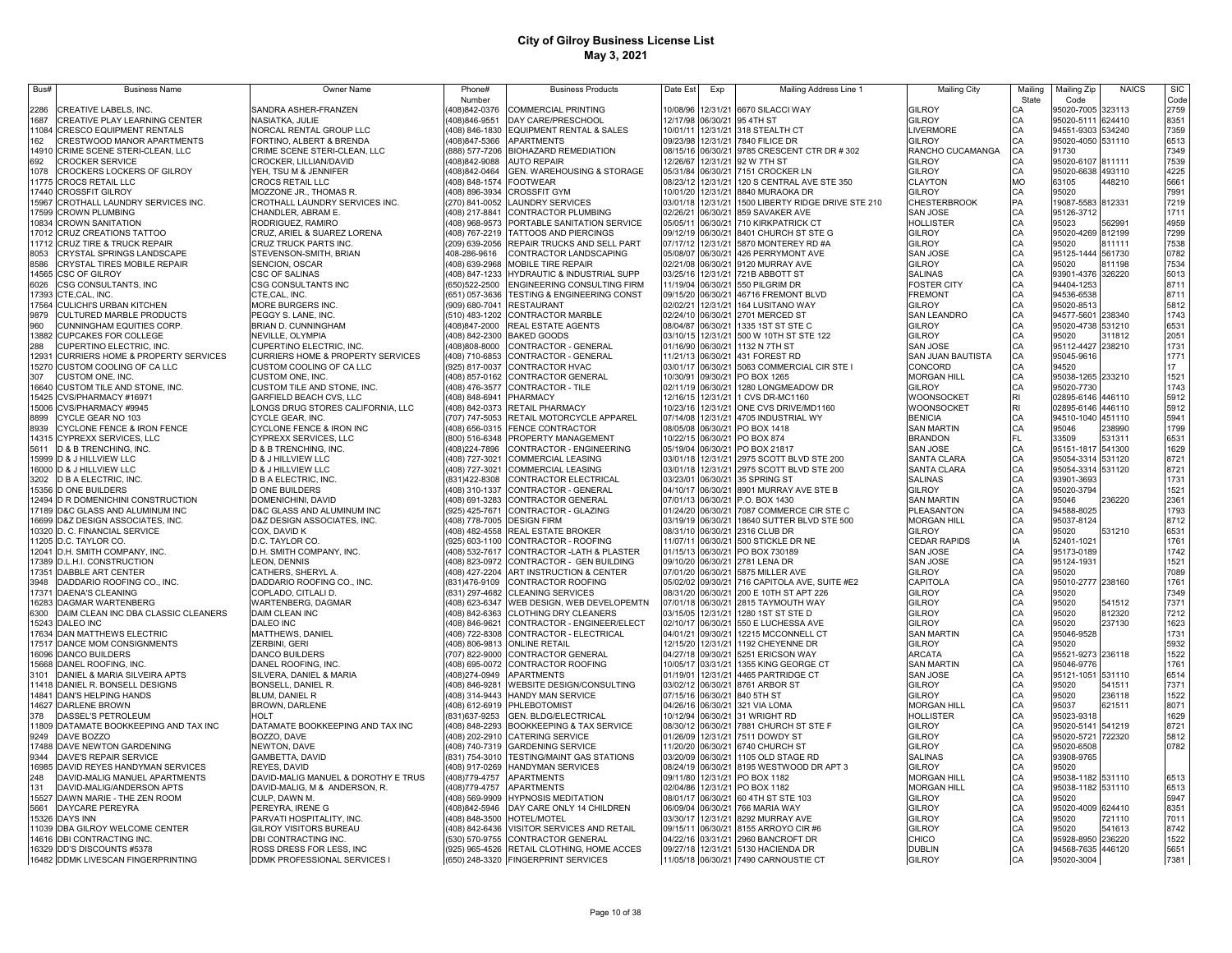# City of Gilroy Business License List
## May 3, 2021

| Bus# | Business Name | Owner Name | Phone# Number | Business Products | Date Est | Exp | Mailing Address Line 1 | Mailing City | Mailing State | Mailing Zip Code | NAICS | SIC Code |
|---|---|---|---|---|---|---|---|---|---|---|---|---|
| 2286 | CREATIVE LABELS, INC. | SANDRA ASHER-FRANZEN | (408)842-0376 | COMMERCIAL PRINTING | 10/08/96 | 12/31/21 | 6670 SILACCI WAY | GILROY | CA | 95020-7005 | 323113 | 2759 |
| 1687 | CREATIVE PLAY LEARNING CENTER | NASIATKA, JULIE | (408)846-9551 | DAY CARE/PRESCHOOL | 12/17/98 | 06/30/21 | 95 4TH ST | GILROY | CA | 95020-5111 | 624410 | 8351 |
| 11084 | CRESCO EQUIPMENT RENTALS | NORCAL RENTAL GROUP LLC | (408) 846-1830 | EQUIPMENT RENTAL & SALES | 10/01/11 | 12/31/21 | 318 STEALTH CT | LIVERMORE | CA | 94551-9303 | 534240 | 7359 |
| 162 | CRESTWOOD MANOR APARTMENTS | FORTINO, ALBERT & BRENDA | (408)847-5366 | APARTMENTS | 09/23/98 | 12/31/21 | 7840 FILICE DR | GILROY | CA | 95020-4050 | 531110 | 6513 |
| 14910 | CRIME SCENE STERI-CLEAN, LLC | CRIME SCENE STERI-CLEAN, LLC | (888) 577-7206 | BIOHAZARD REMEDIATION | 08/15/16 | 06/30/21 | 9785 CRESCENT CTR DR # 302 | RANCHO CUCAMANGA | CA | 91730 | | 7349 |
| 692 | CROCKER SERVICE | CROCKER, LILLIAN/DAVID | (408)842-9088 | AUTO REPAIR | 12/26/67 | 12/31/21 | 92 W 7TH ST | GILROY | CA | 95020-6107 | 811111 | 7539 |
| 1078 | CROCKERS LOCKERS OF GILROY | YEH, TSU M & JENNIFER | (408)842-0464 | GEN. WAREHOUSING & STORAGE | 05/31/84 | 06/30/21 | 7151 CROCKER LN | GILROY | CA | 95020-6638 | 493110 | 4225 |
| 11775 | CROCS RETAIL LLC | CROCS RETAIL LLC | (408) 848-1574 | FOOTWEAR | 08/23/12 | 12/31/21 | 120 S CENTRAL AVE STE 350 | CLAYTON | MO | 63105 | 448210 | 5661 |
| 17440 | CROSSFIT GILROY | MOZZONE JR., THOMAS R. | (408) 896-3934 | CROSSFIT GYM | 10/01/20 | 12/31/21 | 8840 MURAOKA DR | GILROY | CA | 95020 | | 7991 |
| 15967 | CROTHALL LAUNDRY SERVICES INC. | CROTHALL LAUNDRY SERVICES INC. | (270) 841-0052 | LAUNDRY SERVICES | 03/01/18 | 12/31/21 | 1500 LIBERTY RIDGE DRIVE STE 210 | CHESTERBROOK | PA | 19087-5583 | 812331 | 7219 |
| 17599 | CROWN PLUMBING | CHANDLER, ABRAM E. | (408) 217-8841 | CONTRACTOR PLUMBING | 02/26/21 | 06/30/21 | 859 SAVAKER AVE | SAN JOSE | CA | 95126-3712 | | 1711 |
| 10834 | CROWN SANITATION | RODRIGUEZ, RAMIRO | (408) 968-9573 | PORTABLE SANITATION SERVICE | 05/05/11 | 06/30/21 | 710 KIRKPATRICK CT | HOLLISTER | CA | 95023 | 562991 | 4959 |
| 17012 | CRUZ CREATIONS TATTOO | CRUZ, ARIEL & SUAREZ LORENA | (408) 767-2219 | TATTOOS AND PIERCINGS | 09/12/19 | 06/30/21 | 8401 CHURCH ST STE G | GILROY | CA | 95020-4269 | 812199 | 7299 |
| 11712 | CRUZ TIRE & TRUCK REPAIR | CRUZ TRUCK PARTS INC. | (209) 639-2056 | REPAIR TRUCKS AND SELL PART | 07/17/12 | 12/31/21 | 5870 MONTEREY RD #A | GILROY | CA | 95020 | 811111 | 7538 |
| 8053 | CRYSTAL SPRINGS LANDSCAPE | STEVENSON-SMITH, BRIAN | 408-286-9616 | CONTRACTOR LANDSCAPING | 05/08/07 | 06/30/21 | 426 PERRYMONT AVE | SAN JOSE | CA | 95125-1444 | 561730 | 0782 |
| 8586 | CRYSTAL TIRES MOBILE REPAIR | SENCION, OSCAR | (408) 639-2968 | MOBILE TIRE REPAIR | 02/21/08 | 06/30/21 | 9120 MURRAY AVE | GILROY | CA | 95020 | 811198 | 7534 |
| 14565 | CSC OF GILROY | CSC OF SALINAS | (408) 847-1233 | HYDRAUTIC & INDUSTRIAL SUPP | 03/25/16 | 12/31/21 | 721B ABBOTT ST | SALINAS | CA | 93901-4376 | 326220 | 5013 |
| 6026 | CSG CONSULTANTS, INC | CSG CONSULTANTS INC | (650)522-2500 | ENGINEERING CONSULTING FIRM | 11/19/04 | 06/30/21 | 550 PILGRIM DR | FOSTER CITY | CA | 94404-1253 | | 8711 |
| 17393 | CTE,CAL, INC. | CTE,CAL, INC. | (651) 057-3636 | TESTING & ENGINEERING CONST | 09/15/20 | 06/30/21 | 46716 FREMONT BLVD | FREMONT | CA | 94536-6538 | | 8711 |
| 17564 | CULICHI'S URBAN KITCHEN | MORE BURGERS INC. | (909) 680-7041 | RESTAURANT | 02/02/21 | 12/31/21 | 164 LUSITANO WAY | GILROY | CA | 95020-8513 | | 5812 |
| 9879 | CULTURED MARBLE PRODUCTS | PEGGY S. LANE, INC. | (510) 483-1202 | CONTRACTOR MARBLE | 02/24/10 | 06/30/21 | 2701 MERCED ST | SAN LEANDRO | CA | 94577-5601 | 238340 | 1743 |
| 960 | CUNNINGHAM EQUITIES CORP. | BRIAN D. CUNNINGHAM | (408)847-2000 | REAL ESTATE AGENTS | 08/04/87 | 06/30/21 | 1335 1ST ST STE C | GILROY | CA | 95020-4738 | 531210 | 6531 |
| 13882 | CUPCAKES FOR COLLEGE | NEVILLE, OLYMPIA | (408) 842-2300 | BAKED GOODS | 03/10/15 | 12/31/21 | 500 W 10TH ST STE 122 | GILROY | CA | 95020 | 311812 | 2051 |
| 288 | CUPERTINO ELECTRIC, INC. | CUPERTINO ELECTRIC, INC. | (408)808-8000 | CONTRACTOR - GENERAL | 01/16/90 | 06/30/21 | 1132 N 7TH ST | SAN JOSE | CA | 95112-4427 | 238210 | 1731 |
| 12931 | CURRIERS HOME & PROPERTY SERVICES | CURRIERS HOME & PROPERTY SERVICES | (408) 710-6853 | CONTRACTOR - GENERAL | 11/21/13 | 06/30/21 | 431 FOREST RD | SAN JUAN BAUTISTA | CA | 95045-9616 | | 1771 |
| 15270 | CUSTOM COOLING OF CA LLC | CUSTOM COOLING OF CA LLC | (925) 817-0037 | CONTRACTOR HVAC | 03/01/17 | 06/30/21 | 5063 COMMERCIAL CIR STE I | CONCORD | CA | 94520 | | 17 |
| 307 | CUSTOM ONE, INC. | CUSTOM ONE, INC. | (408) 857-0162 | CONTRACTOR GENERAL | 10/30/91 | 09/30/21 | PO BOX 1265 | MORGAN HILL | CA | 95038-1265 | 233210 | 1521 |
| 16640 | CUSTOM TILE AND STONE, INC. | CUSTOM TILE AND STONE, INC. | (408) 476-3577 | CONTRACTOR - TILE | 02/11/19 | 06/30/21 | 1280 LONGMEADOW DR | GILROY | CA | 95020-7730 | | 1743 |
| 15425 | CVS/PHARMACY #16971 | GARFIELD BEACH CVS, LLC | (408) 848-6941 | PHARMACY | 12/16/15 | 12/31/21 | 1 CVS DR-MC1160 | WOONSOCKET | RI | 02895-6146 | 446110 | 5912 |
| 15006 | CVS/PHARMACY #9945 | LONGS DRUG STORES CALIFORNIA, LLC | (408) 842-0373 | RETAIL PHARMACY | 10/23/16 | 12/31/21 | ONE CVS DRIVE/MD1160 | WOONSOCKET | RI | 02895-6146 | 446110 | 5912 |
| 8899 | CYCLE GEAR NO 103 | CYCLE GEAR, INC. | (707) 747-5053 | RETAIL MOTORCYCLE APPAREL | 07/14/08 | 12/31/21 | 4705 INDUSTRIAL WY | BENICIA | CA | 94510-1040 | 451110 | 5941 |
| 8939 | CYCLONE FENCE & IRON FENCE | CYCLONE FENCE & IRON INC | (408) 656-0315 | FENCE CONTRACTOR | 08/05/08 | 06/30/21 | PO BOX 1418 | SAN MARTIN | CA | 95046 | 238990 | 1799 |
| 14315 | CYPREXX SERVICES, LLC | CYPREXX SERVICES, LLC | (800) 516-6348 | PROPERTY MANAGEMENT | 10/22/15 | 06/30/21 | PO BOX 874 | BRANDON | FL | 33509 | 531311 | 6531 |
| 5611 | D & B TRENCHING, INC. | D & B TRENCHING, INC. | (408)224-7896 | CONTRACTOR - ENGINEERING | 05/19/04 | 06/30/21 | PO BOX 21817 | SAN JOSE | CA | 95151-1817 | 541300 | 1629 |
| 15999 | D & J HILLVIEW LLC | D & J HILLVIEW LLC | (408) 727-3021 | COMMERCIAL LEASING | 03/01/18 | 12/31/21 | 2975 SCOTT BLVD STE 200 | SANTA CLARA | CA | 95054-3314 | 531120 | 8721 |
| 16000 | D & J HILLVIEW LLC | D & J HILLVIEW LLC | (408) 727-3021 | COMMERCIAL LEASING | 03/01/18 | 12/31/21 | 2975 SCOTT BLVD STE 200 | SANTA CLARA | CA | 95054-3314 | 531120 | 8721 |
| 3202 | D B A ELECTRIC, INC. | D B A ELECTRIC, INC. | (831)422-8308 | CONTRACTOR ELECTRICAL | 03/23/01 | 06/30/21 | 35 SPRING ST | SALINAS | CA | 93901-3693 | | 1731 |
| 15356 | D ONE BUILDERS | D ONE BUILDERS | (408) 310-1337 | CONTRACTOR - GENERAL | 04/10/17 | 06/30/21 | 8901 MURRAY AVE STE B | GILROY | CA | 95020-3794 | | 1521 |
| 12494 | D R DOMENICHINI CONSTRUCTION | DOMENICHINI, DAVID | (408) 691-3283 | CONTRACTOR GENERAL | 07/01/13 | 06/30/21 | P.O. BOX 1430 | SAN MARTIN | CA | 95046 | 236220 | 2361 |
| 17189 | D&C GLASS AND ALUMINUM INC | D&C GLASS AND ALUMINUM INC | (925) 425-7671 | CONTRACTOR - GLAZING | 01/24/20 | 06/30/21 | 7087 COMMERCE CIR STE C | PLEASANTON | CA | 94588-8025 | | 1793 |
| 16699 | D&Z DESIGN ASSOCIATES, INC. | D&Z DESIGN ASSOCIATES, INC. | (408) 778-7005 | DESIGN FIRM | 03/19/19 | 06/30/21 | 18640 SUTTER BLVD STE 500 | MORGAN HILL | CA | 95037-8124 | | 8712 |
| 10320 | D. C. FINANCIAL SERVICE | COX, DAVID K | (408) 482-4558 | REAL ESTATE BROKER | 08/31/10 | 06/30/21 | 2316 CLUB DR | GILROY | CA | 95020 | 531210 | 6531 |
| 11205 | D.C. TAYLOR CO. | D.C. TAYLOR CO. | (925) 603-1100 | CONTRACTOR - ROOFING | 11/07/11 | 06/30/21 | 500 STICKLE DR NE | CEDAR RAPIDS | IA | 52401-1021 | | 1761 |
| 12041 | D.H. SMITH COMPANY, INC. | D.H. SMITH COMPANY, INC. | (408) 532-7617 | CONTRACTOR -LATH & PLASTER | 01/15/13 | 06/30/21 | PO BOX 730189 | SAN JOSE | CA | 95173-0189 | | 1742 |
| 17389 | D.L.H.I. CONSTRUCTION | LEON, DENNIS | (408) 823-0972 | CONTRACTOR - GEN BUILDING | 09/10/20 | 06/30/21 | 2781 LENA DR | SAN JOSE | CA | 95124-1931 | | 1521 |
| 17351 | DABBLE ART CENTER | CATHERS, SHERYL A. | (408) 427-2204 | ART INSTRUCTION & CENTER | 07/01/20 | 06/30/21 | 5875 MILLER AVE | GILROY | CA | 95020 | | 7089 |
| 3948 | DADDARIO ROOFING CO., INC. | DADDARIO ROOFING CO., INC. | (831)476-9109 | CONTRACTOR ROOFING | 05/02/02 | 09/30/21 | 716 CAPITOLA AVE, SUITE #E2 | CAPITOLA | CA | 95010-2777 | 238160 | 1761 |
| 17371 | DAENA'S CLEANING | COPLADO, CITLALI D. | (831) 297-4682 | CLEANING SERVICES | 08/31/20 | 06/30/21 | 200 E 10TH ST APT 226 | GILROY | CA | 95020 | | 7349 |
| 16283 | DAGMAR WARTENBERG | WARTENBERG, DAGMAR | (408) 623-6347 | WEB DESIGN, WEB DEVELOPEMTN | 07/01/18 | 06/30/21 | 2815 TAYMOUTH WAY | GILROY | CA | 95020 | 541512 | 7371 |
| 6300 | DAIM CLEAN INC DBA CLASSIC CLEANERS | DAIM CLEAN INC | (408) 842-6363 | CLOTHING DRY CLEANERS | 03/15/05 | 12/31/21 | 1280 1ST ST STE D | GILROY | CA | 95020 | 812320 | 7212 |
| 15243 | DALEO INC | DALEO INC | (408) 846-9621 | CONTRACTOR - ENGINEER/ELECT | 02/10/17 | 06/30/21 | 550 E LUCHESSA AVE | GILROY | CA | 95020 | 237130 | 1623 |
| 17634 | DAN MATTHEWS ELECTRIC | MATTHEWS, DANIEL | (408) 722-8308 | CONTRACTOR - ELECTRICAL | 04/01/21 | 09/30/21 | 12215 MCCONNELL CT | SAN MARTIN | CA | 95046-9528 | | 1731 |
| 17517 | DANCE MOM CONSIGNMENTS | ZERBINI, GERI | (408) 806-9813 | ONLINE RETAIL | 12/15/20 | 12/31/21 | 1192 CHEYENNE DR | GILROY | CA | 95020 | | 5932 |
| 16096 | DANCO BUILDERS | DANCO BUILDERS | (707) 822-9000 | CONTRACTOR GENERAL | 04/27/18 | 09/30/21 | 5251 ERICSON WAY | ARCATA | CA | 95521-9273 | 236118 | 1522 |
| 15668 | DANEL ROOFING, INC. | DANEL ROOFING, INC. | (408) 695-0072 | CONTRACTOR ROOFING | 10/05/17 | 03/31/21 | 1355 KING GEORGE CT | SAN MARTIN | CA | 95046-9776 | | 1761 |
| 3101 | DANIEL & MARIA SILVEIRA APTS | SILVERA, DANIEL & MARIA | (408)274-0949 | APARTMENTS | 01/19/01 | 12/31/21 | 4465 PARTRIDGE CT | SAN JOSE | CA | 95121-1051 | 531110 | 6514 |
| 11418 | DANIEL R. BONSELL DESIGNS | BONSELL, DANIEL R. | (408) 846-9281 | WEBSITE DESIGN/CONSULTING | 03/02/12 | 06/30/21 | 8761 ARBOR ST | GILROY | CA | 95020 | 541511 | 7371 |
| 14841 | DAN'S HELPING HANDS | BLUM, DANIEL R | (408) 314-9443 | HANDY MAN SERVICE | 07/15/16 | 06/30/21 | 840 5TH ST | GILROY | CA | 95020 | 236118 | 1522 |
| 14627 | DARLENE BROWN | BROWN, DARLENE | (408) 612-6919 | PHLEBOTOMIST | 04/26/16 | 06/30/21 | 321 VIA LOMA | MORGAN HILL | CA | 95037 | 621511 | 8071 |
| 378 | DASSEL'S PETROLEUM | HOLT | (831)637-9253 | GEN. BLDG/ELECTRICAL | 10/12/94 | 06/30/21 | 31 WRIGHT RD | HOLLISTER | CA | 95023-9318 | | 1629 |
| 11809 | DATAMATE BOOKKEEPING AND TAX INC | DATAMATE BOOKKEEPING AND TAX INC | (408) 848-2293 | BOOKKEEPING & TAX SERVICE | 08/30/12 | 06/30/21 | 7881 CHURCH ST STE F | GILROY | CA | 95020-5141 | 541219 | 8721 |
| 9249 | DAVE BOZZO | BOZZO, DAVE | (408) 202-2910 | CATERING SERVICE | 01/26/09 | 12/31/21 | 7511 DOWDY ST | GILROY | CA | 95020-5721 | 722320 | 5812 |
| 17488 | DAVE NEWTON GARDENING | NEWTON, DAVE | (408) 740-7319 | GARDENING SERVICE | 11/20/20 | 06/30/21 | 6740 CHURCH ST | GILROY | CA | 95020-6508 | | 0782 |
| 9344 | DAVE'S REPAIR SERVICE | GAMBETTA, DAVID | (831) 754-3010 | TESTING/MAINT GAS STATIONS | 03/20/09 | 06/30/21 | 1105 OLD STAGE RD | SALINAS | CA | 93908-9765 | | |
| 16985 | DAVID REYES HANDYMAN SERVICES | REYES, DAVID | (408) 917-0269 | HANDYMAN SERVICES | 08/24/19 | 06/30/21 | 8195 WESTWOOD DR APT 3 | GILROY | CA | 95020 | | |
| 248 | DAVID-MALIG MANUEL APARTMENTS | DAVID-MALIG MANUEL & DOROTHY E TRUS | (408)779-4757 | APARTMENTS | 09/11/80 | 12/31/21 | PO BOX 1182 | MORGAN HILL | CA | 95038-1182 | 531110 | 6513 |
| 131 | DAVID-MALIG/ANDERSON APTS | DAVID-MALIG, M & ANDERSON, R. | (408)779-4757 | APARTMENTS | 02/04/86 | 12/31/21 | PO BOX 1182 | MORGAN HILL | CA | 95038-1182 | 531110 | 6513 |
| 15527 | DAWN MARIE - THE ZEN ROOM | CULP, DAWN M. | (408) 569-9909 | HYPNOSIS MEDITATION | 08/01/17 | 06/30/21 | 60 4TH ST STE 103 | GILROY | CA | 95020 | | 5947 |
| 5661 | DAYCARE PEREYRA | PEREYRA, IRENE G | (408)842-5946 | DAY CARE ONLY 14 CHILDREN | 06/09/04 | 06/30/21 | 766 MARIA WAY | GILROY | CA | 95020-4009 | 624410 | 8351 |
| 15326 | DAYS INN | PARVATI HOSPITALITY, INC. | (408) 848-3500 | HOTEL/MOTEL | 03/30/17 | 12/31/21 | 8292 MURRAY AVE | GILROY | CA | 95020 | 721110 | 7011 |
| 11039 | DBA GILROY WELCOME CENTER | GILROY VISITORS BUREAU | (408) 842-6436 | VISITOR SERVICES AND RETAIL | 09/15/11 | 06/30/21 | 8155 ARROYO CIR #6 | GILROY | CA | 95020 | 541613 | 8742 |
| 14616 | DBI CONTRACTING INC. | DBI CONTRACTING INC. | (530) 570-9755 | CONTRACTOR GENERAL | 04/22/16 | 03/31/21 | 2960 BANCROFT DR | CHICO | CA | 95928-8950 | 236220 | 1522 |
| 16329 | DD'S DISCOUNTS #5378 | ROSS DRESS FOR LESS, INC | (925) 965-4526 | RETAIL CLOTHING, HOME ACCES | 09/27/18 | 12/31/21 | 5130 HACIENDA DR | DUBLIN | CA | 94568-7635 | 446120 | 5651 |
| 16482 | DDMK LIVESCAN FINGERPRINTING | DDMK PROFESSIONAL SERVICES I | (650) 248-3320 | FINGERPRINT SERVICES | 11/05/18 | 06/30/21 | 7490 CARNOUSTIE CT | GILROY | CA | 95020-3004 | | 7381 |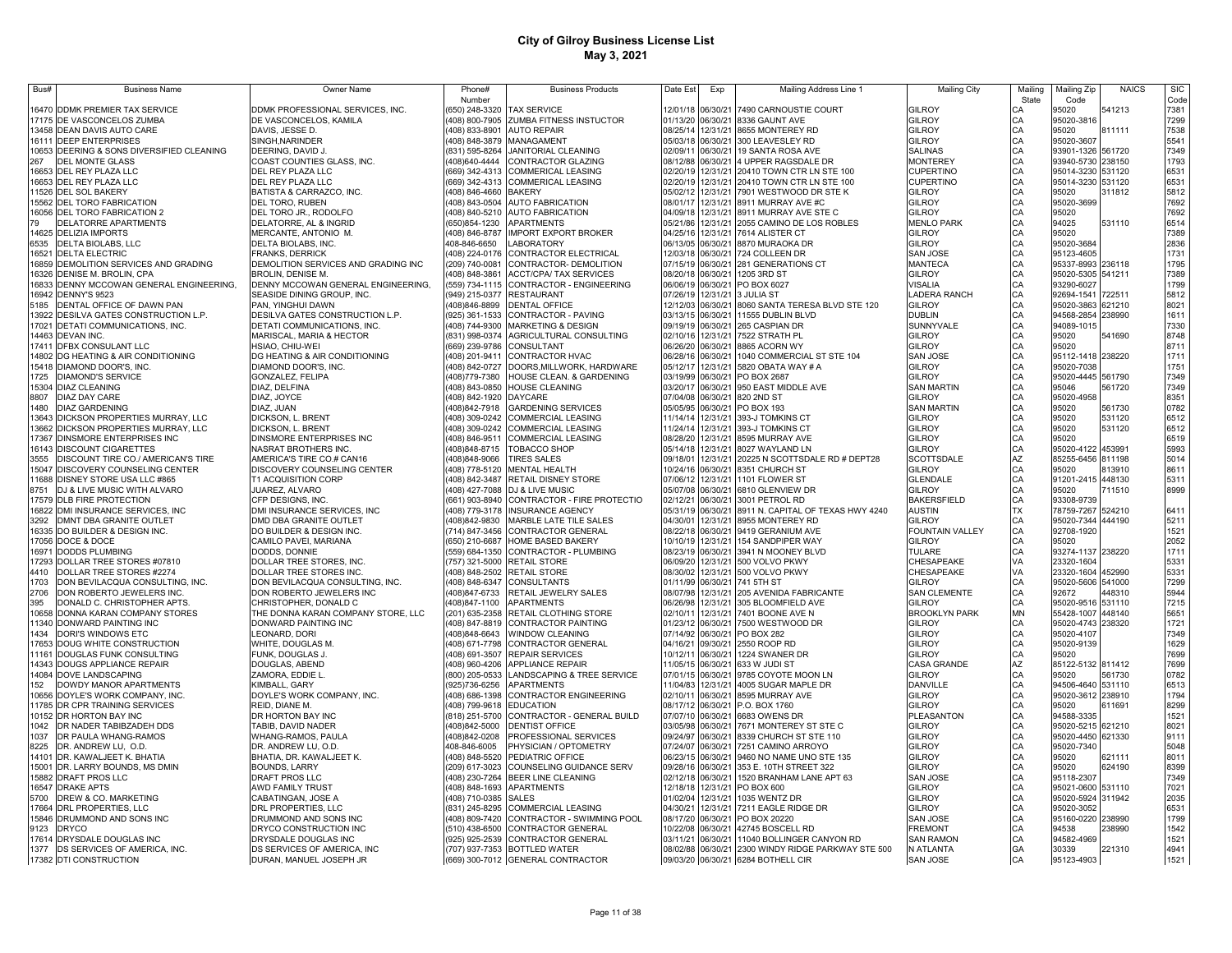# City of Gilroy Business License List
## May 3, 2021

| Bus# | Business Name | Owner Name | Phone# Number | Business Products | Date Est | Exp | Mailing Address Line 1 | Mailing City | Mailing State | Mailing Zip Code | NAICS | SIC Code |
|---|---|---|---|---|---|---|---|---|---|---|---|---|
| 16470 | DDMK PREMIER TAX SERVICE | DDMK PROFESSIONAL SERVICES, INC. | (650) 248-3320 | TAX SERVICE | 12/01/18 | 06/30/21 | 7490 CARNOUSTIE COURT | GILROY | CA | 95020 | 541213 | 7381 |
| 17175 | DE VASCONCELOS ZUMBA | DE VASCONCELOS, KAMILA | (408) 800-7905 | ZUMBA FITNESS INSTUCTOR | 01/13/20 | 06/30/21 | 8336 GAUNT AVE | GILROY | CA | 95020-3816 | | 7299 |
| 13458 | DEAN DAVIS AUTO CARE | DAVIS, JESSE D. | (408) 833-8901 | AUTO REPAIR | 08/25/14 | 12/31/21 | 8655 MONTEREY RD | GILROY | CA | 95020 | 811111 | 7538 |
| 16111 | DEEP ENTERPRISES | SINGH,NARINDER | (408) 848-3879 | MANAGAMENT | 05/03/18 | 06/30/21 | 300 LEAVESLEY RD | GILROY | CA | 95020-3607 | | 5541 |
| 10653 | DEERING & SONS DIVERSIFIED CLEANING | DEERING, DAVID J. | (831) 595-8264 | JANITORIAL CLEANING | 02/09/11 | 06/30/21 | 19 SANTA ROSA AVE | SALINAS | CA | 93901-1326 | 561720 | 7349 |
| 267 | DEL MONTE GLASS | COAST COUNTIES GLASS, INC. | (408)640-4444 | CONTRACTOR GLAZING | 08/12/88 | 06/30/21 | 4 UPPER RAGSDALE DR | MONTEREY | CA | 93940-5730 | 238150 | 1793 |
| 16653 | DEL REY PLAZA LLC | DEL REY PLAZA LLC | (669) 342-4313 | COMMERICAL LEASING | 02/20/19 | 12/31/21 | 20410 TOWN CTR LN STE 100 | CUPERTINO | CA | 95014-3230 | 531120 | 6531 |
| 16653 | DEL REY PLAZA LLC | DEL REY PLAZA LLC | (669) 342-4313 | COMMERICAL LEASING | 02/20/19 | 12/31/21 | 20410 TOWN CTR LN STE 100 | CUPERTINO | CA | 95014-3230 | 531120 | 6531 |
| 11526 | DEL SOL BAKERY | BATISTA & CARRAZCO, INC. | (408) 846-4660 | BAKERY | 05/02/12 | 12/31/21 | 7901 WESTWOOD DR STE K | GILROY | CA | 95020 | 311812 | 5812 |
| 15562 | DEL TORO FABRICATION | DEL TORO, RUBEN | (408) 843-0504 | AUTO FABRICATION | 08/01/17 | 12/31/21 | 8911 MURRAY AVE #C | GILROY | CA | 95020-3699 | | 7692 |
| 16056 | DEL TORO FABRICATION 2 | DEL TORO JR., RODOLFO | (408) 840-5210 | AUTO FABRICATION | 04/09/18 | 12/31/21 | 8911 MURRAY AVE STE C | GILROY | CA | 95020 | | 7692 |
| 79 | DELATORRE APARTMENTS | DELATORRE, AL & INGRID | (650)854-1230 | APARTMENTS | 05/21/86 | 12/31/21 | 2055 CAMINO DE LOS ROBLES | MENLO PARK | CA | 94025 | 531110 | 6514 |
| 14625 | DELIZIA IMPORTS | MERCANTE, ANTONIO M. | (408) 846-8787 | IMPORT EXPORT BROKER | 04/25/16 | 12/31/21 | 7614 ALISTER CT | GILROY | CA | 95020 | | 7389 |
| 6535 | DELTA BIOLABS, LLC | DELTA BIOLABS, INC. | 408-846-6650 | LABORATORY | 06/13/05 | 06/30/21 | 8870 MURAOKA DR | GILROY | CA | 95020-3684 | | 2836 |
| 16521 | DELTA ELECTRIC | FRANKS, DERRICK | (408) 224-0176 | CONTRACTOR ELECTRICAL | 12/03/18 | 06/30/21 | 724 COLLEEN DR | SAN JOSE | CA | 95123-4605 | | 1731 |
| 16859 | DEMOLITION SERVICES AND GRADING | DEMOLITION SERVICES AND GRADING INC | (209) 740-0081 | CONTRACTOR- DEMOLITION | 07/15/19 | 06/30/21 | 281 GENERATIONS CT | MANTECA | CA | 95337-8993 | 236118 | 1795 |
| 16326 | DENISE M. BROLIN, CPA | BROLIN, DENISE M. | (408) 848-3861 | ACCT/CPA/ TAX SERVICES | 08/20/18 | 06/30/21 | 1205 3RD ST | GILROY | CA | 95020-5305 | 541211 | 7389 |
| 16833 | DENNY MCCOWAN GENERAL ENGINEERING, | DENNY MCCOWAN GENERAL ENGINEERING, | (559) 734-1115 | CONTRACTOR - ENGINEERING | 06/06/19 | 06/30/21 | PO BOX 6027 | VISALIA | CA | 93290-6027 | | 1799 |
| 16942 | DENNY'S 9523 | SEASIDE DINING GROUP, INC. | (949) 215-0377 | RESTAURANT | 07/26/19 | 12/31/21 | 3 JULIA ST | LADERA RANCH | CA | 92694-1541 | 722511 | 5812 |
| 5185 | DENTAL OFFICE OF DAWN PAN | PAN, YINGHUI DAWN | (408)846-8899 | DENTAL OFFICE | 12/12/03 | 06/30/21 | 8060 SANTA TERESA BLVD STE 120 | GILROY | CA | 95020-3863 | 621210 | 8021 |
| 13922 | DESILVA GATES CONSTRUCTION L.P. | DESILVA GATES CONSTRUCTION L.P. | (925) 361-1533 | CONTRACTOR - PAVING | 03/13/15 | 06/30/21 | 11555 DUBLIN BLVD | DUBLIN | CA | 94568-2854 | 238990 | 1611 |
| 17021 | DETATI COMMUNICATIONS, INC. | DETATI COMMUNICATIONS, INC. | (408) 744-9300 | MARKETING & DESIGN | 09/19/19 | 06/30/21 | 265 CASPIAN DR | SUNNYVALE | CA | 94089-1015 | | 7330 |
| 14463 | DEVAN INC. | MARISCAL, MARIA & HECTOR | (831) 998-0374 | AGRICULTURAL CONSULTING | 02/10/16 | 12/31/21 | 7522 STRATH PL | GILROY | CA | 95020 | 541690 | 8748 |
| 17411 | DFBX CONSULANT LLC | HSIAO, CHIU-WEI | (669) 239-9786 | CONSULTANT | 06/26/20 | 06/30/21 | 8865 ACORN WY | GILROY | CA | 95020 | | 8711 |
| 14802 | DG HEATING & AIR CONDITIONING | DG HEATING & AIR CONDITIONING | (408) 201-9411 | CONTRACTOR HVAC | 06/28/16 | 06/30/21 | 1040 COMMERCIAL ST STE 104 | SAN JOSE | CA | 95112-1418 | 238220 | 1711 |
| 15418 | DIAMOND DOOR'S, INC. | DIAMOND DOOR'S, INC. | (408) 842-0727 | DOORS,MILLWORK, HARDWARE | 05/12/17 | 12/31/21 | 5820 OBATA WAY # A | GILROY | CA | 95020-7038 | | 1751 |
| 1725 | DIAMOND'S SERVICE | GONZALEZ, FELIPA | (408)779-7380 | HOUSE CLEAN. & GARDENING | 03/19/99 | 06/30/21 | PO BOX 2687 | GILROY | CA | 95020-4445 | 561790 | 7349 |
| 15304 | DIAZ CLEANING | DIAZ, DELFINA | (408) 843-0850 | HOUSE CLEANING | 03/20/17 | 06/30/21 | 950 EAST MIDDLE AVE | SAN MARTIN | CA | 95046 | 561720 | 7349 |
| 8807 | DIAZ DAY CARE | DIAZ, JOYCE | (408) 842-1920 | DAYCARE | 07/04/08 | 06/30/21 | 820 2ND ST | GILROY | CA | 95020-4958 | | 8351 |
| 1480 | DIAZ GARDENING | DIAZ, JUAN | (408)842-7918 | GARDENING SERVICES | 05/05/95 | 06/30/21 | PO BOX 193 | SAN MARTIN | CA | 95020 | 561730 | 0782 |
| 13643 | DICKSON PROPERTIES MURRAY, LLC | DICKSON, L. BRENT | (408) 309-0242 | COMMERCIAL LEASING | 11/14/14 | 12/31/21 | 393-J TOMKINS CT | GILROY | CA | 95020 | 531120 | 6512 |
| 13662 | DICKSON PROPERTIES MURRAY, LLC | DICKSON, L. BRENT | (408) 309-0242 | COMMERCIAL LEASING | 11/24/14 | 12/31/21 | 393-J TOMKINS CT | GILROY | CA | 95020 | 531120 | 6512 |
| 17367 | DINSMORE ENTERPRISES INC | DINSMORE ENTERPRISES INC | (408) 846-9511 | COMMERCIAL LEASING | 08/28/20 | 12/31/21 | 8595 MURRAY AVE | GILROY | CA | 95020 | | 6519 |
| 16143 | DISCOUNT CIGARETTES | NASRAT BROTHERS INC. | (408)848-8715 | TOBACCO SHOP | 05/14/18 | 12/31/21 | 8027 WAYLAND LN | GILROY | CA | 95020-4122 | 453991 | 5993 |
| 3555 | DISCOUNT TIRE CO./ AMERICAN'S TIRE | AMERICA'S TIRE CO.# CAN16 | (408)848-9066 | TIRES SALES | 09/18/01 | 12/31/21 | 20225 N SCOTTSDALE RD # DEPT28 | SCOTTSDALE | AZ | 85255-6456 | 811198 | 5014 |
| 15047 | DISCOVERY COUNSELING CENTER | DISCOVERY COUNSELING CENTER | (408) 778-5120 | MENTAL HEALTH | 10/24/16 | 06/30/21 | 8351 CHURCH ST | GILROY | CA | 95020 | 813910 | 8611 |
| 11688 | DISNEY STORE USA LLC #865 | T1 ACQUISITION CORP | (408) 842-3487 | RETAIL DISNEY STORE | 07/06/12 | 12/31/21 | 1101 FLOWER ST | GLENDALE | CA | 91201-2415 | 448130 | 5311 |
| 8751 | DJ & LIVE MUSIC WITH ALVARO | JUAREZ, ALVARO | (408) 427-7088 | DJ & LIVE MUSIC | 05/07/08 | 06/30/21 | 6810 GLENVIEW DR | GILROY | CA | 95020 | 711510 | 8999 |
| 17579 | DLB FIRE PROTECTION | CFP DESIGNS, INC. | (661) 903-8940 | CONTRACTOR - FIRE PROTECTIO | 02/12/21 | 06/30/21 | 3001 PETROL RD | BAKERSFIELD | CA | 93308-9739 | | |
| 16822 | DMI INSURANCE SERVICES, INC | DMI INSURANCE SERVICES, INC | (408) 779-3178 | INSURANCE AGENCY | 05/31/19 | 06/30/21 | 8911 N. CAPITAL OF TEXAS HWY 4240 | AUSTIN | TX | 78759-7267 | 524210 | 6411 |
| 3292 | DMNT DBA GRANITE OUTLET | DMD DBA GRANITE OUTLET | (408)842-9830 | MARBLE LATE TILE SALES | 04/30/01 | 12/31/21 | 8955 MONTEREY RD | GILROY | CA | 95020-7344 | 444190 | 5211 |
| 16335 | DO BUILDER & DESIGN INC. | DO BUILDER & DESIGN INC. | (714) 847-3456 | CONTRACTOR GENERAL | 08/22/18 | 06/30/21 | 9419 GERANIUM AVE | FOUNTAIN VALLEY | CA | 92708-1920 | | 1521 |
| 17056 | DOCE & DOCE | CAMILO PAVEI, MARIANA | (650) 210-6687 | HOME BASED BAKERY | 10/10/19 | 12/31/21 | 154 SANDPIPER WAY | GILROY | CA | 95020 | | 2052 |
| 16971 | DODDS PLUMBING | DODDS, DONNIE | (559) 684-1350 | CONTRACTOR - PLUMBING | 08/23/19 | 06/30/21 | 3941 N MOONEY BLVD | TULARE | CA | 93274-1137 | 238220 | 1711 |
| 17293 | DOLLAR TREE STORES #07810 | DOLLAR TREE STORES, INC. | (757) 321-5000 | RETAIL STORE | 06/09/20 | 12/31/21 | 500 VOLVO PKWY | CHESAPEAKE | VA | 23320-1604 | | 5331 |
| 4410 | DOLLAR TREE STORES #2274 | DOLLAR TREE STORES INC. | (408) 848-2502 | RETAIL STORE | 08/30/02 | 12/31/21 | 500 VOLVO PKWY | CHESAPEAKE | VA | 23320-1604 | 452990 | 5331 |
| 1703 | DON BEVILACQUA CONSULTING, INC. | DON BEVILACQUA CONSULTING, INC. | (408) 848-6347 | CONSULTANTS | 01/11/99 | 06/30/21 | 741 5TH ST | GILROY | CA | 95020-5606 | 541000 | 7299 |
| 2706 | DON ROBERTO JEWELERS INC. | DON ROBERTO JEWELERS INC | (408)847-6733 | RETAIL JEWELRY SALES | 08/07/98 | 12/31/21 | 205 AVENIDA FABRICANTE | SAN CLEMENTE | CA | 92672 | 448310 | 5944 |
| 395 | DONALD C. CHRISTOPHER APTS. | CHRISTOPHER, DONALD C | (408)847-1100 | APARTMENTS | 06/26/98 | 12/31/21 | 305 BLOOMFIELD AVE | GILROY | CA | 95020-9516 | 531110 | 7215 |
| 10658 | DONNA KARAN COMPANY STORES | THE DONNA KARAN COMPANY STORE, LLC | (201) 635-2358 | RETAIL CLOTHING STORE | 02/10/11 | 12/31/21 | 7401 BOONE AVE N | BROOKLYN PARK | MN | 55428-1007 | 448140 | 5651 |
| 11340 | DONWARD PAINTING INC | DONWARD PAINTING INC | (408) 847-8819 | CONTRACTOR PAINTING | 01/23/12 | 06/30/21 | 7500 WESTWOOD DR | GILROY | CA | 95020-4743 | 238320 | 1721 |
| 1434 | DORI'S WINDOWS ETC | LEONARD, DORI | (408)848-6643 | WINDOW CLEANING | 07/14/92 | 06/30/21 | PO BOX 282 | GILROY | CA | 95020-4107 | | 7349 |
| 17653 | DOUG WHITE CONSTRUCTION | WHITE, DOUGLAS M. | (408) 671-7798 | CONTRACTOR GENERAL | 04/16/21 | 06/30/21 | 2550 ROOP RD | GILROY | CA | 95020-9139 | | 1629 |
| 11161 | DOUGLAS FUNK CONSULTING | FUNK, DOUGLAS J. | (408) 691-3507 | REPAIR SERVICES | 10/12/11 | 06/30/21 | 1224 SWANER DR | GILROY | CA | 95020 | | 7699 |
| 14343 | DOUGS APPLIANCE REPAIR | DOUGLAS, ABEND | (408) 960-4206 | APPLIANCE REPAIR | 11/05/15 | 06/30/21 | 633 W JUDI ST | CASA GRANDE | AZ | 85122-5132 | 811412 | 7699 |
| 14084 | DOVE LANDSCAPING | ZAMORA, EDDIE L. | (800) 205-0533 | LANDSCAPING & TREE SERVICE | 07/01/15 | 06/30/21 | 9785 COYOTE MOON LN | GILROY | CA | 95020 | 561730 | 0782 |
| 152 | DOWDY MANOR APARTMENTS | KIMBALL, GARY | (925)736-6256 | APARTMENTS | 11/04/83 | 12/31/21 | 4005 SUGAR MAPLE DR | DANVILLE | CA | 94506-4640 | 531110 | 6513 |
| 10656 | DOYLE'S WORK COMPANY, INC. | DOYLE'S WORK COMPANY, INC. | (408) 686-1398 | CONTRACTOR ENGINEERING | 02/10/11 | 06/30/21 | 8595 MURRAY AVE | GILROY | CA | 95020-3612 | 238910 | 1794 |
| 11785 | DR CPR TRAINING SERVICES | REID, DIANE M. | (408) 799-9618 | EDUCATION | 08/17/12 | 06/30/21 | P.O. BOX 1760 | GILROY | CA | 95020 | 611691 | 8299 |
| 10152 | DR HORTON BAY INC | DR HORTON BAY INC | (818) 251-5700 | CONTRACTOR - GENERAL BUILD | 07/07/10 | 06/30/21 | 6683 OWENS DR | PLEASANTON | CA | 94588-3335 | | 1521 |
| 1042 | DR NADER TABIBZADEH DDS | TABIB, DAVID NADER | (408)842-5000 | DENTIST OFFICE | 03/05/98 | 06/30/21 | 7671 MONTEREY ST STE C | GILROY | CA | 95020-5215 | 621210 | 8021 |
| 1037 | DR PAULA WHANG-RAMOS | WHANG-RAMOS, PAULA | (408)842-0208 | PROFESSIONAL SERVICES | 09/24/97 | 06/30/21 | 8339 CHURCH ST STE 110 | GILROY | CA | 95020-4450 | 621330 | 9111 |
| 8225 | DR. ANDREW LU, O.D. | DR. ANDREW LU, O.D. | 408-846-6005 | PHYSICIAN / OPTOMETRY | 07/24/07 | 06/30/21 | 7251 CAMINO ARROYO | GILROY | CA | 95020-7340 | | 5048 |
| 14101 | DR. KAWALJEET K. BHATIA | BHATIA, DR. KAWALJEET K. | (408) 848-5520 | PEDIATRIC OFFICE | 06/23/15 | 06/30/21 | 9460 NO NAME UNO STE 135 | GILROY | CA | 95020 | 621111 | 8011 |
| 15001 | DR. LARRY BOUNDS, MS DMIN | BOUNDS, LARRY | (209) 617-3023 | COUNSELING GUIDANCE SERV | 09/28/16 | 06/30/21 | 353 E. 10TH STREET 322 | GILROY | CA | 95020 | 624190 | 8399 |
| 15882 | DRAFT PROS LLC | DRAFT PROS LLC | (408) 230-7264 | BEER LINE CLEANING | 02/12/18 | 06/30/21 | 1520 BRANHAM LANE APT 63 | SAN JOSE | CA | 95118-2307 | | 7349 |
| 16547 | DRAKE APTS | AWD FAMILY TRUST | (408) 848-1693 | APARTMENTS | 12/18/18 | 12/31/21 | PO BOX 600 | GILROY | CA | 95021-0600 | 531110 | 7021 |
| 5700 | DREW & CO. MARKETING | CABATINGAN, JOSE A | (408) 710-0385 | SALES | 01/02/04 | 12/31/21 | 1035 WENTZ DR | GILROY | CA | 95020-5924 | 311942 | 2035 |
| 17664 | DRL PROPERTIES, LLC | DRL PROPERTIES, LLC | (831) 245-8295 | COMMERCIAL LEASING | 04/30/21 | 12/31/21 | 7211 EAGLE RIDGE DR | GILROY | CA | 95020-3052 | | 6531 |
| 15846 | DRUMMOND AND SONS INC | DRUMMOND AND SONS INC | (408) 809-7420 | CONTRACTOR - SWIMMING POOL | 08/17/20 | 06/30/21 | PO BOX 20220 | SAN JOSE | CA | 95160-0220 | 238990 | 1799 |
| 9123 | DRYCO | DRYCO CONSTRUCTION INC | (510) 438-6500 | CONTRACTOR GENERAL | 10/22/08 | 06/30/21 | 42745 BOSCELL RD | FREMONT | CA | 94538 | 238990 | 1542 |
| 17614 | DRYSDALE DOUGLAS INC | DRYSDALE DOUGLAS INC | (925) 925-2539 | CONTRACTOR GENERAL | 03/11/21 | 06/30/21 | 11040 BOLLINGER CANYON RD | SAN RAMON | CA | 94582-4969 | | 1521 |
| 1377 | DS SERVICES OF AMERICA, INC. | DS SERVICES OF AMERICA, INC | (707) 937-7353 | BOTTLED WATER | 08/02/88 | 06/30/21 | 2300 WINDY RIDGE PARKWAY STE 500 | N ATLANTA | GA | 30339 | 221310 | 4941 |
| 17382 | DTI CONSTRUCTION | DURAN, MANUEL JOSEPH JR | (669) 300-7012 | GENERAL CONTRACTOR | 09/03/20 | 06/30/21 | 6284 BOTHELL CIR | SAN JOSE | CA | 95123-4903 | | 1521 |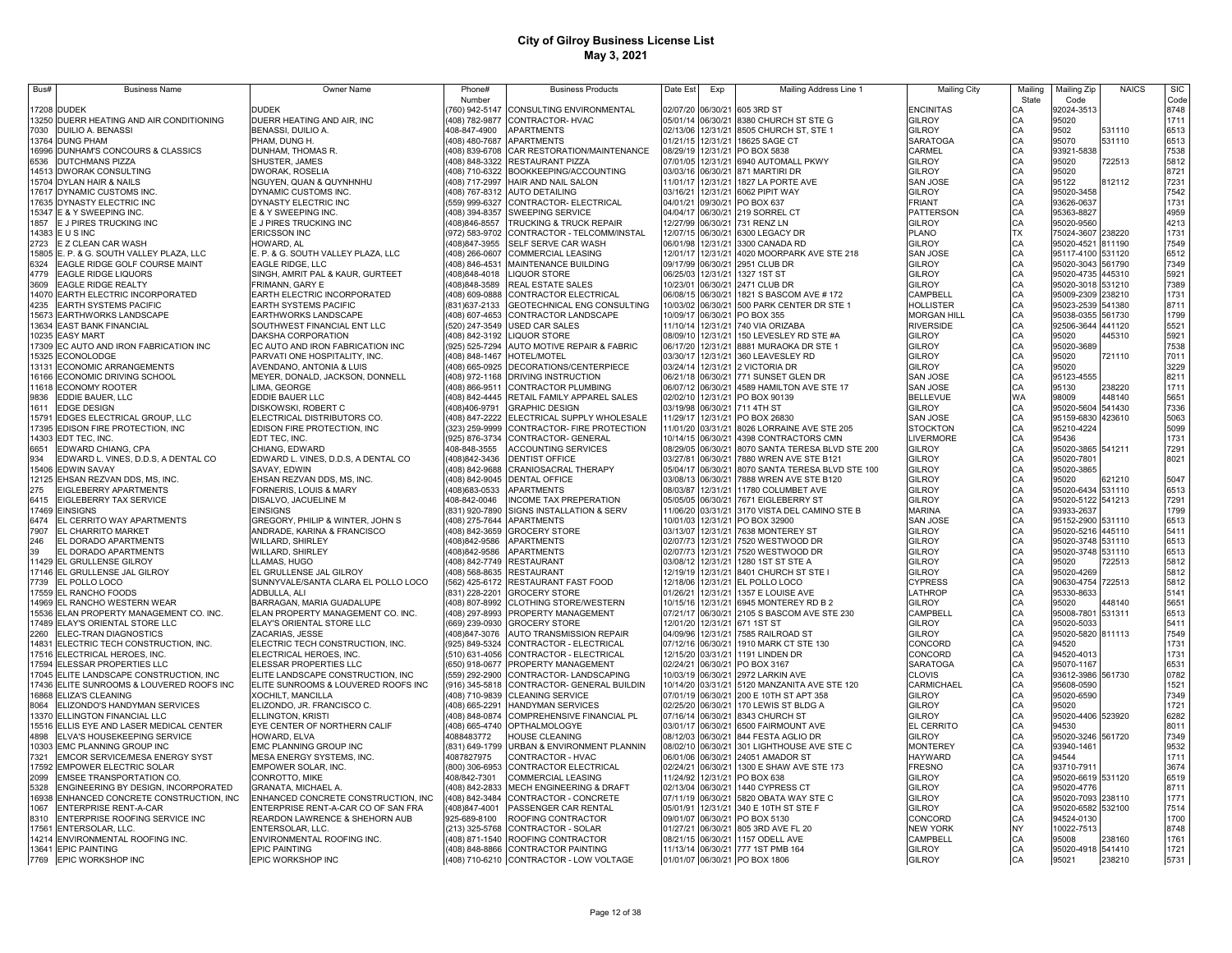# City of Gilroy Business License List
## May 3, 2021

| Bus# | Business Name | Owner Name | Phone# Number | Business Products | Date Est | Exp | Mailing Address Line 1 | Mailing City | Mailing State | Mailing Zip Code | NAICS | SIC Code |
|---|---|---|---|---|---|---|---|---|---|---|---|---|
| 17208 | DUDEK | DUDEK | (760) 942-5147 | CONSULTING ENVIRONMENTAL | 02/07/20 | 06/30/21 | 605 3RD ST | ENCINITAS | CA | 92024-3513 | | 8748 |
| 13250 | DUERR HEATING AND AIR CONDITIONING | DUERR HEATING AND AIR, INC | (408) 782-9877 | CONTRACTOR- HVAC | 05/01/14 | 06/30/21 | 8380 CHURCH ST STE G | GILROY | CA | 95020 | | 1711 |
| 7030 | DUILIO A. BENASSI | BENASSI, DUILIO A. | 408-847-4900 | APARTMENTS | 02/13/06 | 12/31/21 | 8505 CHURCH ST, STE 1 | GILROY | CA | 9502 | 531110 | 6513 |
| 13764 | DUNG PHAM | PHAM, DUNG H. | (408) 480-7687 | APARTMENTS | 01/21/15 | 12/31/21 | 18625 SAGE CT | SARATOGA | CA | 95070 | 531110 | 6513 |
| 16996 | DUNHAM'S CONCOURS & CLASSICS | DUNHAM, THOMAS R. | (408) 839-6708 | CAR RESTORATION/MAINTENANCE | 08/29/19 | 12/31/21 | PO BOX 5838 | CARMEL | CA | 93921-5838 | | 7538 |
| 6536 | DUTCHMANS PIZZA | SHUSTER, JAMES | (408) 848-3322 | RESTAURANT PIZZA | 07/01/05 | 12/31/21 | 6940 AUTOMALL PKWY | GILROY | CA | 95020 | 722513 | 5812 |
| 14513 | DWORAK CONSULTING | DWORAK, ROSELIA | (408) 710-6322 | BOOKKEEPING/ACCOUNTING | 03/03/16 | 06/30/21 | 871 MARTIRI DR | GILROY | CA | 95020 | | 8721 |
| 15704 | DYLAN HAIR & NAILS | NGUYEN, QUAN & QUYNHNHU | (408) 717-2997 | HAIR AND NAIL SALON | 11/01/17 | 12/31/21 | 1827 LA PORTE AVE | SAN JOSE | CA | 95122 | 812112 | 7231 |
| 17617 | DYNAMIC CUSTOMS INC. | DYNAMIC CUSTOMS INC. | (408) 767-8312 | AUTO DETAILING | 03/16/21 | 12/31/21 | 6062 PIPIT WAY | GILROY | CA | 95020-3458 | | 7542 |
| 17635 | DYNASTY ELECTRIC INC | DYNASTY ELECTRIC INC | (559) 999-6327 | CONTRACTOR- ELECTRICAL | 04/01/21 | 09/30/21 | PO BOX 637 | FRIANT | CA | 93626-0637 | | 1731 |
| 15347 | E & Y SWEEPING INC. | E & Y SWEEPING INC. | (408) 394-8357 | SWEEPING SERVICE | 04/04/17 | 06/30/21 | 219 SORREL CT | PATTERSON | CA | 95363-8827 | | 4959 |
| 1857 | E J PIRES TRUCKING INC | E J PIRES TRUCKING INC | (408)846-8557 | TRUCKING & TRUCK REPAIR | 12/27/99 | 06/30/21 | 731 RENZ LN | GILROY | CA | 95020-9560 | | 4213 |
| 14383 | E U S INC | ERICSSON INC | (972) 583-9702 | CONTRACTOR - TELCOMM/INSTAL | 12/07/15 | 06/30/21 | 6300 LEGACY DR | PLANO | TX | 75024-3607 | 238220 | 1731 |
| 2723 | E Z CLEAN CAR WASH | HOWARD, AL | (408)847-3955 | SELF SERVE CAR WASH | 06/01/98 | 12/31/21 | 3300 CANADA RD | GILROY | CA | 95020-4521 | 811190 | 7549 |
| 15805 | E. P. & G. SOUTH VALLEY PLAZA, LLC | E. P. & G. SOUTH VALLEY PLAZA, LLC | (408) 266-0607 | COMMERCIAL LEASING | 12/01/17 | 12/31/21 | 4020 MOORPARK AVE STE 218 | SAN JOSE | CA | 95117-4100 | 531120 | 6512 |
| 6324 | EAGLE RIDGE GOLF COURSE MAINT | EAGLE RIDGE, LLC | (408) 846-4531 | MAINTENANCE BUILDING | 09/17/99 | 06/30/21 | 2951 CLUB DR | GILROY | CA | 95020-3043 | 561790 | 7349 |
| 4779 | EAGLE RIDGE LIQUORS | SINGH, AMRIT PAL & KAUR, GURTEET | (408)848-4018 | LIQUOR STORE | 06/25/03 | 12/31/21 | 1327 1ST ST | GILROY | CA | 95020-4735 | 445310 | 5921 |
| 3609 | EAGLE RIDGE REALTY | FRIMANN, GARY E | (408)848-3589 | REAL ESTATE SALES | 10/23/01 | 06/30/21 | 2471 CLUB DR | GILROY | CA | 95020-3018 | 531210 | 7389 |
| 14070 | EARTH ELECTRIC INCORPORATED | EARTH ELECTRIC INCORPORATED | (408) 609-0888 | CONTRACTOR ELECTRICAL | 06/08/15 | 06/30/21 | 1821 S BASCOM AVE # 172 | CAMPBELL | CA | 95009-2309 | 238210 | 1731 |
| 4235 | EARTH SYSTEMS PACIFIC | EARTH SYSTEMS PACIFIC | (831)637-2133 | GEOTECHNICAL ENG CONSULTING | 10/03/02 | 06/30/21 | 500 PARK CENTER DR STE 1 | HOLLISTER | CA | 95023-2539 | 541380 | 8711 |
| 15673 | EARTHWORKS LANDSCAPE | EARTHWORKS LANDSCAPE | (408) 607-4653 | CONTRACTOR LANDSCAPE | 10/09/17 | 06/30/21 | PO BOX 355 | MORGAN HILL | CA | 95038-0355 | 561730 | 1799 |
| 13634 | EAST BANK FINANCIAL | SOUTHWEST FINANCIAL ENT LLC | (520) 247-3549 | USED CAR SALES | 11/10/14 | 12/31/21 | 740 VIA ORIZABA | RIVERSIDE | CA | 92506-3644 | 441120 | 5521 |
| 10235 | EASY MART | DAKSHA CORPORATION | (408) 842-3192 | LIQUOR STORE | 08/09/10 | 12/31/21 | 150 LEVESLEY RD STE #A | GILROY | CA | 95020 | 445310 | 5921 |
| 17309 | EC AUTO AND IRON FABRICATION INC | EC AUTO AND IRON FABRICATION INC | (925) 525-7294 | AUTO MOTIVE REPAIR & FABRIC | 06/17/20 | 12/31/21 | 8881 MURAOKA DR STE 1 | GILROY | CA | 95020-3689 | | 7538 |
| 15325 | ECONOLODGE | PARVATI ONE HOSPITALITY, INC. | (408) 848-1467 | HOTEL/MOTEL | 03/30/17 | 12/31/21 | 360 LEAVESLEY RD | GILROY | CA | 95020 | 721110 | 7011 |
| 13131 | ECONOMIC ARRANGEMENTS | AVENDANO, ANTONIA & LUIS | (408) 665-0925 | DECORATIONS/CENTERPIECE | 03/24/14 | 12/31/21 | 2 VICTORIA DR | GILROY | CA | 95020 | | 3229 |
| 16166 | ECONOMIC DRIVING SCHOOL | MEYER, DONALD, JACKSON, DONNELL | (408) 972-1168 | DRIVING INSTRUCTION | 06/21/18 | 06/30/21 | 771 SUNSET GLEN DR | SAN JOSE | CA | 95123-4555 | | 8211 |
| 11618 | ECONOMY ROOTER | LIMA, GEORGE | (408) 866-9511 | CONTRACTOR PLUMBING | 06/07/12 | 06/30/21 | 4589 HAMILTON AVE STE 17 | SAN JOSE | CA | 95130 | 238220 | 1711 |
| 9836 | EDDIE BAUER, LLC | EDDIE BAUER LLC | (408) 842-4445 | RETAIL FAMILY APPAREL SALES | 02/02/10 | 12/31/21 | PO BOX 90139 | BELLEVUE | WA | 98009 | 448140 | 5651 |
| 1611 | EDGE DESIGN | DISKOWSKI, ROBERT C | (408)406-9791 | GRAPHIC DESIGN | 03/19/98 | 06/30/21 | 711 4TH ST | GILROY | CA | 95020-5604 | 541430 | 7336 |
| 15791 | EDGES ELECTRICAL GROUP, LLC | ELECTRICAL DISTRIBUTORS CO. | (408) 847-2222 | ELECTRICAL SUPPLY WHOLESALE | 11/29/17 | 12/31/21 | PO BOX 26830 | SAN JOSE | CA | 95159-6830 | 423610 | 5063 |
| 17395 | EDISON FIRE PROTECTION, INC | EDISON FIRE PROTECTION, INC | (323) 259-9999 | CONTRACTOR- FIRE PROTECTION | 11/01/20 | 03/31/21 | 8026 LORRAINE AVE STE 205 | STOCKTON | CA | 95210-4224 | | 5099 |
| 14303 | EDT TEC, INC. | EDT TEC, INC. | (925) 876-3734 | CONTRACTOR- GENERAL | 10/14/15 | 06/30/21 | 4398 CONTRACTORS CMN | LIVERMORE | CA | 95436 | | 1731 |
| 6651 | EDWARD CHIANG, CPA | CHIANG, EDWARD | 408-848-3555 | ACCOUNTING SERVICES | 08/29/05 | 06/30/21 | 8070 SANTA TERESA BLVD STE 200 | GILROY | CA | 95020-3865 | 541211 | 7291 |
| 934 | EDWARD L. VINES, D.D.S, A DENTAL CO | EDWARD L. VINES, D.D.S, A DENTAL CO | (408)842-3436 | DENTIST OFFICE | 03/27/81 | 06/30/21 | 7880 WREN AVE STE B121 | GILROY | CA | 95020-7801 | | 8021 |
| 15406 | EDWIN SAVAY | SAVAY, EDWIN | (408) 842-9688 | CRANIOSACRAL THERAPY | 05/04/17 | 06/30/21 | 8070 SANTA TERESA BLVD STE 100 | GILROY | CA | 95020-3865 | | |
| 12125 | EHSAN REZVAN DDS, MS, INC. | EHSAN REZVAN DDS, MS, INC. | (408) 842-9045 | DENTAL OFFICE | 03/08/13 | 06/30/21 | 7888 WREN AVE STE B120 | GILROY | CA | 95020 | 621210 | 5047 |
| 275 | EIGLEBERRY APARTMENTS | FORNERIS, LOUIS & MARY | (408)683-0533 | APARTMENTS | 08/03/87 | 12/31/21 | 11780 COLUMBET AVE | GILROY | CA | 95020-6434 | 531110 | 6513 |
| 6415 | EIGLEBERRY TAX SERVICE | DISALVO, JACUELINE M | 408-842-0046 | INCOME TAX PREPERATION | 05/05/05 | 06/30/21 | 7671 EIGLEBERRY ST | GILROY | CA | 95020-5122 | 541213 | 7291 |
| 17469 | EINSIGNS | EINSIGNS | (831) 920-7890 | SIGNS INSTALLATION & SERV | 11/06/20 | 03/31/21 | 3170 VISTA DEL CAMINO STE B | MARINA | CA | 93933-2637 | | 1799 |
| 6474 | EL CERRITO WAY APARTMENTS | GREGORY, PHILIP & WINTER, JOHN S | (408) 275-7644 | APARTMENTS | 10/01/03 | 12/31/21 | PO BOX 32900 | SAN JOSE | CA | 95152-2900 | 531110 | 6513 |
| 7907 | EL CHARRITO MARKET | ANDRADE, KARINA & FRANCISCO | (408) 842-3659 | GROCERY STORE | 03/13/07 | 12/31/21 | 7638 MONTEREY ST | GILROY | CA | 95020-5216 | 445110 | 5411 |
| 246 | EL DORADO APARTMENTS | WILLARD, SHIRLEY | (408)842-9586 | APARTMENTS | 02/07/73 | 12/31/21 | 7520 WESTWOOD DR | GILROY | CA | 95020-3748 | 531110 | 6513 |
| 39 | EL DORADO APARTMENTS | WILLARD, SHIRLEY | (408)842-9586 | APARTMENTS | 02/07/73 | 12/31/21 | 7520 WESTWOOD DR | GILROY | CA | 95020-3748 | 531110 | 6513 |
| 11429 | EL GRULLENSE GILROY | LLAMAS, HUGO | (408) 842-7749 | RESTAURANT | 03/08/12 | 12/31/21 | 1280 1ST ST STE A | GILROY | CA | 95020 | 722513 | 5812 |
| 17146 | EL GRULLENSE JAL GILROY | EL GRULLENSE JAL GILROY | (408) 568-8635 | RESTAURANT | 12/19/19 | 12/31/21 | 8401 CHURCH ST STE I | GILROY | CA | 95020-4269 | | 5812 |
| 7739 | EL POLLO LOCO | SUNNYVALE/SANTA CLARA EL POLLO LOCO | (562) 425-6172 | RESTAURANT FAST FOOD | 12/18/06 | 12/31/21 | EL POLLO LOCO | CYPRESS | CA | 90630-4754 | 722513 | 5812 |
| 17559 | EL RANCHO FOODS | ADBULLA, ALI | (831) 228-2201 | GROCERY STORE | 01/26/21 | 12/31/21 | 1357 E LOUISE AVE | LATHROP | CA | 95330-8633 | | 5141 |
| 14969 | EL RANCHO WESTERN WEAR | BARRAGAN, MARIA GUADALUPE | (408) 807-8992 | CLOTHING STORE/WESTERN | 10/15/16 | 12/31/21 | 6945 MONTEREY RD B 2 | GILROY | CA | 95020 | 448140 | 5651 |
| 15536 | ELAN PROPERTY MANAGEMENT CO. INC. | ELAN PROPERTY MANAGEMENT CO. INC. | (408) 297-8993 | PROPERTY MANAGEMENT | 07/21/17 | 06/30/21 | 2105 S BASCOM AVE STE 230 | CAMPBELL | CA | 95008-7801 | 531311 | 6513 |
| 17489 | ELAY'S ORIENTAL STORE LLC | ELAY'S ORIENTAL STORE LLC | (669) 239-0930 | GROCERY STORE | 12/01/20 | 12/31/21 | 671 1ST ST | GILROY | CA | 95020-5033 | | 5411 |
| 2260 | ELEC-TRAN DIAGNOSTICS | ZACARIAS, JESSE | (408)847-3076 | AUTO TRANSMISSION REPAIR | 04/09/96 | 12/31/21 | 7585 RAILROAD ST | GILROY | CA | 95020-5820 | 811113 | 7549 |
| 14831 | ELECTRIC TECH CONSTRUCTION, INC. | ELECTRIC TECH CONSTRUCTION, INC. | (925) 849-5324 | CONTRACTOR - ELECTRICAL | 07/12/16 | 06/30/21 | 1910 MARK CT STE 130 | CONCORD | CA | 94520 | | 1731 |
| 17516 | ELECTRICAL HEROES, INC. | ELECTRICAL HEROES, INC. | (510) 631-4056 | CONTRACTOR - ELECTRICAL | 12/15/20 | 03/31/21 | 1191 LINDEN DR | CONCORD | CA | 94520-4013 | | 1731 |
| 17594 | ELESSAR PROPERTIES LLC | ELESSAR PROPERTIES LLC | (650) 918-0677 | PROPERTY MANAGEMENT | 02/24/21 | 06/30/21 | PO BOX 3167 | SARATOGA | CA | 95070-1167 | | 6531 |
| 17045 | ELITE LANDSCAPE CONSTRUCTION, INC | ELITE LANDSCAPE CONSTRUCTION, INC | (559) 292-2900 | CONTRACTOR- LANDSCAPING | 10/03/19 | 06/30/21 | 2972 LARKIN AVE | CLOVIS | CA | 93612-3986 | 561730 | 0782 |
| 17436 | ELITE SUNROOMS & LOUVERED ROOFS INC | ELITE SUNROOMS & LOUVERED ROOFS INC | (916) 345-5818 | CONTRACTOR- GENERAL BUILDIN | 10/14/20 | 03/31/21 | 5120 MANZANITA AVE STE 120 | CARMICHAEL | CA | 95608-0590 | | 1521 |
| 16868 | ELIZA'S CLEANING | XOCHILT, MANCILLA | (408) 710-9839 | CLEANING SERVICE | 07/01/19 | 06/30/21 | 200 E 10TH ST APT 358 | GILROY | CA | 95020-6590 | | 7349 |
| 8064 | ELIZONDO'S HANDYMAN SERVICES | ELIZONDO, JR. FRANCISCO C. | (408) 665-2291 | HANDYMAN SERVICES | 02/25/20 | 06/30/21 | 170 LEWIS ST BLDG A | GILROY | CA | 95020 | | 1721 |
| 13370 | ELLINGTON FINANCIAL LLC | ELLINGTON, KRISTI | (408) 848-0874 | COMPREHENSIVE FINANCIAL PL | 07/16/14 | 06/30/21 | 8343 CHURCH ST | GILROY | CA | 95020-4406 | 523920 | 6282 |
| 15516 | ELLIS EYE AND LASER MEDICAL CENTER | EYE CENTER OF NORTHERN CALIF | (408) 665-4740 | OPTHALMOLOGYE | 03/01/17 | 06/30/21 | 6500 FAIRMOUNT AVE | EL CERRITO | CA | 94530 | | 8011 |
| 4898 | ELVA'S HOUSEKEEPING SERVICE | HOWARD, ELVA | 4088483772 | HOUSE CLEANING | 08/12/03 | 06/30/21 | 844 FESTA AGLIO DR | GILROY | CA | 95020-3246 | 561720 | 7349 |
| 10303 | EMC PLANNING GROUP INC | EMC PLANNING GROUP INC | (831) 649-1799 | URBAN & ENVIRONMENT PLANNIN | 08/02/10 | 06/30/21 | 301 LIGHTHOUSE AVE STE C | MONTEREY | CA | 93940-1461 | | 9532 |
| 7321 | EMCOR SERVICE/MESA ENERGY SYST | MESA ENERGY SYSTEMS, INC. | 4087827975 | CONTRACTOR - HVAC | 06/01/06 | 06/30/21 | 24051 AMADOR ST | HAYWARD | CA | 94544 | | 1711 |
| 17592 | EMPOWER ELECTRIC SOLAR | EMPOWER SOLAR, INC. | (800) 306-6953 | CONTRACTOR ELECTRICAL | 02/24/21 | 06/30/21 | 1300 E SHAW AVE STE 173 | FRESNO | CA | 93710-7911 | | 3674 |
| 2099 | EMSEE TRANSPORTATION CO. | CONROTTO, MIKE | 408/842-7301 | COMMERCIAL LEASING | 11/24/92 | 12/31/21 | PO BOX 638 | GILROY | CA | 95020-6619 | 531120 | 6519 |
| 5328 | ENGINEERING BY DESIGN, INCORPORATED | GRANATA, MICHAEL A. | (408) 842-2833 | MECH ENGINEERING & DRAFT | 02/13/04 | 06/30/21 | 1440 CYPRESS CT | GILROY | CA | 95020-4776 | | 8711 |
| 16938 | ENHANCED CONCRETE CONSTRUCTION, INC | ENHANCED CONCRETE CONSTRUCTION, INC | (408) 842-3484 | CONTRACTOR - CONCRETE | 07/11/19 | 06/30/21 | 5820 OBATA WAY STE C | GILROY | CA | 95020-7093 | 238110 | 1771 |
| 1067 | ENTERPRISE RENT-A-CAR | ENTERPRISE RENT-A-CAR CO OF SAN FRA | (408)847-4001 | PASSENGER CAR RENTAL | 05/01/91 | 12/31/21 | 340 E 10TH ST STE F | GILROY | CA | 95020-6582 | 532100 | 7514 |
| 8310 | ENTERPRISE ROOFING SERVICE INC | REARDON LAWRENCE & SHEHORN AUB | 925-689-8100 | ROOFING CONTRACTOR | 09/01/07 | 06/30/21 | PO BOX 5130 | CONCORD | CA | 94524-0130 | | 1700 |
| 17561 | ENTERSOLAR, LLC. | ENTERSOLAR, LLC. | (213) 325-5768 | CONTRACTOR - SOLAR | 01/27/21 | 06/30/21 | 805 3RD AVE FL 20 | NEW YORK | NY | 10022-7513 | | 8748 |
| 11421 | ENVIRONMENTAL ROOFING INC. | ENVIRONMENTAL ROOFING INC. | (408) 371-6340 | ROOFING CONTRACTOR | 08/21/15 | 06/30/21 | 1157 ODELL AVE | CAMPBELL | CA | 95008 | 238160 | 1761 |
| 13641 | EPIC PAINTING | EPIC PAINTING | (408) 848-8866 | CONTRACTOR PAINTING | 11/13/14 | 06/30/21 | 777 1ST PMB 164 | GILROY | CA | 95020-4918 | 541410 | 1721 |
| 7769 | EPIC WORKSHOP INC | EPIC WORKSHOP INC | (408) 710-6210 | CONTRACTOR - LOW VOLTAGE | 01/01/07 | 06/30/21 | PO BOX 1806 | GILROY | CA | 95021 | 238210 | 5731 |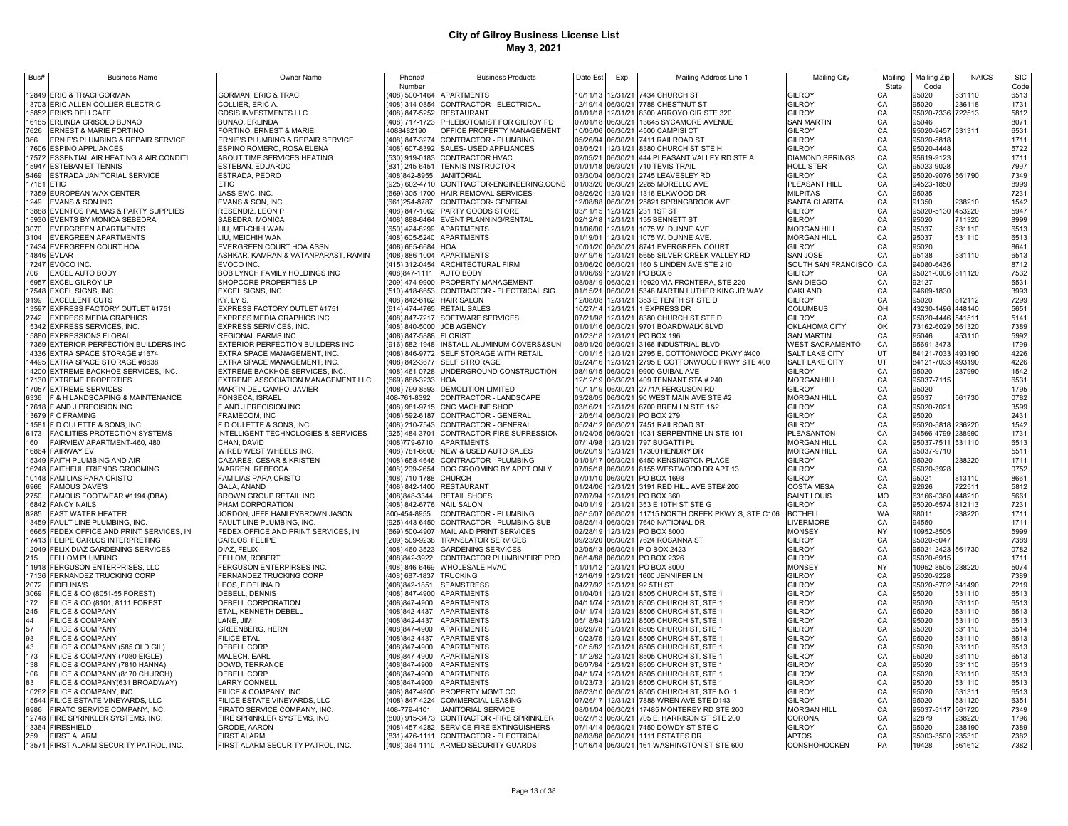# City of Gilroy Business License List
## May 3, 2021

| Bus# | Business Name | Owner Name | Phone# Number | Business Products | Date Est | Exp | Mailing Address Line 1 | Mailing City | Mailing State | Mailing Zip Code | NAICS | SIC Code |
|---|---|---|---|---|---|---|---|---|---|---|---|---|
| 12849 | ERIC & TRACI GORMAN | GORMAN, ERIC & TRACI | (408) 500-1464 | APARTMENTS | 10/11/13 | 12/31/21 | 7434 CHURCH ST | GILROY | CA | 95020 | 531110 | 6513 |
| 13703 | ERIC ALLEN COLLIER ELECTRIC | COLLIER, ERIC A. | (408) 314-0854 | CONTRACTOR - ELECTRICAL | 12/19/14 | 06/30/21 | 7788 CHESTNUT ST | GILROY | CA | 95020 | 236118 | 1731 |
| 15852 | ERIK'S DELI CAFE | GDSIS INVESTMENTS LLC | (408) 847-5252 | RESTAURANT | 01/01/18 | 12/31/21 | 8300 ARROYO CIR STE 320 | GILROY | CA | 95020-7336 | 722513 | 5812 |
| 16185 | ERLINDA CRISOLO BUNAO | BUNAO, ERLINDA | (408) 717-1723 | PHLEBOTOMIST FOR GILROY PD | 07/01/18 | 06/30/21 | 13645 SYCAMORE AVENUE | SAN MARTIN | CA | 95046 | | 8071 |
| 7626 | ERNEST & MARIE FORTINO | FORTINO, ERNEST & MARIE | 4088482190 | OFFICE PROPERTY MANAGEMENT | 10/05/06 | 06/30/21 | 4500 CAMPISI CT | GILROY | CA | 95020-9457 | 531311 | 6531 |
| 366 | ERNIE'S PLUMBING & REPAIR SERVICE | ERNIE'S PLUMBING & REPAIR SERVICE | (408) 847-3274 | CONTRACTOR - PLUMBING | 05/26/94 | 06/30/21 | 7411 RAILROAD ST | GILROY | CA | 95020-5818 | | 1711 |
| 17606 | ESPINO APPLIANCES | ESPINO ROMERO, ROSA ELENA | (408) 607-8392 | SALES- USED APPLIANCES | 03/05/21 | 12/31/21 | 8380 CHURCH ST STE H | GILROY | CA | 95020-4448 | | 5722 |
| 17572 | ESSENTIAL AIR HEATING & AIR CONDITI | ABOUT TIME SERVICES HEATING | (530) 919-0183 | CONTRACTOR HVAC | 02/05/21 | 06/30/21 | 444 PLEASANT VALLEY RD STE A | DIAMOND SPRINGS | CA | 95619-9123 | | 1711 |
| 15947 | ESTEBAN ET TENNIS | ESTEBAN, EDUARDO | (831) 245-6451 | TENNIS INSTRUCTOR | 01/01/18 | 06/30/21 | 710 TEVIS TRAIL | HOLLISTER | CA | 95023-9028 | | 7997 |
| 5469 | ESTRADA JANITORIAL SERVICE | ESTRADA, PEDRO | (408)842-8955 | JANITORIAL | 03/30/04 | 06/30/21 | 2745 LEAVESLEY RD | GILROY | CA | 95020-9076 | 561790 | 7349 |
| 17161 | ETIC | ETIC | (925) 602-4710 | CONTRACTOR-ENGINEERING,CONS | 01/03/20 | 06/30/21 | 2285 MORELLO AVE | PLEASANT HILL | CA | 94523-1850 | | 8999 |
| 17359 | EUROPEAN WAX CENTER | JASS EWC, INC. | (669) 305-1700 | HAIR REMOVAL SERVICES | 08/26/20 | 12/31/21 | 1316 ELKWOOD DR | MILPITAS | CA | 95035 | | 7231 |
| 1249 | EVANS & SON INC | EVANS & SON, INC | (661)254-8787 | CONTRACTOR- GENERAL | 12/08/88 | 06/30/21 | 25821 SPRINGBROOK AVE | SANTA CLARITA | CA | 91350 | 238210 | 1542 |
| 13888 | EVENTOS PALMAS & PARTY SUPPLIES | RESENDIZ, LEON P | (408) 847-1062 | PARTY GOODS STORE | 03/11/15 | 12/31/21 | 231 1ST ST | GILROY | CA | 95020-5130 | 453220 | 5947 |
| 15930 | EVENTS BY MONICA SEBEDRA | SABEDRA, MONICA | (408) 888-6464 | EVENT PLANNING/RENTAL | 02/12/18 | 12/31/21 | 155 BENNETT ST | GILROY | CA | 95020 | 711320 | 8999 |
| 3070 | EVERGREEN APARTMENTS | LIU, MEI-CHIH WAN | (650) 424-8299 | APARTMENTS | 01/06/00 | 12/31/21 | 1075 W. DUNNE AVE. | MORGAN HILL | CA | 95037 | 531110 | 6513 |
| 3104 | EVERGREEN APARTMENTS | LIU, MEICHIH WAN | (408) 605-5240 | APARTMENTS | 01/19/01 | 12/31/21 | 1075 W. DUNNE AVE. | MORGAN HILL | CA | 95037 | 531110 | 6513 |
| 17434 | EVERGREEN COURT HOA | EVERGREEN COURT HOA ASSN. | (408) 665-6684 | HOA | 10/01/20 | 06/30/21 | 8741 EVERGREEN COURT | GILROY | CA | 95020 | | 8641 |
| 14846 | EVLAR | ASHKAR, KAMRAN & VATANPARAST, RAMIN | (408) 886-1004 | APARTMENTS | 07/19/16 | 12/31/21 | 5655 SILVER CREEK VALLEY RD | SAN JOSE | CA | 95138 | 531110 | 6513 |
| 17247 | EVOCO INC. | EVOCO INC. | (415) 312-0454 | ARCHITECTURAL FIRM | 03/06/20 | 06/30/21 | 160 S LINDEN AVE STE 210 | SOUTH SAN FRANCISCO | CA | 94080-6436 | | 8712 |
| 706 | EXCEL AUTO BODY | BOB LYNCH FAMILY HOLDINGS INC | (408)847-1111 | AUTO BODY | 01/06/69 | 12/31/21 | PO BOX 6 | GILROY | CA | 95021-0006 | 811120 | 7532 |
| 16957 | EXCEL GILROY LP | SHOPCORE PROPERTIES LP | (209) 474-9900 | PROPERTY MANAGEMENT | 08/08/19 | 06/30/21 | 10920 VIA FRONTERA, STE 220 | SAN DIEGO | CA | 92127 | | 6531 |
| 17548 | EXCEL SIGNS, INC. | EXCEL SIGNS, INC. | (510) 418-6653 | CONTRACTOR - ELECTRICAL SIG | 01/15/21 | 06/30/21 | 5348 MARTIN LUTHER KING JR WAY | OAKLAND | CA | 94609-1830 | | 3993 |
| 9199 | EXCELLENT CUTS | KY, LY S. | (408) 842-6162 | HAIR SALON | 12/08/08 | 12/31/21 | 353 E TENTH ST STE D | GILROY | CA | 95020 | 812112 | 7299 |
| 13597 | EXPRESS FACTORY OUTLET #1751 | EXPRESS FACTORY OUTLET #1751 | (614) 474-4765 | RETAIL SALES | 10/27/14 | 12/31/21 | 1 EXPRESS DR | COLUMBUS | OH | 43230-1496 | 448140 | 5651 |
| 2742 | EXPRESS MEDIA GRAPHICS | EXPRESS MEDIA GRAPHICS INC | (408) 847-7217 | SOFTWARE SERVICES | 07/21/98 | 12/31/21 | 8380 CHURCH ST STE D | GILROY | CA | 95020-4446 | 541511 | 5141 |
| 15342 | EXPRESS SERVICES, INC. | EXPRESS SERIVICES, INC. | (408) 840-5000 | JOB AGENCY | 01/01/16 | 06/30/21 | 9701 BOARDWALK BLVD | OKLAHOMA CITY | OK | 73162-6029 | 561320 | 7389 |
| 15880 | EXPRESSIONS FLORAL | REGIONAL FARMS INC. | (408) 847-5888 | FLORIST | 01/23/18 | 12/31/21 | PO BOX 196 | SAN MARTIN | CA | 95046 | 453110 | 5992 |
| 17369 | EXTERIOR PERFECTION BUILDERS INC | EXTERIOR PERFECTION BUILDERS INC | (916) 582-1948 | INSTALL ALUMINUM COVERS&SUN | 08/01/20 | 06/30/21 | 3166 INDUSTRIAL BLVD | WEST SACRAMENTO | CA | 95691-3473 | | 1799 |
| 14336 | EXTRA SPACE STORAGE #1674 | EXTRA SPACE MANAGEMENT, INC. | (408) 846-9772 | SELF STORAGE WITH RETAIL | 10/01/15 | 12/31/21 | 2795 E. COTTONWOOD PKWY #400 | SALT LAKE CITY | UT | 84121-7033 | 493190 | 4226 |
| 14495 | EXTRA SPACE STORAGE #8638 | EXTRA SPACE MANAGEMENT, INC. | (408) 842-3677 | SELF STRORAGE | 02/24/16 | 12/31/21 | 2795 E COTTONWOOD PKWY STE 400 | SALT LAKE CITY | UT | 84121-7033 | 493190 | 4226 |
| 14200 | EXTREME BACKHOE SERVICES, INC. | EXTREME BACKHOE SERVICES, INC. | (408) 461-0728 | UNDERGROUND CONSTRUCTION | 08/19/15 | 06/30/21 | 9900 GUIBAL AVE | GILROY | CA | 95020 | 237990 | 1542 |
| 17130 | EXTREME PROPERTIES | EXTREME ASSOCIATION MANAGEMENT LLC | (669) 888-3233 | HOA | 12/12/19 | 06/30/21 | 409 TENNANT STA # 240 | MORGAN HILL | CA | 95037-7115 | | 6531 |
| 17057 | EXTREME SERVICES | MARTIN DEL CAMPO, JAVIER | (408) 799-8593 | DEMOLITION LIMITED | 10/11/19 | 06/30/21 | 2771A FERGUSON RD | GILROY | CA | 95020 | | 1795 |
| 6336 | F & H LANDSCAPING & MAINTENANCE | FONSECA, ISRAEL | 408-761-8392 | CONTRACTOR - LANDSCAPE | 03/28/05 | 06/30/21 | 90 WEST MAIN AVE STE #2 | MORGAN HILL | CA | 95037 | 561730 | 0782 |
| 17618 | F AND J PRECISION INC | F AND J PRECISION INC | (408) 981-9715 | CNC MACHINE SHOP | 03/16/21 | 12/31/21 | 6700 BREM LN STE 1&2 | GILROY | CA | 95020-7021 | | 3599 |
| 13679 | F C FRAMING | FRAMECOM, INC | (408) 592-6187 | CONTRACTOR - GENERAL | 12/05/14 | 06/30/21 | PO BOX 279 | GILROY | CA | 95020 | | 2431 |
| 11581 | F D OULETTE & SONS, INC. | F D OULETTE & SONS, INC. | (408) 210-7543 | CONTRACTOR - GENERAL | 05/24/12 | 06/30/21 | 7451 RAILROAD ST | GILROY | CA | 95020-5818 | 236220 | 1542 |
| 6173 | FACILITIES PROTECTION SYSTEMS | INTELLIGENT TECHNOLOGIES & SERVICES | (925) 484-3701 | CONTRACTOR-FIRE SUPRESSION | 01/24/05 | 06/30/21 | 1031 SERPENTINE LN STE 101 | PLEASANTON | CA | 94566-4799 | 238990 | 1731 |
| 160 | FAIRVIEW APARTMENT-460, 480 | CHAN, DAVID | (408)779-6710 | APARTMENTS | 07/14/98 | 12/31/21 | 797 BUGATTI PL | MORGAN HILL | CA | 95037-7511 | 531110 | 6513 |
| 16864 | FAIRWAY EV | WIRED WEST WHEELS INC. | (408) 781-6600 | NEW & USED AUTO SALES | 06/20/19 | 12/31/21 | 17300 HENDRY DR | MORGAN HILL | CA | 95037-9710 | | 5511 |
| 15349 | FAITH PLUMBING AND AIR | CAZARES, CESAR & KRISTEN | (408) 658-4646 | CONTRACTOR - PLUMBING | 01/01/17 | 06/30/21 | 6450 KENSINGTON PLACE | GILROY | CA | 95020 | 238220 | 1711 |
| 16248 | FAITHFUL FRIENDS GROOMING | WARREN, REBECCA | (408) 209-2654 | DOG GROOMING BY APPT ONLY | 07/05/18 | 06/30/21 | 8155 WESTWOOD DR APT 13 | GILROY | CA | 95020-3928 | | 0752 |
| 10148 | FAMILIAS PARA CRISTO | FAMILIAS PARA CRISTO | (408) 710-1788 | CHURCH | 07/01/10 | 06/30/21 | PO BOX 1698 | GILROY | CA | 95021 | 813110 | 8661 |
| 6966 | FAMOUS DAVE'S | GALA, ANAND | (408) 842-1400 | RESTAURANT | 01/24/06 | 12/31/21 | 3191 RED HILL AVE STE# 200 | COSTA MESA | CA | 92626 | 722511 | 5812 |
| 2750 | FAMOUS FOOTWEAR #1194 (DBA) | BROWN GROUP RETAIL INC. | (408)848-3344 | RETAIL SHOES | 07/07/94 | 12/31/21 | PO BOX 360 | SAINT LOUIS | MO | 63166-0360 | 448210 | 5661 |
| 16842 | FANCY NAILS | PHAM CORPORATION | (408) 842-6776 | NAIL SALON | 04/01/19 | 12/31/21 | 353 E 10TH ST STE G | GILROY | CA | 95020-6574 | 812113 | 7231 |
| 8285 | FAST WATER HEATER | JORDON, JEFF HANLEYBROWN JASON | 800-454-8955 | CONTRACTOR - PLUMBING | 08/15/07 | 06/30/21 | 11715 NORTH CREEK PKWY S, STE C106 | BOTHELL | WA | 98011 | 238220 | 1711 |
| 13459 | FAULT LINE PLUMBING, INC. | FAULT LINE PLUMBING, INC. | (925) 443-6450 | CONTRACTOR - PLUMBING SUB | 08/25/14 | 06/30/21 | 7640 NATIONAL DR | LIVERMORE | CA | 94550 | | 1711 |
| 16665 | FEDEX OFFICE AND PRINT SERVICES, IN | FEDEX OFFICE AND PRINT SERVICES, IN | (669) 500-4907 | MAIL AND PRINT SERVICES | 02/28/19 | 12/31/21 | PO BOX 8000 | MONSEY | NY | 10952-8505 | | 5999 |
| 17413 | FELIPE CARLOS INTERPRETING | CARLOS, FELIPE | (209) 509-9238 | TRANSLATOR SERVICES | 09/23/20 | 06/30/21 | 7624 ROSANNA ST | GILROY | CA | 95020-5047 | | 7389 |
| 12049 | FELIX DIAZ GARDENING SERVICES | DIAZ, FELIX | (408) 460-3523 | GARDENING SERVICES | 02/05/13 | 06/30/21 | P O BOX 2423 | GILROY | CA | 95021-2423 | 561730 | 0782 |
| 215 | FELLOM PLUMBING | FELLOM, ROBERT | (408)842-3922 | CONTRACTOR PLUMBIN/FIRE PRO | 06/14/88 | 06/30/21 | PO BOX 2326 | GILROY | CA | 95020-6915 | | 1711 |
| 11918 | FERGUSON ENTERPRISES, LLC | FERGUSON ENTERPIRSES INC. | (408) 846-6469 | WHOLESALE HVAC | 11/01/12 | 12/31/21 | PO BOX 8000 | MONSEY | NY | 10952-8505 | 238220 | 5074 |
| 17136 | FERNANDEZ TRUCKING CORP | FERNANDEZ TRUCKING CORP | (408) 687-1837 | TRUCKING | 12/16/19 | 12/31/21 | 1600 JENNIFER LN | GILROY | CA | 95020-9228 | | 7389 |
| 2072 | FIDELINA'S | LEOS, FIDELINA D | (408)842-1851 | SEAMSTRESS | 04/27/92 | 12/31/21 | 92 5TH ST | GILROY | CA | 95020-5702 | 541490 | 7219 |
| 3069 | FILICE & CO (8051-55 FOREST) | DEBELL, DENNIS | (408) 847-4900 | APARTMENTS | 01/04/01 | 12/31/21 | 8505 CHURCH ST, STE 1 | GILROY | CA | 95020 | 531110 | 6513 |
| 172 | FILICE & CO.(8101, 8111 FOREST | DEBELL CORPORATION | (408)847-4900 | APARTMENTS | 04/11/74 | 12/31/21 | 8505 CHURCH ST, STE 1 | GILROY | CA | 95020 | 531110 | 6513 |
| 245 | FILICE & COMPANY | ETAL, KENNETH DEBELL | (408)842-4437 | APARTMENTS | 04/11/74 | 12/31/21 | 8505 CHURCH ST, STE 1 | GILROY | CA | 95020 | 531110 | 6513 |
| 44 | FILICE & COMPANY | LANE, JIM | (408)842-4437 | APARTMENTS | 05/18/84 | 12/31/21 | 8505 CHURCH ST, STE 1 | GILROY | CA | 95020 | 531110 | 6513 |
| 57 | FILICE & COMPANY | GREENBERG, HERN | (408)847-4900 | APARTMENTS | 08/29/78 | 12/31/21 | 8505 CHURCH ST, STE 1 | GILROY | CA | 95020 | 531110 | 6514 |
| 93 | FILICE & COMPANY | FILICE ETAL | (408)842-4437 | APARTMENTS | 10/23/75 | 12/31/21 | 8505 CHURCH ST, STE 1 | GILROY | CA | 95020 | 531110 | 6513 |
| 43 | FILICE & COMPANY (585 OLD GIL) | DEBELL CORP | (408)847-4900 | APARTMENTS | 10/15/82 | 12/31/21 | 8505 CHURCH ST, STE 1 | GILROY | CA | 95020 | 531110 | 6513 |
| 173 | FILICE & COMPANY (7080 EIGLE) | MALECH, EARL | (408)847-4900 | APARTMENTS | 11/12/82 | 12/31/21 | 8505 CHURCH ST, STE 1 | GILROY | CA | 95020 | 531110 | 6513 |
| 138 | FILICE & COMPANY (7810 HANNA) | DOWD, TERRANCE | (408)847-4900 | APARTMENTS | 06/07/84 | 12/31/21 | 8505 CHURCH ST, STE 1 | GILROY | CA | 95020 | 531110 | 6513 |
| 106 | FILICE & COMPANY (8170 CHURCH) | DEBELL CORP | (408)847-4900 | APARTMENTS | 04/11/74 | 12/31/21 | 8505 CHURCH ST, STE 1 | GILROY | CA | 95020 | 531110 | 6513 |
| 83 | FILICE & COMPANY(631 BROADWAY) | LARRY CONNELL | (408)847-4900 | APARTMENTS | 01/23/73 | 12/31/21 | 8505 CHURCH ST, STE 1 | GILROY | CA | 95020 | 531110 | 6513 |
| 10262 | FILICE & COMPANY, INC. | FILICE & COMPANY, INC. | (408) 847-4900 | PROPERTY MGMT CO. | 08/23/10 | 06/30/21 | 8505 CHURCH ST, STE NO. 1 | GILROY | CA | 95020 | 531311 | 6513 |
| 15544 | FILICE ESTATE VINEYARDS, LLC | FILICE ESTATE VINEYARDS, LLC | (408) 847-4224 | COMMERCIAL LEASING | 07/26/17 | 12/31/21 | 7888 WREN AVE STE D143 | GILROY | CA | 95020 | 531120 | 6351 |
| 6986 | FIRATO SERVICE COMPANY, INC. | FIRATO SERVICE COMPANY, INC. | 408-779-4101 | JANITORIAL SERVICE | 08/01/04 | 06/30/21 | 17485 MONTEREY RD STE 200 | MORGAN HILL | CA | 95037-5117 | 561720 | 7349 |
| 12748 | FIRE SPRINKLER SYSTEMS, INC. | FIRE SPRINKLER SYSTEMS, INC. | (800) 915-3473 | CONTRACTOR -FIRE SPRINKLER | 08/27/13 | 06/30/21 | 705 E. HARRISON ST STE 200 | CORONA | CA | 92879 | 238220 | 1796 |
| 13364 | FIRESHIELD | GRODE, AARON | (408) 458-0622 | SERVICE FIRE EXTINGUISHERS | 07/14/14 | 06/30/21 | 7450 DOWDY ST STE C | GILROY | CA | 95020 | 238190 | 7389 |
| 259 | FIRST ALARM | FIRST ALARM | (831) 476-1111 | CONTRACTOR - ELECTRICAL | 08/03/88 | 06/30/21 | 1111 ESTATES DR | APTOS | CA | 95003-3500 | 235310 | 7382 |
| 13571 | FIRST ALARM SECURITY PATROL, INC. | FIRST ALARM SECURITY PATROL, INC. | (408) 364-1110 | ARMED SECURITY GUARDS | 10/16/14 | 06/30/21 | 161 WASHINGTON ST STE 600 | CONSHOHOCKEN | PA | 19428 | 561612 | 7382 |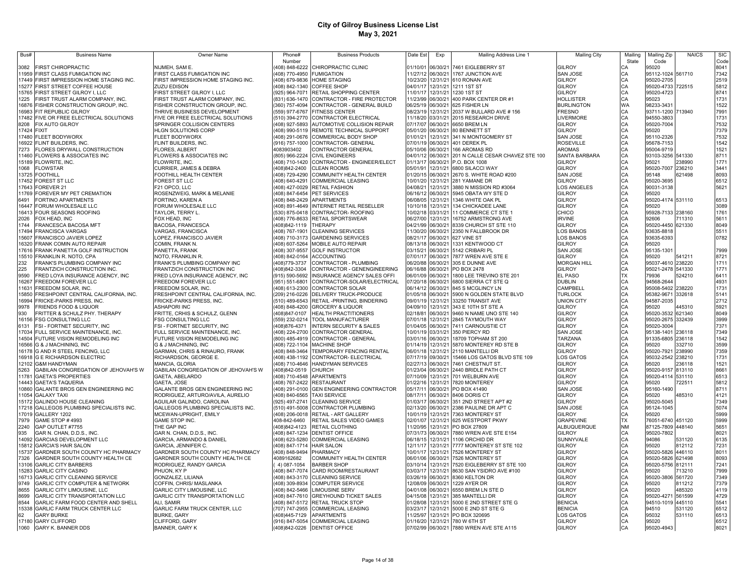# City of Gilroy Business License List
## May 3, 2021

| Bus# | Business Name | Owner Name | Phone# Number | Business Products | Date Est | Exp | Mailing Address Line 1 | Mailing City | Mailing State | Mailing Zip Code | NAICS | SIC Code |
|---|---|---|---|---|---|---|---|---|---|---|---|---|
| 3082 | FIRST CHIROPRACTIC | NIJMEH, SAM E. | (408) 848-6222 | CHIROPRACTIC CLINIC | 01/10/01 | 06/30/21 | 7461 EIGLEBERRY ST | GILROY | CA | 95020 | | 8041 |
| 11959 | FIRST CLASS FUMIGATION INC | FIRST CLASS FUMIGATION INC | (408) 770-4950 | FUMIGATION | 11/27/12 | 06/30/21 | 1767 JUNCTION AVE | SAN JOSE | CA | 95112-1024 | 561710 | 7342 |
| 17449 | FIRST IMPRESSION HOME STAGING INC. | FIRST IMPRESSION HOME STAGING INC. | (408) 679-9836 | HOME STAGING | 10/23/20 | 12/31/21 | 610 RONAN AVE | GILROY | CA | 95020-2705 | | 2519 |
| 15277 | FIRST STREET COFFEE HOUSE | ZUZU EDISON | (408) 842-1340 | COFFEE SHOP | 04/01/17 | 12/31/21 | 1211 1ST ST | GILROY | CA | 95020-4733 | 722515 | 5812 |
| 15765 | FIRST STREET GILROY I, LLC | FIRST STREET GILROY I, LLC | (925) 964-7071 | RETAIL SHOPPING CENTER | 11/01/17 | 12/31/21 | 1230 1ST ST | GILROY | CA | 95020-4723 | | 8741 |
| 1225 | FIRST TRUST ALARM COMPANY, INC. | FIRST TRUST ALARM COMPANY, INC. | (831) 636-1470 | CONTRACTOR - FIRE PROTECTOR | 11/23/99 | 06/30/21 | 400 PARK CENTER DR #1 | HOLLISTER | CA | 95023 | | 1731 |
| 16876 | FISHER CONSTRUCTION GROUP, INC. | FISHER CONSTRUCTION GROUP, INC. | (360) 757-4094 | CONTRACTOR - GENERAL BUILD | 06/25/19 | 06/30/21 | 625 FISHER LN | BURLINGTON | WA | 98233-3431 | | 1522 |
| 16983 | FIT REPUBLIC GILROY | THRIVE BUSINESS DEVELOPMENT | (559) 977-6767 | FITNESS CENTER | 08/23/19 | 12/31/21 | 2037 W BULLARD AVE # 156 | FRESNO | CA | 93711-1200 | 713940 | 7991 |
| 17482 | FIVE OR FREE ELECTRICAL SOLUTIONS | FIVE OR FREE ELECTRICAL SOLUTIONS | (510) 394-2770 | CONTRACTOR ELECTRICAL | 11/18/20 | 03/31/21 | 2015 RESEARCH DRIVE | LIVERMORE | CA | 94550-3803 | | 1731 |
| 8208 | FIX AUTO GILROY | SPRINGER COLLISION CENTERS | (408) 927-5893 | AUTOMOTIVE COLLISION REPAIR | 07/17/07 | 06/30/21 | 6650 BREM LN | GILROY | CA | 95020-7004 | | 7532 |
| 17424 | FIXIT | HLGN SOLUTIONS CORP | (408) 990-5119 | REMOTE TECHNICAL SUPPORT | 05/01/20 | 06/30/21 | 80 BENNETT ST | GILROY | CA | 95020 | | 7379 |
| 17480 | FLEET BODYWORX | FLEET BODYWORX | (408) 291-0676 | COMMERICAL BODY SHOP | 01/01/21 | 12/31/21 | 341 N MONTGOMERY ST | SAN JOSE | CA | 95110-2326 | | 7532 |
| 16922 | FLINT BUILDERS, INC. | FLINT BUILDERS, INC. | (916) 757-1000 | CONTRACTOR- GENERAL | 07/01/19 | 06/30/21 | 401 DEREK PL | ROSEVILLE | CA | 95678-7153 | | 1542 |
| 7273 | FLORES DRYWALL CONSTRUCTION | FLORES, ALBERT | 4083903402 | CONTRACTOR GENERAL | 05/10/06 | 06/30/21 | 166 AROMAS RD | AROMAS | CA | 95004-9719 | | 1521 |
| 11460 | FLOWERS & ASSOCIATES INC | FLOWERS & ASSOCIATES INC | (805) 966-2224 | CIVIL ENGINEERS | 04/01/12 | 06/30/21 | 201 N CALLE CESAR CHAVEZ STE 100 | SANTA BARBARA | CA | 93103-3256 | 541330 | 8711 |
| 15189 | FLOWRITE, INC. | FLOWRITE, INC. | (408) 710-1420 | CONTRACTOR - ENGINEER/ELECT | 01/13/17 | 06/30/21 | P.O. BOX 1008 | GILROY | CA | 95021 | 238990 | 1771 |
| 1068 | FLOWSTAR | CURRIER, JAMES & DEBRA | (408)842-2400 | CLEAN ROOMS | 05/01/91 | 12/31/21 | 6800 SILACCI WAY | GILROY | CA | 95020-7007 | 236210 | 3441 |
| 13725 | FOOTHILL | FOOTHILL HEALTH CENTER | (408) 729-4290 | COMMUNITY HEALTH CENTER | 01/20/15 | 06/30/21 | 2670 S. WHITE ROAD #200 | SAN JOSE | CA | 95148 | 621498 | 8093 |
| 17452 | FOREST ST LLC | FOREST ST LLC | (408) 640-4291 | COMMERCIAL LEASING | 10/01/20 | 12/31/21 | 281 YAMANE DR | GILROY | CA | 95020-3695 | | 6512 |
| 17643 | FOREVER 21 | F21 OPCO, LLC | (408) 427-0029 | RETAIL FASHION | 04/08/21 | 12/31/21 | 3880 N MISSION RD #3064 | LOS ANGELES | CA | 90031-3138 | | 5621 |
| 11769 | FOREVER MY PET CREMATION | ROSENZWEIG, MARK & MELANIE | (408) 847-6454 | PET SERVICES | 06/16/12 | 06/30/21 | 5945 OBATA WY STE D | GILROY | CA | 95020 | | |
| 6491 | FORTINO APARTMENTS | FORTINO, KAREN A | (408) 848-2429 | APARTMENTS | 06/08/05 | 12/31/21 | 1346 WHITE OAK PL | GILROY | CA | 95020-4174 | 531110 | 6513 |
| 16447 | FORUM WHOLESALE LLC | FORUM WHOLESALE LLC | (408) 891-4649 | INTERNET RETAIL RESELLER | 10/10/18 | 12/31/21 | 134 CHICKADEE LANE | GILROY | CA | 95020 | | 3089 |
| 16413 | FOUR SEASONS ROOFING | TAYLOR, TERRY L. | (530) 875-0418 | CONTRACTOR- ROOFING | 10/02/18 | 03/31/21 | 11 COMMERCE CT STE 1 | CHICO | CA | 95928-7133 | 238160 | 1761 |
| 2026 | FOX HEAD, INC | FOX HEAD, INC | (408) 776-8633 | RETAIL SPORTSWEAR | 06/27/00 | 12/31/21 | 16752 ARMSTRONG AVE | IRVINE | CA | 92606 | 711310 | 5611 |
| 1744 | FRANCESCA BACOSA MFT | BACOSA, FRANCESCA | (408)842-1119 | THERAPY | 04/21/99 | 06/30/21 | 8339 CHURCH ST STE 110 | GILROY | CA | 95020-4450 | 621330 | 8049 |
| 17494 | FRANCISCA VARGAS | VARGAS, FRANCISCA | (408) 767-1901 | CLEANING SERVICES | 11/30/20 | 06/30/21 | 2350 N FALLBROOK DR | LOS BANOS | CA | 93635-8818 | | 5511 |
| 15607 | FRANCISCO JAVIER LOPEZ | LOPEZ, FRANCISCO JAVIER | (408) 710-3173 | GARDENING SERVICES | 08/21/17 | 06/30/21 | 627 VINE ST | LOS BANOS | CA | 93635-6393 | | 0782 |
| 16320 | FRANK COMIN AUTO REPAIR | COMIN, FRANK N. | (408) 607-5264 | MOBILE AUTO REPAIR | 08/13/18 | 06/30/21 | 1331 KENTWOOD CT | GILROY | CA | 95020 | | |
| 17616 | FRANK PANETTA GOLF INSTRUCTION | PANETTA, FRANK | (408) 307-9557 | GOLF INSTRUCTOR | 03/15/21 | 06/30/21 | 5142 CRIBARI PL | SAN JOSE | CA | 95135-1301 | | 7999 |
| 15510 | FRANKLIN R. NOTO, CPA | NOTO, FRANKLIN R. | (408) 842-0164 | ACCOUNTING | 07/01/17 | 06/30/21 | 7877 WREN AVE STE E | GILROY | CA | 95020 | 541211 | 8721 |
| 232 | FRANK'S PLUMBING COMPANY INC | FRANK'S PLUMBING COMPANY INC | (408)779-3737 | CONTRACTOR - PLUMBING | 06/20/88 | 06/30/21 | 305 E DUNNE AVE | MORGAN HILL | CA | 95037-4610 | 238220 | 1711 |
| 225 | FRANTZICH CONSTRUCTION INC. | FRANTZICH CONSTRUCTION INC | (408)842-3304 | CONTRACTOR - GENENGINEERING | 06/16/88 | 06/30/21 | PO BOX 2478 | GILROY | CA | 95021-2478 | 541330 | 1771 |
| 9590 | FRED LOYA INSURANCE AGENCY, INC | FRED LOYA INSURANCE AGENCY, INC | (915) 590-5692 | INSURANCE AGENCY SALES OFFI | 06/01/09 | 06/30/21 | 1800 LEE TREVINO STE 201 | EL PASO | TX | 79936 | 524210 | 6411 |
| 16267 | FREEDOM FOREVER LLC | FREEDOM FOREVER LLC | (951) 551-6801 | CONTRACTOR-SOLAR/ELECTRICAL | 07/20/18 | 06/30/21 | 6800 SIERRA CT STE Q | DUBLIN | CA | 94568-2644 | | 4931 |
| 11631 | FREEDOM SOLAR, INC. | FREEDOM SOLAR, INC. | (408) 613-2300 | CONTRACTOR SOLAR | 06/14/12 | 06/30/21 | 845 S MCGLINCY LN | CAMPBELL | CA | 95008-5402 | 238220 | 1731 |
| 15850 | FRESHPOINT CENTRAL CALIFORNIA, INC. | FRESHPOINT CENTRAL CALIFORNIA, INC. | (209) 216-0226 | DELIVERY TRUCK-PRODUCE | 01/05/18 | 06/30/21 | 5900 N GOLDEN STATE BLVD | TURLOCK | CA | 95382-9671 | 332618 | 5141 |
| 16994 | FRICKE-PARKS PRESS, INC. | FRICKE-PARKS PRESS, INC. | (510) 489-6543 | RETAIL -PRINTING, BINDERING | 09/01/19 | 12/31/21 | 33250 TRANSIT AVE | UNION CITY | CA | 94587-2035 | | 2712 |
| 9978 | FRIENDS FOOD & LIQUOR | ASHAPORI INC | (408) 848-4200 | GROCERY & LIQUOR | 04/09/10 | 12/31/21 | 343 E 10TH ST STE A | GILROY | CA | 95020 | 445310 | 5921 |
| 930 | FRITTER & SCHULZ PHY. THERAPY | FRITTE, CRHIS & SCHULZ, GLENN | (408)847-0107 | HEALTH PRACTITIONERS | 02/18/81 | 06/30/21 | 9460 N NAME UNO STE 140 | GILROY | CA | 95020-3532 | 621340 | 8049 |
| 16156 | FSG CONSULTING LLC | FSG CONSULTING LLC | (559) 232-0214 | TOOL MANUFACTURER | 07/01/18 | 12/31/21 | 2845 TAYMOUTH WAY | GILROY | CA | 95020-2675 | 332439 | 3999 |
| 6131 | FSI - FORTNET SECURITY, INC | FSI - FORTNET SECURITY, INC | (408)876-4371 | INTERN SECURITY & SALES | 01/04/05 | 06/30/21 | 7411 CARNOUSTIE CT | GILROY | CA | 95020-3004 | | 7371 |
| 17034 | FULL SERVICE MAINTENANCE, INC. | FULL SERVICE MAINTENANCE, INC. | (408) 224-2700 | CONTRACTOR GENERAL | 10/01/19 | 03/31/21 | 350 PIERCY RD | SAN JOSE | CA | 95138-1401 | 236118 | 7349 |
| 14504 | FUTURE VISION REMODELING INC | FUTURE VISION REMODELING INC | (800) 485-4919 | CONTRACTOR - GENERAL | 03/01/16 | 06/30/21 | 18709 TOPHAM ST 200 | TARZANA | CA | 91335-6805 | 236118 | 1542 |
| 16566 | G & J MACHINING, INC | G & J MACHINING, INC | (408) 722-1104 | MACHINE SHOP | 01/14/19 | 12/31/21 | 5870 MONTEREY RD STE B | GILROY | CA | 95020 | 332710 | 3599 |
| 16178 | G AND R STEEL FENCING, LLC | GARMAN, CHRIS & RINAURO, FRANK | (408) 848-3464 | TEMPORARY FENCING RENTAL | 06/01/18 | 12/31/21 | 2110 MANTELLI DR | GILROY | CA | 95020-7921 | 238990 | 7359 |
| 16918 | G E RICHARDSON ELECTRIC | RICHARDSON, GEORGE E. | (408) 438-1192 | CONTRACTOR- ELECTRICAL | 07/17/19 | 09/30/21 | 15466 LOS GATOS BLVD STE 109 | LOS GATOS | CA | 95032-2542 | 238210 | 1731 |
| 12102 | G&M HANDYMAN | MANCIA, GLORIA | (408) 710-4646 | HANDYMAN SERVICES | 02/27/13 | 06/30/21 | 7461 CHESTNUT ST. | GILROY | CA | 95020 | 236118 | 1521 |
| 5263 | GABILAN CONGREGATION OF JEHOVAH'S W | GABILAN CONGREGATION OF JEHOVAH'S W | (408)842-0519 | CHURCH | 01/23/04 | 06/30/21 | 2440 BRIDLE PATH CT | GILROY | CA | 95020-9157 | 813110 | 8661 |
| 11781 | GAETA'S PROPERTIES | GAETA, ABELARDO | (408) 710-4548 | APARTMENTS | 07/10/09 | 12/31/21 | 701 WELBURN AVE | GILROY | CA | 95020-4114 | 531110 | 6513 |
| 14443 | GAETA'S TAQUERIA | GAETA, JOSE | (408) 767-2422 | RESTAURANT | 01/22/16 | 12/31/21 | 7820 MONTEREY | GILROY | CA | 95020 | 722511 | 5812 |
| 10860 | GALANTE BROS GEN ENGINEERING INC | GALANTE BROS GEN ENGINEERING INC | (408) 291-0100 | GEN ENGINEERING CONTRACTOR | 05/17/11 | 06/30/21 | PO BOX 41490 | SAN JOSE | CA | 95160-1490 | | 8711 |
| 11054 | GALAXY TAXI | RODRIGUEZ, ARTURO/AVILA, AURELIO | (408) 840-6565 | TAXI SERVICE | 08/17/11 | 06/30/21 | 8406 DORIS CT | GILROY | CA | 95020 | 485310 | 4121 |
| 15172 | GALINDO HOUSE CLEANING | AGUILAR GALINDO, CAROLINA | (925) 497-2741 | CLEANING SERVICE | 01/03/17 | 06/30/21 | 351 2ND STREET APT #2 | GILROY | CA | 95020-5045 | | 7349 |
| 17218 | GALLEGOS PLUMBING SPECIALISTS INC. | GALLEGOS PLUMBING SPECIALISTS INC. | (510) 491-5008 | CONTRACTOR PLUMBING | 02/13/20 | 06/30/21 | 2386 PAULINE DR APT C | SAN JOSE | CA | 95124-1045 | | 5074 |
| 17019 | GALLERY 1202 | MCEWAN-UPRIGHT, EMILY | (408) 206-0018 | RETAIL - ART GALLERY | 10/01/19 | 12/31/21 | 7363 MONTEREY ST | GILROY | CA | 95020 | | 5999 |
| 7979 | GAME STOP # 4993 | GAME STOP INC. | 408-842-6460 | RETAIL SALES VIDEO GAMES | 02/01/07 | 12/31/21 | 625 WESTPORT PKWY | GRAPEVINE | TX | 76051-6740 | 451120 | 5999 |
| 2240 | GAP OUTLET #7755 | THE GAP INC | (408)842-4123 | RETAIL CLOTHING | 11/20/95 | 12/31/21 | PO BOX 27809 | ALBUQUERQUE | NM | 87125-7809 | 448140 | 5651 |
| 935 | GAR N. CHAN, D.D.S., INC. | GAR N. CHAN, D.D.S., INC. | (408) 847-1234 | DENTIST OFFICE | 07/31/73 | 06/30/21 | 7880 WREN AVE STE E154 | GILROY | CA | 95020-7802 | | 8021 |
| 14092 | GARCIAS DEVELOPMENT LLC | GARCIA, ARMANDO & DANIEL | (408) 623-5280 | COMMERCIAL LEASING | 06/18/15 | 12/31/21 | 1106 ORCHID DR | SUNNYVALE | CA | 94086 | 531120 | 6135 |
| 15812 | GARCIA'S HAIR SALON | GARCIA, JENNIFER C. | (408) 847-1714 | HAIR SALON | 12/11/17 | 12/31/21 | 7777 MONTEREY ST STE 102 | GILROY | CA | 95020 | 812112 | 7231 |
| 15737 | GARDNER SOUTH COUNTY HC PHARMACY | GARDNER SOUTH COUNTY HC PHARMACY | (408) 848-9494 | PHARMACY | 10/01/17 | 12/31/21 | 7526 MONTEREY ST | GILROY | CA | 95020-5826 | 446110 | 8011 |
| 7326 | GARDNER SOUTH COUNTY HEALTH CE | GARDNER SOUTH COUNTY HEALTH CE | 4089162682 | COMMUNITY HEALTH CENTER | 06/01/06 | 06/30/21 | 7526 MONTEREY ST | GILROY | CA | 95020-5826 | 621498 | 8093 |
| 13106 | GARLIC CITY BARBERS | RODRIGUEZ, RANDY GARCIA | ( 4) 087-1054 | BARBER SHOP | 03/10/14 | 12/31/21 | 7520 EIGLEBERRY ST STE 100 | GILROY | CA | 95020-5756 | 812111 | 7241 |
| 15283 | GARLIC CITY CASINO | PHUON, KY P | (408) 847-7074 | CARD ROOM/RESTAURANT | 03/03/17 | 12/31/21 | 8630 SAN YSIDRO AVE #100 | GILROY | CA | 95020 | 713210 | 7999 |
| 16713 | GARLIC CITY CLEANING SERVICE | GONZALEZ, LILIANA | (408) 843-3170 | CLEANING SERVICE | 03/26/19 | 06/30/21 | 8360 KELTON DR | GILROY | CA | 95020-3806 | 561720 | 7349 |
| 9749 | GARLIC CITY COMPUTER & NETWORK | COFFIN, CHRIS/ MASLANKA | (408) 309-8934 | COMPUTER SERVICE | 12/08/09 | 06/30/21 | 1229 AYER DR | GILROY | CA | 95020 | 811212 | 7379 |
| 8655 | GARLIC CITY LIMOUSINE, LLC | GARLIC CITY LIMOUSINE, LLC | (408) 842-5466 | LIMOUSINE SERV | 04/01/08 | 06/30/21 | 6550 BREM LN STE D | GILROY | CA | 95020 | 485320 | 4119 |
| 8699 | GARLIC CITY TRANSPORTATION LLC | GARLIC CITY TRANSPORTATION LLC | (408) 847-7610 | GREYHOUND TICKET SALES | 04/15/08 | 12/31/21 | 385 MANTELLI DR | GILROY | CA | 95020-4271 | 561599 | 4729 |
| 8544 | GARLIC FARM FOOD CENTER AND SHELL | ALI, SAMIR | (408) 847-5172 | RETAIL TRUCK STOP | 01/28/08 | 12/31/21 | 5000 E 2ND STREET STE G | BENICIA | CA | 94510-1019 | 445110 | 5541 |
| 15338 | GARLIC FARM TRUCK CENTER LLC | GARLIC FARM TRUCK CENTER, LLC | (707) 747-2955 | COMMERCIAL LEASING | 03/23/17 | 12/31/21 | 5000 E 2ND ST STE G | BENICIA | CA | 94510 | 531120 | 6512 |
| 62 | GARY BURKE | BURKE, GARY | (408)445-7129 | APARTMENTS | 11/25/97 | 12/31/21 | PO BOX 320085 | LOS GATOS | CA | 95032 | 531110 | 6513 |
| 17180 | GARY CLIFFORD | CLIFFORD, GARY | (916) 847-5054 | COMMERCIAL LEASING | 01/16/20 | 12/31/21 | 780 W 6TH ST | GILROY | CA | 95020 | | 6512 |
| 1060 | GARY K. BANNER DDS | BANNER, GARY K | (408)842-0226 | DENTIST OFFICE | 07/02/99 | 06/30/21 | 7880 WREN AVE STE A115 | GILROY | CA | 95020-4943 | | 8021 |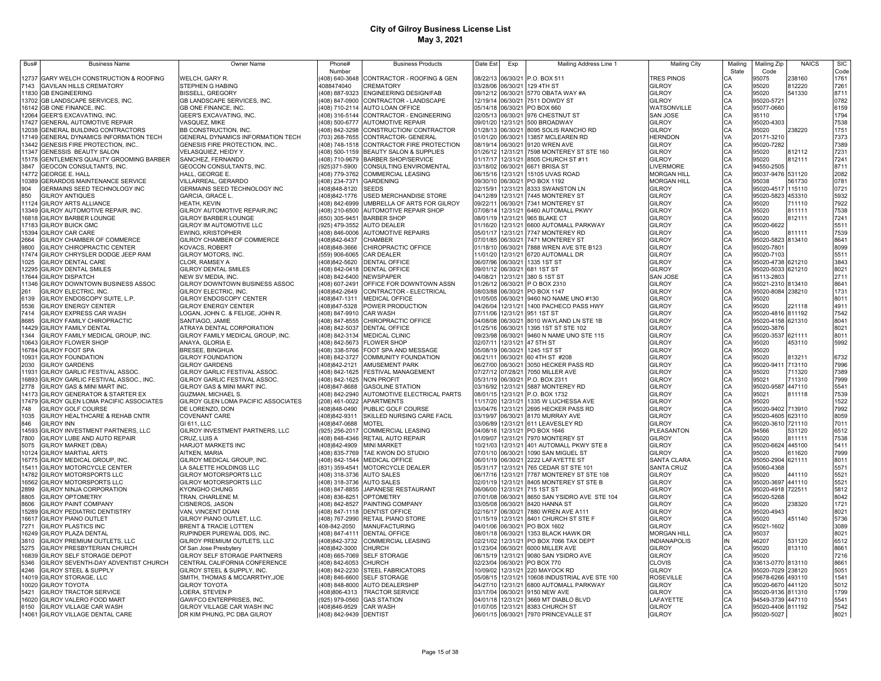# City of Gilroy Business License List

## May 3, 2021

| Bus# | Business Name | Owner Name | Phone# Number | Business Products | Date Est | Exp | Mailing Address Line 1 | Mailing City | Mailing State | Mailing Zip Code | NAICS | SIC Code |
|---|---|---|---|---|---|---|---|---|---|---|---|---|
| 12737 | GARY WELCH CONSTRUCTION & ROOFING | WELCH, GARY R. | (408) 640-3648 | CONTRACTOR - ROOFING & GEN | 08/22/13 | 06/30/21 | P.O. BOX 511 | TRES PINOS | CA | 95075 | 238160 | 1761 |
| 7143 | GAVILAN HILLS CREMATORY | STEPHEN G HABING | 4088474040 | CREMATORY | 03/28/06 | 06/30/21 | 129 4TH ST | GILROY | CA | 95020 | 812220 | 7261 |
| 11830 | GB ENGINEERING | BISSELL, GREGORY | (408) 887-9323 | ENGINEERING DESIGN/FAB | 09/12/12 | 06/30/21 | 5770 OBATA WAY #A | GILROY | CA | 95020 | 541330 | 8711 |
| 13702 | GB LANDSCAPE SERVICES, INC. | GB LANDSCAPE SERVICES, INC. | (408) 847-0900 | CONTRACTOR - LANDSCAPE | 12/19/14 | 06/30/21 | 7511 DOWDY ST | GILROY | CA | 95020-5721 | | 0782 |
| 16142 | GB ONE FINANCE, INC. | GB ONE FINANCE, INC. | (408) 710-2114 | AUTO LOAN OFFICE | 05/14/18 | 06/30/21 | PO BOX 660 | WATSONVILLE | CA | 95077-0660 | | 6159 |
| 12064 | GEER'S EXCAVATING, INC. | GEER'S EXCAVATING, INC. | (408) 316-5144 | CONTRACTOR - ENGINEERING | 02/05/13 | 06/30/21 | 976 CHESTNUT ST | SAN JOSE | CA | 95110 | | 1794 |
| 17427 | GENERAL AUTOMOTIVE REPAIR | VASQUEZ, MIKE | (408) 500-6777 | AUTOMOTIVE REPAIR | 09/01/20 | 12/31/21 | 500 BROADWAY | GILROY | CA | 95020-4303 | | 7538 |
| 12038 | GENERAL BUILDING CONTRACTORS | BB CONSTRUCTION, INC. | (408) 842-3298 | CONSTRUCTION/ CONTRACTOR | 01/28/13 | 06/30/21 | 8095 SOLIS RANCHO RD | GILROY | CA | 95020 | 238220 | 1751 |
| 17149 | GENERAL DYNAMICS INFORMATION TECH | GENERAL DYNAMICS INFORMATION TECH | (703) 268-7655 | CONTRACTOR- GENERAL | 01/01/20 | 06/30/21 | 13857 MCLEAREN RD | HERNDON | VA | 20171-3210 | | 7373 |
| 13442 | GENESIS FIRE PROTECTION, INC.. | GENESIS FIRE PROTECTION, INC.. | (408) 748-1518 | CONTRACTOR FIRE PROTECTION | 08/19/14 | 06/30/21 | 9120 WREN AVE | GILROY | CA | 95020-7282 | | 7389 |
| 11347 | GENESSIS BEAUTY SALON | VELASQUIEZ, HEIDY Y. | (408) 500-1159 | BEAUTY SALON & SUPPLIES | 01/26/12 | 12/31/21 | 7598 MONTEREY ST STE 160 | GILROY | CA | 95020 | 812112 | 7231 |
| 15178 | GENTLEMEN'S QUALITY GROOMING BARBER | SANCHEZ, FERNANDO | (408) 710-9679 | BARBER SHOP/SERVICE | 01/17/17 | 12/31/21 | 8505 CHURCH ST #11 | GILROY | CA | 95020 | 812111 | 7241 |
| 3847 | GEOCON CONSULTANTS, INC. | GEOCON CONSULTANTS, INC. | (925)371-5900 | CONSULTING ENVIROMENTAL | 03/18/02 | 06/30/21 | 6671 BRISA ST | LIVERMORE | CA | 94550-2505 | | 8711 |
| 14772 | GEORGE E. HALL | HALL, GEORGE E. | (408) 779-3762 | COMMERCIAL LEASING | 06/15/16 | 12/31/21 | 15105 UVAS ROAD | MORGAN HILL | CA | 95037-9476 | 531120 | 2082 |
| 10389 | GERARDOS MAINTENANCE SERVICE | VILLARREAL, GERARDO | (408) 234-7371 | GARDENING | 09/30/10 | 06/30/21 | PO BOX 1192 | MORGAN HILL | CA | 95038 | 561730 | 0781 |
| 904 | GERMAINS SEED TECHNOLOGY INC | GERMAINS SEED TECHNOLOGY INC | (408)848-8120 | SEEDS | 02/15/91 | 12/31/21 | 8333 SWANSTON LN | GILROY | CA | 95020-4517 | 115110 | 0721 |
| 850 | GILROY ANTIQUES | GARCIA, GRACE L. | (408)842-1776 | USED MERCHANDISE STORE | 04/12/89 | 12/31/21 | 7445 MONTEREY ST | GILROY | CA | 95020-5823 | 453310 | 5932 |
| 11124 | GILROY ARTS ALLIANCE | HEATH, KEVIN | (408) 842-6999 | UMBRELLA OF ARTS FOR GILROY | 09/22/11 | 06/30/21 | 7341 MONTEREY ST | GILROY | CA | 95020 | 711110 | 7922 |
| 13349 | GILROY AUTOMOTIVE REPAIR, INC. | GILROY AUTOMOTIVE REPAIR,INC | (408) 210-6500 | AUTOMOTIVE REPAIR SHOP | 07/08/14 | 12/31/21 | 6460 AUTOMALL PKWY | GILROY | CA | 95020 | 811111 | 7538 |
| 16818 | GILROY BARBER LOUNGE | GILROY BARBER LOUNGE | (650) 305-9451 | BARBER SHOP | 08/01/19 | 12/31/21 | 965 BLAKE CT | GILROY | CA | 95020 | 812111 | 7241 |
| 17183 | GILROY BUICK GMC | GILROY IM AUTOMOTIVE LLC | (925) 479-3552 | AUTO DEALER | 01/16/20 | 12/31/21 | 6600 AUTOMALL PARKWAY | GILROY | CA | 95020-6622 | | 5511 |
| 15394 | GILROY CAR CARE | EWING, KRISTOPHER | (408) 846-0006 | AUTOMOTIVE REPAIRS | 05/01/17 | 12/31/21 | 7747 MONTEREY RD | GILROY | CA | 95020 | 811111 | 7539 |
| 2664 | GILROY CHAMBER OF COMMERCE | GILROY CHAMBER OF COMMERCE | (408)842-6437 | CHAMBER | 07/01/85 | 06/30/21 | 7471 MONTEREY ST | GILROY | CA | 95020-5823 | 813410 | 8641 |
| 9800 | GILROY CHIROPRACTIC CENTER | KOVACS, ROBERT | (408)848-3666 | CHIROPRACTIC OFFICE | 01/18/10 | 06/30/21 | 7888 WREN AVE STE B123 | GILROY | CA | 95020-7801 | | 8099 |
| 17474 | GILROY CHRYSLER DODGE JEEP RAM | GILROY MOTORS, INC. | (559) 906-6065 | CAR DEALER | 11/01/20 | 12/31/21 | 6720 AUTOMALL DR | GILROY | CA | 95020-7103 | | 5511 |
| 1025 | GILROY DENTAL CARE | CLOR, RAMSEY A | (408)842-5620 | DENTAL OFFICE | 06/07/96 | 06/30/21 | 1335 1ST ST | GILROY | CA | 95020-4738 | 621210 | 3843 |
| 12295 | GILROY DENTAL SMILES | GILROY DENTAL SMILES | (408) 842-0418 | DENTAL OFFICE | 09/01/12 | 06/30/21 | 681 1ST ST | GILROY | CA | 95020-5033 | 621210 | 8021 |
| 17644 | GILROY DISPATCH | NEW SV MEDIA, INC. | (408) 842-6400 | NEWSPAPER | 04/08/21 | 12/31/21 | 380 S 1ST ST | SAN JOSE | CA | 95113-2803 | | 2711 |
| 11346 | GILROY DOWNTOWN BUSINESS ASSOC | GILROY DOWNTOWN BUSINESS ASSOC | (408) 607-2491 | OFFICE FOR DOWNTOWN ASSN | 01/26/12 | 06/30/21 | P O BOX 2310 | GILROY | CA | 95021-2310 | 813410 | 8641 |
| 261 | GILROY ELECTRIC, INC. | GILROY ELECTRIC, INC. | (408)842-2649 | CONTRACTOR - ELECTRICAL | 08/03/88 | 06/30/21 | PO BOX 1147 | GILROY | CA | 95020-8084 | 238210 | 1731 |
| 6139 | GILROY ENDOSCOPY SUITE, L.P. | GILROY ENDOSCOPY CENTER | (408)847-1311 | MEDICAL OFFICE | 01/05/05 | 06/30/21 | 9460 NO NAME UNO #130 | GILROY | CA | 95020 | | 8011 |
| 5536 | GILROY ENERGY CENTER | GILROY ENERGY CENTER | (408)847-5328 | POWER PRODUCTION | 04/26/04 | 12/31/21 | 1400 PACHECO PASS HWY | GILROY | CA | 95020 | 221118 | 4911 |
| 7414 | GILROY EXPRESS CAR WASH | LOGAN, JOHN C. & FELIGE, JOHN R. | (408) 847-9910 | CAR WASH | 07/11/06 | 12/31/21 | 951 1ST ST | GILROY | CA | 95020-4816 | 811192 | 7542 |
| 8685 | GILROY FAMILY CHIROPRACTIC | SANTIAGO, JAMIE | (408) 847-8555 | CHIROPRACTIC OFFICE | 04/08/08 | 06/30/21 | 8010 WAYLAND LN STE 1B | GILROY | CA | 95020-4158 | 621310 | 8041 |
| 14429 | GILROY FAMILY DENTAL | ATRAYA DENTAL CORPORATION | (408) 842-5037 | DENTAL OFFICE | 01/25/16 | 06/30/21 | 1395 1ST ST STE 102 | GILROY | CA | 95020-3876 | | 8021 |
| 1344 | GILROY FAMILY MEDICAL GROUP, INC. | GILROY FAMILY MEDICAL GROUP, INC. | (408) 842-3134 | MEDICAL CLINIC | 09/23/98 | 06/30/21 | 9460 N NAME UNO STE 115 | GILROY | CA | 95020-3537 | 621111 | 8011 |
| 10643 | GILROY FLOWER SHOP | ANAYA, GLORIA E. | (408) 842-5673 | FLOWER SHOP | 02/07/11 | 12/31/21 | 47 5TH ST | GILROY | CA | 95020 | 453110 | 5992 |
| 16784 | GILROY FOOT SPA | BRESEE, BINGHUA | (408) 338-5766 | FOOT SPA AND MESSAGE | 05/08/19 | 06/30/21 | 1245 1ST ST | GILROY | CA | 95020 | | |
| 10931 | GILROY FOUNDATION | GILROY FOUNDATION | (408) 842-3727 | COMMUNITY FOUNDATION | 06/21/11 | 06/30/21 | 60 4TH ST #208 | GILROY | CA | 95020 | 813211 | 6732 |
| 2030 | GILROY GARDENS | GILROY GARDENS | (408)842-2121 | AMUSEMENT PARK | 06/27/00 | 06/30/21 | 3050 HECKER PASS RD | GILROY | CA | 95020-9411 | 713110 | 7996 |
| 11931 | GILROY GARLIC FESTIVAL ASSOC. | GILROY GARLIC FESTIVAL ASSOC. | (408) 842-1625 | FESTIVAL MANAGEMENT | 07/27/12 | 07/28/21 | 7050 MILLER AVE | GILROY | CA | 95020 | 711320 | 7389 |
| 16893 | GILROY GARLIC FESTIVAL ASSOC., INC. | GILROY GARLIC FESTIVAL ASSOC. | (408) 842-1625 | NON PROFIT | 05/31/19 | 06/30/21 | P.O. BOX 2311 | GILROY | CA | 95021 | 711310 | 7999 |
| 2778 | GILROY GAS & MINI MART INC. | GILROY GAS & MINI MART INC. | (408)847-8688 | GASOLINE STATION | 03/16/92 | 12/31/21 | 5887 MONTEREY RD | GILROY | CA | 95020-9587 | 447110 | 5541 |
| 14173 | GILROY GENERATOR & STARTER EX | GUZMAN, MICHAEL S. | (408) 842-2940 | AUTOMOTIVE ELECTRICAL PARTS | 08/01/15 | 12/31/21 | P.O. BOX 1732 | GILROY | CA | 95021 | 811118 | 7539 |
| 17479 | GILROY GLEN LOMA PACIFIC ASSOCIATES | GILROY GLEN LOMA PACIFIC ASSOCIATES | (208) 461-0022 | APARTMENTS | 11/17/20 | 12/31/21 | 1335 W LUCHESSA AVE | GILROY | CA | 95020 | | 1522 |
| 748 | GILROY GOLF COURSE | DE LORENZO, DON | (408)848-0490 | PUBLIC GOLF COURSE | 03/04/76 | 12/31/21 | 2695 HECKER PASS RD | GILROY | CA | 95020-9402 | 713910 | 7992 |
| 1035 | GILROY HEALTHCARE & REHAB CNTR | COVENANT CARE | (408)842-9311 | SKILLED NURSING CARE FACIL | 03/19/97 | 06/30/21 | 8170 MURRAY AVE | GILROY | CA | 95020-4605 | 623110 | 8059 |
| 846 | GILROY INN | GI 611, LLC | (408)847-0688 | MOTEL | 03/06/89 | 12/31/21 | 611 LEAVESLEY RD | GILROY | CA | 95020-3610 | 721110 | 7011 |
| 14593 | GILROY INVESTMENT PARTNERS, LLC | GILROY INVESTMENT PARTNERS, LLC | (925) 256-2017 | COMMERCIAL LEASING | 04/08/16 | 12/31/21 | PO BOX 1646 | PLEASANTON | CA | 94566 | 531120 | 6512 |
| 7800 | GILROY LUBE AND AUTO REPAIR | CRUZ, LUIS A | (408) 848-4346 | RETAIL AUTO REPAIR | 01/09/07 | 12/31/21 | 7970 MONTEREY ST | GILROY | CA | 95020 | 811111 | 7538 |
| 5075 | GILROY MARKET (DBA) | HARJOT MARKETS INC | (408)842-4909 | MINI MARKET | 10/21/03 | 12/31/21 | 401 AUTOMALL PKWY STE 8 | GILROY | CA | 95020-6624 | 445100 | 5411 |
| 10124 | GILROY MARTIAL ARTS | AITKEN, MARIA | (408) 835-7769 | TAE KWON DO STUDIO | 07/01/10 | 06/30/21 | 1090 SAN MIGUEL ST | GILROY | CA | 95020 | 611620 | 7999 |
| 16775 | GILROY MEDICAL GROUP, INC. | GILROY MEDICAL GROUP, INC. | (408) 842-1544 | MEDICAL OFFICE | 06/01/19 | 06/30/21 | 2222 LAFAYETTE ST | SANTA CLARA | CA | 95050-2904 | 621111 | 8011 |
| 15411 | GILROY MOTORCYCLE CENTER | LA SALETTE HOLDINGS LLC | (831) 359-4541 | MOTORCYCLE DEALER | 05/31/17 | 12/31/21 | 765 CEDAR ST STE 101 | SANTA CRUZ | CA | 95060-4368 | | 5571 |
| 14782 | GILROY MOTORSPORTS LLC | GILROY MOTORSPORTS LLC | (408) 318-3736 | AUTO SALES | 06/17/16 | 12/31/21 | 7787 MONTEREY ST STE 108 | GILROY | CA | 95020 | 441110 | 5521 |
| 16562 | GILROY MOTORSPORTS LLC | GILROY MOTORSPORTS LLC | (408) 318-3736 | AUTO SALES | 02/01/19 | 12/31/21 | 8405 MONTEREY ST STE B | GILROY | CA | 95020-3697 | 441110 | 5521 |
| 2899 | GILROY NINJA CORPORATION | KYONGHO CHUNG | (408) 847-8855 | JAPANESE RESTAURANT | 06/06/00 | 12/31/21 | 715 1ST ST | GILROY | CA | 95020-4918 | 722511 | 5812 |
| 8805 | GILROY OPTOMETRY | TRAN, CHARLENE M. | (408) 836-8251 | OPTOMETRY | 07/01/08 | 06/30/21 | 8650 SAN YSIDRO AVE STE 104 | GILROY | CA | 95020-5268 | | 8042 |
| 8606 | GILROY PAINT COMPANY | CISNEROS, JASON | (408) 842-8527 | PAINTING COMPANY | 03/05/08 | 06/30/21 | 8420 HANNA ST | GILROY | CA | 95020 | 238320 | 1721 |
| 15289 | GILROY PEDIATRIC DENTISTRY | VAN, VINCENT DOAN | (408) 847-1118 | DENTIST OFFICE | 02/16/17 | 06/30/21 | 7880 WREN AVE A111 | GILROY | CA | 95020-4943 | | 8021 |
| 16617 | GILROY PIANO OUTLET | GILROY PIANO OUTLET, LLC. | (408) 767-2990 | RETAIL PIANO STORE | 01/15/19 | 12/31/21 | 8401 CHURCH ST STE F | GILROY | CA | 95020 | 451140 | 5736 |
| 7271 | GILROY PLASTICS INC | BRENT & TRACIE LOTTEN | 408-842-2050 | MANUFACTURING | 04/01/06 | 06/30/21 | PO BOX 1602 | GILROY | CA | 95021-1602 | | 3089 |
| 16249 | GILROY PLAZA DENTAL | RUPINDER PUREWAL DDS, INC. | (408) 847-4111 | DENTAL OFFICE | 08/01/18 | 06/30/21 | 1353 BLACK HAWK DR | MORGAN HILL | CA | 95037 | | 8021 |
| 3810 | GILROY PREMIUM OUTLETS, LLC | GILROY PREMIUM OUTLETS, LLC | (408)842-3732 | COMMERCIAL LEASING | 02/21/02 | 12/31/21 | PO BOX 7066 TAX DEPT | INDIANAPOLIS | IN | 46207 | 531120 | 6512 |
| 5275 | GILROY PRESBYTERIAN CHURCH | Of San Jose Presbytery | (408)842-3000 | CHURCH | 01/23/04 | 06/30/21 | 6000 MILLER AVE | GILROY | CA | 95020 | 813110 | 8661 |
| 16839 | GILROY SELF STORAGE DEPOT | GILROY SELF STORAGE PARTNERS | (408) 665-7069 | SELF STORAGE | 06/15/19 | 12/31/21 | 9080 SAN YSIDRO AVE | GILROY | CA | 95020 | | 7216 |
| 5346 | GILROY SEVENTH-DAY ADVENTIST CHURCH | CENTRAL CALIFORNIA CONFERENCE | (408) 842-6053 | CHURCH | 02/23/04 | 06/30/21 | PO BOX 770 | CLOVIS | CA | 93613-0770 | 813110 | 8661 |
| 4246 | GILROY STEEL & SUPPLY | GILROY STEEL & SUPPLY, INC. | (408) 842-2230 | STEEL FABRICATORS | 10/09/02 | 12/31/21 | 220 MAYOCK RD | GILROY | CA | 95020-7029 | 238120 | 5051 |
| 14019 | GILROY STORAGE, LLC | SMITH, THOMAS & MCCARRTHY,JOE | (408) 846-6600 | SELF STORAGE | 05/08/15 | 12/31/21 | 10608 INDUSTRIAL AVE STE 100 | ROSEVILLE | CA | 95678-6266 | 493110 | 1541 |
| 10020 | GILROY TOYOTA | GILROY TOYOTA | (408) 848-8000 | AUTO DEALERSHIP | 04/27/10 | 12/31/21 | 6800 AUTOMALL PARKWAY | GILROY | CA | 95020-6670 | 441120 | 5012 |
| 5421 | GILROY TRACTOR SERVICE | LOERA, STEVEN P | (408)806-4313 | TRACTOR SERVICE | 03/17/04 | 06/30/21 | 9150 NEW AVE | GILROY | CA | 95020-9136 | 811310 | 1799 |
| 16020 | GILROY VALERO FOOD MART | SAWFCO ENTERPRISES, INC. | (925) 979-0560 | GAS STATION | 04/01/18 | 12/31/21 | 3669 MT DIABLO BLVD | LAFAYETTE | CA | 94549-3739 | 447110 | 5541 |
| 6150 | GILROY VILLAGE CAR WASH | GILROY VILLAGE CAR WASH INC | (408)846-9529 | CAR WASH | 01/07/05 | 12/31/21 | 8383 CHURCH ST | GILROY | CA | 95020-4406 | 811192 | 7542 |
| 14061 | GILROY VILLAGE DENTAL CARE | DR KIM PHUNG, PC DBA GILROY | (408) 842-9439 | DENTIST | 06/01/15 | 06/30/21 | 7970 PRINCEVALLE ST | GILROY | CA | 95020-5027 | | 8021 |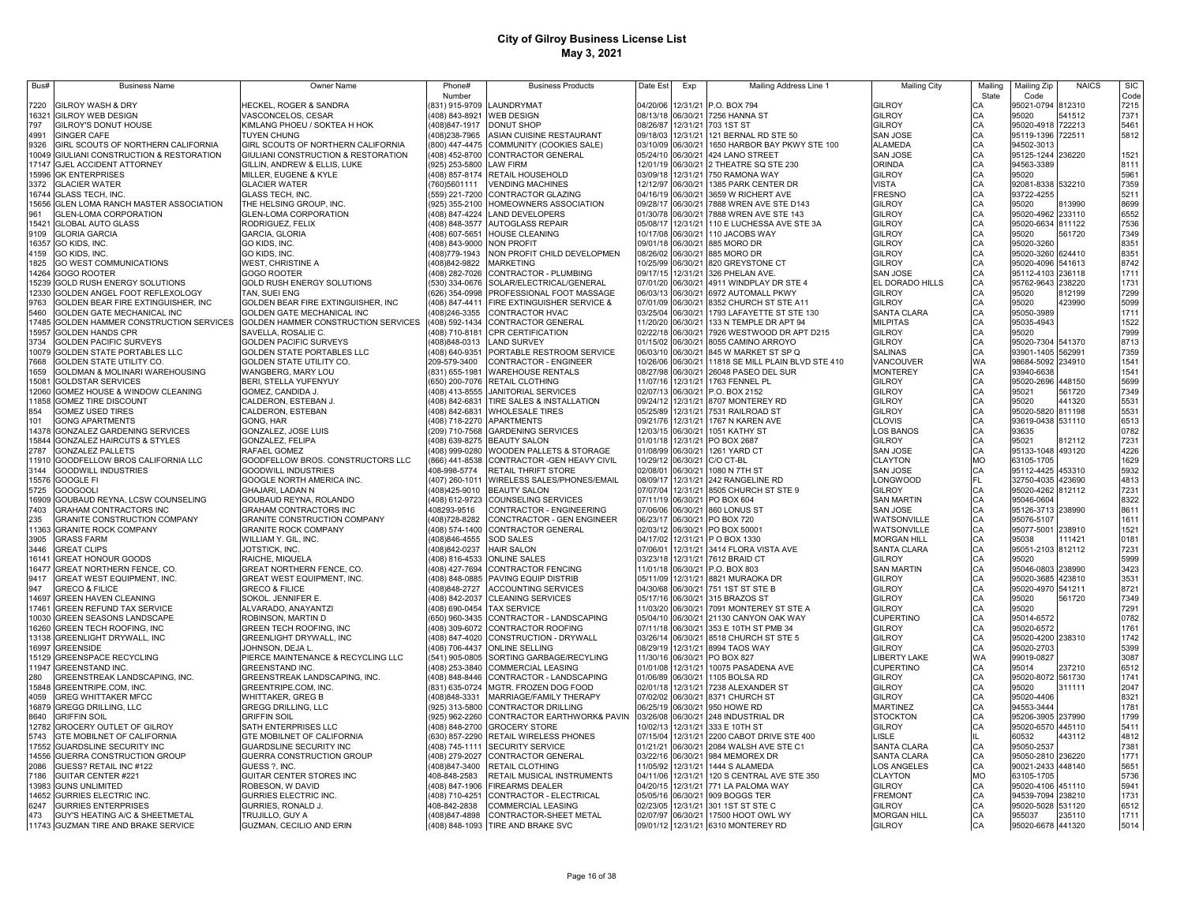# City of Gilroy Business License List

## May 3, 2021

| Bus# | Business Name | Owner Name | Phone# Number | Business Products | Date Est | Exp | Mailing Address Line 1 | Mailing City | Mailing State | Mailing Zip Code | NAICS | SIC Code |
|---|---|---|---|---|---|---|---|---|---|---|---|---|
| 7220 | GILROY WASH & DRY | HECKEL, ROGER & SANDRA | (831) 915-9709 | LAUNDRYMAT | 04/20/06 | 12/31/21 | P.O. BOX 794 | GILROY | CA | 95021-0794 | 812310 | 7215 |
| 16321 | GILROY WEB DESIGN | VASCONCELOS, CESAR | (408) 843-8921 | WEB DESIGN | 08/13/18 | 06/30/21 | 7256 HANNA ST | GILROY | CA | 95020 | 541512 | 7371 |
| 797 | GILROY'S DONUT HOUSE | KIMLANG PHOEU / SOKTEA H HOK | (408)847-1917 | DONUT SHOP | 08/26/87 | 12/31/21 | 703 1ST ST | GILROY | CA | 95020-4918 | 722213 | 5461 |
| 4991 | GINGER CAFE | TUYEN CHUNG | (408)238-7965 | ASIAN CUISINE RESTAURANT | 09/18/03 | 12/31/21 | 121 BERNAL RD STE 50 | SAN JOSE | CA | 95119-1396 | 722511 | 5812 |
| 9326 | GIRL SCOUTS OF NORTHERN CALIFORNIA | GIRL SCOUTS OF NORTHERN CALIFORNIA | (800) 447-4475 | COMMUNITY (COOKIES SALE) | 03/10/09 | 06/30/21 | 1650 HARBOR BAY PKWY STE 100 | ALAMEDA | CA | 94502-3013 | | |
| 10049 | GIULIANI CONSTRUCTION & RESTORATION | GIULIANI CONSTRUCTION & RESTORATION | (408) 452-8700 | CONTRACTOR GENERAL | 05/24/10 | 06/30/21 | 424 LANO STREET | SAN JOSE | CA | 95125-1244 | 236220 | 1521 |
| 17147 | GJEL ACCIDENT ATTORNEY | GILLIN, ANDREW & ELLIS, LUKE | (925) 253-5800 | LAW FIRM | 12/01/19 | 06/30/21 | 2 THEATRE SQ STE 230 | ORINDA | CA | 94563-3389 | | 8111 |
| 15996 | GK ENTERPRISES | MILLER, EUGENE & KYLE | (408) 857-8174 | RETAIL HOUSEHOLD | 03/09/18 | 12/31/21 | 750 RAMONA WAY | GILROY | CA | 95020 | | 5961 |
| 3372 | GLACIER WATER | GLACIER WATER | (760)5601111 | VENDING MACHINES | 12/12/97 | 06/30/21 | 1385 PARK CENTER DR | VISTA | CA | 92081-8338 | 532210 | 7359 |
| 16744 | GLASS TECH, INC. | GLASS TECH, INC. | (559) 221-7200 | CONTRACTOR GLAZING | 04/16/19 | 06/30/21 | 3659 W RICHERT AVE | FRESNO | CA | 93722-4255 | | 5211 |
| 15656 | GLEN LOMA RANCH MASTER ASSOCIATION | THE HELSING GROUP, INC. | (925) 355-2100 | HOMEOWNERS ASSOCIATION | 09/28/17 | 06/30/21 | 7888 WREN AVE STE D143 | GILROY | CA | 95020 | 813990 | 8699 |
| 961 | GLEN-LOMA CORPORATION | GLEN-LOMA CORPORATION | (408) 847-4224 | LAND DEVELOPERS | 01/30/78 | 06/30/21 | 7888 WREN AVE STE 143 | GILROY | CA | 95020-4962 | 233110 | 6552 |
| 15421 | GLOBAL AUTO GLASS | RODRIGUEZ, FELIX | (408) 848-3577 | AUTOGLASS REPAIR | 05/08/17 | 12/31/21 | 110 E LUCHESSA AVE STE 3A | GILROY | CA | 95020-6634 | 811122 | 7536 |
| 9109 | GLORIA GARCIA | GARCIA, GLORIA | (408) 607-5651 | HOUSE CLEANING | 10/17/08 | 06/30/21 | 110 JACOBS WAY | GILROY | CA | 95020 | 561720 | 7349 |
| 16357 | GO KIDS, INC. | GO KIDS, INC. | (408) 843-9000 | NON PROFIT | 09/01/18 | 06/30/21 | 885 MORO DR | GILROY | CA | 95020-3260 | | 8351 |
| 4159 | GO KIDS, INC. | GO KIDS, INC. | (408)779-1943 | NON PROFIT CHILD DEVELOPMEN | 08/26/02 | 06/30/21 | 885 MORO DR | GILROY | CA | 95020-3260 | 624410 | 8351 |
| 1825 | GO WEST COMMUNICATIONS | WEST, CHRISTINE A | (408)842-9822 | MARKETING | 10/25/99 | 06/30/21 | 820 GREYSTONE CT | GILROY | CA | 95020-4096 | 541613 | 8742 |
| 14264 | GOGO ROOTER | GOGO ROOTER | (408) 282-7026 | CONTRACTOR - PLUMBING | 09/17/15 | 12/31/21 | 326 PHELAN AVE. | SAN JOSE | CA | 95112-4103 | 236118 | 1711 |
| 15239 | GOLD RUSH ENERGY SOLUTIONS | GOLD RUSH ENERGY SOLUTIONS | (530) 334-0676 | SOLAR/ELECTRICAL/GENERAL | 07/01/20 | 06/30/21 | 4911 WINDPLAY DR STE 4 | EL DORADO HILLS | CA | 95762-9643 | 238220 | 1731 |
| 12330 | GOLDEN ANGEL FOOT REFLEXOLOGY | TAN, SUEI ENG | (626) 354-0998 | PROFESSIONAL FOOT MASSAGE | 06/03/13 | 06/30/21 | 6972 AUTOMALL PKWY | GILROY | CA | 95020 | 812199 | 7299 |
| 9763 | GOLDEN BEAR FIRE EXTINGUISHER, INC | GOLDEN BEAR FIRE EXTINGUISHER, INC | (408) 847-4411 | FIRE EXTINGUISHER SERVICE & | 07/01/09 | 06/30/21 | 8352 CHURCH ST STE A11 | GILROY | CA | 95020 | 423990 | 5099 |
| 5460 | GOLDEN GATE MECHANICAL INC | GOLDEN GATE MECHANICAL INC | (408)246-3355 | CONTRACTOR HVAC | 03/25/04 | 06/30/21 | 1793 LAFAYETTE ST STE 130 | SANTA CLARA | CA | 95050-3989 | | 1711 |
| 17485 | GOLDEN HAMMER CONSTRUCTION SERVICES | GOLDEN HAMMER CONSTRUCTION SERVICES | (408) 592-1434 | CONTRACTOR GENERAL | 11/20/20 | 06/30/21 | 133 N TEMPLE DR APT 94 | MILPITAS | CA | 95035-4943 | | 1522 |
| 15957 | GOLDEN HANDS CPR | SAVELLA, ROSALIE C. | (408) 710-8181 | CPR CERTIFICATION | 02/22/18 | 06/30/21 | 7926 WESTWOOD DR APT D215 | GILROY | CA | 95020 | | 7999 |
| 3734 | GOLDEN PACIFIC SURVEYS | GOLDEN PACIFIC SURVEYS | (408)848-0313 | LAND SURVEY | 01/15/02 | 06/30/21 | 8055 CAMINO ARROYO | GILROY | CA | 95020-7304 | 541370 | 8713 |
| 10079 | GOLDEN STATE PORTABLES LLC | GOLDEN STATE PORTABLES LLC | (408) 640-9351 | PORTABLE RESTROOM SERVICE | 06/03/10 | 06/30/21 | 845 W MARKET ST SP Q | SALINAS | CA | 93901-1405 | 562991 | 7359 |
| 7668 | GOLDEN STATE UTILITY CO. | GOLDEN STATE UTILITY CO. | 209-579-3400 | CONTRACTOR - ENGINEER | 10/26/06 | 06/30/21 | 11818 SE MILL PLAIN BLVD STE 410 | VANCOUVER | WA | 98684-5092 | 234910 | 1541 |
| 1659 | GOLDMAN & MOLINARI WAREHOUSING | WANGBERG, MARY LOU | (831) 655-1981 | WAREHOUSE RENTALS | 08/27/98 | 06/30/21 | 26048 PASEO DEL SUR | MONTEREY | CA | 93940-6638 | | 1541 |
| 15081 | GOLDSTAR SERVICES | BERI, STELLA YUFENYUY | (650) 200-7076 | RETAIL CLOTHING | 11/07/16 | 12/31/21 | 1763 FENNEL PL | GILROY | CA | 95020-2696 | 448150 | 5699 |
| 12060 | GOMEZ HOUSE & WINDOW CLEANING | GOMEZ, CANDIDA J. | (408) 413-8555 | JANITORIAL SERVICES | 02/07/13 | 06/30/21 | P.O. BOX 2152 | GILROY | CA | 95021 | 561720 | 7349 |
| 11858 | GOMEZ TIRE DISCOUNT | CALDERON, ESTEBAN J. | (408) 842-6831 | TIRE SALES & INSTALLATION | 09/24/12 | 12/31/21 | 8707 MONTEREY RD | GILROY | CA | 95020 | 441320 | 5531 |
| 854 | GOMEZ USED TIRES | CALDERON, ESTEBAN | (408) 842-6831 | WHOLESALE TIRES | 05/25/89 | 12/31/21 | 7531 RAILROAD ST | GILROY | CA | 95020-5820 | 811198 | 5531 |
| 101 | GONG APARTMENTS | GONG, HAR | (408) 718-2270 | APARTMENTS | 09/21/76 | 12/31/21 | 1767 N KAREN AVE | CLOVIS | CA | 93619-0438 | 531110 | 6513 |
| 14378 | GONZALEZ GARDENING SERVICES | GONZALEZ, JOSE LUIS | (209) 710-7568 | GARDENING SERVICES | 12/03/15 | 06/30/21 | 1051 KATHY ST | LOS BANOS | CA | 93635 | | 0782 |
| 15844 | GONZALEZ HAIRCUTS & STYLES | GONZALEZ, FELIPA | (408) 639-8275 | BEAUTY SALON | 01/01/18 | 12/31/21 | PO BOX 2687 | GILROY | CA | 95021 | 812112 | 7231 |
| 2787 | GONZALEZ PALLETS | RAFAEL GOMEZ | (408) 999-0280 | WOODEN PALLETS & STORAGE | 01/08/99 | 06/30/21 | 1261 YARD CT | SAN JOSE | CA | 95133-1048 | 493120 | 4226 |
| 11910 | GOODFELLOW BROS CALIFORNIA LLC | GOODFELLOW BROS. CONSTRUCTORS LLC | (866) 441-8538 | CONTRACTOR -GEN HEAVY CIVIL | 10/29/12 | 06/30/21 | C/O CT-BL | CLAYTON | MO | 63105-1705 | | 1629 |
| 3144 | GOODWILL INDUSTRIES | GOODWILL INDUSTRIES | 408-998-5774 | RETAIL THRIFT STORE | 02/08/01 | 06/30/21 | 1080 N 7TH ST | SAN JOSE | CA | 95112-4425 | 453310 | 5932 |
| 15576 | GOOGLE FI | GOOGLE NORTH AMERICA INC. | (407) 260-1011 | WIRELESS SALES/PHONES/EMAIL | 08/09/17 | 12/31/21 | 242 RANGELINE RD | LONGWOOD | FL | 32750-4035 | 423690 | 4813 |
| 5725 | GOOGOOLI | GHAJARI, LADAN N | (408)425-9010 | BEAUTY SALON | 07/07/04 | 12/31/21 | 8505 CHURCH ST STE 9 | GILROY | CA | 95020-4262 | 812112 | 7231 |
| 16909 | GOUBAUD REYNA, LCSW COUNSELING | GOUBAUD REYNA, ROLANDO | (408) 612-9723 | COUNSELING SERVICES | 07/11/19 | 06/30/21 | PO BOX 604 | SAN MARTIN | CA | 95046-0604 | | 8322 |
| 7403 | GRAHAM CONTRACTORS INC | GRAHAM CONTRACTORS INC | 408293-9516 | CONTRACTOR - ENGINEERING | 07/06/06 | 06/30/21 | 860 LONUS ST | SAN JOSE | CA | 95126-3713 | 238990 | 8611 |
| 235 | GRANITE CONSTRUCTION COMPANY | GRANITE CONSTRUCTION COMPANY | (408)728-8282 | CONCTRACTOR - GEN ENGINEER | 06/23/17 | 06/30/21 | PO BOX 720 | WATSONVILLE | CA | 95076-5107 | | 1611 |
| 11363 | GRANITE ROCK COMPANY | GRANITE ROCK COMPANY | (408) 574-1400 | CONTRACTOR GENERAL | 02/03/12 | 06/30/21 | PO BOX 50001 | WATSONVILLE | CA | 95077-5001 | 238910 | 1521 |
| 3905 | GRASS FARM | WILLIAM Y. GIL, INC. | (408)846-4555 | SOD SALES | 04/17/02 | 12/31/21 | P O BOX 1330 | MORGAN HILL | CA | 95038 | 111421 | 0181 |
| 3446 | GREAT CLIPS | JOTSTICK, INC. | (408)842-0237 | HAIR SALON | 07/06/01 | 12/31/21 | 3414 FLORA VISTA AVE | SANTA CLARA | CA | 95051-2103 | 812112 | 7231 |
| 16141 | GREAT HONOUR GOODS | RAICHE, MIQUELA | (408) 816-4533 | ONLINE SALES | 03/23/18 | 12/31/21 | 7612 BRAID CT | GILROY | CA | 95020 | | 5999 |
| 16477 | GREAT NORTHERN FENCE, CO. | GREAT NORTHERN FENCE, CO. | (408) 427-7694 | CONTRACTOR FENCING | 11/01/18 | 06/30/21 | P.O. BOX 803 | SAN MARTIN | CA | 95046-0803 | 238990 | 3423 |
| 9417 | GREAT WEST EQUIPMENT, INC. | GREAT WEST EQUIPMENT, INC. | (408) 848-0885 | PAVING EQUIP DISTRIB | 05/11/09 | 12/31/21 | 8821 MURAOKA DR | GILROY | CA | 95020-3685 | 423810 | 3531 |
| 947 | GRECO & FILICE | GRECO & FILICE | (408)848-2727 | ACCOUNTING SERVICES | 04/30/68 | 06/30/21 | 751 1ST ST STE B | GILROY | CA | 95020-4970 | 541211 | 8721 |
| 14697 | GREEN HAVEN CLEANING | SOKOL. JENNIFER E. | (408) 842-2037 | CLEANING SERVICES | 05/17/16 | 06/30/21 | 315 BRAZOS ST | GILROY | CA | 95020 | 561720 | 7349 |
| 17461 | GREEN REFUND TAX SERVICE | ALVARADO, ANAYANTZI | (408) 690-0454 | TAX SERVICE | 11/03/20 | 06/30/21 | 7091 MONTEREY ST STE A | GILROY | CA | 95020 | | 7291 |
| 10030 | GREEN SEASONS LANDSCAPE | ROBINSON, MARTIN D | (650) 960-3435 | CONTRACTOR - LANDSCAPING | 05/04/10 | 06/30/21 | 21130 CANYON OAK WAY | CUPERTINO | CA | 95014-6572 | | 0782 |
| 16260 | GREEN TECH ROOFING, INC | GREEN TECH ROOFING, INC | (408) 309-6072 | CONTRACTOR ROOFING | 07/11/18 | 06/30/21 | 353 E 10TH ST PMB 34 | GILROY | CA | 95020-6572 | | 1761 |
| 13138 | GREENLIGHT DRYWALL, INC | GREENLIGHT DRYWALL, INC | (408) 847-4020 | CONSTRUCTION - DRYWALL | 03/26/14 | 06/30/21 | 8518 CHURCH ST STE 5 | GILROY | CA | 95020-4200 | 238310 | 1742 |
| 16997 | GREENSIDE | JOHNSON, DEJA L. | (408) 706-4437 | ONLINE SELLING | 08/29/19 | 12/31/21 | 8994 TAOS WAY | GILROY | CA | 95020-2703 | | 5399 |
| 15129 | GREENSPACE RECYCLING | PIERCE MAINTENANCE & RECYCLING LLC | (541) 905-0805 | SORTING GARBAGE/RECYCLING | 11/30/16 | 06/30/21 | PO BOX 827 | LIBERTY LAKE | WA | 99019-0827 | | 3087 |
| 11947 | GREENSTAND INC. | GREENSTAND INC. | (408) 253-3840 | COMMERCIAL LEASING | 01/01/08 | 12/31/21 | 10075 PASADENA AVE | CUPERTINO | CA | 95014 | 237210 | 6512 |
| 280 | GREENSTREAK LANDSCAPING, INC. | GREENSTREAK LANDSCAPING, INC. | (408) 848-8446 | CONTRACTOR - LANDSCAPING | 01/06/89 | 06/30/21 | 1105 BOLSA RD | GILROY | CA | 95020-8072 | 561730 | 1741 |
| 15848 | GREENTRIPE.COM, INC. | GREENTRIPE.COM, INC. | (831) 635-0724 | MGTR. FROZEN DOG FOOD | 02/01/18 | 12/31/21 | 7238 ALEXANDER ST | GILROY | CA | 95020 | 311111 | 2047 |
| 4059 | GREG WHITTAKER MFCC | WHITTAKER, GREG B | (408)848-3331 | MARRIAGE/FAMILY THERAPY | 07/02/02 | 06/30/21 | 8371 CHURCH ST | GILROY | CA | 95020-4406 | | 8321 |
| 16879 | GREGG DRILLING, LLC | GREGG DRILLING, LLC | (925) 313-5800 | CONTRACTOR DRILLING | 06/25/19 | 06/30/21 | 950 HOWE RD | MARTINEZ | CA | 94553-3444 | | 1781 |
| 8640 | GRIFFIN SOIL | GRIFFIN SOIL | (925) 962-2260 | CONTRACTOR EARTHWORK& PAVIN | 03/26/08 | 06/30/21 | 248 INDUSTRIAL DR | STOCKTON | CA | 95206-3905 | 237990 | 1799 |
| 12782 | GROCERY OUTLET OF GILROY | SATH ENTERPRISES LLC | (408) 848-2700 | GROCERY STORE | 10/02/13 | 12/31/21 | 333 E 10TH ST | GILROY | CA | 95020-6570 | 445110 | 5411 |
| 5743 | GTE MOBILNET OF CALIFORNIA | GTE MOBILNET OF CALIFORNIA | (630) 857-2290 | RETAIL WIRELESS PHONES | 07/15/04 | 12/31/21 | 2200 CABOT DRIVE STE 400 | LISLE | IL | 60532 | 443112 | 4812 |
| 17552 | GUARDSLINE SECURITY INC | GUARDSLINE SECURITY INC | (408) 745-1111 | SECURITY SERVICE | 01/21/21 | 06/30/21 | 2084 WALSH AVE STE C1 | SANTA CLARA | CA | 95050-2537 | | 7381 |
| 14556 | GUERRA CONSTRUCTION GROUP | GUERRA CONSTRUCTION GROUP | (408) 279-2027 | CONTRACTOR GENERAL | 03/22/16 | 06/30/21 | 984 MEMOREX DR | SANTA CLARA | CA | 95050-2810 | 236220 | 1771 |
| 2086 | GUESS? RETAIL INC #122 | GUESS ?, INC. | (408)847-3400 | RETAIL CLOTHING | 11/05/92 | 12/31/21 | 1444 S ALAMEDA | LOS ANGELES | CA | 90021-2433 | 448140 | 5651 |
| 7186 | GUITAR CENTER #221 | GUITAR CENTER STORES INC | 408-848-2583 | RETAIL MUSICAL INSTRUMENTS | 04/11/06 | 12/31/21 | 120 S CENTRAL AVE STE 350 | CLAYTON | MO | 63105-1705 | | 5736 |
| 13983 | GUNS UNLIMITED | ROBESON, W DAVID | (408) 847-1906 | FIREARMS DEALER | 04/20/15 | 12/31/21 | 771 LA PALOMA WAY | GILROY | CA | 95020-4106 | 451110 | 5941 |
| 14652 | GURRIES ELECTRIC INC. | GURRIES ELECTRIC INC. | (408) 710-4251 | CONTRACTOR - ELECTRICAL | 05/05/16 | 06/30/21 | 909 BOGGS TER | FREMONT | CA | 94539-7094 | 238210 | 1731 |
| 6247 | GURRIES ENTERPRISES | GURRIES, RONALD J. | 408-842-2838 | COMMERCIAL LEASING | 02/23/05 | 12/31/21 | 301 1ST ST STE C | GILROY | CA | 95020-5028 | 531120 | 6512 |
| 473 | GUY'S HEATING A/C & SHEETMETAL | TRUJILLO, GUY A | (408)847-4898 | CONTRACTOR-SHEET METAL | 02/07/97 | 06/30/21 | 17500 HOOT OWL WY | MORGAN HILL | CA | 955037 | 235110 | 1711 |
| 11743 | GUZMAN TIRE AND BRAKE SERVICE | GUZMAN, CECILIO AND ERIN | (408) 848-1093 | TIRE AND BRAKE SVC | 09/01/12 | 12/31/21 | 6310 MONTEREY RD | GILROY | CA | 95020-6678 | 441320 | 5014 |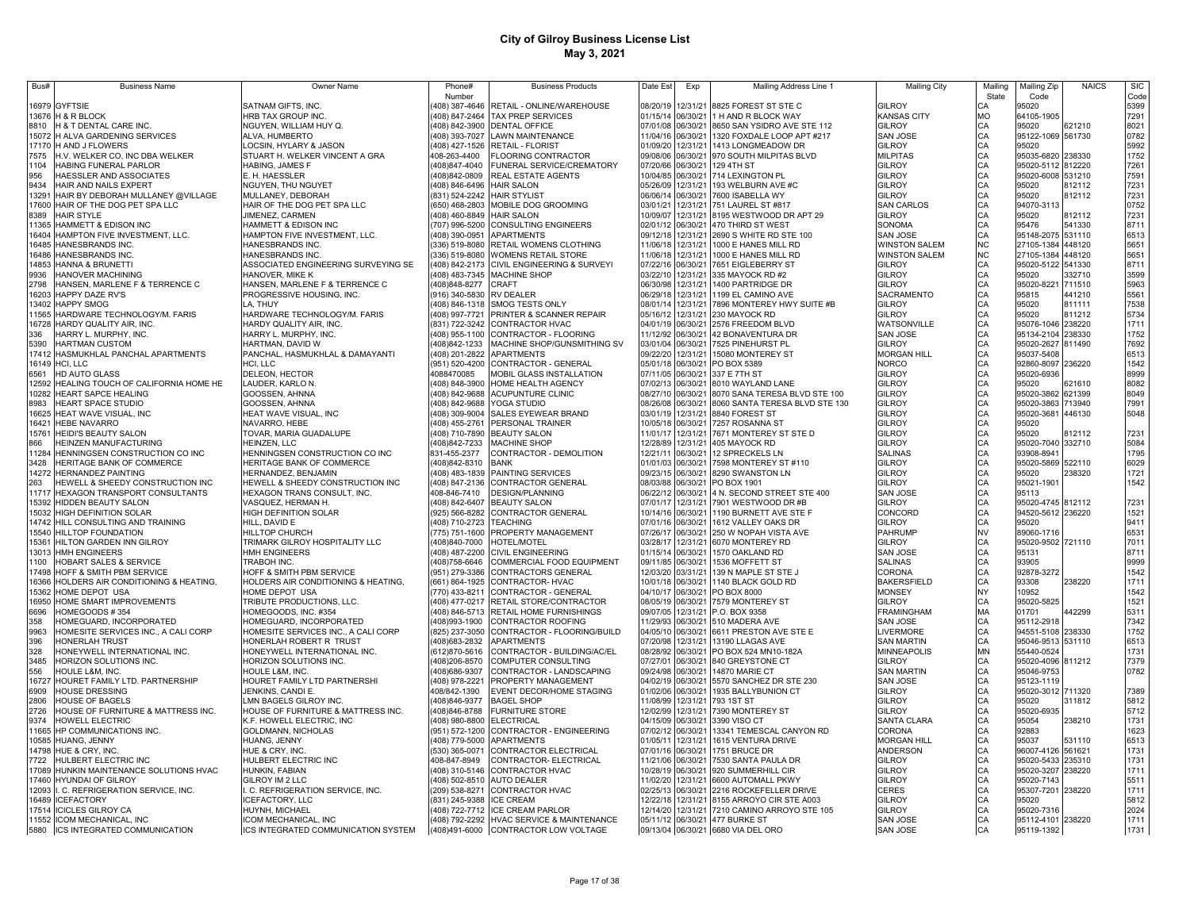# City of Gilroy Business License List

**May 3, 2021**

| Bus# | Business Name | Owner Name | Phone# Number | Business Products | Date Est | Exp | Mailing Address Line 1 | Mailing City | Mailing State | Mailing Zip Code | NAICS | SIC Code |
|---|---|---|---|---|---|---|---|---|---|---|---|---|
| 16979 | GYFTSIE | SATNAM GIFTS, INC. | (408) 387-4646 | RETAIL - ONLINE/WAREHOUSE | 08/20/19 | 12/31/21 | 8825 FOREST ST STE C | GILROY | CA | 95020 | | 5399 |
| 13676 | H & R BLOCK | HRB TAX GROUP INC. | (408) 847-2464 | TAX PREP SERVICES | 01/15/14 | 06/30/21 | 1 H AND R BLOCK WAY | KANSAS CITY | MO | 64105-1905 | | 7291 |
| 8810 | H & T DENTAL CARE INC. | NGUYEN, WILLIAM HUY Q. | (408) 842-3900 | DENTAL OFFICE | 07/01/08 | 06/30/21 | 8650 SAN YSIDRO AVE STE 112 | GILROY | CA | 95020 | 621210 | 8021 |
| 15072 | H ALVA GARDENING SERVICES | ALVA, HUMBERTO | (408) 393-7027 | LAWN MAINTENANCE | 11/04/16 | 06/30/21 | 1320 FOXDALE LOOP APT #217 | SAN JOSE | CA | 95122-1069 | 561730 | 0782 |
| 17170 | H AND J FLOWERS | LOCSIN, HYLARY & JASON | (408) 427-1526 | RETAIL - FLORIST | 01/09/20 | 12/31/21 | 1413 LONGMEADOW DR | GILROY | CA | 95020 | | 5992 |
| 7575 | H.V. WELKER CO, INC DBA WELKER | STUART H. WELKER VINCENT A GRA | 408-263-4400 | FLOORING CONTRACTOR | 09/08/06 | 06/30/21 | 970 SOUTH MILPITAS BLVD | MILPITAS | CA | 95035-6820 | 238330 | 1752 |
| 1104 | HABING FUNERAL PARLOR | HABING, JAMES F | (408)847-4040 | FUNERAL SERVICE/CREMATORY | 07/20/66 | 06/30/21 | 129 4TH ST | GILROY | CA | 95020-5112 | 812220 | 7261 |
| 956 | HAESSLER AND ASSOCIATES | E. H. HAESSLER | (408)842-0809 | REAL ESTATE AGENTS | 10/04/85 | 06/30/21 | 714 LEXINGTON PL | GILROY | CA | 95020-6008 | 531210 | 7591 |
| 9434 | HAIR AND NAILS EXPERT | NGUYEN, THU NGUYET | (408) 846-6496 | HAIR SALON | 05/26/09 | 12/31/21 | 193 WELBURN AVE #C | GILROY | CA | 95020 | 812112 | 7231 |
| 13291 | HAIR BY DEBORAH MULLANEY @VILLAGE | MULLANEY, DEBORAH | (831) 524-2242 | HAIR STYLIST | 06/06/14 | 06/30/21 | 7600 ISABELLA WY | GILROY | CA | 95020 | 812112 | 7231 |
| 17600 | HAIR OF THE DOG PET SPA LLC | HAIR OF THE DOG PET SPA LLC | (650) 468-2803 | MOBILE DOG GROOMING | 03/01/21 | 12/31/21 | 751 LAUREL ST #817 | SAN CARLOS | CA | 94070-3113 | | 0752 |
| 8389 | HAIR STYLE | JIMENEZ, CARMEN | (408) 460-8849 | HAIR SALON | 10/09/07 | 12/31/21 | 8195 WESTWOOD DR APT 29 | GILROY | CA | 95020 | 812112 | 7231 |
| 11365 | HAMMETT & EDISON INC | HAMMETT & EDISON INC | (707) 996-5200 | CONSULTING ENGINEERS | 02/01/12 | 06/30/21 | 470 THIRD ST WEST | SONOMA | CA | 95476 | 541330 | 8711 |
| 16404 | HAMPTON FIVE INVESTMENT, LLC. | HAMPTON FIVE INVESTMENT, LLC. | (408) 390-0951 | APARTMENTS | 09/12/18 | 12/31/21 | 2690 S WHITE RD STE 100 | SAN JOSE | CA | 95148-2075 | 531110 | 6513 |
| 16485 | HANESBRANDS INC. | HANESBRANDS INC. | (336) 519-8080 | RETAIL WOMENS CLOTHING | 11/06/18 | 12/31/21 | 1000 E HANES MILL RD | WINSTON SALEM | NC | 27105-1384 | 448120 | 5651 |
| 16486 | HANESBRANDS INC. | HANESBRANDS INC. | (336) 519-8080 | WOMENS RETAIL STORE | 11/06/18 | 12/31/21 | 1000 E HANES MILL RD | WINSTON SALEM | NC | 27105-1384 | 448120 | 5651 |
| 14853 | HANNA & BRUNETTI | ASSOCIATED ENGINEERING SURVEYING SE | (408) 842-2173 | CIVIL ENGINEERING & SURVEYI | 07/22/16 | 06/30/21 | 7651 EIGLEBERRY ST | GILROY | CA | 95020-5122 | 541330 | 8711 |
| 9936 | HANOVER MACHINING | HANOVER, MIKE K | (408) 483-7345 | MACHINE SHOP | 03/22/10 | 12/31/21 | 335 MAYOCK RD #2 | GILROY | CA | 95020 | 332710 | 3599 |
| 2798 | HANSEN, MARLENE F & TERRENCE C | HANSEN, MARLENE F & TERRENCE C | (408)848-8277 | CRAFT | 06/30/98 | 12/31/21 | 1400 PARTRIDGE DR | GILROY | CA | 95020-8221 | 711510 | 5963 |
| 16203 | HAPPY DAZE RV'S | PROGRESSIVE HOUSING, INC. | (916) 340-5830 | RV DEALER | 06/29/18 | 12/31/21 | 1199 EL CAMINO AVE | SACRAMENTO | CA | 95815 | 441210 | 5561 |
| 13402 | HAPPY SMOG | LA, THUY | (408) 846-1318 | SMOG TESTS ONLY | 08/01/14 | 12/31/21 | 7896 MONTEREY HWY SUITE #B | GILROY | CA | 95020 | 811111 | 7538 |
| 11565 | HARDWARE TECHNOLOGY/M. FARIS | HARDWARE TECHNOLOGY/M. FARIS | (408) 997-7721 | PRINTER & SCANNER REPAIR | 05/16/12 | 12/31/21 | 230 MAYOCK RD | GILROY | CA | 95020 | 811212 | 5734 |
| 16728 | HARDY QUALITY AIR, INC. | HARDY QUALITY AIR, INC. | (831) 722-3242 | CONTRACTOR HVAC | 04/01/19 | 06/30/21 | 2576 FREEDOM BLVD | WATSONVILLE | CA | 95076-1046 | 238220 | 1711 |
| 336 | HARRY L. MURPHY, INC. | HARRY L. MURPHY, INC. | (408) 955-1100 | CONTRACTOR - FLOORING | 11/12/92 | 06/30/21 | 42 BONAVENTURA DR | SAN JOSE | CA | 95134-2104 | 238330 | 1752 |
| 5390 | HARTMAN CUSTOM | HARTMAN, DAVID W | (408)842-1233 | MACHINE SHOP/GUNSMITHING SV | 03/01/04 | 06/30/21 | 7525 PINEHURST PL | GILROY | CA | 95020-2627 | 811490 | 7692 |
| 17412 | HASMUKHLAL PANCHAL APARTMENTS | PANCHAL, HASMUKHLAL & DAMAYANTI | (408) 201-2822 | APARTMENTS | 09/22/20 | 12/31/21 | 15080 MONTEREY ST | MORGAN HILL | CA | 95037-5408 | | 6513 |
| 16149 | HCI, LLC | HCI, LLC | (951) 520-4200 | CONTRACTOR - GENERAL | 05/01/18 | 06/30/21 | PO BOX 5389 | NORCO | CA | 92860-8097 | 236220 | 1542 |
| 6561 | HD AUTO GLASS | DELEON, HECTOR | 4088470085 | MOBIL GLASS INSTALLATION | 07/11/05 | 06/30/21 | 337 E 7TH ST | GILROY | CA | 95020-6936 | | 8999 |
| 12592 | HEALING TOUCH OF CALIFORNIA HOME HE | LAUDER, KARLO N. | (408) 848-3900 | HOME HEALTH AGENCY | 07/02/13 | 06/30/21 | 8010 WAYLAND LANE | GILROY | CA | 95020 | 621610 | 8082 |
| 10282 | HEART SAPCE HEALING | GOOSSEN, AHNNA | (408) 842-9688 | ACUPUNTURE CLINIC | 08/27/10 | 06/30/21 | 8070 SANA TERESA BLVD STE 100 | GILROY | CA | 95020-3862 | 621399 | 8049 |
| 8983 | HEART SPACE STUDIO | GOOSSEN, AHNNA | (408) 842-9688 | YOGA STUDIO | 08/26/08 | 06/30/21 | 8060 SANTA TERESA BLVD STE 130 | GILROY | CA | 95020-3863 | 713940 | 7991 |
| 16625 | HEAT WAVE VISUAL, INC | HEAT WAVE VISUAL, INC | (408) 309-9004 | SALES EYEWEAR BRAND | 03/01/19 | 12/31/21 | 8840 FOREST ST | GILROY | CA | 95020-3681 | 446130 | 5048 |
| 16421 | HEBE NAVARRO | NAVARRO, HEBE | (408) 455-2761 | PERSONAL TRAINER | 10/05/18 | 06/30/21 | 7257 ROSANNA ST | GILROY | CA | 95020 | | |
| 15761 | HEIDI'S BEAUTY SALON | TOVAR, MARIA GUADALUPE | (408) 710-7890 | BEAUTY SALON | 11/01/17 | 12/31/21 | 7671 MONTEREY ST STE D | GILROY | CA | 95020 | 812112 | 7231 |
| 866 | HEINZEN MANUFACTURING | HEINZEN, LLC | (408)842-7233 | MACHINE SHOP | 12/28/89 | 12/31/21 | 405 MAYOCK RD | GILROY | CA | 95020-7040 | 332710 | 5084 |
| 11284 | HENNINGSEN CONSTRUCTION CO INC | HENNINGSEN CONSTRUCTION CO INC | 831-455-2377 | CONTRACTOR - DEMOLITION | 12/21/11 | 06/30/21 | 12 SPRECKELS LN | SALINAS | CA | 93908-8941 | | 1795 |
| 3428 | HERITAGE BANK OF COMMERCE | HERITAGE BANK OF COMMERCE | (408)842-8310 | BANK | 01/01/03 | 06/30/21 | 7598 MONTEREY ST #110 | GILROY | CA | 95020-5869 | 522110 | 6029 |
| 14272 | HERNANDEZ PAINTING | HERNANDEZ, BENJAMIN | (408) 483-1839 | PAINTING SERVICES | 09/23/15 | 06/30/21 | 8290 SWANSTON LN | GILROY | CA | 95020 | 238320 | 1721 |
| 263 | HEWELL & SHEEDY CONSTRUCTION INC | HEWELL & SHEEDY CONSTRUCTION INC | (408) 847-2136 | CONTRACTOR GENERAL | 08/03/88 | 06/30/21 | PO BOX 1901 | GILROY | CA | 95021-1901 | | 1542 |
| 11717 | HEXAGON TRANSPORT CONSULTANTS | HEXAGON TRANS CONSULT, INC. | 408-846-7410 | DESIGN/PLANNING | 06/22/12 | 06/30/21 | 4 N. SECOND STREET STE 400 | SAN JOSE | CA | 95113 | | |
| 15392 | HIDDEN BEAUTY SALON | VASQUEZ, HERMAN H. | (408) 842-6407 | BEAUTY SALON | 07/01/17 | 12/31/21 | 7901 WESTWOOD DR #B | GILROY | CA | 95020-4745 | 812112 | 7231 |
| 15032 | HIGH DEFINITION SOLAR | HIGH DEFINITION SOLAR | (925) 566-8282 | CONTRACTOR GENERAL | 10/14/16 | 06/30/21 | 1190 BURNETT AVE STE F | CONCORD | CA | 94520-5612 | 236220 | 1521 |
| 14742 | HILL CONSULTING AND TRAINING | HILL, DAVID E | (408) 710-2723 | TEACHING | 07/01/16 | 06/30/21 | 1612 VALLEY OAKS DR | GILROY | CA | 95020 | | 9411 |
| 15540 | HILLTOP FOUNDATION | HILLTOP CHURCH | (775) 751-1600 | PROPERTY MANAGEMENT | 07/26/17 | 06/30/21 | 250 W NOPAH VISTA AVE | PAHRUMP | NV | 89060-1716 | | 6531 |
| 15361 | HILTON GARDEN INN GILROY | TRIMARK GILROY HOSPITALITY LLC | (408)840-7000 | HOTEL/MOTEL | 03/28/17 | 12/31/21 | 6070 MONTEREY RD | GILROY | CA | 95020-9502 | 721110 | 7011 |
| 13013 | HMH ENGINEERS | HMH ENGINEERS | (408) 487-2200 | CIVIL ENGINEERING | 01/15/14 | 06/30/21 | 1570 OAKLAND RD | SAN JOSE | CA | 95131 | | 8711 |
| 1100 | HOBART SALES & SERVICE | TRABOH INC. | (408)758-6646 | COMMERCIAL FOOD EQUIPMENT | 09/11/85 | 06/30/21 | 1536 MOFFETT ST | SALINAS | CA | 93905 | | 9999 |
| 17498 | HOFF & SMITH PBM SERVICE | HOFF & SMITH PBM SERVICE | (951) 279-3386 | CONTRACTORS GENERAL | 12/03/20 | 03/31/21 | 139 N MAPLE ST STE J | CORONA | CA | 92878-3272 | | 1542 |
| 16366 | HOLDERS AIR CONDITIONING & HEATING, | HOLDERS AIR CONDITIONING & HEATING, | (661) 864-1925 | CONTRACTOR- HVAC | 10/01/18 | 06/30/21 | 1140 BLACK GOLD RD | BAKERSFIELD | CA | 93308 | 238220 | 1711 |
| 15362 | HOME DEPOT USA | HOME DEPOT USA | (770) 433-8211 | CONTRACTOR - GENERAL | 04/10/17 | 06/30/21 | PO BOX 8000 | MONSEY | NY | 10952 | | 1542 |
| 16950 | HOME SMART IMPROVEMENTS | TRIBUTE PRODUCTIONS, LLC. | (408) 477-0217 | RETAIL STORE/CONTRACTOR | 08/05/19 | 06/30/21 | 7579 MONTEREY ST | GILROY | CA | 95020-5825 | | 1521 |
| 6696 | HOMEGOODS # 354 | HOMEGOODS, INC. #354 | (408) 846-5713 | RETAIL HOME FURNISHINGS | 09/07/05 | 12/31/21 | P.O. BOX 9358 | FRAMINGHAM | MA | 01701 | 442299 | 5311 |
| 358 | HOMEGUARD, INCORPORATED | HOMEGUARD, INCORPORATED | (408)993-1900 | CONTRACTOR ROOFING | 11/29/93 | 06/30/21 | 510 MADERA AVE | SAN JOSE | CA | 95112-2918 | | 7342 |
| 9963 | HOMESITE SERVICES INC., A CALI CORP | HOMESITE SERVICES INC., A CALI CORP | (825) 237-3050 | CONTRACTOR - FLOORING/BUILD | 04/05/10 | 06/30/21 | 6611 PRESTON AVE STE E | LIVERMORE | CA | 94551-5108 | 238330 | 1752 |
| 396 | HONERLAH TRUST | HONERLAH ROBERT R TRUST | (408)683-2832 | APARTMENTS | 07/20/98 | 12/31/21 | 13190 LLAGAS AVE | SAN MARTIN | CA | 95046-9513 | 531110 | 6513 |
| 328 | HONEYWELL INTERNATIONAL INC. | HONEYWELL INTERNATIONAL INC. | (612)870-5616 | CONTRACTOR - BUILDING/AC/EL | 08/28/92 | 06/30/21 | PO BOX 524 MN10-182A | MINNEAPOLIS | MN | 55440-0524 | | 1731 |
| 3485 | HORIZON SOLUTIONS INC. | HORIZON SOLUTIONS INC. | (408)206-8570 | COMPUTER CONSULTING | 07/27/01 | 06/30/21 | 840 GREYSTONE CT | GILROY | CA | 95020-4096 | 811212 | 7379 |
| 556 | HOULE L&M, INC. | HOULE L&M, INC. | (408)686-9307 | CONTRACTOR - LANDSCAPING | 09/24/98 | 06/30/21 | 14870 MARIE CT | SAN MARTIN | CA | 95046-9753 | | 0782 |
| 16727 | HOURET FAMILY LTD. PARTNERSHIP | HOURET FAMILY LTD PARTNERSHI | (408) 978-2221 | PROPERTY MANAGEMENT | 04/02/19 | 06/30/21 | 5570 SANCHEZ DR STE 230 | SAN JOSE | CA | 95123-1119 | | |
| 6909 | HOUSE DRESSING | JENKINS, CANDI E. | 408/842-1390 | EVENT DECOR/HOME STAGING | 01/02/06 | 06/30/21 | 1935 BALLYBUNION CT | GILROY | CA | 95020-3012 | 711320 | 7389 |
| 2806 | HOUSE OF BAGELS | LMN BAGELS GILROY INC. | (408)846-9377 | BAGEL SHOP | 11/08/99 | 12/31/21 | 793 1ST ST | GILROY | CA | 95020 | 311812 | 5812 |
| 2726 | HOUSE OF FURNITURE & MATTRESS INC. | HOUSE OF FURNITURE & MATTRESS INC. | (408)846-8788 | FURNITURE STORE | 12/02/99 | 12/31/21 | 7390 MONTEREY ST | GILROY | CA | 95020-6935 | | 5712 |
| 9374 | HOWELL ELECTRIC | K.F. HOWELL ELECTRIC, INC | (408) 980-8800 | ELECTRICAL | 04/15/09 | 06/30/21 | 3390 VISO CT | SANTA CLARA | CA | 95054 | 238210 | 1731 |
| 11665 | HP COMMUNICATIONS INC. | GOLDMANN, NICHOLAS | (951) 572-1200 | CONTRACTOR - ENGINEERING | 07/02/12 | 06/30/21 | 13341 TEMESCAL CANYON RD | CORONA | CA | 92883 | | 1623 |
| 10585 | HUANG, JENNY | HUANG, JENNY | (408) 779-5000 | APARTMENTS | 01/05/11 | 12/31/21 | 1615 VENTURA DRIVE | MORGAN HILL | CA | 95037 | 531110 | 6513 |
| 14798 | HUE & CRY, INC. | HUE & CRY, INC. | (530) 365-0071 | CONTRACTOR ELECTRICAL | 07/01/16 | 06/30/21 | 1751 BRUCE DR | ANDERSON | CA | 96007-4126 | 561621 | 1731 |
| 7722 | HULBERT ELECTRIC INC | HULBERT ELECTRIC INC | 408-847-8949 | CONTRACTOR- ELECTRICAL | 11/21/06 | 06/30/21 | 7530 SANTA PAULA DR | GILROY | CA | 95020-5433 | 235310 | 1731 |
| 17089 | HUNKIN MAINTENANCE SOLUTIONS HVAC | HUNKIN, FABIAN | (408) 310-5146 | CONTRACTOR HVAC | 10/28/19 | 06/30/21 | 920 SUMMERHILL CIR | GILROY | CA | 95020-3207 | 238220 | 1711 |
| 17460 | HYUNDAI OF GILROY | GILROY IM 2 LLC | (408) 502-8510 | AUTO DEALER | 11/02/20 | 12/31/21 | 6600 AUTOMALL PKWY | GILROY | CA | 95020-7143 | | 5511 |
| 12093 | I. C. REFRIGERATION SERVICE, INC. | I. C. REFRIGERATION SERVICE, INC. | (209) 538-8271 | CONTRACTOR HVAC | 02/25/13 | 06/30/21 | 2216 ROCKEFELLER DRIVE | CERES | CA | 95307-7201 | 238220 | 1711 |
| 16489 | ICEFACTORY | ICEFACTORY, LLC | (831) 245-9388 | ICE CREAM | 12/22/18 | 12/31/21 | 8155 ARROYO CIR STE A003 | GILROY | CA | 95020 | | 5812 |
| 17514 | ICICLES GILROY CA | HUYNH, MICHAEL | (408) 722-7712 | ICE CREAM PARLOR | 12/14/20 | 12/31/21 | 7210 CAMINO ARROYO STE 105 | GILROY | CA | 95020-7316 | | 2024 |
| 11552 | ICOM MECHANICAL, INC | ICOM MECHANICAL, INC | (408) 792-2292 | HVAC SERVICE & MAINTENANCE | 05/11/12 | 06/30/21 | 477 BURKE ST | SAN JOSE | CA | 95112-4101 | 238220 | 1711 |
| 5880 | ICS INTEGRATED COMMUNICATION | ICS INTEGRATED COMMUNICATION SYSTEM | (408)491-6000 | CONTRACTOR LOW VOLTAGE | 09/13/04 | 06/30/21 | 6680 VIA DEL ORO | SAN JOSE | CA | 95119-1392 | | 1731 |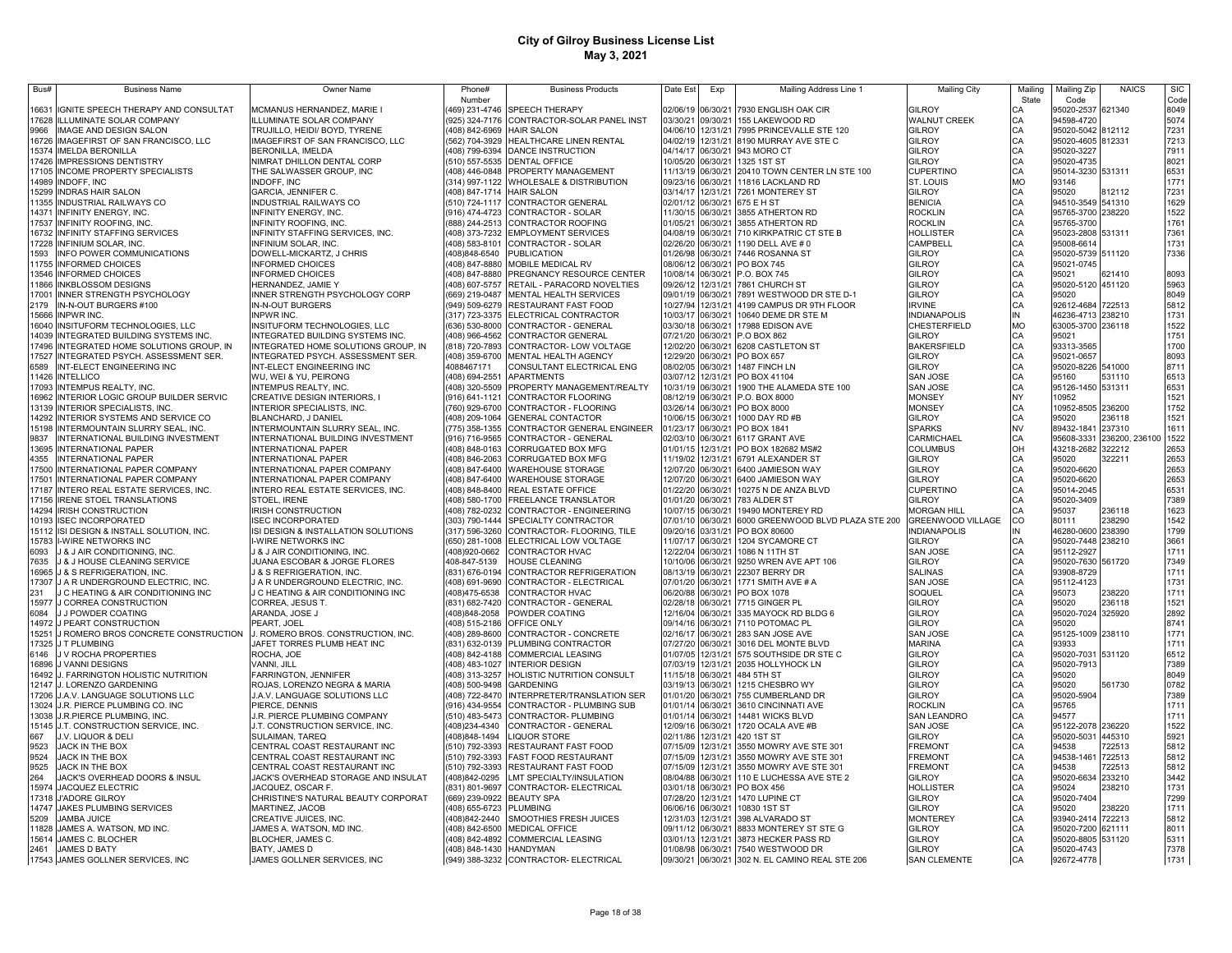# City of Gilroy Business License List

May 3, 2021

| Bus# | Business Name | Owner Name | Phone# Number | Business Products | Date Est | Exp | Mailing Address Line 1 | Mailing City | Mailing State | Mailing Zip Code | NAICS | SIC Code |
|---|---|---|---|---|---|---|---|---|---|---|---|---|
| 16631 | IGNITE SPEECH THERAPY AND CONSULTAT | MCMANUS HERNANDEZ, MARIE I | (469) 231-4746 | SPEECH THERAPY | 02/06/19 | 06/30/21 | 7930 ENGLISH OAK CIR | GILROY | CA | 95020-2537 | 621340 | 8049 |
| 17628 | ILLUMINATE SOLAR COMPANY | ILLUMINATE SOLAR COMPANY | (925) 324-7176 | CONTRACTOR-SOLAR PANEL INST | 03/30/21 | 09/30/21 | 155 LAKEWOOD RD | WALNUT CREEK | CA | 94598-4720 | | 5074 |
| 9966 | IMAGE AND DESIGN SALON | TRUJILLO, HEIDI/ BOYD, TYRENE | (408) 842-6969 | HAIR SALON | 04/06/10 | 12/31/21 | 7995 PRINCEVALLE STE 120 | GILROY | CA | 95020-5042 | 812112 | 7231 |
| 16726 | IMAGEFIRST OF SAN FRANCISCO, LLC | IMAGEFIRST OF SAN FRANCISCO, LLC | (562) 704-3929 | HEALTHCARE LINEN RENTAL | 04/02/19 | 12/31/21 | 8190 MURRAY AVE STE C | GILROY | CA | 95020-4605 | 812331 | 7213 |
| 15374 | IMELDA BERONILLA | BERONILLA, IMELDA | (408) 799-6394 | DANCE INSTRUCTION | 04/14/17 | 06/30/21 | 943 MORO CT | GILROY | CA | 95020-3227 | | 7911 |
| 17426 | IMPRESSIONS DENTISTRY | NIMRAT DHILLON DENTAL CORP | (510) 557-5535 | DENTAL OFFICE | 10/05/20 | 06/30/21 | 1325 1ST ST | GILROY | CA | 95020-4735 | | 8021 |
| 17105 | INCOME PROPERTY SPECIALISTS | THE SALWASSER GROUP, INC | (408) 446-0848 | PROPERTY MANAGEMENT | 11/13/19 | 06/30/21 | 20410 TOWN CENTER LN STE 100 | CUPERTINO | CA | 95014-3230 | 531311 | 6531 |
| 14989 | INDOFF, INC | INDOFF, INC | (314) 997-1122 | WHOLESALE & DISTRIBUTION | 09/23/16 | 06/30/21 | 11816 LACKLAND RD | ST. LOUIS | MO | 93146 | | 1771 |
| 15299 | INDRAS HAIR SALON | GARCIA, JENNIFER C. | (408) 847-1714 | HAIR SALON | 03/14/17 | 12/31/21 | 7261 MONTEREY ST | GILROY | CA | 95020 | 812112 | 7231 |
| 11355 | INDUSTRIAL RAILWAYS CO | INDUSTRIAL RAILWAYS CO | (510) 724-1117 | CONTRACTOR GENERAL | 02/01/12 | 06/30/21 | 675 E H ST | BENICIA | CA | 94510-3549 | 541310 | 1629 |
| 14371 | INFINITY ENERGY, INC. | INFINITY ENERGY, INC. | (916) 474-4723 | CONTRACTOR - SOLAR | 11/30/15 | 06/30/21 | 3855 ATHERTON RD | ROCKLIN | CA | 95765-3700 | 238220 | 1522 |
| 17537 | INFINITY ROOFING, INC. | INFINITY ROOFING, INC. | (888) 244-2513 | CONTRACTOR ROOFING | 01/05/21 | 06/30/21 | 3855 ATHERTON RD | ROCKLIN | CA | 95765-3700 | | 1761 |
| 16732 | INFINITY STAFFING SERVICES | INFINITY STAFFING SERVICES, INC. | (408) 373-7232 | EMPLOYMENT SERVICES | 04/08/19 | 06/30/21 | 710 KIRKPATRIC CT STE B | HOLLISTER | CA | 95023-2808 | 531311 | 7361 |
| 17228 | INFINIUM SOLAR, INC. | INFINIUM SOLAR, INC. | (408) 583-8101 | CONTRACTOR - SOLAR | 02/26/20 | 06/30/21 | 1190 DELL AVE # 0 | CAMPBELL | CA | 95008-6614 | | 1731 |
| 1593 | INFO POWER COMMUNICATIONS | DOWELL-MICKARTZ, J CHRIS | (408)848-6540 | PUBLICATION | 01/26/98 | 06/30/21 | 7446 ROSANNA ST | GILROY | CA | 95020-5739 | 511120 | 7336 |
| 11755 | INFORMED CHOICES | INFORMED CHOICES | (408) 847-8880 | MOBILE MEDICAL RV | 08/06/12 | 06/30/21 | PO BOX 745 | GILROY | CA | 95021-0745 | | |
| 13546 | INFORMED CHOICES | INFORMED CHOICES | (408) 847-8880 | PREGNANCY RESOURCE CENTER | 10/08/14 | 06/30/21 | P.O. BOX 745 | GILROY | CA | 95021 | 621410 | 8093 |
| 11866 | INKBLOSSOM DESIGNS | HERNANDEZ, JAMIE Y | (408) 607-5757 | RETAIL - PARACORD NOVELTIES | 09/26/12 | 12/31/21 | 7861 CHURCH ST | GILROY | CA | 95020-5120 | 451120 | 5963 |
| 17001 | INNER STRENGTH PSYCHOLOGY | INNER STRENGTH PSYCHOLOGY CORP | (669) 219-0487 | MENTAL HEALTH SERVICES | 09/01/19 | 06/30/21 | 7891 WESTWOOD DR STE D-1 | GILROY | CA | 95020 | | 8049 |
| 2179 | IN-N-OUT BURGERS #100 | IN-N-OUT BURGERS | (949) 509-6279 | RESTAURANT FAST FOOD | 10/27/94 | 12/31/21 | 4199 CAMPUS DR 9TH FLOOR | IRVINE | CA | 92612-4684 | 722513 | 5812 |
| 15666 | INPWR INC. | INPWR INC. | (317) 723-3375 | ELECTRICAL CONTRACTOR | 10/03/17 | 06/30/21 | 10640 DEME DR STE M | INDIANAPOLIS | IN | 46236-4713 | 238210 | 1731 |
| 16040 | INSITUFORM TECHNOLOGIES, LLC | INSITUFORM TECHNOLOGIES, LLC | (636) 530-8000 | CONTRACTOR - GENERAL | 03/30/18 | 06/30/21 | 17988 EDISON AVE | CHESTERFIELD | MO | 63005-3700 | 236118 | 1522 |
| 14039 | INTEGRATED BUILDING SYSTEMS INC. | INTEGRATED BUILDING SYSTEMS INC. | (408) 966-4562 | CONTRACTOR GENERAL | 07/21/20 | 06/30/21 | P.O BOX 862 | GILROY | CA | 95021 | | 1751 |
| 17496 | INTEGRATED HOME SOLUTIONS GROUP, IN | INTEGRATED HOME SOLUTIONS GROUP, IN | (818) 720-7893 | CONTRACTOR- LOW VOLTAGE | 12/02/20 | 06/30/21 | 6208 CASTLETON ST | BAKERSFIELD | CA | 93313-3565 | | 1700 |
| 17527 | INTEGRATED PSYCH. ASSESSMENT SER. | INTEGRATED PSYCH. ASSESSMENT SER. | (408) 359-6700 | MENTAL HEALTH AGENCY | 12/29/20 | 06/30/21 | PO BOX 657 | GILROY | CA | 95021-0657 | | 8093 |
| 6589 | INT-ELECT ENGINEERING INC | INT-ELECT ENGINEERING INC | 4088467171 | CONSULTANT ELECTRICAL ENG | 08/02/05 | 06/30/21 | 1487 FINCH LN | GILROY | CA | 95020-8226 | 541000 | 8711 |
| 11426 | INTELLICO | WU, WEI & YU, PEIRONG | (408) 694-2551 | APARTMENTS | 03/07/12 | 12/31/21 | PO BOX 41104 | SAN JOSE | CA | 95160 | 531110 | 6513 |
| 17093 | INTEMPUS REALTY, INC. | INTEMPUS REALTY, INC. | (408) 320-5509 | PROPERTY MANAGEMENT/REALTY | 10/31/19 | 06/30/21 | 1900 THE ALAMEDA STE 100 | SAN JOSE | CA | 95126-1450 | 531311 | 6531 |
| 16962 | INTERIOR LOGIC GROUP BUILDER SERVIC | CREATIVE DESIGN INTERIORS, I | (916) 641-1121 | CONTRACTOR FLOORING | 08/12/19 | 06/30/21 | P.O. BOX 8000 | MONSEY | NY | 10952 | | 1521 |
| 13139 | INTERIOR SPECIALISTS, INC. | INTERIOR SPECIALISTS, INC. | (760) 929-6700 | CONTRACTOR - FLOORING | 03/26/14 | 06/30/21 | PO BOX 8000 | MONSEY | CA | 10952-8505 | 236200 | 1752 |
| 14292 | INTERIOR SYSTEMS AND SERVICE CO | BLANCHARD, J DANIEL | (408) 209-1064 | GENERAL CONTACTOR | 10/06/15 | 06/30/21 | 1000 DAY RD #B | GILROY | CA | 95020 | 236118 | 1521 |
| 15198 | INTERMOUNTAIN SLURRY SEAL, INC. | INTERMOUNTAIN SLURRY SEAL, INC. | (775) 358-1355 | CONTRACTOR GENERAL ENGINEER | 01/23/17 | 06/30/21 | PO BOX 1841 | SPARKS | NV | 89432-1841 | 237310 | 1611 |
| 9837 | INTERNATIONAL BUILDING INVESTMENT | INTERNATIONAL BUILDING INVESTMENT | (916) 716-9565 | CONTRACTOR - GENERAL | 02/03/10 | 06/30/21 | 6117 GRANT AVE | CARMICHAEL | CA | 95608-3331 | 236200, 236100 | 1522 |
| 13695 | INTERNATIONAL PAPER | INTERNATIONAL PAPER | (408) 848-0163 | CORRUGATED BOX MFG | 01/01/15 | 12/31/21 | PO BOX 182682 MS#2 | COLUMBUS | OH | 43218-2682 | 322212 | 2653 |
| 4355 | INTERNATIONAL PAPER | INTERNATIONAL PAPER | (408) 846-2063 | CORRUGATED BOX MFG | 11/19/02 | 12/31/21 | 6791 ALEXANDER ST | GILROY | CA | 95020 | 322211 | 2653 |
| 17500 | INTERNATIONAL PAPER COMPANY | INTERNATIONAL PAPER COMPANY | (408) 847-6400 | WAREHOUSE STORAGE | 12/07/20 | 06/30/21 | 6400 JAMIESON WAY | GILROY | CA | 95020-6620 | | 2653 |
| 17501 | INTERNATIONAL PAPER COMPANY | INTERNATIONAL PAPER COMPANY | (408) 847-6400 | WAREHOUSE STORAGE | 12/07/20 | 06/30/21 | 6400 JAMIESON WAY | GILROY | CA | 95020-6620 | | 2653 |
| 17187 | INTERO REAL ESTATE SERVICES, INC. | INTERO REAL ESTATE SERVICES, INC. | (408) 848-8400 | REAL ESTATE OFFICE | 01/22/20 | 06/30/21 | 10275 N DE ANZA BLVD | CUPERTINO | CA | 95014-2045 | | 6531 |
| 17156 | IRENE STOEL TRANSLATIONS | STOEL, IRENE | (408) 580-1700 | FREELANCE TRANSLATOR | 01/01/20 | 06/30/21 | 783 ALDER ST | GILROY | CA | 95020-3409 | | 7389 |
| 14294 | IRISH CONSTRUCTION | IRISH CONSTRUCTION | (408) 782-0232 | CONTRACTOR - ENGINEERING | 10/07/15 | 06/30/21 | 19490 MONTEREY RD | MORGAN HILL | CA | 95037 | 236118 | 1623 |
| 10193 | ISEC INCORPORATED | ISEC INCORPORATED | (303) 790-1444 | SPECIALTY CONTRACTOR | 07/01/10 | 06/30/21 | 6000 GREENWOOD BLVD PLAZA STE 200 | GREENWOOD VILLAGE | CO | 80111 | 238290 | 1542 |
| 15112 | ISI DESIGN & INSTALL SOLUTION, INC. | ISI DESIGN & INSTALLATION SOLUTIONS | (317) 596-3260 | CONTRACTOR- FLOORING, TILE | 09/20/16 | 03/31/21 | PO BOX 80600 | INDIANAPOLIS | IN | 46280-0600 | 238390 | 1799 |
| 15783 | I-WIRE NETWORKS INC | I-WIRE NETWORKS INC | (650) 281-1008 | ELECTRICAL LOW VOLTAGE | 11/07/17 | 06/30/21 | 1204 SYCAMORE CT | GILROY | CA | 95020-7448 | 238210 | 3661 |
| 6093 | J & J AIR CONDITIONING, INC. | J & J AIR CONDITIONING, INC. | (408)920-0662 | CONTRACTOR HVAC | 12/22/04 | 06/30/21 | 1086 N 11TH ST | SAN JOSE | CA | 95112-2927 | | 1711 |
| 7635 | J & J HOUSE CLEANING SERVICE | JUANA ESCOBAR & JORGE FLORES | 408-847-5139 | HOUSE CLEANING | 10/10/06 | 06/30/21 | 9250 WREN AVE APT 106 | GILROY | CA | 95020-7630 | 561720 | 7349 |
| 16965 | J & S REFRIGERATION, INC. | J & S REFRIGERATION, INC. | (831) 676-0194 | CONTRACTOR REFRIGERATION | 08/13/19 | 06/30/21 | 22307 BERRY DR | SALINAS | CA | 93908-8729 | | 1711 |
| 17307 | J A R UNDERGROUND ELECTRIC, INC. | J A R UNDERGROUND ELECTRIC, INC. | (408) 691-9690 | CONTRACTOR - ELECTRICAL | 07/01/20 | 06/30/21 | 1771 SMITH AVE # A | SAN JOSE | CA | 95112-4123 | | 1731 |
| 231 | J C HEATING & AIR CONDITIONING INC | J C HEATING & AIR CONDITIONING INC | (408)475-6538 | CONTRACTOR HVAC | 06/20/88 | 06/30/21 | PO BOX 1078 | SOQUEL | CA | 95073 | 238220 | 1711 |
| 15977 | J CORREA CONSTRUCTION | CORREA, JESUS T. | (831) 682-7420 | CONTRACTOR - GENERAL | 02/28/18 | 06/30/21 | 7715 GINGER PL | GILROY | CA | 95020 | 236118 | 1521 |
| 6084 | J J POWDER COATING | ARANDA, JOSE J | (408)848-2058 | POWDER COATING | 12/16/04 | 06/30/21 | 335 MAYOCK RD BLDG 6 | GILROY | CA | 95020-7024 | 325920 | 2892 |
| 14972 | J PEART CONSTRUCTION | PEART, JOEL | (408) 515-2186 | OFFICE ONLY | 09/14/16 | 06/30/21 | 7110 POTOMAC PL | GILROY | CA | 95020 | | 8741 |
| 15251 | J ROMERO BROS CONCRETE CONSTRUCTION | J. ROMERO BROS. CONSTRUCTION, INC. | (408) 289-8600 | CONTRACTOR - CONCRETE | 02/16/17 | 06/30/21 | 283 SAN JOSE AVE | SAN JOSE | CA | 95125-1009 | 238110 | 1771 |
| 17325 | J T PLUMBING | JAFET TORRES PLUMB HEAT INC | (831) 632-0139 | PLUMBING CONTRACTOR | 07/27/20 | 06/30/21 | 3016 DEL MONTE BLVD | MARINA | CA | 93933 | | 1711 |
| 6146 | J V ROCHA PROPERTIES | ROCHA, JOE | (408) 842-4188 | COMMERCIAL LEASING | 01/07/05 | 12/31/21 | 575 SOUTHSIDE DR STE C | GILROY | CA | 95020-7031 | 531120 | 6512 |
| 16896 | J VANNI DESIGNS | VANNI, JILL | (408) 483-1027 | INTERIOR DESIGN | 07/03/19 | 12/31/21 | 2035 HOLLYHOCK LN | GILROY | CA | 95020-7913 | | 7389 |
| 16492 | J. FARRINGTON HOLISTIC NUTRITION | FARRINGTON, JENNIFER | (408) 313-3257 | HOLISTIC NUTRITION CONSULT | 11/15/18 | 06/30/21 | 484 5TH ST | GILROY | CA | 95020 | | 8049 |
| 12147 | J. LORENZO GARDENING | ROJAS, LORENZO NEGRA & MARIA | (408) 500-9498 | GARDENING | 03/19/13 | 06/30/21 | 1215 CHESBRO WY | GILROY | CA | 95020 | 561730 | 0782 |
| 17206 | J.A.V. LANGUAGE SOLUTIONS LLC | J.A.V. LANGUAGE SOLUTIONS LLC | (408) 722-8470 | INTERPRETER/TRANSLATION SER | 01/01/20 | 06/30/21 | 755 CUMBERLAND DR | GILROY | CA | 95020-5904 | | 7389 |
| 13024 | J.R. PIERCE PLUMBING CO. INC | PIERCE, DENNIS | (916) 434-9554 | CONTRACTOR - PLUMBING SUB | 01/01/14 | 06/30/21 | 3610 CINCINNATI AVE | ROCKLIN | CA | 95765 | | 1711 |
| 13038 | J.R.PIERCE PLUMBING, INC. | J.R. PIERCE PLUMBING COMPANY | (510) 483-5473 | CONTRACTOR- PLUMBING | 01/01/14 | 06/30/21 | 14481 WICKS BLVD | SAN LEANDRO | CA | 94577 | | 1711 |
| 15145 | J.T. CONSTRUCTION SERVICE, INC. | J.T. CONSTRUCTION SERVICE, INC. | (408)234-4340 | CONTRACTOR - GENERAL | 12/09/16 | 06/30/21 | 1720 OCALA AVE #B | SAN JOSE | CA | 95122-2078 | 236220 | 1522 |
| 667 | J.V. LIQUOR & DELI | SULAIMAN, TAREQ | (408)848-1494 | LIQUOR STORE | 02/11/86 | 12/31/21 | 420 1ST ST | GILROY | CA | 95020-5031 | 445310 | 5921 |
| 9523 | JACK IN THE BOX | CENTRAL COAST RESTAURANT INC | (510) 792-3393 | RESTAURANT FAST FOOD | 07/15/09 | 12/31/21 | 3550 MOWRY AVE STE 301 | FREMONT | CA | 94538 | 722513 | 5812 |
| 9524 | JACK IN THE BOX | CENTRAL COAST RESTAURANT INC | (510) 792-3393 | FAST FOOD RESTAURANT | 07/15/09 | 12/31/21 | 3550 MOWRY AVE STE 301 | FREMONT | CA | 94538-1461 | 722513 | 5812 |
| 9525 | JACK IN THE BOX | CENTRAL COAST RESTAURANT INC | (510) 792-3393 | RESTAURANT FAST FOOD | 07/15/09 | 12/31/21 | 3550 MOWRY AVE STE 301 | FREMONT | CA | 94538 | 722513 | 5812 |
| 264 | JACK'S OVERHEAD DOORS & INSUL | JACK'S OVERHEAD STORAGE AND INSULAT | (408)842-0295 | LMT SPECIALTY/INSULATION | 08/04/88 | 06/30/21 | 110 E LUCHESSA AVE STE 2 | GILROY | CA | 95020-6634 | 233210 | 3442 |
| 15974 | JACQUEZ ELECTRIC | JACQUEZ, OSCAR F. | (831) 801-9697 | CONTRACTOR- ELECTRICAL | 03/01/18 | 06/30/21 | PO BOX 456 | HOLLISTER | CA | 95024 | 238210 | 1731 |
| 17318 | J'ADORE GILROY | CHRISTINE'S NATURAL BEAUTY CORPORAT | (669) 239-0922 | BEAUTY SPA | 07/28/20 | 12/31/21 | 1470 LUPINE CT | GILROY | CA | 95020-7404 | | 7299 |
| 14747 | JAKES PLUMBING SERVICES | MARTINEZ, JACOB | (408) 655-6723 | PLUMBING | 06/06/16 | 06/30/21 | 10830 1ST ST | GILROY | CA | 95020 | 238220 | 1711 |
| 5209 | JAMBA JUICE | CREATIVE JUICES, INC. | (408)842-2440 | SMOOTHIES FRESH JUICES | 12/31/03 | 12/31/21 | 398 ALVARADO ST | MONTEREY | CA | 93940-2414 | 722213 | 5812 |
| 11828 | JAMES A. WATSON, MD INC. | JAMES A. WATSON, MD INC. | (408) 842-6500 | MEDICAL OFFICE | 09/11/12 | 06/30/21 | 8833 MONTEREY ST STE G | GILROY | CA | 95020-7200 | 621111 | 8011 |
| 15614 | JAMES C. BLOCHER | BLOCHER, JAMES C. | (408) 842-4892 | COMMERCIAL LEASING | 03/01/13 | 12/31/21 | 3873 HECKER PASS RD | GILROY | CA | 95020-8805 | 531120 | 5311 |
| 2461 | JAMES D BATY | BATY, JAMES D | (408) 848-1430 | HANDYMAN | 01/08/98 | 06/30/21 | 7540 WESTWOOD DR | GILROY | CA | 95020-4743 | | 7378 |
| 17543 | JAMES GOLLNER SERVICES, INC | JAMES GOLLNER SERVICES, INC | (949) 388-3232 | CONTRACTOR- ELECTRICAL | 09/30/21 | 06/30/21 | 302 N. EL CAMINO REAL STE 206 | SAN CLEMENTE | CA | 92672-4778 | | 1731 |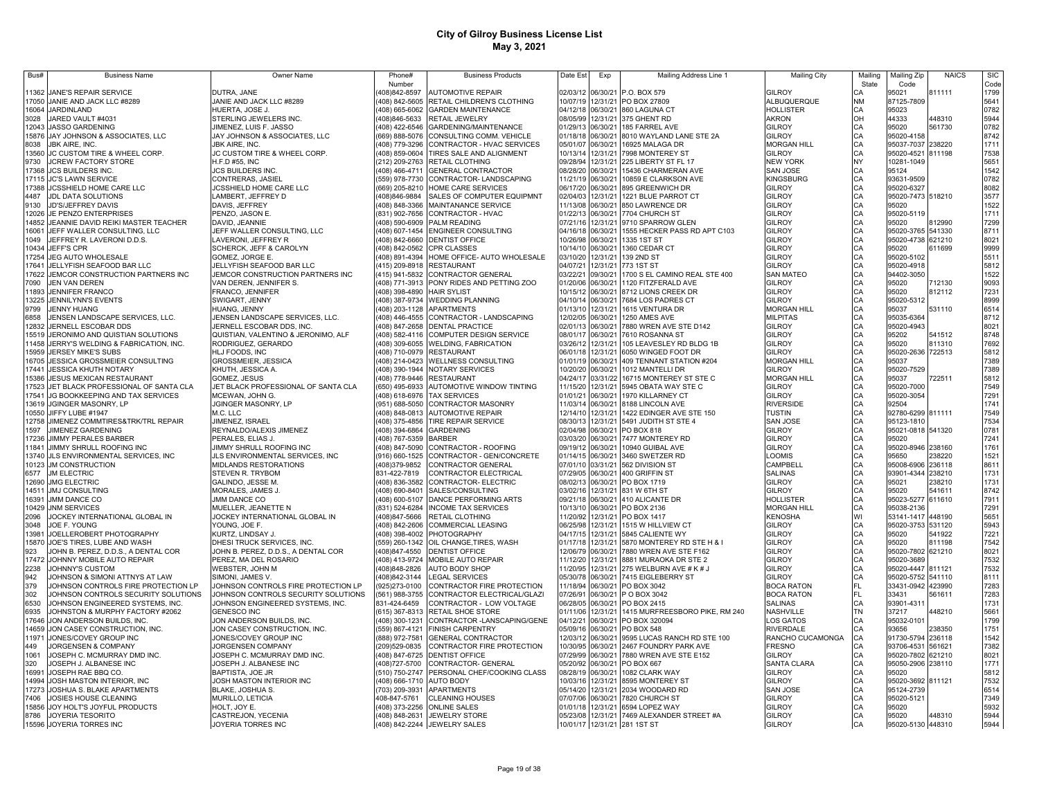# City of Gilroy Business License List

May 3, 2021

| Bus# | Business Name | Owner Name | Phone# Number | Business Products | Date Est | Exp | Mailing Address Line 1 | Mailing City | Mailing State | Mailing Zip Code | NAICS | SIC Code |
|---|---|---|---|---|---|---|---|---|---|---|---|---|
| 11362 | JANE'S REPAIR SERVICE | DUTRA, JANE | (408)842-8597 | AUTOMOTIVE REPAIR | 02/03/12 | 06/30/21 | P.O. BOX 579 | GILROY | CA | 95021 | 811111 | 1799 |
| 17050 | JANIE AND JACK LLC #8289 | JANIE AND JACK LLC #8289 | (408) 842-5605 | RETAIL CHILDREN'S CLOTHING | 10/07/19 | 12/31/21 | PO BOX 27809 | ALBUQUERQUE | NM | 87125-7809 | | 5641 |
| 16064 | JARDINLAND | HUERTA, JOSE J. | (408) 665-6062 | GARDEN MAINTENANCE | 04/12/18 | 06/30/21 | 860 LAGUNA CT | HOLLISTER | CA | 95023 | | 0782 |
| 3028 | JARED VAULT #4031 | STERLING JEWELERS INC. | (408)846-5633 | RETAIL JEWELRY | 08/05/99 | 12/31/21 | 375 GHENT RD | AKRON | OH | 44333 | 448310 | 5944 |
| 12043 | JASSO GARDENING | JIMENEZ, LUIS F. JASSO | (408) 422-6546 | GARDENING/MAINTENANCE | 01/29/13 | 06/30/21 | 185 FARREL AVE | GILROY | CA | 95020 | 561730 | 0782 |
| 15876 | JAY JOHNSON & ASSOCIATES, LLC | JAY JOHNSON & ASSOCIATES, LLC | (669) 888-5076 | CONSULTING COMM. VEHICLE | 01/18/18 | 06/30/21 | 8010 WAYLAND LANE STE 2A | GILROY | CA | 95020-4158 | | 8742 |
| 8038 | JBK AIRE, INC. | JBK AIRE, INC. | (408) 779-3296 | CONTRACTOR - HVAC SERVICES | 05/01/07 | 06/30/21 | 16925 MALAGA DR | MORGAN HILL | CA | 95037-7037 | 238220 | 1711 |
| 13560 | JC CUSTOM TIRE & WHEEL CORP. | JC CUSTOM TIRE & WHEEL CORP. | (408) 859-0604 | TIRES SALE AND ALIGNMENT | 10/13/14 | 12/31/21 | 7998 MONTEREY ST | GILROY | CA | 95020-4521 | 811198 | 7538 |
| 9730 | JCREW FACTORY STORE | H.F.D #55, INC | (212) 209-2763 | RETAIL CLOTHING | 09/28/94 | 12/31/21 | 225 LIBERTY ST FL 17 | NEW YORK | NY | 10281-1049 | | 5651 |
| 17368 | JCS BUILDERS INC. | JCS BUILDERS INC. | (408) 466-4711 | GENERAL CONTRACTOR | 08/28/20 | 06/30/21 | 15436 CHARMERAN AVE | SAN JOSE | CA | 95124 | | 1542 |
| 17115 | JC'S LAWN SERVICE | CONTRERAS, JASIEL | (559) 978-7730 | CONTRACTOR- LANDSCAPING | 11/21/19 | 06/30/21 | 10859 E CLARKSON AVE | KINGSBURG | CA | 93631-9509 | | 0782 |
| 17388 | JCSSHIELD HOME CARE LLC | JCSSHIELD HOME CARE LLC | (669) 205-8210 | HOME CARE SERVICES | 06/17/20 | 06/30/21 | 895 GREENWICH DR | GILROY | CA | 95020-6327 | | 8082 |
| 4487 | JDL DATA SOLUTIONS | LAMBERT, JEFFREY D | (408)846-9884 | SALES OF COMPUTER EQUIPMNT | 02/04/03 | 12/31/21 | 1221 BLUE PARROT CT | GILROY | CA | 95020-7473 | 518210 | 3577 |
| 9130 | JD'S/JEFFREY DAVIS | DAVIS, JEFFREY | (408) 848-3366 | MAINTANANCE SERVICE | 11/13/08 | 06/30/21 | 850 LAWRENCE DR | GILROY | CA | 95020 | | 1522 |
| 12026 | JE PENZO ENTERPRISES | PENZO, JASON E. | (831) 902-7656 | CONTRACTOR - HVAC | 01/22/13 | 06/30/21 | 7704 CHURCH ST | GILROY | CA | 95020-5119 | | 1711 |
| 14852 | JEANNIE DAVID REIKI MASTER TEACHER | DAVID, JEANNIE | (408) 590-6909 | PALM READING | 07/21/16 | 12/31/21 | 9710 SPARROW GLEN | GILROY | CA | 95020 | 812990 | 7299 |
| 16061 | JEFF WALLER CONSULTING, LLC | JEFF WALLER CONSULTING, LLC | (408) 607-1454 | ENGINEER CONSULTING | 04/16/18 | 06/30/21 | 1555 HECKER PASS RD APT C103 | GILROY | CA | 95020-3765 | 541330 | 8711 |
| 1049 | JEFFREY R. LAVERONI D.D.S. | LAVERONI, JEFFREY R | (408) 842-6660 | DENTIST OFFICE | 10/26/98 | 06/30/21 | 1335 1ST ST | GILROY | CA | 95020-4738 | 621210 | 8021 |
| 10434 | JEFF'S CPR | SCHERCK, JEFF & CAROLYN | (408) 842-0562 | CPR CLASSES | 10/14/10 | 06/30/21 | 1360 CEDAR CT | GILROY | CA | 95020 | 611699 | 9999 |
| 17254 | JEG AUTO WHOLESALE | GOMEZ, JORGE E. | (408) 891-4394 | HOME OFFICE- AUTO WHOLESALE | 03/10/20 | 12/31/21 | 139 2ND ST | GILROY | CA | 95020-5102 | | 5511 |
| 17641 | JELLYFISH SEAFOOD BAR LLC | JELLYFISH SEAFOOD BAR LLC | (415) 209-8918 | RESTAURANT | 04/07/21 | 12/31/21 | 773 1ST ST | GILROY | CA | 95020-4918 | | 5812 |
| 17622 | JEMCOR CONSTRUCTION PARTNERS INC | JEMCOR CONSTRUCTION PARTNERS INC | (415) 941-5832 | CONTRACTOR GENERAL | 03/22/21 | 09/30/21 | 1700 S EL CAMINO REAL STE 400 | SAN MATEO | CA | 94402-3050 | | 1522 |
| 7090 | JEN VAN DEREN | VAN DEREN, JENNIFER S. | (408) 771-3913 | PONY RIDES AND PETTING ZOO | 01/20/06 | 06/30/21 | 1120 FITZFERALD AVE | GILROY | CA | 95020 | 712130 | 9093 |
| 11893 | JENNIFER FRANCO | FRANCO, JENNIFER | (408) 398-4890 | HAIR SYLIST | 10/15/12 | 06/30/21 | 8712 LIONS CREEK DR | GILROY | CA | 95020 | 812112 | 7231 |
| 13225 | JENNILYNN'S EVENTS | SWIGART, JENNY | (408) 387-9734 | WEDDING PLANNING | 04/10/14 | 06/30/21 | 7684 LOS PADRES CT | GILROY | CA | 95020-5312 | | 8999 |
| 9799 | JENNY HUANG | HUANG, JENNY | (408) 203-1128 | APARTMENTS | 01/13/10 | 12/31/21 | 1615 VENTURA DR | MORGAN HILL | CA | 95037 | 531110 | 6514 |
| 6858 | JENSEN LANDSCAPE SERVICES, LLC. | JENSEN LANDSCAPE SERVICES, LLC. | (408) 446-4555 | CONTRACTOR - LANDSCAPING | 12/02/05 | 06/30/21 | 1250 AMES AVE | MILPITAS | CA | 95035-6364 | | 8712 |
| 12832 | JERNELL ESCOBAR DDS | JERNELL ESCOBAR DDS, INC. | (408) 847-2658 | DENTAL PRACTICE | 02/01/13 | 06/30/21 | 7880 WREN AVE STE D142 | GILROY | CA | 95020-4943 | | 8021 |
| 15519 | JERONIMO AND QUISTIAN SOLUTIONS | QUISTIAN, VALENTINO & JERONIMO, ALF | (408) 582-4116 | COMPUTER DESIGN SERVICE | 08/01/17 | 06/30/21 | 7610 ROSANNA ST | GILROY | CA | 95202 | 541512 | 8748 |
| 11458 | JERRY'S WELDING & FABRICATION, INC. | RODRIGUEZ, GERARDO | (408) 309-6055 | WELDING, FABRICATION | 03/26/12 | 12/31/21 | 105 LEAVESLEY RD BLDG 1B | GILROY | CA | 95020 | 811310 | 7692 |
| 15959 | JERSEY MIKE'S SUBS | HLJ FOODS, INC | (408) 710-0979 | RESTAURANT | 06/01/18 | 12/31/21 | 6050 WINGED FOOT DR | GILROY | CA | 95020-2636 | 722513 | 5812 |
| 16705 | JESSICA GROSSMEIER CONSULTING | GROSSMEIER, JESSICA | (408) 214-0423 | WELLNESS CONSULTING | 01/01/19 | 06/30/21 | 409 TENNANT STATION #204 | MORGAN HILL | CA | 95037 | | 7389 |
| 17441 | JESSICA KHUTH NOTARY | KHUTH, JESSICA A. | (408) 390-1944 | NOTARY SERVICES | 10/20/20 | 06/30/21 | 1012 MANTELLI DR | GILROY | CA | 95020-7529 | | 7389 |
| 15386 | JESUS MEXICAN RESTAURANT | GOMEZ, JESUS | (408) 778-9446 | RESTAURANT | 04/24/17 | 03/31/22 | 16715 MONTEREY ST STE C | MORGAN HILL | CA | 95037 | 722511 | 5812 |
| 17523 | JET BLACK PROFESSIONAL OF SANTA CLA | JET BLACK PROFESSIONAL OF SANTA CLA | (650) 495-6933 | AUTOMOTIVE WINDOW TINTING | 11/15/20 | 12/31/21 | 5945 OBATA WAY STE C | GILROY | CA | 95020-7000 | | 7549 |
| 17541 | JG BOOKKEEPING AND TAX SERVICES | MCEWAN, JOHN G. | (408) 618-6976 | TAX SERVICES | 01/01/21 | 06/30/21 | 1970 KILLARNEY CT | GILROY | CA | 95020-3054 | | 7291 |
| 13619 | JGINGER MASONRY, LP | JGINGER MASONRY, LP | (951) 688-5050 | CONTRACTOR MASONRY | 11/03/14 | 06/30/21 | 8188 LINCOLN AVE | RIVERSIDE | CA | 92504 | | 1741 |
| 10550 | JIFFY LUBE #1947 | M.C. LLC | (408) 848-0813 | AUTOMOTIVE REPAIR | 12/14/10 | 12/31/21 | 1422 EDINGER AVE STE 150 | TUSTIN | CA | 92780-6299 | 811111 | 7549 |
| 12758 | JIMENEZ COMMTIRES&TRK/TRL REPAIR | JIMENEZ, ISRAEL | (408) 375-4856 | TIRE REPAIR SERVICE | 08/30/13 | 12/31/21 | 5491 JUDITH ST STE 4 | SAN JOSE | CA | 95123-1810 | | 7534 |
| 1597 | JIMENEZ GARDENING | REYNALDO/ALEXIS JIMENEZ | (408) 394-6864 | GARDENING | 02/04/98 | 06/30/21 | PO BOX 818 | GILROY | CA | 95021-0818 | 541320 | 0781 |
| 17236 | JIMMY PERALES BARBER | PERALES, ELIAS J. | (408) 767-5359 | BARBER | 03/03/20 | 06/30/21 | 7477 MONTEREY RD | GILROY | CA | 95020 | | 7241 |
| 11841 | JIMMY SHRULL ROOFING INC | JIMMY SHRULL ROOFING INC | (408) 847-5090 | CONTRACTOR - ROOFING | 09/19/12 | 06/30/21 | 10940 GUIBAL AVE | GILROY | CA | 95020-8946 | 238160 | 1761 |
| 13740 | JLS ENVIRONMENTAL SERVICES, INC | JLS ENVIRONMENTAL SERVICES, INC | (916) 660-1525 | CONTRACTOR - GEN/CONCRETE | 01/14/15 | 06/30/21 | 3460 SWETZER RD | LOOMIS | CA | 95650 | 238220 | 1521 |
| 10123 | JM CONSTRUCTION | MIDLANDS RESTORATIONS | (408)379-9852 | CONTRACTOR GENERAL | 07/01/10 | 03/31/21 | 562 DIVISION ST | CAMPBELL | CA | 95008-6906 | 236118 | 8611 |
| 6577 | JM ELECTRIC | STEVEN R. TRYBOM | 831-422-7819 | CONTRACTOR ELECTRICAL | 07/29/05 | 06/30/21 | 400 GRIFFIN ST | SALINAS | CA | 93901-4344 | 238210 | 1731 |
| 12690 | JMG ELECTRIC | GALINDO, JESSE M. | (408) 836-3582 | CONTRACTOR- ELECTRIC | 08/02/13 | 06/30/21 | PO BOX 1719 | GILROY | CA | 95021 | 238210 | 1731 |
| 14511 | JMJ CONSULTING | MORALES, JAMES J. | (408) 690-8401 | SALES/CONSULTING | 03/02/16 | 12/31/21 | 831 W 6TH ST | GILROY | CA | 95020 | 541611 | 8742 |
| 16391 | JMM DANCE CO | JMM DANCE CO | (408) 600-5107 | DANCE PERFORMING ARTS | 09/21/18 | 06/30/21 | 410 ALICANTE DR | HOLLISTER | CA | 95023-5277 | 611610 | 7911 |
| 10429 | JNM SERVICES | MUELLER, JEANETTE N | (831) 524-6284 | INCOME TAX SERVICES | 10/13/10 | 06/30/21 | PO BOX 2136 | MORGAN HILL | CA | 95038-2136 | | 7291 |
| 2096 | JOCKEY INTERNATIONAL GLOBAL IN | JOCKEY INTERNATIONAL GLOBAL IN | (408)847-5666 | RETAIL CLOTHING | 11/20/92 | 12/31/21 | PO BOX 1417 | KENOSHA | WI | 53141-1417 | 448190 | 5651 |
| 3048 | JOE F. YOUNG | YOUNG, JOE F. | (408) 842-2606 | COMMERCIAL LEASING | 06/25/98 | 12/31/21 | 1515 W HILLVIEW CT | GILROY | CA | 95020-3753 | 531120 | 5943 |
| 13981 | JOELLEROBERT PHOTOGRAPHY | KURTZ, LINDSAY J. | (408) 398-4002 | PHOTOGRAPHY | 04/17/15 | 12/31/21 | 5845 CALIENTE WY | GILROY | CA | 95020 | 541922 | 7221 |
| 15870 | JOE'S TIRES, LUBE AND WASH | DHESI TRUCK SERVICES, INC. | (559) 260-1342 | OIL CHANGE,TIRES, WASH | 01/17/18 | 12/31/21 | 5870 MONTEREY RD STE H & I | GILROY | CA | 95020 | 811198 | 7542 |
| 923 | JOHN B. PEREZ, D.D.S., A DENTAL COR | JOHN B. PEREZ, D.D.S., A DENTAL COR | (408)847-4550 | DENTIST OFFICE | 12/06/79 | 06/30/21 | 7880 WREN AVE STE F162 | GILROY | CA | 95020-7802 | 621210 | 8021 |
| 17472 | JOHNNY MOBILE AUTO REPAIR | PEREZ, MA DEL ROSARIO | (408) 413-9724 | MOBILE AUTO REPAIR | 11/12/20 | 12/31/21 | 8881 MURAOKA DR STE 2 | GILROY | CA | 95020-3689 | | 7532 |
| 2238 | JOHNNY'S CUSTOM | WEBSTER, JOHN M | (408)848-2826 | AUTO BODY SHOP | 11/20/95 | 12/31/21 | 275 WELBURN AVE # K # J | GILROY | CA | 95020-4447 | 811121 | 7532 |
| 942 | JOHNSON & SIMONI ATTNYS AT LAW | SIMONI, JAMES V. | (408)842-3144 | LEGAL SERVICES | 05/30/78 | 06/30/21 | 7415 EIGLEBERRY ST | GILROY | CA | 95020-5752 | 541110 | 8111 |
| 379 | JOHNSON CONTROLS FIRE PROTECTION LP | JOHNSON CONTROLS FIRE PROTECTION LP | (925)273-0100 | CONTRACTOR FIRE PROTECTION | 11/18/94 | 06/30/21 | PO BOX 3042 | BOCA RATON | FL | 33431-0942 | 423990 | 7283 |
| 302 | JOHNSON CONTROLS SECURITY SOLUTIONS | JOHNSON CONTROLS SECURITY SOLUTIONS | (561) 988-3755 | CONTRACTOR ELECTRICAL/GLAZI | 07/26/91 | 06/30/21 | P O BOX 3042 | BOCA RATON | FL | 33431 | 561611 | 7283 |
| 6530 | JOHNSON ENGINEERED SYSTEMS, INC. | JOHNSON ENGINEERED SYSTEMS, INC. | 831-424-6459 | CONTRACTOR - LOW VOLTAGE | 06/28/05 | 06/30/21 | PO BOX 2415 | SALINAS | CA | 93901-4311 | | 1731 |
| 6935 | JOHNSTON & MURPHY FACTORY #2062 | GENESCO INC | (615) 367-8313 | RETAIL SHOE STORE | 01/11/06 | 12/31/21 | 1415 MURFREESBORO PIKE, RM 240 | NASHVILLE | TN | 37217 | 448210 | 5661 |
| 17646 | JON ANDERSON BUILDS, INC. | JON ANDERSON BUILDS, INC. | (408) 300-1231 | CONTRACTOR -LANSCAPING/GENE | 04/12/21 | 06/30/21 | PO BOX 320094 | LOS GATOS | CA | 95032-0101 | | 1799 |
| 14659 | JON CASEY CONSTRUCTION, INC. | JON CASEY CONSTRUCTION, INC. | (559) 867-4121 | FINISH CARPENTRY | 05/09/16 | 06/30/21 | PO BOX 548 | RIVERDALE | CA | 93656 | 238350 | 1751 |
| 11971 | JONES/COVEY GROUP INC | JONES/COVEY GROUP INC | (888) 972-7581 | GENERAL CONTRACTOR | 12/03/12 | 06/30/21 | 9595 LUCAS RANCH RD STE 100 | RANCHO CUCAMONGA | CA | 91730-5794 | 236118 | 1542 |
| 449 | JORGENSEN & COMPANY | JORGENSEN COMPANY | (209)529-0835 | CONTRACTOR FIRE PROTECTION | 10/30/95 | 06/30/21 | 2467 FOUNDRY PARK AVE | FRESNO | CA | 93706-4531 | 561621 | 7382 |
| 1061 | JOSEPH C. MCMURRAY DMD INC. | JOSEPH C. MCMURRAY DMD INC. | (408) 847-6725 | DENTIST OFFICE | 07/29/99 | 06/30/21 | 7880 WREN AVE STE E152 | GILROY | CA | 95020-7802 | 621210 | 8021 |
| 320 | JOSEPH J. ALBANESE INC | JOSEPH J. ALBANESE INC | (408)727-5700 | CONTRACTOR- GENERAL | 05/20/92 | 06/30/21 | PO BOX 667 | SANTA CLARA | CA | 95050-2906 | 238110 | 1771 |
| 16991 | JOSEPH RAE BBQ CO. | BAPTISTA, JOE JR | (510) 750-2747 | PERSONAL CHEF/COOKING CLASS | 08/28/19 | 06/30/21 | 1082 CLARK WAY | GILROY | CA | 95020 | | 5812 |
| 14994 | JOSH MASTON INTERIOR, INC | JOSH MASTON INTERIOR INC | (408) 666-1710 | AUTO BODY | 10/03/16 | 12/31/21 | 8595 MONTEREY ST | GILROY | CA | 95020-3692 | 811121 | 7532 |
| 17273 | JOSHUA S. BLAKE APARTMENTS | BLAKE, JOSHUA S. | (703) 209-3931 | APARTMENTS | 05/14/20 | 12/31/21 | 2034 WOODARD RD | SAN JOSE | CA | 95124-2739 | | 6514 |
| 7406 | JOSIES HOUSE CLEANING | MURILLO, LETICIA | 408-847-5761 | CLEANING HOUSES | 07/07/06 | 06/30/21 | 7820 CHURCH ST | GILROY | CA | 95020-5121 | | 7349 |
| 15856 | JOY HOLT'S JOYFUL PRODUCTS | HOLT, JOY E. | (408) 373-2256 | ONLINE SALES | 01/01/18 | 12/31/21 | 6594 LOPEZ WAY | GILROY | CA | 95020 | | 5932 |
| 8786 | JOYERIA TESORITO | CASTREJON, YECENIA | (408) 848-2631 | JEWELRY STORE | 05/23/08 | 12/31/21 | 7469 ALEXANDER STREET #A | GILROY | CA | 95020 | 448310 | 5944 |
| 15596 | JOYERIA TORRES INC | JOYERIA TORRES INC | (408) 842-2244 | JEWELRY SALES | 10/01/17 | 12/31/21 | 281 1ST ST | GILROY | CA | 95020-5130 | 448310 | 5944 |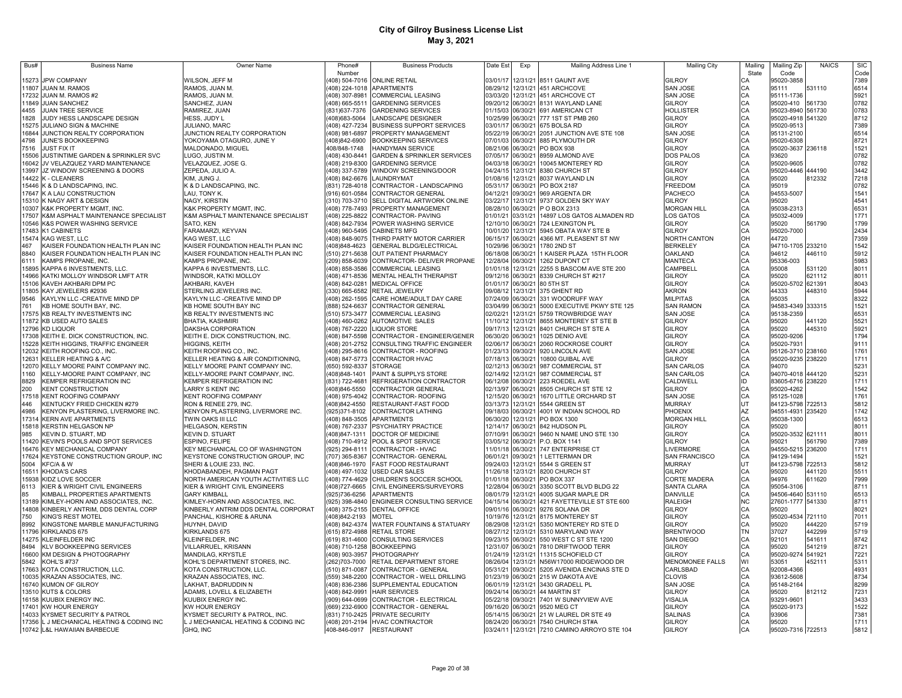# City of Gilroy Business License List

May 3, 2021

| Bus# | Business Name | Owner Name | Phone# Number | Business Products | Date Est | Exp | Mailing Address Line 1 | Mailing City | Mailing State | Mailing Zip Code | NAICS | SIC Code |
|---|---|---|---|---|---|---|---|---|---|---|---|---|
| 15273 | JPW COMPANY | WILSON, JEFF M | (408) 504-7016 | ONLINE RETAIL | 03/01/17 | 12/31/21 | 8511 GAUNT AVE | GILROY | CA | 95020-3858 | | 7389 |
| 11807 | JUAN M. RAMOS | RAMOS, JUAN M. | (408) 224-1018 | APARTMENTS | 08/29/12 | 12/31/21 | 451 ARCHCOVE | SAN JOSE | CA | 95111 | 531110 | 6514 |
| 17232 | JUAN M. RAMOS #2 | RAMOS, JUAN M. | (408) 307-8981 | COMMERCIAL LEASING | 03/03/20 | 12/31/21 | 451 ARCHCOVE CT | SAN JOSE | CA | 95111-1736 | | 5921 |
| 11849 | JUAN SANCHEZ | SANCHEZ, JUAN | (408) 665-5511 | GARDENING SERVICES | 09/20/12 | 06/30/21 | 8131 WAYLAND LANE | GILROY | CA | 95020-410 | 561730 | 0782 |
| 4455 | JUAN TREE SERVICE | RAMIREZ, JUAN | (831)637-7376 | GARDENING SERVICES | 01/15/03 | 06/30/21 | 691 AMERICAN CT | HOLLISTER | CA | 95023-8940 | 561730 | 0783 |
| 1828 | JUDY HESS LANDSCAPE DESIGN | HESS, JUDY L | (408)683-5064 | LANDSCAPE DESIGNER | 10/25/99 | 06/30/21 | 777 1ST ST PMB 260 | GILROY | CA | 95020-4918 | 541320 | 8712 |
| 15275 | JULIANO SIGN & MACHINE | JULIANO, MARC | (408) 427-7234 | BUSINESS SUPPORT SERVICES | 03/01/17 | 06/30/21 | 675 BOLSA RD | GILROY | CA | 95020-9513 | | 7389 |
| 16844 | JUNCTION REALTY CORPORATION | JUNCTION REALTY CORPORATION | (408) 981-6897 | PROPERTY MANAGEMENT | 05/22/19 | 06/30/21 | 2051 JUNCTION AVE STE 108 | SAN JOSE | CA | 95131-2100 | | 6514 |
| 4798 | JUNE'S BOOKKEEPING | YOKOYAMA OTAGURO, JUNE Y | (408)842-6900 | BOOKKEEPING SERVICES | 07/01/03 | 06/30/21 | 885 PLYMOUTH DR | GILROY | CA | 95020-6308 | | 8721 |
| 7516 | JUST FIX IT | MALDONADO, MIGUEL | 408/848-1748 | HANDYMAN SERVICE | 08/21/06 | 06/30/21 | PO BOX 938 | GILROY | CA | 95020-3637 | 236118 | 1521 |
| 15506 | JUSTINTIME GARDEN & SPRINKLER SVC | LUGO, JUSTIN M. | (408) 430-8441 | GARDEN & SPRINKLER SERVICES | 07/05/17 | 06/30/21 | 8959 ALMOND AVE | DOS PALOS | CA | 93620 | | 0782 |
| 16042 | JV VELAZQUEZ YARD MAINTENANCE | VELAZQUEZ, JOSE G. | (408) 219-8300 | GARDENING SERVICE | 04/03/18 | 06/30/21 | 10045 MONTEREY RD | GILROY | CA | 95020-9605 | | 0782 |
| 13997 | JZ WINDOW SCREENING & DOORS | ZEPEDA, JULIO A. | (408) 337-5789 | WINDOW SCREENING/DOOR | 04/24/15 | 12/31/21 | 8380 CHURCH ST | GILROY | CA | 95020-4446 | 444190 | 3442 |
| 14422 | K - CLEANERS | KIM, JUNG J. | (408) 842-6676 | LAUNDRYMAT | 01/08/16 | 12/31/21 | 8037 WAYLAND LN | GILROY | CA | 95020 | 812332 | 7218 |
| 15446 | K & D LANDSCAPING, INC. | K & D LANDSCAPING, INC. | (831) 728-4018 | CONTRACTOR - LANDSCAPING | 05/31/17 | 06/30/21 | PO BOX 2187 | FREEDOM | CA | 95019 | | 0782 |
| 17647 | K A LAU CONSTRUCTION | LAU, TONY K. | (916) 601-0584 | CONTRACTOR GENERAL | 04/12/21 | 09/30/21 | 969 ARGENTA DR | PACHECO | CA | 94553-5007 | | 1541 |
| 15310 | K NAGY ART & DESIGN | NAGY, KIRSTIN | (310) 703-3710 | SELL DIGITAL ARTWORK ONLINE | 03/22/17 | 12/31/21 | 9737 GOLDEN SKY WAY | GILROY | CA | 95020 | | 4541 |
| 10307 | K&K PROPERTY MGMT, INC. | K&K PROPERTY MGMT, INC. | (408) 778-7493 | PROPERTY MANAGEMENT | 08/28/10 | 06/30/21 | P O BOX 2313 | MORGAN HILL | CA | 95038-2313 | | 6531 |
| 17507 | K&M ASPHALT MAINTENANCE SPECIALIST | K&M ASPHALT MAINTENANCE SPECIALIST | (408) 225-8822 | CONTRACTOR- PAVING | 01/01/21 | 03/31/21 | 14897 LOS GATOS ALMADEN RD | LOS GATOS | CA | 95032-4009 | | 1771 |
| 10546 | K&S POWER WASHING SERVICE | SATO, KEN | (408) 842-7934 | POWER WASHING SERVICE | 12/10/10 | 06/30/21 | 724 LEXINGTON PL | GILROY | CA | 95020 | 561790 | 1799 |
| 17483 | K1 CABINETS | FARAMARZI, KEYVAN | (408) 960-5495 | CABINETS MFG | 10/01/20 | 12/31/21 | 5945 OBATA WAY STE B | GILROY | CA | 95020-7000 | | 2434 |
| 15474 | KAG WEST, LLC | KAG WEST, LLC | (408) 848-9075 | THIRD PARTY MOTOR CARRIER | 06/15/17 | 06/30/21 | 4366 MT. PLEASENT ST NW | NORTH CANTON | OH | 44720 | | 7359 |
| 467 | KAISER FOUNDATION HEALTH PLAN INC | KAISER FOUNDATION HEALTH PLAN INC | (408)848-4623 | GENERAL BLDG/ELECTRICAL | 10/29/96 | 06/30/21 | 1780 2ND ST | BERKELEY | CA | 94710-1705 | 233210 | 1542 |
| 8840 | KAISER FOUNDATION HEALTH PLAN INC | KAISER FOUNDATION HEALTH PLAN INC | (510) 271-5638 | OUT PATIENT PHARMACY | 06/18/08 | 06/30/21 | 1 KAISER PLAZA 15TH FLOOR | OAKLAND | CA | 94612 | 446110 | 5912 |
| 6111 | KAMPS PROPANE, INC. | KAMPS PROPANE, INC. | (209) 858-6039 | CONTRACTOR- DELIVER PROPANE | 12/28/04 | 06/30/21 | 1262 DUPONT CT | MANTECA | CA | 95336-003 | | 5983 |
| 15895 | KAPPA 6 INVESTMENTS, LLC. | KAPPA 6 INVESTMENTS, LLC. | (408) 858-3586 | COMMERCIAL LEASING | 01/01/18 | 12/31/21 | 2255 S BASCOM AVE STE 200 | CAMPBELL | CA | 95008 | 531120 | 8011 |
| 14966 | KATKI MOLLOY WINDSOR LMFT ATR | WINDSOR, KATKI MOLLOY | (408) 471-8536 | MENTAL HEALTH THERAPIST | 09/12/16 | 06/30/21 | 8339 CHURCH ST #217 | GILROY | CA | 95020 | 621112 | 8011 |
| 15106 | KAVEH AKHBARI DPM PC | AKHBARI, KAVEH | (408) 842-0281 | MEDICAL OFFICE | 01/01/17 | 06/30/21 | 80 5TH ST | GILROY | CA | 95020-5702 | 621391 | 8043 |
| 11805 | KAY JEWELERS #2936 | STERLING JEWELERS INC. | (330) 665-6582 | RETAIL JEWELRY | 09/08/12 | 12/31/21 | 375 GHENT RD | AKRON | OK | 44333 | 448310 | 5944 |
| 9546 | KAYLYN LLC -CREATIVE MIND DP | KAYLYN LLC -CREATIVE MIND DP | (408) 262-1595 | CARE HOME/ADULT DAY CARE | 07/24/09 | 06/30/21 | 331 WOODRUFF WAY | MILPITAS | CA | 95035 | | 8322 |
| 761 | KB HOME SOUTH BAY, INC. | KB HOME SOUTH BAY INC | (888) 524-6637 | CONTRACTOR GENERAL | 03/04/99 | 06/30/21 | 5000 EXECUTIVE PKWY STE 125 | SAN RAMON | CA | 94583-4349 | 333315 | 1521 |
| 17575 | KB REALTY INVESTMENTS INC | KB REALTY INVESTMENTS INC | (510) 573-3477 | COMMERCIAL LEASING | 02/02/21 | 12/31/21 | 5759 TROWBRIDGE WAY | SAN JOSE | CA | 95138-2359 | | 6531 |
| 11872 | KB USED AUTO SALES | BHATIA, KASHMIRI | (408) 460-0262 | AUTOMOTIVE SALES | 11/10/12 | 12/31/21 | 8655 MONTEREY ST STE B | GILROY | CA | 95020 | 441120 | 5521 |
| 12796 | KD LIQUOR | DAKSHA CORPORATION | (408) 767-2220 | LIQUOR STORE | 09/17/13 | 12/31/21 | 8401 CHURCH ST STE A | GILROY | CA | 95020 | 445310 | 5921 |
| 17308 | KEITH E. DICK CONSTRUCTION, INC. | KEITH E. DICK CONSTRUCTION, INC. | (408) 847-5598 | CONTRACTOR - ENGINEER/GENER | 06/30/20 | 06/30/21 | 1025 DENIO AVE | GILROY | CA | 95020-9206 | | 1794 |
| 15228 | KEITH HIGGINS, TRAFFIC ENGINEER | HIGGINS, KEITH | (408) 201-2752 | CONSULTING TRAFFIC ENGINEER | 02/06/17 | 06/30/21 | 2060 ROCKROSE COURT | GILROY | CA | 95020-7931 | | 9111 |
| 12032 | KEITH ROOFING CO., INC. | KEITH ROOFING CO., INC. | (408) 295-8616 | CONTRACTOR - ROOFING | 01/23/13 | 09/30/21 | 920 LINCOLN AVE | SAN JOSE | CA | 95126-3710 | 238160 | 1761 |
| 12631 | KELLER HEATING & A/C | KELLER HEATING & AIR CONDITIONING, | (408) 847-5773 | CONTRACTOR HVAC | 07/18/13 | 06/30/21 | 10800 GUIBAL AVE | GILROY | CA | 95020-9235 | 238220 | 1711 |
| 12070 | KELLY MOORE PAINT COMPANY INC. | KELLY MOORE PAINT COMPANY INC. | (650) 592-8337 | STORAGE | 02/12/13 | 06/30/21 | 987 COMMERCIAL ST | SAN CARLOS | CA | 94070 | | 5231 |
| 1160 | KELLY-MOORE PAINT COMPANY, INC | KELLY-MOORE PAINT COMPANY, INC. | (408)848-1401 | PAINT & SUPPLYS STORE | 02/14/92 | 12/31/21 | 987 COMMERCIAL ST | SAN CARLOS | CA | 94070-4018 | 444120 | 5231 |
| 8829 | KEMPER REFRIGERATION INC | KEMPER REFRIGERATION INC | (831) 722-4681 | REFRIGERATION CONTRACTOR | 06/12/08 | 06/30/21 | 223 ROEDEL AVE | CALDWELL | ID | 83605-6716 | 238220 | 1711 |
| 200 | KENT CONSTRUCTION | LARRY S KENT INC | (408)846-5550 | CONTRACTOR GENERAL | 02/13/97 | 06/30/21 | 8505 CHURCH ST STE 12 | GILROY | CA | 95020-4262 | | 1542 |
| 17518 | KENT ROOFING COMPANY | KENT ROOFING COMPANY | (408) 975-4042 | CONTRACTOR- ROOFING | 12/15/20 | 06/30/21 | 1670 LITTLE ORCHARD ST | SAN JOSE | CA | 95125-1028 | | 1761 |
| 446 | KENTUCKY FRIED CHICKEN #279 | RON & RENEE 279, INC. | (408)842-4550 | RESTAURANT-FAST FOOD | 03/13/73 | 12/31/21 | 5544 GREEN ST | MURRAY | UT | 84123-5798 | 722513 | 5812 |
| 4986 | KENYON PLASTERING, LIVERMORE INC. | KENYON PLASTERING, LIVERMORE INC. | (925)371-8102 | CONTRACTOR LATHING | 09/18/03 | 06/30/21 | 4001 W INDIAN SCHOOL RD | PHOENIX | AZ | 94551-4931 | 235420 | 1742 |
| 17314 | KERN AVE APARTMENTS | TWIN OAKS III LLC | (408) 848-3505 | APARTMENTS | 06/30/20 | 12/31/21 | PO BOX 1300 | MORGAN HILL | CA | 95038-1300 | | 6513 |
| 15818 | KERSTIN HELGASON NP | HELGASON, KERSTIN | (408) 767-2337 | PSYCHIATRY PRACTICE | 12/14/17 | 06/30/21 | 842 HUDSON PL | GILROY | CA | 95020 | | 8011 |
| 985 | KEVIN D. STUART, MD | KEVIN D. STUART | (408)847-1311 | DOCTOR OF MEDICINE | 07/10/91 | 06/30/21 | 9460 N NAME UNO STE 130 | GILROY | CA | 95020-3532 | 621111 | 8011 |
| 11420 | KEVIN'S POOLS AND SPOT SERVICES | ESPINO, FELIPE | (408) 710-4912 | POOL & SPOT SERVICE | 03/05/12 | 06/30/21 | P.O. BOX 1141 | GILROY | CA | 95021 | 561790 | 7389 |
| 16476 | KEY MECHANICAL COMPANY | KEY MECHANICAL CO OF WASHINGTON | (925) 294-8111 | CONTRACTOR - HVAC | 11/01/18 | 06/30/21 | 747 ENTERPRISE CT | LIVERMORE | CA | 94550-5215 | 236200 | 1711 |
| 17624 | KEYSTONE CONSTRUCTION GROUP, INC | KEYSTONE CONSTRUCTION GROUP, INC | (707) 365-8367 | CONTRACTOR- GENERAL | 06/01/21 | 09/30/21 | 1 LETTERMAN DR | SAN FRANCISCO | CA | 94129-1494 | | 1521 |
| 5004 | KFC/A & W | SHERI & LOUIE 233, INC. | (408)846-1970 | FAST FOOD RESTAURANT | 09/24/03 | 12/31/21 | 5544 S GREEN ST | MURRAY | UT | 84123-5798 | 722513 | 5812 |
| 16511 | KHODA'S CARS | KHODABANDEH, PAGMAN PAGT | (408) 497-1032 | USED CAR SALES | 11/26/18 | 12/31/21 | 8200 CHURCH ST | GILROY | CA | 95020 | 441120 | 5511 |
| 15938 | KIDZ LOVE SOCCER | NORTH AMERICAN YOUTH ACTIVITIES LLC | (408) 774-4629 | CHILDREN'S SOCCER SCHOOL | 01/01/18 | 06/30/21 | PO BOX 337 | CORTE MADERA | CA | 94976 | 611620 | 7999 |
| 6113 | KIER & WRIGHT CIVIL ENGINEERS | KIER & WRIGHT CIVIL ENGINEERS | (408)727-6665 | CIVIL ENGINEERS/SURVEYORS | 12/28/04 | 06/30/21 | 3350 SCOTT BLVD BLDG 22 | SANTA CLARA | CA | 95054-3106 | | 8711 |
| 85 | KIMBALL PROPERTIES APARTMENTS | GARY KIMBALL | (925)736-6256 | APARTMENTS | 08/01/79 | 12/31/21 | 4005 SUGAR MAPLE DR | DANVILLE | CA | 94506-4640 | 531110 | 6513 |
| 13189 | KIMLEY-HORN AND ASSOCIATES, INC. | KIMLEY-HORN AND ASSOCIATES, INC. | (925) 398-4840 | ENGINEER CONSULTING SERVICE | 04/15/14 | 06/30/21 | 421 FAYETTEVILLE ST STE 600 | RALEIGH | NC | 27601-1777 | 541330 | 8711 |
| 14808 | KINBERLY ANTRIM, DDS DENTAL CORP | KINBERLY ANTRIM DDS DENTAL CORPORAT | (408) 375-2155 | DENTAL OFFICE | 09/01/16 | 06/30/21 | 9276 SOLANA DR | GILROY | CA | 95020 | | 8021 |
| 750 | KING'S REST MOTEL | PANCHAL, KISHORE & ARUNA | (408)842-2193 | MOTEL | 10/19/76 | 12/31/21 | 8175 MONTEREY ST | GILROY | CA | 95020-4534 | 721110 | 7011 |
| 8992 | KINGSTONE MARBLE MANUFACTURING | HUYNH, DAVID | (408) 842-4374 | WATER FOUNTAINS & STATUARY | 08/29/08 | 12/31/21 | 5350 MONTEREY RD STE D | GILROY | CA | 95020 | 444220 | 5719 |
| 11796 | KIRKLANDS 675 | KIRKLANDS 675 | (615) 872-4988 | RETAIL STORE | 08/27/12 | 12/31/21 | 5310 MARYLAND WAY | BRENTWOOD | TN | 37027 | 442299 | 5719 |
| 14275 | KLEINFELDER INC | KLEINFELDER, INC | (619) 831-4600 | CONSULTING SERVICES | 09/23/15 | 06/30/21 | 550 WEST C ST STE 1200 | SAN DIEGO | CA | 92101 | 541611 | 8742 |
| 8494 | KLV BOOKKEEPING SERVICES | VILLARRUEL, KRISANN | (408) 710-1258 | BOOKKEEPING | 12/31/07 | 06/30/21 | 7810 DRIFTWOOD TERR | GILROY | CA | 95020 | 541219 | 8721 |
| 16600 | KM DESIGN & PHOTOGRAPHY | MANDILAG, KRYSTLE | (408) 903-3957 | PHOTOGRAPHY | 01/24/19 | 12/31/21 | 11315 SCHOFIELD CT | GILROY | CA | 95020-9274 | 541921 | 7221 |
| 5842 | KOHL'S #737 | KOHL'S DEPARTMENT STORES, INC. | (262)703-7000 | RETAIL DEPARTMENT STORE | 08/26/04 | 12/31/21 | N56W17000 RIDGEWOOD DR | MENOMONEE FALLS | WI | 53051 | 452111 | 5311 |
| 17663 | KOTA CONSTRUCTION, LLC. | KOTA CONSTRUCTION, LLC. | (510) 871-0087 | CONTRACTOR - GENERAL | 05/31/21 | 09/30/21 | 5205 AVENIDA ENCINAS STE D | CARLSBAD | CA | 92008-4366 | | 4931 |
| 10035 | KRAZAN ASSOCIATES, INC. | KRAZAN ASSOCIATES, INC. | (559) 348-2200 | CONTRACTOR - WELL DRILLING | 01/23/19 | 06/30/21 | 215 W DAKOTA AVE | CLOVIS | CA | 93612-5608 | | 8734 |
| 16740 | KUMON OF GILROY | LAKHAT, BADRUDDIN N | (408) 836-2386 | SUPPLEMENTAL EDUCATION | 06/01/19 | 12/31/21 | 3430 GRADELL PL | SAN JOSE | CA | 95148-2164 | | 8299 |
| 13510 | KUTS & COLORS | ADAMS, LOVELL & ELIZABETH | (408) 842-9991 | HAIR SERVICES | 09/24/14 | 06/30/21 | 44 MARTIN ST | GILROY | CA | 95020 | 812112 | 7231 |
| 16158 | KUUBIX ENERGY INC. | KUUBIX ENERGY INC. | (909) 644-0699 | CONTRACTOR - ELECTRICAL | 05/22/18 | 09/30/21 | 7401 W SUNNYVIEW AVE | VISALIA | CA | 93291-9601 | | 3433 |
| 17401 | KW HOUR ENERGY | KW HOUR ENERGY | (669) 232-6900 | CONTRACTOR - GENERAL | 09/16/20 | 06/30/21 | 9520 MEG CT | GILROY | CA | 95020-9173 | | 1522 |
| 14033 | KYSMET SECURITY & PATROL | KYSMET SECURITY & PATROL, INC. | (831) 710-2425 | PRIVATE SECURITY | 05/14/15 | 06/30/21 | 21 W LAUREL DR STE 49 | SALINAS | CA | 93906 | | 7381 |
| 17356 | L J MECHANICAL HEATING & CODING INC | L J MECHANICAL HEATING & CODING INC | (408) 201-2194 | HVAC CONTRACTOR | 08/24/20 | 06/30/21 | 7540 CHURCH ST#A | GILROY | CA | 95020 | | 1711 |
| 10742 | L&L HAWAIIAN BARBECUE | GHQ, INC | 408-846-0917 | RESTAURANT | 03/24/11 | 12/31/21 | 7210 CAMINO ARROYO STE 104 | GILROY | CA | 95020-7316 | 722513 | 5812 |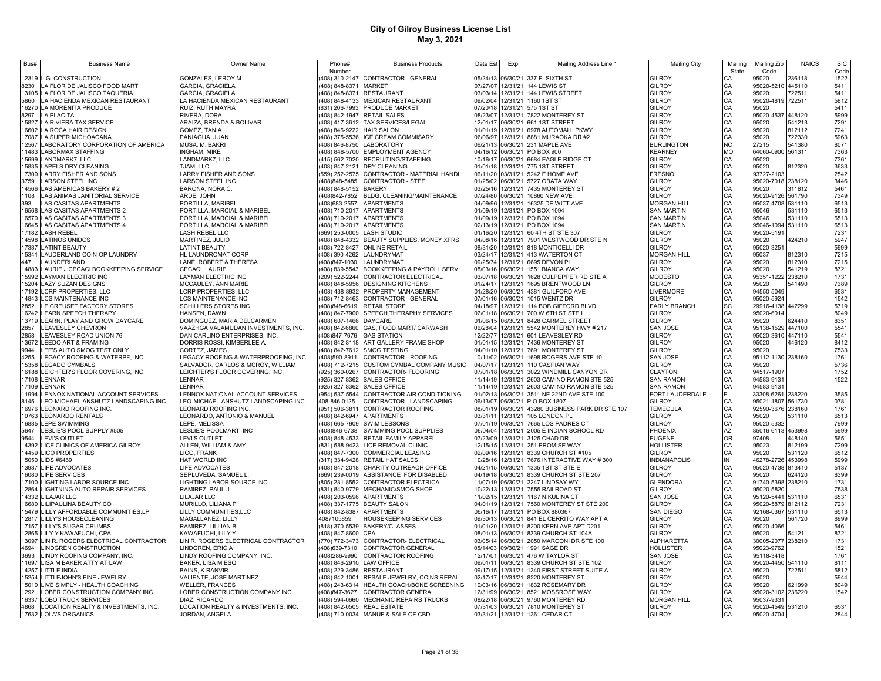# City of Gilroy Business License List
## May 3, 2021

| Bus# | Business Name | Owner Name | Phone# Number | Business Products | Date Est | Exp | Mailing Address Line 1 | Mailing City | Mailing State | Mailing Zip Code | NAICS | SIC Code |
|---|---|---|---|---|---|---|---|---|---|---|---|---|
| 12319 | L.G. CONSTRUCTION | GONZALES, LEROY M. | (408) 310-2147 | CONTRACTOR - GENERAL | 05/24/13 | 06/30/21 | 337 E. SIXTH ST. | GILROY | CA | 95020 | 236118 | 1522 |
| 8230 | LA FLOR DE JALISCO FOOD MART | GARCIA, GRACIELA | (408) 848-8371 | MARKET | 07/27/07 | 12/31/21 | 144 LEWIS ST | GILROY | CA | 95020-5210 | 445110 | 5411 |
| 13105 | LA FLOR DE JALISCO TAQUERIA | GARCIA, GRACIELA | (408) 848-8371 | RESTAURANT | 03/03/14 | 12/31/21 | 144 LEWIS STREET | GILROY | CA | 95020 | 722511 | 5411 |
| 5860 | LA HACIENDA MEXICAN RESTAURANT | LA HACIENDA MEXICAN RESTAURANT | (408) 848-4133 | MEXICAN RESTAURANT | 09/02/04 | 12/31/21 | 1160 1ST ST | GILROY | CA | 95020-4819 | 722511 | 5812 |
| 16270 | LA MORENITA PRODUCE | RUIZ, RUTH MAYRA | (831) 206-7993 | PRODUCE MARKET | 07/20/18 | 12/31/21 | 575 1ST ST | GILROY | CA | 95020 | | 5411 |
| 8297 | LA PLACITA | RIVERA, DORA | (408) 842-1947 | RETAIL SALES | 08/23/07 | 12/31/21 | 7822 MONTEREY ST | GILROY | CA | 95020-4537 | 448120 | 5999 |
| 15827 | LA RIVIERA TAX SERVICE | ARAIZA, BRENDA & BOLIVAR | (408) 417-3612 | TAX SERVICES/LEGAL | 12/01/17 | 06/30/21 | 661 1ST STREET | GILROY | CA | 95020 | 541213 | 7291 |
| 16602 | LA ROCA HAIR DESIGN | GOMEZ, TANIA L. | (408) 846-9222 | HAIR SALON | 01/01/19 | 12/31/21 | 6978 AUTOMALL PKWY | GILROY | CA | 95020 | 812112 | 7241 |
| 17087 | LA SUPER MICHOACANA | PANIAGUA, JUAN | (408) 375-5536 | ICE CREAM COMMISARY | 06/06/97 | 12/31/21 | 8881 MURAOKA DR #2 | GILROY | CA | 95020 | 722330 | 5963 |
| 12567 | LABORATORY CORPORATION OF AMERICA | MUSA, M. BAKRI | (408) 846-8750 | LABORATORY | 06/21/13 | 06/30/21 | 231 MAPLE AVE | BURLINGTON | NC | 27215 | 541380 | 8071 |
| 11483 | LABORMAX STAFFING | INGHAM, MIKE | (408) 848-5700 | EMPLOYMENT AGENCY | 04/16/12 | 06/30/21 | PO BOX 900 | KEARNEY | MO | 64060-0900 | 561311 | 7363 |
| 15699 | LANDMARK7, LLC | LANDMARK7, LLC. | (415) 562-7020 | RECRUITING/STAFFING | 10/16/17 | 06/30/21 | 6684 EAGLE RIDGE CT | GILROY | CA | 95020 | | 7361 |
| 15835 | LAPELS DRY CLEANING | TJAM, LLC | (408) 847-2121 | DRY CLEANING | 01/01/18 | 12/31/21 | 775 1ST STREET | GILROY | CA | 95020 | 812320 | 3633 |
| 17300 | LARRY FISHER AND SONS | LARRY FISHER AND SONS | (559) 252-2575 | CONTRACTOR - MATERIAL HANDI | 06/11/20 | 03/31/21 | 5242 E HOME AVE | FRESNO | CA | 93727-2103 | | 2542 |
| 3759 | LARSON STEEL INC. | LARSON STEEL INC. | (408)848-5485 | CONTRACTOR - STEEL | 01/25/02 | 06/30/21 | 5727 OBATA WAY | GILROY | CA | 95020-7018 | 238120 | 3446 |
| 14566 | LAS AMERICAS BAKERY # 2 | BARONA, NORA C. | (408) 848-5152 | BAKERY | 03/25/16 | 12/31/21 | 7435 MONTEREY ST | GILROY | CA | 95020 | 311812 | 5461 |
| 1108 | LAS ANIMAS JANITORIAL SERVICE | ARDE, JOHN | (408)842-7852 | BLDG. CLEANING/MAINTENANCE | 07/24/80 | 06/30/21 | 10860 NEW AVE | GILROY | CA | 95020-9126 | 561790 | 7349 |
| 393 | LAS CASITAS APARTMENTS | PORTILLA, MARIBEL | (408)683-2557 | APARTMENTS | 04/09/96 | 12/31/21 | 16325 DE WITT AVE | MORGAN HILL | CA | 95037-4708 | 531110 | 6513 |
| 16568 | LAS CASITAS APARTMENTS 2 | PORTILLA, MARCIAL & MARIBEL | (408) 710-2017 | APARTMENTS | 01/09/19 | 12/31/21 | PO BOX 1094 | SAN MARTIN | CA | 95046 | 531110 | 6513 |
| 16570 | LAS CASITAS APARTMENTS 3 | PORTILLA, MARCIAL & MARIBEL | (408) 710-2017 | APARTMENTS | 01/09/19 | 12/31/21 | PO BOX 1094 | SAN MARTIN | CA | 95046 | 531110 | 6513 |
| 16645 | LAS CASITAS APARTMENTS 4 | PORTILLA, MARCIAL & MARIBEL | (408) 710-2017 | APARTMENTS | 02/13/19 | 12/31/21 | PO BOX 1094 | SAN MARTIN | CA | 95046-1094 | 531110 | 6513 |
| 17182 | LASH REBEL | LASH REBEL LLC | (669) 253-0005 | LASH STUDIO | 01/16/20 | 12/31/21 | 60 4TH ST STE 307 | GILROY | CA | 95020-5191 | | 7231 |
| 14598 | LATINOS UNIDOS | MARTINEZ, JULIO | (408) 848-4332 | BEAUTY SUPPLIES, MONEY XFRS | 04/08/16 | 12/31/21 | 7901 WESTWOOD DR STE N | GILROY | CA | 95020 | 424210 | 5947 |
| 17387 | LATINT BEAUTY | LATINT BEAUTY | (408) 722-8427 | ONLINE RETAIL | 08/31/20 | 12/31/21 | 818 MONTICELLI DR | GILROY | CA | 95020-3251 | | 5999 |
| 15341 | LAUDERLAND COIN-OP LAUNDRY | HL LAUNDROMAT CORP | (408) 390-4262 | LAUNDRYMAT | 03/24/17 | 12/31/21 | 413 WATERTON CT | MORGAN HILL | CA | 95037 | 812310 | 7215 |
| 447 | LAUNDERLAND | LANE, ROBERT & THERESA | (408)847-1030 | LAUNDRYMAT | 09/25/74 | 12/31/21 | 6695 DEVON PL | GILROY | CA | 95020 | 812310 | 7215 |
| 14883 | LAURIE J CECACI BOOKKEEPING SERVICE | CECACI, LAURIE | (408) 839-5543 | BOOKKEEPING & PAYROLL SERV | 08/03/16 | 06/30/21 | 1551 BIANCA WAY | GILROY | CA | 95020 | 541219 | 8721 |
| 15992 | LAYMAN ELECTRIC INC | LAYMAN ELECTRIC INC | (209) 522-2244 | CONTRACTOR ELECTRICAL | 03/07/18 | 06/30/21 | 1628 CULPEPPER RD STE A | MODESTO | CA | 95351-1222 | 238210 | 1731 |
| 15204 | LAZY SUZAN DESIGNS | MCCAULEY, ANN MARIE | (408) 848-5956 | DESIGNING KITCHENS | 01/24/17 | 12/31/21 | 1695 BRENTWOOD LN | GILROY | CA | 95020 | 541490 | 7389 |
| 17192 | LCRP PROPERTIES, LLC | LCRP PROPERTIES, LLC | (408) 438-8932 | PROPERTY MANAGEMENT | 01/28/20 | 06/30/21 | 4381 GUILFORD AVE | LIVERMORE | CA | 94550-5049 | | 6531 |
| 14843 | LCS MAINTENANCE INC | LCS MAINTENANCE INC | (408) 712-8463 | CONTRACTOR - GENERAL | 07/01/16 | 06/30/21 | 1015 WENTZ DR | GILROY | CA | 95020-5924 | | 1542 |
| 2852 | LE CREUSET FACTORY STORES | SCHILLERS STORES INC. | (408)848-6619 | RETAIL STORE | 04/18/97 | 12/31/21 | 114 BOB GIFFORD BLVD | EARLY BRANCH | SC | 29916-4138 | 442299 | 5719 |
| 16242 | LEARN SPEECH THERAPY | HANSEN, DAWN L. | (408) 847-7900 | SPEECH THERAPHY SERVICES | 07/01/18 | 06/30/21 | 700 W 6TH ST STE I | GILROY | CA | 95020-6014 | | 8049 |
| 13719 | LEARN, PLAY AND GROW DAYCARE | DOMINGUEZ, MARIA DELCARMEN | (408) 607-1466 | DAYCARE | 01/06/15 | 06/30/21 | 8428 CARMEL STREET | GILROY | CA | 95020 | 624410 | 8351 |
| 2857 | LEAVESLEY CHEVRON | VAAZHGA VALAMUDAN INVESTMENTS, INC. | (408) 842-6860 | GAS, FOOD MART/ CARWASH | 06/28/04 | 12/31/21 | 5542 MONTEREY HWY # 217 | SAN JOSE | CA | 95138-1529 | 447100 | 5541 |
| 2858 | LEAVESLEY ROAD UNION 76 | DAN CARLINO ENTERPRISES, INC. | (408)847-7676 | GAS STATION | 12/22/77 | 12/31/21 | 601 LEAVESLEY RD | GILROY | CA | 95020-3610 | 447110 | 5541 |
| 13672 | LEEDO ART & FRAMING | DORRIS ROSSI, KIMBERLEE A. | (408) 842-8118 | ART GALLERY FRAME SHOP | 01/01/15 | 12/31/21 | 7436 MONTEREY ST | GILROY | CA | 95020 | 446120 | 8412 |
| 9944 | LEE'S AUTO SMOG TEST ONLY | CORTEZ, JAMES | (408) 842-7612 | SMOG TESTING | 04/01/10 | 12/31/21 | 7691 MONTEREY ST | GILROY | CA | 95020 | | 7533 |
| 4255 | LEGACY ROOFING & WATERPF, INC. | LEGACY ROOFING & WATERPROOFING, INC | (408)590-8911 | CONTRACTOR - ROOFING | 10/11/02 | 06/30/21 | 1698 ROGERS AVE STE 10 | SAN JOSE | CA | 95112-1130 | 238160 | 1761 |
| 15358 | LEGADO CYMBALS | SALVADOR, CARLOS & MCROY, WILLIAM | (408) 712-7215 | CUSTOM CYMBAL COMPANY MUSIC | 04/07/17 | 12/31/21 | 110 CASPIAN WAY | GILROY | CA | 95020 | | 5736 |
| 16188 | LEICHTER'S FLOOR COVERING, INC. | LEICHTER'S FLOOR COVERING, INC. | (925) 360-0267 | CONTRACTOR- FLOORING | 07/01/18 | 06/30/21 | 3022 WINDMILL CANYON DR | CLAYTON | CA | 94517-1907 | | 1752 |
| 17108 | LENNAR | LENNAR | (925) 327-8362 | SALES OFFICE | 11/14/19 | 12/31/21 | 2603 CAMINO RAMON STE 525 | SAN RAMON | CA | 94583-9131 | | 1522 |
| 17109 | LENNAR | LENNAR | (925) 327-8362 | SALES OFFICE | 11/14/19 | 12/31/21 | 2603 CAMINO RAMON STE 525 | SAN RAMON | CA | 94583-9131 | | |
| 11994 | LENNOX NATIONAL ACCOUNT SERVICES | LENNOX NATIONAL ACCOUNT SERVICES | (954) 537-5544 | CONTRACTOR AIR CONDITIONING | 01/02/13 | 06/30/21 | 3511 NE 22ND AVE STE 100 | FORT LAUDERDALE | FL | 33308-6261 | 238220 | 3585 |
| 8145 | LEO-MICHAEL ANSHUTZ LANDSCAPING INC | LEO-MICHAEL ANSHUTZ LANDSCAPING INC | 408-846 0125 | CONTRACTOR - LANDSCAPING | 06/13/07 | 06/30/21 | P O BOX 1807 | GILROY | CA | 95021-1807 | 561730 | 0781 |
| 16976 | LEONARD ROOFING INC. | LEONARD ROOFING INC. | (951) 506-3811 | CONTRACTOR ROOFING | 08/01/19 | 06/30/21 | 43280 BUSINESS PARK DR STE 107 | TEMECULA | CA | 92590-3676 | 238160 | 1761 |
| 10763 | LEONARDO RENTALS | LEONARDO, ANTONIO & MANUEL | (408) 842-6947 | APARTMENTS | 03/31/11 | 12/31/21 | 105 LONDON PL | GILROY | CA | 95020 | 531110 | 6513 |
| 16885 | LEPE SWIMMING | LEPE, MELISSA | (408) 665-7909 | SWIM LESSONS | 07/01/19 | 06/30/21 | 7665 LOS PADRES CT | GILROY | CA | 95020-5332 | | 7999 |
| 5647 | LESLIE'S POOL SUPPLY #505 | LESLIE'S POOLMART INC | (408)846-6738 | SWIMMING POOL SUPPLIES | 06/04/04 | 12/31/21 | 2005 E INDIAN SCHOOL RD | PHOENIX | AZ | 85016-6113 | 453998 | 5999 |
| 9544 | LEVI'S OUTLET | LEVI'S OUTLET | (408) 848-4533 | RETAIL FAMILY APPAREL | 07/23/09 | 12/31/21 | 3125 CHAD DR | EUGENE | OR | 97408 | 448140 | 5651 |
| 14392 | LICE CLINICS OF AMERICA GILROY | ALLEN, WILLIAM & AMY | (831) 588-9423 | LICE REMOVAL CLINIC | 12/15/15 | 12/31/21 | 251 PROMISE WAY | HOLLISTER | CA | 95023 | 812199 | 7299 |
| 14459 | LICO PROPERTIES | LICO, FRANK | (408) 847-7300 | COMMERCIAL LEASING | 02/09/16 | 12/31/21 | 8339 CHURCH ST #105 | GILROY | CA | 95020 | 531120 | 6512 |
| 15050 | LIDS #6469 | HAT WORLD INC | (317) 334-9428 | RETAIL HAT SALES | 10/28/16 | 12/31/21 | 7676 INTERACTIVE WAY # 300 | INDIANAPOLIS | IN | 46278-2726 | 453998 | 5999 |
| 13987 | LIFE ADVOCATES | LIFE ADVOCATES | (408) 847-2018 | CHARITY OUTREACH OFFICE | 04/21/15 | 06/30/21 | 1335 1ST ST STE E | GILROY | CA | 95020-4738 | 813410 | 5137 |
| 16080 | LIFE SERVICES | SEPLUVEDA, SAMUEL L. | (669) 239-0019 | ASSISTANCE FOR DISABLED | 04/19/18 | 06/30/21 | 8339 CHURCH ST STE 207 | GILROY | CA | 95020 | 624120 | 8399 |
| 17100 | LIGHTING LABOR SOURCE INC | LIGHTING LABOR SOURCE INC | (805) 231-8552 | CONTRACTOR ELECTRICAL | 11/07/19 | 06/30/21 | 2247 LINDSAY WY | GLENDORA | CA | 91740-5398 | 238210 | 1731 |
| 12864 | LIGHTNING AUTO REPAIR SERVICES | RAMIREZ, PAUL J. | (831) 840-9779 | MECHANIC/SMOG SHOP | 10/22/13 | 12/31/21 | 7555 RAILROAD ST | GILROY | CA | 95020-5820 | | 7538 |
| 14332 | LILAJAR LLC | LILAJAR LLC | (408) 203-0596 | APARTMENTS | 11/02/15 | 12/31/21 | 1167 NIKULINA CT | SAN JOSE | CA | 95120-5441 | 531110 | 6531 |
| 16680 | LILIPAULINA BEAUTY CO | MURILLO, LILIANA P | (408) 337-1775 | BEAUTY SALON | 04/01/19 | 12/31/21 | 7560 MONTEREY ST STE 200 | GILROY | CA | 95020-5879 | 812112 | 7231 |
| 15479 | LILLY AFFORDABLE COMMUNITIES,LP | LILLY COMMUNITIES,LLC | (408) 842-8387 | APARTMENTS | 06/16/17 | 12/31/21 | PO BOX 880367 | SAN DIEGO | CA | 92168-0367 | 531110 | 6513 |
| 12817 | LILLY'S HOUSECLEANING | MAGALLANEZ, LILLY | 4087105859 | HOUSEKEEPING SERVICES | 09/30/13 | 06/30/21 | 841 EL CERRITO WAY APT A | GILROY | CA | 95020 | 561720 | 8999 |
| 17157 | LILLY'S SUGAR CRUMBS | RAMIREZ, LILLIAN B. | (818) 370-5539 | BAKERY/CLASSES | 01/01/20 | 12/31/21 | 8200 KERN AVE APT D201 | GILROY | CA | 95020-4066 | | 5461 |
| 12865 | LILY Y KAWAFUCHI, CPA | KAWAFUCHI, LILY Y | (408) 847-8600 | CPA | 08/01/13 | 06/30/21 | 8339 CHURCH ST 104A | GILROY | CA | 95020 | 541211 | 8721 |
| 13097 | LIN R. ROGERS ELECTRICAL CONTRACTOR | LIN R. ROGERS ELECTRICAL CONTRACTOR | (770) 772-3473 | CONTRACTOR- ELECTRICAL | 03/05/14 | 06/30/21 | 2050 MARCONI DR STE 100 | ALPHARETTA | GA | 30005-2077 | 238210 | 1731 |
| 4694 | LINDGREN CONSTRUCTION | LINDGREN, ERIC A | (408)639-7310 | CONTRACTOR GENERAL | 05/14/03 | 09/30/21 | 1991 SAGE DR | HOLLISTER | CA | 95023-9762 | | 1521 |
| 3693 | LINDY ROOFING COMPANY, INC. | LINDY ROOFING COMPANY, INC. | (408)286-9990 | CONTRACTOR ROOFING | 12/17/01 | 06/30/21 | 476 W TAYLOR ST | SAN JOSE | CA | 95118-3418 | | 1761 |
| 11697 | LISA M BAKER ATTY AT LAW | BAKER, LISA M ESQ | (408) 846-2910 | LAW OFFICE | 09/01/11 | 06/30/21 | 8339 CHURCH ST STE 102 | GILROY | CA | 95020-4450 | 541110 | 8111 |
| 14257 | LITTLE INDIA | BAINS, K RANVIR | (408) 229-3486 | RESTAURANT | 09/17/15 | 12/31/21 | 1340 FIRST STREET SUITE A | GILROY | CA | 95020 | 722511 | 5812 |
| 15254 | LITTLEJOHN'S FINE JEWELRY | VALIENTE, JOSE MARTINEZ | (408) 842-1001 | RESALE JEWELRY, COINS REPAI | 02/17/17 | 12/31/21 | 8220 MONTEREY ST | GILROY | CA | 95020 | | 5944 |
| 15010 | LIVE SIMPLY - HEALTH COACHING | WELLER, FRANCES | (408) 243-6314 | HEALTH COACH/BONE SCREENING | 10/03/16 | 06/30/21 | 1832 ROSEMARY DR | GILROY | CA | 95020 | 621999 | 8049 |
| 1292 | LOBER CONSTRUCTION COMPANY INC | LOBER CONSTRUCTION COMPANY INC | (408)847-3627 | CONTRACTOR GENERAL | 12/31/99 | 06/30/21 | 8521 MOSSROSE WAY | GILROY | CA | 95020-3102 | 236220 | 1542 |
| 16337 | LOBO TRUCK SERVICES | DIAZ, RICARDO | (408) 594-0660 | MECHANIC REPAIRS TRUCKS | 08/22/18 | 06/30/21 | 9760 MONTEREY RD | MORGAN HILL | CA | 95037-9331 | | |
| 4868 | LOCATION REALTY & INVESTMENTS, INC. | LOCATION REALTY & INVESTMENTS, INC. | (408) 842-0505 | REAL ESTATE | 07/31/03 | 06/30/21 | 7810 MONTEREY ST | GILROY | CA | 95020-4549 | 531210 | 6531 |
| 17632 | LOLA'S ORGANICS | JORDAN, ANGELA | (408) 710-0034 | MANUF & SALE OF CBD | 03/31/21 | 12/31/21 | 1361 CEDAR CT | GILROY | CA | 95020-4704 | | 2844 |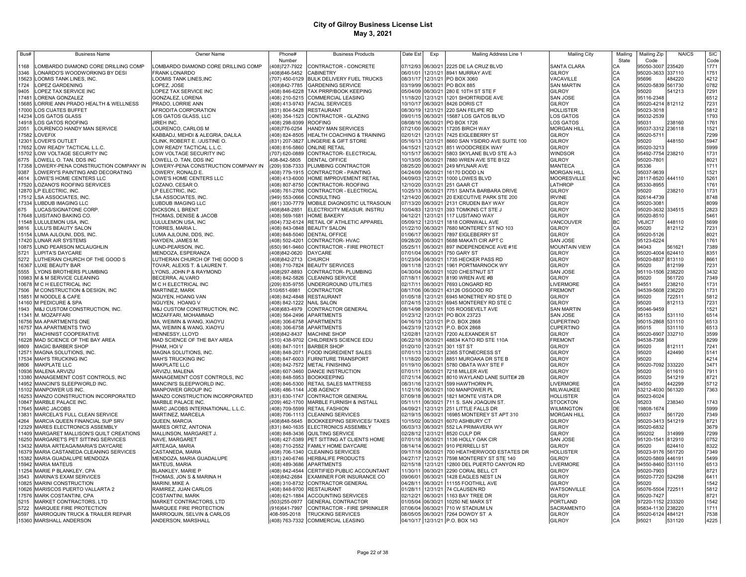# City of Gilroy Business License List
## May 3, 2021

| Bus# | Business Name | Owner Name | Phone# Number | Business Products | Date Est | Exp | Mailing Address Line 1 | Mailing City | Mailing State | Mailing Zip Code | NAICS | SIC Code |
|---|---|---|---|---|---|---|---|---|---|---|---|---|
| 1168 | LOMBARDO DIAMOND CORE DRILLING COMP | LOMBARDO DIAMOND CORE DRILLING COMP | (408)727-7922 | CONTRACTOR - CONCRETE | 07/12/93 | 06/30/21 | 2225 DE LA CRUZ BLVD | SANTA CLARA | CA | 95050-3007 | 235420 | 1771 |
| 3346 | LONARDO'S WOODWORKING BY DESI | FRANK LONARDO | (408)846-5452 | CABINETRY | 06/01/01 | 12/31/21 | 8941 MURRAY AVE | GILROY | CA | 95020-3633 | 337110 | 1751 |
| 15623 | LOOMIS TANK LINES, INC. | LOOMIS TANK LINES,INC | (707) 450-0129 | BULK DELIVERY FUEL TRUCKS | 08/31/17 | 12/31/21 | PO BOX 3060 | VACAVILLE | CA | 95696 | 484220 | 4212 |
| 1724 | LOPEZ GARDENING | LOPEZ, JOSE | (408)842-7785 | GARDENING SERVICE | 03/19/99 | 06/30/21 | PO BOX 885 | SAN MARTIN | CA | 95020-5839 | 561730 | 0782 |
| 9405 | LOPEZ TAX SERVICE INC | LOPEZ TAX SERVICE INC | (408) 846-6228 | TAX PRRP/BOOK KEEPING | 05/04/09 | 06/30/21 | 280 E 10TH ST STE F | GILROY | CA | 95020 | 541213 | 7291 |
| 17481 | LORENA GONZALEZ | GONZALEZ, LORENA | (408) 210-5215 | COMMERCIAL LEASING | 11/18/20 | 12/31/21 | 1201 SHORTRIDGE AVE | SAN JOSE | CA | 95116-2348 | | 6512 |
| 15685 | LORRIE ANN PRADO HEALTH & WELLNESS | PRADO, LORRIE ANN | (408) 413-9743 | FACIAL SERVICES | 10/10/17 | 06/30/21 | 8426 DORIS CT | GILROY | CA | 95020-4214 | 812112 | 7231 |
| 17000 | LOS CUATES BUFFET | AFRODITA CORPORATION | (831) 804-5428 | RESTAURANT | 08/30/19 | 12/31/21 | 220 SAN FELIPE RD | HOLLISTER | CA | 95023-3018 | | 5812 |
| 14234 | LOS GATOS GLASS | LOS GATOS GLASS, LLC | (408) 354-1523 | CONTRACTOR - GLAZING | 09/01/15 | 06/30/21 | 15687 LOS GATOS BLVD | LOS GATOS | CA | 95032-2539 | | 1793 |
| 14918 | LOS GATOS ROOFING | JIREH INC. | (408) 298-9399 | ROOFING | 08/08/16 | 06/30/21 | PO BOX 1726 | LOS GATOS | CA | 95031 | 238160 | 1761 |
| 2051 | LOURENCO HANDY MAN SERVICE | LOURENCO, CARLOS M | (408)776-0254 | HANDY MAN SERVICES | 07/21/00 | 06/30/21 | 17205 BIRCH WAY | MORGAN HILL | CA | 95037-3312 | 236118 | 1521 |
| 17582 | LOVEFIX | KABBADJ, MEHDI & ALEGRIA, DALILA | (408) 824-8505 | HEALTH COACHING & TRAINING | 02/01/21 | 12/31/21 | 7425 EIGLEBERRY ST | GILROY | CA | 95020-5711 | | 7299 |
| 12301 | LOVER'S OUTLET | CLINK, ROBERT E. /JUSTINE O. | (831) 207-3827 | LINGERIE & GIFT STORE | 05/16/13 | 12/31/21 | 8660 SAN YSIDRO AVE SUITE 100 | GILROY | CA | 95020 | 448150 | 5947 |
| 17652 | LOW READY TACTICAL L.L.C. | LOW READY TACTICAL L.L.C. | (408) 816-5860 | ONLINE RETAIL | 04/15/21 | 12/31/21 | 851 WOODCREEK WAY | GILROY | CA | 95020-3213 | | 5999 |
| 15702 | LOW VOLTAGE SECURITY INC | LOW VOLTAGE SECURITY INC | (707) 620-0889 | CONTRACTOR- ELECTRICAL | 10/15/17 | 06/30/21 | 5803 SKYLANE BLVD STE A-3 | WINDSOR | CA | 95492-7754 | 238210 | 1731 |
| 6775 | LOWELL O. TAN, DDS INC | LOWELL O. TAN, DDS INC | 408-842-5805 | DENTAL OFFICE | 10/13/05 | 06/30/21 | 7880 WREN AVE STE B122 | GILROY | CA | 95020-7801 | | 8021 |
| 17358 | LOWERY-PENA CONSTRUCTION COMPANY IN | LOWERY-PENA CONSTRUCTION COMPANY IN | (209) 938-7333 | PLUMBING CONTRACTOR | 08/25/20 | 06/30/21 | 249 MYLNAR AVE | MANTECA | CA | 95336 | | 1711 |
| 9387 | LOWERY'S PAINTING AND DECORATING | LOWERY, RONALD E. | (408) 779-1915 | CONTRACTOR - PAINTING | 04/24/09 | 06/30/21 | 16170 DODD LN | MORGAN HILL | CA | 95037-9639 | | 1521 |
| 4614 | LOWE'S HOME CENTERS LLC | LOWE'S HOME CENTERS LLC | (408) 413-6000 | HOME IMPROVEMENT RETAIL | 04/09/03 | 12/31/21 | 1000 LOWES BLVD | MOORESVILLE | NC | 28117-8520 | 444110 | 5261 |
| 17520 | LOZANO'S ROOFING SERVICES | LOZANO, CESAR O. | (408) 807-8750 | CONTRACTOR- ROOFING | 12/10/20 | 03/31/21 | 251 GAAR CT | LATHROP | CA | 95330-8955 | | 1761 |
| 12870 | LP ELECTRIC, INC. | LP ELECTRIC, INC. | (408) 761-2768 | CONTRACTOR - ELECTRICAL | 10/25/13 | 06/30/21 | 7751 SANTA BARBARA DRIVE | GILROY | CA | 95020 | 238210 | 1731 |
| 17512 | LSA ASSOCIATES, INC. | LSA ASSOCIATES, INC. | (949) 553-0666 | CONSULTING | 12/14/20 | 06/30/21 | 20 EXECUTIVE PARK STE 200 | IRVINE | CA | 92614-4739 | | 8748 |
| 17334 | LUBDUB IMAGING LLC | LUBDUB IMAGING LLC | (661) 330-7779 | MOBILE DIAGNOSTIC ULTRASOUN | 07/13/20 | 06/30/21 | 2131 CRUDEN BAY WAY | GILROY | CA | 95020-3081 | | 8099 |
| 675 | LUCAS/SIGNATONE CORP. | DICKSON, L BRENT | (408)848-2851 | ELECTRICITY MEASUR. INSTRU | 10/04/83 | 12/31/21 | 393 TOMKINS CT STE J | GILROY | CA | 95020-3632 | 334515 | 2823 |
| 17648 | LUISITANO BAKING CO. | THOMAS, DENISE & JACOB | (408) 569-1681 | HOME BAKERY | 04/12/21 | 12/31/21 | 117 LUSITANO WAY | GILROY | CA | 95020-8510 | | 5461 |
| 11548 | LULULEMON USA, INC. | LULULEMON USA, INC | (604) 732-6124 | RETAIL OF ATHLETIC APPAREL | 05/09/12 | 12/31/21 | 1818 CORNWALL AVE | VANCOUVER | BC | V6JIC7 | 448110 | 5699 |
| 9816 | LULU'S BEAUTY SALON | TORRES, MARIA L. | (408) 843-0848 | BEAUTY SALON | 01/22/10 | 06/30/21 | 7680 MONTEREY ST NO 103 | GILROY | CA | 95020 | 812112 | 7231 |
| 15154 | LUMA AJLOUNI, DDS, INC. | LUMA AJLOUNI, DDS, INC. | (408) 848-5040 | DENTAL OFFICE | 01/06/17 | 06/30/21 | 7897 EIGLEBERRY ST | GILROY | CA | 95020-5126 | | 8021 |
| 17420 | LUNAR AIR SYSTEMS | HAYDEN, JAMES M. | (408) 502-4201 | CONTRACTOR- HVAC | 09/28/20 | 06/30/21 | 5688 MAKATI CIR APT C | SAN JOSE | CA | 95123-6224 | | 1761 |
| 10875 | LUND PEARSON MCLAUGHLIN | LUND-PEARSON, INC. | (650) 961-9460 | CONTRACTOR - FIRE PROTECT | 05/25/11 | 06/30/21 | 897 INDEPENDENCE AVE #1E | MOUNTAIN VIEW | CA | 94043 | 561621 | 7389 |
| 5721 | LUPITA'S DAYCARE | MENDOZA, ESPERANZA | (408)842-0620 | DAYCARE | 07/01/04 | 06/30/21 | 750 GARY ST | GILROY | CA | 95020-4004 | 624410 | 8351 |
| 5272 | LUTHERAN CHURCH OF THE GOOD S | LUTHERAN CHURCH OF THE GOOD S | (408)842-2713 | CHURCH | 01/23/04 | 06/30/21 | 1735 HECKER PASS RD | GILROY | CA | 95020-8837 | 813110 | 8661 |
| 16367 | LUXE BEAUTY BAR | TOVAR, ALEXIS T. & LAUREN T. | (408) 710-7824 | BEAUTY SERVICES | 09/11/18 | 12/31/21 | 1961 PORTMARNOCK WY | GILROY | CA | 95020 | 812199 | 7231 |
| 5555 | LYONS BROTHERS PLUMBING | LYONS, JOHN P & RAYMOND | (408)297-8893 | CONTRACTOR- PLUMBING | 04/30/04 | 06/30/21 | 1020 CHESTNUT ST | SAN JOSE | CA | 95110-1506 | 238220 | 3432 |
| 10983 | M & M SERVICE CLEANING | BECERRA, ALVARO | (408) 842-5826 | CLEANING SERVICE | 07/18/11 | 06/30/21 | 8190 WREN AVE #B | GILROY | CA | 95020 | 561720 | 7349 |
| 10678 | M C H ELECTRICAL INC | M C H ELECTRICAL INC | (209) 835-9755 | UNDERGROUND UTILITIES | 02/17/11 | 06/30/21 | 7693 LONGARD RD | LIVERMORE | CA | 94551 | 238210 | 1731 |
| 7506 | M CONSTRUCTION & DESIGN, INC | MARTINEZ, MARK | 510/651-6981 | CONTRACTOR | 08/17/06 | 06/30/21 | 43126 OSGOOD RD | FREMONT | CA | 94539-5608 | 236220 | 1731 |
| 15851 | M NOODLE & CAFE | NGUYEN, HOANG VAN | (408) 842-4848 | RESTAURANT | 01/05/18 | 12/31/21 | 6945 MONETREY RD STE D | GILROY | CA | 95020 | 722511 | 5812 |
| 14160 | M PEDICURE & SPA | NGUYEN, HOANG V | (408) 842-1222 | NAIL SALON | 07/24/15 | 12/31/21 | 6945 MONTEREY RD STE C | GILROY | CA | 95020 | 812113 | 7231 |
| 1943 | M&J CUSTOM CONSTRUCTION, INC. | M&J CUSTOM CONSTRUCTION, INC. | (408)683-4979 | CONTRACTOR GENERAL | 08/14/98 | 09/30/21 | 105 ROOSEVELT AVE | SAN MARTIN | CA | 95046-9459 | | 1521 |
| 11341 | M. MOZAFFARI | MOZAFFARI, MOHAMMAD | (408) 564-2496 | APARTMENTS | 01/23/12 | 12/31/21 | PO BOX 23723 | SAN JOSE | CA | 95153 | 531110 | 6514 |
| 16756 | MA APARTMENTS ONE | MA, WEIMIN & WANG, XIAOYU | (408) 306-6758 | APARTMENTS | 04/16/19 | 12/31/21 | P.O. BOX 2868 | CUPERTINO | CA | 95015-2868 | 531110 | 6513 |
| 16757 | MA APARTMENTS TWO | MA, WEIMIN & WANG, XIAOYU | (408) 306-6758 | APARTMENTS | 04/23/19 | 12/31/21 | P.O. BOX 2868 | CUPERTINO | CA | 95015 | 531110 | 6513 |
| 791 | MACHINIST COOPERATIVE | HENNESSY, LLOYD | (408)842-8437 | MACHINE SHOP | 12/02/81 | 12/31/21 | 7200 ALEXANDER ST | GILROY | CA | 95020-6907 | 332710 | 3599 |
| 16228 | MAD SCIENCE OF THE BAY AREA | MAD SCIENCE OF THE BAY AREA | (510) 438-9702 | CHILDREN'S SCIENCE EDU | 06/22/18 | 06/30/21 | 48834 KATO RD STE 110A | FREMONT | CA | 94538-7368 | | 8299 |
| 9809 | MAGIC BARBER SHOP | PHAM, HOI V | (408) 847-1011 | BARBER SHOP | 01/20/10 | 12/31/21 | 301 1ST ST | GILROY | CA | 95020 | 812111 | 7241 |
| 12571 | MAGNA SOLUTIONS, INC. | MAGNA SOLUTIONS, INC. | (408) 848-2071 | FOOD INGREDIENT SALES | 07/01/13 | 12/31/21 | 2365 STONECRESS ST | GILROY | CA | 95020 | 424490 | 5141 |
| 17534 | MAH'S TRUCKING INC | MAH'S TRUCKING INC | (408) 847-6003 | FURNITURE TRANSPORT | 11/18/20 | 06/30/21 | 8851 MUROAKA DR STE B | GILROY | CA | 95020 | | 4214 |
| 9806 | MAKPLATE LLC | MAKPLATE LLC | (408) 842-7572 | METAL FINISHING | 01/19/10 | 06/30/21 | 5780 OBATA WAY STE F | GILROY | CA | 95020-7092 | 333220 | 3471 |
| 10936 | MALENA ARVIZU | ARVIZU, MALENA | (408) 607-3460 | DANCE INSTRUCTION | 07/01/11 | 06/30/21 | 7218 MILLER AVE | GILROY | CA | 95020 | 611610 | 7911 |
| 13380 | MANAGEMENT COST CONTROLS, INC | MANAGEMENT COST CONTROLS, INC | (408) 848-5953 | BOOKKEEPING | 07/21/14 | 06/30/21 | 8010 WAYLAND LANE SUITE# 2B | GILROY | CA | 95020 | 541219 | 8721 |
| 14952 | MANCINI'S SLEEPWORLD INC. | MANCINI'S SLEEPWORLD INC. | (408) 846-5300 | RETAIL SALES MATTRESS | 08/31/16 | 12/31/21 | 599 HAWTHORN PL | LIVERMORE | CA | 94550 | 442299 | 5712 |
| 15102 | MANPOWER US INC. | MANPOWER GROUP INC | (408) 486-1144 | JOB AGENCY | 11/21/16 | 06/30/21 | 100 MANPOWER PL | MILWAUKEE | WI | 53212-4030 | 561320 | 7363 |
| 16253 | MANZO CONSTRUCTION INCORPORATED | MANZO CONSTRUCTION INCORPORATED | (831) 630-1747 | CONTRACTOR GENERAL | 07/09/18 | 06/30/21 | 1821 MONTE VISTA DR | HOLLISTER | CA | 95023-6024 | | |
| 10847 | MARBLE PALACE INC. | MARBLE PALACE INC. | (209) 462-1700 | MARBLE FURNISH & INSTALL | 05/11/11 | 06/30/21 | 711 S. SAN JOAQUIN ST. | STOCKTON | CA | 95203 | 238340 | 1743 |
| 17645 | MARC JACOBS | MARC JACOBS INTERNATIONAL, L.L.C. | (408) 709-5599 | RETAIL FASHION | 04/09/21 | 12/31/21 | 251 LITTLE FALLS DR | WILMINGTON | DE | 19808-1674 | | 5999 |
| 13831 | MARCELA'S FULL CLEAN SERVICE | MARTINEZ, MARCELA | (408) 706-1113 | CLEANING SERVICES | 02/19/15 | 06/30/21 | 16985 MONTEREY ST APT 310 | MORGAN HILL | CA | 95037 | 561720 | 7349 |
| 4264 | MARCIA QUEEN FINANCIAL SUP SRV | QUEEN, MARCIA | (408)848-5645 | BOOKKEEPING SERVICES/ TAXES | 10/15/02 | 06/30/21 | 6070 ASHBURY CT | GILROY | CA | 95020-3413 | 541219 | 8721 |
| 12329 | MARES ELECTRONICS ASSEMBLY | MARES ORTIZ, ANTONIA | (831) 840-1635 | ELECTRONICS ASSEMBLY | 06/03/13 | 06/30/21 | 552 LA PRIMAVERA WY | GILROY | CA | 95020-6832 | | 3679 |
| 11409 | MARGARET MALLISON'S QUILT CREATIONS | MALLINSON, MARGARET J. | (408) 848-3436 | QUILTING SERVICE | 02/28/12 | 12/31/21 | 8520 CULP DR | GILROY | CA | 950202 | 314999 | 7299 |
| 16250 | MARGARET'S PET SITTING SERVICES | NAVE, MARGARET | (408) 427-5389 | PET SITTING AT CLIENTS HOME | 07/01/18 | 06/30/21 | 1136 HOLLY OAK CIR | SAN JOSE | CA | 95120-1541 | 812910 | 0752 |
| 13432 | MARIA ARTEAGA/MARIA'S DAYCARE | ARTEAGA, MARIA | (408) 710-2552 | FAMILY HOME DAYCARE | 08/14/14 | 06/30/21 | 910 PERRELLI ST | GILROY | CA | 95020 | 624410 | 8322 |
| 16379 | MARIA CASTANEDA CLEANING SERVICES | CASTANEDA, MARIA | (408) 706-1340 | CLEANING SERVICES | 09/17/18 | 06/30/21 | 700 HEATHERWOOD ESTATES DR | HOLLISTER | CA | 95023-9176 | 561720 | 7349 |
| 15382 | MARIA GUADALUPE MENDOZA | MENDOZA, MARIA GUADALUPE | (831) 240-6746 | HERBALIFE PRODUCTS | 04/27/17 | 12/31/21 | 7598 MONTEREY ST STE 140 | GILROY | CA | 95020-5869 | 446191 | 5499 |
| 15942 | MARIA MATEUS | MATEUS, MARIA | (408) 489-3686 | APARTMENTS | 02/15/18 | 12/31/21 | 12800 DEL PUERTO CANYON RD | LIVERMORE | CA | 94550-8460 | 531110 | 6513 |
| 11254 | MARIE P BLANKLEY, CPA | BLANKLEY, MARIE P | (408) 842-4544 | CERTIFIED PUBLIC ACCOUNTANT | 11/30/11 | 06/30/21 | 2290 CORAL BELL CT | GILROY | CA | 95020-7903 | | 8721 |
| 3543 | MARINA'S EXAM SERVICES | THOMAS, JON S & MARINA H | (408)842-2684 | EXAMINER FOR INSURANCE CO | 09/06/01 | 06/30/21 | 1428 EAGLES NEST LN | GILROY | CA | 95020-7720 | 524298 | 6411 |
| 10825 | MARINI CONSTRUCTION | MARINI, MIKE A | (408) 310-8732 | CONTRACTOR GENERAL | 04/28/11 | 06/30/21 | 11155 FOOTHILL AVE | GILROY | CA | 95020 | | 1542 |
| 10626 | MARISCOS PUERTO VALLARTA 2 | RAMIREZ, JUAN CARLOS | (408) 848-9700 | RESTAURANT | 01/28/11 | 12/31/21 | 74 CLAUSEN RD | WATSONVILLE | CA | 95076-5504 | 722511 | 5812 |
| 17576 | MARK COSTANTINI, CPA | COSTANTINI, MARK | (408) 621-1884 | ACCOUNTING SERVICES | 02/12/21 | 06/30/21 | 1163 BAY TREE DR | GILROY | CA | 95020-7427 | | 8721 |
| 5215 | MARKET CONTRACTORS, LTD | MARKET CONTRACTORS, LTD | (503)255-0977 | GENERAL CONTRACTOR | 01/05/04 | 06/30/21 | 10250 NE MARX ST | PORTLAND | OR | 97220-1152 | 233320 | 1542 |
| 5722 | MARQUEE FIRE PROTECTION | MARQUEE FIRE PROTECTION | (916)641-7997 | CONTRACTOR - FIRE SPRINKLER | 07/06/04 | 06/30/21 | 710 W STADIUM LN | SACRAMENTO | CA | 95834-1130 | 238220 | 1711 |
| 6597 | MARROQUIN TRUCK & TRAILER REPAIR | MARROQUIN, SELVIN & CARLOS | 408-595-2018 | TRUCKING SERVICES | 08/05/05 | 06/30/21 | 7264 DOWDY ST A | GILROY | CA | 95020-6124 | 484121 | 7538 |
| 15360 | MARSHALL ANDERSON | ANDERSON, MARSHALL | (408) 763-7332 | COMMERCIAL LEASING | 04/10/17 | 12/31/21 | P.O. BOX 143 | GILROY | CA | 95021 | 531120 | 4225 |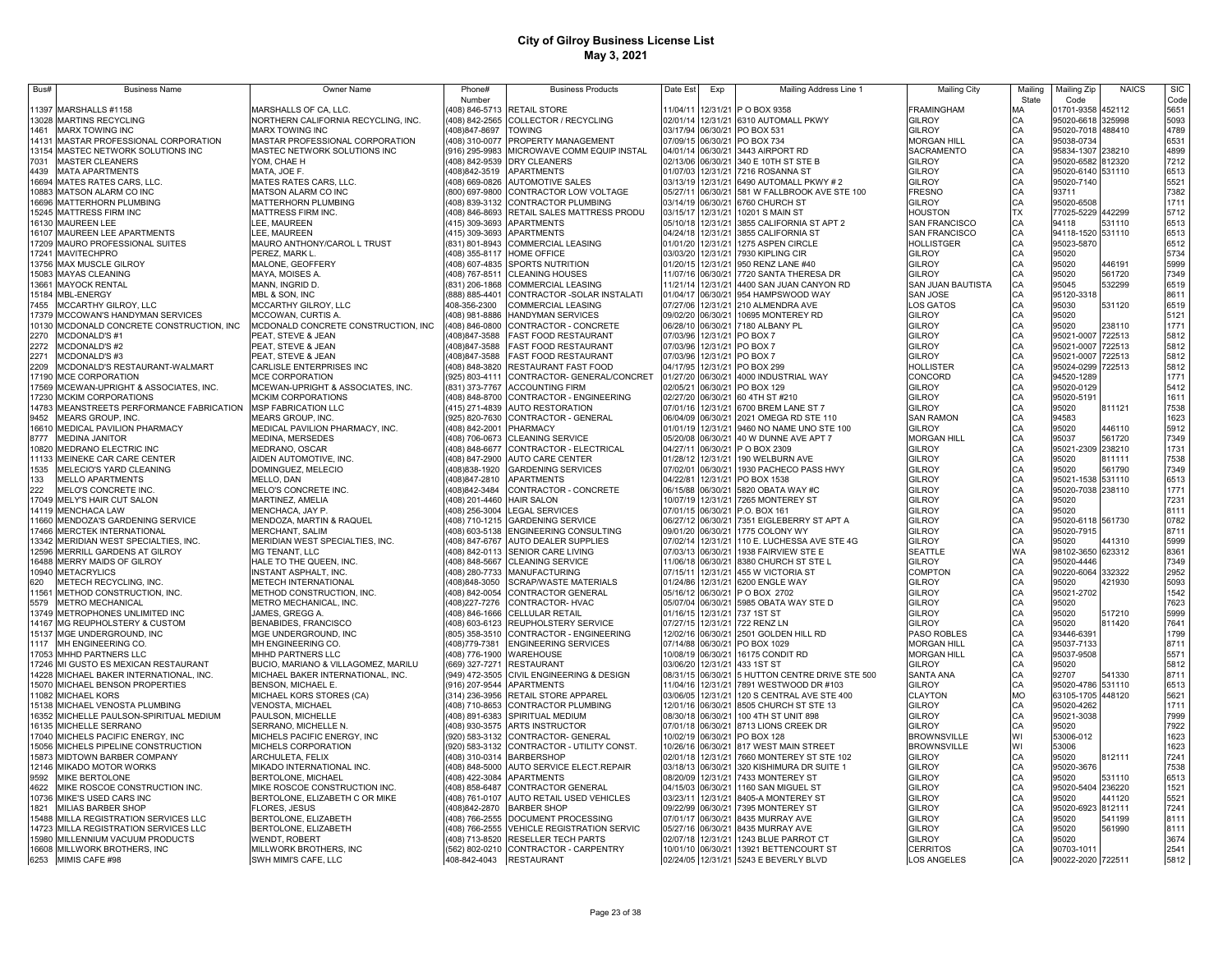# City of Gilroy Business License List
## May 3, 2021

| Bus# | Business Name | Owner Name | Phone# Number | Business Products | Date Est | Exp | Mailing Address Line 1 | Mailing City | Mailing State | Mailing Zip Code | NAICS | SIC Code |
|---|---|---|---|---|---|---|---|---|---|---|---|---|
| 11397 | MARSHALLS #1158 | MARSHALLS OF CA, LLC. | (408) 846-5713 | RETAIL STORE | 11/04/11 | 12/31/21 | P O BOX 9358 | FRAMINGHAM | MA | 01701-9358 | 452112 | 5651 |
| 13028 | MARTINS RECYCLING | NORTHERN CALIFORNIA RECYCLING, INC. | (408) 842-2565 | COLLECTOR / RECYCLING | 02/01/14 | 12/31/21 | 6310 AUTOMALL PKWY | GILROY | CA | 95020-6618 | 325998 | 5093 |
| 1461 | MARX TOWING INC | MARX TOWING INC | (408)847-8697 | TOWING | 03/17/94 | 06/30/21 | PO BOX 531 | GILROY | CA | 95020-7018 | 488410 | 4789 |
| 14131 | MASTAR PROFESSIONAL CORPORATION | MASTAR PROFESSIONAL CORPORATION | (408) 310-0077 | PROPERTY MANAGEMENT | 07/09/15 | 06/30/21 | PO BOX 734 | MORGAN HILL | CA | 95038-0734 | | 6531 |
| 13154 | MASTEC NETWORK SOLUTIONS INC | MASTEC NETWORK SOLUTIONS INC | (916) 295-9983 | MICROWAVE COMM EQUIP INSTAL | 04/01/14 | 06/30/21 | 3443 AIRPORT RD | SACRAMENTO | CA | 95834-1307 | 238210 | 4899 |
| 7031 | MASTER CLEANERS | YOM, CHAE H | (408) 842-9539 | DRY CLEANERS | 02/13/06 | 06/30/21 | 340 E 10TH ST STE B | GILROY | CA | 95020-6582 | 812320 | 7212 |
| 4439 | MATA APARTMENTS | MATA, JOE F. | (408)842-3519 | APARTMENTS | 01/07/03 | 12/31/21 | 7216 ROSANNA ST | GILROY | CA | 95020-6140 | 531110 | 6513 |
| 16694 | MATES RATES CARS, LLC. | MATES RATES CARS, LLC. | (408) 669-0826 | AUTOMOTIVE SALES | 03/13/19 | 12/31/21 | 6490 AUTOMALL PKWY # 2 | GILROY | CA | 95020-7140 | | 5521 |
| 10883 | MATSON ALARM CO INC | MATSON ALARM CO INC | (800) 697-9800 | CONTRACTOR LOW VOLTAGE | 05/27/11 | 06/30/21 | 581 W FALLBROOK AVE STE 100 | FRESNO | CA | 93711 | | 7382 |
| 16696 | MATTERHORN PLUMBING | MATTERHORN PLUMBING | (408) 839-3132 | CONTRACTOR PLUMBING | 03/14/19 | 06/30/21 | 6760 CHURCH ST | GILROY | CA | 95020-6508 | | 1711 |
| 15245 | MATTRESS FIRM INC | MATTRESS FIRM INC. | (408) 846-8693 | RETAIL SALES MATTRESS PRODU | 03/15/17 | 12/31/21 | 10201 S MAIN ST | HOUSTON | TX | 77025-5229 | 442299 | 5712 |
| 16130 | MAUREEN LEE | LEE, MAUREEN | (415) 309-3693 | APARTMENTS | 05/10/18 | 12/31/21 | 3855 CALIFORNIA ST APT 2 | SAN FRANCISCO | CA | 94118 | 531110 | 6513 |
| 16107 | MAUREEN LEE APARTMENTS | LEE, MAUREEN | (415) 309-3693 | APARTMENTS | 04/24/18 | 12/31/21 | 3855 CALIFORNIA ST | SAN FRANCISCO | CA | 94118-1520 | 531110 | 6513 |
| 17209 | MAURO PROFESSIONAL SUITES | MAURO ANTHONY/CAROL L TRUST | (831) 801-8943 | COMMERCIAL LEASING | 01/01/20 | 12/31/21 | 1275 ASPEN CIRCLE | HOLLISTGER | CA | 95023-5870 | | 6512 |
| 17241 | MAVITECHPRO | PEREZ, MARK L. | (408) 355-8117 | HOME OFFICE | 03/03/20 | 12/31/21 | 7930 KIPLING CIR | GILROY | CA | 95020 | | 5734 |
| 13756 | MAX MUSCLE GILROY | MALONE, GEOFFERY | (408) 607-4835 | SPORTS NUTRITION | 01/20/15 | 12/31/21 | 950 RENZ LANE #40 | GILROY | CA | 95020 | 446191 | 5999 |
| 15083 | MAYAS CLEANING | MAYA, MOISES A. | (408) 767-8511 | CLEANING HOUSES | 11/07/16 | 06/30/21 | 7720 SANTA THERESA DR | GILROY | CA | 95020 | 561720 | 7349 |
| 13661 | MAYOCK RENTAL | MANN, INGRID D. | (831) 206-1868 | COMMERCIAL LEASING | 11/21/14 | 12/31/21 | 4400 SAN JUAN CANYON RD | SAN JUAN BAUTISTA | CA | 95045 | 532299 | 6519 |
| 15184 | MBL-ENERGY | MBL & SON, INC | (888) 885-4401 | CONTRACTOR -SOLAR INSTALATI | 01/04/17 | 06/30/21 | 954 HAMPSWOOD WAY | SAN JOSE | CA | 95120-3318 | | 8611 |
| 7455 | MCCARTHY GILROY, LLC | MCCARTHY GILROY, LLC | 408-356-2300 | COMMERCIAL LEASING | 07/27/06 | 12/31/21 | 210 ALMENDRA AVE | LOS GATOS | CA | 95030 | 531120 | 6519 |
| 17379 | MCCOWAN'S HANDYMAN SERVICES | MCCOWAN, CURTIS A. | (408) 981-8886 | HANDYMAN SERVICES | 09/02/20 | 06/30/21 | 10695 MONTEREY RD | GILROY | CA | 95020 | | 5121 |
| 10130 | MCDONALD CONCRETE CONSTRUCTION, INC | MCDONALD CONCRETE CONSTRUCTION, INC | (408) 846-0800 | CONTRACTOR - CONCRETE | 06/28/10 | 06/30/21 | 7180 ALBANY PL | GILROY | CA | 95020 | 238110 | 1771 |
| 2270 | MCDONALD'S #1 | PEAT, STEVE & JEAN | (408)847-3588 | FAST FOOD RESTAURANT | 07/03/96 | 12/31/21 | PO BOX 7 | GILROY | CA | 95021-0007 | 722513 | 5812 |
| 2272 | MCDONALD'S #2 | PEAT, STEVE & JEAN | (408)847-3588 | FAST FOOD RESTAURANT | 07/03/96 | 12/31/21 | PO BOX 7 | GILROY | CA | 95021-0007 | 722513 | 5812 |
| 2271 | MCDONALD'S #3 | PEAT, STEVE & JEAN | (408)847-3588 | FAST FOOD RESTAURANT | 07/03/96 | 12/31/21 | PO BOX 7 | GILROY | CA | 95021-0007 | 722513 | 5812 |
| 2209 | MCDONALD'S RESTAURANT-WALMART | CARLISLE ENTERPRISES INC | (408) 848-3820 | RESTAURANT FAST FOOD | 04/17/95 | 12/31/21 | PO BOX 299 | HOLLISTER | CA | 95024-0299 | 722513 | 5812 |
| 17190 | MCE CORPORATION | MCE CORPORATION | (925) 803-4111 | CONTRACTOR- GENERAL/CONCRET | 01/27/20 | 06/30/21 | 4000 INDUSTRIAL WAY | CONCORD | CA | 94520-1289 | | 1771 |
| 17569 | MCEWAN-UPRIGHT & ASSOCIATES, INC. | MCEWAN-UPRIGHT & ASSOCIATES, INC. | (831) 373-7767 | ACCOUNTING FIRM | 02/05/21 | 06/30/21 | PO BOX 129 | GILROY | CA | 95020-0129 | | 5412 |
| 17230 | MCKIM CORPORATIONS | MCKIM CORPORATIONS | (408) 848-8700 | CONTRACTOR - ENGINEERING | 02/27/20 | 06/30/21 | 60 4TH ST #210 | GILROY | CA | 95020-5191 | | 1611 |
| 14783 | MEANSTREETS PERFORMANCE FABRICATION | MSP FABRICATION LLC | (415) 271-4839 | AUTO RESTORATION | 07/01/16 | 12/31/21 | 6700 BREM LANE ST 7 | GILROY | CA | 95020 | 811121 | 7538 |
| 9452 | MEARS GROUP, INC. | MEARS GROUP, INC. | (925) 820-7630 | CONTRACTOR - GENERAL | 06/04/09 | 06/30/21 | 2021 OMEGA RD STE 110 | SAN RAMON | CA | 94583 | | 1623 |
| 16610 | MEDICAL PAVILION PHARMACY | MEDICAL PAVILION PHARMACY, INC. | (408) 842-2001 | PHARMACY | 01/01/19 | 12/31/21 | 9460 NO NAME UNO STE 100 | GILROY | CA | 95020 | 446110 | 5912 |
| 8777 | MEDINA JANITOR | MEDINA, MERSEDES | (408) 706-0673 | CLEANING SERVICE | 05/20/08 | 06/30/21 | 40 W DUNNE AVE APT 7 | MORGAN HILL | CA | 95037 | 561720 | 7349 |
| 10820 | MEDRANO ELECTRIC INC | MEDRANO, OSCAR | (408) 848-6677 | CONTRACTOR - ELECTRICAL | 04/27/11 | 06/30/21 | P O BOX 2309 | GILROY | CA | 95021-2309 | 238210 | 1731 |
| 11133 | MEINEKE CAR CARE CENTER | AIDEN AUTOMOTIVE, INC. | (408) 847-2900 | AUTO CARE CENTER | 01/28/12 | 12/31/21 | 190 WELBURN AVE | GILROY | CA | 95020 | 811111 | 7538 |
| 1535 | MELECIO'S YARD CLEANING | DOMINGUEZ, MELECIO | (408)838-1920 | GARDENING SERVICES | 07/02/01 | 06/30/21 | 1930 PACHECO PASS HWY | GILROY | CA | 95020 | 561790 | 7349 |
| 133 | MELLO APARTMENTS | MELLO, DAN | (408)847-2810 | APARTMENTS | 04/22/81 | 12/31/21 | PO BOX 1538 | GILROY | CA | 95021-1538 | 531110 | 6513 |
| 222 | MELO'S CONCRETE INC. | MELO'S CONCRETE INC. | (408)842-3484 | CONTRACTOR - CONCRETE | 06/15/88 | 06/30/21 | 5820 OBATA WAY #C | GILROY | CA | 95020-7038 | 238110 | 1771 |
| 17049 | MELY'S HAIR CUT SALON | MARTINEZ, AMELIA | (408) 201-4460 | HAIR SALON | 10/07/19 | 12/31/21 | 7265 MONTEREY ST | GILROY | CA | 95020 | | 7231 |
| 14119 | MENCHACA LAW | MENCHACA, JAY P. | (408) 256-3004 | LEGAL SERVICES | 07/01/15 | 06/30/21 | P.O. BOX 161 | GILROY | CA | 95020 | | 8111 |
| 11660 | MENDOZA'S GARDENING SERVICE | MENDOZA, MARTIN & RAQUEL | (408) 710-1215 | GARDENING SERVICE | 06/27/12 | 06/30/21 | 7351 EIGLEBERRY ST APT A | GILROY | CA | 95020-6118 | 561730 | 0782 |
| 17466 | MERCTEK INTERNATIONAL | MERCHANT, SALIM | (408) 603-5138 | ENGINEERING CONSULTING | 09/01/20 | 06/30/21 | 1775 COLONY WY | GILROY | CA | 95020-7915 | | 8711 |
| 13342 | MERIDIAN WEST SPECIALTIES, INC. | MERIDIAN WEST SPECIALTIES, INC. | (408) 847-6767 | AUTO DEALER SUPPLIES | 07/02/14 | 12/31/21 | 110 E. LUCHESSA AVE STE 4G | GILROY | CA | 95020 | 441310 | 5999 |
| 12596 | MERRILL GARDENS AT GILROY | MG TENANT, LLC | (408) 842-0113 | SENIOR CARE LIVING | 07/03/13 | 06/30/21 | 1938 FAIRVIEW STE E | SEATTLE | WA | 98102-3650 | 623312 | 8361 |
| 16488 | MERRY MAIDS OF GILROY | HALE TO THE QUEEN, INC. | (408) 848-5667 | CLEANING SERVICE | 11/06/18 | 06/30/21 | 8380 CHURCH ST STE L | GILROY | CA | 95020-4446 | | 7349 |
| 10940 | METACRYLICS | INSTANT ASPHALT, INC. | (408) 280-7733 | MANUFACTURING | 07/15/11 | 12/31/21 | 455 W VICTORIA ST | COMPTON | CA | 90220-6064 | 332322 | 2952 |
| 620 | METECH RECYCLING, INC. | METECH INTERNATIONAL | (408)848-3050 | SCRAP/WASTE MATERIALS | 01/24/86 | 12/31/21 | 6200 ENGLE WAY | GILROY | CA | 95020 | 421930 | 5093 |
| 11561 | METHOD CONSTRUCTION, INC. | METHOD CONSTRUCTION, INC. | (408) 842-0054 | CONTRACTOR GENERAL | 05/16/12 | 06/30/21 | P O BOX 2702 | GILROY | CA | 95021-2702 | | 1542 |
| 5579 | METRO MECHANICAL | METRO MECHANICAL, INC. | (408)227-7276 | CONTRACTOR- HVAC | 05/07/04 | 06/30/21 | 5985 OBATA WAY STE D | GILROY | CA | 95020 | | 7623 |
| 13749 | METROPHONES UNLIMITED INC | JAMES, GREGG A. | (408) 846-1666 | CELLULAR RETAIL | 01/16/15 | 12/31/21 | 737 1ST ST | GILROY | CA | 95020 | 517210 | 5999 |
| 14167 | MG REUPHOLSTERY & CUSTOM | BENABIDES, FRANCISCO | (408) 603-6123 | REUPHOLSTERY SERVICE | 07/27/15 | 12/31/21 | 722 RENZ LN | GILROY | CA | 95020 | 811420 | 7641 |
| 15137 | MGE UNDERGROUND, INC | MGE UNDERGROUND, INC | (805) 358-3510 | CONTRACTOR - ENGINEERING | 12/02/16 | 06/30/21 | 2501 GOLDEN HILL RD | PASO ROBLES | CA | 93446-6391 | | 1799 |
| 1117 | MH ENGINEERING CO. | MH ENGINEERING CO. | (408)779-7381 | ENGINEERING SERVICES | 07/14/88 | 06/30/21 | PO BOX 1029 | MORGAN HILL | CA | 95037-7133 | | 8711 |
| 17053 | MHHD PARTNERS LLC | MHHD PARTNERS LLC | (408) 776-1900 | WAREHOUSE | 10/08/19 | 06/30/21 | 16175 CONDIT RD | MORGAN HILL | CA | 95037-9508 | | 5571 |
| 17246 | MI GUSTO ES MEXICAN RESTAURANT | BUCIO, MARIANO & VILLAGOMEZ, MARILU | (669) 327-7271 | RESTAURANT | 03/06/20 | 12/31/21 | 433 1ST ST | GILROY | CA | 95020 | | 5812 |
| 14228 | MICHAEL BAKER INTERNATIONAL, INC. | MICHAEL BAKER INTERNATIONAL, INC. | (949) 472-3505 | CIVIL ENGINEERING & DESIGN | 08/31/15 | 06/30/21 | 5 HUTTON CENTRE DRIVE STE 500 | SANTA ANA | CA | 92707 | 541330 | 8711 |
| 15070 | MICHAEL BENSON PROPERTIES | BENSON, MICHAEL E. | (916) 207-9544 | APARTMENTS | 11/04/16 | 12/31/21 | 7891 WESTWOOD DR #103 | GILROY | CA | 95020-4786 | 531110 | 6513 |
| 11082 | MICHAEL KORS | MICHAEL KORS STORES (CA) | (314) 236-3956 | RETAIL STORE APPAREL | 03/06/05 | 12/31/21 | 120 S CENTRAL AVE STE 400 | CLAYTON | MO | 63105-1705 | 448120 | 5621 |
| 15138 | MICHAEL VENOSTA PLUMBING | VENOSTA, MICHAEL | (408) 710-8653 | CONTRACTOR PLUMBING | 12/01/16 | 06/30/21 | 8505 CHURCH ST STE 13 | GILROY | CA | 95020-4262 | | 1711 |
| 16352 | MICHELLE PAULSON-SPIRITUAL MEDIUM | PAULSON, MICHELLE | (408) 891-6383 | SPIRITUAL MEDIUM | 08/30/18 | 06/30/21 | 100 4TH ST UNIT 898 | GILROY | CA | 95021-3038 | | 7999 |
| 16135 | MICHELLE SERRANO | SERRANO, MICHELLE N. | (408) 930-3575 | ARTS INSTRUCTOR | 07/01/18 | 06/30/21 | 8713 LIONS CREEK DR | GILROY | CA | 95020 | | 7922 |
| 17040 | MICHELS PACIFIC ENERGY, INC | MICHELS PACIFIC ENERGY, INC | (920) 583-3132 | CONTRACTOR- GENERAL | 10/02/19 | 06/30/21 | PO BOX 128 | BROWNSVILLE | WI | 53006-012 | | 1623 |
| 15056 | MICHELS PIPELINE CONSTRUCTION | MICHELS CORPORATION | (920) 583-3132 | CONTRACTOR - UTILITY CONST. | 10/26/16 | 06/30/21 | 817 WEST MAIN STREET | BROWNSVILLE | WI | 53006 | | 1623 |
| 15873 | MIDTOWN BARBER COMPANY | ARCHULETA, FELIX | (408) 310-0314 | BARBERSHOP | 02/01/18 | 12/31/21 | 7660 MONTEREY ST STE 102 | GILROY | CA | 95020 | 812111 | 7241 |
| 12146 | MIKADO MOTOR WORKS | MIKADO INTERNATIONAL INC. | (408) 848-5000 | AUTO SERVICE ELECT.REPAIR | 03/18/13 | 06/30/21 | 320 KISHIMURA DR SUITE 1 | GILROY | CA | 95020-3676 | | 7538 |
| 9592 | MIKE BERTOLONE | BERTOLONE, MICHAEL | (408) 422-3084 | APARTMENTS | 08/20/09 | 12/31/21 | 7433 MONTEREY ST | GILROY | CA | 95020 | 531110 | 6513 |
| 4622 | MIKE ROSCOE CONSTRUCTION INC. | MIKE ROSCOE CONSTRUCTION INC. | (408) 858-6487 | CONTRACTOR GENERAL | 04/15/03 | 06/30/21 | 1160 SAN MIGUEL ST | GILROY | CA | 95020-5404 | 236220 | 1521 |
| 10736 | MIKE'S USED CARS INC | BERTOLONE, ELIZABETH C OR MIKE | (408) 761-0107 | AUTO RETAIL USED VEHICLES | 03/23/11 | 12/31/21 | 8405-A MONTEREY ST | GILROY | CA | 95020 | 441120 | 5521 |
| 1821 | MILIAS BARBER SHOP | FLORES, JESUS | (408)842-2870 | BARBER SHOP | 09/22/99 | 06/30/21 | 7395 MONTEREY ST | GILROY | CA | 95020-6923 | 812111 | 7241 |
| 15488 | MILLA REGISTRATION SERVICES LLC | BERTOLONE, ELIZABETH | (408) 766-2555 | DOCUMENT PROCESSING | 07/01/17 | 06/30/21 | 8435 MURRAY AVE | GILROY | CA | 95020 | 541199 | 8111 |
| 14723 | MILLA REGISTRATION SERVICES LLC | BERTOLONE, ELIZABETH | (408) 766-2555 | VEHICLE REGISTRATION SERVIC | 05/27/16 | 06/30/21 | 8435 MURRAY AVE | GILROY | CA | 95020 | 561990 | 8111 |
| 15960 | MILLENNIUM VACUUM PRODUCTS | WENDT, ROBERT | (408) 713-8520 | RESELLER TECH PARTS | 02/07/18 | 12/31/21 | 1243 BLUE PARROT CT | GILROY | CA | 95020 | | 3674 |
| 16608 | MILLWORK BROTHERS, INC | MILLWORK BROTHERS, INC | (562) 802-0210 | CONTRACTOR - CARPENTRY | 10/01/10 | 06/30/21 | 13921 BETTENCOURT ST | CERRITOS | CA | 90703-1011 | | 2541 |
| 6253 | MIMIS CAFE #98 | SWH MIMI'S CAFE, LLC | 408-842-4043 | RESTAURANT | 02/24/05 | 12/31/21 | 5243 E BEVERLY BLVD | LOS ANGELES | CA | 90022-2020 | 722511 | 5812 |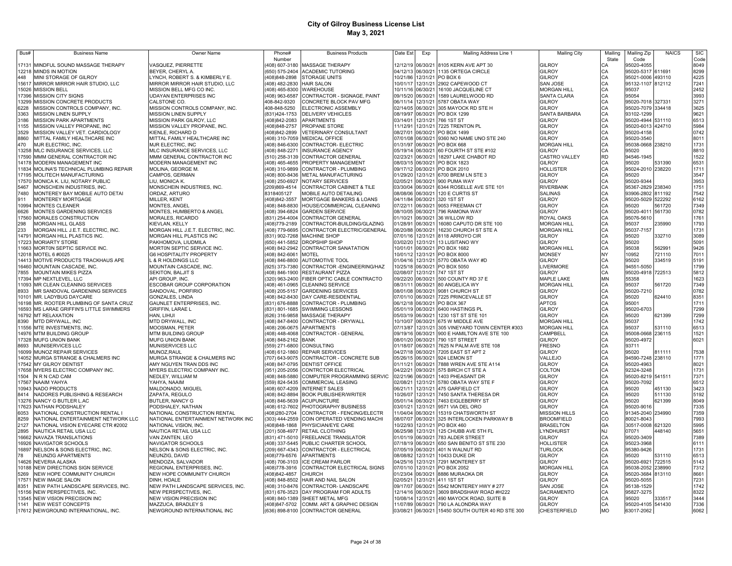# City of Gilroy Business License List

**May 3, 2021**

| Bus# | Business Name | Owner Name | Phone# Number | Business Products | Date Est | Exp | Mailing Address Line 1 | Mailing City | Mailing State | Mailing Zip Code | NAICS | SIC Code |
|---|---|---|---|---|---|---|---|---|---|---|---|---|
| 17131 | MINDFUL SOUND MASSAGE THERAPY | VASQUEZ, PIERRETTE | (408) 607-3180 | MASSAGE THERAPY | 12/12/19 | 06/30/21 | 8105 KERN AVE APT 30 | GILROY | CA | 95020-4055 | | 8049 |
| 12218 | MINDS IN MOTION | BEYER, CHERYL A. | (650) 575-2404 | ACADEMIC TUTORING | 04/12/13 | 06/30/21 | 1135 ORTEGA CIRCLE | GILROY | CA | 95020-5317 | 611691 | 8299 |
| 448 | MINI STORAGE OF GILROY | LYNCH, ROBERT S. & KIMBERLY E. | (408)848-2898 | STORAGE UNITS | 10/21/86 | 12/31/21 | PO BOX 6 | GILROY | CA | 95021-0006 | 493110 | 4225 |
| 15617 | MIRROR MIRROR HAIR STUDIO, LLC | MIRROR MIRROR HAIR STUDIO, LLC | (408) 482-2830 | HAIR SALON | 10/01/17 | 12/31/21 | 2902 CAPEWOOD CT | SAN JOSE | CA | 95132-1107 | 812112 | 7241 |
| 15026 | MISSION BELL | MISSION BELL MFG CO INC. | (408) 465-8300 | WAREHOUSE | 10/11/16 | 06/30/21 | 16100 JACQUELINE CT | MORGAN HILL | CA | 95037 | | 2452 |
| 17396 | MISSION CITY SIGNS | UDAYAN ENTERPRISES INC | (408) 963-6587 | CONTRACTOR - SIGNAGE, PAINT | 09/15/20 | 06/30/21 | 1589 LAURELWOOD RD | SANTA CLARA | CA | 95054 | | 3993 |
| 13299 | MISSION CONCRETE PRODUCTS | CALSTONE CO. | 408-842-9320 | CONCRETE BLOCK PAV MFG | 06/11/14 | 12/31/21 | 5787 OBATA WAY | GILROY | CA | 95020-7018 | 327331 | 3271 |
| 6228 | MISSION CONTROLS COMPANY, INC. | MISSION CONTROLS COMPANY, INC. | 408-848-5250 | ELECTRONIC ASSEMBLY | 02/14/05 | 06/30/21 | 305 MAYOCK RD STE H | GILROY | CA | 95020-7079 | 334418 | 3625 |
| 3363 | MISSION LINEN SUPPLY | MISSION LINEN SUPPLY | (831)424-1753 | DELIVERY VEHICLES | 08/19/97 | 06/30/21 | PO BOX 1299 | SANTA BARBARA | CA | 93102-1299 | | 9621 |
| 3186 | MISSION PARK APARTMENTS | MISSION PARK GILROY, LLC | (408)842-2083 | APARTMENTS | 03/14/01 | 12/31/21 | 766 1ST ST | GILROY | CA | 95020-4944 | 531110 | 6513 |
| 1155 | MISSION VALLEY PROPANE, INC | MISSION VALLEY PROPANE, INC. | (408)848-2757 | PROPANE STORE | 11/12/91 | 12/31/21 | 7225 TRENTON PL | GILROY | CA | 95020-6013 | 424710 | 5984 |
| 3529 | MISSION VALLEY VET. CARDIOLOGY | KIENLE, RICHARD D | (408)842-2899 | VETERINARY CONSULTANT | 08/27/01 | 06/30/21 | PO BOX 1499 | GILROY | CA | 95020-4158 | | 0742 |
| 8860 | MITTAL FAMILY HEALTHCARE INC | MITTAL FAMILY HEALTHCARE INC | (408) 310-7059 | MEDICAL OFFICE | 07/01/08 | 06/30/21 | 9360 NO NAME UNO STE 240 | GILROY | CA | 95020-3540 | | 8011 |
| 470 | MJR ELECTRIC, INC. | MJR ELECTRIC, INC | (408) 846-6300 | CONTRACTOR- ELECTRIC | 01/31/97 | 06/30/21 | PO BOX 668 | MORGAN HILL | CA | 95038-0668 | 238210 | 1731 |
| 13258 | MLC INSURANCE SERVICES, LLC | MLC INSURANCE SERVICES, LLC | (408) 848-2271 | INSURANCE AGENCY | 05/19/14 | 06/30/21 | 60 FOURTH ST STE #102 | GILROY | CA | 95020 | | 8810 |
| 17590 | MMM GENERAL CONTRACTOR INC | MMM GENERAL CONTRACTOR INC | (510) 258-3139 | CONTRACTOR GENERAL | 02/23/21 | 06/30/21 | 18297 LAKE CHABOT RD | CASTRO VALLEY | RD | 94546-1945 | | 1522 |
| 14178 | MODERN MANAGEMENT INC | MODERN MANAGEMENT INC | (408) 465-4655 | PROPERTY MANAGEMENT | 08/03/15 | 06/30/21 | PO BOX 1823 | GILROY | CA | 95020 | 531390 | 6531 |
| 11834 | MOLINA'S TECHNICAL PLUMBING REPAIR | MOLINA, GEORGE M. | (408) 310-9899 | CONTRACTOR - PLUMBING | 09/17/12 | 06/30/21 | PO BOX 2010 | HOLLISTER | CA | 95024-2010 | 238220 | 1711 |
| 17195 | MOLITECH MANUFACTURING | CAMPOS, GERMAN | (408) 800-8436 | METAL MANUFACTURING | 01/29/20 | 12/31/21 | 6700 BREM LN STE 3 | GILROY | CA | 95020 | | 3547 |
| 17570 | MONICA K. LIU, NOTARY PUBLIC | LIU, MONICA K. | (408) 250-6927 | NOTARY SERVICES | 02/05/21 | 06/30/21 | 900 PUMA WAY | GILROY | CA | 95020-9344 | | 3953 |
| 5467 | MONSCHEIN INDUSTRIES, INC. | MONSCHEIN INDUSTRIES, INC. | (209)869-4514 | CONTRACTOR CABINET & TILE | 03/30/04 | 06/30/21 | 6344 ROSELLE AVE STE 101 | RIVERBANK | CA | 95367-2829 | 238340 | 1751 |
| 7480 | MONTEREY BAY MOBILE AUTO DETAI | ORDAZ, ARTURO | 8318405127 | MOBILE AUTO DETAILING | 08/08/06 | 06/30/21 | 120 E CURTIS ST | SALINAS | CA | 93906-2802 | 811192 | 7542 |
| 911 | MONTEREY MORTGAGE | MILLER, KENT | (408)842-3557 | MORTGAGE BANKERS & LOANS | 04/11/84 | 06/30/21 | 320 1ST ST | GILROY | CA | 95020-5029 | 522292 | 6162 |
| 10994 | MONTES CLEANER | MONTES, ANGEL | (408) 848-8830 | HOUSE/COMMERCIAL CLEANING | 07/22/11 | 06/30/21 | 9053 FREEMAN CT | GILROY | CA | 95020 | 561720 | 7349 |
| 6626 | MONTES GARDENING SERVICES | MONTES, HUMBERTO & ANGEL | (408) 394-6824 | GARDEN SERVICE | 08/10/05 | 06/30/21 | 796 RAMONA WAY | GILROY | CA | 95020-4011 | 561730 | 0782 |
| 17560 | MORALES CONSTRUCTION | MORALES, RICARDO | (831) 254-4004 | CONTRACTOR GENERAL | 01/10/21 | 06/30/21 | 36 WILLOW RD | ROYAL OAKS | CA | 95076-5610 | | 1761 |
| 298 | MORGAN HILL GLASS | KIEVLAN, KELLY | (408)779-2189 | CONTRACTOR-BUILDING/GLAZING | 01/28/91 | 06/30/21 | 16080 CAPUTO DR STE 100 | MORGAN HILL | CA | 95037 | 235990 | 1793 |
| 233 | MORGAN HILL J.E.T. ELECTRIC, INC. | MORGAN HILL J.E.T. ELECTRIC, INC. | (408) 779-6695 | CONTRACTOR ELECTRIC/GENERAL | 06/20/88 | 06/30/21 | 16230 CHURCH ST STE A | MORGAN HILL | CA | 95037-7157 | | 1731 |
| 14791 | MORGAN HILL PLASTICS INC. | MORGAN HILL PLASTICS INC | (831) 902-7268 | MACHINE SHOP | 07/01/16 | 12/31/21 | 8118 ARROYO CIR | GILROY | CA | 95020 | 332710 | 3089 |
| 17223 | MORIARTY STORE | PAKHOMOVA, LIUDMILA | (650) 441-5852 | DROPSHIP SHOP | 03/02/20 | 12/31/21 | 13 LUSITANO WY | GILROY | CA | 95020 | | 5091 |
| 11663 | MORTON SEPTIC SERVICE INC. | MORTON SEPTIC SERVICE INC. | (408) 842-2942 | CONTRACTOR SANATATION | 10/01/01 | 06/30/21 | PO BOX 1682 | MORGAN HILL | CA | 95038 | 562991 | 9426 |
| 12018 | MOTEL 6 #0025 | G6 HOSPITALITY PROPERTY | (408) 842-6061 | MOTEL | 10/01/12 | 12/31/21 | PO BOX 8000 | MONSEY | NY | 10952 | 721110 | 7011 |
| 14413 | MOTIVE PRODUCTS TRACKHAUS APE | L & R HOLDINGS LLC | (408) 846-8800 | AUTOMOTIVE TOOL | 01/04/16 | 12/31/21 | 5770 OBATA WAY #D | GILROY | CA | 95020 | 334519 | 5191 |
| 16460 | MOUNTAIN CASCADE, INC. | MOUNTAIN CASCADE, INC. | (925) 373-7380 | CONTRACTOR -ENGINEERING/HAZ | 10/25/18 | 06/30/21 | PO BOX 5050 | LIVERMORE | CA | 94551-5050 | | 1799 |
| 7855 | MOUNTAIN MIKES PIZZA | SEKITON, BALJIT S | (408) 846-1900 | RESTAURANT PIZZA | 02/08/07 | 12/31/21 | 747 1ST ST | GILROY | CA | 95020-4918 | 722513 | 5812 |
| 17394 | MP NEXTLEVEL, LLC | API GROUP, INC. | (320) 963-2400 | FIBER OPTIC CABLE CONTRACTO | 09/22/20 | 06/30/21 | 500 COUNTY RD 37 E | MAPLE LAKE | MN | 55358 | | 1623 |
| 11093 | MR CLEAN CLEANING SERVICES | ESCOBAR GROUP CORPORATION | (408) 461-0965 | CLEANING SERVICE | 08/31/11 | 06/30/21 | 80 ANGELICA WY | MORGAN HILL | CA | 95037 | 561720 | 7349 |
| 8933 | MR SANDOVAL GARDENING SERVICES | SANDOVAL, PORFIRIO | (408) 205-5157 | GARDENING SERVICES | 08/01/08 | 06/30/21 | 9081 CHURCH ST | GILROY | CA | 95020-7210 | | 0782 |
| 10101 | MR. LADYBUG DAYCARE | GONZALES, LINDA | (408) 842-8430 | DAY CARE-RESIDENTIAL | 07/01/10 | 06/30/21 | 7225 PRINCEVALLE ST | GILROY | CA | 95020 | 624410 | 8351 |
| 16198 | MR. ROOTER PLUMBING OF SANTA CRUZ | GAUNLET ENTERPRISES, INC. | (831) 676-8888 | CONTRACTOR - PLUMBING | 06/12/18 | 06/30/21 | PO BOX 367 | APTOS | CA | 95001 | | 1711 |
| 16593 | MS LARAE GRIFFIN'S LITTLE SWIMMERS | GRIFFIN, LARAE L | (831) 801-1685 | SWIMMING LESSONS | 05/01/19 | 06/30/21 | 6400 HASTINGS PL | GILROY | CA | 95020-6703 | | 7299 |
| 16792 | MT RELAXATION | HAN, LIHUI | (626) 316-9858 | MASSAGE THERAPY | 05/03/19 | 06/30/21 | 1230 1ST ST STE 101 | GILROY | CA | 95020 | 621399 | 7299 |
| 8390 | MTD DRYWALL, INC | MTD DRYWALL, INC | (408) 847-8400 | CONTRACTOR - DRYWALL | 10/10/07 | 06/30/21 | 675 W MIDDLE AVE | MORGAN HILL | CA | 95037 | | 1742 |
| 11556 | MTE INVESTMENTS, INC. | MOOSMAN, PETER | (408) 206-0675 | APARTMENTS | 07/13/87 | 12/31/21 | 305 VINEYARD TOWN CENTER #303 | MORGAN HILL | CA | 95037 | 531110 | 6513 |
| 14976 | MTM BUILDING GROUP | MTM BUILDING GROUP | (408) 448-4068 | CONTRACTOR - GENERAL | 09/19/16 | 06/30/21 | 900 E HAMILTON AVE STE 100 | CAMPBELL | CA | 95008-0668 | 236115 | 1521 |
| 17328 | MUFG UNION BANK | MUFG UNION BANK | (408) 848-2162 | BANK | 08/01/20 | 06/30/21 | 790 1ST STREET | GILROY | CA | 95020-4972 | | 6021 |
| 8693 | MUNISERVICES LLC | MUNISERVICES LLC | (559) 271-6800 | CONSULTING | 01/18/07 | 06/30/21 | 7625 N PALM AVE STE 108 | FRESNO | CA | 93711 | | |
| 16099 | MUNOZ REPAIR SERVICES | MUNOZ,RAUL | (408) 612-1860 | REPAIR SERVICES | 04/27/18 | 06/30/21 | 7205 EAST ST APT 2 | GILROY | CA | 95020 | 811111 | 7538 |
| 14052 | MURGA STRANGE & CHALMERS INC | MURGA STRANGE & CHALMERS INC | (707) 643-9075 | CONTRACTOR - CONCRETE SUB | 05/26/15 | 06/30/21 | 924 LEMON ST | VALLEJO | CA | 94590-7248 | 238110 | 1771 |
| 17542 | MY GILROY DENTIST | AMY NGUYEN TRAN DDS INC | (408) 847-0795 | DENTIST OFFICE | 01/11/21 | 06/30/21 | 7888 WREN AVE STE A114 | GILROY | CA | 95020-4963 | | 8021 |
| 17658 | MYERS ELECTRIC COMPANY INC. | MYERS ELECTRIC COMPANY INC. | (951) 205-2056 | CONTRCTOR ELECTRICAL | 04/22/21 | 09/30/21 | 575 BIRCH CT STE A | COLTON | CA | 92324-3248 | | 1731 |
| 1504 | N R N CAD CAM | NEDLEY, WILLIAM M | (408) 848-5880 | COMPUTER PROGRAMMING SERVIC | 02/21/96 | 06/30/21 | 1403 PHEASANT DR | GILROY | CA | 95020-8219 | 541511 | 7371 |
| 17567 | NAAIM YAHYA | YAHYA, NAAIM | (559) 824-5435 | COMMERCIAL LEASING | 02/08/21 | 12/31/21 | 5780 OBATA WAY STE F | GILROY | CA | 95020-7092 | | 6512 |
| 10943 | NADO PRODUCTS | MALDONADO, MIGUEL | (408) 607-4209 | INTERNET SALES | 06/21/11 | 12/31/21 | 475 GARFIELD CT | GILROY | CA | 95020 | 451130 | 3423 |
| 8414 | NADORES PUBLISHING & RESEARCH | ZAPATA, REGULO | (408) 842-8894 | BOOK PUBLISHER/WRITER | 10/26/07 | 12/31/21 | 7450 SANTA THERESA DR | GILROY | CA | 95020 | 511130 | 5192 |
| 13276 | NANCY G BUTLER L.AC | BUTLER, NANCY G | (408) 846-5639 | ACUPUNCTURE | 05/01/14 | 06/30/21 | 7463 EIGLEBERRY ST | GILROY | CA | 95020 | 621399 | 8049 |
| 17623 | NATHAN PODSHALEY | PODSHALEY, NATHAN | (408) 612-7602 | PHOTOGRAPHY BUSINESS | 03/01/21 | 12/31/21 | 9571 VIA DEL ORO | GILROY | CA | 95020-9016 | | 7335 |
| 6053 | NATIONAL CONSTRUCTION RENTAL I | NATIONAL CONSTRUCTION RENTAL | (408)280-2704 | CONTRACTOR - FENCING/ELECTR | 11/04/04 | 06/30/21 | 15319 CHATSWORTH ST | MISSION HILLS | CA | 91345-2040 | 234990 | 7359 |
| 8259 | NATIONAL ENTERTAINMENT NETWORK LLC | NATIONAL ENTERTAINMENT NETWORK INC | (303) 444-2559 | COIN OPERATED VENDING MACHI | 08/07/07 | 06/30/21 | 325 INTERLOCKEN PARKWAY B | BROOMFIELD | CO | 80021-8043 | | 7993 |
| 2127 | NATIONAL VISION EYECARE CTR #2002 | NATIONAL VISION, INC. | (408)848-1868 | PHYSICIAN/EYE CARE | 10/22/93 | 12/31/21 | PO BOX 460 | BRASELTON | GA | 30517-0008 | 621320 | 5995 |
| 2895 | NAUTICA RETAIL USA LLC | NAUTICA RETAIL USA LLC | (201) 508-4977 | RETAIL CLOTHING | 06/25/98 | 12/31/21 | 125 CHUBB AVE 5TH FL | LYNDHURST | NJ | 07071 | 448140 | 5651 |
| 16662 | NAVAZA TRANSLATIONS | VAN ZANTEN, LEO | (831) 471-5010 | FREELANCE TRANSLATOR | 01/01/19 | 06/30/21 | 783 ALDER STREET | GILROY | CA | 95020-3409 | | 7389 |
| 16926 | NAVIGATOR SCHOOLS | NAVIGATOR SCHOOLS | (408) 337-5445 | PUBLIC CHARTER SCHOOL | 07/18/19 | 06/30/21 | 650 SAN BENITO ST STE 230 | HOLLISTER | CA | 95023-3968 | | 6111 |
| 16897 | NELSON & SONS ELECTRIC, INC. | NELSON & SONS ELECTRIC, INC. | (209) 667-4343 | CONTRACTOR - ELECTRICAL | 07/05/19 | 06/30/21 | 401 N WALNUT RD | TURLOCK | CA | 95380-9426 | | 1731 |
| 78 | NEUNZIG APARTMENTS | NEUNZIG, DAVID | (408)779-6576 | APARTMENTS | 08/08/82 | 12/31/21 | 10433 DUKE DR | GILROY | CA | 95020 | 531110 | 6513 |
| 14626 | NEVERIA ALASKA | MENDOZA, SALVADOR | (408) 706-3103 | ICE CREAM PARLOR | 04/25/16 | 12/31/21 | 7291 MONTEREY ST | GILROY | CA | 95020-6921 | 722515 | 5143 |
| 10188 | NEW DIRECTIONS SIGN SERVICE | REGIONAL ENTERPRISES, INC. | (408)778-3916 | CONTRACTOR ELECTRICAL SIGNS | 07/01/10 | 12/31/21 | PO BOX 2052 | MORGAN HILL | CA | 95038-2052 | 238990 | 7312 |
| 5269 | NEW HOPE COMMUNITY CHURCH | NEW HOPE COMMUNITY CHURCH | (408)842-4857 | CHURCH | 01/23/04 | 06/30/21 | 8886 MURAOKA DR | GILROY | CA | 95020-3684 | 813110 | 8661 |
| 17571 | NEW IMAGE SALON | DINH, HOALE | (408) 848-8502 | HAIR AND NAIL SALON | 02/05/21 | 12/31/21 | 411 1ST ST | GILROY | CA | 95020-5055 | | 7231 |
| 8351 | NEW PATH LANDSCAPE SERVICES, INC. | NEW PATH LANDSCAPE SERVICES, INC. | (408) 310-8476 | CONTRACTOR- LANDSCAPE | 09/17/07 | 06/30/21 | 5542 MONTEREY HWY # 277 | SAN JOSE | CA | 95138-1529 | | 1742 |
| 15156 | NEW PERSPECTIVES, INC. | NEW PERSPECTIVES, INC. | (831) 676-3523 | DAY PROGRAM FOR ADULTS | 12/14/16 | 06/30/21 | 3609 BRADSHAW ROAD #H222 | SACRAMENTO | CA | 95827-3275 | | 8322 |
| 13545 | NEW VISION PRECISION INC | NEW VISION PRECISION INC | (408) 840-1389 | SHEET METAL MFG | 10/08/14 | 12/31/21 | 490 MAYOCK ROAD, SUITE B | GILROY | CA | 95020 | 333517 | 3444 |
| 1141 | NEW WEST CONCEPTS | MAZZUCA, BRADLEY S | (408)847-5702 | COMM. ART & GRAPHIC DESIGN | 11/07/89 | 06/30/21 | 790 LA ALONDRA WAY | GILROY | CA | 95020-4105 | 541430 | 7336 |
| 17612 | NEWGROUND INTERNATIONAL, INC. | NEWGROUND INTERNATIONAL INC | (636) 898-8100 | CONTRACTOR GENERAL | 03/08/21 | 06/30/21 | 15450 SOUTH OUTER 40 RD STE 300 | CHESTERFIELD | MO | 63017-2062 | | 6062 |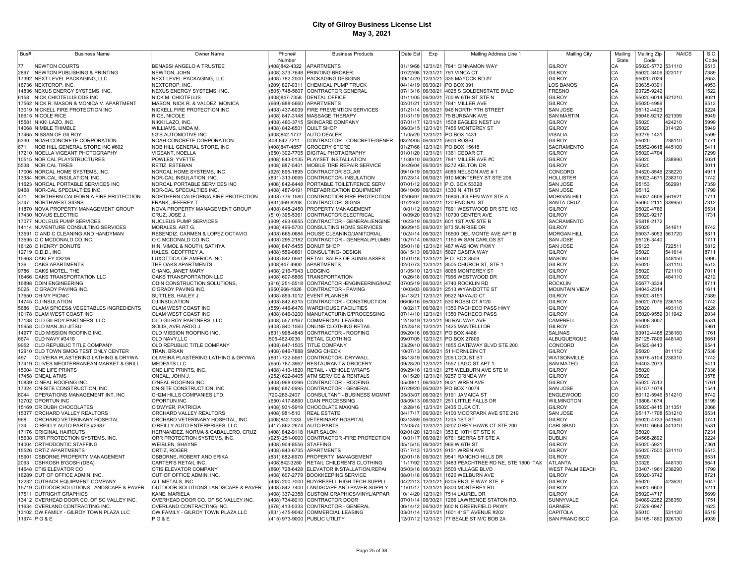# City of Gilroy Business License List

## May 3, 2021

| Bus# | Business Name | Owner Name | Phone# Number | Business Products | Date Est | Exp | Mailing Address Line 1 | Mailing City | Mailing State | Mailing Zip Code | NAICS | SIC Code |
|---|---|---|---|---|---|---|---|---|---|---|---|---|
| 77 | NEWTON COURTS | BENASSI ANGELO A TRUSTEE | (408)842-4322 | APARTMENTS | 01/19/66 | 12/31/21 | 7841 CINNAMON WAY | GILROY | CA | 95020-5772 | 531110 | 6513 |
| 2897 | NEWTON PUBLISHING & PRINTING | NEWTON, JOHN | (408) 373-7648 | PRINTING BROKER | 07/22/98 | 12/31/21 | 791 VINCA CT | GILROY | CA | 95020-3406 | 323117 | 7389 |
| 17392 | NEXT LEVEL PACKAGING, LLC | NEXT LEVEL PACKAGING, LLC | (408) 782-2000 | PACKAGING DESIGNS | 09/14/20 | 12/31/21 | 335 MAYOCK RD #7 | GILROY | CA | 95020-7024 | | 2653 |
| 16736 | NEXTCROP, INC. | NEXTCROP, INC. | (209) 827-0311 | CHEMICAL PUMP TRUCK | 04/14/19 | 06/30/21 | PO BOX 391 | LOS BANOS | CA | 93635-0391 | | 4953 |
| 14836 | NEXUS ENERGY SYSTEMS, INC. | NEXUS ENERGY SYSTEMS, INC. | (805) 748-5607 | CONTRACTOR GENERAL | 07/13/16 | 06/30/21 | 4025 S GOLDENSTATE BVLD | FRESNO | CA | 93725-9242 | | 1522 |
| 6158 | NICK CHIOTELLIS DDS INC | NICK M. CHIOTELLIS | (408)847-7358 | DENTAL OFFICE | 01/11/05 | 06/30/21 | 700 W 6TH ST STE N | GILROY | CA | 95020-6014 | 621210 | 8021 |
| 17562 | NICK R. MASON & MONICA V. APARTMENT | MASON, NICK R. & VALDEZ, MONICA | (669) 888-5660 | APARTMENTS | 02/01/21 | 12/31/21 | 7841 MILLER AVE | GILROY | CA | 95020-4989 | | 6513 |
| 13019 | NICKELL FIRE PROTECTION INC | NICKELL FIRE PROTECTION INC | (408) 437-6039 | FIRE PREVENTION SERVICES | 01/21/14 | 06/30/21 | 946 NORTH 7TH STREET | SAN JOSE | CA | 95112-4423 | | 9224 |
| 16615 | NICOLE RICE | RICE, NICOLE | (408) 847-3148 | MASSAGE THERAPY | 01/31/19 | 06/30/21 | 75 BURBANK AVE | SAN MARTIN | CA | 95046-9212 | 621399 | 8049 |
| 15581 | NIKKI LAZO, INC. | NIKKI LAZO, INC. | (408) 480-3715 | SKINCARE COMPANY | 07/01/17 | 12/31/21 | 1508 EAGLES NEST LN | GILROY | CA | 95020 | 424210 | 5999 |
| 14068 | NIMBLE THIMBLE | WILLIAMS, LINDA M. | (408) 842-6501 | QUILT SHOP | 06/03/15 | 12/31/21 | 7455 MONTEREY ST | GILROY | CA | 95020 | 314120 | 5949 |
| 17465 | NISSAN OF GILROY | 5G'S AUTOMOTIVE INC | (408)842-1777 | AUTO DEALER | 11/05/20 | 12/31/21 | PO BOX 1431 | VISALIA | CA | 93279-1431 | | 5599 |
| 6330 | NOAH CONCRETE CORPORATION | NOAH CONCRETE CORPORATION | 408-842-7211 | CONTRACTOR - CONCRETE/GENER | 03/24/05 | 06/30/21 | 5900 ROSSI | GILROY | CA | 95020 | 238110 | 1771 |
| 671 | NOB HILL GENERAL STORE INC #602 | NOB HILL GENERAL STORE, INC | (408)847-4857 | GROCERY STORE | 01/27/66 | 12/31/21 | PO BOX 15618 | SACRAMENTO | CA | 95852-0618 | 445100 | 5411 |
| 17210 | NOELLA VIGEANT PHOTOGRAPHY | VIGEANT, NOELLA | (650) 302-7705 | DIGITAL PHOTAGRAPHY | 01/01/20 | 12/31/21 | 1361 CEDAR CT | GILROY | CA | 95020-4704 | | 7299 |
| 10515 | NOR CAL PLAYSTRUCTURES | POWLES, YVETTE | (408) 843-0135 | PLAYSET INSTALLATION | 11/30/10 | 06/30/21 | 7841 MILLER AVE #C | GILROY | CA | 95020 | 238990 | 5031 |
| 5538 | NOR CAL TIRES | RETIZ, ESTEBAN | (408) 887-5401 | MOBILE TIRE REPAIR SERVICE | 04/26/04 | 06/30/21 | 8272 KELTON DR | GILROY | CA | 95020 | | 3011 |
| 17006 | NORCAL HOME SYSTEMS, INC. | NORCAL HOME SYSTEMS, INC. | (925) 895-1895 | CONTRACTOR SOLAR | 09/10/19 | 06/30/21 | 4085 NELSON AVE # 1 | CONCORD | CA | 94520-8546 | 238220 | 4911 |
| 13384 | NOR-CAL INSULATION, INC. | NOR-CAL INSULATION, INC. | (831) 313-0095 | CONTRACTOR- INSULATION | 07/23/14 | 06/30/21 | 910 MONTEREY ST STE 206 | HOLLISTER | CA | 95023-4671 | 238310 | 1742 |
| 11623 | NORCAL PORTABLE SERVICES INC | NORCAL PORTABLE SERVICES INC | (408) 842-8448 | PORTABLE TOILET/FENCE SERV | 07/01/12 | 06/30/21 | P.O. BOX 53328 | SAN JOSE | CA | 95153 | 562991 | 7359 |
| 9468 | NOR-CAL SPECIALTIES INC. | NOR-CAL SPECIALTIES INC. | (408) 487-9191 | PREFABRICATION EQUIPMENT | 06/10/09 | 06/30/21 | 1330 N. 4TH ST | SAN JOSE | CA | 95112 | | 1799 |
| 471 | NORTHERN CALIFORNIA FIRE PROTECTION | NORTHERN CALIFORNIA FIRE PROTECTION | (408) 776-1580 | CONTRACTIOR-FIRE PROTECTION | 02/06/97 | 06/30/21 | 16840 JOLEEN WAY STE A | MORGAN HILL | CA | 95037-4606 | 561621 | 1711 |
| 3747 | NORTHWEST SIGNS | FRANK, JEFFREY T | (831)469-8208 | CONTRACTOR- SIGNS | 01/22/02 | 03/31/21 | 120 ENCINAL ST | SANTA CRUZ | CA | 95060-2111 | 339950 | 7312 |
| 11870 | NOVA PROPERTY MANAGEMENT GROUP | NOVA PROPERTY MANAGEMENT GROUP | (408) 848-2450 | PROPERTY MANAGEMENT | 10/01/12 | 06/30/21 | 7891 WESTWOOD DR STE 103 | GILROY | CA | 95020-4786 | | 6531 |
| 17430 | NOVUS ELECTRIC | CRUZ, JOSE J. | (510) 395-5361 | CONTRACTOR ELECTRICAL | 10/09/20 | 03/31/21 | 10730 CENTER AVE | GILROY | CA | 95020-9217 | | 1731 |
| 17077 | NUCLEUS PUMP SERVICES | NUCLEUS PUMP SERVICES | (909) 493-0655 | CONTRACTOR - GENERAL/ENGINE | 10/23/19 | 06/30/21 | 601 1ST AVE STE B | SACRAMENTO | CA | 95818-2172 | | |
| 14114 | NUVENTURE CONSULTING SERVICES | MORALES, ART G. | (408) 499-5700 | CONSULTING HOME SERVICES | 06/29/15 | 06/30/21 | 873 SUNRISE DR | GILROY | CA | 95020 | 541611 | 8742 |
| 13591 | O AND C CLEANING AND HANDYMAN | RESENDIZ, CARMEN & LOPEZ OCTAVIO | (408) 665-0684 | HOUSE CLEANING/JANITORIAL | 10/24/14 | 06/30/21 | 16500 DEL MONTE AVE APT B | MORGAN HILL | CA | 95037-5053 | 561720 | 8811 |
| 13595 | O C MCDONALD CO INC. | O C MCDONALD CO INC. | (408) 295-2182 | CONTRACTOR - GENERAL/PLUMBI | 10/27/14 | 06/30/21 | 1150 W SAN CARLOS ST | SAN JOSE | CA | 95126-3440 | | 1711 |
| 16128 | O HENRY' DONUTS | HIN, VIMOL & NOUTH, SATHYA | (408) 847-5455 | DONUT SHOP | 05/01/18 | 12/31/21 | 487 WASHOW PKWY | SAN JOSE | CA | 95123 | 722511 | 5812 |
| 12719 | O.D.D., INC | HALES, GEOFFREY A. | (408) 559-0861 | CONSULTING- DESIGN | 08/15/13 | 06/30/21 | 5827 CASITA WAY | GILROY | CA | 95020 | 541614 | 8711 |
| 15963 | OAKLEY #S206 | LUXOTTICA OF AMERICA INC. | (408) 842-0561 | RETAIL SALES OF SUNGLASSES | 01/01/18 | 12/31/21 | P.O. BOX 8509 | MASON | OH | 45040 | 448150 | 5995 |
| 136 | OAKS APARTMENTS | THE OAKS APARTMENTS | (408)847-4900 | APARTMENTS | 02/07/73 | 12/31/21 | 8505 CHURCH ST, STE 1 | GILROY | CA | 95020 | 531110 | 6513 |
| 9786 | OAKS MOTEL, THE | CHANG, JANET MARY | (408) 216-7943 | LODGING | 01/05/10 | 12/31/21 | 8065 MONTEREY ST | GILROY | CA | 95020 | 721110 | 7011 |
| 16466 | OAKS TRANSPORTATION LLC | OAKS TRANSPORTATION LLC | (408) 607-5866 | TRANSPORTATION | 10/26/18 | 06/30/21 | 7996 WESTWOOD DR | GILROY | CA | 95020 | 484110 | 4212 |
| 16898 | ODIN ENGINEERING | ODIN CONSTRUCTION SOLUTIONS, | (916) 251-5518 | CONTRACTOR -ENGINEERING/HAZ | 07/05/19 | 06/30/21 | 4740 ROCKLIN RD | ROCKLIN | CA | 95677-3334 | | 8711 |
| 5025 | O'GRADY PAVING INC. | O'GRADY PAVING INC. | (650)966-1926 | CONTRACTOR - PAVING | 10/03/03 | 06/30/21 | 2513 WYANDOTTE ST | MOUNTAIN VIEW | CA | 94043-2314 | | 1611 |
| 17650 | OH MY PICNIC | SUTTLES, HAILEY J. | (408) 859-1012 | EVENT PLANNER | 04/13/21 | 12/31/21 | 9522 NAVAJO CT | GILROY | CA | 95020-8151 | | 7389 |
| 14745 | OJ INSULATION | OJ INSULATION | (408) 842-6315 | CONTRACTOR - CONSTRUCTION | 06/06/16 | 06/30/21 | 530 ROSSI CT #120 | GILROY | CA | 95020-7076 | 236118 | 1742 |
| 5686 | OLAM SPICES& VEGETABLES INGREDIENTS | OLAM WEST COAST INC | (559) 446-6476 | WAREHOUSE FACILITIES | 10/02/17 | 06/30/21 | 1350 PACHECO PASS HWY | GILROY | CA | 95020 | 493110 | 4226 |
| 10178 | OLAM WEST COAST INC | OLAM WEST COAST INC | (408) 846-3200 | MANUFACTURING/PROCESSING | 07/14/10 | 12/31/21 | 1350 PACHECO PASS | GILROY | CA | 95020-9559 | 311942 | 2034 |
| 17138 | OLD GILROY PARTNERS, LLC | OLD GILROY PARTNERS, LLC | (408) 557-0167 | COMMERCIAL LEASING | 12/18/19 | 12/31/21 | 90 RAILWAY AVE | CAMPBELL | CA | 95008-3007 | | 6531 |
| 15958 | OLD MAN JIU-JITSU | SOLIS, AVELARDO J. | (408) 840-1560 | ONLINE CLOTHING RETAIL | 02/23/18 | 12/31/21 | 1425 MANTELLI DR | GILROY | CA | 95020 | | 5961 |
| 14977 | OLD MISSION ROOFING INC. | OLD MISSION ROOFING INC. | (831) 998-4848 | CONTRACTOR - ROOFING | 09/20/16 | 06/30/21 | PO BOX 4488 | SALINAS | CA | 93912-4488 | 238160 | 1761 |
| 6674 | OLD NAVY #3418 | OLD NAVY,LLC | 505-462-0036 | RETAIL CLOTHING | 09/07/05 | 12/31/21 | PO BOX 27809 | ALBUQUERQUE | NM | 87125-7809 | 448140 | 5651 |
| 9952 | OLD REPUBLIC TITLE COMPANY | OLD REPUBLIC TITLE COMPANY | (408) 847-1505 | TITLE COMPANY | 03/29/10 | 06/30/21 | 1855 GATEWAY BLVD STE 200 | CONCORD | CA | 94520-8413 | | 6541 |
| 12910 | OLD TOWN SMOG TEST ONLY CENTER | TRAN, BRIAN | (408) 846-7888 | SMOG CHECK | 10/07/13 | 06/30/21 | 51 HORNLEIN CT | GILROY | CA | 95020 | 811112 | 7538 |
| 497 | OLIVEIRA PLASTERING LATHING & DRYWA | OLIVEIRA PLASTERING LATHING & DRYWA | (831) 722-5561 | CONTRACTOR- DRYWALL | 08/13/19 | 06/30/21 | 209 LOCUST ST | WATSONVILLE | CA | 95076-5104 | 238310 | 1742 |
| 17419 | OLIVES MEDITERRANEAN MARKET & GRILL | MEDEATS LLC | (650) 787-3962 | RESTAURANT & GROCERY | 09/28/20 | 12/31/21 | 1557 LAGO ST APT 1 | SAN MATEO | CA | 94403-2073 | | 5411 |
| 15004 | ONE LIFE PRINTS | ONE LIFE PRINTS, INC. | (408) 410-1820 | RETAIL - VEHICLE WRAPS | 09/29/16 | 12/31/21 | 275 WELBURN AVE STE M | GILROY | CA | 95020 | | 7336 |
| 17458 | ONEAL ATMS | ONEAL, JOHN J. | (252) 622-8405 | ATM SERVICE & RENTALS | 10/15/20 | 12/31/21 | 9257 ORINDA WY | GILROY | CA | 95020 | | 3578 |
| 10839 | O'NEAL ROOFING INC. | O'NEAL ROOFING INC. | (408) 968-0296 | CONTRACTOR - ROOFING | 05/09/11 | 06/30/21 | 9021 WREN AVE | GILROY | CA | 95020-7513 | | 1761 |
| 17324 | ON-SITE CONSTRUCTION, INC. | ON-SITE CONSTRUCTION, INC. | (408) 687-0995 | CONTRACTOR - GENERAL | 07/29/20 | 06/30/21 | PO BOX 10074 | SAN JOSE | CA | 95157-1074 | | 1541 |
| 8044 | OPERATIONS MANAGEMENT INT. INC | CH2M HILLS COMPANIES LTD. | 720-286-2407 | CONSULTANT - BUSINESS MGMNT | 05/03/07 | 06/30/21 | 9191 JAMAICA ST | ENGLEWOOD | CO | 80112-5946 | 514210 | 8742 |
| 12702 | OPORTUN INC | OPORTUN INC | (650) 417-8890 | LOAN PROCESSING | 08/09/13 | 06/30/21 | 251 LITTLE FALLS DR | WILMINGTON | DE | 19808-1674 | | 6199 |
| 15169 | OR DUBH CHOCOLATES | O'DWYER, PATRICIA | (408) 931-5919 | CHOCOLATE MAKING | 12/28/16 | 12/31/21 | 2435 OLEA CT. | GILROY | CA | 95020-8415 | 311351 | 2066 |
| 15377 | ORCHARD VALLEY REALTORS | ORCHARD VALLEY REALTORS | (408) 981-510 | REAL ESTATE | 04/17/17 | 06/30/21 | 4100 MOORPARK AVE STE 219 | SAN JOSE | CA | 95117-1708 | 531210 | 6531 |
| 968 | ORCHARD VETERINARY HOSPITAL | ORCHARD VETERINARY HOSPITAL, INC. | (408)842-1333 | VETERINARY HOSPITAL | 03/13/89 | 06/30/21 | 1205 1ST ST | GILROY | CA | 95020-4733 | 541940 | 0741 |
| 734 | O'REILLY AUTO PARTS #2987 | O'REILLY AUTO ENTERPRISES, LLC | (417) 862-2674 | AUTO PARTS | 12/03/74 | 12/31/21 | 3207 GREY HAWK CT STE 200 | CARLSBAD | CA | 92010-6664 | 441310 | 5531 |
| 17176 | ORIGINAL HAIRCUTS | HERNANDEZ, NORMA & CABALLERO, CRUZ | (408) 842-9118 | HAIR SALON | 02/01/20 | 12/31/21 | 353 E 10TH ST STE K | GILROY | CA | 95020 | | 7231 |
| 15638 | ORR PROTECTION SYSTEMS, INC. | ORR PROTECTION SYSTEMS, INC. | (925) 251-0000 | CONTRACTOR -FIRE PROTECTION | 10/01/17 | 06/30/21 | 6761 SIERRA ST STE A | DUBLIN | CA | 94568-2692 | | 9224 |
| 14004 | ORTHODONTIC STAFFING | WEIBLEN, SHAYNE | (408) 904-8556 | STAFFING | 05/15/15 | 06/30/21 | 969 W 6TH ST | GILROY | CA | 95020-5921 | | 7361 |
| 15526 | ORTIZ APARTMENTS | ORTIZ, ROGER | (408) 843-6735 | APARTMENTS | 07/17/13 | 12/31/21 | 9151 WREN AVE | GILROY | CA | 95020-7500 | 531110 | 6513 |
| 15901 | OSBORNE PROPERTY MANAGEMENT | OSBORNE, ROBERT AND ERIKA | (831) 682-6970 | PROPERTY MANAGEMENT | 02/01/18 | 06/30/21 | 9541 RANCHO HILLS DR | GILROY | CA | 95020 | | 6531 |
| 2093 | OSHKOSH B'GOSH (DBA) | CARTER'S RETAIL INC. | (408)842-3280 | RETAIL CHILDREN'S CLOTHING | 11/17/92 | 12/31/21 | 3483 PEACHTREE RD NE, STE 1800 TAX | ATLANTA | GA | 30326 | 448130 | 5641 |
| 14648 | OTIS ELEVATOR CO | OTIS ELEVATOR COMPANY | (860) 728-6428 | ELEVATOR INSTALLATION,REPAI | 05/03/16 | 06/30/21 | 5500 VILLAGE BLVD | WEST PALM BEACH | FL | 33407-1961 | 238290 | 1799 |
| 16289 | OUT OF OFFICE ADMIN, INC. | OUT OF OFFICE ADMIN, INC. | (408) 607-2779 | BOOKKEEPING SERVICE | 08/01/18 | 06/30/21 | 1620 WELBURN AVE | GILROY | CA | 95020-3742 | | 8721 |
| 12232 | OUTBACK EQUIPMENT COMPANY | ALL METALS, INC | (408) 200-7000 | BUY/RESELL HIGH TECH SUPPLI | 04/22/13 | 12/31/21 | 6205 ENGLE WAY STE. F | GILROY | CA | 95020 | 423620 | 5047 |
| 15719 | OUTDOOR SOLUTIONS LANDSCAPE & PAVER | OUTDOOR SOLUTIONS LANDSCAPE & PAVER | (408) 842-7400 | LANDSCAPE AND PAVER SUPPLY | 11/01/17 | 12/31/21 | 6300 MONTEREY RD | GILROY | CA | 95020-6603 | | 5211 |
| 17511 | OUTRIGHT GRAPHICS | KANE, MARIELA | (408) 337-2358 | CUSTOM GRAPHICS/VINYL/APPAR | 10/14/20 | 12/31/21 | 7514 LAUREL DR | GILROY | CA | 95020-4717 | | 5699 |
| 13412 | OVERHEAD DOOR CO. OF SC VALLEY INC. | OVERHEAD DOOR CO. OF SC VALLEY INC. | (408) 734-8010 | CONTRACTOR DOOR | 07/01/14 | 06/30/21 | 1266 LAWRENCE STATON RD. | SUNNYVALE | CA | 94089-2282 | 238350 | 1751 |
| 11634 | OVERLAND CONTRACTING INC. | OVERLAND CONTRACTING INC. | (678) 413-4203 | CONTRACTOR - GENERAL | 06/14/12 | 06/30/21 | 600 N GREENFIELD PKWY | GARNER | NC | 27529-6947 | | 1623 |
| 13102 | OW FAMILY - GILROY TOWN PLAZA LLC | OW FAMILY - GILROY TOWN PLAZA LLC | (831) 475-9042 | COMMERCIAL LEASING | 03/01/14 | 12/31/21 | 1601 41ST AVENUE #202 | CAPITOLA | CA | 95010 | 531120 | 6519 |
| 11974 | P G & E | P G & E | (415) 973-9000 | PUBLIC UTILITY | 12/07/12 | 12/31/21 | 77 BEALE ST M/C BOB 2A | SAN FRANCISCO | CA | 94105-1890 | 926130 | 4939 |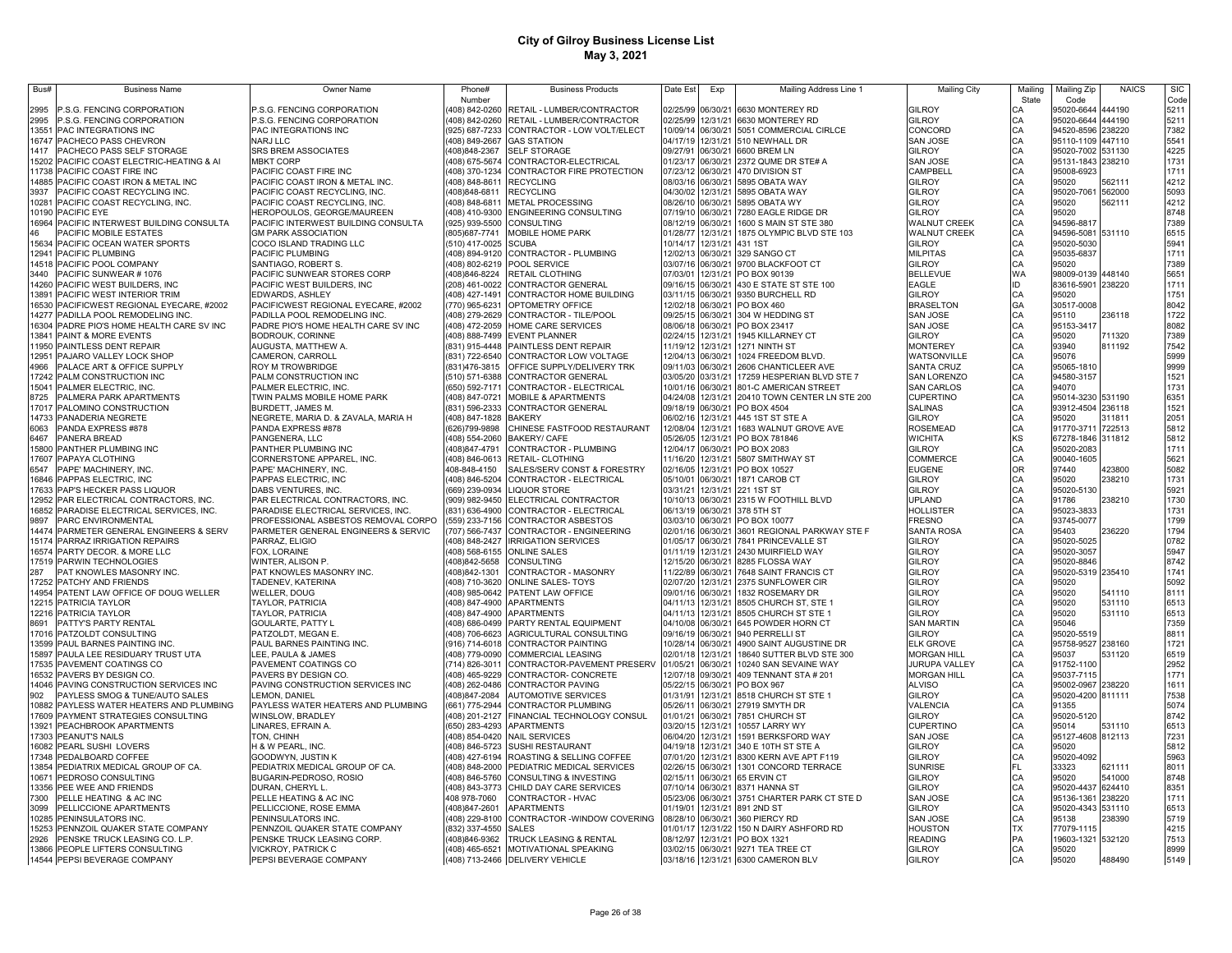# City of Gilroy Business License List
## May 3, 2021

| Bus# | Business Name | Owner Name | Phone# Number | Business Products | Date Est | Exp | Mailing Address Line 1 | Mailing City | Mailing State | Mailing Zip Code | NAICS | SIC Code |
|---|---|---|---|---|---|---|---|---|---|---|---|---|
| 2995 | P.S.G. FENCING CORPORATION | P.S.G. FENCING CORPORATION | (408) 842-0260 | RETAIL - LUMBER/CONTRACTOR | 02/25/99 | 06/30/21 | 6630 MONTEREY RD | GILROY | CA | 95020-6644 | 444190 | 5211 |
| 2995 | P.S.G. FENCING CORPORATION | P.S.G. FENCING CORPORATION | (408) 842-0260 | RETAIL - LUMBER/CONTRACTOR | 02/25/99 | 12/31/21 | 6630 MONTEREY RD | GILROY | CA | 95020-6644 | 444190 | 5211 |
| 13551 | PAC INTEGRATIONS INC | PAC INTEGRATIONS INC | (925) 687-7233 | CONTRACTOR - LOW VOLT/ELECT | 10/09/14 | 06/30/21 | 5051 COMMERCIAL CIRLCE | CONCORD | CA | 94520-8596 | 238220 | 7382 |
| 16747 | PACHECO PASS CHEVRON | NARJ LLC | (408) 849-2667 | GAS STATION | 04/17/19 | 12/31/21 | 510 NEWHALL DR | SAN JOSE | CA | 95110-1109 | 447110 | 5541 |
| 1417 | PACHECO PASS SELF STORAGE | SRS BREM ASSOCIATES | (408)848-2367 | SELF STORAGE | 09/27/91 | 06/30/21 | 6600 BREM LN | GILROY | CA | 95020-7002 | 531130 | 4225 |
| 15202 | PACIFIC COAST ELECTRIC-HEATING & AI | MBKT CORP | (408) 675-5674 | CONTRACTOR-ELECTRICAL | 01/23/17 | 06/30/21 | 2372 QUME DR STE# A | SAN JOSE | CA | 95131-1843 | 238210 | 1731 |
| 11738 | PACIFIC COAST FIRE INC | PACIFIC COAST FIRE INC | (408) 370-1234 | CONTRACTOR FIRE PROTECTION | 07/23/12 | 06/30/21 | 470 DIVISION ST | CAMPBELL | CA | 95008-6923 | | 1711 |
| 14885 | PACIFIC COAST IRON & METAL INC | PACIFIC COAST IRON & METAL INC. | (408) 848-8611 | RECYCLING | 08/03/16 | 06/30/21 | 5895 OBATA WAY | GILROY | CA | 95020 | 562111 | 4212 |
| 3937 | PACIFIC COAST RECYCLING INC. | PACIFIC COAST RECYCLING, INC. | (408)848-6811 | RECYCLING | 04/30/02 | 12/31/21 | 5895 OBATA WAY | GILROY | CA | 95020-7061 | 562000 | 5093 |
| 10281 | PACIFIC COAST RECYCLING, INC. | PACIFIC COAST RECYCLING, INC. | (408) 848-6811 | METAL PROCESSING | 08/26/10 | 06/30/21 | 5895 OBATA WY | GILROY | CA | 95020 | 562111 | 4212 |
| 10190 | PACIFIC EYE | HEROPOULOS, GEORGE/MAUREEN | (408) 410-9300 | ENGINEERING CONSULTING | 07/19/10 | 06/30/21 | 7280 EAGLE RIDGE DR | GILROY | CA | 95020 | | 8748 |
| 16964 | PACIFIC INTERWEST BUILDING CONSULTA | PACIFIC INTERWEST BUILDING CONSULTA | (925) 939-5500 | CONSULTING | 08/12/19 | 06/30/21 | 1600 S MAIN ST STE 380 | WALNUT CREEK | CA | 94596-8817 | | 7389 |
| 46 | PACIFIC MOBILE ESTATES | GM PARK ASSOCIATION | (805)687-7741 | MOBILE HOME PARK | 01/28/77 | 12/31/21 | 1875 OLYMPIC BLVD STE 103 | WALNUT CREEK | CA | 94596-5081 | 531110 | 6515 |
| 15634 | PACIFIC OCEAN WATER SPORTS | COCO ISLAND TRADING LLC | (510) 417-0025 | SCUBA | 10/14/17 | 12/31/21 | 431 1ST | GILROY | CA | 95020-5030 | | 5941 |
| 12941 | PACIFIC PLUMBING | PACIFIC PLUMBING | (408) 894-9120 | CONTRACTOR - PLUMBING | 12/02/13 | 06/30/21 | 329 SANGO CT | MILPITAS | CA | 95035-6837 | | 1711 |
| 14518 | PACIFIC POOL COMPANY | SANTIAGO, ROBERT S. | (408) 802-6219 | POOL SERVICE | 03/07/16 | 06/30/21 | 9700 BLACKFOOT CT | GILROY | CA | 95020 | | 7389 |
| 3440 | PACIFIC SUNWEAR # 1076 | PACIFIC SUNWEAR STORES CORP | (408)846-8224 | RETAIL CLOTHING | 07/03/01 | 12/31/21 | PO BOX 90139 | BELLEVUE | WA | 98009-0139 | 448140 | 5651 |
| 14260 | PACIFIC WEST BUILDERS, INC | PACIFIC WEST BUILDERS, INC | (208) 461-0022 | CONTRACTOR GENERAL | 09/16/15 | 06/30/21 | 430 E STATE ST STE 100 | EAGLE | ID | 83616-5901 | 238220 | 1711 |
| 13891 | PACIFIC WEST INTERIOR TRIM | EDWARDS, ASHLEY | (408) 427-1491 | CONTRACTOR HOME BUILDING | 03/11/15 | 06/30/21 | 9350 BURCHELL RD | GILROY | CA | 95020 | | 1751 |
| 16530 | PACIFICWEST REGIONAL EYECARE, #2002 | PACIFICWEST REGIONAL EYECARE, #2002 | (770) 965-6231 | OPTOMETRY OFFICE | 12/02/18 | 06/30/21 | PO BOX 460 | BRASELTON | GA | 30517-0008 | | 8042 |
| 14277 | PADILLA POOL REMODELING INC. | PADILLA POOL REMODELING INC. | (408) 279-2629 | CONTRACTOR - TILE/POOL | 09/25/15 | 06/30/21 | 304 W HEDDING ST | SAN JOSE | CA | 95110 | 236118 | 1722 |
| 16304 | PADRE PIO'S HOME HEALTH CARE SV INC | PADRE PIO'S HOME HEALTH CARE SV INC | (408) 472-2059 | HOME CARE SERVICES | 08/06/18 | 06/30/21 | PO BOX 23417 | SAN JOSE | CA | 95153-3417 | | 8082 |
| 13841 | PAINT & MORE EVENTS | BODROUK, CORINNE | (408) 888-7499 | EVENT PLANNER | 02/24/15 | 12/31/21 | 1945 KILLARNEY CT | GILROY | CA | 95020 | 711320 | 7389 |
| 11950 | PAINTLESS DENT REPAIR | AUGUSTA, MATTHEW A. | (831) 915-4448 | PAINTLESS DENT REPAIR | 11/19/12 | 12/31/21 | 1271 NINTH ST | MONTEREY | CA | 93940 | 811192 | 7542 |
| 12951 | PAJARO VALLEY LOCK SHOP | CAMERON, CARROLL | (831) 722-6540 | CONTRACTOR LOW VOLTAGE | 12/04/13 | 06/30/21 | 1024 FREEDOM BLVD. | WATSONVILLE | CA | 95076 | | 5999 |
| 4966 | PALACE ART & OFFICE SUPPLY | ROY M TROWBRIDGE | (831)476-3815 | OFFICE SUPPLY/DELIVERY TRK | 09/11/03 | 06/30/21 | 2606 CHANTICLEER AVE | SANTA CRUZ | CA | 95065-1810 | | 9999 |
| 17242 | PALM CONSTRUCTION INC | PALM CONSTRUCTION INC | (510) 571-6388 | CONTRACTOR GENERAL | 03/05/20 | 03/31/21 | 17259 HESPERIAN BLVD STE 7 | SAN LORENZO | CA | 94580-3157 | | 1521 |
| 15041 | PALMER ELECTRIC, INC. | PALMER ELECTRIC, INC. | (650) 592-7171 | CONTRACTOR - ELECTRICAL | 10/01/16 | 06/30/21 | 801-C AMERICAN STREET | SAN CARLOS | CA | 94070 | | 1731 |
| 8725 | PALMERA PARK APARTMENTS | TWIN PALMS MOBILE HOME PARK | (408) 847-0721 | MOBILE & APARTMENTS | 04/24/08 | 12/31/21 | 20410 TOWN CENTER LN STE 200 | CUPERTINO | CA | 95014-3230 | 531190 | 6351 |
| 17017 | PALOMINO CONSTRUCTION | BURDETT, JAMES M. | (831) 596-2333 | CONTRACTOR GENERAL | 09/18/19 | 06/30/21 | PO BOX 4504 | SALINAS | CA | 93912-4504 | 236118 | 1521 |
| 14733 | PANADERIA NEGRETE | NEGRETE, MARIA D. & ZAVALA, MARIA H | (408) 847-1828 | BAKERY | 06/02/16 | 12/31/21 | 445 1ST ST STE A | GILROY | CA | 95020 | 311811 | 2051 |
| 6063 | PANDA EXPRESS #878 | PANDA EXPRESS #878 | (626)799-9898 | CHINESE FASTFOOD RESTAURANT | 12/08/04 | 12/31/21 | 1683 WALNUT GROVE AVE | ROSEMEAD | CA | 91770-3711 | 722513 | 5812 |
| 6467 | PANERA BREAD | PANGENERA, LLC | (408) 554-2060 | BAKERY/ CAFE | 05/26/05 | 12/31/21 | PO BOX 781846 | WICHITA | KS | 67278-1846 | 311812 | 5812 |
| 15800 | PANTHER PLUMBING INC | PANTHER PLUMBING INC | (408)847-4791 | CONTRACTOR - PLUMBING | 12/04/17 | 06/30/21 | PO BOX 2083 | GILROY | CA | 95020-2083 | | 1711 |
| 17607 | PAPAYA CLOTHING | CORNERSTONE APPAREL, INC. | (408) 846-0613 | RETAIL- CLOTHING | 11/16/20 | 12/31/21 | 5807 SMITHWAY ST | COMMERCE | CA | 90040-1605 | | 5621 |
| 6547 | PAPE' MACHINERY, INC. | PAPE' MACHINERY, INC. | 408-848-4150 | SALES/SERV CONST & FORESTRY | 02/16/05 | 12/31/21 | PO BOX 10527 | EUGENE | OR | 97440 | 423800 | 5082 |
| 16846 | PAPPAS ELECTRIC, INC | PAPPAS ELECTRIC, INC | (408) 846-5204 | CONTRACTOR - ELECTRICAL | 05/10/01 | 06/30/21 | 1871 CAROB CT | GILROY | CA | 95020 | 238210 | 1731 |
| 17633 | PAP'S HECKER PASS LIQUOR | DABS VENTURES, INC. | (669) 239-0934 | LIQUOR STORE | 03/31/21 | 12/31/21 | 221 1ST ST | GILROY | CA | 95020-5130 | | 5921 |
| 12952 | PAR ELECTRICAL CONTRACTORS, INC. | PAR ELECTRICAL CONTRACTORS, INC. | (909) 982-9450 | ELECTRICAL CONTRACTOR | 10/10/13 | 06/30/21 | 2315 W FOOTHILL BLVD | UPLAND | CA | 91786 | 238210 | 1730 |
| 16852 | PARADISE ELECTRICAL SERVICES, INC. | PARADISE ELECTRICAL SERVICES, INC. | (831) 636-4900 | CONTRACTOR - ELECTRICAL | 06/13/19 | 06/30/21 | 378 5TH ST | HOLLISTER | CA | 95023-3833 | | 1731 |
| 9897 | PARC ENVIRONMENTAL | PROFESSIONAL ASBESTOS REMOVAL CORPO | (559) 233-7156 | CONTRACTOR ASBESTOS | 03/03/10 | 06/30/21 | PO BOX 10077 | FRESNO | CA | 93745-0077 | | 1799 |
| 14474 | PARMETER GENERAL ENGINEERS & SERV | PARMETER GENERAL ENGINEERS & SERVIC | (707) 566-7437 | CONTRACTOR - ENGINEERING | 02/01/16 | 06/30/21 | 3601 REGIONAL PARKWAY STE F | SANTA ROSA | CA | 95403 | 236220 | 1794 |
| 15174 | PARRAZ IRRIGATION REPAIRS | PARRAZ, ELIGIO | (408) 848-2427 | IRRIGATION SERVICES | 01/05/17 | 06/30/21 | 7841 PRINCEVALLE ST | GILROY | CA | 95020-5025 | | 0782 |
| 16574 | PARTY DECOR. & MORE LLC | FOX, LORAINE | (408) 568-6155 | ONLINE SALES | 01/11/19 | 12/31/21 | 2430 MUIRFIELD WAY | GILROY | CA | 95020-3057 | | 5947 |
| 17519 | PARWIN TECHNOLOGIES | WINTER, ALISON P. | (408)842-5658 | CONSULTING | 12/15/20 | 06/30/21 | 8285 FLOSSA WAY | GILROY | CA | 95020-8846 | | 8742 |
| 287 | PAT KNOWLES MASONRY INC. | PAT KNOWLES MASONRY INC. | (408)842-1301 | CONTRACTOR - MASONRY | 11/22/89 | 06/30/21 | 7648 SAINT FRANCIS CT | GILROY | CA | 95020-5319 | 235410 | 1741 |
| 17252 | PATCHY AND FRIENDS | TADENEV, KATERINA | (408) 710-3620 | ONLINE SALES- TOYS | 02/07/20 | 12/31/21 | 2375 SUNFLOWER CIR | GILROY | CA | 95020 | | 5092 |
| 14954 | PATENT LAW OFFICE OF DOUG WELLER | WELLER, DOUG | (408) 985-0642 | PATENT LAW OFFICE | 09/01/16 | 06/30/21 | 1832 ROSEMARY DR | GILROY | CA | 95020 | 541110 | 8111 |
| 12215 | PATRICIA TAYLOR | TAYLOR, PATRICIA | (408) 847-4900 | APARTMENTS | 04/11/13 | 12/31/21 | 8505 CHURCH ST, STE 1 | GILROY | CA | 95020 | 531110 | 6513 |
| 12216 | PATRICIA TAYLOR | TAYLOR, PATRICIA | (408) 847-4900 | APARTMENTS | 04/11/13 | 12/31/21 | 8505 CHURCH ST STE 1 | GILROY | CA | 95020 | 531110 | 6513 |
| 8691 | PATTY'S PARTY RENTAL | GOULARTE, PATTY L | (408) 686-0499 | PARTY RENTAL EQUIPMENT | 04/10/08 | 06/30/21 | 645 POWDER HORN CT | SAN MARTIN | CA | 95046 | | 7359 |
| 17016 | PATZOLDT CONSULTING | PATZOLDT, MEGAN E. | (408) 706-6623 | AGRICULTURAL CONSULTING | 09/16/19 | 06/30/21 | 940 PERRELLI ST | GILROY | CA | 95020-5519 | | 8811 |
| 13599 | PAUL BARNES PAINTING INC. | PAUL BARNES PAINTING INC. | (916) 714-6018 | CONTRACTOR PAINTING | 10/28/14 | 06/30/21 | 4900 SAINT AUGUSTINE DR | ELK GROVE | CA | 95758-9527 | 238160 | 1721 |
| 15897 | PAULA LEE RESIDUARY TRUST UTA | LEE, PAULA & JAMES | (408) 779-0090 | COMMERCIAL LEASING | 02/01/18 | 12/31/21 | 18640 SUTTER BLVD STE 300 | MORGAN HILL | CA | 95037 | 531120 | 6519 |
| 17535 | PAVEMENT COATINGS CO | PAVEMENT COATINGS CO | (714) 826-3011 | CONTRACTOR-PAVEMENT PRESERV | 01/05/21 | 06/30/21 | 10240 SAN SEVAINE WAY | JURUPA VALLEY | CA | 91752-1100 | | 2952 |
| 16532 | PAVERS BY DESIGN CO. | PAVERS BY DESIGN CO. | (408) 465-9229 | CONTRACTOR- CONCRETE | 12/07/18 | 09/30/21 | 409 TENNANT STA # 201 | MORGAN HILL | CA | 95037-7115 | | 1771 |
| 14046 | PAVING CONSTRUCTION SERVICES INC | PAVING CONSTRUCTION SERVICES INC | (408) 262-0486 | CONTRACTOR PAVING | 05/22/15 | 06/30/21 | PO BOX 967 | ALVISO | CA | 95002-0967 | 238220 | 1611 |
| 902 | PAYLESS SMOG & TUNE/AUTO SALES | LEMON, DANIEL | (408)847-2084 | AUTOMOTIVE SERVICES | 01/31/91 | 12/31/21 | 8518 CHURCH ST STE 1 | GILROY | CA | 95020-4200 | 811111 | 7538 |
| 10882 | PAYLESS WATER HEATERS AND PLUMBING | PAYLESS WATER HEATERS AND PLUMBING | (661) 775-2944 | CONTRACTOR PLUMBING | 05/26/11 | 06/30/21 | 27919 SMYTH DR | VALENCIA | CA | 91355 | | 5074 |
| 17609 | PAYMENT STRATEGIES CONSULTING | WINSLOW, BRADLEY | (408) 201-2127 | FINANCIAL TECHNOLOGY CONSUL | 01/01/21 | 06/30/21 | 7851 CHURCH ST | GILROY | CA | 95020-5120 | | 8742 |
| 13921 | PEACHBROOK APARTMENTS | LINARES, EFRAIN A. | (650) 283-4293 | APARTMENTS | 03/20/15 | 12/31/21 | 10557 LARRY WY | CUPERTINO | CA | 95014 | 531110 | 6513 |
| 17303 | PEANUT'S NAILS | TON, CHINH | (408) 854-0420 | NAIL SERVICES | 06/04/20 | 12/31/21 | 1591 BERKSFORD WAY | SAN JOSE | CA | 95127-4608 | 812113 | 7231 |
| 16082 | PEARL SUSHI LOVERS | H & W PEARL, INC. | (408) 846-5723 | SUSHI RESTAURANT | 04/19/18 | 12/31/21 | 340 E 10TH ST STE A | GILROY | CA | 95020 | | 5812 |
| 17348 | PEDALBOARD COFFEE | GOODWYN, JUSTIN K | (408) 427-6194 | ROASTING & SELLING COFFEE | 07/01/20 | 12/31/21 | 8300 KERN AVE APT F119 | GILROY | CA | 95020-4092 | | 5963 |
| 13854 | PEDIATRIX MEDICAL GROUP OF CA. | PEDIATRIX MEDICAL GROUP OF CA. | (408) 848-2000 | PEDIATRIC MEDICAL SERVICES | 02/26/15 | 06/30/21 | 1301 CONCORD TERRACE | SUNRISE | FL | 33323 | 621111 | 8011 |
| 10671 | PEDROSO CONSULTING | BUGARIN-PEDROSO, ROSIO | (408) 846-5760 | CONSULTING & INVESTING | 02/15/11 | 06/30/21 | 65 ERVIN CT | GILROY | CA | 95020 | 541000 | 8748 |
| 13356 | PEE WEE AND FRIENDS | DURAN, CHERYL L. | (408) 843-3773 | CHILD DAY CARE SERVICES | 07/10/14 | 06/30/21 | 8371 HANNA ST | GILROY | CA | 95020-4437 | 624410 | 8351 |
| 7300 | PELLE HEATING & AC INC | PELLE HEATING & AC INC | 408 978-7060 | CONTRACTOR - HVAC | 05/23/06 | 06/30/21 | 3751 CHARTER PARK CT STE D | SAN JOSE | CA | 95136-1361 | 238220 | 1711 |
| 3099 | PELLICCIONE APARTMENTS | PELLICCIONE, ROSE EMMA | (408)847-2601 | APARTMENTS | 01/19/01 | 12/31/21 | 891 2ND ST | GILROY | CA | 95020-4343 | 531110 | 6513 |
| 10285 | PENINSULATORS INC. | PENINSULATORS INC. | (408) 229-8100 | CONTRACTOR -WINDOW COVERING | 08/28/10 | 06/30/21 | 360 PIERCY RD | SAN JOSE | CA | 95138 | 238390 | 5719 |
| 15253 | PENNZOIL QUAKER STATE COMPANY | PENNZOIL QUAKER STATE COMPANY | (832) 337-4550 | SALES | 01/01/17 | 12/31/22 | 150 N DAIRY ASHFORD RD | HOUSTON | TX | 77079-1115 | | 4215 |
| 2926 | PENSKE TRUCK LEASING CO. L.P. | PENSKE TRUCK LEASING CORP. | (408)846-9362 | TRUCK LEASING & RENTAL | 08/12/97 | 12/31/21 | PO BOX 1321 | READING | PA | 19603-1321 | 532120 | 7513 |
| 13866 | PEOPLE LIFTERS CONSULTING | VICKROY, PATRICK C | (408) 465-6521 | MOTIVATIONAL SPEAKING | 03/02/15 | 06/30/21 | 9271 TEA TREE CT | GILROY | CA | 95020 | | 8999 |
| 14544 | PEPSI BEVERAGE COMPANY | PEPSI BEVERAGE COMPANY | (408) 713-2466 | DELIVERY VEHICLE | 03/18/16 | 12/31/21 | 6300 CAMERON BLV | GILROY | CA | 95020 | 488490 | 5149 |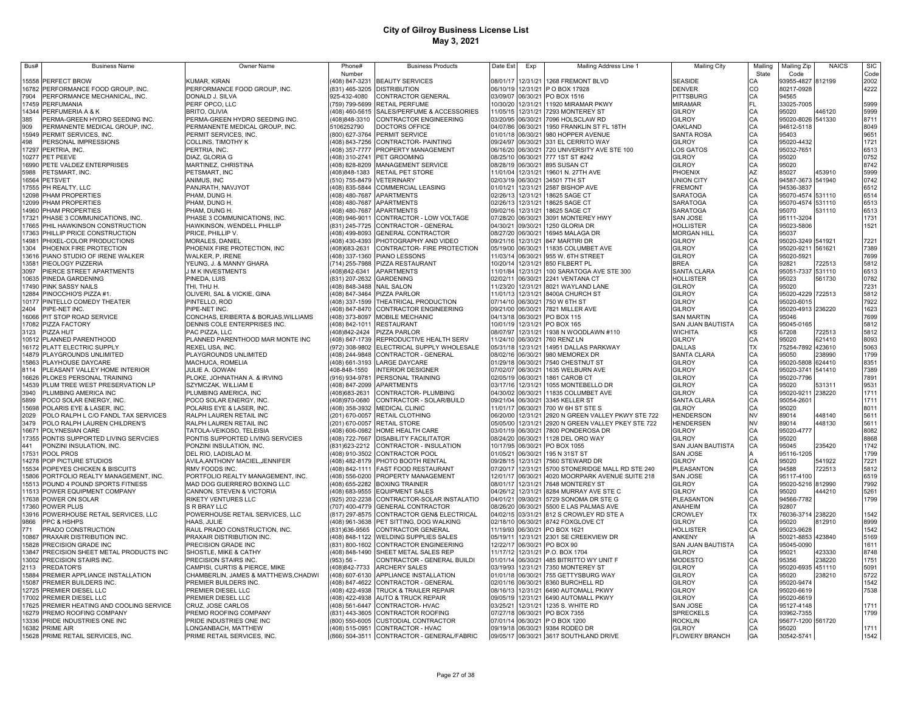# City of Gilroy Business License List
## May 3, 2021

| Bus# | Business Name | Owner Name | Phone# Number | Business Products | Date Est | Exp | Mailing Address Line 1 | Mailing City | Mailing State | Mailing Zip Code | NAICS | SIC Code |
|---|---|---|---|---|---|---|---|---|---|---|---|---|
| 15558 | PERFECT BROW | KUMAR, KIRAN | (408) 847-3231 | BEAUTY SERVICES | 08/01/17 | 12/31/21 | 1268 FREMONT BLVD | SEASIDE | CA | 93955-4827 | 812199 | 2002 |
| 16782 | PERFORMANCE FOOD GROUP, INC. | PERFORMANCE FOOD GROUP, INC. | (831) 465-3205 | DISTRIBUTION | 06/10/19 | 12/31/21 | P O BOX 17928 | DENVER | CO | 80217-0928 | | 4222 |
| 7904 | PERFORMANCE MECHANICAL, INC. | DONALD J. SILVA | 925-432-4080 | CONTRACTOR GENERAL | 03/09/07 | 06/30/21 | PO BOX 1516 | PITTSBURG | CA | 94565 | | |
| 17459 | PERFUMANIA | PERF OPCO, LLC | (759) 799-5699 | RETAIL PERFUME | 10/30/20 | 12/31/21 | 11920 MIRAMAR PKWY | MIRAMAR | FL | 33025-7005 | | 5999 |
| 14344 | PERFUMERIA A & K | BRITO, OLIVIA | (408) 460-5615 | SALES/PERFUME & ACCESSORIES | 11/05/15 | 12/31/21 | 7293 MONTEREY ST | GILROY | CA | 95020 | 446120 | 5999 |
| 385 | PERMA-GREEN HYDRO SEEDING INC. | PERMA-GREEN HYDRO SEEDING INC. | (408)848-3310 | CONTRACTOR ENGINEERING | 03/20/95 | 06/30/21 | 7096 HOLSCLAW RD | GILROY | CA | 95020-8026 | 541330 | 8711 |
| 909 | PERMANENTE MEDICAL GROUP, INC. | PERMANENTE MEDICAL GROUP, INC. | 5106252790 | DOCTORS OFFICE | 04/07/86 | 06/30/21 | 1950 FRANKLIN ST FL 18TH | OAKLAND | CA | 94612-5118 | | 8049 |
| 15949 | PERMIT SERVICES, INC. | PERMIT SERVICES, INC. | (800) 627-3764 | PERMIT SERVICE | 01/01/18 | 06/30/21 | 980 HOPPER AVENUE | SANTA ROSA | CA | 95403 | | 9651 |
| 498 | PERSONAL IMPRESSIONS | COLLINS, TIMOTHY K | (408) 843-7256 | CONTRACTOR- PAINTING | 09/24/97 | 06/30/21 | 331 EL CERRITO WAY | GILROY | CA | 95020-4432 | | 1721 |
| 17297 | PERTRIA, INC. | PERTRIA, INC. | (408) 357-7777 | PROPERTY MANAGEMENT | 06/16/20 | 06/30/21 | 720 UNIVERSITY AVE STE 100 | LOS GATOS | CA | 95032-7651 | | 6513 |
| 10277 | PET PEEVE | DIAZ, GLORIA G | (408) 310-2741 | PET GROOMING | 08/25/10 | 06/30/21 | 777 1ST ST #242 | GILROY | CA | 95020 | | 0752 |
| 16990 | PETE VALDEZ ENTERPRISES | MARTINEZ, CHRISTINA | (408) 828-8209 | MANAGEMENT SERVICE | 08/28/19 | 06/30/21 | 895 SUSAN CT | GILROY | CA | 95020 | | 8742 |
| 5988 | PETSMART, INC. | PETSMART, INC | (408)848-1383 | RETAIL PET STORE | 11/01/04 | 12/31/21 | 19601 N. 27TH AVE | PHOENIX | AZ | 85027 | 453910 | 5999 |
| 16564 | PETSVET | ANIMUS, INC | (510) 755-8479 | VETERINARY | 02/03/19 | 06/30/21 | 34501 7TH ST | UNION CITY | CA | 94587-3673 | 541940 | 0742 |
| 17555 | PH REALTY, LLC | PANJRATH, NAVJYOT | (408) 835-5844 | COMMERCIAL LEASING | 01/01/21 | 12/31/21 | 2587 BISHOP AVE | FREMONT | CA | 94536-3837 | | 6512 |
| 12098 | PHAM PROPERTIES | PHAM, DUNG H. | (408) 480-7687 | APARTMENTS | 02/26/13 | 12/31/21 | 18625 SAGE CT | SARATOGA | CA | 95070-4574 | 531110 | 6514 |
| 12099 | PHAM PROPERTIES | PHAM, DUNG H. | (408) 480-7687 | APARTMENTS | 02/26/13 | 12/31/21 | 18625 SAGE CT | SARATOGA | CA | 95070-4574 | 531110 | 6513 |
| 14960 | PHAM PROPERTIES | PHAM, DUNG H. | (408) 480-7687 | APARTMENTS | 09/02/16 | 12/31/21 | 18625 SAGE CT | SARATOGA | CA | 95070 | 531110 | 6513 |
| 17321 | PHASE 3 COMMUNICATIONS, INC. | PHASE 3 COMMUNICATIONS, INC. | (408) 946-9011 | CONTRACTOR - LOW VOLTAGE | 07/28/20 | 06/30/21 | 3091 MONTEREY HWY | SAN JOSE | CA | 95111-3204 | | 1731 |
| 17665 | PHIL HAWKINSON CONSTRUCTION | HAWKINSON, WENDELL PHILLIP | (831) 245-7725 | CONTRACTOR - GENERAL | 04/30/21 | 09/30/21 | 1250 GLORIA DR | HOLLISTER | CA | 95023-5806 | | 1521 |
| 17363 | PHILLIP PRICE CONSTRUCTION | PRICE, PHILLIP V. | (408) 499-8093 | GENERAL CONTRACTOR | 08/27/20 | 06/30/21 | 16945 MALAGA DR | MORGAN HILL | CA | 95037 | | |
| 14981 | PHIXEL-COLOR PRODUCTIONS | MORALES, DANIEL | (408) 430-4393 | PHOTOGRAPHY AND VIDEO | 09/21/16 | 12/31/21 | 847 MARTIRI DR | GILROY | CA | 95020-3249 | 541921 | 7221 |
| 1304 | PHOENIX FIRE PROTECTION | PHOENIX FIRE PROTECTION, INC | (408)683-2631 | CONTRACTOR- FIRE PROTECTION | 05/19/00 | 06/30/21 | 11835 COLUMBET AVE | GILROY | CA | 95020-9211 | 561621 | 7389 |
| 13616 | PIANO STUDIO OF IRENE WALKER | WALKER, P, IRENE | (408) 337-1360 | PIANO LESSONS | 11/03/14 | 06/30/21 | 955 W. 6TH STREET | GILROY | CA | 95020-5921 | | 7699 |
| 13581 | PIEOLOGY PIZZERIA | YEUNG, J. & MANNY GHARA | (714) 255-7988 | PIZZA RESTAURANT | 10/20/14 | 12/31/21 | 850 FILBERT PL | BREA | CA | 92821 | 722513 | 5812 |
| 3097 | PIERCE STREET APARTMENTS | J M K INVESTMENTS | (408)842-6341 | APARTMENTS | 11/01/84 | 12/31/21 | 100 SARATOGA AVE STE 300 | SANTA CLARA | CA | 95051-7337 | 531110 | 6513 |
| 10635 | PINEDA GARDENING | PINEDA, LUIS | (831) 207-2632 | GARDENING | 02/02/11 | 06/30/21 | 2241 VENTANA CT | HOLLISTER | CA | 95023 | 561730 | 0782 |
| 17490 | PINK SASSY NAILS | THI, THU H. | (408) 848-3488 | NAIL SALON | 11/23/20 | 12/31/21 | 8021 WAYLAND LANE | GILROY | CA | 95020 | | 7231 |
| 12884 | PINOCCHIO'S PIZZA #1. | OLIVERI, SAL & VICKIE, GINA | (408) 847-3464 | PIZZA PARLOR | 11/01/13 | 12/31/21 | 8400A CHURCH ST | GILROY | CA | 95020-4229 | 722513 | 5812 |
| 10177 | PINTELLO COMEDY THEATER | PINTELLO, ROD | (408) 337-1599 | THEATRICAL PRODUCTION | 07/14/10 | 06/30/21 | 750 W 6TH ST | GILROY | CA | 95020-6015 | | 7922 |
| 2404 | PIPE-NET INC. | PIPE-NET INC. | (408) 847-8470 | CONTRACTOR ENGINEERING | 09/21/00 | 06/30/21 | 7821 MILLER AVE | GILROY | CA | 95020-4913 | 236220 | 1623 |
| 16066 | PIT STOP ROAD SERVICE | CONCHAS, ERIBERTA & BORJAS,WILLIAMS | (408) 373-8097 | MOBILE MECHANIC | 04/13/18 | 06/30/21 | PO BOX 115 | SAN MARTIN | CA | 95046 | | 7699 |
| 17082 | PIZZA FACTORY | DENNIS COLE ENTERPRISES INC. | (408) 842-1011 | RESTAURANT | 10/01/19 | 12/31/21 | PO BOX 165 | SAN JUAN BAUTISTA | CA | 95045-0165 | | 5812 |
| 3123 | PIZZA HUT | PAC PIZZA, LLC | (408)842-2424 | PIZZA PARLOR | 08/07/97 | 12/31/21 | 1938 N WOODLAWN #110 | WICHITA | KS | 67208 | 722513 | 5812 |
| 10512 | PLANNED PARENTHOOD | PLANNED PARENTHOOD MAR MONTE INC | (408) 847-1739 | REPRODUCTIVE HEALTH SERV | 11/24/10 | 06/30/21 | 760 RENZ LN | GILROY | CA | 95020 | 621410 | 8093 |
| 16172 | PLATT ELECTRIC SUPPLY | REXEL USA, INC. | (972) 308-9802 | ELECTRICAL SUPPLY WHOLESALE | 05/31/18 | 12/31/21 | 14951 DALLAS PARKWAY | DALLAS | TX | 75254-7892 | 423610 | 5063 |
| 14879 | PLAYGROUNDS UNLIMITED | PLAYGROUNDS UNLIMITED | (408) 244-9848 | CONTRACTOR - GENERAL | 08/02/16 | 06/30/21 | 980 MEMOREX DR | SANTA CLARA | CA | 95050 | 238990 | 1799 |
| 15863 | PLAYHOUSE DAYCARE | MACHUCA, ROMELIA | (408) 661-3193 | LARGE DAYCARE | 01/29/18 | 06/30/21 | 7540 CHESTNUT ST | GILROY | CA | 95020-5808 | 624410 | 8351 |
| 8114 | PLEASANT VALLEY HOME INTERIOR | JULIE A. GOWAN | 408-848-1550 | INTERIOR DESIGNER | 07/02/07 | 06/30/21 | 1635 WELBURN AVE | GILROY | CA | 95020-3741 | 541410 | 7389 |
| 16626 | PLOKES PERSONAL TRAINING | PLOKE, JOHNATHAN A. & IRVING | (916) 934-9781 | PERSONAL TRAINING | 02/05/19 | 06/30/21 | 1861 CAROB CT | GILROY | CA | 95020-7796 | | 7891 |
| 14539 | PLUM TREE WEST PRESERVATION LP | SZYMCZAK, WILLIAM E | (408) 847-2099 | APARTMENTS | 03/17/16 | 12/31/21 | 1055 MONTEBELLO DR | GILROY | CA | 95020 | 531311 | 9531 |
| 3940 | PLUMBING AMERICA INC | PLUMBING AMERICA, INC | (408)683-2631 | CONTRACTOR- PLUMBING | 04/30/02 | 06/30/21 | 11835 COLUMBET AVE | GILROY | CA | 95020-9211 | 238220 | 1711 |
| 5899 | POCO SOLAR ENERGY, INC. | POCO SOLAR ENERGY, INC. | (408)970-0680 | CONTRACTOR - SOLAR/BUILD | 09/21/04 | 06/30/21 | 3345 KELLER ST | SANTA CLARA | CA | 95054-2601 | | 1711 |
| 15698 | POLARIS EYE & LASER, INC. | POLARIS EYE & LASER, INC. | (408) 358-3932 | MEDICAL CLINIC | 11/01/17 | 06/30/21 | 700 W 6H ST STE S | GILROY | CA | 95020 | | 8011 |
| 2029 | POLO RALPH L C/O FANDL TAX SERVICES | RALPH LAUREN RETAIL INC | (201) 670-0057 | RETAIL CLOTHING | 06/20/00 | 12/31/21 | 2920 N GREEN VALLEY PKWY STE 722 | HENDERSON | NV | 89014 | 448140 | 5611 |
| 3479 | POLO RALPH LAUREN CHILDREN'S | RALPH LAUREN RETAIL INC | (201) 670-0057 | RETAIL STORE | 05/05/00 | 12/31/21 | 2920 N GREEN VALLEY PKEY STE 722 | HENDERSEN | NV | 89014 | 448130 | 5611 |
| 16671 | POLYNESIAN CARE | TATOLA-VEIKOSO, TELEISIA | (408) 606-0982 | HOME HEALTH CARE | 03/01/19 | 06/30/21 | 7800 PONDEROSA DR | GILROY | CA | 95020-4777 | | 8082 |
| 17355 | PONTIS SUPPORTED LIVING SERVCIES | PONTIS SUPPORTED LIVING SERVCIES | (408) 722-7667 | DISABILITY FACILITATOR | 08/24/20 | 06/30/21 | 1128 DEL ORO WAY | GILROY | CA | 95020 | | 8868 |
| 441 | PONZINI INSULATION, INC. | PONZINI INSULATION, INC. | (831)623-2212 | CONTRACTOR - INSULATION | 10/17/95 | 06/30/21 | PO BOX 1055 | SAN JUAN BAUTISTA | CA | 95045 | 235420 | 1742 |
| 17531 | POOL PROS | DEL RIO, LADISLAO M. | (408) 910-3502 | CONTRACTOR POOL | 01/05/21 | 06/30/21 | 195 N 31ST ST | SAN JOSE | A | 95116-1205 | | 1799 |
| 14278 | POP PICTURE STUDIOS | AVILA,ANTHONY MACIEL,JENNIFER | (408) 482-8179 | PHOTO BOOTH RENTAL | 09/28/15 | 12/31/21 | 7560 STEWARD DR | GILROY | CA | 95020 | 541922 | 7221 |
| 15534 | POPEYES CHICKEN & BISCUITS | RMV FOODS INC. | (408) 842-1111 | FAST FOOD RESTAURANT | 07/20/17 | 12/31/21 | 5700 STONERIDGE MALL RD STE 240 | PLEASANTON | CA | 94588 | 722513 | 5812 |
| 15806 | PORTFOLIO REALTY MANAGEMENT, INC. | PORTFOLIO REALTY MANAGEMENT, INC. | (408) 556-0200 | PROPERTY MANAGEMENT | 12/01/17 | 06/30/21 | 4020 MOORPARK AVENUE SUITE 218 | SAN JOSE | CA | 95117-4100 | | 6519 |
| 15513 | POUND 4 POUND SPORTS FITNESS | MAD DOG GUERRERO BOXING LLC | (408) 655-2282 | BOXING TRAINER | 08/01/17 | 12/31/21 | 7648 MONTEREY ST | GILROY | CA | 95020-5216 | 812990 | 7992 |
| 11513 | POWER EQUIPMENT COMPANY | CANNON, STEVEN & VICTORIA | (408) 683-9555 | EQUIPMENT SALES | 04/26/12 | 12/31/21 | 8284 MURRAY AVE STE C | GILROY | CA | 95020 | 444210 | 5261 |
| 17638 | POWER ON SOLAR | RIKETY VENTURES LLC | (925) 202-2238 | CONTRACTOR-SOLAR INSTALATIO | 04/01/21 | 09/30/21 | 5729 SONOMA DR STE G | PLEASANTON | CA | 94566-7782 | | 1799 |
| 17360 | POWER PLUS | S R BRAY LLC | (707) 400-4779 | GENERAL CONTRACTOR | 08/26/20 | 06/30/21 | 5500 E LAS PALMAS AVE | ANAHEIM | CA | 92807 | | |
| 13916 | POWERHOUSE RETAIL SERVICES, LLC | POWERHOUSE RETAIL SERVICES, LLC | (817) 297-8575 | CONTRACTOR GEN& ELECTRICAL | 04/02/15 | 03/31/21 | 812 S CROWLEY RD STE A | CROWLEY | TX | 76036-3714 | 238220 | 1542 |
| 9866 | PPC & HSHPS | HAAS, JULIE | (408) 961-3638 | PET SITTING, DOG WALKING | 02/18/10 | 06/30/21 | 8742 FOXGLOVE CT | GILROY | CA | 95020 | 812910 | 8999 |
| 771 | PRADO CONSTRUCTION | RAUL PRADO CONSTRUCTION, INC. | (831)636-9565 | CONTRACTOR GENERAL | 11/19/93 | 06/30/21 | PO BOX 1621 | HOLLISTER | CA | 95023-9628 | | 1542 |
| 10867 | PRAXAIR DISTRIBUTION INC. | PRAXAIR DISTRIBUTION INC. | (408) 848-1122 | WELDING SUPPLIES SALES | 05/19/11 | 12/31/21 | 2301 SE CREEKVIEW DR | ANKENY | IA | 50021-8853 | 423840 | 5169 |
| 15828 | PRECISION GRADE INC | PRECISION GRADE INC | (831) 800-1602 | CONTRACTOR ENGINEERING | 12/22/17 | 06/30/21 | PO BOX 90 | SAN JUAN BAUTISTA | CA | 95045-0090 | | 1611 |
| 13847 | PRECISION SHEET METAL PRODUCTS INC | SHOSTLE, MIKE & CATHY | (408) 848-1490 | SHEET METAL SALES REP | 11/17/12 | 12/31/21 | P.O. BOX 1704 | GILROY | CA | 95021 | 423330 | 8748 |
| 13002 | PRECISION STAIRS INC. | PRECISION STAIRS INC. | (953) 56 - | CONTRACTOR - GENERAL BUILDI | 01/01/14 | 06/30/21 | 485 BITRITTO WY UNIT F | MODESTO | CA | 95356 | 238220 | 1751 |
| 2113 | PREDATOR'S | CAMPISI, CURTIS & PIERCE, MIKE | (408)842-7733 | ARCHERY SALES | 03/19/93 | 12/31/21 | 7350 MONTEREY ST | GILROY | CA | 95020-6935 | 451110 | 5091 |
| 15884 | PREMIER APPLIANCE INSTALLATION | CHAMBERLIN, JAMES & MATTHEWS,CHADWI | (408) 607-6130 | APPLIANCE INSTALLATION | 01/01/18 | 06/30/21 | 755 GETTYSBURG WAY | GILROY | CA | 95020 | 238210 | 5722 |
| 15087 | PREMIER BUILDERS INC. | PREMIER BUILDERS INC. | (408) 847-4622 | CONTRACTOR - GENERAL | 02/01/16 | 06/30/21 | 8360 BURCHELL RD | GILROY | CA | 95020-9474 | | 1542 |
| 12725 | PREMIER DIESEL LLC | PREMIER DIESEL LLC | (408) 422-4938 | TRUCK & TRAILER REPAIR | 08/16/13 | 12/31/21 | 6490 AUTOMALL PKWY | GILROY | CA | 95020-6619 | | 7538 |
| 17002 | PREMIER DIESEL LLC | PREMIER DIESEL LLC | (408) 422-4938 | AUTO & TRUCK REPAIR | 09/05/19 | 12/31/21 | 6490 AUTOMALL PKWY | GILROY | CA | 95020-6619 | | |
| 17625 | PREMIER HEATING AND COOLING SERVICE | CRUZ, JOSE CARLOS | (408) 561-6447 | CONTRACTOR- HVAC | 03/25/21 | 12/31/21 | 1235 S. WHITE RD | SAN JOSE | CA | 95127-4148 | | 1711 |
| 16279 | PREMO ROOFING COMPANY | PREMO ROOFING COMPANY | (831) 443-3605 | CONTRACTOR ROOFING | 07/27/18 | 06/30/21 | PO BOX 7355 | SPRECKELS | CA | 93962-7355 | | 1799 |
| 1336 | PRIDE INDUSTRIES ONE INC | PRIDE INDUSTRIES ONE INC | (800) 550-6005 | CUSTODIAL CONTRACTOR | 07/01/14 | 06/30/21 | P O BOX 1200 | ROCKLIN | CA | 95677-1200 | 561720 | |
| 16382 | PRIME AIR | LONGANBACH, MATTHEW | (408) 515-0951 | CONTRACTOR - HVAC | 09/19/18 | 06/30/21 | 9384 RODEO DR | GILROY | CA | 95020 | | 1711 |
| 15628 | PRIME RETAIL SERVICES, INC. | PRIME RETAIL SERVICES, INC. | (866) 504-3511 | CONTRACTOR - GENERAL/FABRIC | 09/05/17 | 06/30/21 | 3617 SOUTHLAND DRIVE | FLOWERY BRANCH | GA | 30542-5741 | | 1542 |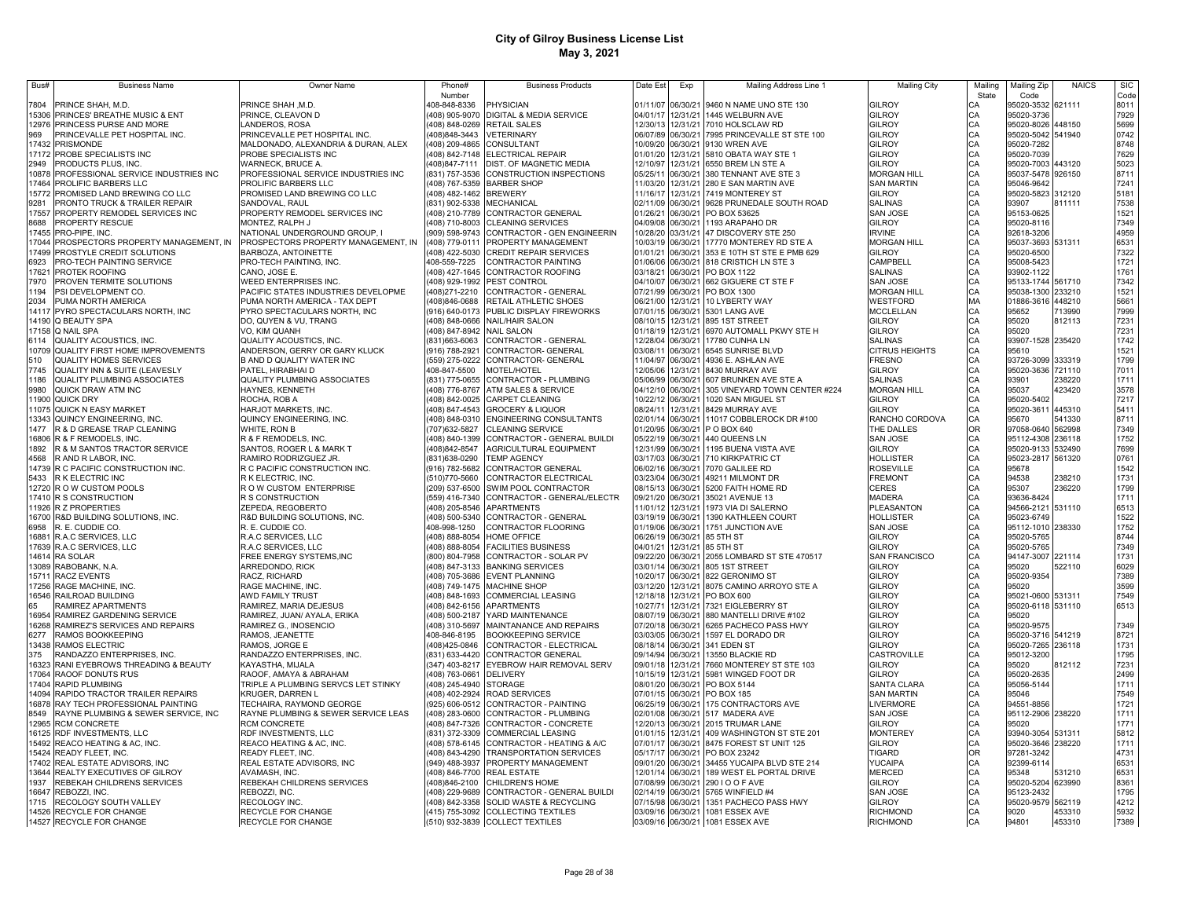# City of Gilroy Business License List
## May 3, 2021

| Bus# | Business Name | Owner Name | Phone# Number | Business Products | Date Est | Exp | Mailing Address Line 1 | Mailing City | Mailing State | Mailing Zip Code | NAICS | SIC Code |
|---|---|---|---|---|---|---|---|---|---|---|---|---|
| 7804 | PRINCE SHAH, M.D. | PRINCE SHAH ,M.D. | 408-848-8336 | PHYSICIAN | 01/11/07 | 06/30/21 | 9460 N NAME UNO STE 130 | GILROY | CA | 95020-3532 | 621111 | 8011 |
| 15306 | PRINCES' BREATHE MUSIC & ENT | PRINCE, CLEAVON D | (408) 905-9070 | DIGITAL & MEDIA SERVICE | 04/01/17 | 12/31/21 | 1445 WELBURN AVE | GILROY | CA | 95020-3736 | | 7929 |
| 12976 | PRINCESS PURSE AND MORE | LANDEROS, ROSA | (408) 848-0269 | RETAIL SALES | 12/30/13 | 12/31/21 | 7010 HOLSCLAW RD | GILROY | CA | 95020-8026 | 448150 | 5699 |
| 969 | PRINCEVALLE PET HOSPITAL INC. | PRINCEVALLE PET HOSPITAL INC. | (408)848-3443 | VETERINARY | 06/07/89 | 06/30/21 | 7995 PRINCEVALLE ST STE 100 | GILROY | CA | 95020-5042 | 541940 | 0742 |
| 17432 | PRISMONDE | MALDONADO, ALEXANDRIA & DURAN, ALEX | (408) 209-4865 | CONSULTANT | 10/09/20 | 06/30/21 | 9130 WREN AVE | GILROY | CA | 95020-7282 | | 8748 |
| 17172 | PROBE SPECIALISTS INC | PROBE SPECIALISTS INC | (408) 842-7148 | ELECTRICAL REPAIR | 01/01/20 | 12/31/21 | 5810 OBATA WAY STE 1 | GILROY | CA | 95020-7039 | | 7629 |
| 2949 | PRODUCTS PLUS, INC. | WARNECK, BRUCE A. | (408)847-7111 | DIST. OF MAGNETIC MEDIA | 12/10/97 | 12/31/21 | 6550 BREM LN STE A | GILROY | CA | 95020-7003 | 443120 | 5023 |
| 10878 | PROFESSIONAL SERVICE INDUSTRIES INC | PROFESSIONAL SERVICE INDUSTRIES INC | (831) 757-3536 | CONSTRUCTION INSPECTIONS | 05/25/11 | 06/30/21 | 380 TENNANT AVE STE 3 | MORGAN HILL | CA | 95037-5478 | 926150 | 8711 |
| 17464 | PROLIFIC BARBERS LLC | PROLIFIC BARBERS LLC | (408) 767-5359 | BARBER SHOP | 11/03/20 | 12/31/21 | 280 E SAN MARTIN AVE | SAN MARTIN | CA | 95046-9642 | | 7241 |
| 15772 | PROMISED LAND BREWING CO LLC | PROMISED LAND BREWING CO LLC | (408) 482-1462 | BREWERY | 11/16/17 | 12/31/21 | 7419 MONTEREY ST | GILROY | CA | 95020-5823 | 312120 | 5181 |
| 9281 | PRONTO TRUCK & TRAILER REPAIR | SANDOVAL, RAUL | (831) 902-5338 | MECHANICAL | 02/11/09 | 06/30/21 | 9628 PRUNEDALE SOUTH ROAD | SALINAS | CA | 93907 | 811111 | 7538 |
| 17557 | PROPERTY REMODEL SERVICES INC | PROPERTY REMODEL SERVICES INC | (408) 210-7789 | CONTRACTOR GENERAL | 01/26/21 | 06/30/21 | PO BOX 53625 | SAN JOSE | CA | 95153-0625 | | 1521 |
| 8688 | PROPERTY RESCUE | MONTEZ, RALPH J | (408) 710-8003 | CLEANING SERVICES | 04/09/08 | 06/30/21 | 1193 ARAPAHO DR | GILROY | CA | 95020-8116 | | 7349 |
| 17455 | PRO-PIPE, INC. | NATIONAL UNDERGROUND GROUP, I | (909) 598-9743 | CONTRACTOR - GEN ENGINEERIN | 10/28/20 | 03/31/21 | 47 DISCOVERY STE 250 | IRVINE | CA | 92618-3206 | | 4959 |
| 17044 | PROSPECTORS PROPERTY MANAGEMENT, IN | PROSPECTORS PROPERTY MANAGEMENT, IN | (408) 779-0111 | PROPERTY MANAGEMENT | 10/03/19 | 06/30/21 | 17770 MONTEREY RD STE A | MORGAN HILL | CA | 95037-3693 | 531311 | 6531 |
| 17499 | PROSTYLE CREDIT SOLUTIONS | BARBOZA, ANTOINETTE | (408) 422-5030 | CREDIT REPAIR SERVICES | 01/01/21 | 06/30/21 | 353 E 10TH ST STE E PMB 629 | GILROY | CA | 95020-6500 | | 7322 |
| 6923 | PRO-TECH PAINTING SERVICE | PRO-TECH PAINTING, INC. | 408-559-7225 | CONTRACTOR PAINTING | 01/06/06 | 06/30/21 | 818 CRISTICH LN STE 3 | CAMPBELL | CA | 95008-5423 | | 1721 |
| 17621 | PROTEK ROOFING | CANO, JOSE E. | (408) 427-1645 | CONTRACTOR ROOFING | 03/18/21 | 06/30/21 | PO BOX 1122 | SALINAS | CA | 93902-1122 | | 1761 |
| 7970 | PROVEN TERMITE SOLUTIONS | WEED ENTERPRISES INC. | (408) 929-1992 | PEST CONTROL | 04/10/07 | 06/30/21 | 662 GIGUERE CT STE F | SAN JOSE | CA | 95133-1744 | 561710 | 7342 |
| 1194 | PSI DEVELOPMENT CO. | PACIFIC STATES INDUSTRIES DEVELOPME | (408)271-2210 | CONTRACTOR - GENERAL | 07/21/99 | 06/30/21 | PO BOX 1300 | MORGAN HILL | CA | 95038-1300 | 233210 | 1521 |
| 2034 | PUMA NORTH AMERICA | PUMA NORTH AMERICA - TAX DEPT | (408)846-0688 | RETAIL ATHLETIC SHOES | 06/21/00 | 12/31/21 | 10 LYBERTY WAY | WESTFORD | MA | 01886-3616 | 448210 | 5661 |
| 14117 | PYRO SPECTACULARS NORTH, INC | PYRO SPECTACULARS NORTH, INC | (916) 640-0173 | PUBLIC DISPLAY FIREWORKS | 07/01/15 | 06/30/21 | 5301 LANG AVE | MCCLELLAN | CA | 95652 | 713990 | 7999 |
| 14190 | Q BEAUTY SPA | DO, QUYEN & VU, TRANG | (408) 848-0666 | NAIL/HAIR SALON | 08/10/15 | 12/31/21 | 895 1ST STREET | GILROY | CA | 95020 | 812113 | 7231 |
| 17158 | Q NAIL SPA | VO, KIM QUANH | (408) 847-8942 | NAIL SALON | 01/18/19 | 12/31/21 | 6970 AUTOMALL PKWY STE H | GILROY | CA | 95020 | | 7231 |
| 6114 | QUALITY ACOUSTICS, INC. | QUALITY ACOUSTICS, INC. | (831)663-6063 | CONTRACTOR - GENERAL | 12/28/04 | 06/30/21 | 17780 CUNHA LN | SALINAS | CA | 93907-1528 | 235420 | 1742 |
| 10709 | QUALITY FIRST HOME IMPROVEMENTS | ANDERSON, GERRY OR GARY KLUCK | (916) 788-2921 | CONTRACTOR- GENERAL | 03/08/11 | 06/30/21 | 6545 SUNRISE BLVD | CITRUS HEIGHTS | CA | 95610 | | 1521 |
| 510 | QUALITY HOMES SERVICES | B AND D QUALITY WATER INC | (559) 275-0222 | CONTRACTOR- GENERAL | 11/04/97 | 06/30/21 | 4936 E. ASHLAN AVE | FRESNO | CA | 93726-3099 | 333319 | 1799 |
| 7745 | QUALITY INN & SUITE (LEAVESLY | PATEL, HIRABHAI D | 408-847-5500 | MOTEL/HOTEL | 12/05/06 | 12/31/21 | 8430 MURRAY AVE | GILROY | CA | 95020-3636 | 721110 | 7011 |
| 1186 | QUALITY PLUMBING ASSOCIATES | QUALITY PLUMBING ASSOCIATES | (831) 775-0655 | CONTRACTOR - PLUMBING | 05/06/99 | 06/30/21 | 607 BRUNKEN AVE STE A | SALINAS | CA | 93901 | 238220 | 1711 |
| 9980 | QUICK DRAW ATM INC | HAYNES, KENNETH | (408) 776-8767 | ATM SALES & SERVICE | 04/12/10 | 06/30/21 | 305 VINEYARD TOWN CENTER #224 | MORGAN HILL | CA | 95037 | 423420 | 3578 |
| 11900 | QUICK DRY | ROCHA, ROB A | (408) 842-0025 | CARPET CLEANING | 10/22/12 | 06/30/21 | 1020 SAN MIGUEL ST | GILROY | CA | 95020-5402 | | 7217 |
| 11075 | QUICK N EASY MARKET | HARJOT MARKETS, INC. | (408) 847-4543 | GROCERY & LIQUOR | 08/24/11 | 12/31/21 | 8429 MURRAY AVE | GILROY | CA | 95020-3611 | 445310 | 5411 |
| 13343 | QUINCY ENGINEERING, INC. | QUINCY ENGINEERING, INC. | (408) 848-0310 | ENGINEERING CONSULTANTS | 02/01/14 | 06/30/21 | 11017 COBBLEROCK DR #100 | RANCHO CORDOVA | CA | 95670 | 541330 | 8711 |
| 1477 | R & D GREASE TRAP CLEANING | WHITE, RON B | (707)632-5827 | CLEANING SERVICE | 01/20/95 | 06/30/21 | P O BOX 640 | THE DALLES | OR | 97058-0640 | 562998 | 7349 |
| 16806 | R & F REMODELS, INC. | R & F REMODELS, INC. | (408) 840-1399 | CONTRACTOR - GENERAL BUILDI | 05/22/19 | 06/30/21 | 440 QUEENS LN | SAN JOSE | CA | 95112-4308 | 236118 | 1752 |
| 1892 | R & M SANTOS TRACTOR SERVICE | SANTOS, ROGER L & MARK T | (408)842-8547 | AGRICULTURAL EQUIPMENT | 12/31/99 | 06/30/21 | 1195 BUENA VISTA AVE | GILROY | CA | 95020-9133 | 532490 | 7699 |
| 4568 | R AND R LABOR, INC. | RAMIRO RODRIZGUEZ JR. | (831)638-0290 | TEMP AGENCY | 03/17/03 | 06/30/21 | 710 KIRKPATRIC CT | HOLLISTER | CA | 95023-2817 | 561320 | 0761 |
| 14739 | R C PACIFIC CONSTRUCTION INC. | R C PACIFIC CONSTRUCTION INC. | (916) 782-5682 | CONTRACTOR GENERAL | 06/02/16 | 06/30/21 | 7070 GALILEE RD | ROSEVILLE | CA | 95678 | | 1542 |
| 5433 | R K ELECTRIC INC | R K ELECTRIC, INC. | (510)770-5660 | CONTRACTOR ELECTRICAL | 03/23/04 | 06/30/21 | 49211 MILMONT DR | FREMONT | CA | 94538 | 238210 | 1731 |
| 12720 | R O W CUSTOM POOLS | R O W CUSTOM ENTERPRISE | (209) 537-6500 | SWIM POOL CONTRACTOR | 08/15/13 | 06/30/21 | 5200 FAITH HOME RD | CERES | CA | 95307 | 236220 | 1799 |
| 17410 | R S CONSTRUCTION | R S CONSTRUCTION | (559) 416-7340 | CONTRACTOR - GENERAL/ELECTR | 09/21/20 | 06/30/21 | 35021 AVENUE 13 | MADERA | CA | 93636-8424 | | 1711 |
| 11926 | R Z PROPERTIES | ZEPEDA, REGOBERTO | (408) 205-8546 | APARTMENTS | 11/01/12 | 12/31/21 | 1973 VIA DI SALERNO | PLEASANTON | CA | 94566-2121 | 531110 | 6513 |
| 16700 | R&D BUILDING SOLUTIONS, INC. | R&D BUILDING SOLUTIONS, INC. | (408) 500-5340 | CONTRACTOR - GENERAL | 03/19/19 | 06/30/21 | 1390 KATHLEEN COURT | HOLLISTER | CA | 95023-6749 | | 1522 |
| 6958 | R. E. CUDDIE CO. | R. E. CUDDIE CO. | 408-998-1250 | CONTRACTOR FLOORING | 01/19/06 | 06/30/21 | 1751 JUNCTION AVE | SAN JOSE | CA | 95112-1010 | 238330 | 1752 |
| 16881 | R.A.C SERVICES, LLC | R.A.C SERVICES, LLC | (408) 888-8054 | HOME OFFICE | 06/26/19 | 06/30/21 | 85 5TH ST | GILROY | CA | 95020-5765 | | 8744 |
| 17639 | R.A.C SERVICES, LLC | R.A.C SERVICES, LLC | (408) 888-8054 | FACILITIES BUSINESS | 04/01/21 | 12/31/21 | 85 5TH ST | GILROY | CA | 95020-5765 | | 7349 |
| 14614 | RA SOLAR | FREE ENERGY SYSTEMS,INC | (800) 804-7958 | CONTRACTOR - SOLAR PV | 09/22/20 | 06/30/21 | 2055 LOMBARD ST STE 470517 | SAN FRANCISCO | CA | 94147-3007 | 221114 | 1731 |
| 13089 | RABOBANK, N.A. | ARREDONDO, RICK | (408) 847-3133 | BANKING SERVICES | 03/01/14 | 06/30/21 | 805 1ST STREET | GILROY | CA | 95020 | 522110 | 6029 |
| 15711 | RACZ EVENTS | RACZ, RICHARD | (408) 705-3686 | EVENT PLANNING | 10/20/17 | 06/30/21 | 822 GERONIMO ST | GILROY | CA | 95020-9354 | | 7389 |
| 17256 | RAGE MACHINE, INC. | RAGE MACHINE, INC. | (408) 749-1475 | MACHINE SHOP | 03/12/20 | 12/31/21 | 8075 CAMINO ARROYO STE A | GILROY | CA | 95020 | | 3599 |
| 16546 | RAILROAD BUILDING | AWD FAMILY TRUST | (408) 848-1693 | COMMERCIAL LEASING | 12/18/18 | 12/31/21 | PO BOX 600 | GILROY | CA | 95021-0600 | 531311 | 7549 |
| 65 | RAMIREZ APARTMENTS | RAMIREZ, MARIA DEJESUS | (408) 842-6156 | APARTMENTS | 10/27/71 | 12/31/21 | 7321 EIGLEBERRY ST | GILROY | CA | 95020-6118 | 531110 | 6513 |
| 16954 | RAMIREZ GARDENING SERVICE | RAMIREZ, JUAN/ AYALA, ERIKA | (408) 500-2187 | YARD MAINTENANCE | 08/07/19 | 06/30/21 | 880 MANTELLI DRIVE #102 | GILROY | CA | 95020 | | |
| 16268 | RAMIREZ'S SERVICES AND REPAIRS | RAMIREZ G., INOSENCIO | (408) 310-5697 | MAINTANANCE AND REPAIRS | 07/20/18 | 06/30/21 | 6265 PACHECO PASS HWY | GILROY | CA | 95020-9575 | | 7349 |
| 6277 | RAMOS BOOKKEEPING | RAMOS, JEANETTE | 408-846-8195 | BOOKKEEPING SERVICE | 03/03/05 | 06/30/21 | 1597 EL DORADO DR | GILROY | CA | 95020-3716 | 541219 | 8721 |
| 13438 | RAMOS ELECTRIC | RAMOS, JORGE E | (408)425-0846 | CONTRACTOR - ELECTRICAL | 08/18/14 | 06/30/21 | 341 EDEN ST | GILROY | CA | 95020-7265 | 236118 | 1731 |
| 375 | RANDAZZO ENTERPRISES, INC. | RANDAZZO ENTERPRISES, INC. | (831) 633-4420 | CONTRACTOR GENERAL | 09/14/94 | 06/30/21 | 13550 BLACKIE RD | CASTROVILLE | CA | 95012-3200 | | 1795 |
| 16323 | RANI EYEBROWS THREADING & BEAUTY | KAYASTHA, MIJALA | (347) 403-8217 | EYEBROW HAIR REMOVAL SERV | 09/01/18 | 12/31/21 | 7660 MONTEREY ST STE 103 | GILROY | CA | 95020 | 812112 | 7231 |
| 17064 | RAOOF DONUTS R'US | RAOOF, AMAYA & ABRAHAM | (408) 763-0661 | DELIVERY | 10/15/19 | 12/31/21 | 5981 WINGED FOOT DR | GILROY | CA | 95020-2635 | | 2499 |
| 17404 | RAPID PLUMBING | TRIPLE A PLUMBING SERVCS LET STINKY | (408) 245-4940 | STORAGE | 08/01/20 | 06/30/21 | PO BOX 5144 | SANTA CLARA | CA | 95056-5144 | | 1711 |
| 14094 | RAPIDO TRACTOR TRAILER REPAIRS | KRUGER, DARREN L | (408) 402-2924 | ROAD SERVICES | 07/01/15 | 06/30/21 | PO BOX 185 | SAN MARTIN | CA | 95046 | | 7549 |
| 16878 | RAY TECH PROFESSIONAL PAINTING | TECHAIRA, RAYMOND GEORGE | (925) 606-0512 | CONTRACTOR - PAINTING | 06/25/19 | 06/30/21 | 175 CONTRACTORS AVE | LIVERMORE | CA | 94551-8856 | | 1721 |
| 8549 | RAYNE PLUMBING & SEWER SERVICE, INC | RAYNE PLUMBING & SEWER SERVICE LEAS | (408) 283-0600 | CONTRACTOR - PLUMBING | 02/01/08 | 06/30/21 | 517 MADERA AVE | SAN JOSE | CA | 95112-2906 | 238220 | 1711 |
| 12965 | RCM CONCRETE | RCM CONCRETE | (408) 847-7326 | CONTRACTOR - CONCRETE | 12/20/13 | 06/30/21 | 2015 TRUMAR LANE | GILROY | CA | 95020 | | 1771 |
| 16125 | RDF INVESTMENTS, LLC | RDF INVESTMENTS, LLC | (831) 372-3309 | COMMERCIAL LEASING | 01/01/15 | 12/31/21 | 409 WASHINGTON ST STE 201 | MONTEREY | CA | 93940-3054 | 531311 | 5812 |
| 15492 | REACO HEATING & AC, INC. | REACO HEATING & AC, INC. | (408) 578-6145 | CONTRACTOR - HEATING & A/C | 07/01/17 | 06/30/21 | 8475 FOREST ST UNIT 125 | GILROY | CA | 95020-3646 | 238220 | 1711 |
| 15424 | READY FLEET, INC. | READY FLEET, INC. | (408) 843-4290 | TRANSPORTATION SERVICES | 05/17/17 | 06/30/21 | PO BOX 23242 | TIGARD | OR | 97281-3242 | | 4731 |
| 17402 | REAL ESTATE ADVISORS, INC | REAL ESTATE ADVISORS, INC | (949) 488-3937 | PROPERTY MANAGEMENT | 09/01/20 | 06/30/21 | 34455 YUCAIPA BLVD STE 214 | YUCAIPA | CA | 92399-6114 | | 6531 |
| 13644 | REALTY EXECUTIVES OF GILROY | AVAMASH, INC. | (408) 846-7700 | REAL ESTATE | 12/01/14 | 06/30/21 | 189 WEST EL PORTAL DRIVE | MERCED | CA | 95348 | 531210 | 6531 |
| 1937 | REBEKAH CHILDRENS SERVICES | REBEKAH CHILDRENS SERVICES | (408)846-2100 | CHILDREN'S HOME | 07/08/99 | 06/30/21 | 290 I O O F AVE | GILROY | CA | 95020-5204 | 623990 | 8361 |
| 16647 | REBOZZI, INC. | REBOZZI, INC. | (408) 229-9689 | CONTRACTOR - GENERAL BUILDI | 02/14/19 | 06/30/21 | 5765 WINFIELD #4 | SAN JOSE | CA | 95123-2432 | | 1795 |
| 1715 | RECOLOGY SOUTH VALLEY | RECOLOGY INC. | (408) 842-3358 | SOLID WASTE & RECYCLING | 07/15/98 | 06/30/21 | 1351 PACHECO PASS HWY | GILROY | CA | 95020-9579 | 562119 | 4212 |
| 14526 | RECYCLE FOR CHANGE | RECYCLE FOR CHANGE | (415) 755-3092 | COLLECTING TEXTILES | 03/09/16 | 06/30/21 | 1081 ESSEX AVE | RICHMOND | CA | 9020 | 453310 | 5932 |
| 14527 | RECYCLE FOR CHANGE | RECYCLE FOR CHANGE | (510) 932-3839 | COLLECT TEXTILES | 03/09/16 | 06/30/21 | 1081 ESSEX AVE | RICHMOND | CA | 94801 | 453310 | 7389 |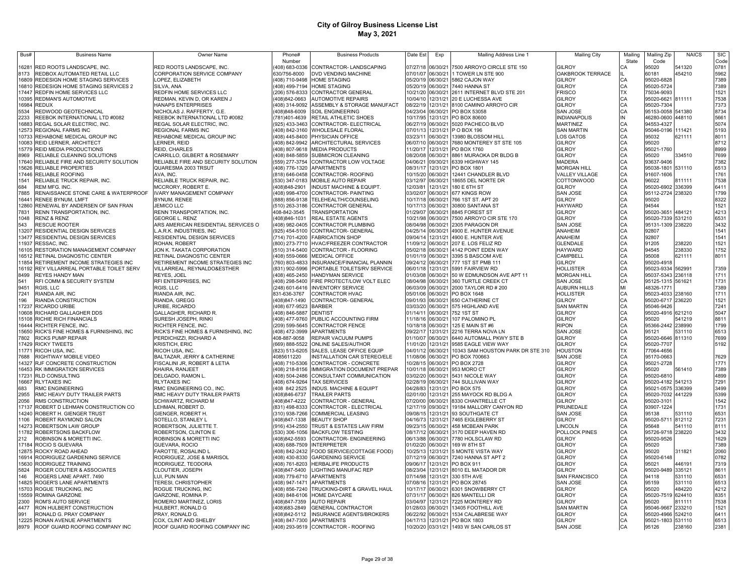# City of Gilroy Business License List

## May 3, 2021

| Bus# | Business Name | Owner Name | Phone# Number | Business Products | Date Est | Exp | Mailing Address Line 1 | Mailing City | Mailing State | Mailing Zip Code | NAICS | SIC Code |
|---|---|---|---|---|---|---|---|---|---|---|---|---|
| 16281 | RED ROOTS LANDSCAPE, INC. | RED ROOTS LANDSCAPE, INC. | (408) 683-0336 | CONTRACTOR- LANDSCAPING | 07/27/18 | 06/30/21 | 7500 ARROYO CIRCLE STE 150 | GILROY | CA | 95020 | 541320 | 0781 |
| 8173 | REDBOX AUTOMATED RETAIL LLC | CORPORATION SERVICE COMPANY | 630/756-8000 | DVD VENDING MACHINE | 07/01/07 | 06/30/21 | 1 TOWER LN STE 900 | OAKBROOK TERRACE | IL | 60181 | 454210 | 5962 |
| 16809 | REDESIGN HOME STAGING SERVICES | LOPEZ, ELIZABETH | (408) 710-9498 | HOME STAGING | 05/20/19 | 06/30/21 | 5862 CAJON WAY | GILROY | CA | 95020-6828 | | 7389 |
| 16810 | REDESIGN HOME STAGING SERVICES 2 | SILVA, ANA | (408) 499-7194 | HOME STAGING | 05/20/19 | 06/30/21 | 7440 HANNA ST | GILROY | CA | 95020-5724 | | 7389 |
| 17447 | REDFIN HOME SERVICES LLC | REDFIN HOME SERVICES LLC | (206) 576-8333 | CONTRACTOR GENERAL | 10/21/20 | 06/30/21 | 2611 INTERNET BLVD STE 201 | FRISCO | TX | 75034-9093 | | 1521 |
| 10395 | REDMAN'S AUTOMOTIVE | REDMAN, KEVIN D, OR KAREN J | (408)842-0663 | AUTOMOTIVE REPAIRS | 10/04/10 | 12/31/21 | 20 E LUCHESSA AVE | GILROY | CA | 95020-6621 | 811111 | 7538 |
| 16984 | REDUX | HANAPS ENTERPRISES | (408) 314-9092 | ASSEMBLY & STORAGE MANUFACT | 08/22/19 | 12/31/21 | 8100 CAMINO ARROYO CIR | GILROY | CA | 95020-7304 | | 7373 |
| 5534 | REDWOOD GEOTECHNICAL | NICHOLAS J. RAFFERTY, G.E. | (408)848-6009 | SOIL ENGINEERING | 04/23/04 | 06/30/21 | PO BOX 53058 | SAN JOSE | CA | 95153-0058 | 541380 | 8734 |
| 2233 | REEBOK INTERNATIONAL LTD #0082 | REEBOK INTERNATIONAL LTD #0082 | (781)401-4639 | RETAIL ATHLETIC SHOES | 10/17/95 | 12/31/21 | PO BOX 80600 | INDIANAPOLIS | IN | 46280-0600 | 448110 | 5661 |
| 16883 | REGAL SOLAR ELECTRIC, INC. | REGAL SOLAR ELECTRIC, INC. | (925) 433-3463 | CONTRACTOR- ELECTRICAL | 06/27/19 | 06/30/21 | 5020 PACHECO BLVD | MARTINEZ | CA | 94553-4327 | | 5074 |
| 12573 | REGIONAL FARMS INC | REGIONAL FARMS INC | (408) 842-3160 | WHOLESALE FLORAL | 07/01/13 | 12/31/21 | P O BOX 196 | SAN MARTIN | CA | 95046-0196 | 111421 | 5193 |
| 10733 | REHABONE MEDICAL GROUP INC | REHABONE MEDICAL GROUP INC | (408) 445-8400 | PHYSICIAN OFFICE | 03/23/11 | 06/30/21 | 13980 BLOSSOM HILL | LOS GATOS | CA | 95032 | 621111 | 8011 |
| 10083 | REID LERNER, ARCHITECT | LERNER, REID | (408) 842-9942 | ARCHITECTURAL SERVICES | 06/07/10 | 06/30/21 | 7680 MONTEREY ST STE 105 | GILROY | CA | 95020 | | 8712 |
| 15779 | REID MEDIA PRODUCTIONS | REID, CHARLES | (408) 807-9618 | MEDIA PRODUCTS | 11/20/17 | 12/31/21 | PO BOX 1760 | GILROY | CA | 95021-1760 | | 8999 |
| 8969 | RELIABLE CLEANING SOLUTIONS | CARRILLO, GILBERT & ROSEMARY | (408) 848-5859 | SUBMICRON CLEANING | 08/20/08 | 06/30/21 | 8861 MURAOKA DR BLDG B | GILROY | CA | 95020 | 334510 | 7699 |
| 17640 | RELIABLE FIRE AND SECURITY SOLUTION | RELIABLE FIRE AND SECURITY SOLUTION | (559) 277-3754 | CONTRACTOR LOW VOLTAGE | 04/06/21 | 09/30/21 | 6339 HIGHWAY 145 | MADERA | CA | 93637-9406 | | 7382 |
| 15626 | RELIABLE PROPERTIES | QUARESMA 2003 TRSUT | (408) 776-1320 | APARTMENTS | 08/31/17 | 12/31/21 | PO BOX 1801 | MORGAN HILL | CA | 95038-1801 | 531110 | 6513 |
| 17446 | RELIABLE ROOFING | AVA, INC. | (818) 646-0458 | CONTRACTOR- ROOFING | 10/15/20 | 06/30/21 | 12441 CHANDLER BLVD | VALLEY VILLAGE | CA | 91607-1606 | | 1761 |
| 1541 | RELIABLE TRUCK REPAIR, INC. | RELIABLE TRUCK REPAIR, INC. | (530) 347-0183 | MOBILE AUTO REPAIR | 03/12/97 | 06/30/21 | 18655 DEL NORTE DR | COTTONWOOD | CA | 96022 | 811111 | 7538 |
| 684 | REM MFG. INC. | MCCRORY, ROBERT E. | (408)848-2901 | INDUST MACHINE & EQUIPT. | 12/03/81 | 12/31/21 | 180 E 6TH ST | GILROY | CA | 95020-6902 | 336399 | 6411 |
| 7885 | RENAISSANCE STONE CARE & WATERPROOF | IVARY MANAGEMENT COMPANY | (408) 998-4700 | CONTRACTOR- PAINTING | 03/02/07 | 06/30/21 | 677 KINGS ROW | SAN JOSE | CA | 95112-2724 | 238320 | 1799 |
| 16441 | RENEE BYNUM, LMFT | BYNUM, RENEE | (888) 856-9138 | TELEHEALTH/COUNSELING | 10/17/18 | 06/30/21 | 766 1ST ST. APT 20 | GILROY | CA | 95020 | | 8322 |
| 12860 | RENEWAL BY ANDERSEN OF SAN FRAN | JEMICO LLC | (510) 263-3186 | CONTRACTOR GENERAL | 10/17/13 | 06/30/21 | 30800 SANTANA ST | HAYWARD | CA | 94544 | | 1521 |
| 7831 | RENN TRANSPORTATION, INC. | RENN TRANSPORTATION, INC. | 408-842-3545 | TRANSPORTATION | 01/29/07 | 06/30/21 | 8845 FOREST ST | GILROY | CA | 95020-3651 | 484121 | 4213 |
| 1048 | RENZ & RENZ | GEORGE L. RENZ | (408)846-1031 | REAL ESTATE AGENTS | 10/21/98 | 06/30/21 | 7500 ARROYO CIR STE 170 | GILROY | CA | 95020-7339 | 531210 | 6531 |
| 543 | RESCUE ROOTER | ARS AMERICAN RESIDENTIAL SERVICES O | (408) 982-0405 | CONTRACTOR PLUMBING | 08/04/98 | 06/30/21 | 2305 PARAGON DR | SAN JOSE | CA | 95131-1309 | 238220 | 3432 |
| 13207 | RESIDENTIAL DESIGN SERVICES | L.A.R.K. INDUSTRIES, INC | (925) 454-5100 | CONTRACTOR- GENERAL | 04/25/14 | 06/30/21 | 4900 E. HUNTER AVENUE | ANAHEIM | CA | 92807 | | 1541 |
| 13477 | RESIDENTIAL DESIGN SERVICES | RESIDENTIAL DESIGN SERVICES | (714) 701-4200 | FABRICATION SHOP | 09/04/14 | 12/31/21 | 4900 E. HUNTER AVE | ANAHEIM | CA | 92807 | | 1541 |
| 11937 | RESSAC, INC. | ROHAN, ROBERT | (800) 273-7710 | HVAC/FREEZER CONTRACTOR | 11/09/12 | 06/30/21 | 207 E. LOS FELIZ RD | GLENDALE | CA | 91205 | 238220 | 1521 |
| 16105 | RESTORATION MANAGEMENT COMPANY | JON K. TAKATA CORPORATION | (510) 314-5400 | CONTRACTOR - FLOORING | 05/02/18 | 06/30/21 | 4142 POINT EDEN WAY | HAYWARD | CA | 94545 | 238330 | 1752 |
| 16512 | RETINAL DIAGNOSTIC CENTER | RETINAL DIAGNOSTIC CENTER | (408) 559-0666 | MEDICAL OFFICE | 01/01/19 | 06/30/21 | 3395 S BASCOM AVE | CAMPBELL | CA | 95008 | 621111 | 8011 |
| 11854 | RETIREMENT INCOME STRATEGIES INC | RETIREMENT INCOME STRATEGIES INC | (760) 803-4833 | INSURANCE/FINANCIAL PLANNIN | 09/24/12 | 06/30/21 | 777 1ST ST PMB 111 | GILROY | CA | 95020-4918 | | |
| 16192 | REY VILLARREAL PORTABLE TOILET SERV | VILLARREAL, REYNALDO&ESTHER | (831) 902-5996 | PORTABLE TOILETS/RV SERVICE | 06/01/18 | 12/31/21 | 5991 FAIRVIEW RD | HOLLISTER | CA | 95023-9334 | 562991 | 7359 |
| 8499 | REYES HANDY MAN | REYES, JOEL | (408) 465-2450 | HANDYMAN SERVICE | 01/03/08 | 06/30/21 | 50 W EDMUNDSON AVE APT 11 | MORGAN HILL | CA | 95037-5343 | 236118 | 1711 |
| 541 | RFI COMM & SECURITY SYSTEM | RFI ENTERPRISES, INC | (408) 298-5400 | FIRE PROTECT/LOW VOLT ELEC | 08/04/98 | 06/30/21 | 360 TURTLE CREEK CT | SAN JOSE | CA | 95125-1315 | 561621 | 1731 |
| 9451 | RGIS, LLC | RGIS, LLC | (248) 601-6416 | INVENTORY SERVICE | 06/03/09 | 06/30/21 | 2000 TAYLOR RD # 200 | AUBURN HILLS | MI | 48326-1771 | | 7389 |
| 7241 | RIANDA AIR, INC | RIANDA AIR, INC. | 831-636-3767 | CONTRACTOR HVAC | 05/01/06 | 06/30/21 | PO BOX 1648 | HOLLISTER | CA | 95023-4033 | 238160 | 1711 |
| 196 | RIANDA CONSTRUCTION | RIANDA, GREGG | (408)847-1490 | CONTRACTOR- GENERAL | 09/01/93 | 06/30/21 | 650 CATHERINE CT | GILROY | CA | 95020-6717 | 236220 | 1521 |
| 17237 | RICARDO URIBE | URIBE, RICARDO | (408) 677-9523 | BARBER | 03/03/20 | 06/30/21 | 575 HIGHLAND AVE | SAN MARTIN | CA | 95046-9426 | | 7241 |
| 10608 | RICHARD GALLAGHER DDS | GALLAGHER, RICHARD R. | (408) 846-5887 | DENTIST | 01/14/11 | 06/30/21 | 752 1ST ST | GILROY | CA | 95020-4916 | 621210 | 5047 |
| 15108 | RICHIE RICH FINANCIALS | SURESH JOSEPH, RINKI | (408) 477-9760 | PUBLIC ACCOUNTING FIRM | 11/18/16 | 06/30/21 | 107 PALOMINO PL | GILROY | CA | 95020 | 541219 | 8811 |
| 16444 | RICHTER FENCE, INC. | RICHTER FENCE, INC. | (209) 599-5645 | CONTRACTOR FENCE | 10/18/18 | 06/30/21 | 125 E MAIN ST #6 | RIPON | CA | 95366-2442 | 238990 | 1799 |
| 15650 | RICK'S FINE HOMES & FURNISHING, INC | RICK'S FINE HOMES & FURNISHING, INC | (408) 472-3999 | APARTMENTS | 09/22/17 | 12/31/21 | 2216 TERRA NOVA LN | SAN JOSE | CA | 95121 | 531110 | 6513 |
| 7802 | RICKS PUMP REPAIR | PERDICHIZZI, RICHARD A | 408-887-9058 | REPAIR VACUUM PUMPS | 01/10/07 | 06/30/21 | 6440 AUTOMALL PKWY STE B | GILROY | CA | 95020-6646 | 811310 | 7699 |
| 17429 | RICKY TWEETS | KRISTICH, ERIC | (669) 888-5522 | ONLINE SALES/AUTHOR | 11/01/20 | 12/31/21 | 9585 EAGLE VIEW WAY | GILROY | CA | 95020-7707 | | 5192 |
| 11771 | RICOH USA, INC. | RICOH USA, INC. | (823) 513-6205 | SALES, LEASE OFFICE EQUIP | 04/01/12 | 06/30/21 | 10343 SAM HOUSTON PARK DR STE 310 | HOUSTON | TX | 77064-4656 | | |
| 7688 | RIGHTWAY MOBILE VIDEO | BALTAZAR, JERRY & CATHERINE | 4085611220 | INSTALLATION CAR STEREO/ELE | 11/08/06 | 06/30/21 | PO BOX 700663 | SAN JOSE | CA | 95170-0663 | | 7629 |
| 14327 | RJF CONCRETE CONSTRUCTION | FISCALINI JR, ROBERT & LETIA | (408) 710-5306 | CONTRACTOR - CONCRETE | 10/28/15 | 06/30/21 | PO BOX 2728 | GILROY | CA | 95021-2728 | | 1771 |
| 16453 | RK IMMIGRATION SERVICES | KHAIRA, RANJEET | (408) 218-8156 | IMMIGRATION DOCUMENT PREPAR | 10/01/18 | 06/30/21 | 953 MORO CT | GILROY | CA | 95020 | 561410 | 7389 |
| 17231 | RLD CONSULTING | DELGADO, RAMON L. | (408) 504-2486 | CONSULTANT COMMUNICATION | 03/02/20 | 06/30/21 | 5431 NICOLE WAY | GILROY | CA | 95020-6810 | | 4899 |
| 16667 | RLYTAXES INC | RLYTAXES INC | (408) 674-9264 | TAX SERVICES | 02/28/19 | 06/30/21 | 744 SULLIVAN WAY | GILROY | CA | 95020-4182 | 541213 | 7291 |
| 683 | RMC ENGINEERING | RMC ENGINEERING CO., INC. | (408 842 2525 | INDUS. MACHINE & EQUIPT | 04/28/83 | 12/31/21 | PO BOX 575 | GILROY | CA | 95021-0575 | 336399 | 3499 |
| 2955 | RMC HEAVY DUTY TRAILER PARTS | RMC HEAVY DUTY TRAILER PARTS | (408)846-6737 | TRAILER PARTS | 02/01/00 | 12/31/21 | 255 MAYOCK RD BLDG A | GILROY | CA | 95020-7032 | 441229 | 5399 |
| 2056 | RMS CONSTRUCTION | SCHWARTZ, RICHARD M | (408)847-4222 | CONTRACTOR - GENERAL | 07/20/00 | 06/30/21 | 8330 CHANTRELLE CT | GILROY | CA | 95020-3101 | | 1542 |
| 17137 | ROBERT D LEHMAN CONSTRUCTION CO | LEHMAN, ROBERT D. | (831) 498-8333 | CONTRACTOR - ELECTRICAL | 12/17/19 | 09/30/21 | 19184 MALLORY CANYON RD | PRUNEDALE | CA | 93907-1224 | | 1731 |
| 14240 | ROBERT H. GIENGER TRUST | GIENGER, ROBERT H. | (310) 938-7266 | COMMERCIAL LEASING | 09/08/15 | 12/31/21 | 93 SOUTHGATE CT | SAN JOSE | CA | 95138 | 531110 | 6531 |
| 1106 | ROBERT RAYMOND SALON | SOTELLO, STANLEY L | (408)847-1338 | BEAUTY SHOP | 04/16/73 | 12/31/21 | 7465 EIGLEBERRY ST | GILROY | CA | 95020-5711 | 812112 | 7231 |
| 14273 | ROBERTSON LAW GROUP | ROBERTSON, JULIETTE T. | (916) 434-2550 | TRUST & ESTATES LAW FIRM | 09/23/15 | 06/30/21 | 458 MCBEAN PARK | LINCOLN | CA | 95648 | 541110 | 8111 |
| 11782 | ROBERTSONS BACKFLOW | ROBERTSON, CLINTON E | (530) 306-1056 | BACKFLOW TESTING | 08/17/12 | 06/30/21 | 3170 DEEP HAVEN RD | POLLOCK PINES | CA | 95726-9718 | 238220 | 3432 |
| 212 | ROBINSON & MORETTI INC. | ROBINSON & MORETTI INC | (408)842-5593 | CONTRACTOR- ENGINEERING | 06/13/88 | 06/30/21 | 7780 HOLSCLAW RD | GILROY | CA | 95020-9526 | | 1629 |
| 17184 | ROCIO S GUEVARA | GUEVARA, ROCIO | (408) 688-7509 | INTERPRETER | 01/02/20 | 06/30/21 | 169 W 8TH ST | GILROY | CA | 95020 | | 7389 |
| 12875 | ROCKY ROAD AHEAD | FAROTTE, ROSALIND L | (408) 842-2432 | FOOD SERVICE(COTTAGE FOOD) | 10/25/13 | 12/31/21 | 5 MONTE VISTA WAY | GILROY | CA | 95020 | 311821 | 2060 |
| 16914 | RODRIGUEZ GARDENING SERVICE | RODRIGUEZ, JOSE & MARISOL | (408) 430-8330 | GARDENING SERVICE | 07/12/19 | 06/30/21 | 7240 HANNA ST APT 2 | GILROY | CA | 95020-6148 | | 0782 |
| 15630 | RODRIGUEZ TRAINING | RODRIGUEZ, TEODORA | (408) 761-8203 | HERBALIFE PRODUCTS | 09/06/17 | 12/31/21 | PO BOX 911 | GILROY | CA | 95021 | 446191 | 7319 |
| 5824 | ROGER COUTIER & ASSOCIATES | CLOUTIER, JOSEPH | (408)847-5400 | LIGHTING MANUFAC REP | 08/23/04 | 12/31/21 | 8010 EL MATADOR DR | GILROY | CA | 95020-9489 | 335121 | 8611 |
| 146 | ROGERS LANE APART. 7490 | LUI, PUN MAN | (408) 779-6710 | APARTMENTS | 07/14/98 | 12/31/21 | 330 5TH AVE | SAN FRANCISCO | CA | 94118 | 531110 | 6531 |
| 14825 | ROGER'S LANE APARTMENTS | TERESI, CHRISTOPHER | (408) 947-1471 | APARTMENTS | 07/08/16 | 12/31/21 | PO BOX 28745 | SAN JOSE | CA | 95159 | 531110 | 6513 |
| 15703 | ROGUE TRUCKING, INC | ROGUE TRUCKING, INC | (408) 856-7240 | TRUCKING-DIRT & GRAVEL HAUL | 10/17/17 | 06/30/21 | 6301 SNOWBERRY CT | GILROY | CA | 95020 | 484220 | 4212 |
| 15559 | ROMINA GARZONE | GARZONE, ROMINA P. | (408) 848-6106 | HOME DAYCARE | 07/31/17 | 06/30/21 | 826 MANTELLI DR | GILROY | CA | 95020-7519 | 624410 | 8351 |
| 2300 | ROM'S AUTO SERVICE | ROMERO MARTINEZ, LORIS | (408)847-7359 | AUTO REPAIR | 03/04/97 | 12/31/21 | 7225 MONTEREY RD | GILROY | CA | 95020 | 811111 | 7538 |
| 4477 | RON HULBERT CONSTRUCTION | HULBERT, RONALD G | (408)683-2849 | GENERAL CONTRACTOR | 01/28/03 | 06/30/21 | 13405 FOOTHILL AVE | SAN MARTIN | CA | 95046-9667 | 233210 | 1521 |
| 991 | RONALD G. FRAY COMPANY | FRAY, RONALD G. | (408)842-5112 | INSURANCE AGENTS/BROKERS | 06/22/92 | 06/30/21 | 1534 CALABRESE WAY | GILROY | CA | 95020-4966 | 524210 | 6411 |
| 12225 | RONAN AVENUE APARTMENTS | COX, CLINT AND SHELBY | (408) 847-7300 | APARTMENTS | 04/17/13 | 12/31/21 | PO BOX 1803 | GILROY | CA | 95021-1803 | 531110 | 6513 |
| 8979 | ROOF GUARD ROOFING COMPANY INC | ROOF GUARD ROOFING COMPANY INC | (408) 293-9519 | CONTRACTOR - ROOFING | 10/20/20 | 03/31/21 | 1493 W SAN CARLOS ST | SAN JOSE | CA | 95126 | 238160 | 2381 |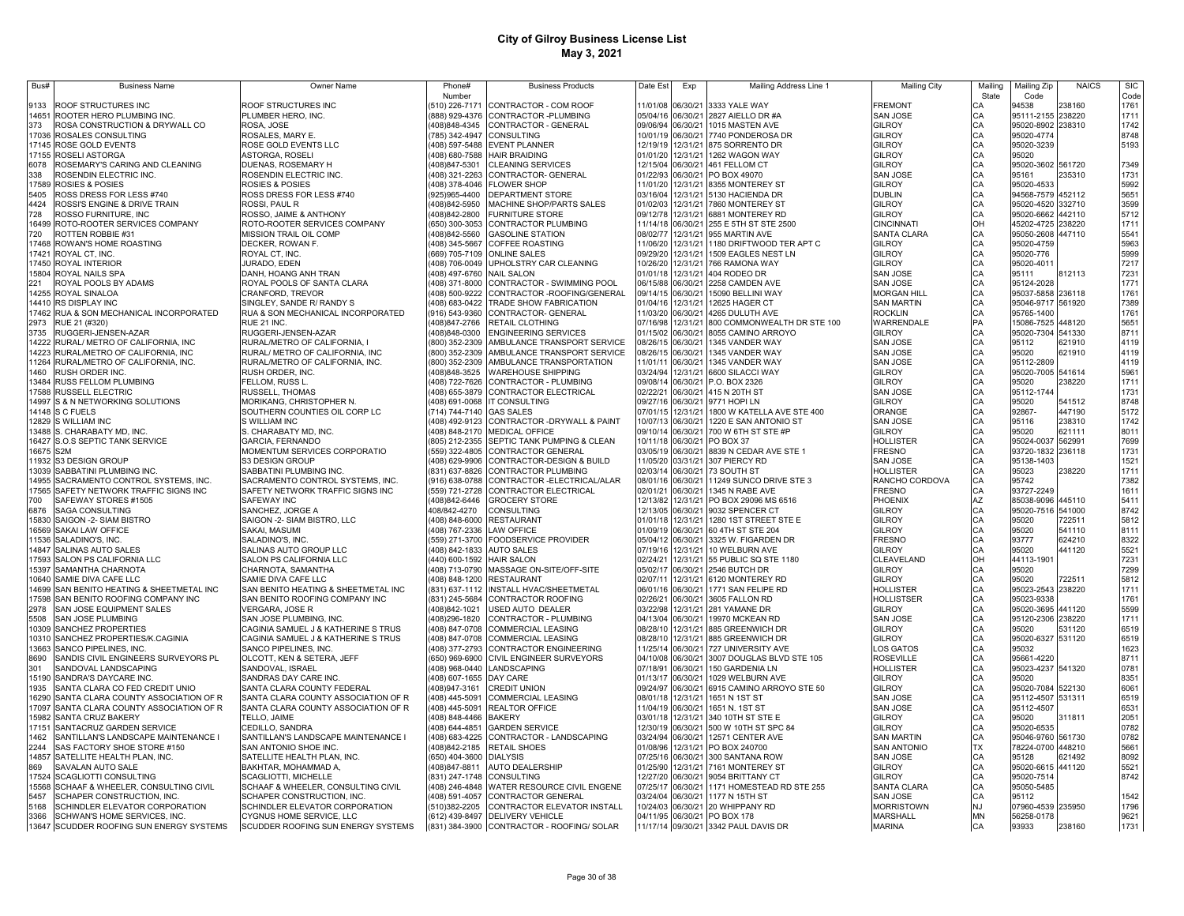# City of Gilroy Business License List
## May 3, 2021

| Bus# | Business Name | Owner Name | Phone# Number | Business Products | Date Est | Exp | Mailing Address Line 1 | Mailing City | Mailing State | Mailing Zip Code | NAICS | SIC Code |
|---|---|---|---|---|---|---|---|---|---|---|---|---|
| 9133 | ROOF STRUCTURES INC | ROOF STRUCTURES INC | (510) 226-7171 | CONTRACTOR - COM ROOF | 11/01/08 | 06/30/21 | 3333 YALE WAY | FREMONT | CA | 94538 | 238160 | 1761 |
| 14651 | ROOTER HERO PLUMBING INC. | PLUMBER HERO, INC. | (888) 929-4376 | CONTRACTOR -PLUMBING | 05/04/16 | 06/30/21 | 2827 AIELLO DR #A | SAN JOSE | CA | 95111-2155 | 238220 | 1711 |
| 373 | ROSA CONSTRUCTION & DRYWALL CO | ROSA, JOSE | (408)848-4345 | CONTRACTOR - GENERAL | 09/06/94 | 06/30/21 | 1015 MASTEN AVE | GILROY | CA | 95020-8902 | 238310 | 1742 |
| 17036 | ROSALES CONSULTING | ROSALES, MARY E. | (785) 342-4947 | CONSULTING | 10/01/19 | 06/30/21 | 7740 PONDEROSA DR | GILROY | CA | 95020-4774 | | 8748 |
| 17145 | ROSE GOLD EVENTS | ROSE GOLD EVENTS LLC | (408) 597-5488 | EVENT PLANNER | 12/19/19 | 12/31/21 | 875 SORRENTO DR | GILROY | CA | 95020-3239 | | 5193 |
| 17155 | ROSELI ASTORGA | ASTORGA, ROSELI | (408) 680-7588 | HAIR BRAIDING | 01/01/20 | 12/31/21 | 1262 WAGON WAY | GILROY | CA | 95020 | | |
| 6078 | ROSEMARY'S CARING AND CLEANING | DUENAS, ROSEMARY H | (408)847-5301 | CLEANING SERVICES | 12/15/04 | 06/30/21 | 461 FELLOM CT | GILROY | CA | 95020-3602 | 561720 | 7349 |
| 338 | ROSENDIN ELECTRIC INC. | ROSENDIN ELECTRIC INC. | (408) 321-2263 | CONTRACTOR- GENERAL | 01/22/93 | 06/30/21 | PO BOX 49070 | SAN JOSE | CA | 95161 | 235310 | 1731 |
| 17589 | ROSIES & POSIES | ROSIES & POSIES | (408) 378-4046 | FLOWER SHOP | 11/01/20 | 12/31/21 | 8355 MONTEREY ST | GILROY | CA | 95020-4533 | | 5992 |
| 5405 | ROSS DRESS FOR LESS #740 | ROSS DRESS FOR LESS #740 | (925)965-4400 | DEPARTMENT STORE | 03/16/04 | 12/31/21 | 5130 HACIENDA DR | DUBLIN | CA | 94568-7579 | 452112 | 5651 |
| 4424 | ROSSI'S ENGINE & DRIVE TRAIN | ROSSI, PAUL R | (408)842-5950 | MACHINE SHOP/PARTS SALES | 01/02/03 | 12/31/21 | 7860 MONTEREY ST | GILROY | CA | 95020-4520 | 332710 | 3599 |
| 728 | ROSSO FURNITURE, INC | ROSSO, JAIME & ANTHONY | (408)842-2800 | FURNITURE STORE | 09/12/78 | 12/31/21 | 6881 MONTEREY RD | GILROY | CA | 95020-6662 | 442110 | 5712 |
| 16499 | ROTO-ROOTER SERVICES COMPANY | ROTO-ROOTER SERVICES COMPANY | (650) 300-3053 | CONTRACTOR PLUMBING | 11/14/18 | 06/30/21 | 255 E 5TH ST STE 2500 | CINCINNATI | OH | 45202-4725 | 238220 | 1711 |
| 720 | ROTTEN ROBBIE #31 | MISSION TRAIL OIL COMP | (408)842-5560 | GASOLINE STATION | 08/02/77 | 12/31/21 | 955 MARTIN AVE | SANTA CLARA | CA | 95050-2608 | 447110 | 5541 |
| 17468 | ROWAN'S HOME ROASTING | DECKER, ROWAN F. | (408) 345-5667 | COFFEE ROASTING | 11/06/20 | 12/31/21 | 1180 DRIFTWOOD TER APT C | GILROY | CA | 95020-4759 | | 5963 |
| 17421 | ROYAL CT, INC. | ROYAL CT, INC. | (669) 705-7109 | ONLINE SALES | 09/29/20 | 12/31/21 | 1509 EAGLES NEST LN | GILROY | CA | 95020-776 | | 5999 |
| 17450 | ROYAL INTERIOR | JURADO, EDEN | (408) 706-0049 | UPHOLSTRY CAR CLEANING | 10/26/20 | 12/31/21 | 766 RAMONA WAY | GILROY | CA | 95020-4011 | | 7217 |
| 15804 | ROYAL NAILS SPA | DANH, HOANG ANH TRAN | (408) 497-6760 | NAIL SALON | 01/01/18 | 12/31/21 | 404 RODEO DR | SAN JOSE | CA | 95111 | 812113 | 7231 |
| 221 | ROYAL POOLS BY ADAMS | ROYAL POOLS OF SANTA CLARA | (408) 371-8000 | CONTRACTOR - SWIMMING POOL | 06/15/88 | 06/30/21 | 2258 CAMDEN AVE | SAN JOSE | CA | 95124-2028 | | 1771 |
| 14255 | ROYAL SINALOA | CRANFORD, TREVOR | (408) 500-9222 | CONTRACTOR -ROOFING/GENERAL | 09/14/15 | 06/30/21 | 15090 BELLINI WAY | MORGAN HILL | CA | 95037-5858 | 236118 | 1761 |
| 14410 | RS DISPLAY INC | SINGLEY, SANDE R/ RANDY S | (408) 683-0422 | TRADE SHOW FABRICATION | 01/04/16 | 12/31/21 | 12625 HAGER CT | SAN MARTIN | CA | 95046-9717 | 561920 | 7389 |
| 17462 | RUA & SON MECHANICAL INCORPORATED | RUA & SON MECHANICAL INCORPORATED | (916) 543-9360 | CONTRACTOR- GENERAL | 11/03/20 | 06/30/21 | 4265 DULUTH AVE | ROCKLIN | CA | 95765-1400 | | 1761 |
| 2973 | RUE 21 (#320) | RUE 21 INC. | (408)847-2766 | RETAIL CLOTHING | 07/16/98 | 12/31/21 | 800 COMMONWEALTH DR STE 100 | WARRENDALE | PA | 15086-7525 | 448120 | 5651 |
| 3735 | RUGGERI-JENSEN-AZAR | RUGGERI-JENSEN-AZAR | (408)848-0300 | ENGINEERING SERVICES | 01/15/02 | 06/30/21 | 8055 CAMINO ARROYO | GILROY | CA | 95020-7304 | 541330 | 8711 |
| 14222 | RURAL/ METRO OF CALIFORNIA, INC | RURAL/METRO OF CALIFORNIA, I | (800) 352-2309 | AMBULANCE TRANSPORT SERVICE | 08/26/15 | 06/30/21 | 1345 VANDER WAY | SAN JOSE | CA | 95112 | 621910 | 4119 |
| 14223 | RURAL/METRO OF CALIFORNIA, INC | RURAL/ METRO OF CALIFORNIA, INC | (800) 352-2309 | AMBULANCE TRANSPORT SERVICE | 08/26/15 | 06/30/21 | 1345 VANDER WAY | SAN JOSE | CA | 95020 | 621910 | 4119 |
| 11264 | RURAL/METRO OF CALIFORNIA, INC. | RURAL/METRO OF CALIFORNIA, INC. | (800) 352-2309 | AMBULANCE TRANSPORTATION | 11/01/11 | 06/30/21 | 1345 VANDER WAY | SAN JOSE | CA | 95112-2809 | | 4119 |
| 1460 | RUSH ORDER INC. | RUSH ORDER, INC. | (408)848-3525 | WAREHOUSE SHIPPING | 03/24/94 | 12/31/21 | 6600 SILACCI WAY | GILROY | CA | 95020-7005 | 541614 | 5961 |
| 13484 | RUSS FELLOM PLUMBING | FELLOM, RUSS L. | (408) 722-7626 | CONTRACTOR - PLUMBING | 09/08/14 | 06/30/21 | P.O. BOX 2326 | GILROY | CA | 95020 | 238220 | 1711 |
| 17588 | RUSSELL ELECTRIC | RUSSELL, THOMAS | (408) 655-3879 | CONTRACTOR ELECTRICAL | 02/22/21 | 06/30/21 | 415 N 20TH ST | SAN JOSE | CA | 95112-1744 | | 1731 |
| 14997 | S & N NETWORKING SOLUTIONS | MORIKANG, CHRISTOPHER N. | (408) 691-0068 | IT CONSULTING | 09/27/16 | 06/30/21 | 9771 HOPI LN | GILROY | CA | 95020 | 541512 | 8748 |
| 14148 | S C FUELS | SOUTHERN COUNTIES OIL CORP LC | (714) 744-7140 | GAS SALES | 07/01/15 | 12/31/21 | 1800 W KATELLA AVE STE 400 | ORANGE | CA | 92867- | 447190 | 5172 |
| 12829 | S WILLIAM INC | S WILLIAM INC | (408) 492-9123 | CONTRACTOR -DRYWALL & PAINT | 10/07/13 | 06/30/21 | 1220 E SAN ANTONIO ST | SAN JOSE | CA | 95116 | 238310 | 1742 |
| 13488 | S. CHARABATY MD, INC. | S. CHARABATY MD, INC. | (408) 848-2170 | MEDICAL OFFICE | 09/10/14 | 06/30/21 | 700 W 6TH ST STE #P | GILROY | CA | 95020 | 621111 | 8011 |
| 16427 | S.O.S SEPTIC TANK SERVICE | GARCIA, FERNANDO | (805) 212-2355 | SEPTIC TANK PUMPING & CLEAN | 10/11/18 | 06/30/21 | PO BOX 37 | HOLLISTER | CA | 95024-0037 | 562991 | 7699 |
| 16675 | S2M | MOMENTUM SERVICES CORPORATIO | (559) 322-4805 | CONTRACTOR GENERAL | 03/05/19 | 06/30/21 | 8839 N CEDAR AVE STE 1 | FRESNO | CA | 93720-1832 | 236118 | 1731 |
| 11932 | S3 DESIGN GROUP | S3 DESIGN GROUP | (408) 629-9906 | CONTRACTOR-DESIGN & BUILD | 11/05/20 | 03/31/21 | 307 PIERCY RD | SAN JOSE | CA | 95138-1403 | | 1521 |
| 13039 | SABBATINI PLUMBING INC. | SABBATINI PLUMBING INC. | (831) 637-8826 | CONTRACTOR PLUMBING | 02/03/14 | 06/30/21 | 73 SOUTH ST | HOLLISTER | CA | 95023 | 238220 | 1711 |
| 14955 | SACRAMENTO CONTROL SYSTEMS, INC. | SACRAMENTO CONTROL SYSTEMS, INC. | (916) 638-0788 | CONTRACTOR -ELECTRICAL/ALAR | 08/01/16 | 06/30/21 | 11249 SUNCO DRIVE STE 3 | RANCHO CORDOVA | CA | 95742 | | 7382 |
| 17565 | SAFETY NETWORK TRAFFIC SIGNS INC | SAFETY NETWORK TRAFFIC SIGNS INC | (559) 721-2728 | CONTRACTOR ELECTRICAL | 02/01/21 | 06/30/21 | 1345 N RABE AVE | FRESNO | CA | 93727-2249 | | 1611 |
| 700 | SAFEWAY STORES #1505 | SAFEWAY INC | (408)842-6446 | GROCERY STORE | 12/13/82 | 12/31/21 | PO BOX 29096 MS 6516 | PHOENIX | AZ | 85038-9096 | 445110 | 5411 |
| 6876 | SAGA CONSULTING | SANCHEZ, JORGE A | 408/842-4270 | CONSULTING | 12/13/05 | 06/30/21 | 9032 SPENCER CT | GILROY | CA | 95020-7516 | 541000 | 8742 |
| 15830 | SAIGON -2- SIAM BISTRO | SAIGON -2- SIAM BISTRO, LLC | (408) 848-6000 | RESTAURANT | 01/01/18 | 12/31/21 | 1280 1ST STREET STE E | GILROY | CA | 95020 | 722511 | 5812 |
| 16569 | SAKAI LAW OFFICE | SAKAI, MASUMI | (408) 767-2336 | LAW OFFICE | 01/09/19 | 06/30/21 | 60 4TH ST STE 204 | GILROY | CA | 95020 | 541110 | 8111 |
| 11536 | SALADINO'S, INC. | SALADINO'S, INC. | (559) 271-3700 | FOODSERVICE PROVIDER | 05/04/12 | 06/30/21 | 3325 W. FIGARDEN DR | FRESNO | CA | 93777 | 624210 | 8322 |
| 14847 | SALINAS AUTO SALES | SALINAS AUTO GROUP LLC | (408) 842-1833 | AUTO SALES | 07/19/16 | 12/31/21 | 10 WELBURN AVE | GILROY | CA | 95020 | 441120 | 5521 |
| 17593 | SALON PS CALIFORNIA LLC | SALON PS CALIFORNIA LLC | (440) 600-1592 | HAIR SALON | 02/24/21 | 12/31/21 | 55 PUBLIC SQ STE 1180 | CLEAVELAND | OH | 44113-1901 | | 7231 |
| 15397 | SAMANTHA CHARNOTA | CHARNOTA, SAMANTHA | (408) 713-0790 | MASSAGE ON-SITE/OFF-SITE | 05/02/17 | 06/30/21 | 2546 BUTCH DR | GILROY | CA | 95020 | | 7299 |
| 10640 | SAMIE DIVA CAFE LLC | SAMIE DIVA CAFE LLC | (408) 848-1200 | RESTAURANT | 02/07/11 | 12/31/21 | 6120 MONTEREY RD | GILROY | CA | 95020 | 722511 | 5812 |
| 14699 | SAN BENITO HEATING & SHEETMETAL INC | SAN BENITO HEATING & SHEETMETAL INC | (831) 637-1112 | INSTALL HVAC/SHEETMETAL | 06/01/16 | 06/30/21 | 1771 SAN FELIPE RD | HOLLISTER | CA | 95023-2543 | 238220 | 1711 |
| 17598 | SAN BENITO ROOFING COMPANY INC | SAN BENITO ROOFING COMPANY INC | (831) 245-5684 | CONTRACTOR ROOFING | 02/26/21 | 06/30/21 | 3605 FALLON RD | HOLLISTSER | CA | 95023-9338 | | 1761 |
| 2978 | SAN JOSE EQUIPMENT SALES | VERGARA, JOSE R | (408)842-1021 | USED AUTO DEALER | 03/22/98 | 12/31/21 | 281 YAMANE DR | GILROY | CA | 95020-3695 | 441120 | 5599 |
| 5508 | SAN JOSE PLUMBING | SAN JOSE PLUMBING, INC. | (408)296-1820 | CONTRACTOR - PLUMBING | 04/13/04 | 06/30/21 | 19970 MCKEAN RD | SAN JOSE | CA | 95120-2306 | 238220 | 1711 |
| 10309 | SANCHEZ PROPERTIES | CAGINIA SAMUEL J & KATHERINE S TRUS | (408) 847-0708 | COMMERCIAL LEASING | 08/28/10 | 12/31/21 | 885 GREENWICH DR | GILROY | CA | 95020 | 531120 | 6519 |
| 10310 | SANCHEZ PROPERTIES/K.CAGINIA | CAGINIA SAMUEL J & KATHERINE S TRUS | (408) 847-0708 | COMMERCIAL LEASING | 08/28/10 | 12/31/21 | 885 GREENWICH DR | GILROY | CA | 95020-6327 | 531120 | 6519 |
| 13663 | SANCO PIPELINES, INC. | SANCO PIPELINES, INC. | (408) 377-2793 | CONTRACTOR ENGINEERING | 11/25/14 | 06/30/21 | 727 UNIVERSITY AVE | LOS GATOS | CA | 95032 | | 1623 |
| 8690 | SANDIS CIVIL ENGINEERS SURVEYORS PL | OLCOTT, KEN & SETERA, JEFF | (650) 969-6900 | CIVIL ENGINEER SURVEYORS | 04/10/08 | 06/30/21 | 3007 DOUGLAS BLVD STE 105 | ROSEVILLE | CA | 95661-4220 | | 8711 |
| 301 | SANDOVAL LANDSCAPING | SANDOVAL, ISRAEL | (408) 968-0440 | LANDSCAPING | 07/18/91 | 06/30/21 | 150 GARDENIA LN | HOLLISTER | CA | 95023-4237 | 541320 | 0781 |
| 15190 | SANDRA'S DAYCARE INC. | SANDRAS DAY CARE INC. | (408) 607-1655 | DAY CARE | 01/13/17 | 06/30/21 | 1029 WELBURN AVE | GILROY | CA | 95020 | | 8351 |
| 1935 | SANTA CLARA CO FED CREDIT UNIO | SANTA CLARA COUNTY FEDERAL | (408)947-3161 | CREDIT UNION | 09/24/97 | 06/30/21 | 6915 CAMINO ARROYO STE 50 | GILROY | CA | 95020-7084 | 522130 | 6061 |
| 16290 | SANTA CLARA COUNTY ASSOCIATION OF R | SANTA CLARA COUNTY ASSOCIATION OF R | (408) 445-5091 | COMMERCIAL LEASING | 08/01/18 | 12/31/21 | 1651 N 1ST ST | SAN JOSE | CA | 95112-4507 | 531311 | 6519 |
| 17097 | SANTA CLARA COUNTY ASSOCIATION OF R | SANTA CLARA COUNTY ASSOCIATION OF R | (408) 445-5091 | REALTOR OFFICE | 11/04/19 | 06/30/21 | 1651 N. 1ST ST | SAN JOSE | CA | 95112-4507 | | 6531 |
| 15982 | SANTA CRUZ BAKERY | TELLO, JAIME | (408) 848-4466 | BAKERY | 03/01/18 | 12/31/21 | 340 10TH ST STE E | GILROY | CA | 95020 | 311811 | 2051 |
| 17151 | SANTACRUZ GARDEN SERVICE | CEDILLO, SANDRA | (408) 644-4851 | GARDEN SERVICE | 12/30/19 | 06/30/21 | 500 W 10TH ST SPC 84 | GILROY | CA | 95020-6535 | | 0782 |
| 1462 | SANTILLAN'S LANDSCAPE MAINTENANCE I | SANTILLAN'S LANDSCAPE MAINTENANCE I | (408) 683-4225 | CONTRACTOR - LANDSCAPING | 03/24/94 | 06/30/21 | 12571 CENTER AVE | SAN MARTIN | CA | 95046-9760 | 561730 | 0782 |
| 2244 | SAS FACTORY SHOE STORE #150 | SAN ANTONIO SHOE INC. | (408)842-2185 | RETAIL SHOES | 01/08/96 | 12/31/21 | PO BOX 240700 | SAN ANTONIO | TX | 78224-0700 | 448210 | 5661 |
| 14857 | SATELLITE HEALTH PLAN, INC. | SATELLITE HEALTH PLAN, INC. | (650) 404-3600 | DIALYSIS | 07/25/16 | 06/30/21 | 300 SANTANA ROW | SAN JOSE | CA | 95128 | 621492 | 8092 |
| 869 | SAVALAN AUTO SALE | BAKHTAR, MOHAMMAD A, | (408)847-8811 | AUTO DEALERSHIP | 01/25/90 | 12/31/21 | 7161 MONTEREY ST | GILROY | CA | 95020-6615 | 441120 | 5521 |
| 17524 | SCAGLIOTTI CONSULTING | SCAGLIOTTI, MICHELLE | (831) 247-1748 | CONSULTING | 12/27/20 | 06/30/21 | 9054 BRITTANY CT | GILROY | CA | 95020-7514 | | 8742 |
| 15568 | SCHAAF & WHEELER, CONSULTING CIVIL | SCHAAF & WHEELER, CONSULTING CIVIL | (408) 246-4848 | WATER RESOURCE CIVIL ENGENE | 07/25/17 | 06/30/21 | 1171 HOMESTEAD RD STE 255 | SANTA CLARA | CA | 95050-5485 | | |
| 5457 | SCHAPER CONSTRUCTION, INC. | SCHAPER CONSTRUCTION, INC. | (408) 591-4057 | CONTRACTOR GENERAL | 03/24/04 | 06/30/21 | 1177 N 15TH ST | SAN JOSE | CA | 95112 | | 1542 |
| 5168 | SCHINDLER ELEVATOR CORPORATION | SCHINDLER ELEVATOR CORPORATION | (510)382-2205 | CONTRACTOR ELEVATOR INSTALL | 10/24/03 | 06/30/21 | 20 WHIPPANY RD | MORRISTOWN | NJ | 07960-4539 | 235950 | 1796 |
| 3366 | SCHWAN'S HOME SERVICES, INC. | CYGNUS HOME SERVICE, LLC | (612) 439-8497 | DELIVERY VEHICLE | 04/11/95 | 06/30/21 | PO BOX 178 | MARSHALL | MN | 56258-0178 | | 9621 |
| 13647 | SCUDDER ROOFING SUN ENERGY SYSTEMS | SCUDDER ROOFING SUN ENERGY SYSTEMS | (831) 384-3900 | CONTRACTOR - ROOFING/ SOLAR | 11/17/14 | 09/30/21 | 3342 PAUL DAVIS DR | MARINA | CA | 93933 | 238160 | 1731 |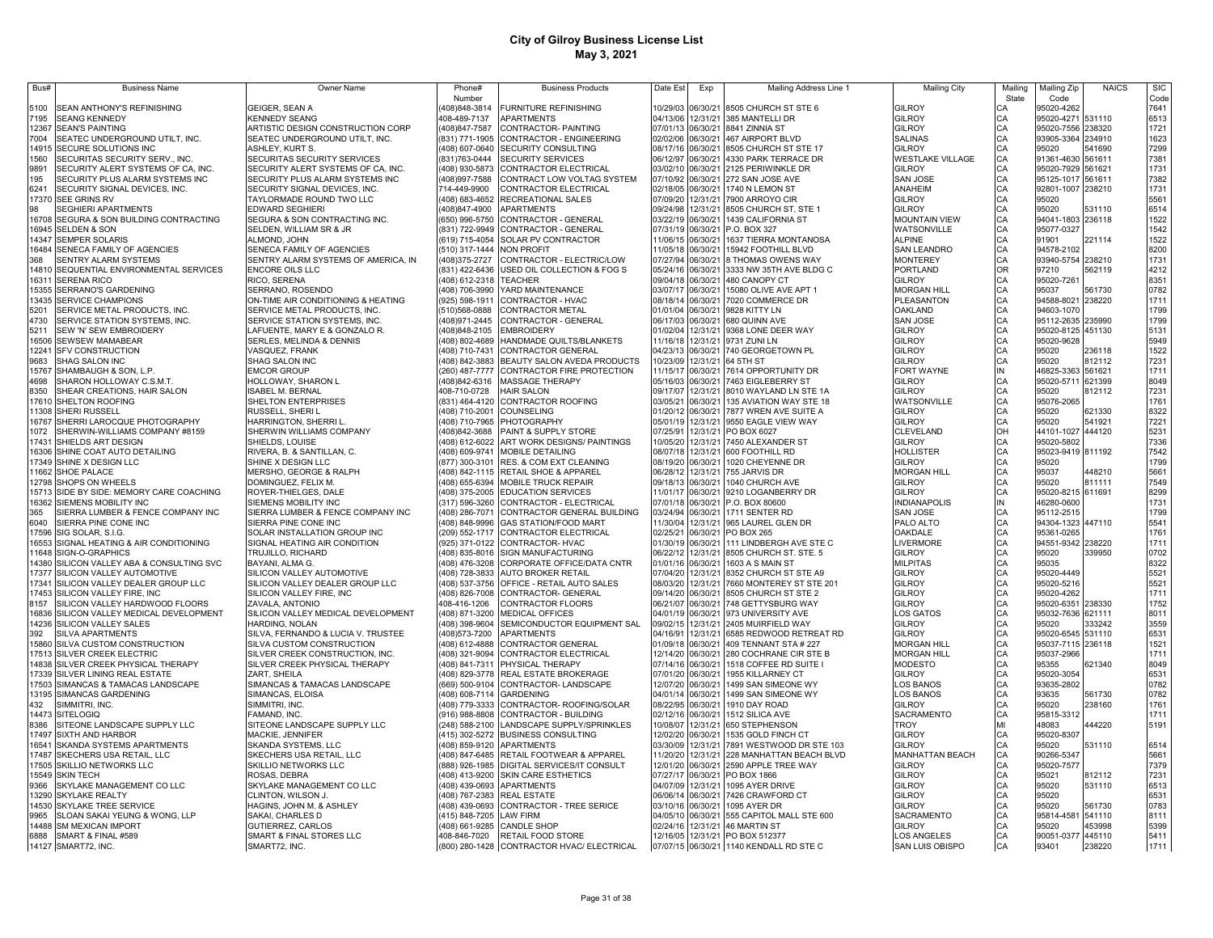# City of Gilroy Business License List

May 3, 2021

| Bus# | Business Name | Owner Name | Phone# Number | Business Products | Date Est | Exp | Mailing Address Line 1 | Mailing City | Mailing State | Mailing Zip Code | NAICS | SIC Code |
|---|---|---|---|---|---|---|---|---|---|---|---|---|
| 5100 | SEAN ANTHONY'S REFINISHING | GEIGER, SEAN A | (408)848-3814 | FURNITURE REFINISHING | 10/29/03 | 06/30/21 | 8505 CHURCH ST STE 6 | GILROY | CA | 95020-4262 | | 7641 |
| 7195 | SEANG KENNEDY | KENNEDY SEANG | 408-489-7137 | APARTMENTS | 04/13/06 | 12/31/21 | 385 MANTELLI DR | GILROY | CA | 95020-4271 | 531110 | 6513 |
| 12367 | SEAN'S PAINTING | ARTISTIC DESIGN CONSTRUCTION CORP | (408)847-7587 | CONTRACTOR- PAINTING | 07/01/13 | 06/30/21 | 8841 ZINNIA ST | GILROY | CA | 95020-7556 | 238320 | 1721 |
| 7004 | SEATEC UNDERGROUND UTILT, INC. | SEATEC UNDERGROUND UTILT, INC. | (831) 771-1905 | CONTRACTOR - ENGINEERING | 02/02/06 | 06/30/21 | 467 AIRPORT BLVD | SALINAS | CA | 93905-3364 | 234910 | 1623 |
| 14915 | SECURE SOLUTIONS INC | ASHLEY, KURT S. | (408) 607-0640 | SECURITY CONSULTING | 08/17/16 | 06/30/21 | 8505 CHURCH ST STE 17 | GILROY | CA | 95020 | 541690 | 7299 |
| 1560 | SECURITAS SECURITY SERV., INC. | SECURITAS SECURITY SERVICES | (831)763-0444 | SECURITY SERVICES | 06/12/97 | 06/30/21 | 4330 PARK TERRACE DR | WESTLAKE VILLAGE | CA | 91361-4630 | 561611 | 7381 |
| 9891 | SECURITY ALERT SYSTEMS OF CA, INC. | SECURITY ALERT SYSTEMS OF CA, INC. | (408) 930-5873 | CONTRACTOR ELECTRICAL | 03/02/10 | 06/30/21 | 2125 PERIWINKLE DR | GILROY | CA | 95020-7929 | 561621 | 1731 |
| 195 | SECURITY PLUS ALARM SYSTEMS INC | SECURITY PLUS ALARM SYSTEMS INC | (408)997-7588 | CONTRACT LOW VOLTAG SYSTEM | 07/10/92 | 06/30/21 | 272 SAN JOSE AVE | SAN JOSE | CA | 95125-1017 | 561611 | 7382 |
| 6241 | SECURITY SIGNAL DEVICES, INC. | SECURITY SIGNAL DEVICES, INC. | 714-449-9900 | CONTRACTOR ELECTRICAL | 02/18/05 | 06/30/21 | 1740 N LEMON ST | ANAHEIM | CA | 92801-1007 | 238210 | 1731 |
| 17370 | SEE GRINS RV | TAYLORMADE ROUND TWO LLC | (408) 683-4652 | RECREATIONAL SALES | 07/09/20 | 12/31/21 | 7900 ARROYO CIR | GILROY | CA | 95020 | | 5561 |
| 98 | SEGHIERI APARTMENTS | EDWARD SEGHIERI | (408)847-4900 | APARTMENTS | 09/24/98 | 12/31/21 | 8505 CHURCH ST, STE 1 | GILROY | CA | 95020 | 531110 | 6514 |
| 16708 | SEGURA & SON BUILDING CONTRACTING | SEGURA & SON CONTRACTING INC. | (650) 996-5750 | CONTRACTOR - GENERAL | 03/22/19 | 06/30/21 | 1439 CALIFORNIA ST | MOUNTAIN VIEW | CA | 94041-1803 | 236118 | 1522 |
| 16945 | SELDEN & SON | SELDEN, WILLIAM SR & JR | (831) 722-9949 | CONTRACTOR - GENERAL | 07/31/19 | 06/30/21 | P.O. BOX 327 | WATSONVILLE | CA | 95077-0327 | | 1542 |
| 14347 | SEMPER SOLARIS | ALMOND, JOHN | (619) 715-4054 | SOLAR PV CONTRACTOR | 11/06/15 | 06/30/21 | 1637 TIERRA MONTANOSA | ALPINE | CA | 91901 | 221114 | 1522 |
| 16484 | SENECA FAMILY OF AGENCIES | SENECA FAMILY OF AGENCIES | (510) 317-1444 | NON PROFIT | 11/05/18 | 06/30/21 | 15942 FOOTHILL BLVD | SAN LEANDRO | CA | 94578-2102 | | 8200 |
| 368 | SENTRY ALARM SYSTEMS | SENTRY ALARM SYSTEMS OF AMERICA, IN | (408)375-2727 | CONTRACTOR - ELECTRIC/LOW | 07/27/94 | 06/30/21 | 8 THOMAS OWENS WAY | MONTEREY | CA | 93940-5754 | 238210 | 1731 |
| 14810 | SEQUENTIAL ENVIRONMENTAL SERVICES | ENCORE OILS LLC | (831) 422-6436 | USED OIL COLLECTION & FOG S | 05/24/16 | 06/30/21 | 3333 NW 35TH AVE BLDG C | PORTLAND | OR | 97210 | 562119 | 4212 |
| 16311 | SERENA RICO | RICO, SERENA | (408) 612-2318 | TEACHER | 09/04/18 | 06/30/21 | 480 CANOPY CT | GILROY | CA | 95020-7261 | | 8351 |
| 15355 | SERRANO'S GARDENING | SERRANO, ROSENDO | (408) 706-3990 | YARD MAINTENANCE | 03/07/17 | 06/30/21 | 15080 OLIVE AVE APT 1 | MORGAN HILL | CA | 95037 | 561730 | 0782 |
| 13435 | SERVICE CHAMPIONS | ON-TIME AIR CONDITIONING & HEATING | (925) 598-1911 | CONTRACTOR - HVAC | 08/18/14 | 06/30/21 | 7020 COMMERCE DR | PLEASANTON | CA | 94588-8021 | 238220 | 1711 |
| 5201 | SERVICE METAL PRODUCTS, INC. | SERVICE METAL PRODUCTS, INC. | (510)568-0888 | CONTRACTOR METAL | 01/01/04 | 06/30/21 | 9828 KITTY LN | OAKLAND | CA | 94603-1070 | | 1799 |
| 4730 | SERVICE STATION SYSTEMS, INC. | SERVICE STATION SYSTEMS, INC. | (408)971-2445 | CONTRACTOR - GENERAL | 06/17/03 | 06/30/21 | 680 QUINN AVE | SAN JOSE | CA | 95112-2635 | 235990 | 1799 |
| 5211 | SEW 'N' SEW EMBROIDERY | LAFUENTE, MARY E & GONZALO R. | (408)848-2105 | EMBROIDERY | 01/02/04 | 12/31/21 | 9368 LONE DEER WAY | GILROY | CA | 95020-8125 | 451130 | 5131 |
| 16506 | SEWSEW MAMABEAR | SERLES, MELINDA & DENNIS | (408) 802-4689 | HANDMADE QUILTS/BLANKETS | 11/16/18 | 12/31/21 | 9731 ZUNI LN | GILROY | CA | 95020-9628 | | 5949 |
| 12241 | SFV CONSTRUCTION | VASQUEZ, FRANK | (408) 710-7431 | CONTRACTOR GENERAL | 04/23/13 | 06/30/21 | 740 GEORGETOWN PL | GILROY | CA | 95020 | 236118 | 1522 |
| 9683 | SHAG SALON INC | SHAG SALON INC | (408) 842-3883 | BEAUTY SALON AVEDA PRODUCTS | 10/23/09 | 12/31/21 | 64 5TH ST | GILROY | CA | 95020 | 812112 | 7231 |
| 15767 | SHAMBAUGH & SON, L.P. | EMCOR GROUP | (260) 487-7777 | CONTRACTOR FIRE PROTECTION | 11/15/17 | 06/30/21 | 7614 OPPORTUNITY DR | FORT WAYNE | IN | 46825-3363 | 561621 | 1711 |
| 4698 | SHARON HOLLOWAY C.S.M.T. | HOLLOWAY, SHARON L | (408)842-6316 | MASSAGE THERAPY | 05/16/03 | 06/30/21 | 7463 EIGLEBERRY ST | GILROY | CA | 95020-5711 | 621399 | 8049 |
| 8350 | SHEAR CREATIONS, HAIR SALON | ISABEL M. BERNAL | 408-710-0728 | HAIR SALON | 09/17/07 | 12/31/21 | 8010 WAYLAND LN STE 1A | GILROY | CA | 95020 | 812112 | 7231 |
| 17610 | SHELTON ROOFING | SHELTON ENTERPRISES | (831) 464-4120 | CONTRACTOR ROOFING | 03/05/21 | 06/30/21 | 135 AVIATION WAY STE 18 | WATSONVILLE | CA | 95076-2065 | | 1761 |
| 11308 | SHERI RUSSELL | RUSSELL, SHERI L | (408) 710-2001 | COUNSELING | 01/20/12 | 06/30/21 | 7877 WREN AVE SUITE A | GILROY | CA | 95020 | 621330 | 8322 |
| 16767 | SHERRI LAROCQUE PHOTOGRAPHY | HARRINGTON, SHERRI L. | (408) 710-7965 | PHOTOGRAPHY | 05/01/19 | 12/31/21 | 9550 EAGLE VIEW WAY | GILROY | CA | 95020 | 541921 | 7221 |
| 1072 | SHERWIN-WILLIAMS COMPANY #8159 | SHERWIN WILLIAMS COMPANY | (408)842-3688 | PAINT & SUPPLY STORE | 07/25/91 | 12/31/21 | PO BOX 6027 | CLEVELAND | OH | 44101-1027 | 444120 | 5231 |
| 17431 | SHIELDS ART DESIGN | SHIELDS, LOUISE | (408) 612-6022 | ART WORK DESIGNS/ PAINTINGS | 10/05/20 | 12/31/21 | 7450 ALEXANDER ST | GILROY | CA | 95020-5802 | | 7336 |
| 16306 | SHINE COAT AUTO DETAILING | RIVERA, B. & SANTILLAN, C. | (408) 609-9741 | MOBILE DETAILING | 08/07/18 | 12/31/21 | 600 FOOTHILL RD | HOLLISTER | CA | 95023-9419 | 811192 | 7542 |
| 17349 | SHINE X DESIGN LLC | SHINE X DESIGN LLC | (877) 300-3101 | RES. & COM EXT CLEANING | 08/19/20 | 06/30/21 | 1020 CHEYENNE DR | GILROY | CA | 95020 | | 1799 |
| 11662 | SHOE PALACE | MERSHO, GEORGE & RALPH | (408) 842-1115 | RETAIL SHOE & APPAREL | 06/28/12 | 12/31/21 | 755 JARVIS DR | MORGAN HILL | CA | 95037 | 448210 | 5661 |
| 12798 | SHOPS ON WHEELS | DOMINGUEZ, FELIX M. | (408) 655-6394 | MOBILE TRUCK REPAIR | 09/18/13 | 06/30/21 | 1040 CHURCH AVE | GILROY | CA | 95020 | 811111 | 7549 |
| 15713 | SIDE BY SIDE: MEMORY CARE COACHING | ROYER-THIELGES, DALE | (408) 375-2005 | EDUCATION SERVICES | 11/01/17 | 06/30/21 | 9210 LOGANBERRY DR | GILROY | CA | 95020-8215 | 611691 | 8299 |
| 16362 | SIEMENS MOBILITY INC | SIEMENS MOBILITY INC | (317) 596-3260 | CONTRACTOR - ELECTRICAL | 07/01/18 | 06/30/21 | P.O. BOX 80600 | INDIANAPOLIS | IN | 46280-0600 | | 1731 |
| 365 | SIERRA LUMBER & FENCE COMPANY INC | SIERRA LUMBER & FENCE COMPANY INC | (408) 286-7071 | CONTRACTOR GENERAL BUILDING | 03/24/94 | 06/30/21 | 1711 SENTER RD | SAN JOSE | CA | 95112-2515 | | 1799 |
| 6040 | SIERRA PINE CONE INC | SIERRA PINE CONE INC | (408) 848-9996 | GAS STATION/FOOD MART | 11/30/04 | 12/31/21 | 965 LAUREL GLEN DR | PALO ALTO | CA | 94304-1323 | 447110 | 5541 |
| 17596 | SIG SOLAR, S.I.G. | SOLAR INSTALLATION GROUP INC | (209) 552-1717 | CONTRACTOR ELECTRICAL | 02/25/21 | 06/30/21 | PO BOX 265 | OAKDALE | CA | 95361-0265 | | 1761 |
| 16553 | SIGNAL HEATING & AIR CONDITIONING | SIGNAL HEATING AIR CONDITION | (925) 371-0122 | CONTRACTOR- HVAC | 01/30/19 | 06/30/21 | 111 LINDBERGH AVE STE C | LIVERMORE | CA | 94551-9342 | 238220 | 1711 |
| 11648 | SIGN-O-GRAPHICS | TRUJILLO, RICHARD | (408) 835-8016 | SIGN MANUFACTURING | 06/22/12 | 12/31/21 | 8505 CHURCH ST. STE. 5 | GILROY | CA | 95020 | 339950 | 0702 |
| 14380 | SILICON VALLEY ABA & CONSULTING SVC | BAYANI, ALMA G. | (408) 476-3208 | CORPORATE OFFICE/DATA CNTR | 01/01/16 | 06/30/21 | 1603 A S MAIN ST | MILPITAS | CA | 95035 | | 8322 |
| 17377 | SILICON VALLEY AUTOMOTIVE | SILICON VALLEY AUTOMOTIVE | (408) 728-3833 | AUTO BROKER RETAIL | 07/04/20 | 12/31/21 | 8352 CHURCH ST STE A9 | GILROY | CA | 95020-4449 | | 5521 |
| 17341 | SILICON VALLEY DEALER GROUP LLC | SILICON VALLEY DEALER GROUP LLC | (408) 537-3756 | OFFICE - RETAIL AUTO SALES | 08/03/20 | 12/31/21 | 7660 MONTEREY ST STE 201 | GILROY | CA | 95020-5216 | | 5521 |
| 17453 | SILICON VALLEY FIRE, INC | SILICON VALLEY FIRE, INC | (408) 826-7008 | CONTRACTOR- GENERAL | 09/14/20 | 06/30/21 | 8505 CHURCH ST STE 2 | GILROY | CA | 95020-4262 | | 1711 |
| 8157 | SILICON VALLEY HARDWOOD FLOORS | ZAVALA, ANTONIO | 408-416-1206 | CONTRACTOR FLOORS | 06/21/07 | 06/30/21 | 748 GETTYSBURG WAY | GILROY | CA | 95020-6351 | 238330 | 1752 |
| 16836 | SILICON VALLEY MEDICAL DEVELOPMENT | SILICON VALLEY MEDICAL DEVELOPMENT | (408) 871-3200 | MEDICAL OFFICES | 04/01/19 | 06/30/21 | 973 UNIVERSITY AVE | LOS GATOS | CA | 95032-7636 | 621111 | 8011 |
| 14236 | SILICON VALLEY SALES | HARDING, NOLAN | (408) 398-9604 | SEMICONDUCTOR EQUIPMENT SAL | 09/02/15 | 12/31/21 | 2405 MUIRFIELD WAY | GILROY | CA | 95020 | 333242 | 3559 |
| 392 | SILVA APARTMENTS | SILVA, FERNANDO & LUCIA V. TRUSTEE | (408)573-7200 | APARTMENTS | 04/16/91 | 12/31/21 | 6585 REDWOOD RETREAT RD | GILROY | CA | 95020-6545 | 531110 | 6531 |
| 15860 | SILVA CUSTOM CONSTRUCTION | SILVA CUSTOM CONSTRUCTION | (408) 612-4888 | CONTRACTOR GENERAL | 01/09/18 | 06/30/21 | 409 TENNANT STA # 227 | MORGAN HILL | CA | 95037-7115 | 236118 | 1521 |
| 17513 | SILVER CREEK ELECTRIC | SILVER CREEK CONSTRUCTION, INC. | (408) 321-9094 | CONTRACTOR ELECTRICAL | 12/14/20 | 06/30/21 | 280 COCHRANE CIR STE B | MORGAN HILL | CA | 95037-2966 | | 1711 |
| 14838 | SILVER CREEK PHYSICAL THERAPY | SILVER CREEK PHYSICAL THERAPY | (408) 841-7311 | PHYSICAL THERAPY | 07/14/16 | 06/30/21 | 1518 COFFEE RD SUITE I | MODESTO | CA | 95355 | 621340 | 8049 |
| 17339 | SILVER LINING REAL ESTATE | ZART, SHEILA | (408) 829-3778 | REAL ESTATE BROKERAGE | 07/01/20 | 06/30/21 | 1955 KILLARNEY CT | GILROY | CA | 95020-3054 | | 6531 |
| 17503 | SIMANCAS & TAMACAS LANDSCAPE | SIMANCAS & TAMACAS LANDSCAPE | (669) 500-9104 | CONTRACTOR- LANDSCAPE | 12/07/20 | 06/30/21 | 1499 SAN SIMEONE WY | LOS BANOS | CA | 93635-2802 | | 0782 |
| 13195 | SIMANCAS GARDENING | SIMANCAS, ELOISA | (408) 608-7114 | GARDENING | 04/01/14 | 06/30/21 | 1499 SAN SIMEONE WY | LOS BANOS | CA | 93635 | 561730 | 0782 |
| 432 | SIMMITRI, INC. | SIMMITRI, INC. | (408) 779-3333 | CONTRACTOR- ROOFING/SOLAR | 08/22/95 | 06/30/21 | 1910 DAY ROAD | GILROY | CA | 95020 | 238160 | 1761 |
| 14473 | SITELOGIQ | FAMAND, INC. | (916) 988-8808 | CONTRACTOR - BUILDING | 02/12/16 | 06/30/21 | 1512 SILICA AVE | SACRAMENTO | CA | 95815-3312 | | 1711 |
| 8386 | SITEONE LANDSCAPE SUPPLY LLC | SITEONE LANDSCAPE SUPPLY LLC | (248) 588-2100 | LANDSCAPE SUPPLY/SPRINKLES | 10/08/07 | 12/31/21 | 650 STEPHENSON | TROY | MI | 48083 | 444220 | 5191 |
| 17497 | SIXTH AND HARBOR | MACKIE, JENNIFER | (415) 302-5272 | BUSINESS CONSULTING | 12/02/20 | 06/30/21 | 1535 GOLD FINCH CT | GILROY | CA | 95020-8307 | | |
| 16541 | SKANDA SYSTEMS APARTMENTS | SKANDA SYSTEMS, LLC | (408) 859-9120 | APARTMENTS | 03/30/09 | 12/31/21 | 7891 WESTWOOD DR STE 103 | GILROY | CA | 95020 | 531110 | 6514 |
| 17487 | SKECHERS USA RETAIL, LLC | SKECHERS USA RETAIL, LLC | (408) 847-6485 | RETAIL FOOTWEAR & APPAREL | 11/20/20 | 12/31/21 | 228 MANHATTAN BEACH BLVD | MANHATTAN BEACH | CA | 90266-5347 | | 5661 |
| 17505 | SKILLIO NETWORKS LLC | SKILLIO NETWORKS LLC | (888) 926-1985 | DIGITAL SERVICES/IT CONSULT | 12/01/20 | 06/30/21 | 2590 APPLE TREE WAY | GILROY | CA | 95020-7577 | | 7379 |
| 15549 | SKIN TECH | ROSAS, DEBRA | (408) 413-9200 | SKIN CARE ESTHETICS | 07/27/17 | 06/30/21 | PO BOX 1866 | GILROY | CA | 95021 | 812112 | 7231 |
| 9366 | SKYLAKE MANAGEMENT CO LLC | SKYLAKE MANAGEMENT CO LLC | (408) 439-0693 | APARTMENTS | 04/07/09 | 12/31/21 | 1095 AYER DRIVE | GILROY | CA | 95020 | 531110 | 6513 |
| 13290 | SKYLAKE REALTY | CLINTON, WILSON J. | (408) 767-2383 | REAL ESTATE | 06/06/14 | 06/30/21 | 7426 CRAWFORD CT | GILROY | CA | 95020 | | 6531 |
| 14530 | SKYLAKE TREE SERVICE | HAGINS, JOHN M. & ASHLEY | (408) 439-0693 | CONTRACTOR - TREE SERICE | 03/10/16 | 06/30/21 | 1095 AYER DR | GILROY | CA | 95020 | 561730 | 0783 |
| 9965 | SLOAN SAKAI YEUNG & WONG, LLP | SAKAI, CHARLES D | (415) 848-7205 | LAW FIRM | 04/05/10 | 06/30/21 | 555 CAPITOL MALL STE 600 | SACRAMENTO | CA | 95814-4581 | 541110 | 8111 |
| 14488 | SMART CAN IMPORT | GUTIERREZ, CARLOS | (408) 461-3285 | CANDLE SHOP | 02/24/16 | 12/31/21 | 46 MARTIN ST | GILROY | CA | 95020 | 453998 | 5399 |
| 6888 | SMART & FINAL #589 | SMART & FINAL STORES LLC | 408-846-7020 | RETAIL FOOD STORE | 12/16/05 | 12/31/21 | PO BOX 512377 | LOS ANGELES | CA | 90051-0377 | 445110 | 5411 |
| 14127 | SMART72, INC. | SMART72, INC. | (800) 280-1428 | CONTRACTOR HVAC/ ELECTRICAL | 07/07/15 | 06/30/21 | 1140 KENDALL RD STE C | SAN LUIS OBISPO | CA | 93401 | 238220 | 1711 |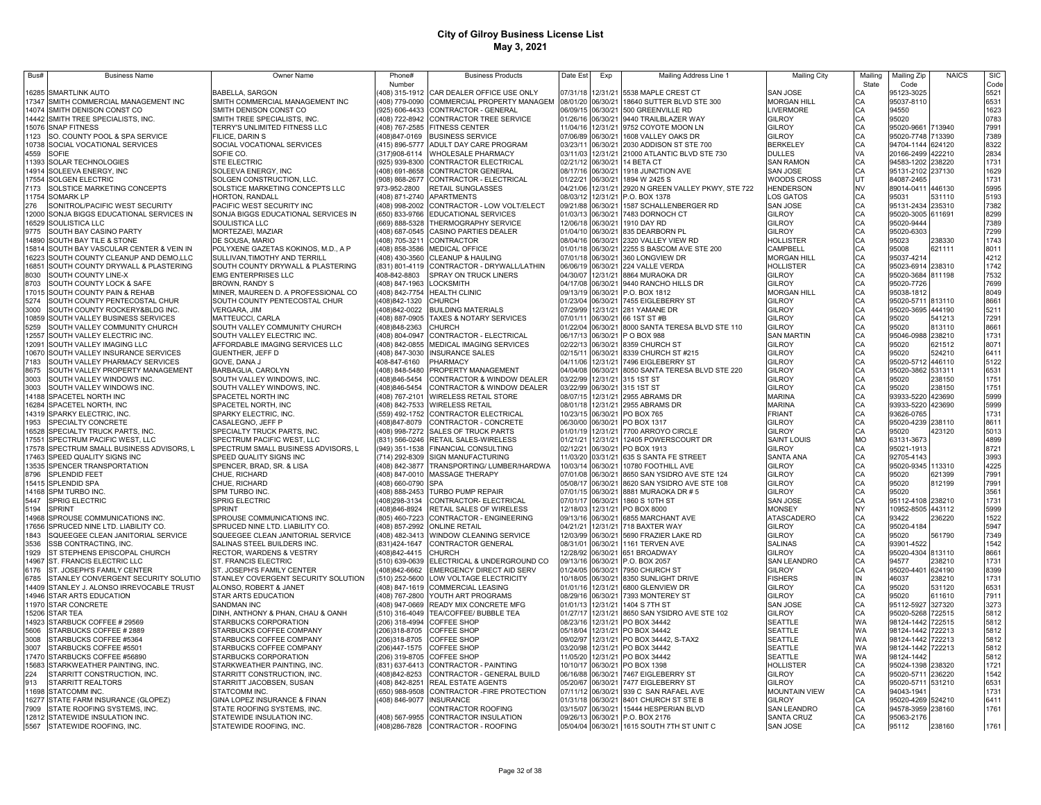# City of Gilroy Business License List

**May 3, 2021**

| Bus# | Business Name | Owner Name | Phone# Number | Business Products | Date Est | Exp | Mailing Address Line 1 | Mailing City | Mailing State | Mailing Zip Code | NAICS | SIC Code |
|---|---|---|---|---|---|---|---|---|---|---|---|---|
| 16285 | SMARTLINK AUTO | BABELLA, SARGON | (408) 315-1912 | CAR DEALER OFFICE USE ONLY | 07/31/18 | 12/31/21 | 5538 MAPLE CREST CT | SAN JOSE | CA | 95123-3025 | | 5521 |
| 17347 | SMITH COMMERCIAL MANAGEMENT INC | SMITH COMMERCIAL MANAGEMENT INC | (408) 779-0090 | COMMERCIAL PROPERTY MANAGEM | 08/01/20 | 06/30/21 | 18640 SUTTER BLVD STE 300 | MORGAN HILL | CA | 95037-8110 | | 6531 |
| 14074 | SMITH DENISON CONST CO | SMITH DENISON CONST CO | (925) 606-4433 | CONTRACTOR - GENERAL | 06/09/15 | 06/30/21 | 500 GREENVILLE RD | LIVERMORE | CA | 94550 | | 1623 |
| 14442 | SMITH TREE SPECIALISTS, INC. | SMITH TREE SPECIALISTS, INC. | (408) 722-8942 | CONTRACTOR TREE SERVICE | 01/26/16 | 06/30/21 | 9440 TRAILBLAZER WAY | GILROY | CA | 95020 | | 0783 |
| 15076 | SNAP FITNESS | TERRY'S UNLIMITED FITNESS LLC | (408) 767-2585 | FITNESS CENTER | 11/04/16 | 12/31/21 | 9752 COYOTE MOON LN | GILROY | CA | 95020-9661 | 713940 | 7991 |
| 1123 | SO. COUNTY POOL & SPA SERVICE | FILICE, DARIN S | (408)847-0169 | BUSINESS SERVICE | 07/06/89 | 06/30/21 | 1608 VALLEY OAKS DR | GILROY | CA | 95020-7748 | 713990 | 7389 |
| 10738 | SOCIAL VOCATIONAL SERVICES | SOCIAL VOCATIONAL SERVICES | (415) 896-5777 | ADULT DAY CARE PROGRAM | 03/23/11 | 06/30/21 | 2030 ADDISON ST STE 700 | BERKELEY | CA | 94704-1144 | 624120 | 8322 |
| 4559 | SOFIE | SOFIE CO. | (317)908-6114 | WHOLESALE PHARMACY | 03/11/03 | 12/31/21 | 21000 ATLANTIC BLVD STE 730 | DULLES | VA | 20166-2499 | 422210 | 2834 |
| 11393 | SOLAR TECHNOLOGIES | STE ELECTRIC | (925) 939-8300 | CONTRACTOR ELECTRICAL | 02/21/12 | 06/30/21 | 14 BETA CT | SAN RAMON | CA | 94583-1202 | 238220 | 1731 |
| 14914 | SOLEEVA ENERGY, INC | SOLEEVA ENERGY, INC | (408) 691-8658 | CONTRACTOR GENERAL | 08/17/16 | 06/30/21 | 1918 JUNCTION AVE | SAN JOSE | CA | 95131-2102 | 237130 | 1629 |
| 17554 | SOLGEN ELECTRIC | SOLGEN CONSTRUCTION, LLC. | (908) 868-2677 | CONTRACTOR - ELECTRICAL | 01/22/21 | 06/30/21 | 1894 W 2425 S | WOODS CROSS | UT | 84087-2465 | | 1731 |
| 7173 | SOLSTICE MARKETING CONCEPTS | SOLSTICE MARKETING CONCEPTS LLC | 973-952-2800 | RETAIL SUNGLASSES | 04/21/06 | 12/31/21 | 2920 N GREEN VALLEY PKWY, STE 722 | HENDERSON | NV | 89014-0411 | 446130 | 5995 |
| 11754 | SOMARK LP | HORTON, RANDALL | (408) 871-2740 | APARTMENTS | 08/03/12 | 12/31/21 | P.O. BOX 1378 | LOS GATOS | CA | 95031 | 531110 | 5193 |
| 276 | SONITROL/PACIFIC WEST SECURITY | PACIFIC WEST SECURITY INC | (408) 998-2002 | CONTRACTOR - LOW VOLT/ELECT | 09/21/88 | 06/30/21 | 1587 SCHALLENBERGER RD | SAN JOSE | CA | 95131-2434 | 235310 | 7382 |
| 12000 | SONJA BIGGS EDUCATIONAL SERVICES IN | SONJA BIGGS EDUCATIONAL SERVICES IN | (650) 833-9766 | EDUCATIONAL SERVICES | 01/03/13 | 06/30/21 | 7483 DORNOCH CT | GILROY | CA | 95020-3005 | 611691 | 8299 |
| 16529 | SOULISTICA LLC | SOULISTICA LLC | (669) 888-5328 | THERMOGRAPHY SERVICE | 12/06/18 | 06/30/21 | 1910 DAY RD | GILROY | CA | 95020-9444 | | 7389 |
| 9775 | SOUTH BAY CASINO PARTY | MORTEZAEI, MAZIAR | (408) 687-0545 | CASINO PARTIES DEALER | 01/04/10 | 06/30/21 | 835 DEARBORN PL | GILROY | CA | 95020-6303 | | 7299 |
| 14890 | SOUTH BAY TILE & STONE | DE SOUSA, MARIO | (408) 705-3211 | CONTRACTOR | 08/04/16 | 06/30/21 | 2320 VALLEY VIEW RD | HOLLISTER | CA | 95023 | 238330 | 1743 |
| 15814 | SOUTH BAY VASCULAR CENTER & VEIN IN | POLYXENE GAZETAS KOKINOS, M.D., A P | (408) 858-3586 | MEDICAL OFFICE | 01/01/18 | 06/30/21 | 2255 S BASCOM AVE STE 200 | CAMPBELL | CA | 95008 | 621111 | 8011 |
| 16223 | SOUTH COUNTY CLEANUP AND DEMO,LLC | SULLIVAN,TIMOTHY AND TERRILL | (408) 430-3560 | CLEANUP & HAULING | 07/01/18 | 06/30/21 | 360 LONGVIEW DR | MORGAN HILL | CA | 95037-4214 | | 4212 |
| 16851 | SOUTH COUNTY DRYWALL & PLASTERING | SOUTH COUNTY DRYWALL & PLASTERING | (831) 801-4119 | CONTRACTOR - DRYWALL/LATHIN | 06/06/19 | 06/30/21 | 224 VALLE VERDA | HOLLISTER | CA | 95023-6914 | 238310 | 1742 |
| 8030 | SOUTH COUNTY LINE-X | EMG ENTERPRISES LLC | 408-842-8803 | SPRAY ON TRUCK LINERS | 04/30/07 | 12/31/21 | 8864 MURAOKA DR | GILROY | CA | 95020-3684 | 811198 | 7532 |
| 8703 | SOUTH COUNTY LOCK & SAFE | BROWN, RANDY S | (408) 847-1963 | LOCKSMITH | 04/17/08 | 06/30/21 | 9440 RANCHO HILLS DR | GILROY | CA | 95020-7726 | | 7699 |
| 17015 | SOUTH COUNTY PAIN & REHAB | MINER, MAUREEN D. A PROFESSIONAL CO | (408) 842-7754 | HEALTH CLINIC | 09/13/19 | 06/30/21 | P.O. BOX 1812 | MORGAN HILL | CA | 95038-1812 | | 8049 |
| 5274 | SOUTH COUNTY PENTECOSTAL CHUR | SOUTH COUNTY PENTECOSTAL CHUR | (408)842-1320 | CHURCH | 01/23/04 | 06/30/21 | 7455 EIGLEBERRY ST | GILROY | CA | 95020-5711 | 813110 | 8661 |
| 3000 | SOUTH COUNTY ROCKERY&BLDG INC. | VERGARA, JIM | (408)842-0022 | BUILDING MATERIALS | 07/29/99 | 12/31/21 | 281 YAMANE DR | GILROY | CA | 95020-3695 | 444190 | 5211 |
| 10859 | SOUTH VALLEY BUSINESS SERVICES | MATTEUCCI, CARLA | (408) 887-0905 | TAXES & NOTARY SERVICES | 07/01/11 | 06/30/21 | 66 1ST ST #B | GILROY | CA | 95020 | 541213 | 7291 |
| 5259 | SOUTH VALLEY COMMUNITY CHURCH | SOUTH VALLEY COMMUNITY CHURCH | (408)848-2363 | CHURCH | 01/22/04 | 06/30/21 | 8000 SANTA TERESA BLVD STE 110 | GILROY | CA | 95020 | 813110 | 8661 |
| 12557 | SOUTH VALLEY ELECTRIC INC. | SOUTH VALLEY ELECTRIC INC. | (408) 804-0947 | CONTRACTOR - ELECTRICAL | 06/17/13 | 06/30/21 | P O BOX 988 | SAN MARTIN | CA | 95046-0988 | 238210 | 1731 |
| 12091 | SOUTH VALLEY IMAGING LLC | AFFORDABLE IMAGING SERVICES LLC | (408) 842-0855 | MEDICAL IMAGING SERVICES | 02/22/13 | 06/30/21 | 8359 CHURCH ST | GILROY | CA | 95020 | 621512 | 8071 |
| 10670 | SOUTH VALLEY INSURANCE SERVICES | GUENTHER, JEFF D | (408) 847-3030 | INSURANCE SALES | 02/15/11 | 06/30/21 | 8339 CHURCH ST #215 | GILROY | CA | 95020 | 524210 | 6411 |
| 7183 | SOUTH VALLEY PHARMACY SERVICES | GOVE, DANA J | 408-847-6160 | PHARMACY | 04/11/06 | 12/31/21 | 7496 EIGLEBERRY ST | GILROY | CA | 95020-5712 | 446110 | 5122 |
| 8675 | SOUTH VALLEY PROPERTY MANAGEMENT | BARBAGLIA, CAROLYN | (408) 848-5480 | PROPERTY MANAGEMENT | 04/04/08 | 06/30/21 | 8050 SANTA TERESA BLVD STE 220 | GILROY | CA | 95020-3862 | 531311 | 6531 |
| 3003 | SOUTH VALLEY WINDOWS INC. | SOUTH VALLEY WINDOWS, INC. | (408)846-5454 | CONTRACTOR & WINDOW DEALER | 03/22/99 | 12/31/21 | 315 1ST ST | GILROY | CA | 95020 | 238150 | 1751 |
| 3003 | SOUTH VALLEY WINDOWS INC. | SOUTH VALLEY WINDOWS, INC. | (408)846-5454 | CONTRACTOR & WINDOW DEALER | 03/22/99 | 06/30/21 | 315 1ST ST | GILROY | CA | 95020 | 238150 | 1751 |
| 14188 | SPACETEL NORTH INC | SPACETEL NORTH INC | (408) 767-2101 | WIRELESS RETAIL STORE | 08/07/15 | 12/31/21 | 2955 ABRAMS DR | MARINA | CA | 93933-5220 | 423690 | 5999 |
| 16284 | SPACETEL NORTH, INC | SPACETEL NORTH, INC | (408) 842-7533 | WIRELESS RETAIL | 08/01/18 | 12/31/21 | 2955 ABRAMS DR | MARINA | CA | 93933-5220 | 423690 | 5999 |
| 14319 | SPARKY ELECTRIC, INC. | SPARKY ELECTRIC, INC. | (559) 492-1752 | CONTRACTOR ELECTRICAL | 10/23/15 | 06/30/21 | PO BOX 765 | FRIANT | CA | 93626-0765 | | 1731 |
| 1953 | SPECIALTY CONCRETE | CASALEGNO, JEFF P | (408)847-8079 | CONTRACTOR - CONCRETE | 06/30/00 | 06/30/21 | PO BOX 1317 | GILROY | CA | 95020-4239 | 238110 | 8611 |
| 16528 | SPECIALTY TRUCK PARTS, INC. | SPECIALTY TRUCK PARTS, INC. | (408) 998-7272 | SALES OF TRUCK PARTS | 01/01/19 | 12/31/21 | 7700 ARROYO CIRCLE | GILROY | CA | 95020 | 423120 | 5013 |
| 17551 | SPECTRUM PACIFIC WEST, LLC | SPECTRUM PACIFIC WEST, LLC | (831) 566-0246 | RETAIL SALES-WIRELESS | 01/21/21 | 12/31/21 | 12405 POWERSCOURT DR | SAINT LOUIS | MO | 63131-3673 | | 4899 |
| 17578 | SPECTRUM SMALL BUSINESS ADVISORS, L | SPECTRUM SMALL BUSINESS ADVISORS, L | (949) 351-1538 | FINANCIAL CONSULTING | 02/12/21 | 06/30/21 | PO BOX 1913 | GILROY | CA | 95021-1913 | | 8721 |
| 17463 | SPEED QUALITY SIGNS INC | SPEED QUALITY SIGNS INC | (714) 292-8309 | SIGN MANUFACTURING | 11/03/20 | 03/31/21 | 635 S SANTA FE STREET | SANTA ANA | CA | 92705-4143 | | 3993 |
| 13535 | SPENCER TRANSPORTATION | SPENCER, BRAD, SR. & LISA | (408) 842-3877 | TRANSPORTING/ LUMBER/HARDWA | 10/03/14 | 06/30/21 | 10780 FOOTHILL AVE | GILROY | CA | 95020-9345 | 113310 | 4225 |
| 8796 | SPLENDID FEET | CHUE, RICHARD | (408) 847-0010 | MASSAGE THERAPY | 07/01/08 | 06/30/21 | 8650 SAN YSIDRO AVE STE 124 | GILROY | CA | 95020 | 621399 | 7991 |
| 15415 | SPLENDID SPA | CHUE, RICHARD | (408) 660-0790 | SPA | 05/08/17 | 06/30/21 | 8620 SAN YSIDRO AVE STE 108 | GILROY | CA | 95020 | 812199 | 7991 |
| 14168 | SPM TURBO INC. | SPM TURBO INC. | (408) 888-2453 | TURBO PUMP REPAIR | 07/01/15 | 06/30/21 | 8881 MURAOKA DR # 5 | GILROY | CA | 95020 | | 3561 |
| 5447 | SPRIG ELECTRIC | SPRIG ELECTRIC | (408)298-3134 | CONTRACTOR- ELECTRICAL | 07/01/17 | 06/30/21 | 1860 S 10TH ST | SAN JOSE | CA | 95112-4108 | 238210 | 1731 |
| 5194 | SPRINT | SPRINT | (408)846-8924 | RETAIL SALES OF WIRELESS | 12/18/03 | 12/31/21 | PO BOX 8000 | MONSEY | NY | 10952-8505 | 443112 | 5999 |
| 14968 | SPROUSE COMMUNICATIONS INC. | SPROUSE COMMUNICATIONS INC. | (805) 460-7223 | CONTRACTOR - ENGINEERING | 09/13/16 | 06/30/21 | 6855 MARCHANT AVE | ATASCADERO | CA | 93422 | 236220 | 1522 |
| 17656 | SPRUCED NINE LTD. LIABILITY CO. | SPRUCED NINE LTD. LIABILITY CO. | (408) 857-2992 | ONLINE RETAIL | 04/21/21 | 12/31/21 | 718 BAXTER WAY | GILROY | CA | 95020-4184 | | 5947 |
| 1843 | SQUEEGEE CLEAN JANITORIAL SERVICE | SQUEEGEE CLEAN JANITORIAL SERVICE | (408) 482-3413 | WINDOW CLEANING SERVICE | 12/03/99 | 06/30/21 | 5690 FRAZIER LAKE RD | GILROY | CA | 95020 | 561790 | 7349 |
| 3536 | SSB CONTRACTING, INC. | SALINAS STEEL BUILDERS INC. | (831)424-1647 | CONTRACTOR GENERAL | 08/31/01 | 06/30/21 | 1161 TERVEN AVE | SALINAS | CA | 93901-4522 | | 1542 |
| 1929 | ST STEPHENS EPISCOPAL CHURCH | RECTOR, WARDENS & VESTRY | (408)842-4415 | CHURCH | 12/28/92 | 06/30/21 | 651 BROADWAY | GILROY | CA | 95020-4304 | 813110 | 8661 |
| 14967 | ST. FRANCIS ELECTRIC LLC | ST. FRANCIS ELECTRIC | (510) 639-0639 | ELECTRICAL & UNDERGROUND CO | 09/13/16 | 06/30/21 | P.O. BOX 2057 | SAN LEANDRO | CA | 94577 | 238210 | 1731 |
| 6176 | ST. JOSEPH'S FAMILY CENTER | ST. JOSEPH'S FAMILY CENTER | (408)842-6662 | EMERGENCY DIRECT AID SERV | 01/24/05 | 06/30/21 | 7950 CHURCH ST | GILROY | CA | 95020-4401 | 624190 | 8399 |
| 6785 | STANLEY CONVERGENT SECURITY SOLUTIO | STANLEY COVERGENT SECURITY SOLUTION | (510) 252-5600 | LOW VOLTAGE ELECTRICITY | 10/18/05 | 06/30/21 | 8350 SUNLIGHT DRIVE | FISHERS | IN | 46037 | 238210 | 1731 |
| 14409 | STANLEY J. ALONSO IRREVOCABLE TRUST | ALONSO, ROBERT & JANET | (408) 847-1619 | COMMERCIAL LEASING | 01/01/16 | 12/31/21 | 6800 GLENVIEW DR | GILROY | CA | 95020 | 531120 | 6531 |
| 14946 | STAR ARTS EDUCATION | STAR ARTS EDUCATION | (408) 767-2800 | YOUTH ART PROGRAMS | 08/29/16 | 06/30/21 | 7393 MONTEREY ST | GILROY | CA | 95020 | 611610 | 7911 |
| 11970 | STAR CONCRETE | SANDMAN INC | (408) 947-0669 | READY MIX CONCRETE MFG | 01/01/13 | 12/31/21 | 1404 S 7TH ST | SAN JOSE | CA | 95112-5927 | 327320 | 3273 |
| 15206 | STAR TEA | DINH, ANTHONY & PHAN, CHAU & OANH | (510) 316-4049 | TEA/COFFEE/ BUBBLE TEA | 01/27/17 | 12/31/21 | 8650 SAN YSIDRO AVE STE 102 | GILROY | CA | 95020-5268 | 722515 | 5812 |
| 14923 | STARBUCK COFFEE # 29569 | STARBUCKS CORPORATION | (206) 318-4994 | COFFEE SHOP | 08/23/16 | 12/31/21 | PO BOX 34442 | SEATTLE | WA | 98124-1442 | 722515 | 5812 |
| 5606 | STARBUCKS COFFEE # 2889 | STARBUCKS COFFEE COMPANY | (206)318-8705 | COFFEE SHOP | 05/18/04 | 12/31/21 | PO BOX 34442 | SEATTLE | WA | 98124-1442 | 722213 | 5812 |
| 3008 | STARBUCKS COFFEE #5364 | STARBUCKS COFFEE COMPANY | (206)318-8705 | COFFEE SHOP | 09/02/97 | 12/31/21 | PO BOX 34442, S-TAX2 | SEATTLE | WA | 98124-1442 | 722213 | 5812 |
| 3007 | STARBUCKS COFFEE #5501 | STARBUCKS COFFEE COMPANY | (206)447-1575 | COFFEE SHOP | 03/20/98 | 12/31/21 | PO BOX 34442 | SEATTLE | WA | 98124-1442 | 722213 | 5812 |
| 17470 | STARBUCKS COFFEE #56890 | STARBUCKS CORPORATION | (206) 319-8705 | COFFEE SHOP | 11/05/20 | 12/31/21 | PO BOX 34442 | SEATTLE | WA | 98124-1442 | | 5812 |
| 15683 | STARKWEATHER PAINTING, INC. | STARKWEATHER PAINTING, INC. | (831) 637-6413 | CONTRACTOR - PAINTING | 10/10/17 | 06/30/21 | PO BOX 1398 | HOLLISTER | CA | 95024-1398 | 238320 | 1721 |
| 224 | STARRITT CONSTRUCTION, INC. | STARRITT CONSTRUCTION, INC. | (408)842-8253 | CONTRACTOR - GENERAL BUILD | 06/16/88 | 06/30/21 | 7467 EIGLEBERRY ST | GILROY | CA | 95020-5711 | 236220 | 1542 |
| 913 | STARRITT REALTORS | STARRITT JACOBSEN, SUSAN | (408) 842-8251 | REAL ESTATE AGENTS | 05/20/67 | 06/30/21 | 7477 EIGLEBERRY ST | GILROY | CA | 95020-5711 | 531210 | 6531 |
| 11698 | STATCOMM INC. | STATCOMM INC. | (650) 988-9508 | CONTRACTOR -FIRE PROTECTION | 07/11/12 | 06/30/21 | 939 C SAN RAFAEL AVE | MOUNTAIN VIEW | CA | 94043-1941 | | 1731 |
| 16277 | STATE FARM INSURANCE (GLOPEZ) | GINA LOPEZ INSURANCE & FINAN | (408) 846-9077 | INSURANCE | 01/31/18 | 06/30/21 | 8401 CHURCH ST STE B | GILROY | CA | 95020-4269 | 524210 | 6411 |
| 7909 | STATE ROOFING SYSTEMS, INC. | STATE ROOFING SYSTEMS, INC. | | CONTRACTOR ROOFING | 03/15/07 | 06/30/21 | 15444 HESPERIAN BLVD | SAN LEANDRO | CA | 94578-3959 | 238160 | 1761 |
| 12812 | STATEWIDE INSULATION INC. | STATEWIDE INSULATION INC. | (408) 567-9955 | CONTRACTOR INSULATION | 09/26/13 | 06/30/21 | P.O. BOX 2176 | SANTA CRUZ | CA | 95063-2176 | | |
| 5567 | STATEWIDE ROOFING, INC. | STATEWIDE ROOFING, INC. | (408)286-7828 | CONTRACTOR - ROOFING | 05/04/04 | 06/30/21 | 1615 SOUTH 7TH ST UNIT C | SAN JOSE | CA | 95112 | 238160 | 1761 |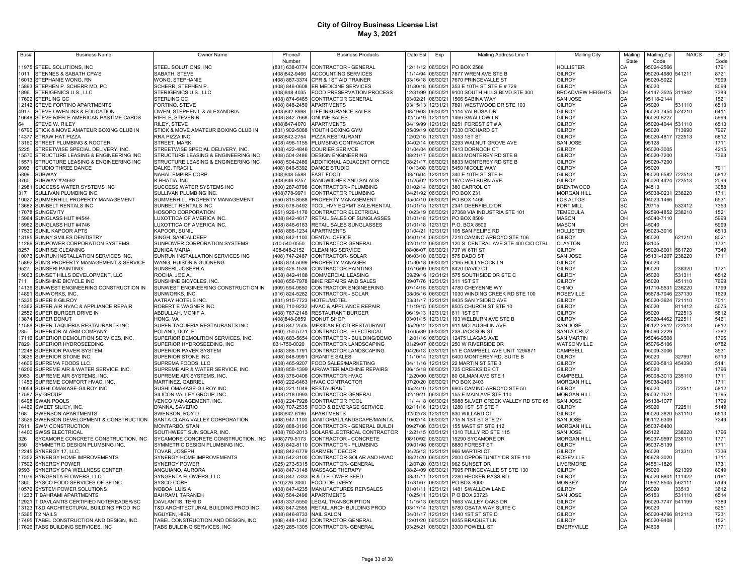# City of Gilroy Business License List
## May 3, 2021

| Bus# | Business Name | Owner Name | Phone# Number | Business Products | Date Est | Exp | Mailing Address Line 1 | Mailing City | Mailing State | Mailing Zip Code | NAICS | SIC Code |
|---|---|---|---|---|---|---|---|---|---|---|---|---|
| 11975 | STEEL SOLUTIONS, INC | STEEL SOLUTIONS, INC | (831) 638-0774 | CONTRACTOR - GENERAL | 12/11/12 | 06/30/21 | PO BOX 2566 | HOLLISTER | CA | 95024-2566 | | 1791 |
| 1011 | STENNES & SABATH CPA'S | SABATH, STEVE | (408)842-9466 | ACCOUNTING SERVICES | 11/14/94 | 06/30/21 | 7877 WREN AVE STE B | GILROY | CA | 95020-4980 | 541211 | 8721 |
| 16013 | STEPHANIE WONG, RN | WONG, STEPHANIE | (408) 887-3374 | CPR & 1ST AID TRAINER | 03/16/18 | 06/30/21 | 7670 PRINCEVALLE ST | GILROY | CA | 95020-5022 | | 7999 |
| 15893 | STEPHEN P. SCHERR MD, PC | SCHERR, STEPHEN P. | (408) 846-0608 | ER MEDICINE SERVICES | 01/30/18 | 06/30/21 | 353 E 10TH ST STE E # 729 | GILROY | CA | 95020 | | 8099 |
| 1896 | STERIGENICS U.S., LLC | STERIGENICS U.S., LLC | (408)848-4035 | FOOD PRESERVATION PROCESS | 12/31/99 | 06/30/21 | 9100 SOUTH HILLS BLVD STE 300 | BROADVIEW HEIGHTS | OH | 44147-3525 | 311942 | 7389 |
| 17602 | STERLING GC | STERLING GC | (408) 874-6485 | CONTRACTOR GENERAL | 03/02/21 | 06/30/21 | 1566 SABINA WAY | SAN JOSE | CA | 95118-2144 | | 1521 |
| 12142 | STEVE FORTINO APARTMENTS | FORTINO, STEVE | (408) 848-2450 | APARTMENTS | 03/15/13 | 12/31/21 | 7891 WESTWOOD DR STE 103 | GILROY | CA | 95020 | 531110 | 6513 |
| 4917 | STEVE OWEN INS & EDUCATION | OWEN, STEPHEN L & ALEXANDRIA | (408)842-8998 | LIFE INSURANCE SALES | 08/19/03 | 06/30/21 | 1114 VALBUSA DR | GILROY | CA | 95020-7454 | 524210 | 6411 |
| 16649 | STEVE RIFFLE AMERICAN PASTIME CARDS | RIFFLE, STEVEN R | (408) 842-7668 | ONLINE SALES | 02/15/19 | 12/31/21 | 1466 SWALLOW LN | GILROY | CA | 95020-8227 | | 5999 |
| 64 | STEVE W. RILEY | RILEY, STEVE | (408)847-4070 | APARTMENTS | 04/19/99 | 12/31/21 | 8251 FOREST ST # A | GILROY | CA | 95020-4044 | 531110 | 6513 |
| 16790 | STICK & MOVE AMATEUR BOXING CLUB IN | STICK & MOVE AMATEUR BOXING CLUB IN | (831) 902-5088 | YOUTH BOXING GYM | 05/09/19 | 06/30/21 | 7330 ORCHARD ST | GILROY | CA | 95020 | 713990 | 7997 |
| 14377 | STRAW HAT PIZZA | RRA PIZZA INC | (408)842-2754 | PIZZA RESTAURANT | 12/02/15 | 12/31/21 | 1053 1ST ST | GILROY | CA | 95020-4817 | 722513 | 5812 |
| 13160 | STREET PLUMBING & ROOTER | STREET, MARK | (408) 496-1155 | PLUMBING CONTRACTOR | 04/02/14 | 06/30/21 | 2293 WALNUT GROVE AVE | SAN JOSE | CA | 95128 | | 1711 |
| 5225 | STREETWISE SPECIAL DELIVERY, INC. | STREETWISE SPECIAL DELIVERY, INC. | (408) 422-4846 | COURIER SERIVCE | 01/04/04 | 06/30/21 | 7413 DORNOCH CT | GILROY | CA | 95020-3005 | | 4215 |
| 15570 | STRUCTURE LEASING & ENGINEERING INC | STRUCTURE LEASING & ENGINEERING INC | (408) 504-2486 | DESIGN ENGINEERING | 08/21/17 | 06/30/21 | 8833 MONTEREY RD STE B | GILROY | CA | 95020-7200 | | 7363 |
| 15571 | T2 STRUCTURE LEASING & ENGINEERING INC | STRUCTURE LEASING & ENGINEERING INC | (408) 504-2486 | ADDITIONAL ADJACENT OFFICE | 08/21/17 | 06/30/21 | 8833 MONTEREY RD STE B | GILROY | CA | 95020-7200 | | |
| 9093 | STUDIO THREE DANCE | DALKE, TRACI L | (408) 846-5392 | DANCE STUDIO | 10/13/08 | 06/30/21 | 5450 NICOLE WAY | GILROY | CA | 95020 | | 7911 |
| 5809 | SUBWAY | NAHAL EMPIRE CORP. | (408)848-5588 | FAST FOOD | 08/16/04 | 12/31/21 | 340 E 10TH ST STE H | GILROY | CA | 95020-6582 | 722513 | 5812 |
| 3760 | SUBWAY #24692 | K BHATIA, INC. | (408)846-8757 | SANDWICHES AND SALADS | 01/25/02 | 12/31/21 | 197C WELBURN AVE | GILROY | CA | 95020-4424 | 722513 | 2099 |
| 12981 | SUCCESS WATER SYSTEMS INC | SUCCESS WATER SYSTEMS INC | (800) 287-8798 | CONTRACTOR - PLUMBING | 01/02/14 | 06/30/21 | 380 CARROL CT | BRENTWOOD | CA | 94513 | | 3088 |
| 317 | SULLIVAN PLUMBING INC. | SULLIVAN PLUMBING INC. | (408)778-9971 | CONTRACTOR PLUMBING | 04/21/92 | 06/30/21 | PO BOX 231 | MORGAN HILL | CA | 95038-0231 | 238220 | 1711 |
| 10027 | SUMMERHILL PROPERTY MANAGEMENT | SUMMERHILL PROPERTY MANAGEMENT | (650) 815-8588 | PROPERTY MANAGEMENT | 05/04/10 | 06/30/21 | PO BOX 1466 | LOS ALTOS | CA | 94023-1466 | | 6531 |
| 13682 | SUNBELT RENTALS INC | SUNBELT RENTALS INC | (803) 578-5492 | TOOL,HVY EQPMT SALE/RENTAL | 01/01/15 | 12/31/21 | 2341 DEERFIELD DR | FORT MILL | SC | 29715 | 532412 | 7353 |
| 17078 | SUNGEVITY | HOSOPO CORPORATION | (951) 926-1176 | CONTRACTOR ELECTRICAL | 10/23/19 | 06/30/21 | 27368 VIA INDUSTRIA STE 101 | TEMECULA | CA | 92590-4852 | 238210 | 1521 |
| 15964 | SUNGLASS HUT #4544 | LUXOTTICA OF AMERICA INC. | (408) 842-4617 | RETAIL SALES OF SUNGLASSES | 01/01/18 | 12/31/21 | PO BOX 8509 | MASON | OH | 45040-7110 | | 5999 |
| 15962 | SUNGLASS HUT #4746 | LUXOTTICA OF AMERICA INC. | (408) 846-6183 | RETAIL SALES SUNGLASSES | 01/01/18 | 12/31/21 | P.O. BOX 8509 | MASON | OH | 45040 | | 5999 |
| 17530 | SUNIL KAPOOR APTS | KAPOOR, SUNIL | (408) 886-1234 | APARTMENTS | 01/04/21 | 12/31/21 | 105 SAN FELIPE RD | HOLLISTER | CA | 95023-3016 | | 6513 |
| 13185 | SUNNY SMILES DENTISTRY | SINGH, SANDALDEEP | (408) 842-1100 | DENTAL OFFICE | 04/01/14 | 06/30/21 | 7210 CAMINO ARROYO STE 106 | GILROY | CA | 95020 | 621210 | 8021 |
| 11286 | SUNPOWER CORPORATION SYSTEMS | SUNPOWER CORPORATION SYSTEMS | 510-540-0550 | CONTRACTOR GENERAL | 02/01/12 | 06/30/21 | 120 S. CENTRAL AVE STE 400 C/O CTBL | CLAYTON | MO | 63105 | | 1731 |
| 8257 | SUNRISE CLEANING | ZUNIGA MARIA | 408-848-2152 | CLEANING SERVICE | 08/06/07 | 06/30/21 | 737 W 6TH ST | GILROY | CA | 95020-6001 | 561720 | 7349 |
| 10073 | SUNRUN INSTALLATION SERVICES INC. | SUNRUN INSTALLATION SERVICES INC | (408) 747-2487 | CONTRACTOR- SOLAR | 06/03/10 | 06/30/21 | 575 DADO ST | SAN JOSE | CA | 95131-1207 | 238220 | 1711 |
| 15892 | SUN'S PROPERTY MANAGEMENT & SERVICE | WANG, HUISON & GUONENG | (408) 874-5099 | PROPERTY MANAGER | 01/30/18 | 06/30/21 | 2165 HOLLYHOCK LN | GILROY | CA | 95020 | | |
| 9527 | SUNSERI PAINTING | SUNSERI, JOSEPH A. | (408) 426-1536 | CONTRACTOR PAINTING | 07/16/09 | 06/30/21 | 8420 DAVID CT | GILROY | CA | 95020 | 238320 | 1721 |
| 15003 | SUNSET HILLS DEVELOPMENT, LLC | ROCHA, JOE A. | (408) 842-4188 | COMMERCIAL LEASING | 09/29/16 | 12/31/21 | 575 SOUTHSIDE DR STE C | GILROY | CA | 95020 | 531311 | 6512 |
| 711 | SUNSHINE BICYCLE INC | SUNSHINE BICYCLES, INC. | (408) 656-7978 | BIKE REPAIRS AND SALES | 09/07/76 | 12/31/21 | 311 1ST ST | GILROY | CA | 95020 | 451110 | 7699 |
| 14136 | SUNWEST ENGINEERING CONSTRUCTION IN | SUNWEST ENGINEERING CONSTRUCTION IN | (909) 594-9850 | CONTRACTOR ENGINEERING | 07/14/15 | 06/30/21 | 4780 CHEYENNE WY | CHINO | CA | 91710-5531 | 236220 | 1799 |
| 14891 | SUNWORKS, INC. | SUNWORKS, INC. | (916) 824-5282 | CONTRACTOR - SOLAR | 08/05/16 | 06/30/21 | 1030 WINDING CREEK RD STE 100 | ROSEVILLE | CA | 95678-7046 | 237130 | 1629 |
| 15335 | SUPER 8 GILROY | AATRAY HOTELS INC. | (831) 915-7723 | HOTEL/MOTEL | 03/31/17 | 12/31/21 | 8435 SAN YSIDRO AVE | GILROY | CA | 95020-3624 | 721110 | 7011 |
| 14362 | SUPER AIR HVAC & APPLIANCE REPAIR | ROBERT E WAGNER INC. | (408) 710-9232 | HVAC & APPLIANCE REPAIR | 11/19/15 | 06/30/21 | 8505 CHURCH ST STE 10 | GILROY | CA | 95020 | 811412 | 5075 |
| 12552 | SUPER BURGER DRIVE IN | ABDULLAH, MONIF A, | (408) 767-2146 | RESTAURANT BURGER | 06/19/13 | 12/31/21 | 611 1ST ST | GILROY | CA | 95020 | 722513 | 5812 |
| 13874 | SUPER DONUT | HONG, VA | (408)848-0859 | DONUT SHOP | 03/01/15 | 12/31/21 | 193 WELBURN AVE STE B | GILROY | CA | 95020-4462 | 722511 | 5461 |
| 11588 | SUPER TAQUERIA RESTAURANTS INC | SUPER TAQUERIA RESTAURANTS INC | (408) 847-2505 | MEXICAN FOOD RESTAURANT | 05/29/12 | 12/31/21 | 911 MCLAUGHLIN AVE | SAN JOSE | CA | 95122-2612 | 722513 | 5812 |
| 285 | SUPERIOR ALARM COMPANY | POLAND, DOYLE | (800) 750-5771 | CONTRACTOR - ELECTRICAL | 07/05/89 | 06/30/21 | 238 JACKSON ST | SANTA CRUZ | CA | 95060-2229 | | 7382 |
| 17116 | SUPERIOR DEMOLITION SERVICES, INC. | SUPERIOR DEMOLITION SERVICES, INC. | (408) 683-5654 | CONTRACTOR - BUILDING/DEMO | 12/01/16 | 06/30/21 | 12475 LLAGAS AVE | SAN MARTIN | CA | 95046-9508 | | 1795 |
| 7829 | SUPERIOR HYDROSEEDING | SUPERIOR HYDROSEEDING, INC | 831-750-0020 | CONTRACTOR LANDSCAPING | 01/29/07 | 06/30/21 | 250 W RIVERSIDE DR | WATSONVILLE | CA | 95076-5106 | | 0782 |
| 12248 | SUPERIOR PAVER SYSTEM | SUPERIOR PAVER SYSTEM | (408) 386-1791 | CONTRACTOR LANDSCAPING | 04/26/13 | 03/31/21 | 51 E CAMPBELL AVE UNIT 129#871 | CAMPBELL | CA | 95009-3006 | | 3531 |
| 13635 | SUPERIOR STONE INC. | SUPERIOR STONE INC. | (408) 848-9991 | GRANITE SALES | 11/10/14 | 12/31/21 | 6400 MONTEREY RD, SUITE B | GILROY | CA | 95020 | 327991 | 5713 |
| 14606 | SUPREMA FOODS LLC. | SUPREMA FOODS, LLC | (408) 465-9207 | FOOD SALES/MARKETING | 04/11/16 | 12/31/21 | 22 MARTIN ST STE 3 | GILROY | CA | 95020-5813 | 454390 | 5141 |
| 16206 | SUPREME AIR & WATER SERVICE, INC. | SUPREME AIR & WATER SERVICE, INC. | (888) 858-1399 | AIR/WATER MACHINE REPAIRS | 06/15/18 | 06/30/21 | 725 CREEKSIDE CT | GILROY | CA | 95020 | | 1796 |
| 3053 | SUPREME AIR SYSTEMS, INC. | SUPREME AIR SYSTEMS, INC. | (408) 376-0406 | CONTRACTOR HVAC | 12/20/00 | 06/30/21 | 80 GILMAN AVE STE 1 | CAMPBELL | CA | 95008-3013 | 235110 | 1711 |
| 11456 | SUPREME COMFORT HVAC, INC. | MARTINEZ, GABRIEL | (408) 222-6463 | HVAC CONTRACTOR | 07/20/20 | 06/30/21 | PO BOX 2403 | MORGAN HILL | CA | 95038-2403 | | 1711 |
| 10054 | SUSHI OMAKASE-GILROY INC | SUSHI OMAKASE-GILROY INC | (408) 221-1049 | RESTAURANT | 05/24/10 | 12/31/21 | 6905 CAMINO ARROYO STE 50 | GILROY | CA | 95020 | 722511 | 5812 |
| 17587 | SV GROUP | SILICON VALLEY GROUP, INC. | (408) 218-0993 | CONTRACTOR GENERAL | 02/19/21 | 06/30/21 | 155 E MAIN AVE STE 110 | MORGAN HILL | CA | 95037-7521 | | 1795 |
| 16498 | SWAN POOLS | VENCO MANAGEMENT, INC. | (408) 224-7926 | CONTRACTOR POOL | 11/14/18 | 06/30/21 | 5988 SILVER CREEK VALLEY RD STE 65 | SAN JOSE | CA | 95138-1077 | | 1799 |
| 14469 | SWEET SILICY, INC. | D'ANNA, SAVERIO | (408) 707-2535 | FOOD & BEVERAGE SERVICE | 02/11/16 | 12/31/21 | 1280 1ST ST STE F | GILROY | CA | 95020 | 722511 | 5149 |
| 168 | SWENSON APARTMENTS | SWENSON, ROY D | (408)842-6196 | APARTMENTS | 02/02/78 | 12/31/21 | 830 WILLARD CT | GILROY | CA | 95020-3820 | 531110 | 6513 |
| 13529 | SWENSON DEVELOPMENT & CONSTRUCTION | SANTA CLARA VALLEY CORPORATION | (408) 947-1100 | JANITORIAL/LANDSCAPE/MAINTA | 10/02/14 | 06/30/21 | 715 N 1ST ST STE 27 | SAN JOSE | CA | 95112-6309 | | 7349 |
| 7611 | SWM CONSTRUCTION | MONTARBO, STAN | (669) 888-3190 | CONTRACTOR - GENERAL BUILDI | 09/27/06 | 03/31/21 | 155 MAST ST STE 112 | MORGAN HILL | CA | 95037-8400 | | |
| 14400 | SWSS ELECTRICAL | SOUTHWEST SUN SOLAR, INC. | (408) 780-2013 | SOLAR/ELECTRICAL CONTRACTOR | 12/21/15 | 03/31/21 | 1310 TULLY RD STE 115 | SAN JOSE | CA | 95122 | 238220 | 1796 |
| 326 | SYCAMORE CONCRETE CONSTRUCTION, INC | SYCAMORE CONCRETE CONSTRUCTION, INC | (408)779-5173 | CONTRACTOR - CONCRETE | 08/10/92 | 06/30/21 | 15290 SYCAMORE DR | MORGAN HILL | CA | 95037-9597 | 238110 | 1771 |
| 550 | SYMMETRIC DESIGN PLUMBING INC. | SYMMETRIC DESIGN PLUMBING INC. | (408) 842-8110 | CONTRACTOR - PLUMBING | 09/01/98 | 06/30/21 | 8880 FOREST ST | GILROY | CA | 95037-5139 | | 1711 |
| 12245 | SYNERGY 17, LLC. | TOVAR, JOSEPH | (408) 842-6779 | GARMENT DECOR | 04/25/13 | 12/31/21 | 966 MARTIRI CT. | GILROY | CA | 95020 | 313310 | 7336 |
| 17352 | SYNERGY HOME IMPROVEMENTS | SYNERGY HOME IMPROVEMENTS | (800) 542-3100 | CONTRACTOR-SOLAR AND HVAC | 08/21/20 | 06/30/21 | 2000 OPPORTUNITY DR STE 110 | ROSEVILLE | CA | 95678-3020 | | 1711 |
| 17502 | SYNERGY POWER | SYNERGY POWER | (925) 273-5315 | CONTRACTOR- GENERAL | 12/07/20 | 03/31/21 | 962 SUNSET DR | LIVERMORE | CA | 94551-1826 | | 1731 |
| 9593 | SYNERGY SPA WELLNESS CENTER | ANGUIANO, AURORA | (408) 847-3148 | MASSAGE THERAPY | 08/24/09 | 06/30/21 | 7995 PRINCEVALLE ST STE 130 | GILROY | CA | 95020 | 621399 | 8049 |
| 11076 | SYNGENTA FLOWERS, LLC | SYNGENTA FLOWERS, LLC | (408) 847-7333 | R & D FLOWER SEED | 08/31/11 | 12/31/21 | 2280 HECKER PASS RD | GILROY | CA | 95020-8801 | 111422 | 0181 |
| 1360 | SYSCO FOOD SERVICES OF SF INC. | SYSCO CORP. | (510)226-3000 | FOOD DELIVERY | 07/31/67 | 06/30/21 | PO BOX 8000 | MONSEY | NY | 10952-8505 | 562111 | 5149 |
| 10576 | SYSTEM POWER SOLUTIONS | NOBOA, LUIS A | (408) 847-4235 | MANUFACTURES REP/SALES | 01/01/11 | 12/31/21 | 1481 SWALLOW LANE | GILROY | CA | 95020 | 33513 | 3612 |
| 11233 | T BAHRAMI APARTMENTS | BAHRAMI, TARANEH | (408) 564-2496 | APARTMENTS | 10/25/11 | 12/31/21 | P O BOX 23723 | SAN JOSE | CA | 95153 | 531110 | 6514 |
| 12921 | T DAVLANTIS CERTIFIED NOTEREADER/SC | DAVLANTIS, TERI D | (408) 337-5550 | LEGAL TRANSCRIPTION | 11/15/13 | 06/30/21 | 1663 VALLEY OAKS DR | GILROY | CA | 95020-7747 | 541199 | 7389 |
| 13123 | T&D ARCHITECTURAL BUILDING PROD INC | T&D ARCHITECTURAL BUILDING PROD INC | (408) 847-2555 | RETAIL ARCH BUILDING PROD | 03/17/14 | 12/31/21 | 5780 OBATA WAY SUITE C | GILROY | CA | 95020 | | 5251 |
| 15365 | T2 NAILS | NGUYEN, HIEN | (408) 846-8733 | NAIL SALON | 04/01/17 | 12/31/21 | 1340 1ST ST STE D | GILROY | CA | 95020-4766 | 812113 | 7231 |
| 17495 | TABEL CONSTRUCTION AND DESIGN, INC. | TABEL CONSTRUCTION AND DESIGN, INC. | (408) 448-1342 | CONTRACTOR GENERAL | 12/01/20 | 06/30/21 | 9255 BRAQUET LN | GILROY | CA | 95020-9408 | | 1521 |
| 17626 | TABS BUILDING SERVICES, INC | TABS BUILDING SERVICES, INC | (925) 285-1305 | CONTRACTOR- GENERAL | 03/25/21 | 06/30/21 | 3300 POWELL ST | EMERYVILLE | CA | 94608 | | 1771 |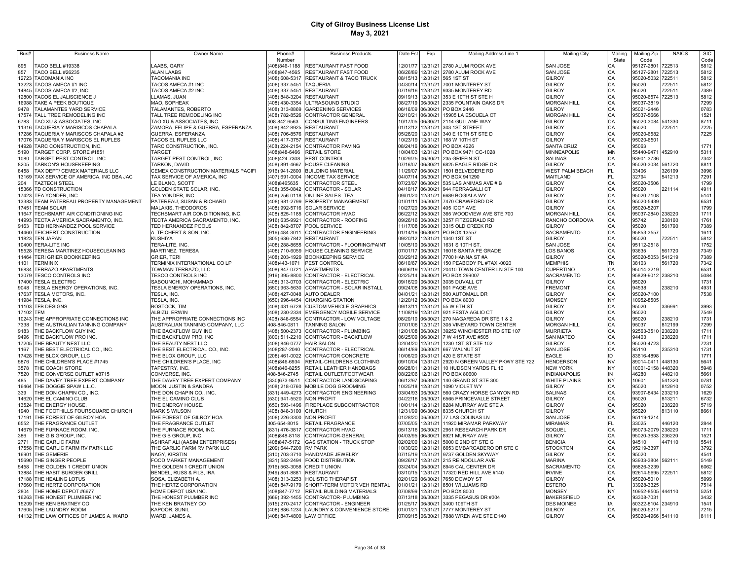# City of Gilroy Business License List
## May 3, 2021

| Bus# | Business Name | Owner Name | Phone# Number | Business Products | Date Est | Exp | Mailing Address Line 1 | Mailing City | Mailing State | Mailing Zip Code | NAICS | SIC Code |
|---|---|---|---|---|---|---|---|---|---|---|---|---|
| 695 | TACO BELL #19338 | LAABS, GARY | (408)846-1188 | RESTAURANT FAST FOOD | 12/01/77 | 12/31/21 | 2780 ALUM ROCK AVE | SAN JOSE | CA | 95127-2801 | 722513 | 5812 |
| 857 | TACO BELL #26235 | ALAN LAABS | (408)847-4565 | RESTAURANT FAST FOOD | 06/26/89 | 12/31/21 | 2780 ALUM ROCK AVE | SAN JOSE | CA | 95127-2801 | 722513 | 5812 |
| 12723 | TACOMANIA INC | TACOMANIA INC | (408) 608-5317 | RESTAURANT & TACO TRUCK | 08/15/13 | 12/31/21 | 565 1ST ST | GILROY | CA | 95020-5032 | 722511 | 5812 |
| 13223 | TACOS AMECA #1 INC | TACOS AMECA #1 INC | (408) 337-5451 | TAQUERIA | 04/30/14 | 12/31/21 | 7001 MONTEREY ST | GILROY | CA | 95020 | 722511 | 5812 |
| 14845 | TACOS AMECA #2, INC. | TACOS AMECA #2 INC | (408) 337-5451 | RESTAURANT | 07/19/16 | 12/31/21 | 9335 MONTEREY RD | GILROY | CA | 95020 | 722511 | 7389 |
| 12800 | TACOS EL JALISCIENCE J | LLAMAS, JUAN | (408) 848-3204 | RESTAURANT | 09/19/13 | 12/31/21 | 353 E 10TH ST STE H | GILROY | CA | 95020-6574 | 722513 | 5812 |
| 16988 | TAKE A PEEK BOUTIQUE | MAO, SOPHEAK | (408) 430-3354 | ULTRASOUND STUDIO | 08/27/19 | 06/30/21 | 2335 FOUNTAIN OAKS DR | MORGAN HILL | CA | 95037-3819 | | 7299 |
| 9478 | TALAMANTES YARD SERVICE | TALAMANTES, ROBERTO | (408) 313-8869 | GARDENING SERVICES | 06/16/09 | 06/30/21 | PO BOX 2446 | GILROY | CA | 95021-2446 | | 0783 |
| 17574 | TALL TREE REMODELING INC | TALL TREE REMODELING INC | (408) 782-8526 | CONTRACTOR GENERAL | 02/10/21 | 06/30/21 | 15905 LA ESCUELA CT | MORGAN HILL | CA | 95037-5666 | | 1521 |
| 6783 | TAO XU & ASSOCIATES, INC. | TAO XU & ASSOCIATES, INC. | 408-842-6563 | CONSULTING ENGINEERS | 10/17/05 | 06/30/21 | 2114 GULLANE WAY | GILROY | CA | 95020-3084 | 541330 | 8711 |
| 11316 | TAQUERIA Y MARISCOS CHAPALA | ZAMORA, FELIPE & GUERRA, ESPERANZA | (408) 842-8925 | RESTAURANT | 01/12/12 | 12/31/21 | 303 1ST STREET | GILROY | CA | 95020 | 722511 | 7225 |
| 17286 | TAQUERIA Y MARISCOS CHAPALA #2 | GUERRA, ESPERANZA | (408) 706-8576 | RESTAURANT | 05/28/20 | 12/31/21 | 340 E 10TH ST STE D | GILROY | CA | 95020-6582 | | 7225 |
| 17076 | TAQUERIA Y MARISCOS EL RUFLES | TACOS EL RUFLES LLC | (408) 417-3757 | RESTAURANT | 10/23/19 | 12/31/21 | 168 W 10TH ST | GILROY | CA | 95020-6501 | | |
| 14928 | TARC CONSTRUCTION, INC. | TARC CONSTRUCTION, INC. | (408) 224-2154 | CONTRACTOR PAVING | 08/24/16 | 06/30/21 | PO BOX 4226 | SANTA CRUZ | CA | 95063 | | 1771 |
| 5190 | TARGET CORP. STORE #1851 | TARGET | (408)848-6466 | RETAIL STORE | 10/04/03 | 12/31/21 | PO BOX 9471 CC-1028 | MINNEAPOLIS | MN | 55440-9471 | 452910 | 5311 |
| 1080 | TARGET PEST CONTROL, INC. | TARGET PEST CONTROL, INC. | (408)424-7308 | PEST CONTROL | 10/29/75 | 06/30/21 | 235 GRIFFIN ST | SALINAS | CA | 93901-3736 | | 7342 |
| 8205 | TARKON'S HOUSEKEEPING | TARKON, DAVID | (408) 891-4667 | HOUSE CLEANING | 07/16/07 | 06/30/21 | 6825 EAGLE RIDGE DR | GILROY | CA | 95020-3034 | 561720 | 8811 |
| 8458 | TAX DEPT/ CEMEX MATERIALS LLC | CEMEX CONSTRUCTION MATERIALS PACIFI | (916) 941-2800 | BUILDING MATERIAL | 11/29/07 | 06/30/21 | 1501 BELVEDERE RD | WEST PALM BEACH | FL | 33406 | 326199 | 3996 |
| 13169 | TAX SERVICE OF AMERICA, INC DBA JAC | TAX SERVICE OF AMERICA, INC | (407) 691-0004 | INCOME TAX SERVICE | 04/07/14 | 06/30/21 | PO BOX 941290 | MAITLAND | FL | 32794 | 541213 | 7291 |
| 204 | TAZTECH STEEL | LE BLANC, SCOTT | (408)8465635 | CONTRACTOR STEEL | 07/23/97 | 06/30/21 | 535 LAS ANIMAS AVE # B | GILROY | CA | 95020-3506 | | 1799 |
| 15366 | TD CONSTRUCTION | GOLDEN STATE SOLAR, INC. | (408) 355-0842 | CONTRACTOR - SOLAR | 04/10/17 | 06/30/21 | 944 FERRAGALLI CT | GILROY | CA | 95020 | 221114 | 4911 |
| 17423 | TEA YONDER, INC. | TEA YONDER, INC. | (408) 256-0118 | ONLINE SALES- TEA | 09/01/20 | 12/31/21 | 6689 BOGIALA WY | GILROY | CA | 95020-7108 | | 5141 |
| 13383 | TEAM PATEREAU PROPERTY MANAGEMENT | PATEREAU, SUSAN & RICHARD | (408) 981-2799 | PROPERTY MANAGEMENT | 01/01/11 | 06/30/21 | 7470 CRAWFORD DR | GILROY | CA | 95020-5439 | | 6531 |
| 17451 | TEAM SOLAR | MALAKIS, THEODOROS | (408) 992-5716 | SOLAR SERVICE | 10/27/20 | 06/30/21 | 405 IOOF AVE | GILROY | CA | 95020-5207 | | 1799 |
| 11647 | TECHSMART AIR CONDITIONING INC | TECHSMART AIR CONDITIONING, INC. | (408) 825-1185 | CONTRACTOR HVAC | 06/22/12 | 06/30/21 | 365 WOODVIEW AVE STE 700 | MORGAN HILL | CA | 95037-2840 | 238220 | 1711 |
| 14993 | TECTA AMERICA SACRAMENTO, INC. | TECTA AMERICA SACRAMENTO, INC. | (916) 635-9921 | CONTRACTOR - ROOFING | 09/26/16 | 06/30/21 | 3257 FITZGERALD RD | RANCHO CORDOVA | CA | 95742 | 238160 | 1761 |
| 9163 | TED HERNANDEZ POOL SERVICE | TED HERNANDEZ POOLS | (408) 842-8707 | POOL SERVICE | 11/17/08 | 06/30/21 | 3315 OLD CREEK RD | GILROY | CA | 95020 | 561790 | 7389 |
| 14460 | TEICHERT CONSTRUCTION | A. TEICHERT & SON, INC. | (916) 484-3011 | CONTRACTOR ENGINEERING | 01/14/16 | 06/30/21 | PO BOX 13557 | SACRAMENTO | CA | 95853-3557 | | 1611 |
| 11823 | TEN JAPAN | KUSHIYA | (805) 636-7842 | RESTAURANT | 09/20/12 | 12/31/21 | 1340 1ST ST | GILROY | CA | 95020 | 722511 | 5812 |
| 10400 | TERA-LITE INC | TERA-LITE, INC. | (408) 288-8655 | CONTRACTOR - FLOORING/PAINT | 10/05/10 | 06/30/21 | 1631 S 10TH ST. | SAN JOSE | CA | 95112-2518 | | 1752 |
| 15528 | TERESA MARTINEZ HOUSECLEANING | MARTINEZ, TERESA | (408) 710-6059 | HOUSE CLEANING SERVICE | 07/01/17 | 06/30/21 | 16018 SANTA FE GRADE | LOS BANOS | CA | 93635 | 561720 | 7349 |
| 11464 | TERI GRIER BOOKKEEPING | GRIER, TERI | (408) 203-1929 | BOOKKEEPING SERVICE | 03/29/12 | 06/30/21 | 7700 HANNA ST #A | GILROY | CA | 95020-5053 | 541219 | 7389 |
| 1101 | TERMINIX | TERMINIX INTERNATIONAL CO LP | (408)443-1071 | PEST CONTROL | 06/10/67 | 06/30/21 | 150 PEABODY PL #TAX -0020 | MEMPHIS | TN | 38103 | 561720 | 7342 |
| 16834 | TERRAZO APARTMENTS | TOWMAN TERRAZO, LLC | (408) 847-0721 | APARTMENTS | 06/06/19 | 12/31/21 | 20410 TOWN CENTER LN STE 100 | CUPERTINO | CA | 95014-3219 | | 6531 |
| 13079 | TESCO CONTROLS INC | TESCO CONTROLS INC | (916) 395-8800 | CONTRACTOR - ELECTRICAL | 02/25/14 | 06/30/21 | PO BOX 299007 | SACRAMENTO | CA | 95829-9012 | 238210 | 5084 |
| 17400 | TESLA ELECTRIC | SABOUNCHI, MOHAMMAD | (408) 313-0703 | CONTRACTOR - ELECTRIC | 09/16/20 | 06/30/21 | 3035 DUVALL CT | GILROY | CA | 95020 | | 1731 |
| 9048 | TESLA ENERGY OPERATIONS, INC. | TESLA ENERGY OPERATIONS, INC. | (650) 963-5630 | CONTRACTOR - SOLAR INSTALL | 09/24/08 | 06/30/21 | 901 PAGE AVE | FREMONT | CA | 94538 | 238210 | 4931 |
| 17637 | TESLA MOTORS, INC. | TESLA, INC. | (408) 427-0048 | AUTO DEALER | 04/01/21 | 12/31/21 | 500 AUTOMALL DR | GILROY | CA | 95020-7100 | | 7538 |
| 11984 | TESLA, INC. | TESLA, INC. | (650) 996-4454 | CHARGING STATION | 12/20/12 | 06/30/21 | PO BOX 8000 | MONSEY | NY | 10952-8505 | | |
| 11103 | TFB DESIGNS | BOSTOCK, TIM | (408) 431-6728 | CUSTOM VEHICLE GRAPHICS | 09/13/11 | 12/31/21 | 55 W 6TH ST | GILROY | CA | 95020 | 336991 | 3993 |
| 17102 | TFM | ALBIZU, ERWIN | (408) 230-2334 | EMERGENCY MOBILE SERVICE | 11/08/19 | 12/31/21 | 921 FESTA AGLIO CT | GILROY | CA | 95020 | | 7549 |
| 10243 | THE APPROPRIATE CONNECTIONS INC | THE APPROPRIATE CONNECTIONS INC | (408) 846-6554 | CONTRACTOR - LOW VOLTAGE | 08/20/10 | 06/30/21 | 270 NAGAREDA DR STE 1 & 2 | GILROY | CA | 95020 | 238210 | 1731 |
| 7338 | THE AUSTRALIAN TANNING COMPANY | AUSTRALIAN TANNING COMPANY, LLC | 408-846-0811 | TANNING SALON | 07/01/06 | 12/31/21 | 305 VINEYARD TOWN CENTER | MORGAN HILL | CA | 95037 | 812199 | 7299 |
| 9183 | THE BACKFLOW GUY INC | THE BACKFLOW GUY INC | (408) 500-2373 | CONTRACTOR - PLUMBING | 12/01/08 | 06/30/21 | 39252 WINCHESTER RD STE 107 | MURRIETA | CA | 92563-3510 | 238220 | 1711 |
| 9496 | THE BACKFLOW PRO INC. | THE BACKFLOW PRO, INC | (800) 511-2210 | CONTRACTOR - BACKFLOW | 06/25/09 | 06/30/21 | 7 W 41ST AVE #505 | SAN MATEO | CA | 94403 | 238220 | 1711 |
| 17205 | THE BEAUTY NEST LLC | THE BEAUTY NEST LLC | (408) 846-0777 | HAIR SALON | 02/04/20 | 12/31/21 | 1230 1ST ST STE 102 | GILROY | CA | 95020-4723 | | 7231 |
| 1167 | THE BEST ELECTRICAL CO., INC. | THE BEST ELECTRICAL CO., INC. | (408)287-2040 | CONTRACTOR - ELECTRICAL | 06/14/89 | 06/30/21 | 667 WALNUT ST | SAN JOSE | CA | 95110 | 235310 | 1731 |
| 17428 | THE BLOX GROUP, LLC | THE BLOX GROUP, LLC | (208) 461-0022 | CONTRACTOR CONCRETE | 10/06/20 | 03/31/21 | 420 E STATE ST | EAGLE | ID | 83616-4898 | | 1771 |
| 5876 | THE CHILDREN'S PLACE #1745 | THE CHILDREN'S PLACE, INC | (408)846-6934 | RETAIL-CHILDRENS CLOTHING | 09/10/04 | 12/31/21 | 2920 N GREEN VALLEY PKWY STE 722 | HENDERSON | NV | 89014-0411 | 448130 | 5641 |
| 3578 | THE COACH STORE | TAPESTRY, INC. | (408)846-8255 | RETAIL LEATHER HANDBAGS | 09/28/01 | 12/31/21 | 10 HUDSON YARDS FL 10 | NEW YORK | NY | 10001-2158 | 448320 | 5948 |
| 7520 | THE CONVERSE OUTLET #3715 | CONVERSE, INC. | 408-846-2745 | RETAIL OUTLET/FOOTWEAR | 08/22/06 | 12/31/21 | PO BOX 80600 | INDIANAPOLIS | IN | 46280 | 448210 | 5661 |
| 485 | THE DAVEY TREE EXPERT COMPANY | THE DAVEY TREE EXPERT COMPANY | (330)673-9511 | CONTRACTOR LANDSCAPING | 06/12/97 | 06/30/21 | 140 GRAND ST STE 300 | WHITE PLAINS | NY | 10601 | 541320 | 0781 |
| 16464 | THE DOGGIE SPAW L.L.C. | MOON, JUSTIN & SANDRA | (408) 218-0760 | MOBILE DOG GROOMING | 10/25/18 | 12/31/21 | 1090 VIOLET WY | GILROY | CA | 95020 | 812910 | 0752 |
| 339 | THE DON CHAPIN CO., INC. | THE DON CHAPIN CO., INC. | (831) 449-4273 | CONTRACTOR ENGINEERING | 03/04/93 | 06/30/21 | 560 CRAZY HORSE CANYON RD | SALINAS | CA | 93907-8434 | 233210 | 1629 |
| 14620 | THE EL CAMINO CLUB | THE EL CAMINO CLUB | (530) 941-5520 | NON PROFIT | 04/22/16 | 06/30/21 | 6565 PRINCEVALLE STREET | GILROY | CA | 95020 | 813211 | 6732 |
| 13524 | THE ENERGY HOUSE. | THE ENERGY HOUSE. | (650) 593-1496 | FIREPLACE SUBCONTRACTOR | 10/01/14 | 12/31/21 | 8284 MURRAY AVE STE A | GILROY | CA | 95020 | 238220 | 5719 |
| 1940 | THE FOOTHILLS FOURSQUARE CHURCH | MARK S WILSON | (408) 848-3100 | CHURCH | 12/31/99 | 06/30/21 | 8335 CHURCH ST | GILROY | CA | 95020 | 813110 | 8661 |
| 17191 | THE FOREST OF GILROY HOA | THE FOREST OF GILROY HOA | (408) 226-3300 | NON PROFIT | 01/28/20 | 06/30/21 | 77 LAS COLINAS LN | SAN JOSE | CA | 95119-1214 | | |
| 6552 | THE FRAGRANCE OUTLET | THE FRAGRANCE OUTLET | 305-654-8015 | RETAIL FRAGRANCE | 07/05/05 | 12/31/21 | 11920 MIRAMAR PARKWAY | MIRAMAR | FL | 33025 | 446120 | 2844 |
| 14679 | THE FURNACE ROOM, INC. | THE FURNACE ROOM, INC. | (831) 476-3817 | CONTRACTOR HVAC | 05/13/16 | 06/30/21 | 2951 RESEARCH PARK DR | SOQUEL | CA | 95073-2079 | 238220 | 1711 |
| 386 | THE G B GROUP, INC. | THE G B GROUP, INC. | (408)848-8118 | CONTRACTOR-GENERAL | 04/03/95 | 06/30/21 | 8921 MURRAY AVE | GILROY | CA | 95020-3633 | 236220 | 1521 |
| 2771 | THE GARLIC FARM | ASHRAF ALI (AASIM ENTERPRISES) | (408)847-5172 | GAS STATION - TRUCK STOP | 02/02/00 | 12/31/21 | 5000 E 2ND ST STE G | BENICIA | CA | 94510 | 447110 | 5541 |
| 17558 | THE GARLIC FARM RV PARK LLC | THE GARLIC FARM RV PARK LLC | (209) 644-7200 | RV PARK | 10/30/20 | 12/31/21 | 6653 EMBARCADERO DR STE C | STOCKTON | CA | 95219-3397 | | 3792 |
| 16901 | THE GEMERIE | NAGY, KIRSTIN | (310) 703-3710 | HANDMADE JEWELRY | 07/15/19 | 12/31/21 | 9737 GOLDEN SKYWAY | GILROY | CA | 95020 | | 4541 |
| 15690 | THE GINGER PEOPLE | FOOD MARKET MANAGEMENT | (831) 582-2494 | FOOD DISTRIBUTION | 09/26/17 | 12/31/21 | 215 REINDOLLAR AVE | MARINA | CA | 93933-3804 | 562111 | 5149 |
| 5458 | THE GOLDEN 1 CREDIT UNION | THE GOLDEN 1 CREDIT UNION | (916) 563-3058 | CREDIT UNION | 03/24/04 | 06/30/21 | 8945 CAL CENTER DR | SACRAMENTO | CA | 95826-3239 | | 6062 |
| 13884 | THE HABIT BURGER GRILL | BENDEL, RUSS & FILS, IRA | (949) 851-8881 | RESTAURANT | 03/10/15 | 12/31/21 | 17320 RED HILL AVE #140 | IRVINE | CA | 92614-5695 | 722511 | 5812 |
| 17188 | THE HEALING LOTUS | SOSA, ELIZABETH A. | (408) 313-3253 | HOLISTIC THERAPIST | 02/01/20 | 06/30/21 | 7650 DOWDY ST | GILROY | CA | 95020-5010 | | 5999 |
| 17660 | THE HERTZ CORPORATION | THE HERTZ CORPORATION | (408) 847-9179 | SHORT-TERM MOTOR VEH RENTAL | 01/01/21 | 12/31/21 | 8501 WILLIAMS RD | ESTERO | FL | 33928-3325 | | 7514 |
| 2804 | THE HOME DEPOT #6677 | HOME DEPOT USA INC. | (408)847-7712 | RETAIL BUILDING MATERIALS | 07/08/99 | 12/31/21 | PO BOX 8000 | MONSEY | NY | 10952-8505 | 444110 | 5251 |
| 16263 | THE HONEST PLUMBER INC | THE HONEST PLUMBER INC | (669) 392-1455 | CONTRACTOR- PLUMBING | 07/13/18 | 06/30/21 | 3335 PEGASUS DR #304 | BAKERSFIELD | CA | 93308-7031 | | 3432 |
| 15209 | THE KEN BRATNEY CO | THE KEN BRATNEY CO | (515) 270-2417 | CONTRACTOR - ENGINEER | 01/25/17 | 06/30/21 | 3400 109TH ST | DES MOINES | IA | 50322-8104 | 234910 | 1541 |
| 17605 | THE LAUNDRY ROOM | KAPOOR, SUNIL | (408) 886-1234 | LAUNDRY & CONVENIENCE STORE | 01/01/21 | 12/31/21 | 7777 MONTEREY ST | GILROY | CA | 95020-5217 | | 7215 |
| 14132 | THE LAW OFFICES OF JAMES A. WARD | WARD, JAMES A. | (408) 847-4800 | LAW OFFICE | 07/09/15 | 06/30/21 | 7888 WREN AVE STE D140 | GILROY | CA | 95020-4966 | 541110 | 8111 |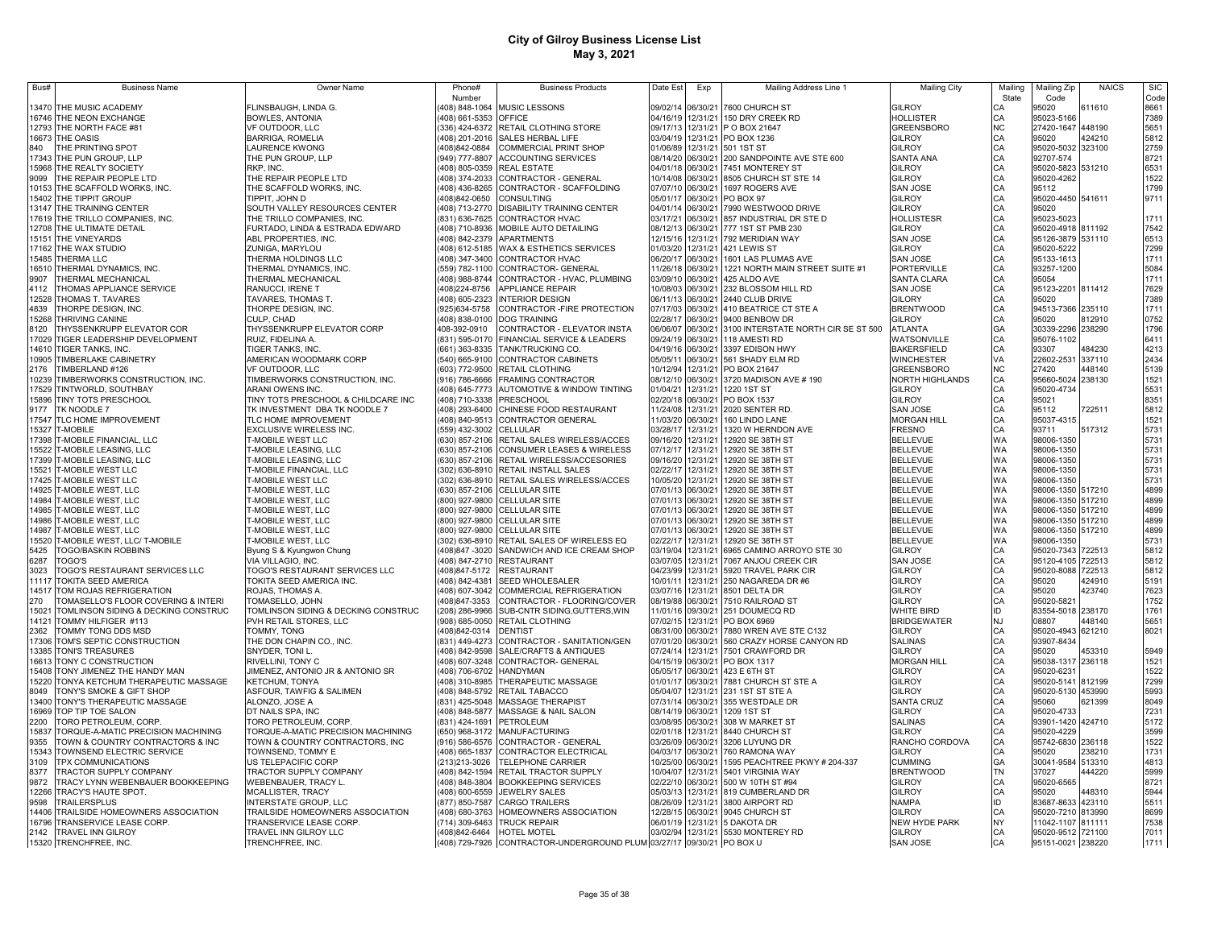# City of Gilroy Business License List
## May 3, 2021

| Bus# | Business Name | Owner Name | Phone# Number | Business Products | Date Est | Exp | Mailing Address Line 1 | Mailing City | Mailing State | Mailing Zip Code | NAICS | SIC Code |
|---|---|---|---|---|---|---|---|---|---|---|---|---|
| 13470 | THE MUSIC ACADEMY | FLINSBAUGH, LINDA G. | (408) 848-1064 | MUSIC LESSONS | 09/02/14 | 06/30/21 | 7600 CHURCH ST | GILROY | CA | 95020 | 611610 | 8661 |
| 16746 | THE NEON EXCHANGE | BOWLES, ANTONIA | (408) 661-5353 | OFFICE | 04/16/19 | 12/31/21 | 150 DRY CREEK RD | HOLLISTER | CA | 95023-5166 | | 7389 |
| 12793 | THE NORTH FACE #81 | VF OUTDOOR, LLC | (336) 424-6372 | RETAIL CLOTHING STORE | 09/17/13 | 12/31/21 | P O BOX 21647 | GREENSBORO | NC | 27420-1647 | 448190 | 5651 |
| 16673 | THE OASIS | BARRIGA, ROMELIA | (408) 201-2016 | SALES HERBAL LIFE | 03/04/19 | 12/31/21 | PO BOX 1236 | GILROY | CA | 95020 | 424210 | 5812 |
| 840 | THE PRINTING SPOT | LAURENCE KWONG | (408)842-0884 | COMMERCIAL PRINT SHOP | 01/06/89 | 12/31/21 | 501 1ST ST | GILROY | CA | 95020-5032 | 323100 | 2759 |
| 17343 | THE PUN GROUP, LLP | THE PUN GROUP, LLP | (949) 777-8807 | ACCOUNTING SERVICES | 08/14/20 | 06/30/21 | 200 SANDPOINTE AVE STE 600 | SANTA ANA | CA | 92707-574 | | 8721 |
| 15968 | THE REALTY SOCIETY | RKP, INC. | (408) 805-0359 | REAL ESTATE | 04/01/18 | 06/30/21 | 7451 MONTEREY ST | GILROY | CA | 95020-5823 | 531210 | 6531 |
| 9099 | THE REPAIR PEOPLE LTD | THE REPAIR PEOPLE LTD | (408) 374-2033 | CONTRACTOR - GENERAL | 10/14/08 | 06/30/21 | 8505 CHURCH ST STE 14 | GILROY | CA | 95020-4262 | | 1522 |
| 10153 | THE SCAFFOLD WORKS, INC. | THE SCAFFOLD WORKS, INC. | (408) 436-8265 | CONTRACTOR - SCAFFOLDING | 07/07/10 | 06/30/21 | 1697 ROGERS AVE | SAN JOSE | CA | 95112 | | 1799 |
| 15402 | THE TIPPIT GROUP | TIPPIT, JOHN D | (408)842-0650 | CONSULTING | 05/01/17 | 06/30/21 | PO BOX 97 | GILROY | CA | 95020-4450 | 541611 | 9711 |
| 13147 | THE TRAINING CENTER | SOUTH VALLEY RESOURCES CENTER | (408) 713-2770 | DISABILITY TRAINING CENTER | 04/01/14 | 06/30/21 | 7990 WESTWOOD DRIVE | GILROY | CA | 95020 | | |
| 17619 | THE TRILLO COMPANIES, INC. | THE TRILLO COMPANIES, INC. | (831) 636-7625 | CONTRACTOR HVAC | 03/17/21 | 06/30/21 | 857 INDUSTRIAL DR STE D | HOLLISTESR | CA | 95023-5023 | | 1711 |
| 12708 | THE ULTIMATE DETAIL | FURTADO, LINDA & ESTRADA EDWARD | (408) 710-8936 | MOBILE AUTO DETAILING | 08/12/13 | 06/30/21 | 777 1ST ST PMB 230 | GILROY | CA | 95020-4918 | 811192 | 7542 |
| 15151 | THE VINEYARDS | ABL PROPERTIES, INC. | (408) 842-2379 | APARTMENTS | 12/15/16 | 12/31/21 | 792 MERIDIAN WAY | SAN JOSE | CA | 95126-3879 | 531110 | 6513 |
| 17162 | THE WAX STUDIO | ZUNIGA, MARYLOU | (408) 612-5185 | WAX & ESTHETICS SERVICES | 01/03/20 | 12/31/21 | 421 LEWIS ST | GILROY | CA | 95020-5222 | | 7299 |
| 15485 | THERMA LLC | THERMA HOLDINGS LLC | (408) 347-3400 | CONTRACTOR HVAC | 06/20/17 | 06/30/21 | 1601 LAS PLUMAS AVE | SAN JOSE | CA | 95133-1613 | | 1711 |
| 16510 | THERMAL DYNAMICS, INC. | THERMAL DYNAMICS, INC. | (559) 782-1100 | CONTRACTOR- GENERAL | 11/26/18 | 06/30/21 | 1221 NORTH MAIN STREET SUITE #1 | PORTERVILLE | CA | 93257-1200 | | 5084 |
| 9907 | THERMAL MECHANICAL | THERMAL MECHANICAL | (408) 988-8744 | CONTRACTOR - HVAC, PLUMBING | 03/09/10 | 06/30/21 | 425 ALDO AVE | SANTA CLARA | CA | 95054 | | 1711 |
| 4112 | THOMAS APPLIANCE SERVICE | RANUCCI, IRENE T | (408)224-8756 | APPLIANCE REPAIR | 10/08/03 | 06/30/21 | 232 BLOSSOM HILL RD | SAN JOSE | CA | 95123-2201 | 811412 | 7629 |
| 12528 | THOMAS T. TAVARES | TAVARES, THOMAS T. | (408) 605-2323 | INTERIOR DESIGN | 06/11/13 | 06/30/21 | 2440 CLUB DRIVE | GILORY | CA | 95020 | | 7389 |
| 4839 | THORPE DESIGN, INC. | THORPE DESIGN, INC. | (925)634-5758 | CONTRACTOR -FIRE PROTECTION | 07/17/03 | 06/30/21 | 410 BEATRICE CT STE A | BRENTWOOD | CA | 94513-7366 | 235110 | 1711 |
| 15268 | THRIVING CANINE | CULP, CHAD | (408) 838-0100 | DOG TRAINING | 02/28/17 | 06/30/21 | 9400 BENBOW DR | GILROY | CA | 95020 | 812910 | 0752 |
| 8120 | THYSSENKRUPP ELEVATOR COR | THYSSENKRUPP ELEVATOR CORP | 408-392-0910 | CONTRACTOR - ELEVATOR INSTA | 06/06/07 | 06/30/21 | 3100 INTERSTATE NORTH CIR SE ST 500 | ATLANTA | GA | 30339-2296 | 238290 | 1796 |
| 17029 | TIGER LEADERSHIP DEVELOPMENT | RUIZ, FIDELINA A. | (831) 595-0170 | FINANCIAL SERVICE & LEADERS | 09/24/19 | 06/30/21 | 118 AMESTI RD | WATSONVILLE | CA | 95076-1102 | | 6411 |
| 14610 | TIGER TANKS, INC. | TIGER TANKS, INC. | (661) 363-8335 | TANK/TRUCKING CO. | 04/19/16 | 06/30/21 | 3397 EDISON HWY | BAKERSFIELD | CA | 93307 | 484230 | 4213 |
| 10905 | TIMBERLAKE CABINETRY | AMERICAN WOODMARK CORP | (540) 665-9100 | CONTRACTOR CABINETS | 05/05/11 | 06/30/21 | 561 SHADY ELM RD | WINCHESTER | VA | 22602-2531 | 337110 | 2434 |
| 2176 | TIMBERLAND #126 | VF OUTDOOR, LLC | (603) 772-9500 | RETAIL CLOTHING | 10/12/94 | 12/31/21 | PO BOX 21647 | GREENSBORO | NC | 27420 | 448140 | 5139 |
| 10239 | TIMBERWORKS CONSTRUCTION, INC. | TIMBERWORKS CONSTRUCTION, INC. | (916) 786-6666 | FRAMING CONTRACTOR | 08/12/10 | 06/30/21 | 3720 MADISON AVE # 190 | NORTH HIGHLANDS | CA | 95660-5024 | 238130 | 1521 |
| 17529 | TINTWORLD, SOUTHBAY | ARANI OWENS INC. | (408) 645-7773 | AUTOMOTIVE & WINDOW TINTING | 01/04/21 | 12/31/21 | 1220 1ST ST | GILROY | CA | 95020-4734 | | 5531 |
| 15896 | TINY TOTS PRESCHOOL | TINY TOTS PRESCHOOL & CHILDCARE INC | (408) 710-3338 | PRESCHOOL | 02/20/18 | 06/30/21 | PO BOX 1537 | GILROY | CA | 95021 | | 8351 |
| 9177 | TK NOODLE 7 | TK INVESTMENT DBA TK NOODLE 7 | (408) 293-6400 | CHINESE FOOD RESTAURANT | 11/24/08 | 12/31/21 | 2020 SENTER RD. | SAN JOSE | CA | 95112 | 722511 | 5812 |
| 17547 | TLC HOME IMPROVEMENT | TLC HOME IMPROVEMENT | (408) 840-9513 | CONTRACTOR GENERAL | 11/03/20 | 06/30/21 | 160 LINDO LANE | MORGAN HILL | CA | 95037-4315 | | 1521 |
| 15327 | T-MOBILE | EXCLUSIVE WIRELESS INC. | (559) 432-3002 | CELLULAR | 03/28/17 | 12/31/21 | 1320 W HERNDON AVE | FRESNO | CA | 93711 | 517312 | 5731 |
| 17398 | T-MOBILE FINANCIAL, LLC | T-MOBILE WEST LLC | (630) 857-2106 | RETAIL SALES WIRELESS/ACCES | 09/16/20 | 12/31/21 | 12920 SE 38TH ST | BELLEVUE | WA | 98006-1350 | | 5731 |
| 15522 | T-MOBILE LEASING, LLC | T-MOBILE LEASING, LLC | (630) 857-2106 | CONSUMER LEASES & WIRELESS | 07/12/17 | 12/31/21 | 12920 SE 38TH ST | BELLEVUE | WA | 98006-1350 | | 5731 |
| 17399 | T-MOBILE LEASING, LLC | T-MOBILE LEASING, LLC | (630) 857-2106 | RETAIL WIRELESS/ACCESORIES | 09/16/20 | 12/31/21 | 12920 SE 38TH ST | BELLEVUE | WA | 98006-1350 | | 5731 |
| 15521 | T-MOBILE WEST LLC | T-MOBILE FINANCIAL, LLC | (302) 636-8910 | RETAIL INSTALL SALES | 02/22/17 | 12/31/21 | 12920 SE 38TH ST | BELLEVUE | WA | 98006-1350 | | 5731 |
| 17425 | T-MOBILE WEST LLC | T-MOBILE WEST LLC | (302) 636-8910 | RETAIL SALES WIRELESS/ACCES | 10/05/20 | 12/31/21 | 12920 SE 38TH ST | BELLEVUE | WA | 98006-1350 | | 5731 |
| 14925 | T-MOBILE WEST, LLC | T-MOBILE WEST, LLC | (630) 857-2106 | CELLULAR SITE | 07/01/13 | 06/30/21 | 12920 SE 38TH ST | BELLEVUE | WA | 98006-1350 | 517210 | 4899 |
| 14984 | T-MOBILE WEST, LLC | T-MOBILE WEST, LLC | (800) 927-9800 | CELLULAR SITE | 07/01/13 | 06/30/21 | 12920 SE 38TH ST | BELLEVUE | WA | 98006-1350 | 517210 | 4899 |
| 14985 | T-MOBILE WEST, LLC | T-MOBILE WEST, LLC | (800) 927-9800 | CELLULAR SITE | 07/01/13 | 06/30/21 | 12920 SE 38TH ST | BELLEVUE | WA | 98006-1350 | 517210 | 4899 |
| 14986 | T-MOBILE WEST, LLC | T-MOBILE WEST, LLC | (800) 927-9800 | CELLULAR SITE | 07/01/13 | 06/30/21 | 12920 SE 38TH ST | BELLEVUE | WA | 98006-1350 | 517210 | 4899 |
| 14987 | T-MOBILE WEST, LLC | T-MOBILE WEST, LLC | (800) 927-9800 | CELLULAR SITE | 07/01/13 | 06/30/21 | 12920 SE 38TH ST | BELLEVUE | WA | 98006-1350 | 517210 | 4899 |
| 15520 | T-MOBILE WEST, LLC/ T-MOBILE | T-MOBILE WEST, LLC | (302) 636-8910 | RETAIL SALES OF WIRELESS EQ | 02/22/17 | 12/31/21 | 12920 SE 38TH ST | BELLEVUE | WA | 98006-1350 | | 5731 |
| 5425 | TOGO/BASKIN ROBBINS | Byung S & Kyungwon Chung | (408)847 -3020 | SANDWICH AND ICE CREAM SHOP | 03/19/04 | 12/31/21 | 6965 CAMINO ARROYO STE 30 | GILROY | CA | 95020-7343 | 722513 | 5812 |
| 6287 | TOGO'S | VIA VILLAGIO, INC. | (408) 847-2710 | RESTAURANT | 03/07/05 | 12/31/21 | 7067 ANJOU CREEK CIR | SAN JOSE | CA | 95120-4105 | 722513 | 5812 |
| 3023 | TOGO'S RESTAURANT SERVICES LLC | TOGO'S RESTAURANT SERVICES LLC | (408)847-5172 | RESTAURANT | 04/23/99 | 12/31/21 | 5920 TRAVEL PARK CIR | GILROY | CA | 95020-8088 | 722513 | 5812 |
| 11117 | TOKITA SEED AMERICA | TOKITA SEED AMERICA INC. | (408) 842-4381 | SEED WHOLESALER | 10/01/11 | 12/31/21 | 250 NAGAREDA DR #6 | GILROY | CA | 95020 | 424910 | 5191 |
| 14517 | TOM ROJAS REFRIGERATION | ROJAS, THOMAS A. | (408) 607-3042 | COMMERCIAL REFRIGERATION | 03/07/16 | 12/31/21 | 8501 DELTA DR | GILROY | CA | 95020 | 423740 | 7623 |
| 270 | TOMASELLO'S FLOOR COVERING & INTERI | TOMASELLO, JOHN | (408)847-3353 | CONTRACTOR - FLOORING/COVER | 08/19/88 | 06/30/21 | 7510 RAILROAD ST | GILROY | CA | 95020-5821 | | 1752 |
| 15021 | TOMLINSON SIDING & DECKING CONSTRUC | TOMLINSON SIDING & DECKING CONSTRUC | (208) 286-9966 | SUB-CNTR SIDING,GUTTERS,WIN | 11/01/16 | 09/30/21 | 251 DOUMECQ RD | WHITE BIRD | ID | 83554-5018 | 238170 | 1761 |
| 14121 | TOMMY HILFIGER #113 | PVH RETAIL STORES, LLC | (908) 685-0050 | RETAIL CLOTHING | 07/02/15 | 12/31/21 | PO BOX 6969 | BRIDGEWATER | NJ | 08807 | 448140 | 5651 |
| 2362 | TOMMY TONG DDS MSD | TOMMY, TONG | (408)842-0314 | DENTIST | 08/31/00 | 06/30/21 | 7880 WREN AVE STE C132 | GILROY | CA | 95020-4943 | 621210 | 8021 |
| 17306 | TOM'S SEPTIC CONSTRUCTION | THE DON CHAPIN CO., INC. | (831) 449-4273 | CONTRACTOR - SANITATION/GEN | 07/01/20 | 06/30/21 | 560 CRAZY HORSE CANYON RD | SALINAS | CA | 93907-8434 | | |
| 13385 | TONI'S TREASURES | SNYDER, TONI L. | (408) 842-9598 | SALE/CRAFTS & ANTIQUES | 07/24/14 | 12/31/21 | 7501 CRAWFORD DR | GILROY | CA | 95020 | 453310 | 5949 |
| 16613 | TONY C CONSTRUCTION | RIVELLINI, TONY C | (408) 607-3248 | CONTRACTOR- GENERAL | 04/15/19 | 06/30/21 | PO BOX 1317 | MORGAN HILL | CA | 95038-1317 | 236118 | 1521 |
| 15408 | TONY JIMENEZ THE HANDY MAN | JIMENEZ, ANTONIO JR & ANTONIO SR | (408) 706-6702 | HANDYMAN | 05/05/17 | 06/30/21 | 423 E 6TH ST | GILROY | CA | 95020-6231 | | 1522 |
| 15220 | TONYA KETCHUM THERAPEUTIC MASSAGE | KETCHUM, TONYA | (408) 310-8985 | THERAPEUTIC MASSAGE | 01/01/17 | 06/30/21 | 7881 CHURCH ST STE A | GILROY | CA | 95020-5141 | 812199 | 7299 |
| 8049 | TONY'S SMOKE & GIFT SHOP | ASFOUR, TAWFIG & SALIMEN | (408) 848-5792 | RETAIL TABACCO | 05/04/07 | 12/31/21 | 231 1ST ST STE A | GILROY | CA | 95020-5130 | 453990 | 5993 |
| 13400 | TONY'S THERAPEUTIC MASSAGE | ALONZO, JOSE A | (831) 425-5048 | MASSAGE THERAPIST | 07/31/14 | 06/30/21 | 355 WESTDALE DR | SANTA CRUZ | CA | 95060 | 621399 | 8049 |
| 16969 | TOP TIP TOE SALON | DT NAILS SPA, INC | (408) 848-5877 | MASSAGE & NAIL SALON | 08/14/19 | 06/30/21 | 1209 1ST ST | GILROY | CA | 95020-4733 | | 7231 |
| 2200 | TORO PETROLEUM, CORP. | TORO PETROLEUM, CORP. | (831) 424-1691 | PETROLEUM | 03/08/95 | 06/30/21 | 308 W MARKET ST | SALINAS | CA | 93901-1420 | 424710 | 5172 |
| 15837 | TORQUE-A-MATIC PRECISION MACHINING | TORQUE-A-MATIC PRECISION MACHINING | (650) 968-3172 | MANUFACTURING | 02/01/18 | 12/31/21 | 8440 CHURCH ST | GILROY | CA | 95020-4229 | | 3599 |
| 9355 | TOWN & COUNTRY CONTRACTORS & INC | TOWN & COUNTRY CONTRACTORS, INC | (916) 586-6576 | CONTRACTOR - GENERAL | 03/26/09 | 06/30/21 | 3206 LUYUNG DR | RANCHO CORDOVA | CA | 95742-6830 | 236118 | 1522 |
| 15343 | TOWNSEND ELECTRIC SERVICE | TOWNSEND, TOMMY E | (408) 665-1837 | CONTRACTOR ELECTRICAL | 04/03/17 | 06/30/21 | 760 RAMONA WAY | GILROY | CA | 95020 | 238210 | 1731 |
| 3109 | TPX COMMUNICATIONS | US TELEPACIFIC CORP | (213)213-3026 | TELEPHONE CARRIER | 10/25/00 | 06/30/21 | 1595 PEACHTREE PKWY # 204-337 | CUMMING | GA | 30041-9584 | 513310 | 4813 |
| 8377 | TRACTOR SUPPLY COMPANY | TRACTOR SUPPLY COMPANY | (408) 842-1594 | RETAIL TRACTOR SUPPLY | 10/04/07 | 12/31/21 | 5401 VIRGINIA WAY | BRENTWOOD | TN | 37027 | 444220 | 5999 |
| 9872 | TRACY LYNN WEBENBAUER BOOKKEEPING | WEBENBAUER, TRACY L. | (408) 848-3804 | BOOKKEEPING SERVICES | 02/22/10 | 06/30/21 | 500 W 10TH ST #94 | GILROY | CA | 95020-6565 | | 8721 |
| 12266 | TRACY'S HAUTE SPOT. | MCALLISTER, TRACY | (408) 600-6559 | JEWELRY SALES | 05/03/13 | 12/31/21 | 819 CUMBERLAND DR | GILROY | CA | 95020 | 448310 | 5944 |
| 9598 | TRAILERSPLUS | INTERSTATE GROUP, LLC | (877) 850-7587 | CARGO TRAILERS | 08/26/09 | 12/31/21 | 3800 AIRPORT RD | NAMPA | ID | 83687-8633 | 423110 | 5511 |
| 14406 | TRAILSIDE HOMEOWNERS ASSOCIATION | TRAILSIDE HOMEOWNERS ASSOCIATION | (408) 680-3763 | HOMEOWNERS ASSOCIATION | 12/28/15 | 06/30/21 | 9045 CHURCH ST | GILROY | CA | 95020-7210 | 813990 | 8699 |
| 16796 | TRANSERVICE LEASE CORP. | TRANSERVICE LEASE CORP. | (718) 392-6493 | TRUCK REPAIR | 06/01/19 | 12/31/21 | 5 DAKOTA DR | NEW HYDE PARK | NY | 11042-1107 | 811111 | 7538 |
| 2142 | TRAVEL INN GILROY | TRAVEL INN GILROY LLC | (408)842-6464 | HOTEL MOTEL | 03/02/94 | 12/31/21 | 5530 MONTEREY RD | GILROY | CA | 95020-9512 | 721100 | 7011 |
| 15320 | TRENCHFREE, INC. | TRENCHFREE, INC. | (408) 729-7926 | CONTRACTOR-UNDERGROUND PLUM | 03/27/17 | 09/30/21 | PO BOX U | SAN JOSE | CA | 95151-0021 | 238220 | 1711 |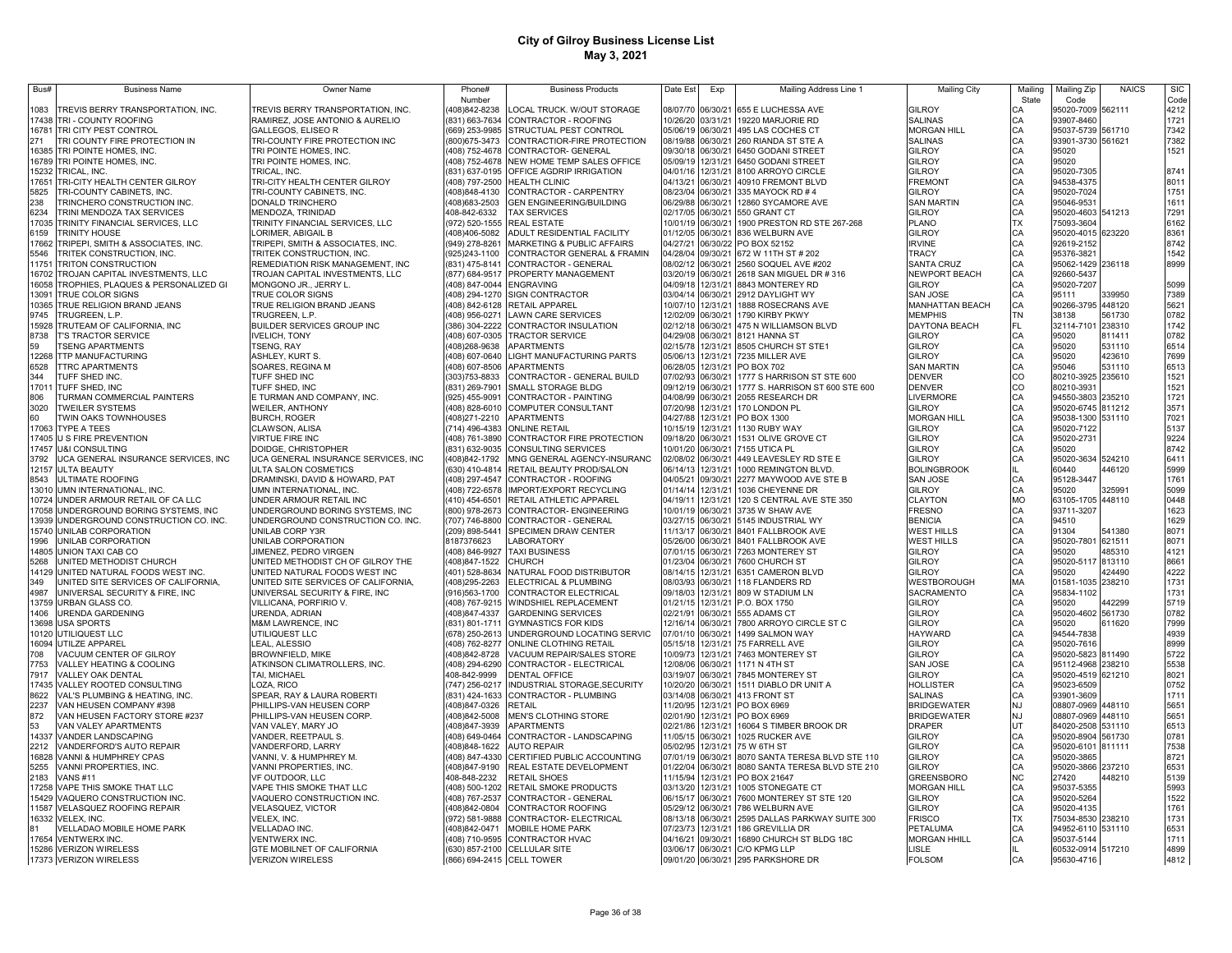# City of Gilroy Business License List

**May 3, 2021**

| Bus# | Business Name | Owner Name | Phone# Number | Business Products | Date Est | Exp | Mailing Address Line 1 | Mailing City | Mailing State | Mailing Zip Code | NAICS | SIC Code |
|---|---|---|---|---|---|---|---|---|---|---|---|---|
| 1083 | TREVIS BERRY TRANSPORTATION, INC. | TREVIS BERRY TRANSPORTATION, INC. | (408)842-8238 | LOCAL TRUCK. W/OUT STORAGE | 08/07/70 | 06/30/21 | 655 E LUCHESSA AVE | GILROY | CA | 95020-7009 | 562111 | 4212 |
| 17438 | TRI - COUNTY ROOFING | RAMIREZ, JOSE ANTONIO & AURELIO | (831) 663-7634 | CONTRACTOR - ROOFING | 10/26/20 | 03/31/21 | 19220 MARJORIE RD | SALINAS | CA | 93907-8460 | | 1721 |
| 16781 | TRI CITY PEST CONTROL | GALLEGOS, ELISEO R | (669) 253-9985 | STRUCTUAL PEST CONTROL | 05/06/19 | 06/30/21 | 495 LAS COCHES CT | MORGAN HILL | CA | 95037-5739 | 561710 | 7342 |
| 271 | TRI COUNTY FIRE PROTECTION IN | TRI-COUNTY FIRE PROTECTION INC | (800)675-3473 | CONTRACTIOR-FIRE PROTECTION | 08/19/88 | 06/30/21 | 260 RIANDA ST STE A | SALINAS | CA | 93901-3730 | 561621 | 7382 |
| 16385 | TRI POINTE HOMES, INC. | TRI POINTE HOMES, INC. | (408) 752-4678 | CONTRACTOR- GENERAL | 09/30/18 | 06/30/21 | 6450 GODANI STREET | GILROY | CA | 95020 | | 1521 |
| 16789 | TRI POINTE HOMES, INC. | TRI POINTE HOMES, INC. | (408) 752-4678 | NEW HOME TEMP SALES OFFICE | 05/09/19 | 12/31/21 | 6450 GODANI STREET | GILROY | CA | 95020 | | |
| 15232 | TRICAL, INC. | TRICAL, INC. | (831) 637-0195 | OFFICE AGDRIP IRRIGATION | 04/01/16 | 12/31/21 | 8100 ARROYO CIRCLE | GILROY | CA | 95020-7305 | | 8741 |
| 17651 | TRI-CITY HEALTH CENTER GILROY | TRI-CITY HEALTH CENTER GILROY | (408) 797-2500 | HEALTH CLINIC | 04/13/21 | 06/30/21 | 40910 FREMONT BLVD | FREMONT | CA | 94538-4375 | | 8011 |
| 5825 | TRI-COUNTY CABINETS, INC. | TRI-COUNTY CABINETS, INC. | (408)848-4130 | CONTRACTOR - CARPENTRY | 08/23/04 | 06/30/21 | 335 MAYOCK RD # 4 | GILROY | CA | 95020-7024 | | 1751 |
| 238 | TRINCHERO CONSTRUCTION INC. | DONALD TRINCHERO | (408)683-2503 | GEN ENGINEERING/BUILDING | 06/29/88 | 06/30/21 | 12860 SYCAMORE AVE | SAN MARTIN | CA | 95046-9531 | | 1611 |
| 6234 | TRINI MENDOZA TAX SERVICES | MENDOZA, TRINIDAD | 408-842-6332 | TAX SERVICES | 02/17/05 | 06/30/21 | 550 GRANT CT | GILROY | CA | 95020-4603 | 541213 | 7291 |
| 17035 | TRINITY FINANCIAL SERVICES, LLC | TRINITY FINANCIAL SERVICES, LLC | (972) 520-1555 | REAL ESTATE | 10/01/19 | 06/30/21 | 1900 PRESTON RD STE 267-268 | PLANO | TX | 75093-3604 | | 6162 |
| 6159 | TRINITY HOUSE | LORIMER, ABIGAIL B | (408)406-5082 | ADULT RESIDENTIAL FACILITY | 01/12/05 | 06/30/21 | 836 WELBURN AVE | GILROY | CA | 95020-4015 | 623220 | 8361 |
| 17662 | TRIPEPI, SMITH & ASSOCIATES, INC. | TRIPEPI, SMITH & ASSOCIATES, INC. | (949) 278-8261 | MARKETING & PUBLIC AFFAIRS | 04/27/21 | 06/30/22 | PO BOX 52152 | IRVINE | CA | 92619-2152 | | 8742 |
| 5546 | TRITEK CONSTRUCTION, INC. | TRITEK CONSTRUCTION, INC. | (925)243-1100 | CONTRACTOR GENERAL & FRAMIN | 04/28/04 | 09/30/21 | 672 W 11TH ST # 202 | TRACY | CA | 95376-3821 | | 1542 |
| 11751 | TRITON CONSTRUCTION | REMEDIATION RISK MANAGEMENT, INC | (831) 475-8141 | CONTRACTOR - GENERAL | 08/02/12 | 06/30/21 | 2560 SOQUEL AVE #202 | SANTA CRUZ | CA | 95062-1429 | 236118 | 8999 |
| 16702 | TROJAN CAPITAL INVESTMENTS, LLC | TROJAN CAPITAL INVESTMENTS, LLC | (877) 684-9517 | PROPERTY MANAGEMENT | 03/20/19 | 06/30/21 | 2618 SAN MIGUEL DR # 316 | NEWPORT BEACH | CA | 92660-5437 | | |
| 16058 | TROPHIES, PLAQUES & PERSONALIZED GI | MONGONO JR., JERRY L. | (408) 847-0044 | ENGRAVING | 04/09/18 | 12/31/21 | 8843 MONTEREY RD | GILROY | CA | 95020-7207 | | 5099 |
| 13091 | TRUE COLOR SIGNS | TRUE COLOR SIGNS | (408) 294-1270 | SIGN CONTRACTOR | 03/04/14 | 06/30/21 | 2912 DAYLIGHT WY | SAN JOSE | CA | 95111 | 339950 | 7389 |
| 10365 | TRUE RELIGION BRAND JEANS | TRUE RELIGION BRAND JEANS | (408) 842-6128 | RETAIL APPAREL | 10/07/10 | 12/31/21 | 1888 ROSECRANS AVE | MANHATTAN BEACH | CA | 90266-3795 | 448120 | 5621 |
| 9745 | TRUGREEN, L.P. | TRUGREEN, L.P. | (408) 956-0271 | LAWN CARE SERVICES | 12/02/09 | 06/30/21 | 1790 KIRBY PKWY | MEMPHIS | TN | 38138 | 561730 | 0782 |
| 15928 | TRUTEAM OF CALIFORNIA, INC | BUILDER SERVICES GROUP INC | (386) 304-2222 | CONTRACTOR INSULATION | 02/12/18 | 06/30/21 | 475 N WILLIAMSON BLVD | DAYTONA BEACH | FL | 32114-7101 | 238310 | 1742 |
| 8738 | T'S TRACTOR SERVICE | IVELICH, TONY | (408) 607-0305 | TRACTOR SERVICE | 04/29/08 | 06/30/21 | 8121 HANNA ST | GILROY | CA | 95020 | 811411 | 0782 |
| 59 | TSENG APARTMENTS | TSENG, RAY | (408)268-9638 | APARTMENTS | 02/15/78 | 12/31/21 | 8505 CHURCH ST STE1 | GILROY | CA | 95020 | 531110 | 6514 |
| 12268 | TTP MANUFACTURING | ASHLEY, KURT S. | (408) 607-0640 | LIGHT MANUFACTURING PARTS | 05/06/13 | 12/31/21 | 7235 MILLER AVE | GILROY | CA | 95020 | 423610 | 7699 |
| 6528 | TTRC APARTMENTS | SOARES, REGINA M | (408) 607-8506 | APARTMENTS | 06/28/05 | 12/31/21 | PO BOX 702 | SAN MARTIN | CA | 95046 | 531110 | 6513 |
| 344 | TUFF SHED INC. | TUFF SHED INC | (303)753-8833 | CONTRACTOR - GENERAL BUILD | 07/02/93 | 06/30/21 | 1777 S HARRISON ST STE 600 | DENVER | CO | 80210-3925 | 235610 | 1521 |
| 17011 | TUFF SHED, INC | TUFF SHED, INC | (831) 269-7901 | SMALL STORAGE BLDG | 09/12/19 | 06/30/21 | 1777 S. HARRISON ST 600 STE 600 | DENVER | CO | 80210-3931 | | 1521 |
| 806 | TURMAN COMMERCIAL PAINTERS | E TURMAN AND COMPANY, INC. | (925) 455-9091 | CONTRACTOR - PAINTING | 04/08/99 | 06/30/21 | 2055 RESEARCH DR | LIVERMORE | CA | 94550-3803 | 235210 | 1721 |
| 3020 | TWEILER SYSTEMS | WEILER, ANTHONY | (408) 828-6010 | COMPUTER CONSULTANT | 07/20/98 | 12/31/21 | 170 LONDON PL | GILROY | CA | 95020-6745 | 811212 | 3571 |
| 60 | TWIN OAKS TOWNHOUSES | BURCH, ROGER | (408)271-2210 | APARTMENTS | 04/27/88 | 12/31/21 | PO BOX 1300 | MORGAN HILL | CA | 95038-1300 | 531110 | 7021 |
| 17063 | TYPE A TEES | CLAWSON, ALISA | (714) 496-4383 | ONLINE RETAIL | 10/15/19 | 12/31/21 | 1130 RUBY WAY | GILROY | CA | 95020-7122 | | 5137 |
| 17405 | U S FIRE PREVENTION | VIRTUE FIRE INC | (408) 761-3890 | CONTRACTOR FIRE PROTECTION | 09/18/20 | 06/30/21 | 1531 OLIVE GROVE CT | GILROY | CA | 95020-2731 | | 9224 |
| 17457 | U&I CONSULTING | DOIDGE, CHRISTOPHER | (831) 632-9035 | CONSULTING SERVICES | 10/01/20 | 06/30/21 | 7155 UTICA PL | GILROY | CA | 95020 | | 8742 |
| 3792 | UCA GENERAL INSURANCE SERVICES, INC | UCA GENERAL INSURANCE SERVICES, INC | (408)842-1792 | MNG GENERAL AGENCY-INSURANC | 02/08/02 | 06/30/21 | 449 LEAVESLEY RD STE E | GILROY | CA | 95020-3634 | 524210 | 6411 |
| 12157 | ULTA BEAUTY | ULTA SALON COSMETICS | (630) 410-4814 | RETAIL BEAUTY PROD/SALON | 06/14/13 | 12/31/21 | 1000 REMINGTON BLVD. | BOLINGBROOK | IL | 60440 | 446120 | 5999 |
| 8543 | ULTIMATE ROOFING | DRAMINSKI, DAVID & HOWARD, PAT | (408) 297-4547 | CONTRACTOR - ROOFING | 04/05/21 | 09/30/21 | 2277 MAYWOOD AVE STE B | SAN JOSE | CA | 95128-3447 | | 1761 |
| 13010 | UMN INTERNATIONAL, INC. | UMN INTERNATIONAL, INC. | (408) 722-6578 | IMPORT/EXPORT RECYCLING | 01/14/14 | 12/31/21 | 1036 CHEYENNE DR | GILROY | CA | 95020 | 325991 | 5099 |
| 10724 | UNDER ARMOUR RETAIL OF CA LLC | UNDER ARMOUR RETAIL INC | (410) 454-6501 | RETAIL ATHLETIC APPAREL | 04/19/11 | 12/31/21 | 120 S CENTRAL AVE STE 350 | CLAYTON | MO | 63105-1705 | 448110 | 0448 |
| 17058 | UNDERGROUND BORING SYSTEMS, INC | UNDERGROUND BORING SYSTEMS, INC | (800) 978-2673 | CONTRACTOR- ENGINEERING | 10/01/19 | 06/30/21 | 3735 W SHAW AVE | FRESNO | CA | 93711-3207 | | 1623 |
| 13939 | UNDERGROUND CONSTRUCTION CO. INC. | UNDERGROUND CONSTRUCTION CO. INC. | (707) 746-8800 | CONTRACTOR - GENERAL | 03/27/15 | 06/30/21 | 5145 INDUSTRIAL WY | BENICIA | CA | 94510 | | 1629 |
| 15740 | UNILAB CORPORATION | UNILAB CORP Y3R | (209) 898-5441 | SPECIMEN DRAW CENTER | 11/13/17 | 06/30/21 | 8401 FALLBROOK AVE | WEST HILLS | CA | 91304 | 541380 | 8071 |
| 1996 | UNILAB CORPORATION | UNILAB CORPORATION | 8187376623 | LABORATORY | 05/26/00 | 06/30/21 | 8401 FALLBROOK AVE | WEST HILLS | CA | 95020-7801 | 621511 | 8071 |
| 14805 | UNION TAXI CAB CO | JIMENEZ, PEDRO VIRGEN | (408) 846-9927 | TAXI BUSINESS | 07/01/15 | 06/30/21 | 7263 MONTEREY ST | GILROY | CA | 95020 | 485310 | 4121 |
| 5268 | UNITED METHODIST CHURCH | UNITED METHODIST CH OF GILROY THE | (408)847-1522 | CHURCH | 01/23/04 | 06/30/21 | 7600 CHURCH ST | GILROY | CA | 95020-5117 | 813110 | 8661 |
| 14129 | UNITED NATURAL FOODS WEST INC. | UNITED NATURAL FOODS WEST INC | (401) 528-8634 | NATURAL FOOD DISTRIBUTOR | 08/14/15 | 12/31/21 | 6351 CAMERON BLVD | GILROY | CA | 95020 | 424490 | 4222 |
| 349 | UNITED SITE SERVICES OF CALIFORNIA, | UNITED SITE SERVICES OF CALIFORNIA, | (408)295-2263 | ELECTRICAL & PLUMBING | 08/03/93 | 06/30/21 | 118 FLANDERS RD | WESTBOROUGH | MA | 01581-1035 | 238210 | 1731 |
| 4987 | UNIVERSAL SECURITY & FIRE, INC | UNIVERSAL SECURITY & FIRE, INC | (916)563-1700 | CONTRACTOR ELECTRICAL | 09/18/03 | 12/31/21 | 809 W STADIUM LN | SACRAMENTO | CA | 95834-1102 | | 1731 |
| 13759 | URBAN GLASS CO. | VILLICANA, PORFIRIO V. | (408) 767-9215 | WINDSHIEL REPLACEMENT | 01/21/15 | 12/31/21 | P.O. BOX 1750 | GILROY | CA | 95020 | 442299 | 5719 |
| 1406 | URENDA GARDENING | URENDA, ADRIAN | (408)847-4337 | GARDENING SERVICES | 02/21/91 | 06/30/21 | 555 ADAMS CT | GILROY | CA | 95020-4602 | 561730 | 0782 |
| 13698 | USA SPORTS | M&M LAWRENCE, INC | (831) 801-1711 | GYMNASTICS FOR KIDS | 12/16/14 | 06/30/21 | 7800 ARROYO CIRCLE ST C | GILROY | CA | 95020 | 611620 | 7999 |
| 10120 | UTILIQUEST LLC | UTILIQUEST LLC | (678) 250-2613 | UNDERGROUND LOCATING SERVIC | 07/01/10 | 06/30/21 | 1499 SALMON WAY | HAYWARD | CA | 94544-7838 | | 4939 |
| 16094 | UTILZE APPAREL | LEAL, ALESSIO | (408) 762-8277 | ONLINE CLOTHING RETAIL | 05/15/18 | 12/31/21 | 75 FARRELL AVE | GILROY | CA | 95020-7616 | | 8999 |
| 708 | VACUUM CENTER OF GILROY | BROWNFIELD, MIKE | (408)842-8728 | VACUUM REPAIR/SALES STORE | 10/09/73 | 12/31/21 | 7463 MONTEREY ST | GILROY | CA | 95020-5823 | 811490 | 5722 |
| 7753 | VALLEY HEATING & COOLING | ATKINSON CLIMATROLLERS, INC. | (408) 294-6290 | CONTRACTOR - ELECTRICAL | 12/08/06 | 06/30/21 | 1171 N 4TH ST | SAN JOSE | CA | 95112-4968 | 238210 | 5538 |
| 7917 | VALLEY OAK DENTAL | TAI, MICHAEL | 408-842-9999 | DENTAL OFFICE | 03/19/07 | 06/30/21 | 7845 MONTEREY ST | GILROY | CA | 95020-4519 | 621210 | 8021 |
| 17435 | VALLEY ROOTED CONSULTING | LOZA, RICO | (747) 256-0217 | INDUSTRIAL STORAGE,SECURITY | 10/20/20 | 06/30/21 | 1511 DIABLO DR UNIT A | HOLLISTER | CA | 95023-6509 | | 0752 |
| 8622 | VAL'S PLUMBING & HEATING, INC. | SPEAR, RAY & LAURA ROBERTI | (831) 424-1633 | CONTRACTOR - PLUMBING | 03/14/08 | 06/30/21 | 413 FRONT ST | SALINAS | CA | 93901-3609 | | 1711 |
| 2237 | VAN HEUSEN COMPANY #398 | PHILLIPS-VAN HEUSEN CORP | (408)847-0326 | RETAIL | 11/20/95 | 12/31/21 | PO BOX 6969 | BRIDGEWATER | NJ | 08807-0969 | 448110 | 5651 |
| 872 | VAN HEUSEN FACTORY STORE #237 | PHILLIPS-VAN HEUSEN CORP. | (408)842-5008 | MEN'S CLOTHING STORE | 02/01/90 | 12/31/21 | PO BOX 6969 | BRIDGEWATER | NJ | 08807-0969 | 448110 | 5651 |
| 53 | VAN VALEY APARTMENTS | VAN VALEY, MARY JO | (408)847-3939 | APARTMENTS | 02/21/86 | 12/31/21 | 16064 S TIMBER BROOK DR | DRAPER | UT | 84020-2508 | 531110 | 6513 |
| 14337 | VANDER LANDSCAPING | VANDER, REETPAUL S. | (408) 649-0464 | CONTRACTOR - LANDSCAPING | 11/05/15 | 06/30/21 | 1025 RUCKER AVE | GILROY | CA | 95020-8904 | 561730 | 0781 |
| 2212 | VANDERFORD'S AUTO REPAIR | VANDERFORD, LARRY | (408)848-1622 | AUTO REPAIR | 05/02/95 | 12/31/21 | 75 W 6TH ST | GILROY | CA | 95020-6101 | 811111 | 7538 |
| 16828 | VANNI & HUMPHREY CPAS | VANNI, V. & HUMPHREY M. | (408) 847-4330 | CERTIFIED PUBLIC ACCOUNTING | 07/01/19 | 06/30/21 | 8070 SANTA TERESA BLVD STE 110 | GILROY | CA | 95020-3865 | | 8721 |
| 5255 | VANNI PROPERTIES, INC. | VANNI PROPERTIES, INC. | (408)847-9190 | REAL ESTATE DEVELOPMENT | 01/22/04 | 06/30/21 | 8080 SANTA TERESA BLVD STE 210 | GILROY | CA | 95020-3866 | 237210 | 6531 |
| 2183 | VANS #11 | VF OUTDOOR, LLC | 408-848-2232 | RETAIL SHOES | 11/15/94 | 12/31/21 | PO BOX 21647 | GREENSBORO | NC | 27420 | 448210 | 5139 |
| 17258 | VAPE THIS SMOKE THAT LLC | VAPE THIS SMOKE THAT LLC | (408) 500-1202 | RETAIL SMOKE PRODUCTS | 03/13/20 | 12/31/21 | 1005 STONEGATE CT | MORGAN HILL | CA | 95037-5355 | | 5993 |
| 15429 | VAQUERO CONSTRUCTION INC. | VAQUERO CONSTRUCTION INC. | (408) 767-2537 | CONTRACTOR - GENERAL | 06/15/17 | 06/30/21 | 7600 MONTEREY ST STE 120 | GILROY | CA | 95020-5264 | | 1522 |
| 11587 | VELASQUEZ ROOFING REPAIR | VELASQUEZ, VICTOR | (408)842-0804 | CONTRACTOR ROOFING | 05/29/12 | 06/30/21 | 786 WELBURN AVE | GILROY | CA | 95020-4135 | | 1761 |
| 16332 | VELEX, INC. | VELEX, INC. | (972) 581-9888 | CONTRACTOR- ELECTRICAL | 08/13/18 | 06/30/21 | 2595 DALLAS PARKWAY SUITE 300 | FRISCO | TX | 75034-8530 | 238210 | 1731 |
| 81 | VELLADAO MOBILE HOME PARK | VELLADAO INC. | (408)842-0471 | MOBILE HOME PARK | 07/23/73 | 12/31/21 | 186 GREVILLIA DR | PETALUMA | CA | 94952-6110 | 531110 | 6531 |
| 17654 | VENTWERX INC. | VENTWERX INC. | (408) 710-9595 | CONTRACTOR HVAC | 04/16/21 | 09/30/21 | 16890 CHURCH ST BLDG 18C | MORGAN HHILL | CA | 95037-5144 | | 1711 |
| 15286 | VERIZON WIRELESS | GTE MOBILNET OF CALIFORNIA | (630) 857-2100 | CELLULAR SITE | 03/06/17 | 06/30/21 | C/O KPMG LLP | LISLE | IL | 60532-0914 | 517210 | 4899 |
| 17373 | VERIZON WIRELESS | VERIZON WIRELESS | (866) 694-2415 | CELL TOWER | 09/01/20 | 06/30/21 | 295 PARKSHORE DR | FOLSOM | CA | 95630-4716 | | 4812 |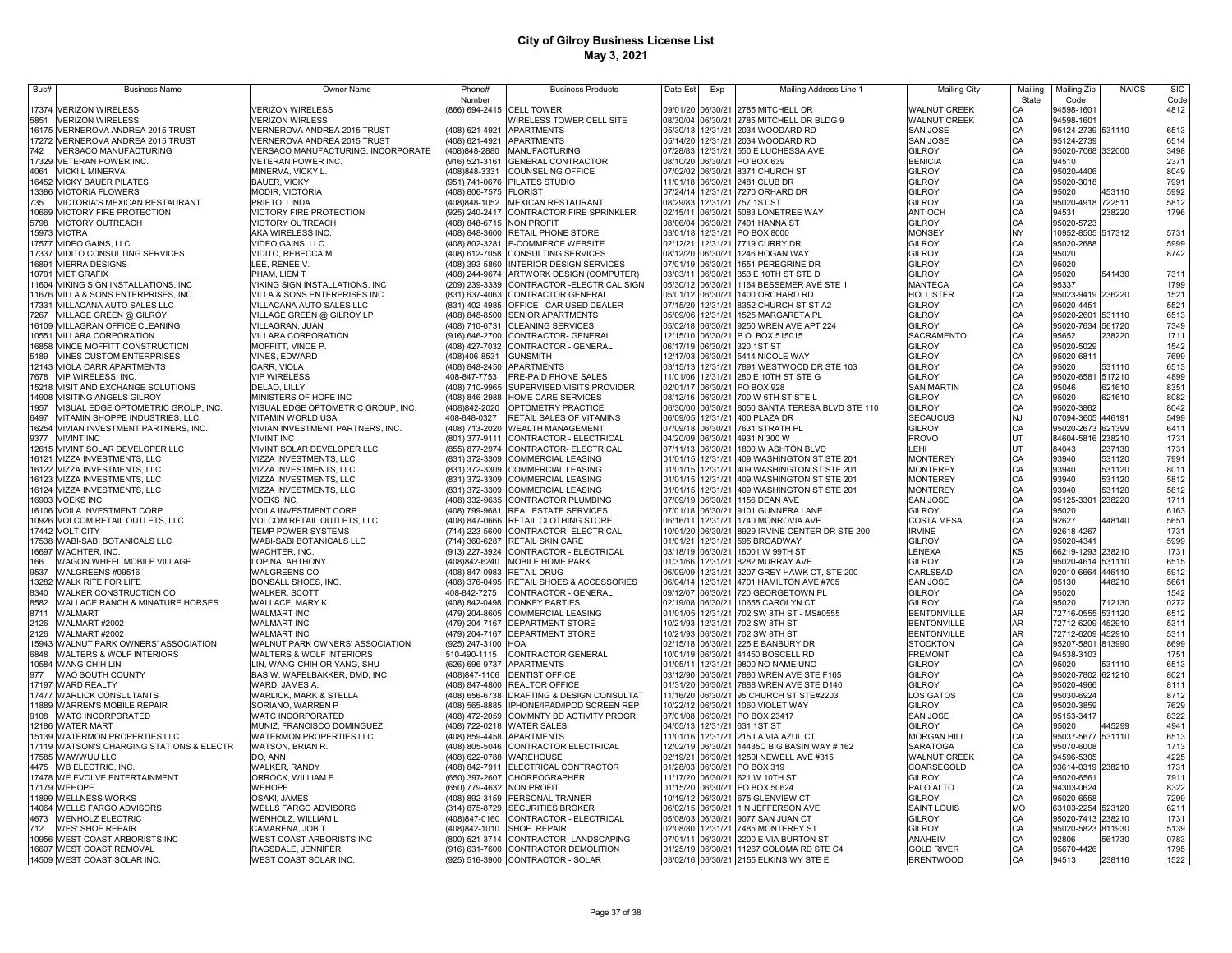# City of Gilroy Business License List
## May 3, 2021

| Bus# | Business Name | Owner Name | Phone# Number | Business Products | Date Est | Exp | Mailing Address Line 1 | Mailing City | Mailing State | Mailing Zip Code | NAICS | SIC Code |
|---|---|---|---|---|---|---|---|---|---|---|---|---|
| 17374 | VERIZON WIRELESS | VERIZON WIRELESS | (866) 694-2415 | CELL TOWER | 09/01/20 | 06/30/21 | 2785 MITCHELL DR | WALNUT CREEK | CA | 94598-1601 | | 4812 |
| 5851 | VERIZON WIRELESS | VERIZON WIRLESS | | WIRELESS TOWER CELL SITE | 08/30/04 | 06/30/21 | 2785 MITCHELL DR BLDG 9 | WALNUT CREEK | CA | 94598-1601 | | |
| 16175 | VERNEROVA ANDREA 2015 TRUST | VERNEROVA ANDREA 2015 TRUST | (408) 621-4921 | APARTMENTS | 05/30/18 | 12/31/21 | 2034 WOODARD RD | SAN JOSE | CA | 95124-2739 | 531110 | 6513 |
| 17272 | VERNEROVA ANDREA 2015 TRUST | VERNEROVA ANDREA 2015 TRUST | (408) 621-4921 | APARTMENTS | 05/14/20 | 12/31/21 | 2034 WOODARD RD | SAN JOSE | CA | 95124-2739 | | 6514 |
| 742 | VERSACO MANUFACTURING | VERSACO MANUFACTURING, INCORPORATE | (408)848-2880 | MANUFACTURING | 07/28/83 | 12/31/21 | 550 E LUCHESSA AVE | GILROY | CA | 95020-7068 | 332000 | 3498 |
| 17329 | VETERAN POWER INC. | VETERAN POWER INC. | (916) 521-3161 | GENERAL CONTRACTOR | 08/10/20 | 06/30/21 | PO BOX 639 | BENICIA | CA | 94510 | | 2371 |
| 4061 | VICKI L MINERVA | MINERVA, VICKY L. | (408)848-3331 | COUNSELING OFFICE | 07/02/02 | 06/30/21 | 8371 CHURCH ST | GILROY | CA | 95020-4406 | | 8049 |
| 16452 | VICKY BAUER PILATES | BAUER, VICKY | (951) 741-0676 | PILATES STUDIO | 11/01/18 | 06/30/21 | 2481 CLUB DR | GILROY | CA | 95020-3018 | | 7991 |
| 13386 | VICTORIA FLOWERS | MODIR, VICTORIA | (408) 806-7575 | FLORIST | 07/24/14 | 12/31/21 | 7270 ORHARD DR | GILROY | CA | 95020 | 453110 | 5992 |
| 735 | VICTORIA'S MEXICAN RESTAURANT | PRIETO, LINDA | (408)848-1052 | MEXICAN RESTAURANT | 08/29/83 | 12/31/21 | 757 1ST ST | GILROY | CA | 95020-4918 | 722511 | 5812 |
| 10669 | VICTORY FIRE PROTECTION | VICTORY FIRE PROTECTION | (925) 240-2417 | CONTRACTOR FIRE SPRINKLER | 02/15/11 | 06/30/21 | 5083 LONETREE WAY | ANTIOCH | CA | 94531 | 238220 | 1796 |
| 5798 | VICTORY OUTREACH | VICTORY OUTREACH | (408) 848-6715 | NON PROFIT | 08/06/04 | 06/30/21 | 7401 HANNA ST | GILROY | CA | 95020-5723 | | |
| 15973 | VICTRA | AKA WIRELESS INC. | (408) 848-3600 | RETAIL PHONE STORE | 03/01/18 | 12/31/21 | PO BOX 8000 | MONSEY | NY | 10952-8505 | 517312 | 5731 |
| 17577 | VIDEO GAINS, LLC | VIDEO GAINS, LLC | (408) 802-3281 | E-COMMERCE WEBSITE | 02/12/21 | 12/31/21 | 7719 CURRY DR | GILROY | CA | 95020-2688 | | 5999 |
| 17337 | VIDITO CONSULTING SERVICES | VIDITO, REBECCA M. | (408) 612-7058 | CONSULTING SERVICES | 08/12/20 | 06/30/21 | 1246 HOGAN WAY | GILROY | CA | 95020 | | 8742 |
| 16891 | VIERRA DESIGNS | LEE, RENEE V. | (408) 393-5860 | INTERIOR DESIGN SERVICES | 07/01/19 | 06/30/21 | 1551 PEREGRINE DR | GILROY | CA | 95020 | | |
| 10701 | VIET GRAFIX | PHAM, LIEM T | (408) 244-9674 | ARTWORK DESIGN (COMPUTER) | 03/03/11 | 06/30/21 | 353 E 10TH ST STE D | GILROY | CA | 95020 | 541430 | 7311 |
| 11604 | VIKING SIGN INSTALLATIONS, INC | VIKING SIGN INSTALLATIONS, INC | (209) 239-3339 | CONTRACTOR -ELECTRICAL SIGN | 05/30/12 | 06/30/21 | 1164 BESSEMER AVE STE 1 | MANTECA | CA | 95337 | | 1799 |
| 11676 | VILLA & SONS ENTERPRISES, INC. | VILLA & SONS ENTERPRISES INC | (831) 637-4063 | CONTRACTOR GENERAL | 05/01/12 | 06/30/21 | 1400 ORCHARD RD | HOLLISTER | CA | 95023-9419 | 236220 | 1521 |
| 17331 | VILLACANA AUTO SALES LLC | VILLACANA AUTO SALES LLC | (831) 402-4985 | OFFICE - CAR USED DEALER | 07/15/20 | 12/31/21 | 8352 CHURCH ST ST A2 | GILROY | CA | 95020-4451 | | 5521 |
| 7267 | VILLAGE GREEN @ GILROY | VILLAGE GREEN @ GILROY LP | (408) 848-8500 | SENIOR APARTMENTS | 05/09/06 | 12/31/21 | 1525 MARGARETA PL | GILROY | CA | 95020-2601 | 531110 | 6513 |
| 16109 | VILLAGRAN OFFICE CLEANING | VILLAGRAN, JUAN | (408) 710-6731 | CLEANING SERVICES | 05/02/18 | 06/30/21 | 9250 WREN AVE APT 224 | GILROY | CA | 95020-7634 | 561720 | 7349 |
| 10551 | VILLARA CORPORATION | VILLARA CORPORATION | (916) 646-2700 | CONTRACTOR- GENERAL | 12/15/10 | 06/30/21 | P.O. BOX 515015 | SACRAMENTO | CA | 95652 | 238220 | 1711 |
| 16858 | VINCE MOFFITT CONSTRUCTION | MOFFITT, VINCE P. | (408) 427-7032 | CONTRACTOR - GENERAL | 06/17/19 | 06/30/21 | 320 1ST ST | GILROY | CA | 95020-5029 | | 1542 |
| 5189 | VINES CUSTOM ENTERPRISES | VINES, EDWARD | (408)406-8531 | GUNSMITH | 12/17/03 | 06/30/21 | 5414 NICOLE WAY | GILROY | CA | 95020-6811 | | 7699 |
| 12143 | VIOLA CARR APARTMENTS | CARR, VIOLA | (408) 848-2450 | APARTMENTS | 03/15/13 | 12/31/21 | 7891 WESTWOOD DR STE 103 | GILROY | CA | 95020 | 531110 | 6513 |
| 7678 | VIP WIRELESS, INC. | VIP WIRELESS | 408-847-7753 | PRE-PAID PHONE SALES | 11/01/06 | 12/31/21 | 280 E 10TH ST STE G | GILROY | CA | 95020-6581 | 517210 | 4899 |
| 15218 | VISIT AND EXCHANGE SOLUTIONS | DELAO, LILLY | (408) 710-9965 | SUPERVISED VISITS PROVIDER | 02/01/17 | 06/30/21 | PO BOX 928 | SAN MARTIN | CA | 95046 | 621610 | 8351 |
| 14908 | VISITING ANGELS GILROY | MINISTERS OF HOPE INC | (408) 846-2988 | HOME CARE SERVICES | 08/12/16 | 06/30/21 | 700 W 6TH ST STE L | GILROY | CA | 95020 | 621610 | 8082 |
| 1957 | VISUAL EDGE OPTOMETRIC GROUP, INC. | VISUAL EDGE OPTOMETRIC GROUP, INC. | (408)842-2020 | OPTOMETRY PRACTICE | 06/30/00 | 06/30/21 | 8050 SANTA TERESA BLVD STE 110 | GILROY | CA | 95020-3862 | | 8042 |
| 6497 | VITAMIN SHOPPE INDUSTRIES, LLC. | VITAMIN WORLD USA | 408-848-0327 | RETAIL SALES OF VITAMINS | 06/09/05 | 12/31/21 | 400 PLAZA DR | SECAUCUS | NJ | 07094-3605 | 446191 | 5499 |
| 16254 | VIVIAN INVESTMENT PARTNERS, INC. | VIVIAN INVESTMENT PARTNERS, INC. | (408) 713-2020 | WEALTH MANAGEMENT | 07/09/18 | 06/30/21 | 7631 STRATH PL | GILROY | CA | 95020-2673 | 621399 | 6411 |
| 9377 | VIVINT INC | VIVINT INC | (801) 377-9111 | CONTRACTOR - ELECTRICAL | 04/20/09 | 06/30/21 | 4931 N 300 W | PROVO | UT | 84604-5816 | 238210 | 1731 |
| 12615 | VIVINT SOLAR DEVELOPER LLC | VIVINT SOLAR DEVELOPER LLC | (855) 877-2974 | CONTRACTOR- ELECTRICAL | 07/11/13 | 06/30/21 | 1800 W ASHTON BLVD | LEHI | UT | 84043 | 237130 | 1731 |
| 16121 | VIZZA INVESTMENTS, LLC | VIZZA INVESTMENTS, LLC | (831) 372-3309 | COMMERCIAL LEASING | 01/01/15 | 12/31/21 | 409 WASHINGTON ST STE 201 | MONTEREY | CA | 93940 | 531120 | 7991 |
| 16122 | VIZZA INVESTMENTS, LLC | VIZZA INVESTMENTS, LLC | (831) 372-3309 | COMMERCIAL LEASING | 01/01/15 | 12/31/21 | 409 WASHINGTON ST STE 201 | MONTEREY | CA | 93940 | 531120 | 8011 |
| 16123 | VIZZA INVESTMENTS, LLC | VIZZA INVESTMENTS, LLC | (831) 372-3309 | COMMERCIAL LEASING | 01/01/15 | 12/31/21 | 409 WASHINGTON ST STE 201 | MONTEREY | CA | 93940 | 531120 | 5812 |
| 16124 | VIZZA INVESTMENTS, LLC | VIZZA INVESTMENTS, LLC | (831) 372-3309 | COMMERCIAL LEASING | 01/01/15 | 12/31/21 | 409 WASHINGTON ST STE 201 | MONTEREY | CA | 93940 | 531120 | 5812 |
| 16903 | VOEKS INC. | VOEKS INC. | (408) 332-9635 | CONTRACTOR PLUMBING | 07/09/19 | 06/30/21 | 1156 DEAN AVE | SAN JOSE | CA | 95125-3301 | 238220 | 1711 |
| 16106 | VOILA INVESTMENT CORP | VOILA INVESTMENT CORP | (408) 799-9681 | REAL ESTATE SERVICES | 07/01/18 | 06/30/21 | 9101 GUNNERA LANE | GILROY | CA | 95020 | | 6163 |
| 10926 | VOLCOM RETAIL OUTLETS, LLC | VOLCOM RETAIL OUTLETS, LLC | (408) 847-0666 | RETAIL CLOTHING STORE | 06/16/11 | 12/31/21 | 1740 MONROVIA AVE | COSTA MESA | CA | 92627 | 448140 | 5651 |
| 17442 | VOLTICITY | TEMP POWER SYSTEMS | (714) 223-5600 | CONTRACTOR- ELECTRICAL | 10/01/20 | 06/30/21 | 8929 IRVINE CENTER DR STE 200 | IRVINE | CA | 92618-4267 | | 1731 |
| 17538 | WABI-SABI BOTANICALS LLC | WABI-SABI BOTANICALS LLC | (714) 360-6287 | RETAIL SKIN CARE | 01/01/21 | 12/31/21 | 595 BROADWAY | GILROY | CA | 95020-4341 | | 5999 |
| 16697 | WACHTER, INC. | WACHTER, INC. | (913) 227-3924 | CONTRACTOR - ELECTRICAL | 03/18/19 | 06/30/21 | 16001 W 99TH ST | LENEXA | KS | 66219-1293 | 238210 | 1731 |
| 166 | WAGON WHEEL MOBILE VILLAGE | LOPINA, AHTHONY | (408)842-6240 | MOBILE HOME PARK | 01/31/66 | 12/31/21 | 8282 MURRAY AVE | GILROY | CA | 95020-4614 | 531110 | 6515 |
| 9537 | WALGREENS #09516 | WALGREENS CO | (408) 847-0983 | RETAIL DRUG | 06/09/09 | 12/31/21 | 3207 GREY HAWK CT, STE 200 | CARLSBAD | CA | 92010-6664 | 446110 | 5912 |
| 13282 | WALK RITE FOR LIFE | BONSALL SHOES, INC. | (408) 376-0495 | RETAIL SHOES & ACCESSORIES | 06/04/14 | 12/31/21 | 4701 HAMILTON AVE #705 | SAN JOSE | CA | 95130 | 448210 | 5661 |
| 8340 | WALKER CONSTRUCTION CO | WALKER, SCOTT | 408-842-7275 | CONTRACTOR - GENERAL | 09/12/07 | 06/30/21 | 720 GEORGETOWN PL | GILROY | CA | 95020 | | 1542 |
| 8582 | WALLACE RANCH & MINATURE HORSES | WALLACE, MARY K. | (408) 842-0498 | DONKEY PARTIES | 02/19/08 | 06/30/21 | 10655 CAROLYN CT | GILROY | CA | 95020 | 712130 | 0272 |
| 8711 | WALMART | WALMART INC | (479) 204-8605 | COMMERCIAL LEASING | 01/01/05 | 12/31/21 | 702 SW 8TH ST - MS#0555 | BENTONVILLE | AR | 72716-0555 | 531120 | 6512 |
| 2126 | WALMART #2002 | WALMART INC | (479) 204-7167 | DEPARTMENT STORE | 10/21/93 | 12/31/21 | 702 SW 8TH ST | BENTONVILLE | AR | 72712-6209 | 452910 | 5311 |
| 2126 | WALMART #2002 | WALMART INC | (479) 204-7167 | DEPARTMENT STORE | 10/21/93 | 06/30/21 | 702 SW 8TH ST | BENTONVILLE | AR | 72712-6209 | 452910 | 5311 |
| 15943 | WALNUT PARK OWNERS' ASSOCIATION | WALNUT PARK OWNERS' ASSOCIATION | (925) 247-3100 | HOA | 02/15/18 | 06/30/21 | 225 E BANBURY DR | STOCKTON | CA | 95207-5801 | 813990 | 8699 |
| 6848 | WALTERS & WOLF INTERIORS | WALTERS & WOLF INTERIORS | 510-490-1115 | CONTRACTOR GENERAL | 10/01/19 | 06/30/21 | 41450 BOSCELL RD | FREMONT | CA | 94538-3103 | | 1751 |
| 10584 | WANG-CHIH LIN | LIN, WANG-CHIH OR YANG, SHU | (626) 696-9737 | APARTMENTS | 01/05/11 | 12/31/21 | 9800 NO NAME UNO | GILROY | CA | 95020 | 531110 | 6513 |
| 977 | WAO SOUTH COUNTY | BAS W. WAFELBAKKER, DMD, INC. | (408)847-1106 | DENTIST OFFICE | 03/12/90 | 06/30/21 | 7880 WREN AVE STE F165 | GILROY | CA | 95020-7802 | 621210 | 8021 |
| 17197 | WARD REALTY | WARD, JAMES A. | (408) 847-4800 | REALTOR OFFICE | 01/31/20 | 06/30/21 | 7888 WREN AVE STE D140 | GILROY | CA | 95020-4966 | | 8111 |
| 17477 | WARLICK CONSULTANTS | WARLICK, MARK & STELLA | (408) 656-6738 | DRAFTING & DESIGN CONSULTAT | 11/16/20 | 06/30/21 | 95 CHURCH ST STE#2203 | LOS GATOS | CA | 95030-6924 | | 8712 |
| 11889 | WARREN'S MOBILE REPAIR | SORIANO, WARREN P | (408) 565-8885 | IPHONE/IPAD/IPOD SCREEN REP | 10/22/12 | 06/30/21 | 1060 VIOLET WAY | GILROY | CA | 95020-3859 | | 7629 |
| 9108 | WATC INCORPORATED | WATC INCORPORATED | (408) 472-2059 | COMMNTY BD ACTIVITY PROGR | 07/01/08 | 06/30/21 | PO BOX 23417 | SAN JOSE | CA | 95153-3417 | | 8322 |
| 12186 | WATER MART | MUNIZ, FRANCISCO DOMINGUEZ | (408) 722-0218 | WATER SALES | 04/05/13 | 12/31/21 | 631 1ST ST | GILROY | CA | 95020 | 445299 | 4941 |
| 15139 | WATERMON PROPERTIES LLC | WATERMON PROPERTIES LLC | (408) 859-4458 | APARTMENTS | 11/01/16 | 12/31/21 | 215 LA VIA AZUL CT | MORGAN HILL | CA | 95037-5677 | 531110 | 6513 |
| 17119 | WATSON'S CHARGING STATIONS & ELECTR | WATSON, BRIAN R. | (408) 805-5046 | CONTRACTOR ELECTRICAL | 12/02/19 | 06/30/21 | 14435C BIG BASIN WAY # 162 | SARATOGA | CA | 95070-6008 | | 1713 |
| 17585 | WAWWUU LLC | DO, ANN | (408) 622-0788 | WAREHOUSE | 02/19/21 | 06/30/21 | 1250I NEWELL AVE #315 | WALNUT CREEK | CA | 94596-5305 | | 4225 |
| 4475 | WB ELECTRIC, INC. | WALKER, RANDY | (408) 842-7911 | ELECTRICAL CONTRACTOR | 01/28/03 | 06/30/21 | PO BOX 319 | COARSEGOLD | CA | 93614-0319 | 238210 | 1731 |
| 17478 | WE EVOLVE ENTERTAINMENT | ORROCK, WILLIAM E. | (650) 397-2607 | CHOREOGRAPHER | 11/17/20 | 06/30/21 | 621 W 10TH ST | GILROY | CA | 95020-6561 | | 7911 |
| 17179 | WEHOPE | WEHOPE | (650) 779-4632 | NON PROFIT | 01/15/20 | 06/30/21 | PO BOX 50624 | PALO ALTO | CA | 94303-0624 | | 8322 |
| 11899 | WELLNESS WORKS | OSAKI, JAMES | (408) 892-3159 | PERSONAL TRAINER | 10/19/12 | 06/30/21 | 675 GLENVIEW CT | GILROY | CA | 95020-6558 | | 7299 |
| 14064 | WELLS FARGO ADVISORS | WELLS FARGO ADVISORS | (314) 875-8729 | SECURITIES BROKER | 06/02/15 | 06/30/21 | 1 N JEFFERSON AVE | SAINT LOUIS | MO | 63103-2254 | 523120 | 6211 |
| 4673 | WENHOLZ ELECTRIC | WENHOLZ, WILLIAM L | (408)847-0160 | CONTRACTOR - ELECTRICAL | 05/08/03 | 06/30/21 | 9077 SAN JUAN CT | GILROY | CA | 95020-7413 | 238210 | 1731 |
| 712 | WES' SHOE REPAIR | CAMARENA, JOB T | (408)842-1010 | SHOE REPAIR | 02/08/80 | 12/31/21 | 7485 MONTEREY ST | GILROY | CA | 95020-5823 | 811930 | 5139 |
| 10956 | WEST COAST ARBORISTS INC | WEST COAST ARBORISTS INC | (800) 521-3714 | CONTRACTOR- LANDSCAPING | 07/01/11 | 06/30/21 | 2200 E VIA BURTON ST | ANAHEIM | CA | 92806 | 561730 | 0783 |
| 16607 | WEST COAST REMOVAL | RAGSDALE, JENNIFER | (916) 631-7600 | CONTRACTOR DEMOLITION | 01/25/19 | 06/30/21 | 11267 COLOMA RD STE C4 | GOLD RIVER | CA | 95670-4426 | | 1795 |
| 14509 | WEST COAST SOLAR INC. | WEST COAST SOLAR INC. | (925) 516-3900 | CONTRACTOR - SOLAR | 03/02/16 | 06/30/21 | 2155 ELKINS WY STE E | BRENTWOOD | CA | 94513 | 238116 | 1522 |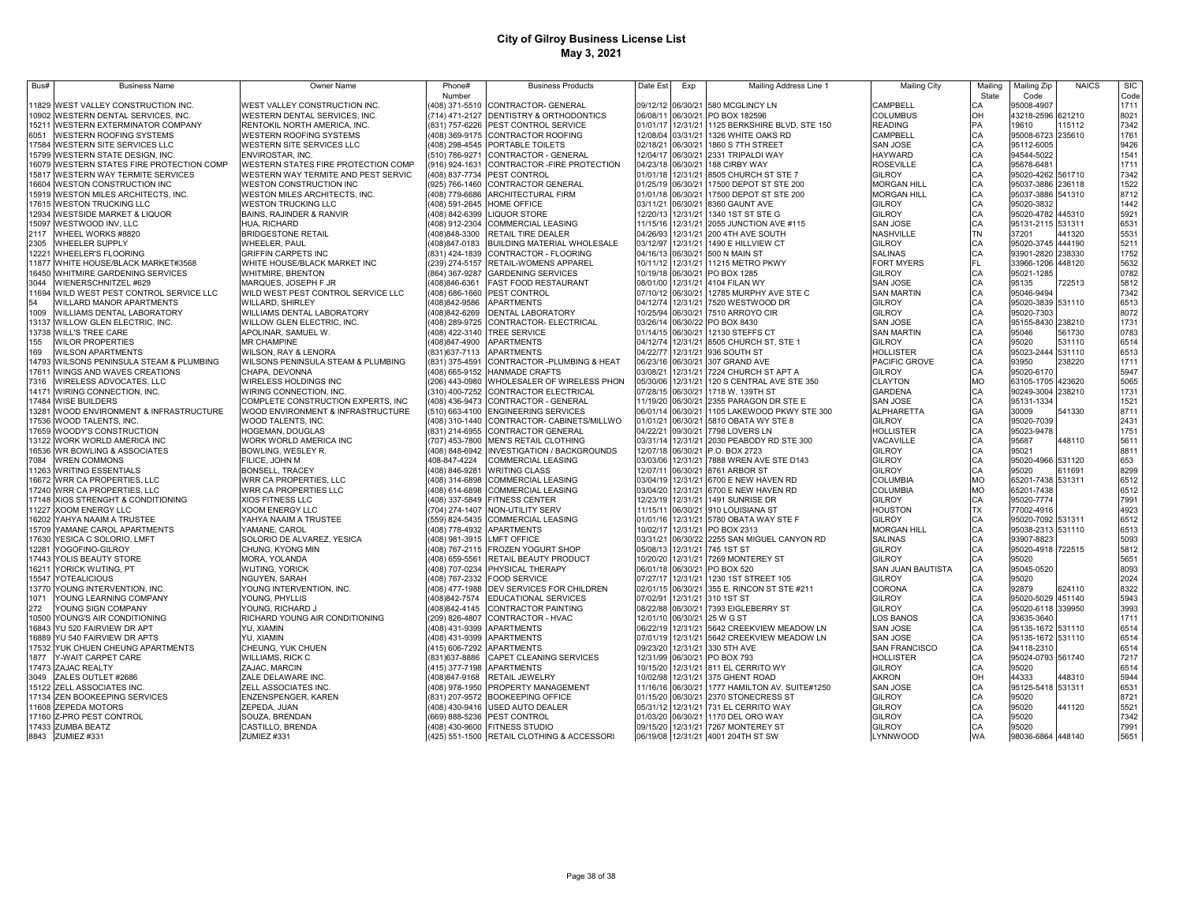# City of Gilroy Business License List

## May 3, 2021

| Bus# | Business Name | Owner Name | Phone# Number | Business Products | Date Est | Exp | Mailing Address Line 1 | Mailing City | Mailing State | Mailing Zip Code | NAICS | SIC Code |
|---|---|---|---|---|---|---|---|---|---|---|---|---|
| 11829 | WEST VALLEY CONSTRUCTION INC. | WEST VALLEY CONSTRUCTION INC. | (408) 371-5510 | CONTRACTOR- GENERAL | 09/12/12 | 06/30/21 | 580 MCGLINCY LN | CAMPBELL | CA | 95008-4907 | | 1711 |
| 10902 | WESTERN DENTAL SERVICES, INC. | WESTERN DENTAL SERVICES, INC. | (714) 471-2127 | DENTISTRY & ORTHODONTICS | 06/08/11 | 06/30/21 | PO BOX 182596 | COLUMBUS | OH | 43218-2596 | 621210 | 8021 |
| 15211 | WESTERN EXTERMINATOR COMPANY | RENTOKIL NORTH AMERICA, INC. | (831) 757-6226 | PEST CONTROL SERVICE | 01/01/17 | 12/31/21 | 1125 BERKSHIRE BLVD, STE 150 | READING | PA | 19610 | 115112 | 7342 |
| 6051 | WESTERN ROOFING SYSTEMS | WESTERN ROOFING SYSTEMS | (408) 369-9175 | CONTRACTOR ROOFING | 12/08/04 | 03/31/21 | 1326 WHITE OAKS RD | CAMPBELL | CA | 95008-6723 | 235610 | 1761 |
| 17584 | WESTERN SITE SERVICES LLC | WESTERN SITE SERVICES LLC | (408) 298-4545 | PORTABLE TOILETS | 02/18/21 | 06/30/21 | 1860 S 7TH STREET | SAN JOSE | CA | 95112-6005 | | 9426 |
| 15799 | WESTERN STATE DESIGN, INC. | ENVIROSTAR, INC. | (510) 786-9271 | CONTRACTOR - GENERAL | 12/04/17 | 06/30/21 | 2331 TRIPALDI WAY | HAYWARD | CA | 94544-5022 | | 1541 |
| 16079 | WESTERN STATES FIRE PROTECTION COMP | WESTERN STATES FIRE PROTECTION COMP | (916) 924-1631 | CONTRACTOR -FIRE PROTECTION | 04/23/18 | 06/30/21 | 188 CIRBY WAY | ROSEVILLE | CA | 95678-6481 | | 1711 |
| 15817 | WESTERN WAY TERMITE SERVICES | WESTERN WAY TERMITE AND PEST SERVIC | (408) 837-7734 | PEST CONTROL | 01/01/18 | 12/31/21 | 8505 CHURCH ST STE 7 | GILROY | CA | 95020-4262 | 561710 | 7342 |
| 16604 | WESTON CONSTRUCTION INC | WESTON CONSTRUCTION INC | (925) 766-1460 | CONTRACTOR GENERAL | 01/25/19 | 06/30/21 | 17500 DEPOT ST STE 200 | MORGAN HILL | CA | 95037-3886 | 236118 | 1522 |
| 15919 | WESTON MILES ARCHITECTS, INC. | WESTON MILES ARCHITECTS, INC. | (408) 779-6686 | ARCHITECTURAL FIRM | 01/01/18 | 06/30/21 | 17500 DEPOT ST STE 200 | MORGAN HILL | CA | 95037-3886 | 541310 | 8712 |
| 17615 | WESTON TRUCKING LLC | WESTON TRUCKING LLC | (408) 591-2645 | HOME OFFICE | 03/11/21 | 06/30/21 | 8360 GAUNT AVE | GILROY | CA | 95020-3832 | | 1442 |
| 12934 | WESTSIDE MARKET & LIQUOR | BAINS, RAJINDER & RANVIR | (408) 842-6399 | LIQUOR STORE | 12/20/13 | 12/31/21 | 1340 1ST ST STE G | GILROY | CA | 95020-4782 | 445310 | 5921 |
| 15097 | WESTWOOD INV, LLC | HUA, RICHARD | (408) 912-2304 | COMMERCIAL LEASING | 11/15/16 | 12/31/21 | 2055 JUNCTION AVE #115 | SAN JOSE | CA | 95131-2115 | 531311 | 6531 |
| 2117 | WHEEL WORKS #8820 | BRIDGESTONE RETAIL | (408)848-3300 | RETAIL TIRE DEALER | 04/26/93 | 12/31/21 | 200 4TH AVE SOUTH | NASHVILLE | TN | 37201 | 441320 | 5531 |
| 2305 | WHEELER SUPPLY | WHEELER, PAUL | (408)847-0183 | BUILDING MATERIAL WHOLESALE | 03/12/97 | 12/31/21 | 1490 E HILLVIEW CT | GILROY | CA | 95020-3745 | 444190 | 5211 |
| 12221 | WHEELER'S FLOORING | GRIFFIN CARPETS INC | (831) 424-1839 | CONTRACTOR - FLOORING | 04/16/13 | 06/30/21 | 500 N MAIN ST | SALINAS | CA | 93901-2820 | 238330 | 1752 |
| 11877 | WHITE HOUSE/BLACK MARKET#3568 | WHITE HOUSE/BLACK MARKET INC | (239) 274-5157 | RETAIL-WOMENS APPAREL | 10/11/12 | 12/31/21 | 11215 METRO PKWY | FORT MYERS | FL | 33966-1206 | 448120 | 5632 |
| 16450 | WHITMIRE GARDENING SERVICES | WHITMIRE, BRENTON | (864) 367-9287 | GARDENING SERVICES | 10/19/18 | 06/30/21 | PO BOX 1285 | GILROY | CA | 95021-1285 | | 0782 |
| 3044 | WIENERSCHNITZEL #629 | MARQUES, JOSEPH F JR | (408)846-6361 | FAST FOOD RESTAURANT | 08/01/00 | 12/31/21 | 4104 FILAN WY | SAN JOSE | CA | 95135 | 722513 | 5812 |
| 11694 | WILD WEST PEST CONTROL SERVICE LLC | WILD WEST PEST CONTROL SERVICE LLC | (408) 686-1660 | PEST CONTROL | 07/10/12 | 06/30/21 | 12785 MURPHY AVE STE C | SAN MARTIN | CA | 95046-9494 | | 7342 |
| 54 | WILLARD MANOR APARTMENTS | WILLARD, SHIRLEY | (408)842-9586 | APARTMENTS | 04/12/74 | 12/31/21 | 7520 WESTWOOD DR | GILROY | CA | 95020-3839 | 531110 | 6513 |
| 1009 | WILLIAMS DENTAL LABORATORY | WILLIAMS DENTAL LABORATORY | (408)842-6269 | DENTAL LABORATORY | 10/25/94 | 06/30/21 | 7510 ARROYO CIR | GILROY | CA | 95020-7303 | | 8072 |
| 13137 | WILLOW GLEN ELECTRIC, INC. | WILLOW GLEN ELECTRIC, INC. | (408) 289-9725 | CONTRACTOR- ELECTRICAL | 03/26/14 | 06/30/22 | PO BOX 8430 | SAN JOSE | CA | 95155-8430 | 238210 | 1731 |
| 13738 | WILL'S TREE CARE | APOLINAR, SAMUEL W. | (408) 422-3140 | TREE SERVICE | 01/14/15 | 06/30/21 | 12130 STEFFS CT | SAN MARTIN | CA | 95046 | 561730 | 0783 |
| 155 | WILOR PROPERTIES | MR CHAMPINE | (408)847-4900 | APARTMENTS | 04/12/74 | 12/31/21 | 8505 CHURCH ST, STE 1 | GILROY | CA | 95020 | 531110 | 6514 |
| 169 | WILSON APARTMENTS | WILSON, RAY & LENORA | (831)637-7113 | APARTMENTS | 04/22/77 | 12/31/21 | 936 SOUTH ST | HOLLISTER | CA | 95023-2444 | 531110 | 6513 |
| 14793 | WILSONS PENINSULA STEAM & PLUMBING | WILSONS PENINSULA STEAM & PLUMBING | (831) 375-4591 | CONTRACTOR -PLUMBING & HEAT | 06/23/16 | 06/30/21 | 307 GRAND AVE | PACIFIC GROVE | CA | 93950 | 238220 | 1711 |
| 17611 | WINGS AND WAVES CREATIONS | CHAPA, DEVONNA | (408) 665-9152 | HANMADE CRAFTS | 03/08/21 | 12/31/21 | 7224 CHURCH ST APT A | GILROY | CA | 95020-6170 | | 5947 |
| 7316 | WIRELESS ADVOCATES, LLC | WIRELESS HOLDINGS INC | (206) 443-0980 | WHOLESALER OF WIRELESS PHON | 05/30/06 | 12/31/21 | 120 S CENTRAL AVE STE 350 | CLAYTON | MO | 63105-1705 | 423620 | 5065 |
| 14171 | WIRING CONNECTION, INC. | WIRING CONNECTION, INC. | (310) 400-7252 | CONTRACTOR ELECTRICAL | 07/28/15 | 06/30/21 | 1718 W. 139TH ST | GARDENA | CA | 90249-3004 | 238210 | 1731 |
| 17484 | WISE BUILDERS | COMPLETE CONSTRUCTION EXPERTS, INC | (408) 436-9473 | CONTRACTOR - GENERAL | 11/19/20 | 06/30/21 | 2355 PARAGON DR STE E | SAN JOSE | CA | 95131-1334 | | 1521 |
| 13281 | WOOD ENVIRONMENT & INFRASTRUCTURE | WOOD ENVIRONMENT & INFRASTRUCTURE | (510) 663-4100 | ENGINEERING SERVICES | 06/01/14 | 06/30/21 | 1105 LAKEWOOD PKWY STE 300 | ALPHARETTA | GA | 30009 | 541330 | 8711 |
| 17536 | WOOD TALENTS, INC. | WOOD TALENTS, INC. | (408) 310-1440 | CONTRACTOR- CABINETS/MILLWO | 01/01/21 | 06/30/21 | 5810 OBATA WY STE 8 | GILROY | CA | 95020-7039 | | 2431 |
| 17659 | WOODY'S CONSTRUCTION | HOGEMAN, DOUGLAS | (831) 214-6955 | CONTRACTOR GENERAL | 04/22/21 | 09/30/21 | 7798 LOVERS LN | HOLLISTER | CA | 95023-9478 | | 1751 |
| 13122 | WORK WORLD AMERICA INC | WORK WORLD AMERICA INC | (707) 453-7800 | MEN'S RETAIL CLOTHING | 03/31/14 | 12/31/21 | 2030 PEABODY RD STE 300 | VACAVILLE | CA | 95687 | 448110 | 5611 |
| 16536 | WR BOWLING & ASSOCIATES | BOWLING, WESLEY R. | (408) 848-6942 | INVESTIGATION / BACKGROUNDS | 12/07/18 | 06/30/21 | P.O. BOX 2723 | GILROY | CA | 95021 | | 8811 |
| 7084 | WREN COMMONS | FILICE, JOHN M | 408-847-4224 | COMMERCIAL LEASING | 03/03/06 | 12/31/21 | 7888 WREN AVE STE D143 | GILROY | CA | 95020-4966 | 531120 | 653 |
| 11263 | WRITING ESSENTIALS | BONSELL, TRACEY | (408) 846-9281 | WRITING CLASS | 12/07/11 | 06/30/21 | 8761 ARBOR ST | GILROY | CA | 95020 | 611691 | 8299 |
| 16672 | WRR CA PROPERTIES, LLC | WRR CA PROPERTIES, LLC | (408) 314-6898 | COMMERCIAL LEASING | 03/04/19 | 12/31/21 | 6700 E NEW HAVEN RD | COLUMBIA | MO | 65201-7438 | 531311 | 6512 |
| 17240 | WRR CA PROPERTIES, LLC | WRR CA PROPERTIES LLC | (408) 614-6898 | COMMERCIAL LEASING | 03/04/20 | 12/31/21 | 6700 E NEW HAVEN RD | COLUMBIA | MO | 65201-7438 | | 6512 |
| 17148 | XIOS STRENGHT & CONDITIONING | XIOS FITNESS LLC | (408) 337-5849 | FITNESS CENTER | 12/23/19 | 12/31/21 | 1491 SUNRISE DR | GILROY | CA | 95020-7774 | | 7991 |
| 11227 | XOOM ENERGY LLC | XOOM ENERGY LLC | (704) 274-1407 | NON-UTILITY SERV | 11/15/11 | 06/30/21 | 910 LOUISIANA ST | HOUSTON | TX | 77002-4916 | | 4923 |
| 16202 | YAHYA NAAIM A TRUSTEE | YAHYA NAAIM A TRUSTEE | (559) 824-5435 | COMMERCIAL LEASING | 01/01/16 | 12/31/21 | 5780 OBATA WAY STE F | GILROY | CA | 95020-7092 | 531311 | 6512 |
| 15709 | YAMANE CAROL APARTMENTS | YAMANE, CAROL | (408) 778-4932 | APARTMENTS | 10/02/17 | 12/31/21 | PO BOX 2313 | MORGAN HILL | CA | 95038-2313 | 531110 | 6513 |
| 17630 | YESICA C SOLORIO, LMFT | SOLORIO DE ALVAREZ, YESICA | (408) 981-3915 | LMFT OFFICE | 03/31/21 | 06/30/22 | 2255 SAN MIGUEL CANYON RD | SALINAS | CA | 93907-8823 | | 5093 |
| 12281 | YOGOFINO-GILROY | CHUNG, KYONG MIN | (408) 767-2115 | FROZEN YOGURT SHOP | 05/08/13 | 12/31/21 | 745 1ST ST | GILROY | CA | 95020-4918 | 722515 | 5812 |
| 17443 | YOLIS BEAUTY STORE | MORA, YOLANDA | (408) 659-5561 | RETAIL BEAUTY PRODUCT | 10/20/20 | 12/31/21 | 7269 MONTEREY ST | GILROY | CA | 95020 | | 5651 |
| 16211 | YORICK WIJTING, PT | WIJTING, YORICK | (408) 707-0234 | PHYSICAL THERAPY | 06/01/18 | 06/30/21 | PO BOX 520 | SAN JUAN BAUTISTA | CA | 95045-0520 | | 8093 |
| 15547 | YOTEALICIOUS | NGUYEN, SARAH | (408) 767-2332 | FOOD SERVICE | 07/27/17 | 12/31/21 | 1230 1ST STREET 105 | GILROY | CA | 95020 | | 2024 |
| 13770 | YOUNG INTERVENTION, INC. | YOUNG INTERVENTION, INC. | (408) 477-1988 | DEV SERVICES FOR CHILDREN | 02/01/15 | 06/30/21 | 355 E. RINCON ST STE #211 | CORONA | CA | 92879 | 624110 | 8322 |
| 1071 | YOUNG LEARNING COMPANY | YOUNG, PHYLLIS | (408)842-7574 | EDUCATIONAL SERVICES | 07/02/91 | 12/31/21 | 310 1ST ST | GILROY | CA | 95020-5029 | 451140 | 5943 |
| 272 | YOUNG SIGN COMPANY | YOUNG, RICHARD J | (408)842-4145 | CONTRACTOR PAINTING | 08/22/88 | 06/30/21 | 7393 EIGLEBERRY ST | GILROY | CA | 95020-6118 | 339950 | 3993 |
| 10500 | YOUNG'S AIR CONDITIONING | RICHARD YOUNG AIR CONDITIONING | (209) 826-4807 | CONTRACTOR - HVAC | 12/01/10 | 06/30/21 | 25 W G ST | LOS BANOS | CA | 93635-3640 | | 1711 |
| 16843 | YU 520 FAIRVIEW DR APT | YU, XIAMIN | (408) 431-9399 | APARTMENTS | 06/22/19 | 12/31/21 | 5642 CREEKVIEW MEADOW LN | SAN JOSE | CA | 95135-1672 | 531110 | 6514 |
| 16889 | YU 540 FAIRVIEW DR APTS | YU, XIAMIN | (408) 431-9399 | APARTMENTS | 07/01/19 | 12/31/21 | 5642 CREEKVIEW MEADOW LN | SAN JOSE | CA | 95135-1672 | 531110 | 6514 |
| 17532 | YUK CHUEN CHEUNG APARTMENTS | CHEUNG, YUK CHUEN | (415) 606-7292 | APARTMENTS | 09/23/20 | 12/31/21 | 330 5TH AVE | SAN FRANCISCO | CA | 94118-2310 | | 6514 |
| 1877 | Y-WAIT CARPET CARE | WILLIAMS, RICK C | (831)637-8886 | CAPET CLEANING SERVICES | 12/31/99 | 06/30/21 | PO BOX 793 | HOLLISTER | CA | 95024-0793 | 561740 | 7217 |
| 17473 | ZAJAC REALTY | ZAJAC, MARCIN | (415) 377-7198 | APARTMENTS | 10/15/20 | 12/31/21 | 811 EL CERRITO WY | GILROY | CA | 95020 | | 6514 |
| 3049 | ZALES OUTLET #2686 | ZALE DELAWARE INC. | (408)847-9168 | RETAIL JEWELRY | 10/02/98 | 12/31/21 | 375 GHENT ROAD | AKRON | OH | 44333 | 448310 | 5944 |
| 15122 | ZELL ASSOCIATES INC. | ZELL ASSOCIATES INC. | (408) 978-1950 | PROPERTY MANAGEMENT | 11/16/16 | 06/30/21 | 1777 HAMILTON AV. SUITE#1250 | SAN JOSE | CA | 95125-5418 | 531311 | 6531 |
| 17134 | ZEN BOOKEEPING SERVICES | ENZENSPENGER, KAREN | (831) 207-9572 | BOOKEEPING OFFICE | 01/15/20 | 06/30/21 | 2370 STONECRESS ST | GILROY | CA | 95020 | | 8721 |
| 11608 | ZEPEDA MOTORS | ZEPEDA, JUAN | (408) 430-9416 | USED AUTO DEALER | 05/31/12 | 12/31/21 | 731 EL CERRITO WAY | GILROY | CA | 95020 | 441120 | 5521 |
| 17160 | Z-PRO PEST CONTROL | SOUZA, BRENDAN | (669) 888-5236 | PEST CONTROL | 01/03/20 | 06/30/21 | 1170 DEL ORO WAY | GILROY | CA | 95020 | | 7342 |
| 17433 | ZUMBA BEATZ | CASTILLO, BRENDA | (408) 430-9600 | FITNESS STUDIO | 09/15/20 | 12/31/21 | 7267 MONTEREY ST | GILROY | CA | 95020 | | 7991 |
| 8843 | ZUMIEZ #331 | ZUMIEZ #331 | (425) 551-1500 | RETAIL CLOTHING & ACCESSORI | 06/19/08 | 12/31/21 | 4001 204TH ST SW | LYNNWOOD | WA | 98036-6864 | 448140 | 5651 |